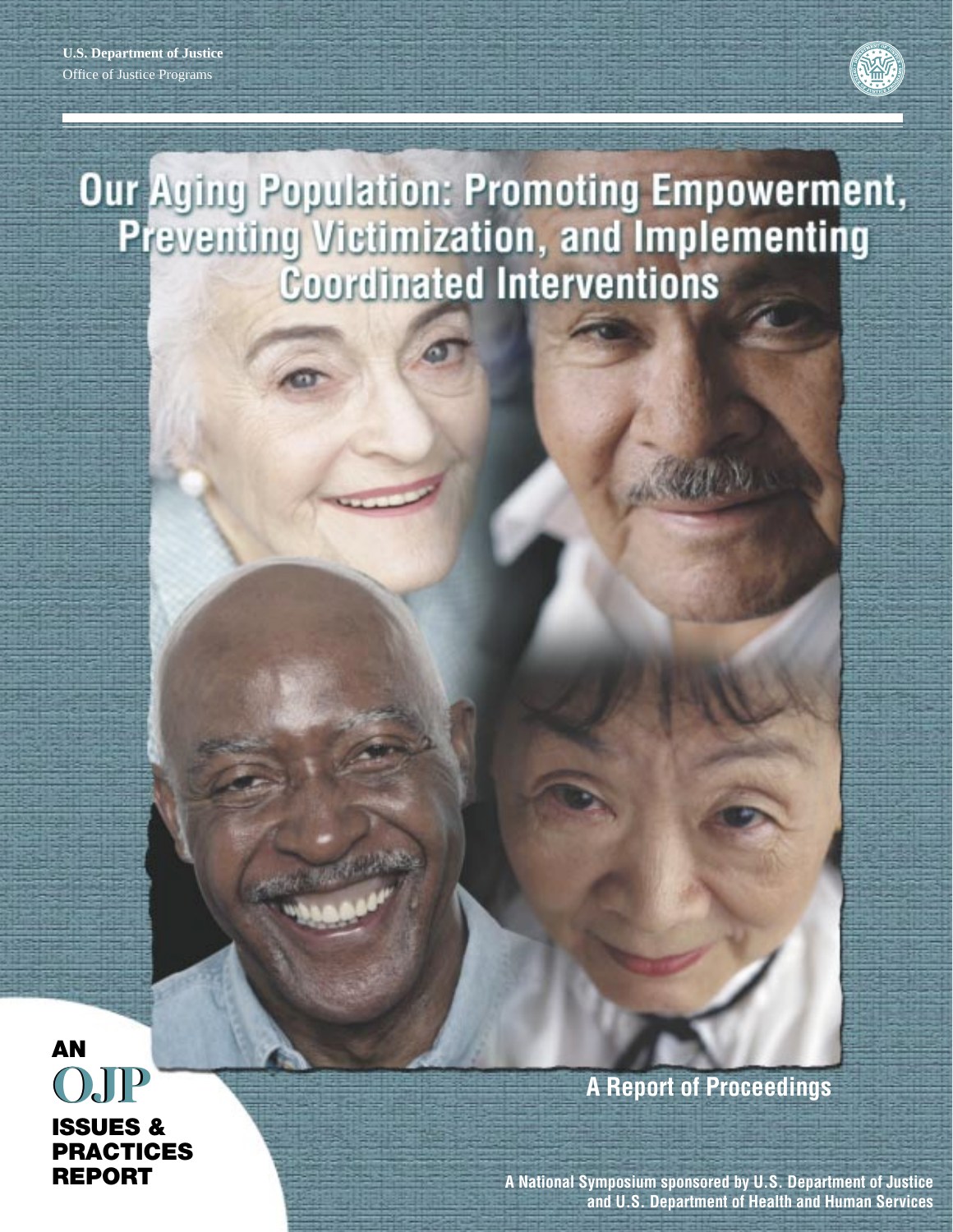U.S. Department of Justice
Office of Justice Programs

# Our Aging Population: Promoting Empowerment, Preventing Victimization, and Implementing Coordinated Interventions

## A Report of Proceedings

AN OJP ISSUES & PRACTICES REPORT

A National Symposium sponsored by U.S. Department of Justice and U.S. Department of Health and Human Services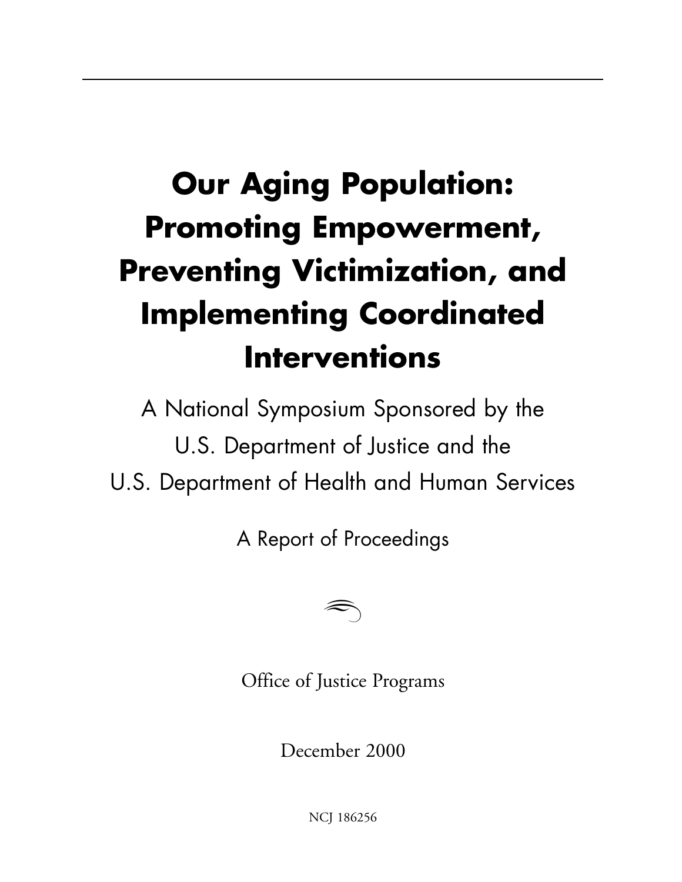# Our Aging Population: Promoting Empowerment, Preventing Victimization, and Implementing Coordinated Interventions

A National Symposium Sponsored by the U.S. Department of Justice and the U.S. Department of Health and Human Services

A Report of Proceedings

Office of Justice Programs

December 2000

NCJ 186256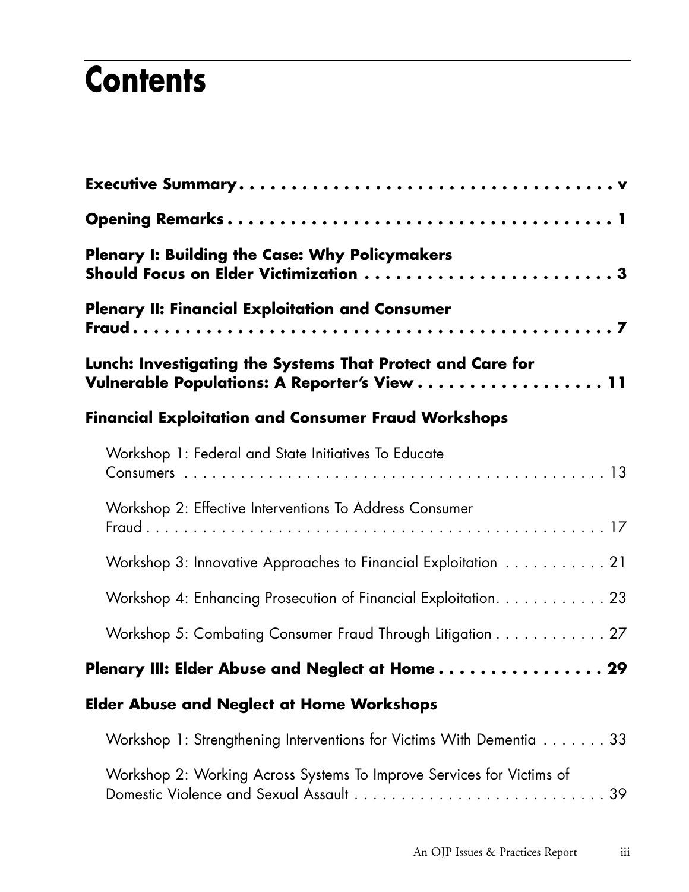# Contents

**Executive Summary . . . . . . . . . . . . . . . . . . . . . . . . . . . . . . . . . . . . . . v**

**Opening Remarks . . . . . . . . . . . . . . . . . . . . . . . . . . . . . . . . . . . . . . 1**

**Plenary I: Building the Case: Why Policymakers Should Focus on Elder Victimization . . . . . . . . . . . . . . . . . . . . . . . . 3**

**Plenary II: Financial Exploitation and Consumer Fraud . . . . . . . . . . . . . . . . . . . . . . . . . . . . . . . . . . . . . . . . . . . . 7**

**Lunch: Investigating the Systems That Protect and Care for Vulnerable Populations: A Reporter's View . . . . . . . . . . . . . . . . . . 11**

**Financial Exploitation and Consumer Fraud Workshops**

Workshop 1: Federal and State Initiatives To Educate Consumers . . . . . . . . . . . . . . . . . . . . . . . . . . . . . . . . . . . . . . . . . . . . . 13

Workshop 2: Effective Interventions To Address Consumer Fraud . . . . . . . . . . . . . . . . . . . . . . . . . . . . . . . . . . . . . . . . . . . . . . . 17

Workshop 3: Innovative Approaches to Financial Exploitation . . . . . . . . . . . 21

Workshop 4: Enhancing Prosecution of Financial Exploitation. . . . . . . . . . . . 23

Workshop 5: Combating Consumer Fraud Through Litigation . . . . . . . . . . . . 27

**Plenary III: Elder Abuse and Neglect at Home . . . . . . . . . . . . . . . . 29**

**Elder Abuse and Neglect at Home Workshops**

Workshop 1: Strengthening Interventions for Victims With Dementia . . . . . . . 33

Workshop 2: Working Across Systems To Improve Services for Victims of Domestic Violence and Sexual Assault . . . . . . . . . . . . . . . . . . . . . . . . . . . 39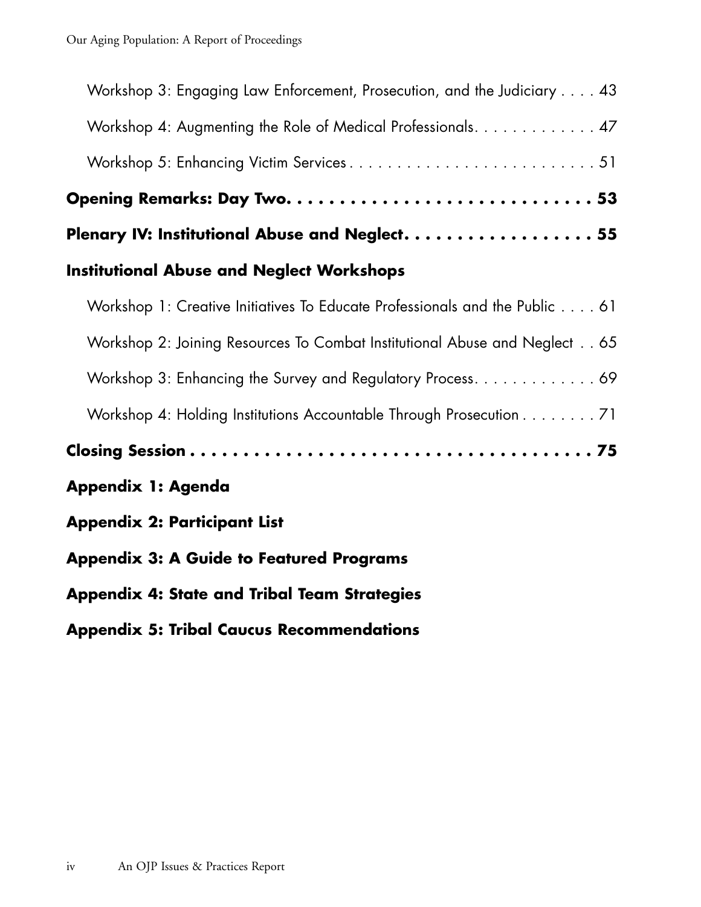Workshop 3: Engaging Law Enforcement, Prosecution, and the Judiciary . . . . 43

Workshop 4: Augmenting the Role of Medical Professionals. . . . . . . . . . . . . 47

Workshop 5: Enhancing Victim Services . . . . . . . . . . . . . . . . . . . . . . . . . . 51

**Opening Remarks: Day Two. . . . . . . . . . . . . . . . . . . . . . . . . . . . . 53**

**Plenary IV: Institutional Abuse and Neglect. . . . . . . . . . . . . . . . . . . 55**

**Institutional Abuse and Neglect Workshops**

Workshop 1: Creative Initiatives To Educate Professionals and the Public . . . . 61

Workshop 2: Joining Resources To Combat Institutional Abuse and Neglect . . 65

Workshop 3: Enhancing the Survey and Regulatory Process. . . . . . . . . . . . . 69

Workshop 4: Holding Institutions Accountable Through Prosecution . . . . . . . . 71

**Closing Session . . . . . . . . . . . . . . . . . . . . . . . . . . . . . . . . . . . . . . 75**

**Appendix 1: Agenda**

**Appendix 2: Participant List**

**Appendix 3: A Guide to Featured Programs**

**Appendix 4: State and Tribal Team Strategies**

**Appendix 5: Tribal Caucus Recommendations**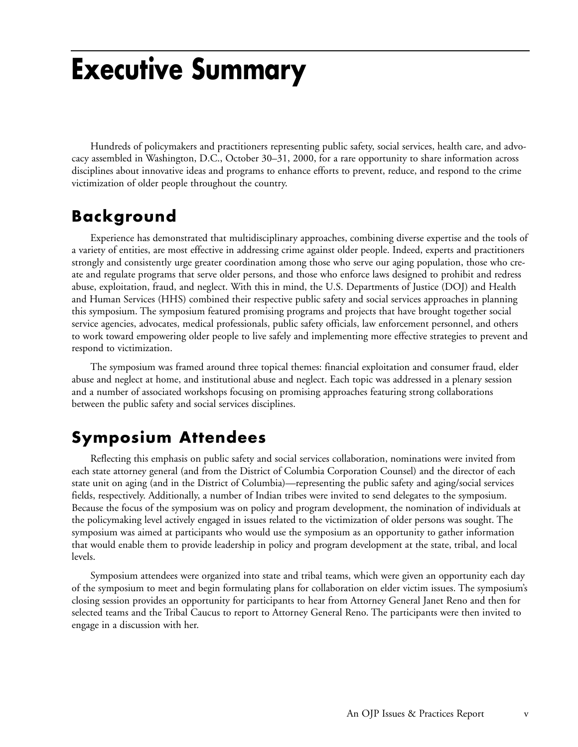# Executive Summary

Hundreds of policymakers and practitioners representing public safety, social services, health care, and advocacy assembled in Washington, D.C., October 30–31, 2000, for a rare opportunity to share information across disciplines about innovative ideas and programs to enhance efforts to prevent, reduce, and respond to the crime victimization of older people throughout the country.

## Background

Experience has demonstrated that multidisciplinary approaches, combining diverse expertise and the tools of a variety of entities, are most effective in addressing crime against older people. Indeed, experts and practitioners strongly and consistently urge greater coordination among those who serve our aging population, those who create and regulate programs that serve older persons, and those who enforce laws designed to prohibit and redress abuse, exploitation, fraud, and neglect. With this in mind, the U.S. Departments of Justice (DOJ) and Health and Human Services (HHS) combined their respective public safety and social services approaches in planning this symposium. The symposium featured promising programs and projects that have brought together social service agencies, advocates, medical professionals, public safety officials, law enforcement personnel, and others to work toward empowering older people to live safely and implementing more effective strategies to prevent and respond to victimization.

The symposium was framed around three topical themes: financial exploitation and consumer fraud, elder abuse and neglect at home, and institutional abuse and neglect. Each topic was addressed in a plenary session and a number of associated workshops focusing on promising approaches featuring strong collaborations between the public safety and social services disciplines.

## Symposium Attendees

Reflecting this emphasis on public safety and social services collaboration, nominations were invited from each state attorney general (and from the District of Columbia Corporation Counsel) and the director of each state unit on aging (and in the District of Columbia)—representing the public safety and aging/social services fields, respectively. Additionally, a number of Indian tribes were invited to send delegates to the symposium. Because the focus of the symposium was on policy and program development, the nomination of individuals at the policymaking level actively engaged in issues related to the victimization of older persons was sought. The symposium was aimed at participants who would use the symposium as an opportunity to gather information that would enable them to provide leadership in policy and program development at the state, tribal, and local levels.

Symposium attendees were organized into state and tribal teams, which were given an opportunity each day of the symposium to meet and begin formulating plans for collaboration on elder victim issues. The symposium's closing session provides an opportunity for participants to hear from Attorney General Janet Reno and then for selected teams and the Tribal Caucus to report to Attorney General Reno. The participants were then invited to engage in a discussion with her.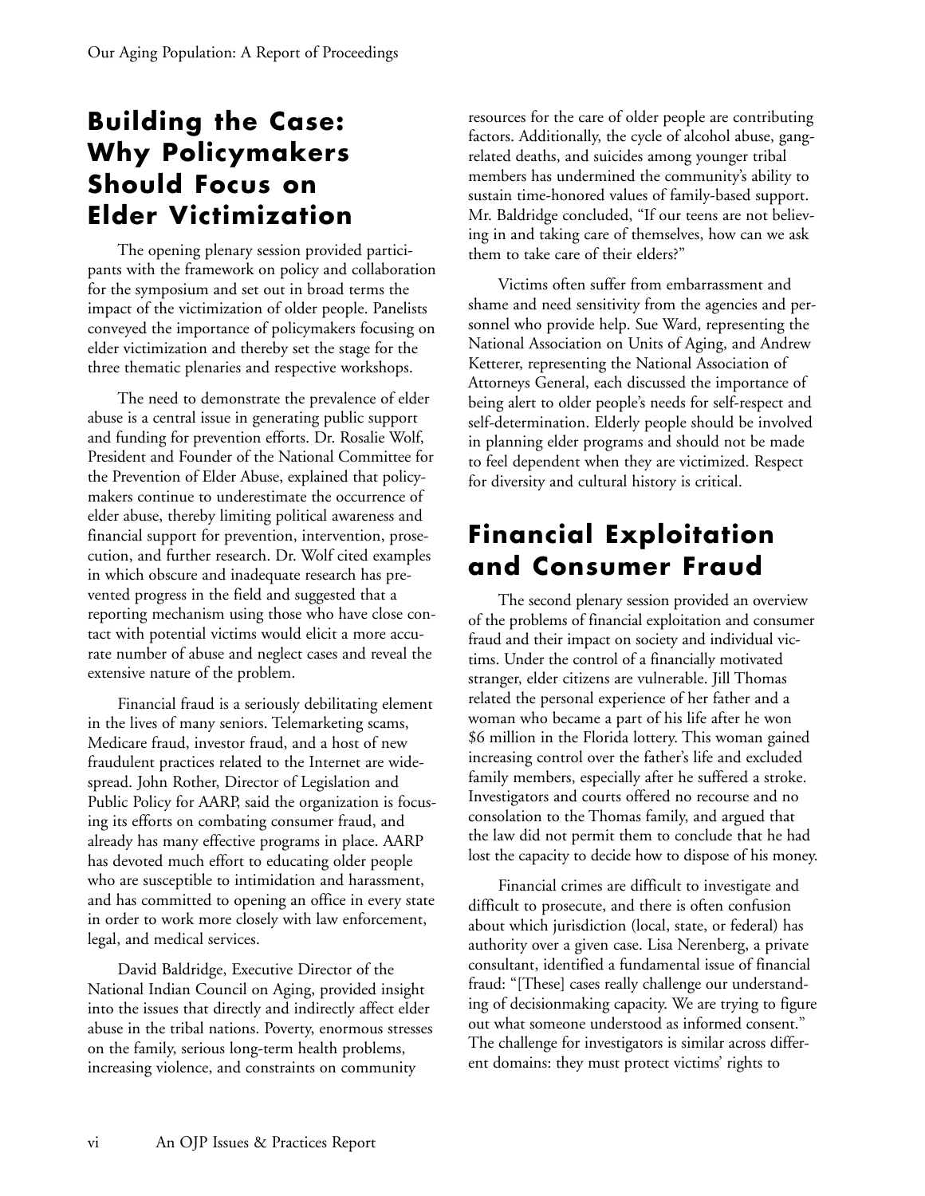## Building the Case: Why Policymakers Should Focus on Elder Victimization

The opening plenary session provided participants with the framework on policy and collaboration for the symposium and set out in broad terms the impact of the victimization of older people. Panelists conveyed the importance of policymakers focusing on elder victimization and thereby set the stage for the three thematic plenaries and respective workshops.

The need to demonstrate the prevalence of elder abuse is a central issue in generating public support and funding for prevention efforts. Dr. Rosalie Wolf, President and Founder of the National Committee for the Prevention of Elder Abuse, explained that policymakers continue to underestimate the occurrence of elder abuse, thereby limiting political awareness and financial support for prevention, intervention, prosecution, and further research. Dr. Wolf cited examples in which obscure and inadequate research has prevented progress in the field and suggested that a reporting mechanism using those who have close contact with potential victims would elicit a more accurate number of abuse and neglect cases and reveal the extensive nature of the problem.

Financial fraud is a seriously debilitating element in the lives of many seniors. Telemarketing scams, Medicare fraud, investor fraud, and a host of new fraudulent practices related to the Internet are widespread. John Rother, Director of Legislation and Public Policy for AARP, said the organization is focusing its efforts on combating consumer fraud, and already has many effective programs in place. AARP has devoted much effort to educating older people who are susceptible to intimidation and harassment, and has committed to opening an office in every state in order to work more closely with law enforcement, legal, and medical services.

David Baldridge, Executive Director of the National Indian Council on Aging, provided insight into the issues that directly and indirectly affect elder abuse in the tribal nations. Poverty, enormous stresses on the family, serious long-term health problems, increasing violence, and constraints on community resources for the care of older people are contributing factors. Additionally, the cycle of alcohol abuse, gang-related deaths, and suicides among younger tribal members has undermined the community's ability to sustain time-honored values of family-based support. Mr. Baldridge concluded, "If our teens are not believing in and taking care of themselves, how can we ask them to take care of their elders?"

Victims often suffer from embarrassment and shame and need sensitivity from the agencies and personnel who provide help. Sue Ward, representing the National Association on Units of Aging, and Andrew Ketterer, representing the National Association of Attorneys General, each discussed the importance of being alert to older people's needs for self-respect and self-determination. Elderly people should be involved in planning elder programs and should not be made to feel dependent when they are victimized. Respect for diversity and cultural history is critical.

## Financial Exploitation and Consumer Fraud

The second plenary session provided an overview of the problems of financial exploitation and consumer fraud and their impact on society and individual victims. Under the control of a financially motivated stranger, elder citizens are vulnerable. Jill Thomas related the personal experience of her father and a woman who became a part of his life after he won \$6 million in the Florida lottery. This woman gained increasing control over the father's life and excluded family members, especially after he suffered a stroke. Investigators and courts offered no recourse and no consolation to the Thomas family, and argued that the law did not permit them to conclude that he had lost the capacity to decide how to dispose of his money.

Financial crimes are difficult to investigate and difficult to prosecute, and there is often confusion about which jurisdiction (local, state, or federal) has authority over a given case. Lisa Nerenberg, a private consultant, identified a fundamental issue of financial fraud: "[These] cases really challenge our understanding of decisionmaking capacity. We are trying to figure out what someone understood as informed consent." The challenge for investigators is similar across different domains: they must protect victims' rights to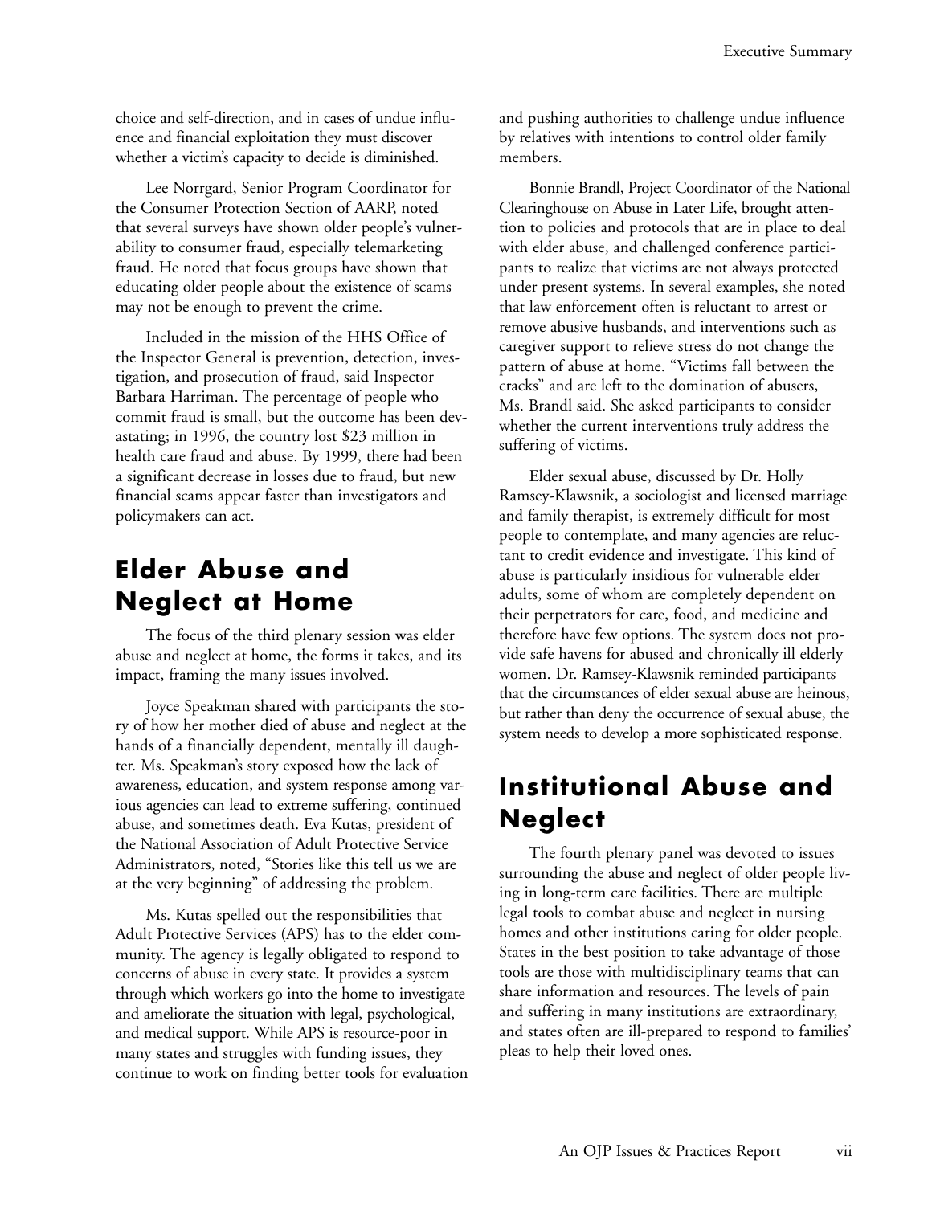choice and self-direction, and in cases of undue influence and financial exploitation they must discover whether a victim's capacity to decide is diminished.

Lee Norrgard, Senior Program Coordinator for the Consumer Protection Section of AARP, noted that several surveys have shown older people's vulnerability to consumer fraud, especially telemarketing fraud. He noted that focus groups have shown that educating older people about the existence of scams may not be enough to prevent the crime.

Included in the mission of the HHS Office of the Inspector General is prevention, detection, investigation, and prosecution of fraud, said Inspector Barbara Harriman. The percentage of people who commit fraud is small, but the outcome has been devastating; in 1996, the country lost $23 million in health care fraud and abuse. By 1999, there had been a significant decrease in losses due to fraud, but new financial scams appear faster than investigators and policymakers can act.

## Elder Abuse and Neglect at Home

The focus of the third plenary session was elder abuse and neglect at home, the forms it takes, and its impact, framing the many issues involved.

Joyce Speakman shared with participants the story of how her mother died of abuse and neglect at the hands of a financially dependent, mentally ill daughter. Ms. Speakman's story exposed how the lack of awareness, education, and system response among various agencies can lead to extreme suffering, continued abuse, and sometimes death. Eva Kutas, president of the National Association of Adult Protective Service Administrators, noted, "Stories like this tell us we are at the very beginning" of addressing the problem.

Ms. Kutas spelled out the responsibilities that Adult Protective Services (APS) has to the elder community. The agency is legally obligated to respond to concerns of abuse in every state. It provides a system through which workers go into the home to investigate and ameliorate the situation with legal, psychological, and medical support. While APS is resource-poor in many states and struggles with funding issues, they continue to work on finding better tools for evaluation and pushing authorities to challenge undue influence by relatives with intentions to control older family members.

Bonnie Brandl, Project Coordinator of the National Clearinghouse on Abuse in Later Life, brought attention to policies and protocols that are in place to deal with elder abuse, and challenged conference participants to realize that victims are not always protected under present systems. In several examples, she noted that law enforcement often is reluctant to arrest or remove abusive husbands, and interventions such as caregiver support to relieve stress do not change the pattern of abuse at home. "Victims fall between the cracks" and are left to the domination of abusers, Ms. Brandl said. She asked participants to consider whether the current interventions truly address the suffering of victims.

Elder sexual abuse, discussed by Dr. Holly Ramsey-Klawsnik, a sociologist and licensed marriage and family therapist, is extremely difficult for most people to contemplate, and many agencies are reluctant to credit evidence and investigate. This kind of abuse is particularly insidious for vulnerable elder adults, some of whom are completely dependent on their perpetrators for care, food, and medicine and therefore have few options. The system does not provide safe havens for abused and chronically ill elderly women. Dr. Ramsey-Klawsnik reminded participants that the circumstances of elder sexual abuse are heinous, but rather than deny the occurrence of sexual abuse, the system needs to develop a more sophisticated response.

## Institutional Abuse and Neglect

The fourth plenary panel was devoted to issues surrounding the abuse and neglect of older people living in long-term care facilities. There are multiple legal tools to combat abuse and neglect in nursing homes and other institutions caring for older people. States in the best position to take advantage of those tools are those with multidisciplinary teams that can share information and resources. The levels of pain and suffering in many institutions are extraordinary, and states often are ill-prepared to respond to families' pleas to help their loved ones.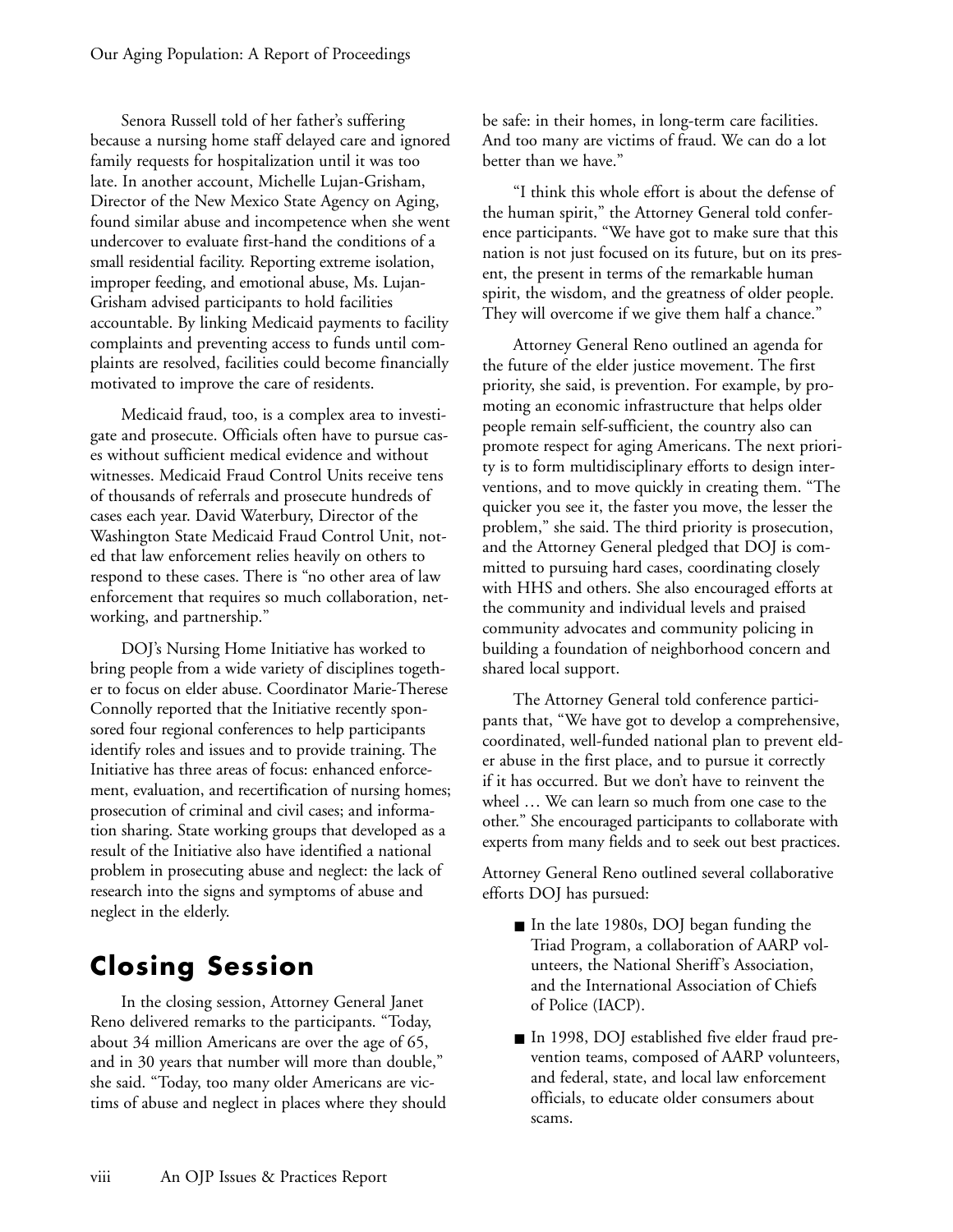Senora Russell told of her father's suffering because a nursing home staff delayed care and ignored family requests for hospitalization until it was too late. In another account, Michelle Lujan-Grisham, Director of the New Mexico State Agency on Aging, found similar abuse and incompetence when she went undercover to evaluate first-hand the conditions of a small residential facility. Reporting extreme isolation, improper feeding, and emotional abuse, Ms. Lujan-Grisham advised participants to hold facilities accountable. By linking Medicaid payments to facility complaints and preventing access to funds until complaints are resolved, facilities could become financially motivated to improve the care of residents.

Medicaid fraud, too, is a complex area to investigate and prosecute. Officials often have to pursue cases without sufficient medical evidence and without witnesses. Medicaid Fraud Control Units receive tens of thousands of referrals and prosecute hundreds of cases each year. David Waterbury, Director of the Washington State Medicaid Fraud Control Unit, noted that law enforcement relies heavily on others to respond to these cases. There is "no other area of law enforcement that requires so much collaboration, networking, and partnership."

DOJ's Nursing Home Initiative has worked to bring people from a wide variety of disciplines together to focus on elder abuse. Coordinator Marie-Therese Connolly reported that the Initiative recently sponsored four regional conferences to help participants identify roles and issues and to provide training. The Initiative has three areas of focus: enhanced enforcement, evaluation, and recertification of nursing homes; prosecution of criminal and civil cases; and information sharing. State working groups that developed as a result of the Initiative also have identified a national problem in prosecuting abuse and neglect: the lack of research into the signs and symptoms of abuse and neglect in the elderly.

## Closing Session

In the closing session, Attorney General Janet Reno delivered remarks to the participants. "Today, about 34 million Americans are over the age of 65, and in 30 years that number will more than double," she said. "Today, too many older Americans are victims of abuse and neglect in places where they should be safe: in their homes, in long-term care facilities. And too many are victims of fraud. We can do a lot better than we have."

"I think this whole effort is about the defense of the human spirit," the Attorney General told conference participants. "We have got to make sure that this nation is not just focused on its future, but on its present, the present in terms of the remarkable human spirit, the wisdom, and the greatness of older people. They will overcome if we give them half a chance."

Attorney General Reno outlined an agenda for the future of the elder justice movement. The first priority, she said, is prevention. For example, by promoting an economic infrastructure that helps older people remain self-sufficient, the country also can promote respect for aging Americans. The next priority is to form multidisciplinary efforts to design interventions, and to move quickly in creating them. "The quicker you see it, the faster you move, the lesser the problem," she said. The third priority is prosecution, and the Attorney General pledged that DOJ is committed to pursuing hard cases, coordinating closely with HHS and others. She also encouraged efforts at the community and individual levels and praised community advocates and community policing in building a foundation of neighborhood concern and shared local support.

The Attorney General told conference participants that, "We have got to develop a comprehensive, coordinated, well-funded national plan to prevent elder abuse in the first place, and to pursue it correctly if it has occurred. But we don't have to reinvent the wheel … We can learn so much from one case to the other." She encouraged participants to collaborate with experts from many fields and to seek out best practices.

Attorney General Reno outlined several collaborative efforts DOJ has pursued:

- In the late 1980s, DOJ began funding the Triad Program, a collaboration of AARP volunteers, the National Sheriff's Association, and the International Association of Chiefs of Police (IACP).
- In 1998, DOJ established five elder fraud prevention teams, composed of AARP volunteers, and federal, state, and local law enforcement officials, to educate older consumers about scams.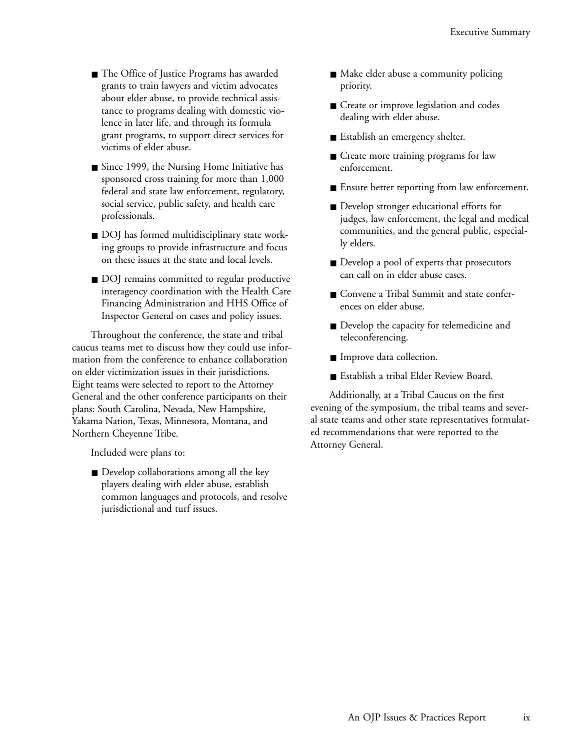- The Office of Justice Programs has awarded grants to train lawyers and victim advocates about elder abuse, to provide technical assistance to programs dealing with domestic violence in later life, and through its formula grant programs, to support direct services for victims of elder abuse.
- Since 1999, the Nursing Home Initiative has sponsored cross training for more than 1,000 federal and state law enforcement, regulatory, social service, public safety, and health care professionals.
- DOJ has formed multidisciplinary state working groups to provide infrastructure and focus on these issues at the state and local levels.
- DOJ remains committed to regular productive interagency coordination with the Health Care Financing Administration and HHS Office of Inspector General on cases and policy issues.

Throughout the conference, the state and tribal caucus teams met to discuss how they could use information from the conference to enhance collaboration on elder victimization issues in their jurisdictions. Eight teams were selected to report to the Attorney General and the other conference participants on their plans: South Carolina, Nevada, New Hampshire, Yakama Nation, Texas, Minnesota, Montana, and Northern Cheyenne Tribe.

Included were plans to:

- Develop collaborations among all the key players dealing with elder abuse, establish common languages and protocols, and resolve jurisdictional and turf issues.
- Make elder abuse a community policing priority.
- Create or improve legislation and codes dealing with elder abuse.
- Establish an emergency shelter.
- Create more training programs for law enforcement.
- Ensure better reporting from law enforcement.
- Develop stronger educational efforts for judges, law enforcement, the legal and medical communities, and the general public, especially elders.
- Develop a pool of experts that prosecutors can call on in elder abuse cases.
- Convene a Tribal Summit and state conferences on elder abuse.
- Develop the capacity for telemedicine and teleconferencing.
- Improve data collection.
- Establish a tribal Elder Review Board.

Additionally, at a Tribal Caucus on the first evening of the symposium, the tribal teams and several state teams and other state representatives formulated recommendations that were reported to the Attorney General.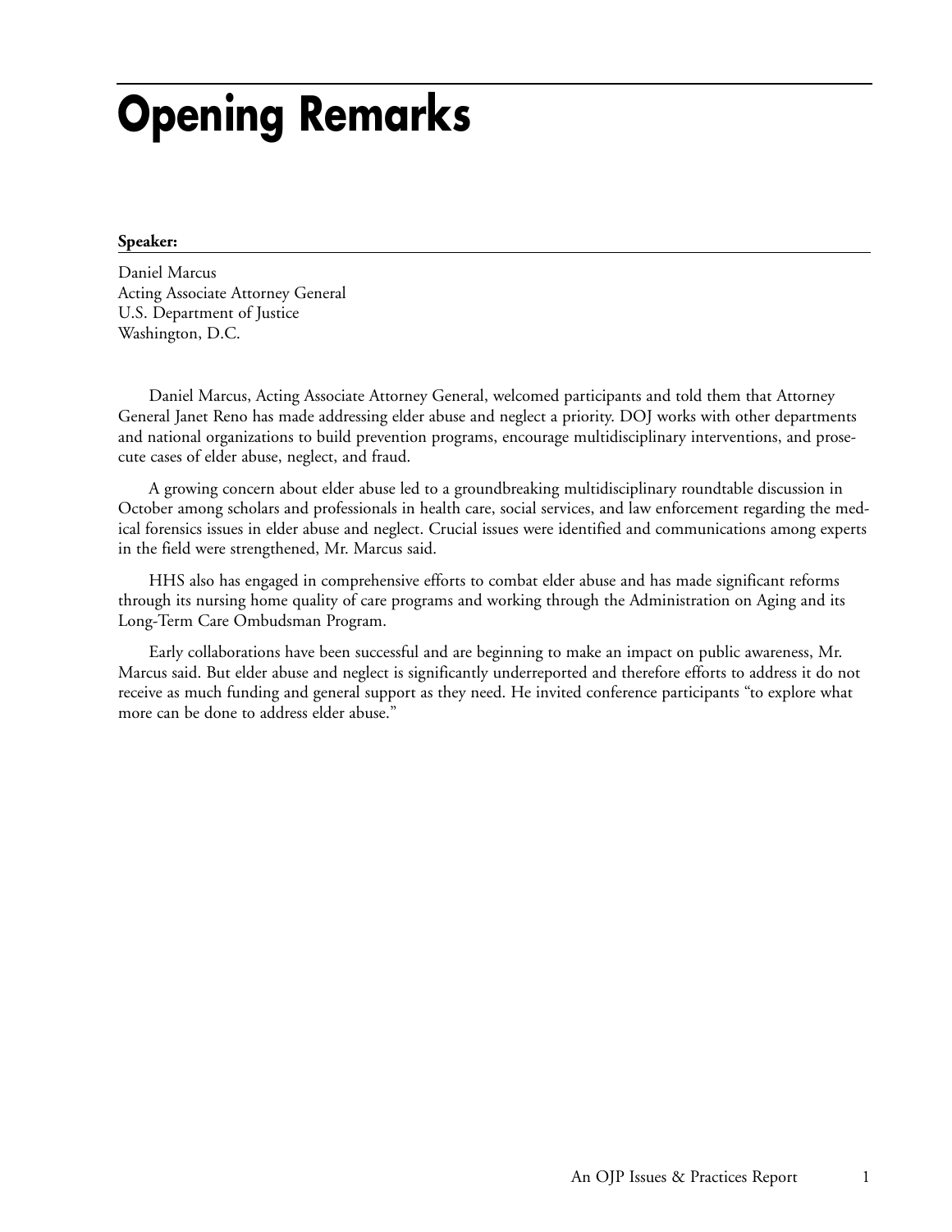# Opening Remarks

**Speaker:**

Daniel Marcus
Acting Associate Attorney General
U.S. Department of Justice
Washington, D.C.

Daniel Marcus, Acting Associate Attorney General, welcomed participants and told them that Attorney General Janet Reno has made addressing elder abuse and neglect a priority. DOJ works with other departments and national organizations to build prevention programs, encourage multidisciplinary interventions, and prosecute cases of elder abuse, neglect, and fraud.

A growing concern about elder abuse led to a groundbreaking multidisciplinary roundtable discussion in October among scholars and professionals in health care, social services, and law enforcement regarding the medical forensics issues in elder abuse and neglect. Crucial issues were identified and communications among experts in the field were strengthened, Mr. Marcus said.

HHS also has engaged in comprehensive efforts to combat elder abuse and has made significant reforms through its nursing home quality of care programs and working through the Administration on Aging and its Long-Term Care Ombudsman Program.

Early collaborations have been successful and are beginning to make an impact on public awareness, Mr. Marcus said. But elder abuse and neglect is significantly underreported and therefore efforts to address it do not receive as much funding and general support as they need. He invited conference participants "to explore what more can be done to address elder abuse."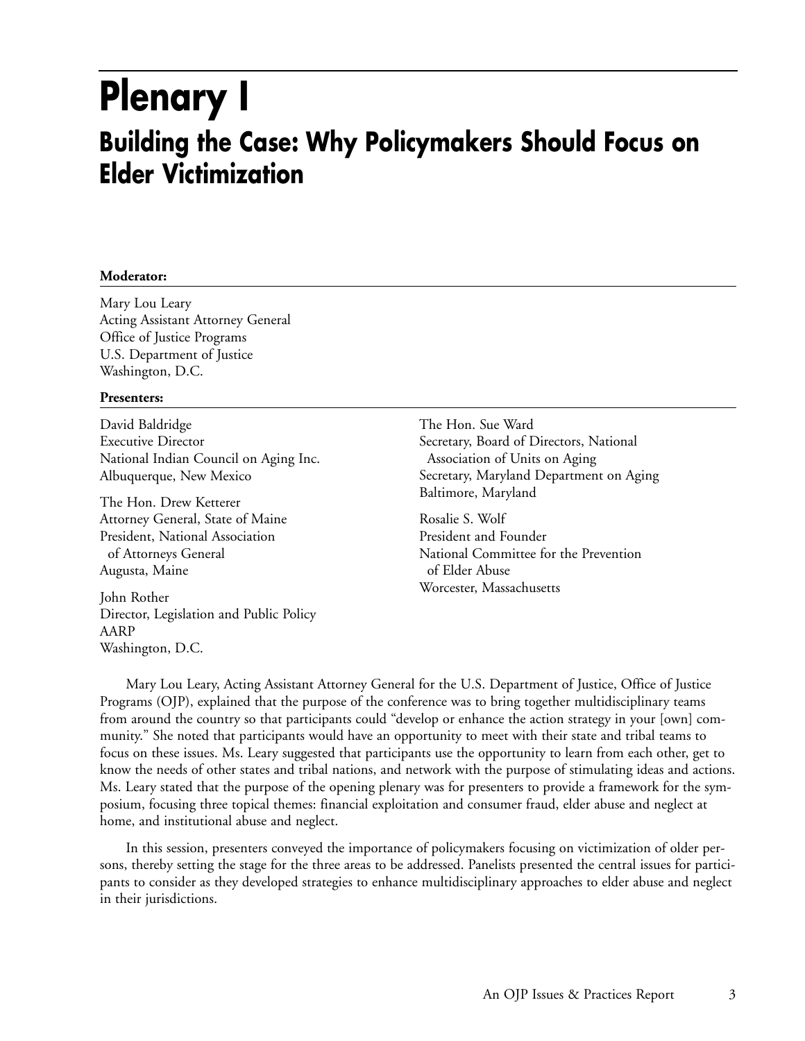# Plenary I

## Building the Case: Why Policymakers Should Focus on Elder Victimization

**Moderator:**

Mary Lou Leary
Acting Assistant Attorney General
Office of Justice Programs
U.S. Department of Justice
Washington, D.C.

**Presenters:**

David Baldridge
Executive Director
National Indian Council on Aging Inc.
Albuquerque, New Mexico

The Hon. Drew Ketterer
Attorney General, State of Maine
President, National Association of Attorneys General
Augusta, Maine

John Rother
Director, Legislation and Public Policy
AARP
Washington, D.C.

The Hon. Sue Ward
Secretary, Board of Directors, National Association of Units on Aging
Secretary, Maryland Department on Aging
Baltimore, Maryland

Rosalie S. Wolf
President and Founder
National Committee for the Prevention of Elder Abuse
Worcester, Massachusetts

Mary Lou Leary, Acting Assistant Attorney General for the U.S. Department of Justice, Office of Justice Programs (OJP), explained that the purpose of the conference was to bring together multidisciplinary teams from around the country so that participants could "develop or enhance the action strategy in your [own] community." She noted that participants would have an opportunity to meet with their state and tribal teams to focus on these issues. Ms. Leary suggested that participants use the opportunity to learn from each other, get to know the needs of other states and tribal nations, and network with the purpose of stimulating ideas and actions. Ms. Leary stated that the purpose of the opening plenary was for presenters to provide a framework for the symposium, focusing three topical themes: financial exploitation and consumer fraud, elder abuse and neglect at home, and institutional abuse and neglect.

In this session, presenters conveyed the importance of policymakers focusing on victimization of older persons, thereby setting the stage for the three areas to be addressed. Panelists presented the central issues for participants to consider as they developed strategies to enhance multidisciplinary approaches to elder abuse and neglect in their jurisdictions.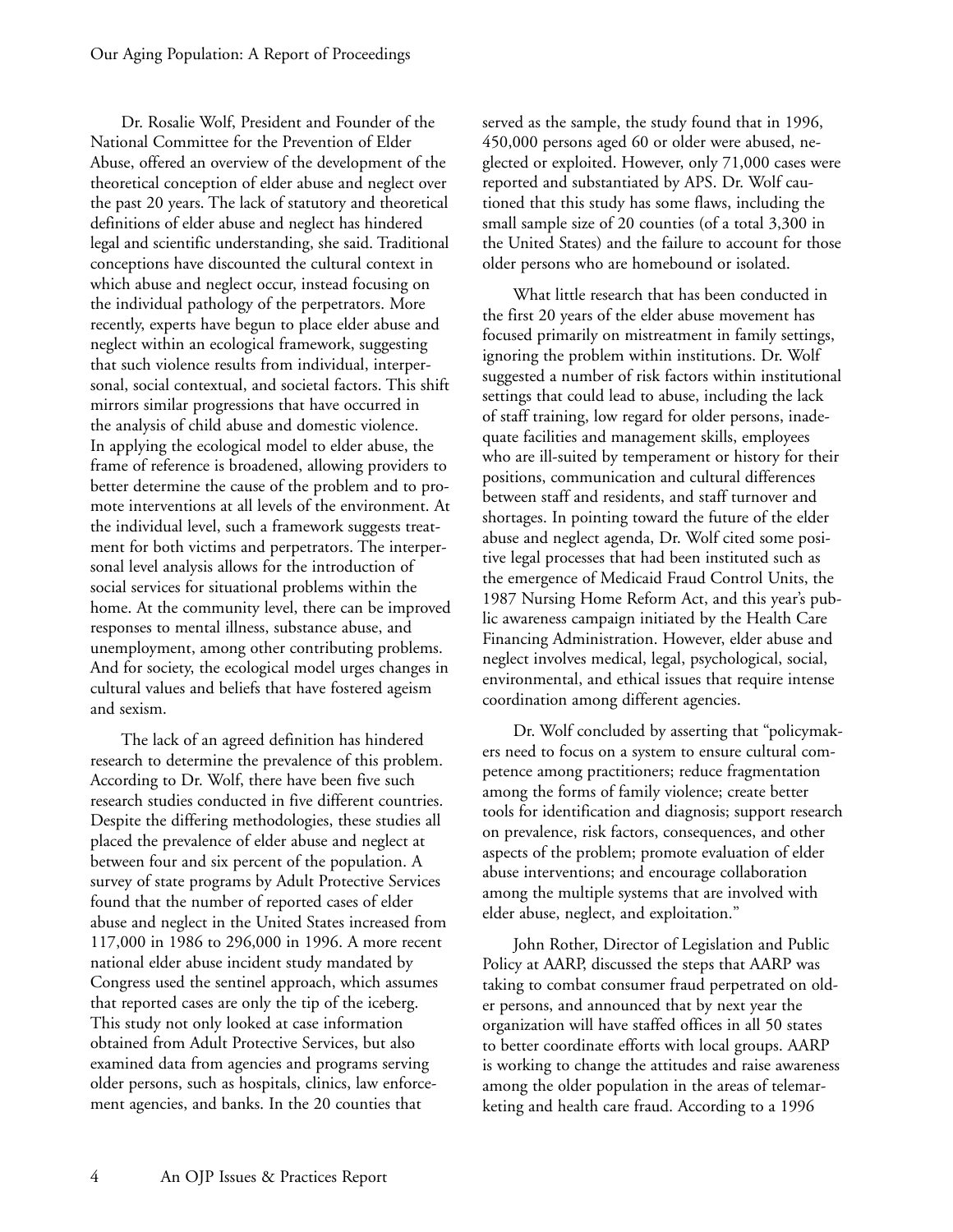Dr. Rosalie Wolf, President and Founder of the National Committee for the Prevention of Elder Abuse, offered an overview of the development of the theoretical conception of elder abuse and neglect over the past 20 years. The lack of statutory and theoretical definitions of elder abuse and neglect has hindered legal and scientific understanding, she said. Traditional conceptions have discounted the cultural context in which abuse and neglect occur, instead focusing on the individual pathology of the perpetrators. More recently, experts have begun to place elder abuse and neglect within an ecological framework, suggesting that such violence results from individual, interpersonal, social contextual, and societal factors. This shift mirrors similar progressions that have occurred in the analysis of child abuse and domestic violence. In applying the ecological model to elder abuse, the frame of reference is broadened, allowing providers to better determine the cause of the problem and to promote interventions at all levels of the environment. At the individual level, such a framework suggests treatment for both victims and perpetrators. The interpersonal level analysis allows for the introduction of social services for situational problems within the home. At the community level, there can be improved responses to mental illness, substance abuse, and unemployment, among other contributing problems. And for society, the ecological model urges changes in cultural values and beliefs that have fostered ageism and sexism.

The lack of an agreed definition has hindered research to determine the prevalence of this problem. According to Dr. Wolf, there have been five such research studies conducted in five different countries. Despite the differing methodologies, these studies all placed the prevalence of elder abuse and neglect at between four and six percent of the population. A survey of state programs by Adult Protective Services found that the number of reported cases of elder abuse and neglect in the United States increased from 117,000 in 1986 to 296,000 in 1996. A more recent national elder abuse incident study mandated by Congress used the sentinel approach, which assumes that reported cases are only the tip of the iceberg. This study not only looked at case information obtained from Adult Protective Services, but also examined data from agencies and programs serving older persons, such as hospitals, clinics, law enforcement agencies, and banks. In the 20 counties that served as the sample, the study found that in 1996, 450,000 persons aged 60 or older were abused, neglected or exploited. However, only 71,000 cases were reported and substantiated by APS. Dr. Wolf cautioned that this study has some flaws, including the small sample size of 20 counties (of a total 3,300 in the United States) and the failure to account for those older persons who are homebound or isolated.

What little research that has been conducted in the first 20 years of the elder abuse movement has focused primarily on mistreatment in family settings, ignoring the problem within institutions. Dr. Wolf suggested a number of risk factors within institutional settings that could lead to abuse, including the lack of staff training, low regard for older persons, inadequate facilities and management skills, employees who are ill-suited by temperament or history for their positions, communication and cultural differences between staff and residents, and staff turnover and shortages. In pointing toward the future of the elder abuse and neglect agenda, Dr. Wolf cited some positive legal processes that had been instituted such as the emergence of Medicaid Fraud Control Units, the 1987 Nursing Home Reform Act, and this year's public awareness campaign initiated by the Health Care Financing Administration. However, elder abuse and neglect involves medical, legal, psychological, social, environmental, and ethical issues that require intense coordination among different agencies.

Dr. Wolf concluded by asserting that "policymakers need to focus on a system to ensure cultural competence among practitioners; reduce fragmentation among the forms of family violence; create better tools for identification and diagnosis; support research on prevalence, risk factors, consequences, and other aspects of the problem; promote evaluation of elder abuse interventions; and encourage collaboration among the multiple systems that are involved with elder abuse, neglect, and exploitation."

John Rother, Director of Legislation and Public Policy at AARP, discussed the steps that AARP was taking to combat consumer fraud perpetrated on older persons, and announced that by next year the organization will have staffed offices in all 50 states to better coordinate efforts with local groups. AARP is working to change the attitudes and raise awareness among the older population in the areas of telemarketing and health care fraud. According to a 1996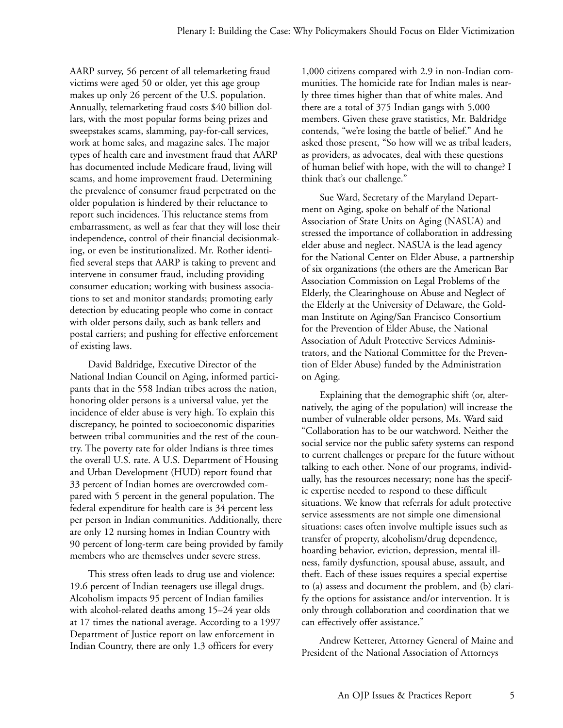AARP survey, 56 percent of all telemarketing fraud victims were aged 50 or older, yet this age group makes up only 26 percent of the U.S. population. Annually, telemarketing fraud costs $40 billion dollars, with the most popular forms being prizes and sweepstakes scams, slamming, pay-for-call services, work at home sales, and magazine sales. The major types of health care and investment fraud that AARP has documented include Medicare fraud, living will scams, and home improvement fraud. Determining the prevalence of consumer fraud perpetrated on the older population is hindered by their reluctance to report such incidences. This reluctance stems from embarrassment, as well as fear that they will lose their independence, control of their financial decisionmaking, or even be institutionalized. Mr. Rother identified several steps that AARP is taking to prevent and intervene in consumer fraud, including providing consumer education; working with business associations to set and monitor standards; promoting early detection by educating people who come in contact with older persons daily, such as bank tellers and postal carriers; and pushing for effective enforcement of existing laws.

David Baldridge, Executive Director of the National Indian Council on Aging, informed participants that in the 558 Indian tribes across the nation, honoring older persons is a universal value, yet the incidence of elder abuse is very high. To explain this discrepancy, he pointed to socioeconomic disparities between tribal communities and the rest of the country. The poverty rate for older Indians is three times the overall U.S. rate. A U.S. Department of Housing and Urban Development (HUD) report found that 33 percent of Indian homes are overcrowded compared with 5 percent in the general population. The federal expenditure for health care is 34 percent less per person in Indian communities. Additionally, there are only 12 nursing homes in Indian Country with 90 percent of long-term care being provided by family members who are themselves under severe stress.

This stress often leads to drug use and violence: 19.6 percent of Indian teenagers use illegal drugs. Alcoholism impacts 95 percent of Indian families with alcohol-related deaths among 15–24 year olds at 17 times the national average. According to a 1997 Department of Justice report on law enforcement in Indian Country, there are only 1.3 officers for every 1,000 citizens compared with 2.9 in non-Indian communities. The homicide rate for Indian males is nearly three times higher than that of white males. And there are a total of 375 Indian gangs with 5,000 members. Given these grave statistics, Mr. Baldridge contends, "we're losing the battle of belief." And he asked those present, "So how will we as tribal leaders, as providers, as advocates, deal with these questions of human belief with hope, with the will to change? I think that's our challenge."

Sue Ward, Secretary of the Maryland Department on Aging, spoke on behalf of the National Association of State Units on Aging (NASUA) and stressed the importance of collaboration in addressing elder abuse and neglect. NASUA is the lead agency for the National Center on Elder Abuse, a partnership of six organizations (the others are the American Bar Association Commission on Legal Problems of the Elderly, the Clearinghouse on Abuse and Neglect of the Elderly at the University of Delaware, the Goldman Institute on Aging/San Francisco Consortium for the Prevention of Elder Abuse, the National Association of Adult Protective Services Administrators, and the National Committee for the Prevention of Elder Abuse) funded by the Administration on Aging.

Explaining that the demographic shift (or, alternatively, the aging of the population) will increase the number of vulnerable older persons, Ms. Ward said "Collaboration has to be our watchword. Neither the social service nor the public safety systems can respond to current challenges or prepare for the future without talking to each other. None of our programs, individually, has the resources necessary; none has the specific expertise needed to respond to these difficult situations. We know that referrals for adult protective service assessments are not simple one dimensional situations: cases often involve multiple issues such as transfer of property, alcoholism/drug dependence, hoarding behavior, eviction, depression, mental illness, family dysfunction, spousal abuse, assault, and theft. Each of these issues requires a special expertise to (a) assess and document the problem, and (b) clarify the options for assistance and/or intervention. It is only through collaboration and coordination that we can effectively offer assistance."

Andrew Ketterer, Attorney General of Maine and President of the National Association of Attorneys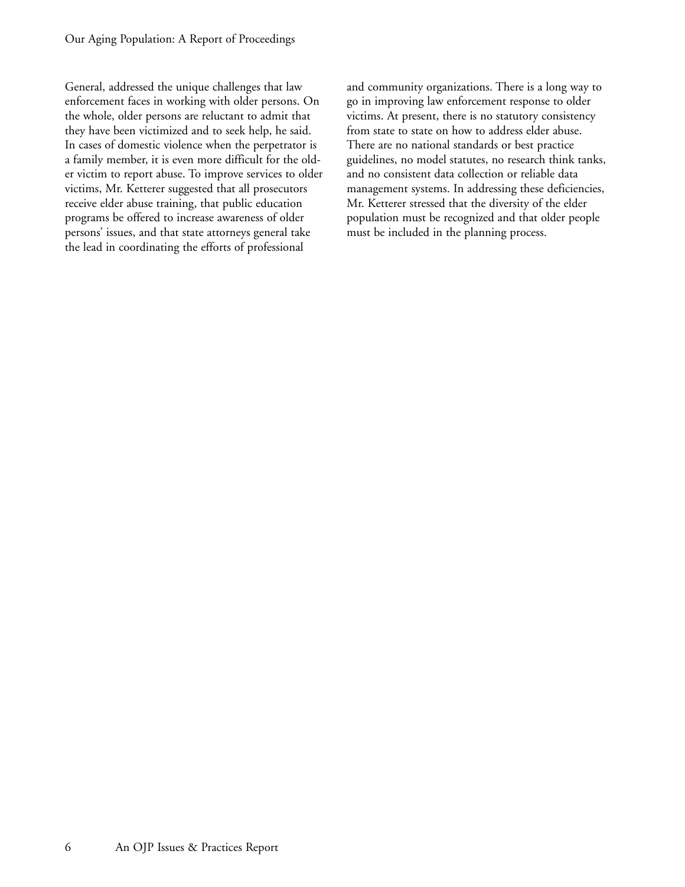General, addressed the unique challenges that law enforcement faces in working with older persons. On the whole, older persons are reluctant to admit that they have been victimized and to seek help, he said. In cases of domestic violence when the perpetrator is a family member, it is even more difficult for the older victim to report abuse. To improve services to older victims, Mr. Ketterer suggested that all prosecutors receive elder abuse training, that public education programs be offered to increase awareness of older persons' issues, and that state attorneys general take the lead in coordinating the efforts of professional and community organizations. There is a long way to go in improving law enforcement response to older victims. At present, there is no statutory consistency from state to state on how to address elder abuse. There are no national standards or best practice guidelines, no model statutes, no research think tanks, and no consistent data collection or reliable data management systems. In addressing these deficiencies, Mr. Ketterer stressed that the diversity of the elder population must be recognized and that older people must be included in the planning process.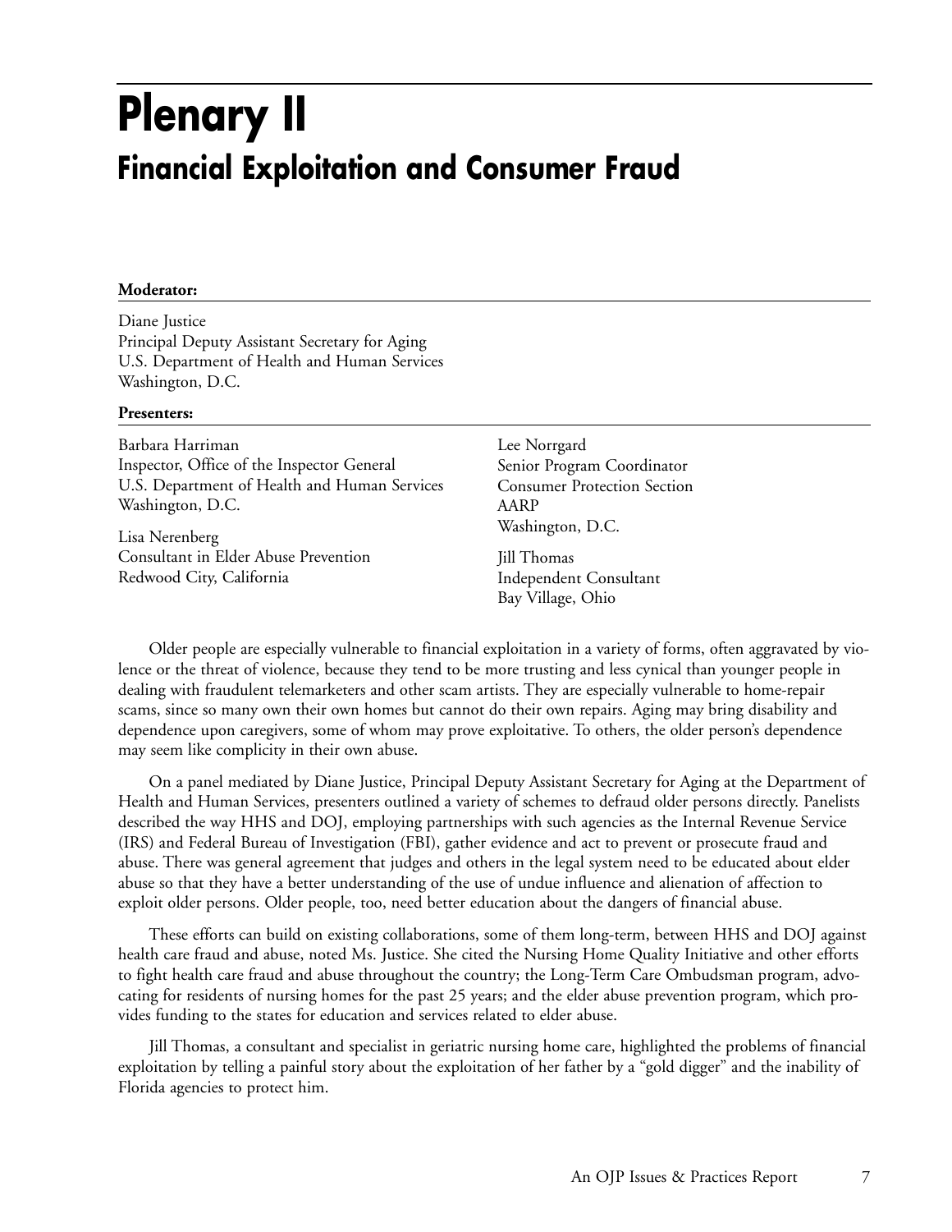# Plenary II

## Financial Exploitation and Consumer Fraud

**Moderator:**

Diane Justice
Principal Deputy Assistant Secretary for Aging
U.S. Department of Health and Human Services
Washington, D.C.

**Presenters:**

Barbara Harriman
Inspector, Office of the Inspector General
U.S. Department of Health and Human Services
Washington, D.C.

Lisa Nerenberg
Consultant in Elder Abuse Prevention
Redwood City, California

Lee Norrgard
Senior Program Coordinator
Consumer Protection Section
AARP
Washington, D.C.

Jill Thomas
Independent Consultant
Bay Village, Ohio

Older people are especially vulnerable to financial exploitation in a variety of forms, often aggravated by violence or the threat of violence, because they tend to be more trusting and less cynical than younger people in dealing with fraudulent telemarketers and other scam artists. They are especially vulnerable to home-repair scams, since so many own their own homes but cannot do their own repairs. Aging may bring disability and dependence upon caregivers, some of whom may prove exploitative. To others, the older person's dependence may seem like complicity in their own abuse.

On a panel mediated by Diane Justice, Principal Deputy Assistant Secretary for Aging at the Department of Health and Human Services, presenters outlined a variety of schemes to defraud older persons directly. Panelists described the way HHS and DOJ, employing partnerships with such agencies as the Internal Revenue Service (IRS) and Federal Bureau of Investigation (FBI), gather evidence and act to prevent or prosecute fraud and abuse. There was general agreement that judges and others in the legal system need to be educated about elder abuse so that they have a better understanding of the use of undue influence and alienation of affection to exploit older persons. Older people, too, need better education about the dangers of financial abuse.

These efforts can build on existing collaborations, some of them long-term, between HHS and DOJ against health care fraud and abuse, noted Ms. Justice. She cited the Nursing Home Quality Initiative and other efforts to fight health care fraud and abuse throughout the country; the Long-Term Care Ombudsman program, advocating for residents of nursing homes for the past 25 years; and the elder abuse prevention program, which provides funding to the states for education and services related to elder abuse.

Jill Thomas, a consultant and specialist in geriatric nursing home care, highlighted the problems of financial exploitation by telling a painful story about the exploitation of her father by a "gold digger" and the inability of Florida agencies to protect him.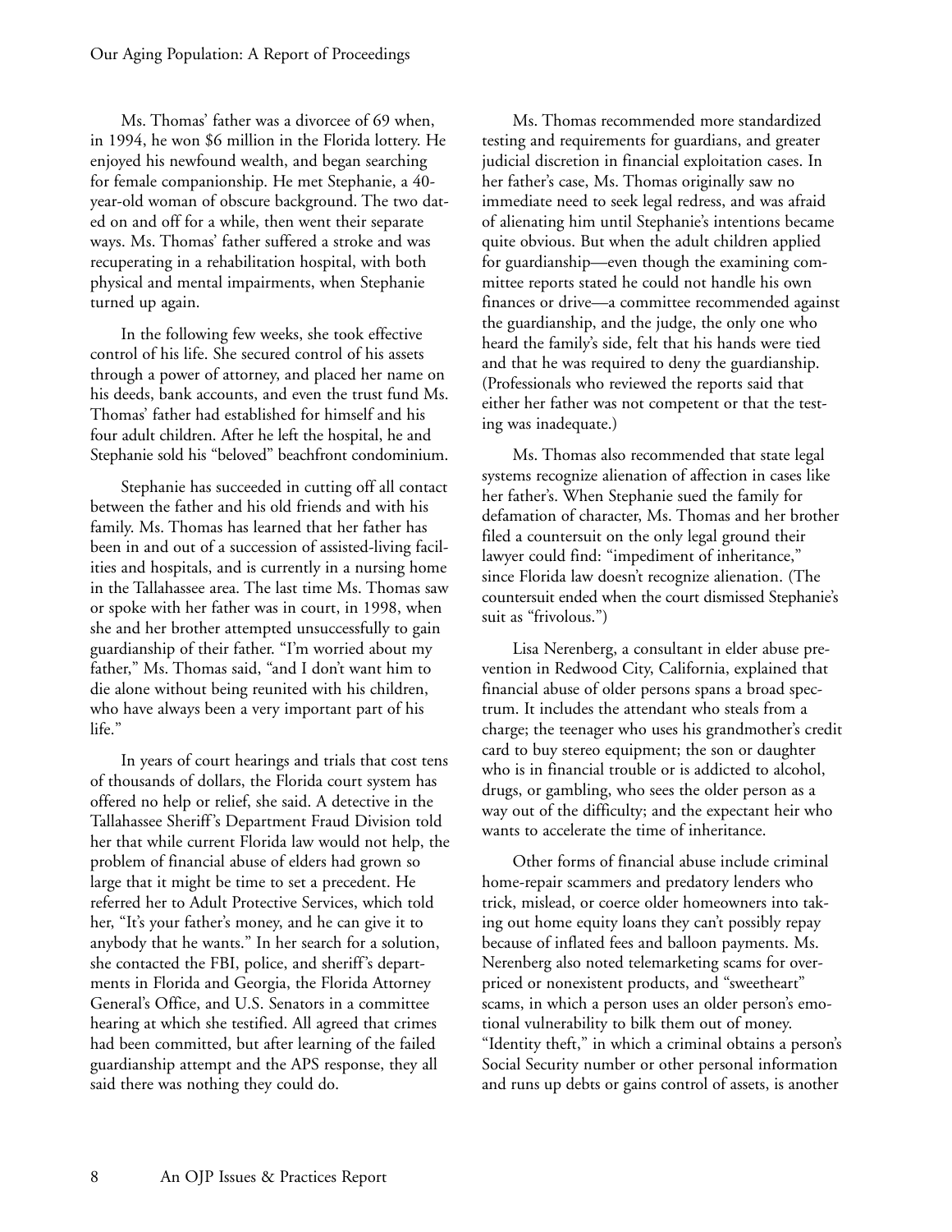Ms. Thomas' father was a divorcee of 69 when, in 1994, he won $6 million in the Florida lottery. He enjoyed his newfound wealth, and began searching for female companionship. He met Stephanie, a 40-year-old woman of obscure background. The two dated on and off for a while, then went their separate ways. Ms. Thomas' father suffered a stroke and was recuperating in a rehabilitation hospital, with both physical and mental impairments, when Stephanie turned up again.

In the following few weeks, she took effective control of his life. She secured control of his assets through a power of attorney, and placed her name on his deeds, bank accounts, and even the trust fund Ms. Thomas' father had established for himself and his four adult children. After he left the hospital, he and Stephanie sold his "beloved" beachfront condominium.

Stephanie has succeeded in cutting off all contact between the father and his old friends and with his family. Ms. Thomas has learned that her father has been in and out of a succession of assisted-living facilities and hospitals, and is currently in a nursing home in the Tallahassee area. The last time Ms. Thomas saw or spoke with her father was in court, in 1998, when she and her brother attempted unsuccessfully to gain guardianship of their father. "I'm worried about my father," Ms. Thomas said, "and I don't want him to die alone without being reunited with his children, who have always been a very important part of his life."

In years of court hearings and trials that cost tens of thousands of dollars, the Florida court system has offered no help or relief, she said. A detective in the Tallahassee Sheriff's Department Fraud Division told her that while current Florida law would not help, the problem of financial abuse of elders had grown so large that it might be time to set a precedent. He referred her to Adult Protective Services, which told her, "It's your father's money, and he can give it to anybody that he wants." In her search for a solution, she contacted the FBI, police, and sheriff's departments in Florida and Georgia, the Florida Attorney General's Office, and U.S. Senators in a committee hearing at which she testified. All agreed that crimes had been committed, but after learning of the failed guardianship attempt and the APS response, they all said there was nothing they could do.

Ms. Thomas recommended more standardized testing and requirements for guardians, and greater judicial discretion in financial exploitation cases. In her father's case, Ms. Thomas originally saw no immediate need to seek legal redress, and was afraid of alienating him until Stephanie's intentions became quite obvious. But when the adult children applied for guardianship—even though the examining committee reports stated he could not handle his own finances or drive—a committee recommended against the guardianship, and the judge, the only one who heard the family's side, felt that his hands were tied and that he was required to deny the guardianship. (Professionals who reviewed the reports said that either her father was not competent or that the testing was inadequate.)

Ms. Thomas also recommended that state legal systems recognize alienation of affection in cases like her father's. When Stephanie sued the family for defamation of character, Ms. Thomas and her brother filed a countersuit on the only legal ground their lawyer could find: "impediment of inheritance," since Florida law doesn't recognize alienation. (The countersuit ended when the court dismissed Stephanie's suit as "frivolous.")

Lisa Nerenberg, a consultant in elder abuse prevention in Redwood City, California, explained that financial abuse of older persons spans a broad spectrum. It includes the attendant who steals from a charge; the teenager who uses his grandmother's credit card to buy stereo equipment; the son or daughter who is in financial trouble or is addicted to alcohol, drugs, or gambling, who sees the older person as a way out of the difficulty; and the expectant heir who wants to accelerate the time of inheritance.

Other forms of financial abuse include criminal home-repair scammers and predatory lenders who trick, mislead, or coerce older homeowners into taking out home equity loans they can't possibly repay because of inflated fees and balloon payments. Ms. Nerenberg also noted telemarketing scams for overpriced or nonexistent products, and "sweetheart" scams, in which a person uses an older person's emotional vulnerability to bilk them out of money. "Identity theft," in which a criminal obtains a person's Social Security number or other personal information and runs up debts or gains control of assets, is another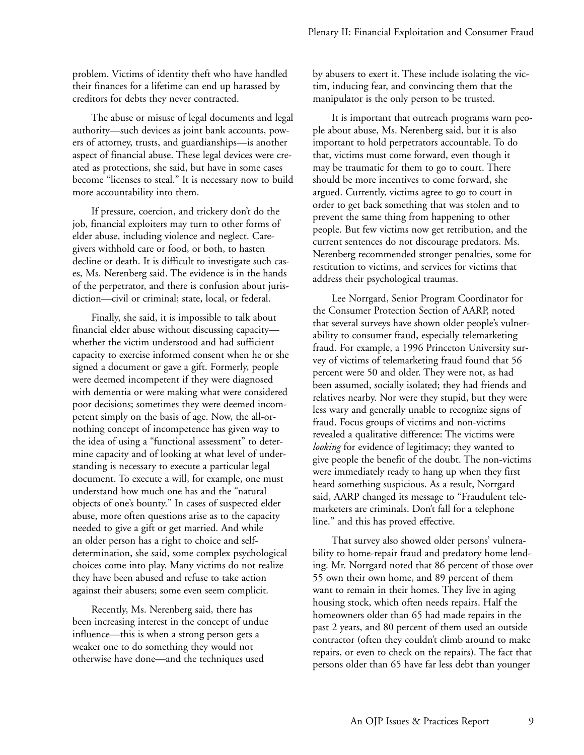problem. Victims of identity theft who have handled their finances for a lifetime can end up harassed by creditors for debts they never contracted.

The abuse or misuse of legal documents and legal authority—such devices as joint bank accounts, powers of attorney, trusts, and guardianships—is another aspect of financial abuse. These legal devices were created as protections, she said, but have in some cases become "licenses to steal." It is necessary now to build more accountability into them.

If pressure, coercion, and trickery don't do the job, financial exploiters may turn to other forms of elder abuse, including violence and neglect. Caregivers withhold care or food, or both, to hasten decline or death. It is difficult to investigate such cases, Ms. Nerenberg said. The evidence is in the hands of the perpetrator, and there is confusion about jurisdiction—civil or criminal; state, local, or federal.

Finally, she said, it is impossible to talk about financial elder abuse without discussing capacity—whether the victim understood and had sufficient capacity to exercise informed consent when he or she signed a document or gave a gift. Formerly, people were deemed incompetent if they were diagnosed with dementia or were making what were considered poor decisions; sometimes they were deemed incompetent simply on the basis of age. Now, the all-or-nothing concept of incompetence has given way to the idea of using a "functional assessment" to determine capacity and of looking at what level of understanding is necessary to execute a particular legal document. To execute a will, for example, one must understand how much one has and the "natural objects of one's bounty." In cases of suspected elder abuse, more often questions arise as to the capacity needed to give a gift or get married. And while an older person has a right to choice and self-determination, she said, some complex psychological choices come into play. Many victims do not realize they have been abused and refuse to take action against their abusers; some even seem complicit.

Recently, Ms. Nerenberg said, there has been increasing interest in the concept of undue influence—this is when a strong person gets a weaker one to do something they would not otherwise have done—and the techniques used by abusers to exert it. These include isolating the victim, inducing fear, and convincing them that the manipulator is the only person to be trusted.

It is important that outreach programs warn people about abuse, Ms. Nerenberg said, but it is also important to hold perpetrators accountable. To do that, victims must come forward, even though it may be traumatic for them to go to court. There should be more incentives to come forward, she argued. Currently, victims agree to go to court in order to get back something that was stolen and to prevent the same thing from happening to other people. But few victims now get retribution, and the current sentences do not discourage predators. Ms. Nerenberg recommended stronger penalties, some for restitution to victims, and services for victims that address their psychological traumas.

Lee Norrgard, Senior Program Coordinator for the Consumer Protection Section of AARP, noted that several surveys have shown older people's vulnerability to consumer fraud, especially telemarketing fraud. For example, a 1996 Princeton University survey of victims of telemarketing fraud found that 56 percent were 50 and older. They were not, as had been assumed, socially isolated; they had friends and relatives nearby. Nor were they stupid, but they were less wary and generally unable to recognize signs of fraud. Focus groups of victims and non-victims revealed a qualitative difference: The victims were *looking* for evidence of legitimacy; they wanted to give people the benefit of the doubt. The non-victims were immediately ready to hang up when they first heard something suspicious. As a result, Norrgard said, AARP changed its message to "Fraudulent telemarketers are criminals. Don't fall for a telephone line." and this has proved effective.

That survey also showed older persons' vulnerability to home-repair fraud and predatory home lending. Mr. Norrgard noted that 86 percent of those over 55 own their own home, and 89 percent of them want to remain in their homes. They live in aging housing stock, which often needs repairs. Half the homeowners older than 65 had made repairs in the past 2 years, and 80 percent of them used an outside contractor (often they couldn't climb around to make repairs, or even to check on the repairs). The fact that persons older than 65 have far less debt than younger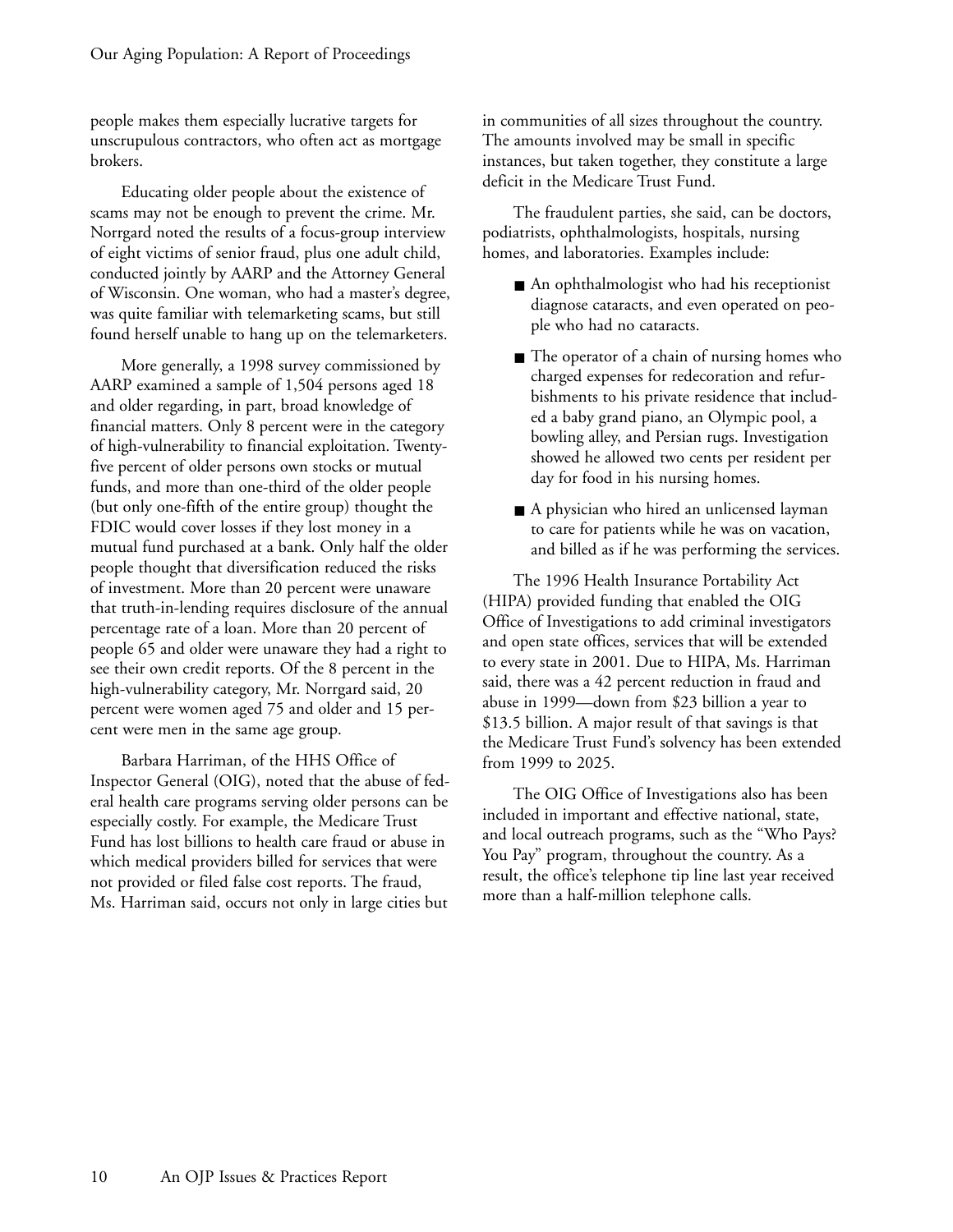people makes them especially lucrative targets for unscrupulous contractors, who often act as mortgage brokers.

Educating older people about the existence of scams may not be enough to prevent the crime. Mr. Norrgard noted the results of a focus-group interview of eight victims of senior fraud, plus one adult child, conducted jointly by AARP and the Attorney General of Wisconsin. One woman, who had a master's degree, was quite familiar with telemarketing scams, but still found herself unable to hang up on the telemarketers.

More generally, a 1998 survey commissioned by AARP examined a sample of 1,504 persons aged 18 and older regarding, in part, broad knowledge of financial matters. Only 8 percent were in the category of high-vulnerability to financial exploitation. Twenty-five percent of older persons own stocks or mutual funds, and more than one-third of the older people (but only one-fifth of the entire group) thought the FDIC would cover losses if they lost money in a mutual fund purchased at a bank. Only half the older people thought that diversification reduced the risks of investment. More than 20 percent were unaware that truth-in-lending requires disclosure of the annual percentage rate of a loan. More than 20 percent of people 65 and older were unaware they had a right to see their own credit reports. Of the 8 percent in the high-vulnerability category, Mr. Norrgard said, 20 percent were women aged 75 and older and 15 percent were men in the same age group.

Barbara Harriman, of the HHS Office of Inspector General (OIG), noted that the abuse of federal health care programs serving older persons can be especially costly. For example, the Medicare Trust Fund has lost billions to health care fraud or abuse in which medical providers billed for services that were not provided or filed false cost reports. The fraud, Ms. Harriman said, occurs not only in large cities but in communities of all sizes throughout the country. The amounts involved may be small in specific instances, but taken together, they constitute a large deficit in the Medicare Trust Fund.

The fraudulent parties, she said, can be doctors, podiatrists, ophthalmologists, hospitals, nursing homes, and laboratories. Examples include:

- An ophthalmologist who had his receptionist diagnose cataracts, and even operated on people who had no cataracts.
- The operator of a chain of nursing homes who charged expenses for redecoration and refurbishments to his private residence that included a baby grand piano, an Olympic pool, a bowling alley, and Persian rugs. Investigation showed he allowed two cents per resident per day for food in his nursing homes.
- A physician who hired an unlicensed layman to care for patients while he was on vacation, and billed as if he was performing the services.

The 1996 Health Insurance Portability Act (HIPA) provided funding that enabled the OIG Office of Investigations to add criminal investigators and open state offices, services that will be extended to every state in 2001. Due to HIPA, Ms. Harriman said, there was a 42 percent reduction in fraud and abuse in 1999—down from $23 billion a year to $13.5 billion. A major result of that savings is that the Medicare Trust Fund's solvency has been extended from 1999 to 2025.

The OIG Office of Investigations also has been included in important and effective national, state, and local outreach programs, such as the "Who Pays? You Pay" program, throughout the country. As a result, the office's telephone tip line last year received more than a half-million telephone calls.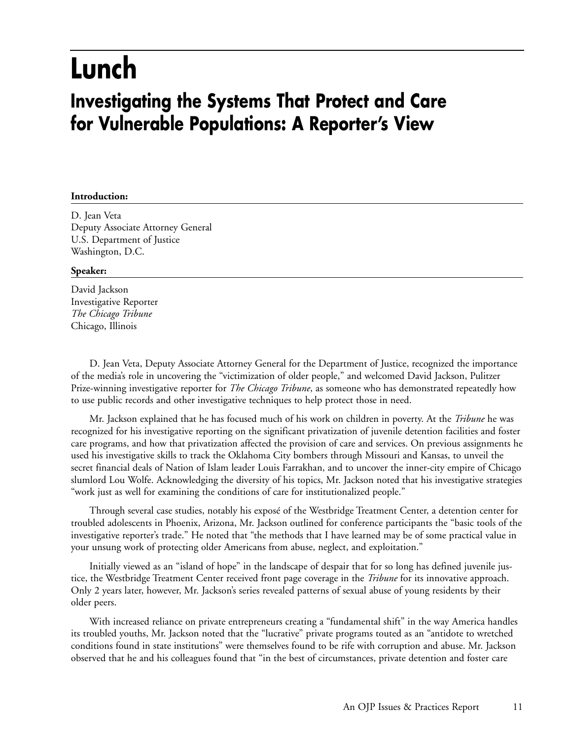# Lunch

## Investigating the Systems That Protect and Care for Vulnerable Populations: A Reporter's View

**Introduction:**

D. Jean Veta
Deputy Associate Attorney General
U.S. Department of Justice
Washington, D.C.

**Speaker:**

David Jackson
Investigative Reporter
*The Chicago Tribune*
Chicago, Illinois

D. Jean Veta, Deputy Associate Attorney General for the Department of Justice, recognized the importance of the media's role in uncovering the "victimization of older people," and welcomed David Jackson, Pulitzer Prize-winning investigative reporter for *The Chicago Tribune*, as someone who has demonstrated repeatedly how to use public records and other investigative techniques to help protect those in need.

Mr. Jackson explained that he has focused much of his work on children in poverty. At the *Tribune* he was recognized for his investigative reporting on the significant privatization of juvenile detention facilities and foster care programs, and how that privatization affected the provision of care and services. On previous assignments he used his investigative skills to track the Oklahoma City bombers through Missouri and Kansas, to unveil the secret financial deals of Nation of Islam leader Louis Farrakhan, and to uncover the inner-city empire of Chicago slumlord Lou Wolfe. Acknowledging the diversity of his topics, Mr. Jackson noted that his investigative strategies "work just as well for examining the conditions of care for institutionalized people."

Through several case studies, notably his exposé of the Westbridge Treatment Center, a detention center for troubled adolescents in Phoenix, Arizona, Mr. Jackson outlined for conference participants the "basic tools of the investigative reporter's trade." He noted that "the methods that I have learned may be of some practical value in your unsung work of protecting older Americans from abuse, neglect, and exploitation."

Initially viewed as an "island of hope" in the landscape of despair that for so long has defined juvenile justice, the Westbridge Treatment Center received front page coverage in the *Tribune* for its innovative approach. Only 2 years later, however, Mr. Jackson's series revealed patterns of sexual abuse of young residents by their older peers.

With increased reliance on private entrepreneurs creating a "fundamental shift" in the way America handles its troubled youths, Mr. Jackson noted that the "lucrative" private programs touted as an "antidote to wretched conditions found in state institutions" were themselves found to be rife with corruption and abuse. Mr. Jackson observed that he and his colleagues found that "in the best of circumstances, private detention and foster care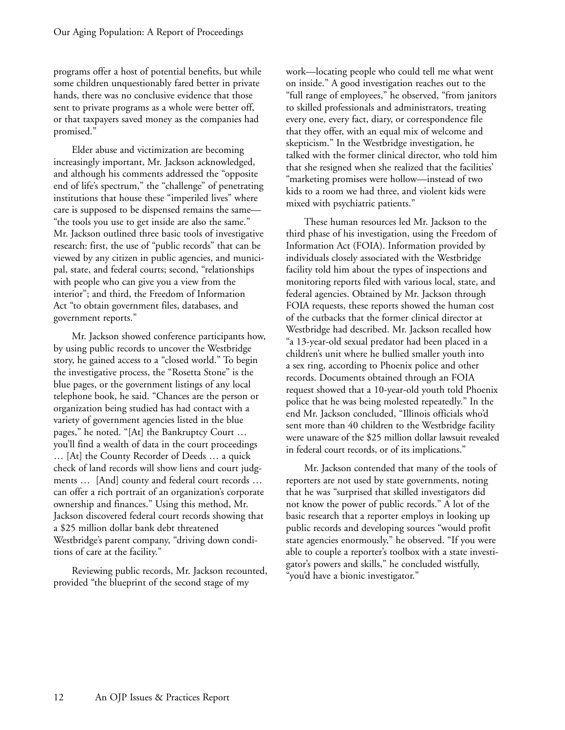programs offer a host of potential benefits, but while some children unquestionably fared better in private hands, there was no conclusive evidence that those sent to private programs as a whole were better off, or that taxpayers saved money as the companies had promised."

Elder abuse and victimization are becoming increasingly important, Mr. Jackson acknowledged, and although his comments addressed the "opposite end of life's spectrum," the "challenge" of penetrating institutions that house these "imperiled lives" where care is supposed to be dispensed remains the same—"the tools you use to get inside are also the same." Mr. Jackson outlined three basic tools of investigative research: first, the use of "public records" that can be viewed by any citizen in public agencies, and municipal, state, and federal courts; second, "relationships with people who can give you a view from the interior"; and third, the Freedom of Information Act "to obtain government files, databases, and government reports."

Mr. Jackson showed conference participants how, by using public records to uncover the Westbridge story, he gained access to a "closed world." To begin the investigative process, the "Rosetta Stone" is the blue pages, or the government listings of any local telephone book, he said. "Chances are the person or organization being studied has had contact with a variety of government agencies listed in the blue pages," he noted. "[At] the Bankruptcy Court … you'll find a wealth of data in the court proceedings … [At] the County Recorder of Deeds … a quick check of land records will show liens and court judgments … [And] county and federal court records … can offer a rich portrait of an organization's corporate ownership and finances." Using this method, Mr. Jackson discovered federal court records showing that a $25 million dollar bank debt threatened Westbridge's parent company, "driving down conditions of care at the facility."

Reviewing public records, Mr. Jackson recounted, provided "the blueprint of the second stage of my work—locating people who could tell me what went on inside." A good investigation reaches out to the "full range of employees," he observed, "from janitors to skilled professionals and administrators, treating every one, every fact, diary, or correspondence file that they offer, with an equal mix of welcome and skepticism." In the Westbridge investigation, he talked with the former clinical director, who told him that she resigned when she realized that the facilities' "marketing promises were hollow—instead of two kids to a room we had three, and violent kids were mixed with psychiatric patients."

These human resources led Mr. Jackson to the third phase of his investigation, using the Freedom of Information Act (FOIA). Information provided by individuals closely associated with the Westbridge facility told him about the types of inspections and monitoring reports filed with various local, state, and federal agencies. Obtained by Mr. Jackson through FOIA requests, these reports showed the human cost of the cutbacks that the former clinical director at Westbridge had described. Mr. Jackson recalled how "a 13-year-old sexual predator had been placed in a children's unit where he bullied smaller youth into a sex ring, according to Phoenix police and other records. Documents obtained through an FOIA request showed that a 10-year-old youth told Phoenix police that he was being molested repeatedly." In the end Mr. Jackson concluded, "Illinois officials who'd sent more than 40 children to the Westbridge facility were unaware of the $25 million dollar lawsuit revealed in federal court records, or of its implications."

Mr. Jackson contended that many of the tools of reporters are not used by state governments, noting that he was "surprised that skilled investigators did not know the power of public records." A lot of the basic research that a reporter employs in looking up public records and developing sources "would profit state agencies enormously," he observed. "If you were able to couple a reporter's toolbox with a state investigator's powers and skills," he concluded wistfully, "you'd have a bionic investigator."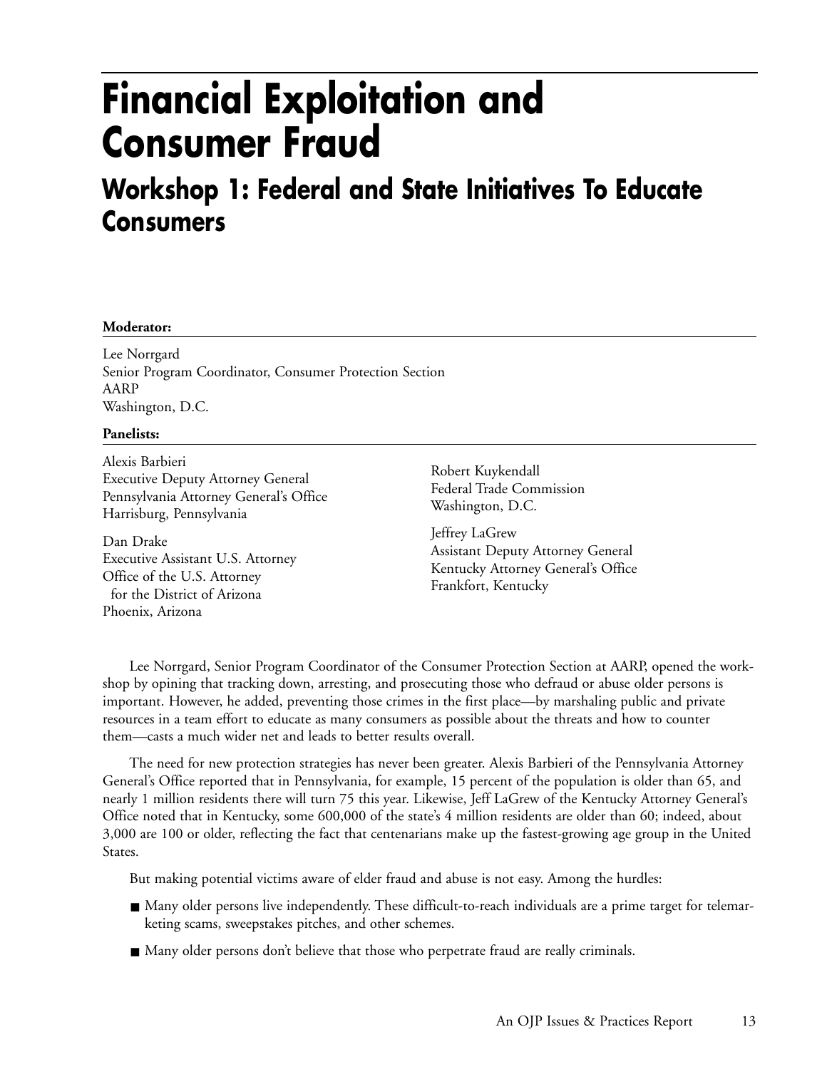# Financial Exploitation and Consumer Fraud

## Workshop 1: Federal and State Initiatives To Educate Consumers

**Moderator:**

Lee Norrgard
Senior Program Coordinator, Consumer Protection Section
AARP
Washington, D.C.

**Panelists:**

Alexis Barbieri
Executive Deputy Attorney General
Pennsylvania Attorney General's Office
Harrisburg, Pennsylvania

Dan Drake
Executive Assistant U.S. Attorney
Office of the U.S. Attorney
for the District of Arizona
Phoenix, Arizona

Robert Kuykendall
Federal Trade Commission
Washington, D.C.

Jeffrey LaGrew
Assistant Deputy Attorney General
Kentucky Attorney General's Office
Frankfort, Kentucky

Lee Norrgard, Senior Program Coordinator of the Consumer Protection Section at AARP, opened the workshop by opining that tracking down, arresting, and prosecuting those who defraud or abuse older persons is important. However, he added, preventing those crimes in the first place—by marshaling public and private resources in a team effort to educate as many consumers as possible about the threats and how to counter them—casts a much wider net and leads to better results overall.

The need for new protection strategies has never been greater. Alexis Barbieri of the Pennsylvania Attorney General's Office reported that in Pennsylvania, for example, 15 percent of the population is older than 65, and nearly 1 million residents there will turn 75 this year. Likewise, Jeff LaGrew of the Kentucky Attorney General's Office noted that in Kentucky, some 600,000 of the state's 4 million residents are older than 60; indeed, about 3,000 are 100 or older, reflecting the fact that centenarians make up the fastest-growing age group in the United States.

But making potential victims aware of elder fraud and abuse is not easy. Among the hurdles:

- Many older persons live independently. These difficult-to-reach individuals are a prime target for telemarketing scams, sweepstakes pitches, and other schemes.
- Many older persons don't believe that those who perpetrate fraud are really criminals.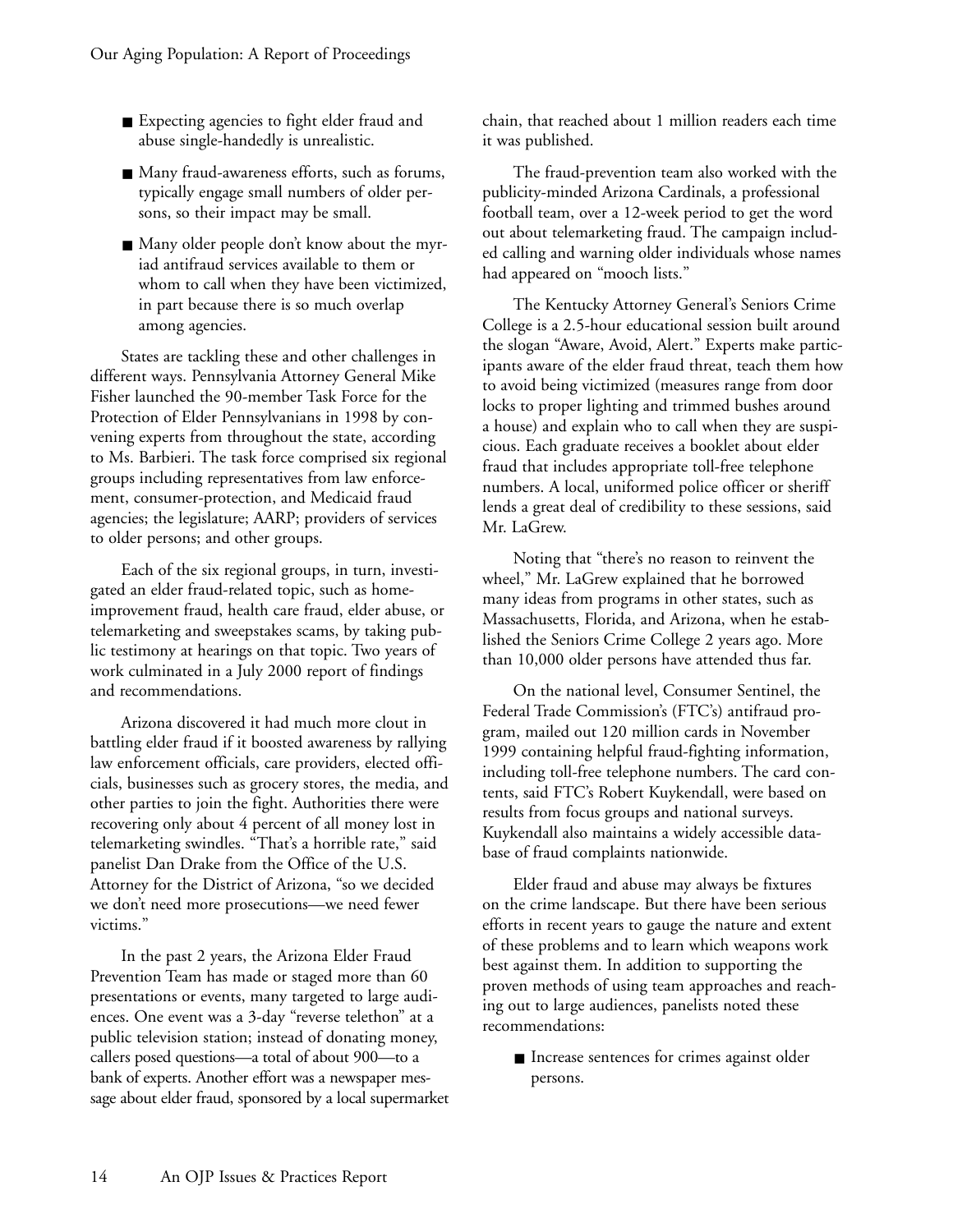- Expecting agencies to fight elder fraud and abuse single-handedly is unrealistic.
- Many fraud-awareness efforts, such as forums, typically engage small numbers of older persons, so their impact may be small.
- Many older people don't know about the myriad antifraud services available to them or whom to call when they have been victimized, in part because there is so much overlap among agencies.

States are tackling these and other challenges in different ways. Pennsylvania Attorney General Mike Fisher launched the 90-member Task Force for the Protection of Elder Pennsylvanians in 1998 by convening experts from throughout the state, according to Ms. Barbieri. The task force comprised six regional groups including representatives from law enforcement, consumer-protection, and Medicaid fraud agencies; the legislature; AARP; providers of services to older persons; and other groups.

Each of the six regional groups, in turn, investigated an elder fraud-related topic, such as home-improvement fraud, health care fraud, elder abuse, or telemarketing and sweepstakes scams, by taking public testimony at hearings on that topic. Two years of work culminated in a July 2000 report of findings and recommendations.

Arizona discovered it had much more clout in battling elder fraud if it boosted awareness by rallying law enforcement officials, care providers, elected officials, businesses such as grocery stores, the media, and other parties to join the fight. Authorities there were recovering only about 4 percent of all money lost in telemarketing swindles. "That's a horrible rate," said panelist Dan Drake from the Office of the U.S. Attorney for the District of Arizona, "so we decided we don't need more prosecutions—we need fewer victims."

In the past 2 years, the Arizona Elder Fraud Prevention Team has made or staged more than 60 presentations or events, many targeted to large audiences. One event was a 3-day "reverse telethon" at a public television station; instead of donating money, callers posed questions—a total of about 900—to a bank of experts. Another effort was a newspaper message about elder fraud, sponsored by a local supermarket chain, that reached about 1 million readers each time it was published.

The fraud-prevention team also worked with the publicity-minded Arizona Cardinals, a professional football team, over a 12-week period to get the word out about telemarketing fraud. The campaign included calling and warning older individuals whose names had appeared on "mooch lists."

The Kentucky Attorney General's Seniors Crime College is a 2.5-hour educational session built around the slogan "Aware, Avoid, Alert." Experts make participants aware of the elder fraud threat, teach them how to avoid being victimized (measures range from door locks to proper lighting and trimmed bushes around a house) and explain who to call when they are suspicious. Each graduate receives a booklet about elder fraud that includes appropriate toll-free telephone numbers. A local, uniformed police officer or sheriff lends a great deal of credibility to these sessions, said Mr. LaGrew.

Noting that "there's no reason to reinvent the wheel," Mr. LaGrew explained that he borrowed many ideas from programs in other states, such as Massachusetts, Florida, and Arizona, when he established the Seniors Crime College 2 years ago. More than 10,000 older persons have attended thus far.

On the national level, Consumer Sentinel, the Federal Trade Commission's (FTC's) antifraud program, mailed out 120 million cards in November 1999 containing helpful fraud-fighting information, including toll-free telephone numbers. The card contents, said FTC's Robert Kuykendall, were based on results from focus groups and national surveys. Kuykendall also maintains a widely accessible database of fraud complaints nationwide.

Elder fraud and abuse may always be fixtures on the crime landscape. But there have been serious efforts in recent years to gauge the nature and extent of these problems and to learn which weapons work best against them. In addition to supporting the proven methods of using team approaches and reaching out to large audiences, panelists noted these recommendations:

- Increase sentences for crimes against older persons.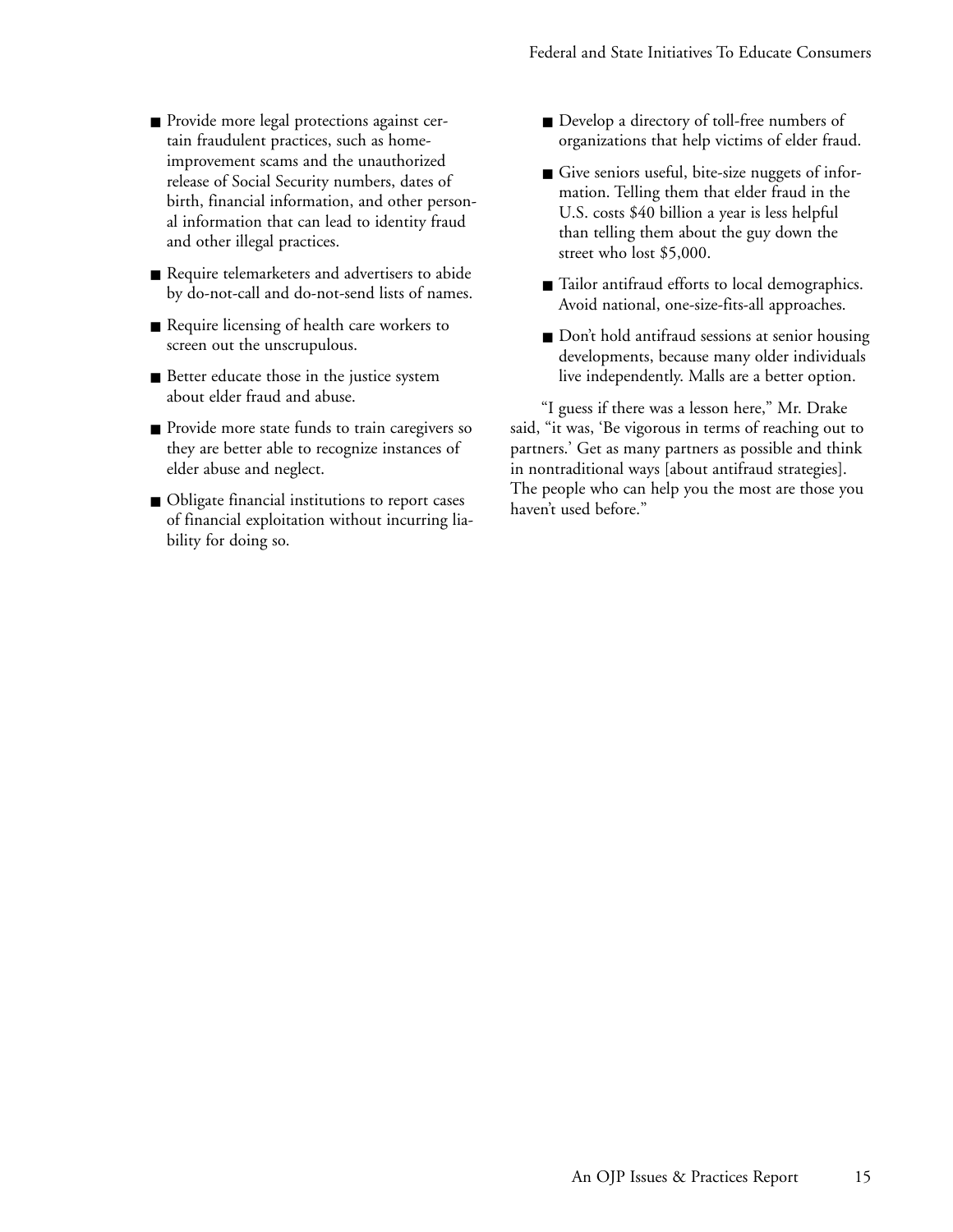- Provide more legal protections against certain fraudulent practices, such as home-improvement scams and the unauthorized release of Social Security numbers, dates of birth, financial information, and other personal information that can lead to identity fraud and other illegal practices.
- Require telemarketers and advertisers to abide by do-not-call and do-not-send lists of names.
- Require licensing of health care workers to screen out the unscrupulous.
- Better educate those in the justice system about elder fraud and abuse.
- Provide more state funds to train caregivers so they are better able to recognize instances of elder abuse and neglect.
- Obligate financial institutions to report cases of financial exploitation without incurring liability for doing so.
- Develop a directory of toll-free numbers of organizations that help victims of elder fraud.
- Give seniors useful, bite-size nuggets of information. Telling them that elder fraud in the U.S. costs $40 billion a year is less helpful than telling them about the guy down the street who lost $5,000.
- Tailor antifraud efforts to local demographics. Avoid national, one-size-fits-all approaches.
- Don't hold antifraud sessions at senior housing developments, because many older individuals live independently. Malls are a better option.

"I guess if there was a lesson here," Mr. Drake said, "it was, 'Be vigorous in terms of reaching out to partners.' Get as many partners as possible and think in nontraditional ways [about antifraud strategies]. The people who can help you the most are those you haven't used before."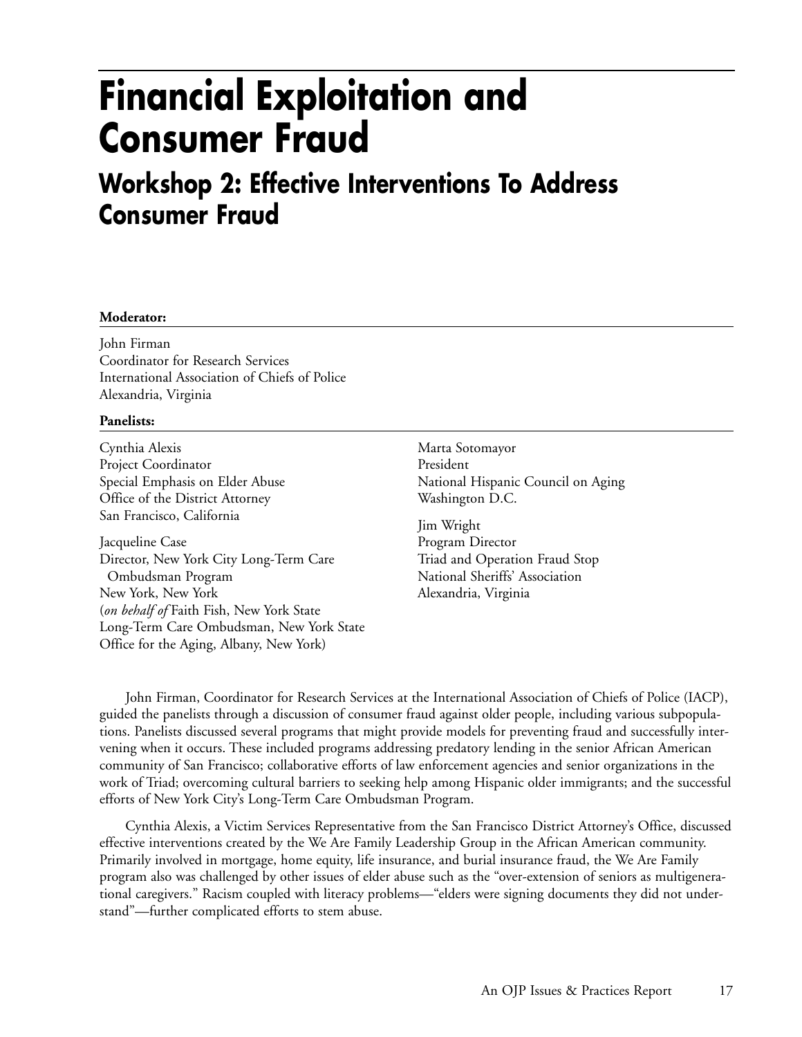# Financial Exploitation and Consumer Fraud

## Workshop 2: Effective Interventions To Address Consumer Fraud

**Moderator:**

John Firman
Coordinator for Research Services
International Association of Chiefs of Police
Alexandria, Virginia

**Panelists:**

Cynthia Alexis
Project Coordinator
Special Emphasis on Elder Abuse
Office of the District Attorney
San Francisco, California

Jacqueline Case
Director, New York City Long-Term Care Ombudsman Program
New York, New York
(*on behalf of* Faith Fish, New York State Long-Term Care Ombudsman, New York State Office for the Aging, Albany, New York)

Marta Sotomayor
President
National Hispanic Council on Aging
Washington D.C.

Jim Wright
Program Director
Triad and Operation Fraud Stop
National Sheriffs' Association
Alexandria, Virginia

John Firman, Coordinator for Research Services at the International Association of Chiefs of Police (IACP), guided the panelists through a discussion of consumer fraud against older people, including various subpopulations. Panelists discussed several programs that might provide models for preventing fraud and successfully intervening when it occurs. These included programs addressing predatory lending in the senior African American community of San Francisco; collaborative efforts of law enforcement agencies and senior organizations in the work of Triad; overcoming cultural barriers to seeking help among Hispanic older immigrants; and the successful efforts of New York City's Long-Term Care Ombudsman Program.

Cynthia Alexis, a Victim Services Representative from the San Francisco District Attorney's Office, discussed effective interventions created by the We Are Family Leadership Group in the African American community. Primarily involved in mortgage, home equity, life insurance, and burial insurance fraud, the We Are Family program also was challenged by other issues of elder abuse such as the "over-extension of seniors as multigenerational caregivers." Racism coupled with literacy problems—"elders were signing documents they did not understand"—further complicated efforts to stem abuse.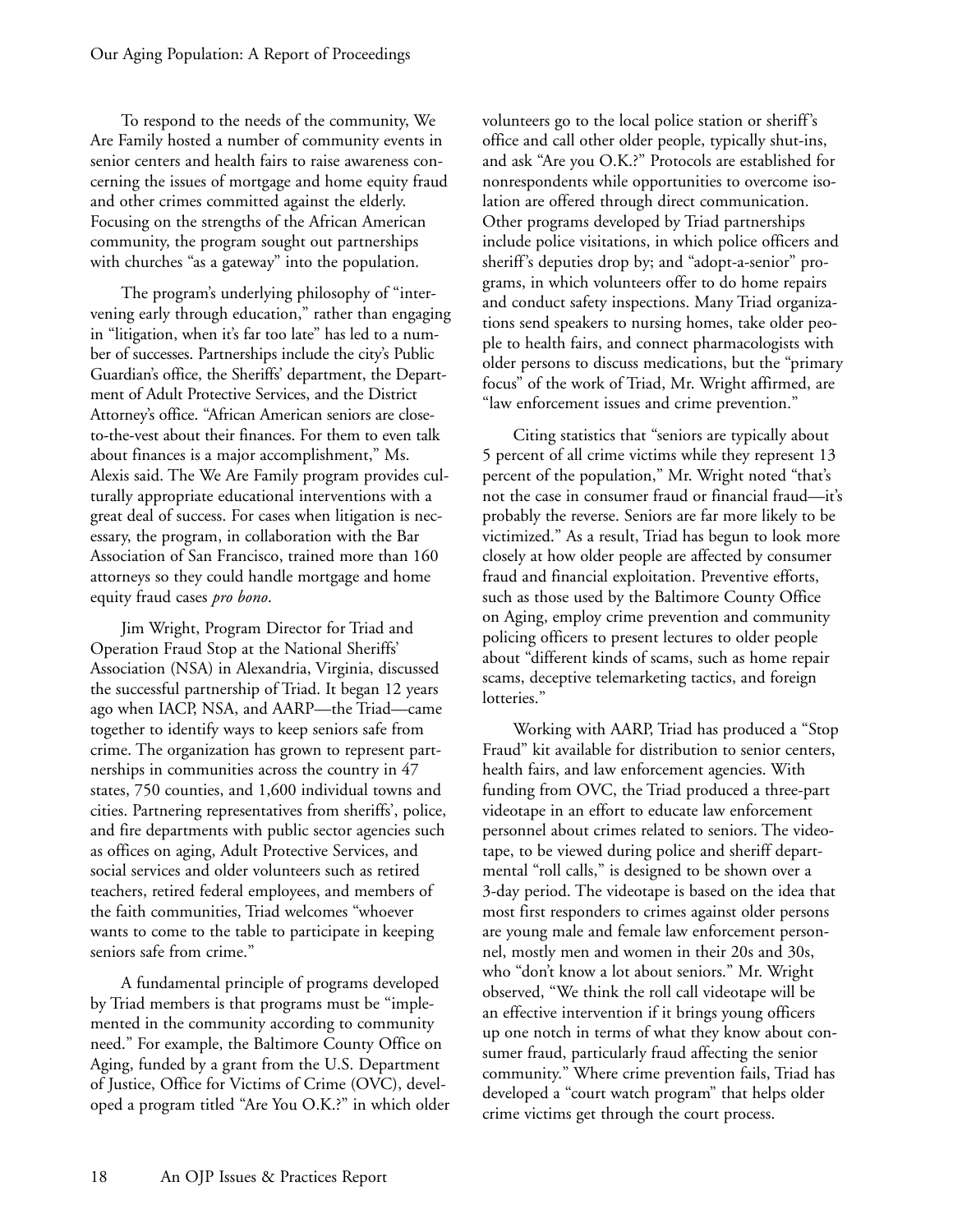To respond to the needs of the community, We Are Family hosted a number of community events in senior centers and health fairs to raise awareness concerning the issues of mortgage and home equity fraud and other crimes committed against the elderly. Focusing on the strengths of the African American community, the program sought out partnerships with churches "as a gateway" into the population.

The program's underlying philosophy of "intervening early through education," rather than engaging in "litigation, when it's far too late" has led to a number of successes. Partnerships include the city's Public Guardian's office, the Sheriffs' department, the Department of Adult Protective Services, and the District Attorney's office. "African American seniors are close-to-the-vest about their finances. For them to even talk about finances is a major accomplishment," Ms. Alexis said. The We Are Family program provides culturally appropriate educational interventions with a great deal of success. For cases when litigation is necessary, the program, in collaboration with the Bar Association of San Francisco, trained more than 160 attorneys so they could handle mortgage and home equity fraud cases *pro bono*.

Jim Wright, Program Director for Triad and Operation Fraud Stop at the National Sheriffs' Association (NSA) in Alexandria, Virginia, discussed the successful partnership of Triad. It began 12 years ago when IACP, NSA, and AARP—the Triad—came together to identify ways to keep seniors safe from crime. The organization has grown to represent partnerships in communities across the country in 47 states, 750 counties, and 1,600 individual towns and cities. Partnering representatives from sheriffs', police, and fire departments with public sector agencies such as offices on aging, Adult Protective Services, and social services and older volunteers such as retired teachers, retired federal employees, and members of the faith communities, Triad welcomes "whoever wants to come to the table to participate in keeping seniors safe from crime."

A fundamental principle of programs developed by Triad members is that programs must be "implemented in the community according to community need." For example, the Baltimore County Office on Aging, funded by a grant from the U.S. Department of Justice, Office for Victims of Crime (OVC), developed a program titled "Are You O.K.?" in which older volunteers go to the local police station or sheriff's office and call other older people, typically shut-ins, and ask "Are you O.K.?" Protocols are established for nonrespondents while opportunities to overcome isolation are offered through direct communication. Other programs developed by Triad partnerships include police visitations, in which police officers and sheriff's deputies drop by; and "adopt-a-senior" programs, in which volunteers offer to do home repairs and conduct safety inspections. Many Triad organizations send speakers to nursing homes, take older people to health fairs, and connect pharmacologists with older persons to discuss medications, but the "primary focus" of the work of Triad, Mr. Wright affirmed, are "law enforcement issues and crime prevention."

Citing statistics that "seniors are typically about 5 percent of all crime victims while they represent 13 percent of the population," Mr. Wright noted "that's not the case in consumer fraud or financial fraud—it's probably the reverse. Seniors are far more likely to be victimized." As a result, Triad has begun to look more closely at how older people are affected by consumer fraud and financial exploitation. Preventive efforts, such as those used by the Baltimore County Office on Aging, employ crime prevention and community policing officers to present lectures to older people about "different kinds of scams, such as home repair scams, deceptive telemarketing tactics, and foreign lotteries."

Working with AARP, Triad has produced a "Stop Fraud" kit available for distribution to senior centers, health fairs, and law enforcement agencies. With funding from OVC, the Triad produced a three-part videotape in an effort to educate law enforcement personnel about crimes related to seniors. The videotape, to be viewed during police and sheriff departmental "roll calls," is designed to be shown over a 3-day period. The videotape is based on the idea that most first responders to crimes against older persons are young male and female law enforcement personnel, mostly men and women in their 20s and 30s, who "don't know a lot about seniors." Mr. Wright observed, "We think the roll call videotape will be an effective intervention if it brings young officers up one notch in terms of what they know about consumer fraud, particularly fraud affecting the senior community." Where crime prevention fails, Triad has developed a "court watch program" that helps older crime victims get through the court process.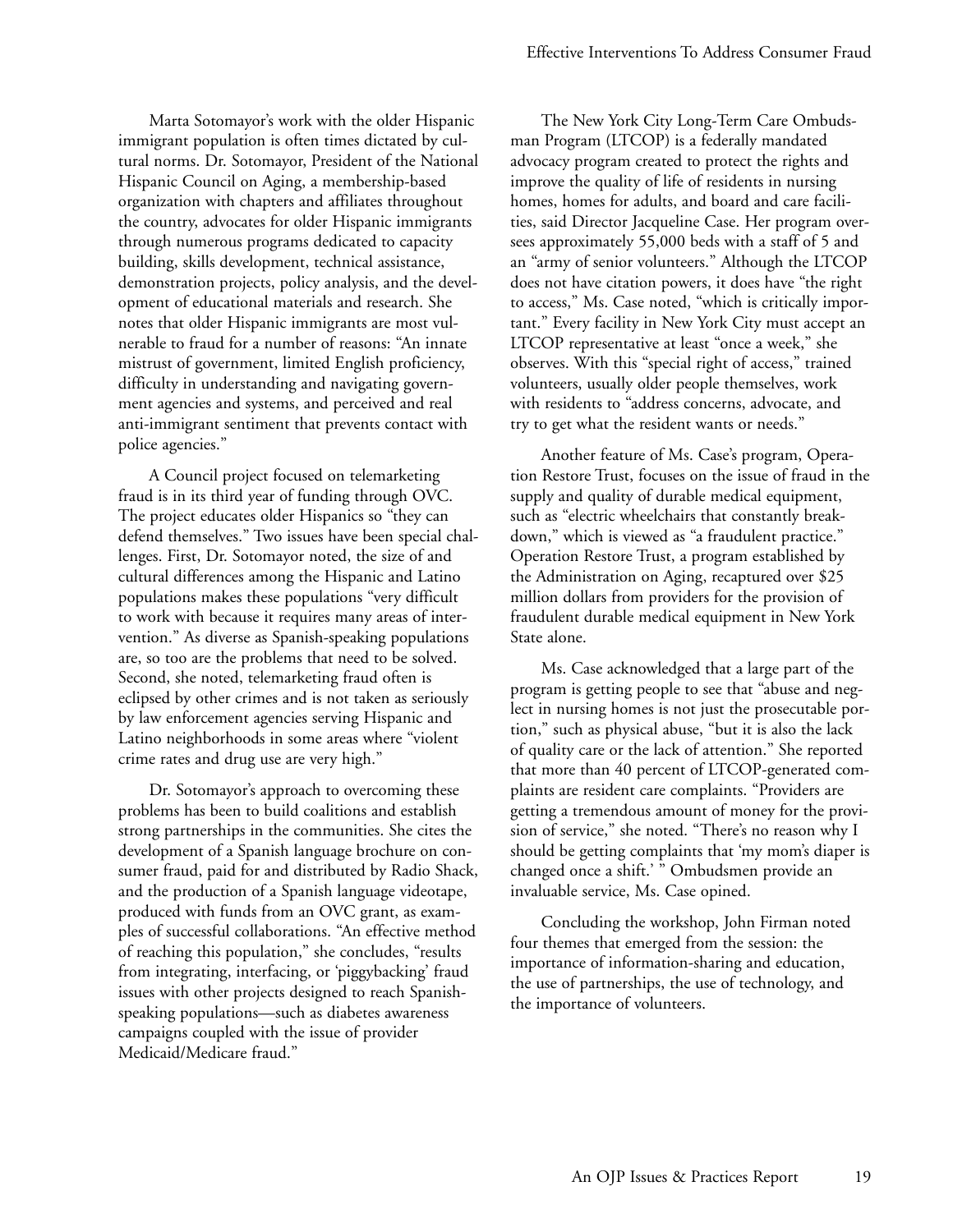Marta Sotomayor's work with the older Hispanic immigrant population is often times dictated by cultural norms. Dr. Sotomayor, President of the National Hispanic Council on Aging, a membership-based organization with chapters and affiliates throughout the country, advocates for older Hispanic immigrants through numerous programs dedicated to capacity building, skills development, technical assistance, demonstration projects, policy analysis, and the development of educational materials and research. She notes that older Hispanic immigrants are most vulnerable to fraud for a number of reasons: "An innate mistrust of government, limited English proficiency, difficulty in understanding and navigating government agencies and systems, and perceived and real anti-immigrant sentiment that prevents contact with police agencies."

A Council project focused on telemarketing fraud is in its third year of funding through OVC. The project educates older Hispanics so "they can defend themselves." Two issues have been special challenges. First, Dr. Sotomayor noted, the size of and cultural differences among the Hispanic and Latino populations makes these populations "very difficult to work with because it requires many areas of intervention." As diverse as Spanish-speaking populations are, so too are the problems that need to be solved. Second, she noted, telemarketing fraud often is eclipsed by other crimes and is not taken as seriously by law enforcement agencies serving Hispanic and Latino neighborhoods in some areas where "violent crime rates and drug use are very high."

Dr. Sotomayor's approach to overcoming these problems has been to build coalitions and establish strong partnerships in the communities. She cites the development of a Spanish language brochure on consumer fraud, paid for and distributed by Radio Shack, and the production of a Spanish language videotape, produced with funds from an OVC grant, as examples of successful collaborations. "An effective method of reaching this population," she concludes, "results from integrating, interfacing, or 'piggybacking' fraud issues with other projects designed to reach Spanish-speaking populations—such as diabetes awareness campaigns coupled with the issue of provider Medicaid/Medicare fraud."

The New York City Long-Term Care Ombudsman Program (LTCOP) is a federally mandated advocacy program created to protect the rights and improve the quality of life of residents in nursing homes, homes for adults, and board and care facilities, said Director Jacqueline Case. Her program oversees approximately 55,000 beds with a staff of 5 and an "army of senior volunteers." Although the LTCOP does not have citation powers, it does have "the right to access," Ms. Case noted, "which is critically important." Every facility in New York City must accept an LTCOP representative at least "once a week," she observes. With this "special right of access," trained volunteers, usually older people themselves, work with residents to "address concerns, advocate, and try to get what the resident wants or needs."

Another feature of Ms. Case's program, Operation Restore Trust, focuses on the issue of fraud in the supply and quality of durable medical equipment, such as "electric wheelchairs that constantly breakdown," which is viewed as "a fraudulent practice." Operation Restore Trust, a program established by the Administration on Aging, recaptured over $25 million dollars from providers for the provision of fraudulent durable medical equipment in New York State alone.

Ms. Case acknowledged that a large part of the program is getting people to see that "abuse and neglect in nursing homes is not just the prosecutable portion," such as physical abuse, "but it is also the lack of quality care or the lack of attention." She reported that more than 40 percent of LTCOP-generated complaints are resident care complaints. "Providers are getting a tremendous amount of money for the provision of service," she noted. "There's no reason why I should be getting complaints that 'my mom's diaper is changed once a shift.' " Ombudsmen provide an invaluable service, Ms. Case opined.

Concluding the workshop, John Firman noted four themes that emerged from the session: the importance of information-sharing and education, the use of partnerships, the use of technology, and the importance of volunteers.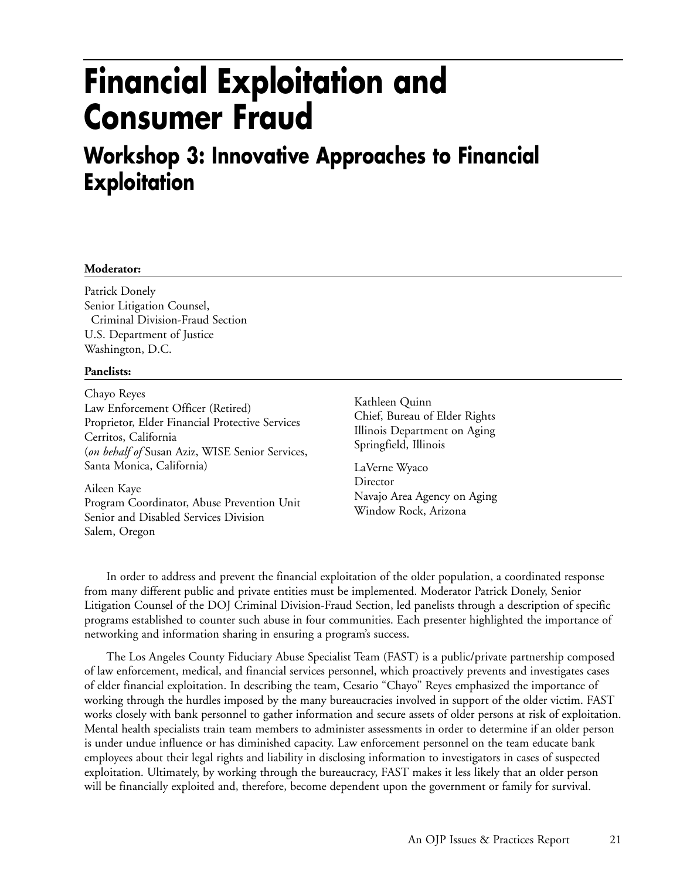# Financial Exploitation and Consumer Fraud

## Workshop 3: Innovative Approaches to Financial Exploitation

**Moderator:**

Patrick Donely
Senior Litigation Counsel,
Criminal Division-Fraud Section
U.S. Department of Justice
Washington, D.C.

**Panelists:**

Chayo Reyes
Law Enforcement Officer (Retired)
Proprietor, Elder Financial Protective Services
Cerritos, California
(*on behalf of* Susan Aziz, WISE Senior Services, Santa Monica, California)

Aileen Kaye
Program Coordinator, Abuse Prevention Unit
Senior and Disabled Services Division
Salem, Oregon

Kathleen Quinn
Chief, Bureau of Elder Rights
Illinois Department on Aging
Springfield, Illinois

LaVerne Wyaco
Director
Navajo Area Agency on Aging
Window Rock, Arizona

In order to address and prevent the financial exploitation of the older population, a coordinated response from many different public and private entities must be implemented. Moderator Patrick Donely, Senior Litigation Counsel of the DOJ Criminal Division-Fraud Section, led panelists through a description of specific programs established to counter such abuse in four communities. Each presenter highlighted the importance of networking and information sharing in ensuring a program's success.

The Los Angeles County Fiduciary Abuse Specialist Team (FAST) is a public/private partnership composed of law enforcement, medical, and financial services personnel, which proactively prevents and investigates cases of elder financial exploitation. In describing the team, Cesario "Chayo" Reyes emphasized the importance of working through the hurdles imposed by the many bureaucracies involved in support of the older victim. FAST works closely with bank personnel to gather information and secure assets of older persons at risk of exploitation. Mental health specialists train team members to administer assessments in order to determine if an older person is under undue influence or has diminished capacity. Law enforcement personnel on the team educate bank employees about their legal rights and liability in disclosing information to investigators in cases of suspected exploitation. Ultimately, by working through the bureaucracy, FAST makes it less likely that an older person will be financially exploited and, therefore, become dependent upon the government or family for survival.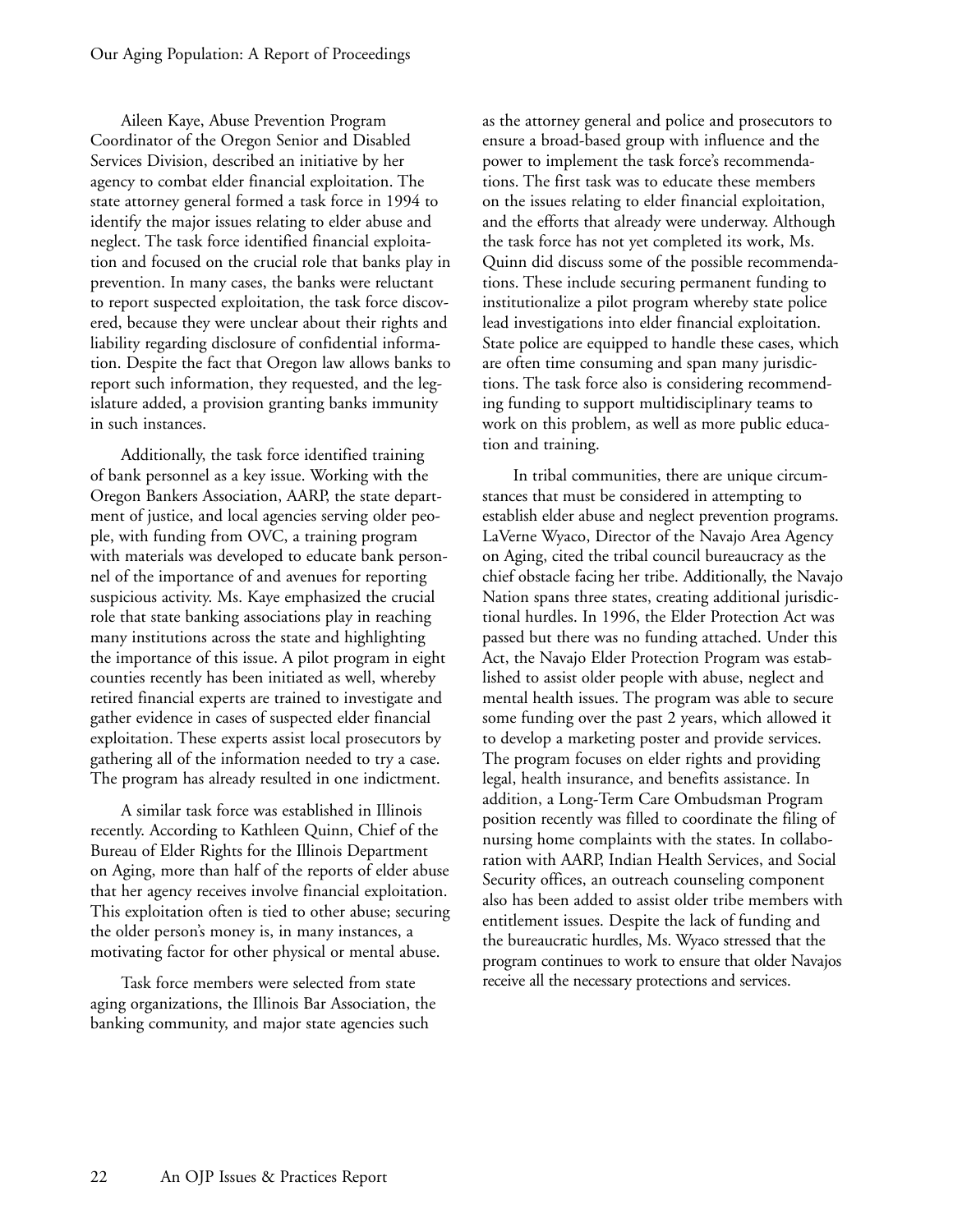Aileen Kaye, Abuse Prevention Program Coordinator of the Oregon Senior and Disabled Services Division, described an initiative by her agency to combat elder financial exploitation. The state attorney general formed a task force in 1994 to identify the major issues relating to elder abuse and neglect. The task force identified financial exploitation and focused on the crucial role that banks play in prevention. In many cases, the banks were reluctant to report suspected exploitation, the task force discovered, because they were unclear about their rights and liability regarding disclosure of confidential information. Despite the fact that Oregon law allows banks to report such information, they requested, and the legislature added, a provision granting banks immunity in such instances.

Additionally, the task force identified training of bank personnel as a key issue. Working with the Oregon Bankers Association, AARP, the state department of justice, and local agencies serving older people, with funding from OVC, a training program with materials was developed to educate bank personnel of the importance of and avenues for reporting suspicious activity. Ms. Kaye emphasized the crucial role that state banking associations play in reaching many institutions across the state and highlighting the importance of this issue. A pilot program in eight counties recently has been initiated as well, whereby retired financial experts are trained to investigate and gather evidence in cases of suspected elder financial exploitation. These experts assist local prosecutors by gathering all of the information needed to try a case. The program has already resulted in one indictment.

A similar task force was established in Illinois recently. According to Kathleen Quinn, Chief of the Bureau of Elder Rights for the Illinois Department on Aging, more than half of the reports of elder abuse that her agency receives involve financial exploitation. This exploitation often is tied to other abuse; securing the older person's money is, in many instances, a motivating factor for other physical or mental abuse.

Task force members were selected from state aging organizations, the Illinois Bar Association, the banking community, and major state agencies such as the attorney general and police and prosecutors to ensure a broad-based group with influence and the power to implement the task force's recommendations. The first task was to educate these members on the issues relating to elder financial exploitation, and the efforts that already were underway. Although the task force has not yet completed its work, Ms. Quinn did discuss some of the possible recommendations. These include securing permanent funding to institutionalize a pilot program whereby state police lead investigations into elder financial exploitation. State police are equipped to handle these cases, which are often time consuming and span many jurisdictions. The task force also is considering recommending funding to support multidisciplinary teams to work on this problem, as well as more public education and training.

In tribal communities, there are unique circumstances that must be considered in attempting to establish elder abuse and neglect prevention programs. LaVerne Wyaco, Director of the Navajo Area Agency on Aging, cited the tribal council bureaucracy as the chief obstacle facing her tribe. Additionally, the Navajo Nation spans three states, creating additional jurisdictional hurdles. In 1996, the Elder Protection Act was passed but there was no funding attached. Under this Act, the Navajo Elder Protection Program was established to assist older people with abuse, neglect and mental health issues. The program was able to secure some funding over the past 2 years, which allowed it to develop a marketing poster and provide services. The program focuses on elder rights and providing legal, health insurance, and benefits assistance. In addition, a Long-Term Care Ombudsman Program position recently was filled to coordinate the filing of nursing home complaints with the states. In collaboration with AARP, Indian Health Services, and Social Security offices, an outreach counseling component also has been added to assist older tribe members with entitlement issues. Despite the lack of funding and the bureaucratic hurdles, Ms. Wyaco stressed that the program continues to work to ensure that older Navajos receive all the necessary protections and services.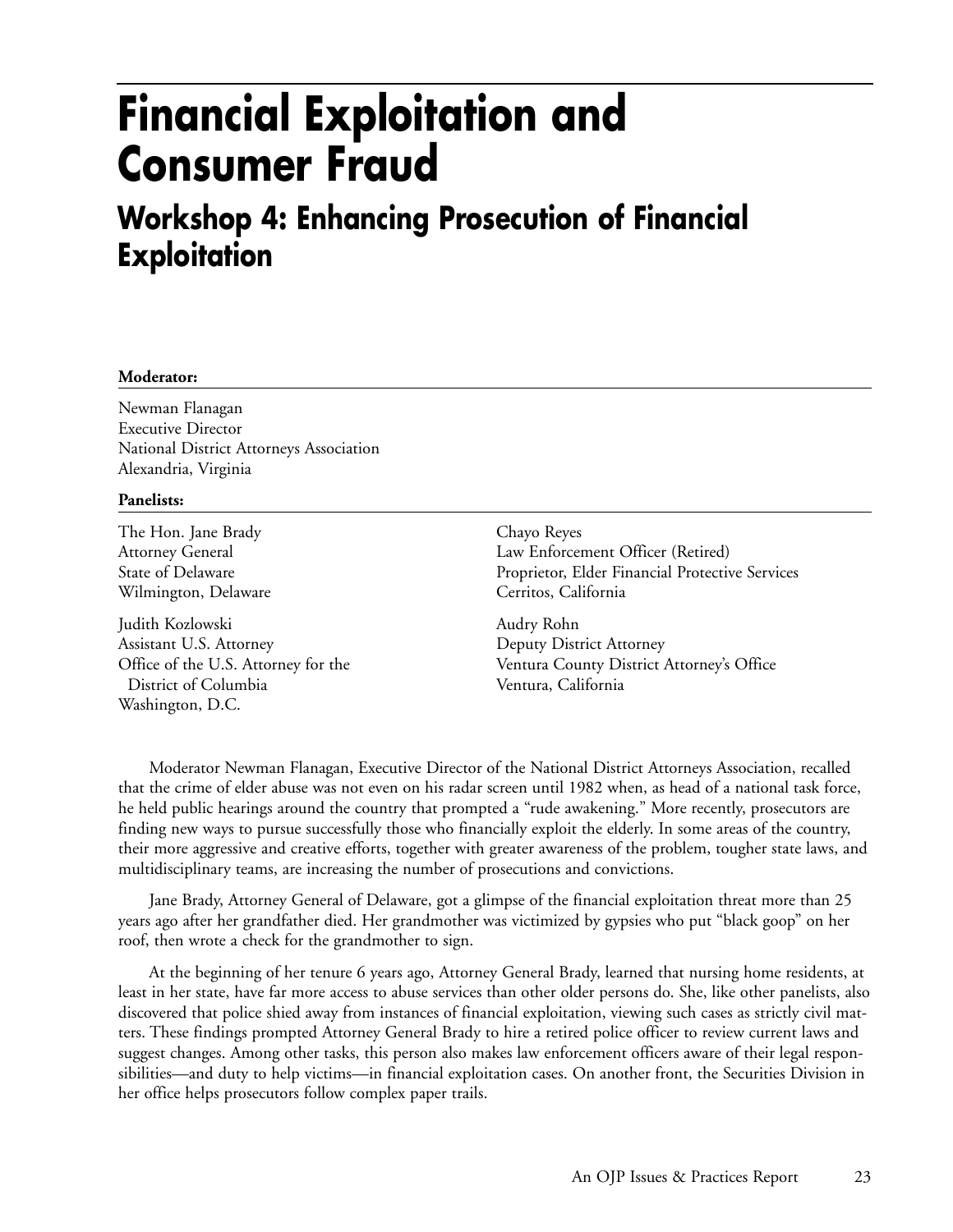# Financial Exploitation and Consumer Fraud

## Workshop 4: Enhancing Prosecution of Financial Exploitation

**Moderator:**

Newman Flanagan
Executive Director
National District Attorneys Association
Alexandria, Virginia

**Panelists:**

The Hon. Jane Brady
Attorney General
State of Delaware
Wilmington, Delaware

Judith Kozlowski
Assistant U.S. Attorney
Office of the U.S. Attorney for the District of Columbia
Washington, D.C.

Chayo Reyes
Law Enforcement Officer (Retired)
Proprietor, Elder Financial Protective Services
Cerritos, California

Audry Rohn
Deputy District Attorney
Ventura County District Attorney's Office
Ventura, California

Moderator Newman Flanagan, Executive Director of the National District Attorneys Association, recalled that the crime of elder abuse was not even on his radar screen until 1982 when, as head of a national task force, he held public hearings around the country that prompted a "rude awakening." More recently, prosecutors are finding new ways to pursue successfully those who financially exploit the elderly. In some areas of the country, their more aggressive and creative efforts, together with greater awareness of the problem, tougher state laws, and multidisciplinary teams, are increasing the number of prosecutions and convictions.

Jane Brady, Attorney General of Delaware, got a glimpse of the financial exploitation threat more than 25 years ago after her grandfather died. Her grandmother was victimized by gypsies who put "black goop" on her roof, then wrote a check for the grandmother to sign.

At the beginning of her tenure 6 years ago, Attorney General Brady, learned that nursing home residents, at least in her state, have far more access to abuse services than other older persons do. She, like other panelists, also discovered that police shied away from instances of financial exploitation, viewing such cases as strictly civil matters. These findings prompted Attorney General Brady to hire a retired police officer to review current laws and suggest changes. Among other tasks, this person also makes law enforcement officers aware of their legal responsibilities—and duty to help victims—in financial exploitation cases. On another front, the Securities Division in her office helps prosecutors follow complex paper trails.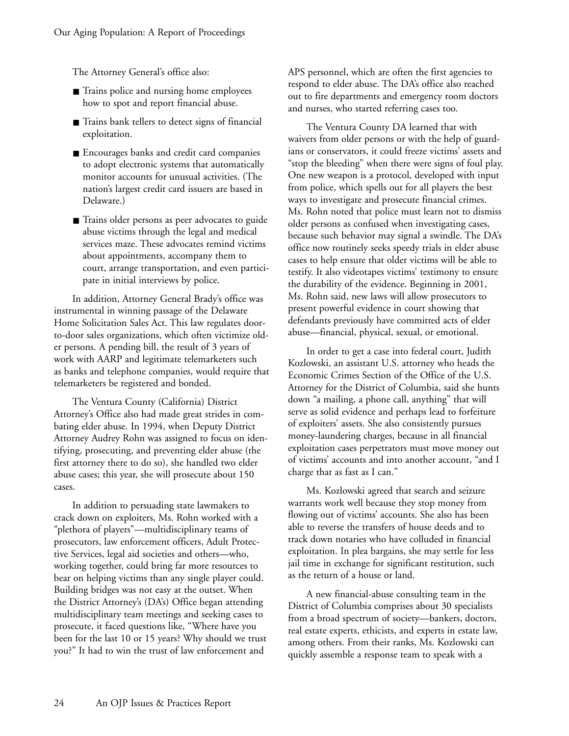The Attorney General's office also:

- Trains police and nursing home employees how to spot and report financial abuse.
- Trains bank tellers to detect signs of financial exploitation.
- Encourages banks and credit card companies to adopt electronic systems that automatically monitor accounts for unusual activities. (The nation's largest credit card issuers are based in Delaware.)
- Trains older persons as peer advocates to guide abuse victims through the legal and medical services maze. These advocates remind victims about appointments, accompany them to court, arrange transportation, and even participate in initial interviews by police.

In addition, Attorney General Brady's office was instrumental in winning passage of the Delaware Home Solicitation Sales Act. This law regulates door-to-door sales organizations, which often victimize older persons. A pending bill, the result of 3 years of work with AARP and legitimate telemarketers such as banks and telephone companies, would require that telemarketers be registered and bonded.

The Ventura County (California) District Attorney's Office also had made great strides in combating elder abuse. In 1994, when Deputy District Attorney Audrey Rohn was assigned to focus on identifying, prosecuting, and preventing elder abuse (the first attorney there to do so), she handled two elder abuse cases; this year, she will prosecute about 150 cases.

In addition to persuading state lawmakers to crack down on exploiters, Ms. Rohn worked with a "plethora of players"—multidisciplinary teams of prosecutors, law enforcement officers, Adult Protective Services, legal aid societies and others—who, working together, could bring far more resources to bear on helping victims than any single player could. Building bridges was not easy at the outset. When the District Attorney's (DA's) Office began attending multidisciplinary team meetings and seeking cases to prosecute, it faced questions like, "Where have you been for the last 10 or 15 years? Why should we trust you?" It had to win the trust of law enforcement and APS personnel, which are often the first agencies to respond to elder abuse. The DA's office also reached out to fire departments and emergency room doctors and nurses, who started referring cases too.

The Ventura County DA learned that with waivers from older persons or with the help of guardians or conservators, it could freeze victims' assets and "stop the bleeding" when there were signs of foul play. One new weapon is a protocol, developed with input from police, which spells out for all players the best ways to investigate and prosecute financial crimes. Ms. Rohn noted that police must learn not to dismiss older persons as confused when investigating cases, because such behavior may signal a swindle. The DA's office now routinely seeks speedy trials in elder abuse cases to help ensure that older victims will be able to testify. It also videotapes victims' testimony to ensure the durability of the evidence. Beginning in 2001, Ms. Rohn said, new laws will allow prosecutors to present powerful evidence in court showing that defendants previously have committed acts of elder abuse—financial, physical, sexual, or emotional.

In order to get a case into federal court, Judith Kozlowski, an assistant U.S. attorney who heads the Economic Crimes Section of the Office of the U.S. Attorney for the District of Columbia, said she hunts down "a mailing, a phone call, anything" that will serve as solid evidence and perhaps lead to forfeiture of exploiters' assets. She also consistently pursues money-laundering charges, because in all financial exploitation cases perpetrators must move money out of victims' accounts and into another account, "and I charge that as fast as I can."

Ms. Kozlowski agreed that search and seizure warrants work well because they stop money from flowing out of victims' accounts. She also has been able to reverse the transfers of house deeds and to track down notaries who have colluded in financial exploitation. In plea bargains, she may settle for less jail time in exchange for significant restitution, such as the return of a house or land.

A new financial-abuse consulting team in the District of Columbia comprises about 30 specialists from a broad spectrum of society—bankers, doctors, real estate experts, ethicists, and experts in estate law, among others. From their ranks, Ms. Kozlowski can quickly assemble a response team to speak with a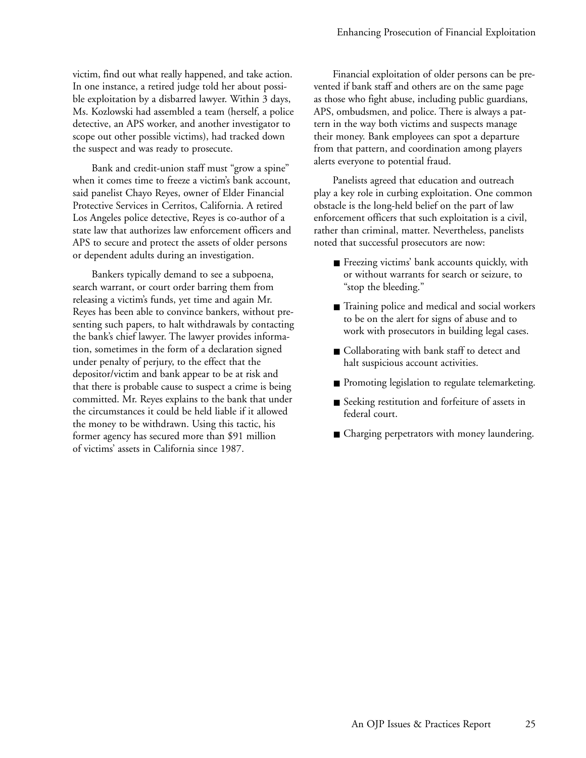victim, find out what really happened, and take action. In one instance, a retired judge told her about possible exploitation by a disbarred lawyer. Within 3 days, Ms. Kozlowski had assembled a team (herself, a police detective, an APS worker, and another investigator to scope out other possible victims), had tracked down the suspect and was ready to prosecute.

Bank and credit-union staff must "grow a spine" when it comes time to freeze a victim's bank account, said panelist Chayo Reyes, owner of Elder Financial Protective Services in Cerritos, California. A retired Los Angeles police detective, Reyes is co-author of a state law that authorizes law enforcement officers and APS to secure and protect the assets of older persons or dependent adults during an investigation.

Bankers typically demand to see a subpoena, search warrant, or court order barring them from releasing a victim's funds, yet time and again Mr. Reyes has been able to convince bankers, without presenting such papers, to halt withdrawals by contacting the bank's chief lawyer. The lawyer provides information, sometimes in the form of a declaration signed under penalty of perjury, to the effect that the depositor/victim and bank appear to be at risk and that there is probable cause to suspect a crime is being committed. Mr. Reyes explains to the bank that under the circumstances it could be held liable if it allowed the money to be withdrawn. Using this tactic, his former agency has secured more than $91 million of victims' assets in California since 1987.

Financial exploitation of older persons can be prevented if bank staff and others are on the same page as those who fight abuse, including public guardians, APS, ombudsmen, and police. There is always a pattern in the way both victims and suspects manage their money. Bank employees can spot a departure from that pattern, and coordination among players alerts everyone to potential fraud.

Panelists agreed that education and outreach play a key role in curbing exploitation. One common obstacle is the long-held belief on the part of law enforcement officers that such exploitation is a civil, rather than criminal, matter. Nevertheless, panelists noted that successful prosecutors are now:

- Freezing victims' bank accounts quickly, with or without warrants for search or seizure, to "stop the bleeding."
- Training police and medical and social workers to be on the alert for signs of abuse and to work with prosecutors in building legal cases.
- Collaborating with bank staff to detect and halt suspicious account activities.
- Promoting legislation to regulate telemarketing.
- Seeking restitution and forfeiture of assets in federal court.
- Charging perpetrators with money laundering.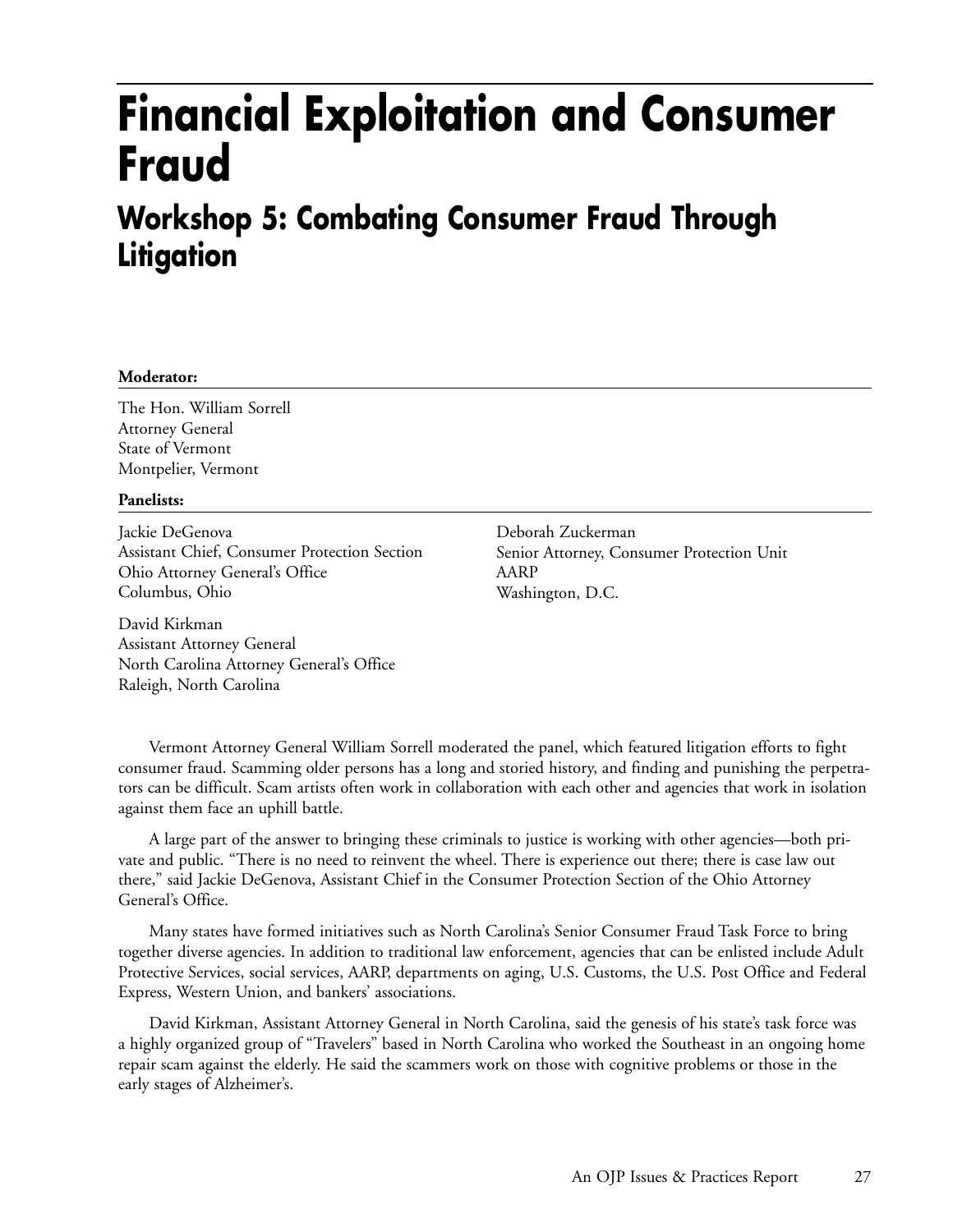# Financial Exploitation and Consumer Fraud

## Workshop 5: Combating Consumer Fraud Through Litigation

**Moderator:**

The Hon. William Sorrell
Attorney General
State of Vermont
Montpelier, Vermont

**Panelists:**

Jackie DeGenova
Assistant Chief, Consumer Protection Section
Ohio Attorney General's Office
Columbus, Ohio

David Kirkman
Assistant Attorney General
North Carolina Attorney General's Office
Raleigh, North Carolina

Deborah Zuckerman
Senior Attorney, Consumer Protection Unit
AARP
Washington, D.C.

Vermont Attorney General William Sorrell moderated the panel, which featured litigation efforts to fight consumer fraud. Scamming older persons has a long and storied history, and finding and punishing the perpetrators can be difficult. Scam artists often work in collaboration with each other and agencies that work in isolation against them face an uphill battle.

A large part of the answer to bringing these criminals to justice is working with other agencies—both private and public. "There is no need to reinvent the wheel. There is experience out there; there is case law out there," said Jackie DeGenova, Assistant Chief in the Consumer Protection Section of the Ohio Attorney General's Office.

Many states have formed initiatives such as North Carolina's Senior Consumer Fraud Task Force to bring together diverse agencies. In addition to traditional law enforcement, agencies that can be enlisted include Adult Protective Services, social services, AARP, departments on aging, U.S. Customs, the U.S. Post Office and Federal Express, Western Union, and bankers' associations.

David Kirkman, Assistant Attorney General in North Carolina, said the genesis of his state's task force was a highly organized group of "Travelers" based in North Carolina who worked the Southeast in an ongoing home repair scam against the elderly. He said the scammers work on those with cognitive problems or those in the early stages of Alzheimer's.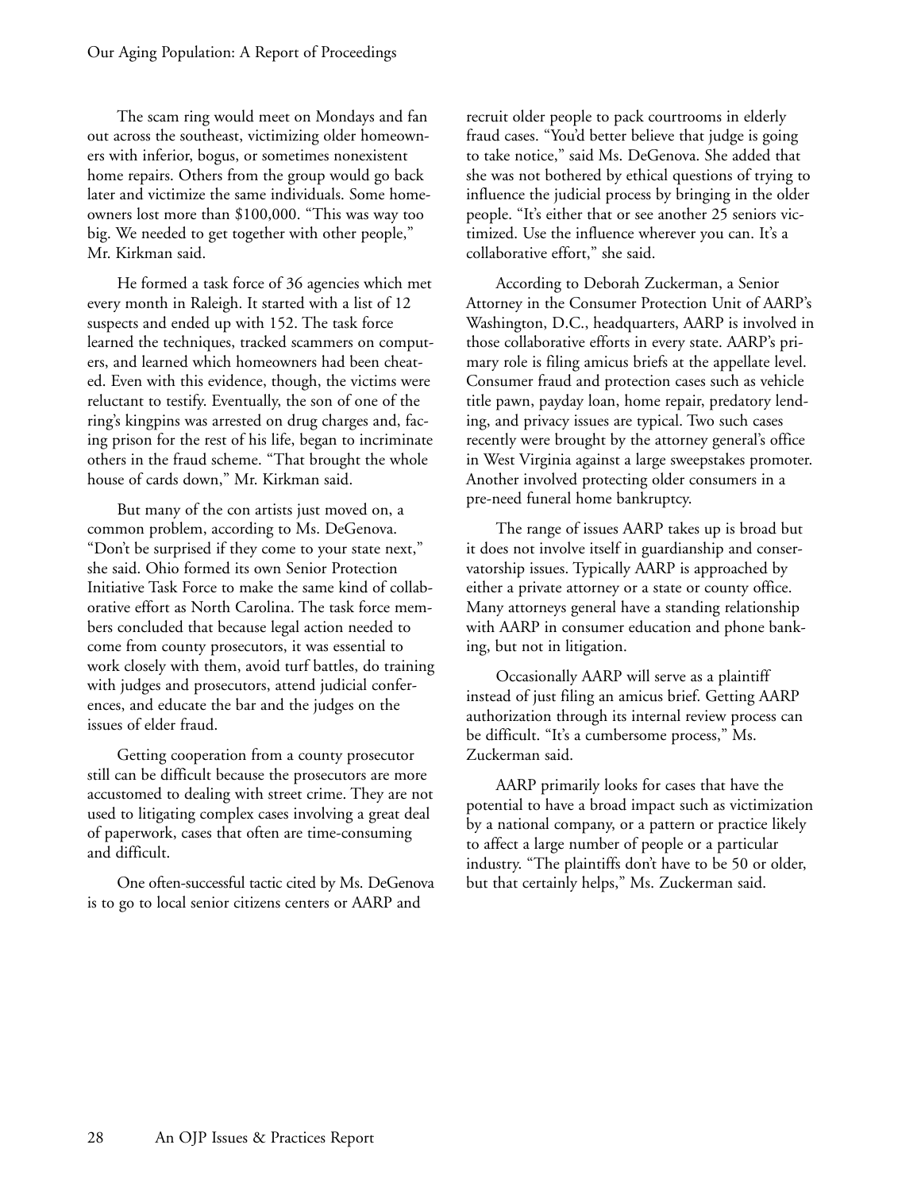The scam ring would meet on Mondays and fan out across the southeast, victimizing older homeowners with inferior, bogus, or sometimes nonexistent home repairs. Others from the group would go back later and victimize the same individuals. Some homeowners lost more than $100,000. "This was way too big. We needed to get together with other people," Mr. Kirkman said.

He formed a task force of 36 agencies which met every month in Raleigh. It started with a list of 12 suspects and ended up with 152. The task force learned the techniques, tracked scammers on computers, and learned which homeowners had been cheated. Even with this evidence, though, the victims were reluctant to testify. Eventually, the son of one of the ring's kingpins was arrested on drug charges and, facing prison for the rest of his life, began to incriminate others in the fraud scheme. "That brought the whole house of cards down," Mr. Kirkman said.

But many of the con artists just moved on, a common problem, according to Ms. DeGenova. "Don't be surprised if they come to your state next," she said. Ohio formed its own Senior Protection Initiative Task Force to make the same kind of collaborative effort as North Carolina. The task force members concluded that because legal action needed to come from county prosecutors, it was essential to work closely with them, avoid turf battles, do training with judges and prosecutors, attend judicial conferences, and educate the bar and the judges on the issues of elder fraud.

Getting cooperation from a county prosecutor still can be difficult because the prosecutors are more accustomed to dealing with street crime. They are not used to litigating complex cases involving a great deal of paperwork, cases that often are time-consuming and difficult.

One often-successful tactic cited by Ms. DeGenova is to go to local senior citizens centers or AARP and recruit older people to pack courtrooms in elderly fraud cases. "You'd better believe that judge is going to take notice," said Ms. DeGenova. She added that she was not bothered by ethical questions of trying to influence the judicial process by bringing in the older people. "It's either that or see another 25 seniors victimized. Use the influence wherever you can. It's a collaborative effort," she said.

According to Deborah Zuckerman, a Senior Attorney in the Consumer Protection Unit of AARP's Washington, D.C., headquarters, AARP is involved in those collaborative efforts in every state. AARP's primary role is filing amicus briefs at the appellate level. Consumer fraud and protection cases such as vehicle title pawn, payday loan, home repair, predatory lending, and privacy issues are typical. Two such cases recently were brought by the attorney general's office in West Virginia against a large sweepstakes promoter. Another involved protecting older consumers in a pre-need funeral home bankruptcy.

The range of issues AARP takes up is broad but it does not involve itself in guardianship and conservatorship issues. Typically AARP is approached by either a private attorney or a state or county office. Many attorneys general have a standing relationship with AARP in consumer education and phone banking, but not in litigation.

Occasionally AARP will serve as a plaintiff instead of just filing an amicus brief. Getting AARP authorization through its internal review process can be difficult. "It's a cumbersome process," Ms. Zuckerman said.

AARP primarily looks for cases that have the potential to have a broad impact such as victimization by a national company, or a pattern or practice likely to affect a large number of people or a particular industry. "The plaintiffs don't have to be 50 or older, but that certainly helps," Ms. Zuckerman said.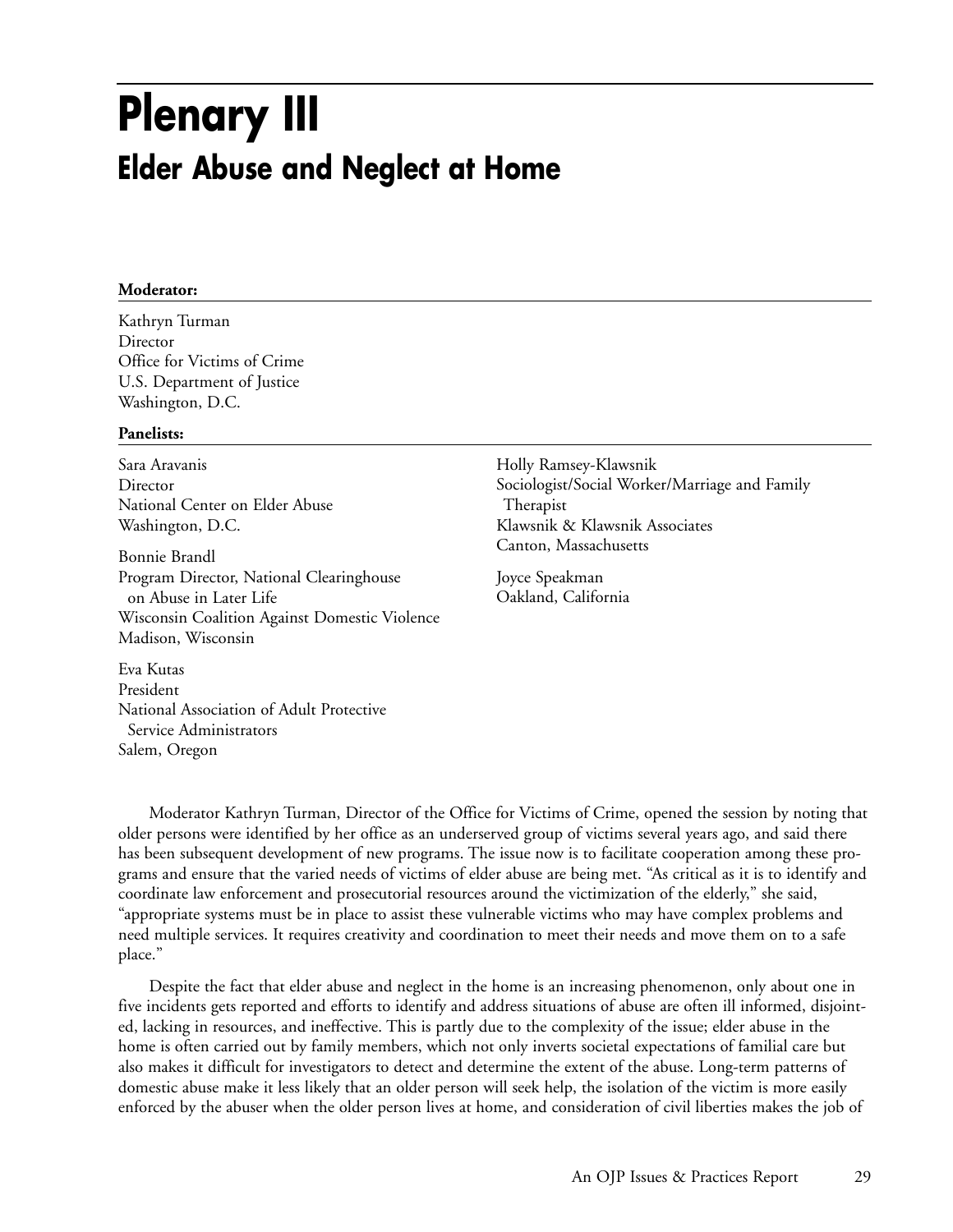# Plenary III

## Elder Abuse and Neglect at Home

**Moderator:**

Kathryn Turman
Director
Office for Victims of Crime
U.S. Department of Justice
Washington, D.C.

**Panelists:**

Sara Aravanis
Director
National Center on Elder Abuse
Washington, D.C.

Bonnie Brandl
Program Director, National Clearinghouse on Abuse in Later Life
Wisconsin Coalition Against Domestic Violence
Madison, Wisconsin

Eva Kutas
President
National Association of Adult Protective Service Administrators
Salem, Oregon

Holly Ramsey-Klawsnik
Sociologist/Social Worker/Marriage and Family Therapist
Klawsnik & Klawsnik Associates
Canton, Massachusetts

Joyce Speakman
Oakland, California

Moderator Kathryn Turman, Director of the Office for Victims of Crime, opened the session by noting that older persons were identified by her office as an underserved group of victims several years ago, and said there has been subsequent development of new programs. The issue now is to facilitate cooperation among these programs and ensure that the varied needs of victims of elder abuse are being met. "As critical as it is to identify and coordinate law enforcement and prosecutorial resources around the victimization of the elderly," she said, "appropriate systems must be in place to assist these vulnerable victims who may have complex problems and need multiple services. It requires creativity and coordination to meet their needs and move them on to a safe place."

Despite the fact that elder abuse and neglect in the home is an increasing phenomenon, only about one in five incidents gets reported and efforts to identify and address situations of abuse are often ill informed, disjointed, lacking in resources, and ineffective. This is partly due to the complexity of the issue; elder abuse in the home is often carried out by family members, which not only inverts societal expectations of familial care but also makes it difficult for investigators to detect and determine the extent of the abuse. Long-term patterns of domestic abuse make it less likely that an older person will seek help, the isolation of the victim is more easily enforced by the abuser when the older person lives at home, and consideration of civil liberties makes the job of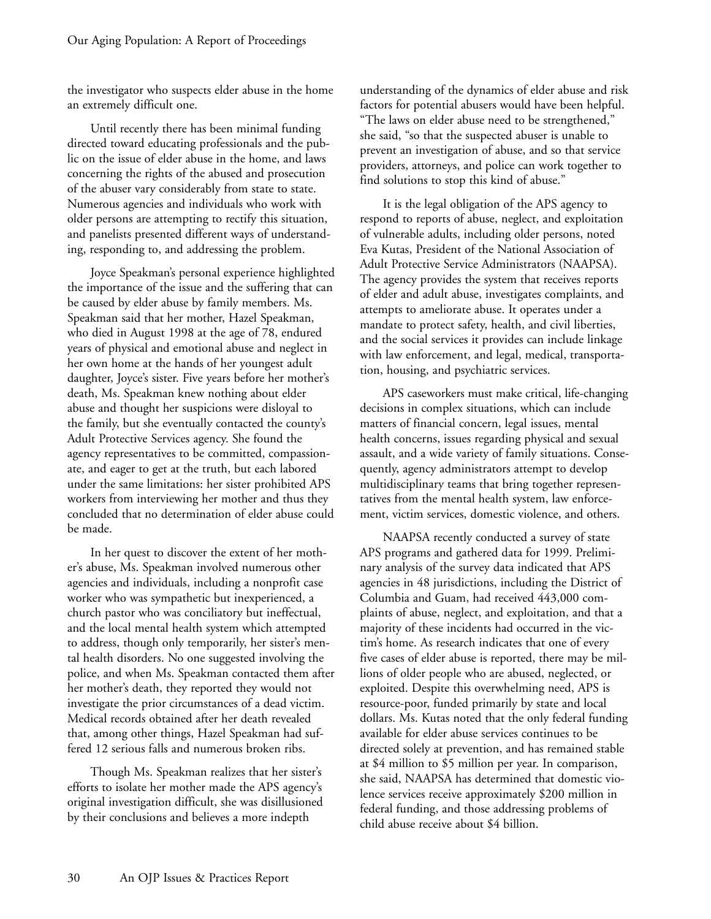the investigator who suspects elder abuse in the home an extremely difficult one.

Until recently there has been minimal funding directed toward educating professionals and the public on the issue of elder abuse in the home, and laws concerning the rights of the abused and prosecution of the abuser vary considerably from state to state. Numerous agencies and individuals who work with older persons are attempting to rectify this situation, and panelists presented different ways of understanding, responding to, and addressing the problem.

Joyce Speakman's personal experience highlighted the importance of the issue and the suffering that can be caused by elder abuse by family members. Ms. Speakman said that her mother, Hazel Speakman, who died in August 1998 at the age of 78, endured years of physical and emotional abuse and neglect in her own home at the hands of her youngest adult daughter, Joyce's sister. Five years before her mother's death, Ms. Speakman knew nothing about elder abuse and thought her suspicions were disloyal to the family, but she eventually contacted the county's Adult Protective Services agency. She found the agency representatives to be committed, compassionate, and eager to get at the truth, but each labored under the same limitations: her sister prohibited APS workers from interviewing her mother and thus they concluded that no determination of elder abuse could be made.

In her quest to discover the extent of her mother's abuse, Ms. Speakman involved numerous other agencies and individuals, including a nonprofit case worker who was sympathetic but inexperienced, a church pastor who was conciliatory but ineffectual, and the local mental health system which attempted to address, though only temporarily, her sister's mental health disorders. No one suggested involving the police, and when Ms. Speakman contacted them after her mother's death, they reported they would not investigate the prior circumstances of a dead victim. Medical records obtained after her death revealed that, among other things, Hazel Speakman had suffered 12 serious falls and numerous broken ribs.

Though Ms. Speakman realizes that her sister's efforts to isolate her mother made the APS agency's original investigation difficult, she was disillusioned by their conclusions and believes a more indepth understanding of the dynamics of elder abuse and risk factors for potential abusers would have been helpful. "The laws on elder abuse need to be strengthened," she said, "so that the suspected abuser is unable to prevent an investigation of abuse, and so that service providers, attorneys, and police can work together to find solutions to stop this kind of abuse."

It is the legal obligation of the APS agency to respond to reports of abuse, neglect, and exploitation of vulnerable adults, including older persons, noted Eva Kutas, President of the National Association of Adult Protective Service Administrators (NAAPSA). The agency provides the system that receives reports of elder and adult abuse, investigates complaints, and attempts to ameliorate abuse. It operates under a mandate to protect safety, health, and civil liberties, and the social services it provides can include linkage with law enforcement, and legal, medical, transportation, housing, and psychiatric services.

APS caseworkers must make critical, life-changing decisions in complex situations, which can include matters of financial concern, legal issues, mental health concerns, issues regarding physical and sexual assault, and a wide variety of family situations. Consequently, agency administrators attempt to develop multidisciplinary teams that bring together representatives from the mental health system, law enforcement, victim services, domestic violence, and others.

NAAPSA recently conducted a survey of state APS programs and gathered data for 1999. Preliminary analysis of the survey data indicated that APS agencies in 48 jurisdictions, including the District of Columbia and Guam, had received 443,000 complaints of abuse, neglect, and exploitation, and that a majority of these incidents had occurred in the victim's home. As research indicates that one of every five cases of elder abuse is reported, there may be millions of older people who are abused, neglected, or exploited. Despite this overwhelming need, APS is resource-poor, funded primarily by state and local dollars. Ms. Kutas noted that the only federal funding available for elder abuse services continues to be directed solely at prevention, and has remained stable at $4 million to $5 million per year. In comparison, she said, NAAPSA has determined that domestic violence services receive approximately $200 million in federal funding, and those addressing problems of child abuse receive about $4 billion.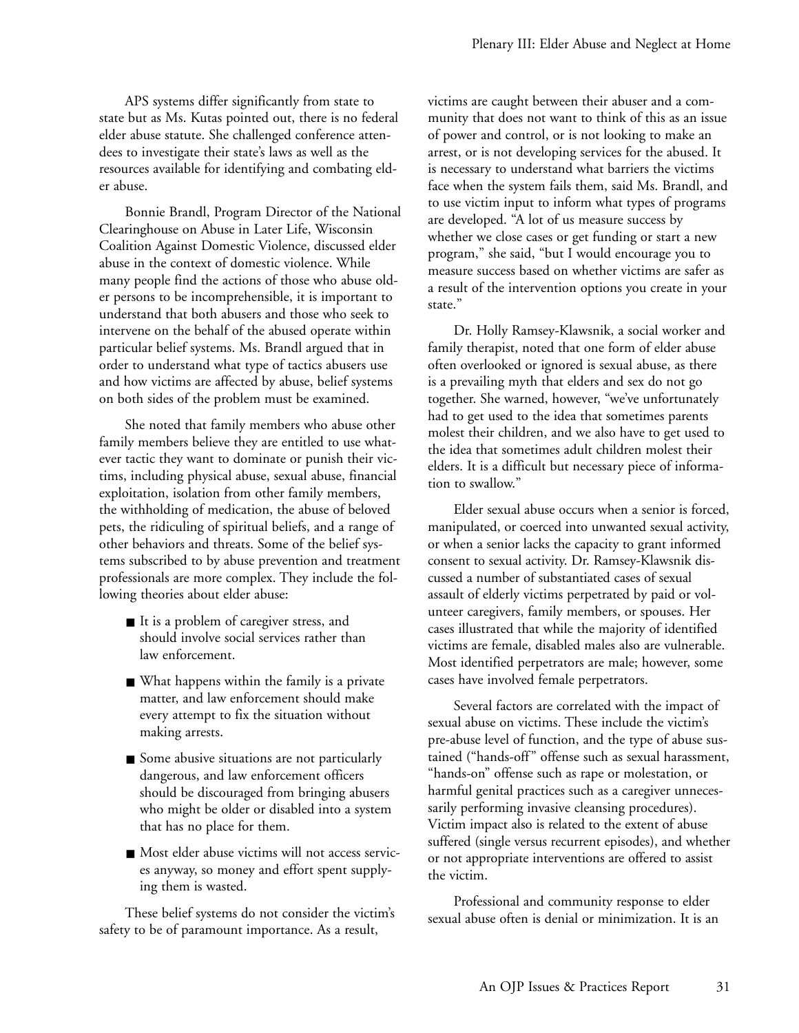APS systems differ significantly from state to state but as Ms. Kutas pointed out, there is no federal elder abuse statute. She challenged conference attendees to investigate their state's laws as well as the resources available for identifying and combating elder abuse.

Bonnie Brandl, Program Director of the National Clearinghouse on Abuse in Later Life, Wisconsin Coalition Against Domestic Violence, discussed elder abuse in the context of domestic violence. While many people find the actions of those who abuse older persons to be incomprehensible, it is important to understand that both abusers and those who seek to intervene on the behalf of the abused operate within particular belief systems. Ms. Brandl argued that in order to understand what type of tactics abusers use and how victims are affected by abuse, belief systems on both sides of the problem must be examined.

She noted that family members who abuse other family members believe they are entitled to use whatever tactic they want to dominate or punish their victims, including physical abuse, sexual abuse, financial exploitation, isolation from other family members, the withholding of medication, the abuse of beloved pets, the ridiculing of spiritual beliefs, and a range of other behaviors and threats. Some of the belief systems subscribed to by abuse prevention and treatment professionals are more complex. They include the following theories about elder abuse:

- It is a problem of caregiver stress, and should involve social services rather than law enforcement.
- What happens within the family is a private matter, and law enforcement should make every attempt to fix the situation without making arrests.
- Some abusive situations are not particularly dangerous, and law enforcement officers should be discouraged from bringing abusers who might be older or disabled into a system that has no place for them.
- Most elder abuse victims will not access services anyway, so money and effort spent supplying them is wasted.

These belief systems do not consider the victim's safety to be of paramount importance. As a result, victims are caught between their abuser and a community that does not want to think of this as an issue of power and control, or is not looking to make an arrest, or is not developing services for the abused. It is necessary to understand what barriers the victims face when the system fails them, said Ms. Brandl, and to use victim input to inform what types of programs are developed. "A lot of us measure success by whether we close cases or get funding or start a new program," she said, "but I would encourage you to measure success based on whether victims are safer as a result of the intervention options you create in your state."

Dr. Holly Ramsey-Klawsnik, a social worker and family therapist, noted that one form of elder abuse often overlooked or ignored is sexual abuse, as there is a prevailing myth that elders and sex do not go together. She warned, however, "we've unfortunately had to get used to the idea that sometimes parents molest their children, and we also have to get used to the idea that sometimes adult children molest their elders. It is a difficult but necessary piece of information to swallow."

Elder sexual abuse occurs when a senior is forced, manipulated, or coerced into unwanted sexual activity, or when a senior lacks the capacity to grant informed consent to sexual activity. Dr. Ramsey-Klawsnik discussed a number of substantiated cases of sexual assault of elderly victims perpetrated by paid or volunteer caregivers, family members, or spouses. Her cases illustrated that while the majority of identified victims are female, disabled males also are vulnerable. Most identified perpetrators are male; however, some cases have involved female perpetrators.

Several factors are correlated with the impact of sexual abuse on victims. These include the victim's pre-abuse level of function, and the type of abuse sustained ("hands-off" offense such as sexual harassment, "hands-on" offense such as rape or molestation, or harmful genital practices such as a caregiver unnecessarily performing invasive cleansing procedures). Victim impact also is related to the extent of abuse suffered (single versus recurrent episodes), and whether or not appropriate interventions are offered to assist the victim.

Professional and community response to elder sexual abuse often is denial or minimization. It is an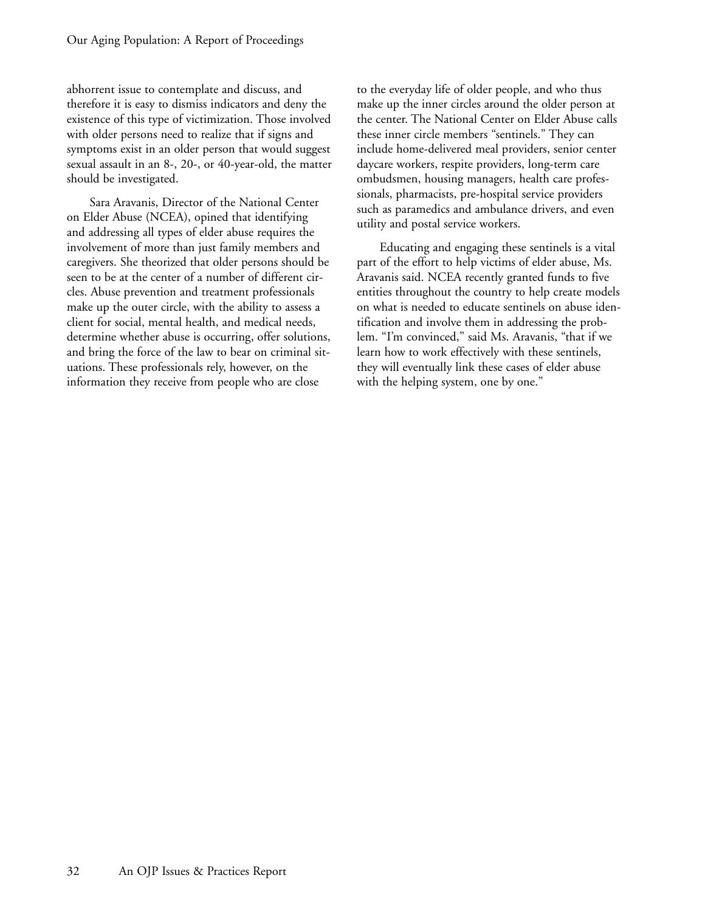abhorrent issue to contemplate and discuss, and therefore it is easy to dismiss indicators and deny the existence of this type of victimization. Those involved with older persons need to realize that if signs and symptoms exist in an older person that would suggest sexual assault in an 8-, 20-, or 40-year-old, the matter should be investigated.

Sara Aravanis, Director of the National Center on Elder Abuse (NCEA), opined that identifying and addressing all types of elder abuse requires the involvement of more than just family members and caregivers. She theorized that older persons should be seen to be at the center of a number of different circles. Abuse prevention and treatment professionals make up the outer circle, with the ability to assess a client for social, mental health, and medical needs, determine whether abuse is occurring, offer solutions, and bring the force of the law to bear on criminal situations. These professionals rely, however, on the information they receive from people who are close to the everyday life of older people, and who thus make up the inner circles around the older person at the center. The National Center on Elder Abuse calls these inner circle members "sentinels." They can include home-delivered meal providers, senior center daycare workers, respite providers, long-term care ombudsmen, housing managers, health care professionals, pharmacists, pre-hospital service providers such as paramedics and ambulance drivers, and even utility and postal service workers.

Educating and engaging these sentinels is a vital part of the effort to help victims of elder abuse, Ms. Aravanis said. NCEA recently granted funds to five entities throughout the country to help create models on what is needed to educate sentinels on abuse identification and involve them in addressing the problem. "I'm convinced," said Ms. Aravanis, "that if we learn how to work effectively with these sentinels, they will eventually link these cases of elder abuse with the helping system, one by one."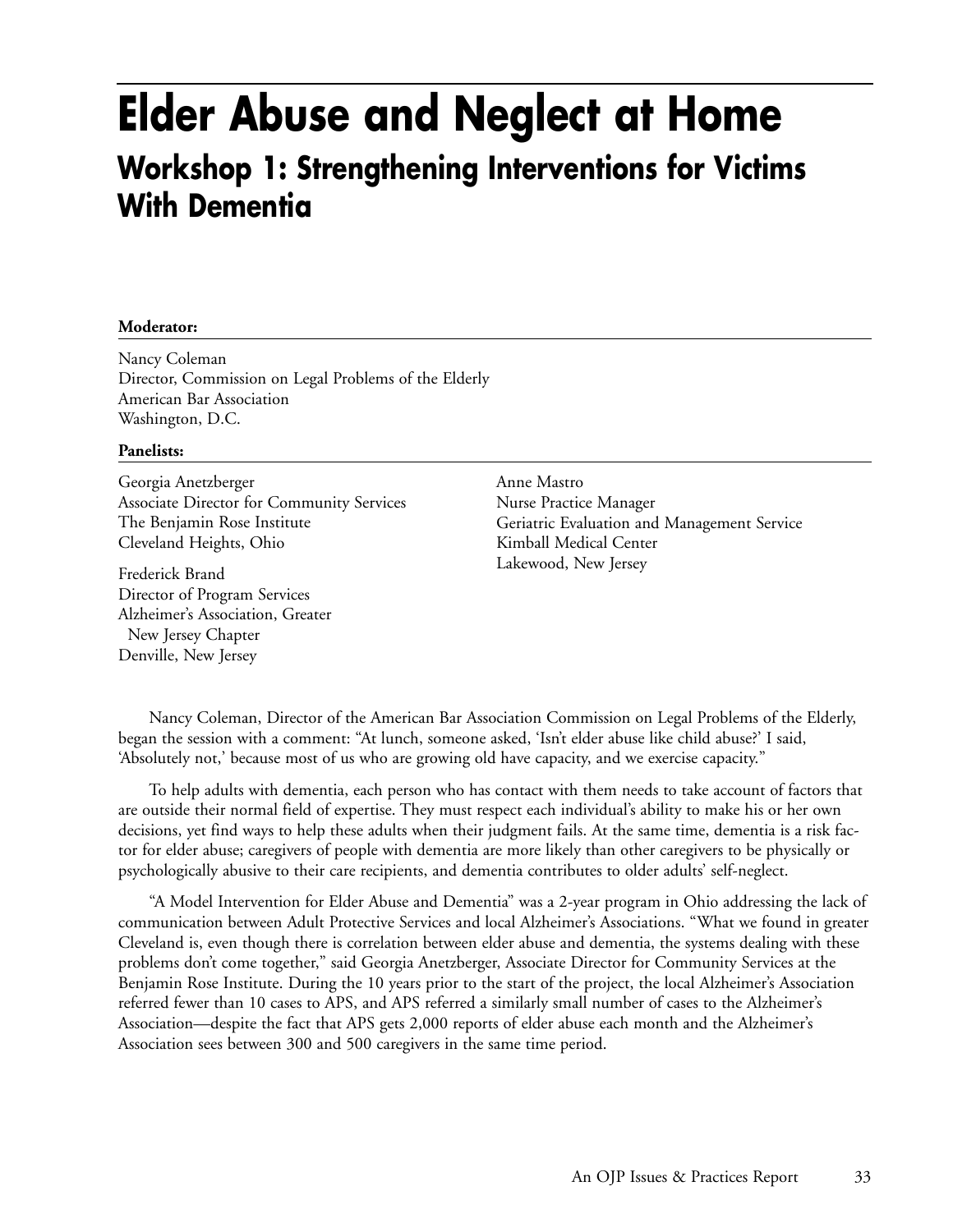# Elder Abuse and Neglect at Home

## Workshop 1: Strengthening Interventions for Victims With Dementia

**Moderator:**

Nancy Coleman
Director, Commission on Legal Problems of the Elderly
American Bar Association
Washington, D.C.

**Panelists:**

Georgia Anetzberger
Associate Director for Community Services
The Benjamin Rose Institute
Cleveland Heights, Ohio

Frederick Brand
Director of Program Services
Alzheimer's Association, Greater New Jersey Chapter
Denville, New Jersey

Anne Mastro
Nurse Practice Manager
Geriatric Evaluation and Management Service
Kimball Medical Center
Lakewood, New Jersey

Nancy Coleman, Director of the American Bar Association Commission on Legal Problems of the Elderly, began the session with a comment: "At lunch, someone asked, 'Isn't elder abuse like child abuse?' I said, 'Absolutely not,' because most of us who are growing old have capacity, and we exercise capacity."

To help adults with dementia, each person who has contact with them needs to take account of factors that are outside their normal field of expertise. They must respect each individual's ability to make his or her own decisions, yet find ways to help these adults when their judgment fails. At the same time, dementia is a risk factor for elder abuse; caregivers of people with dementia are more likely than other caregivers to be physically or psychologically abusive to their care recipients, and dementia contributes to older adults' self-neglect.

"A Model Intervention for Elder Abuse and Dementia" was a 2-year program in Ohio addressing the lack of communication between Adult Protective Services and local Alzheimer's Associations. "What we found in greater Cleveland is, even though there is correlation between elder abuse and dementia, the systems dealing with these problems don't come together," said Georgia Anetzberger, Associate Director for Community Services at the Benjamin Rose Institute. During the 10 years prior to the start of the project, the local Alzheimer's Association referred fewer than 10 cases to APS, and APS referred a similarly small number of cases to the Alzheimer's Association—despite the fact that APS gets 2,000 reports of elder abuse each month and the Alzheimer's Association sees between 300 and 500 caregivers in the same time period.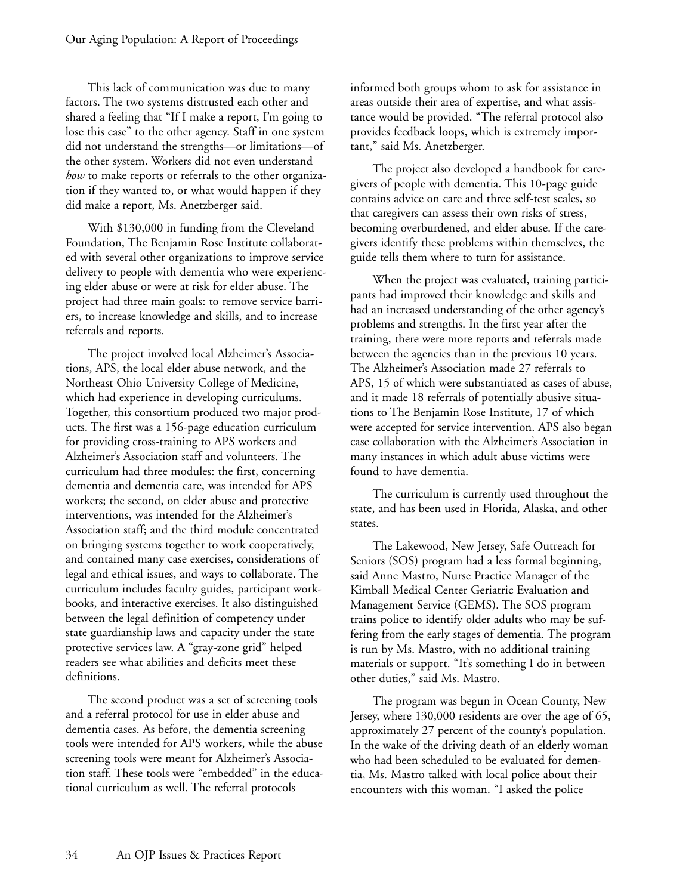This lack of communication was due to many factors. The two systems distrusted each other and shared a feeling that "If I make a report, I'm going to lose this case" to the other agency. Staff in one system did not understand the strengths—or limitations—of the other system. Workers did not even understand *how* to make reports or referrals to the other organization if they wanted to, or what would happen if they did make a report, Ms. Anetzberger said.

With $130,000 in funding from the Cleveland Foundation, The Benjamin Rose Institute collaborated with several other organizations to improve service delivery to people with dementia who were experiencing elder abuse or were at risk for elder abuse. The project had three main goals: to remove service barriers, to increase knowledge and skills, and to increase referrals and reports.

The project involved local Alzheimer's Associations, APS, the local elder abuse network, and the Northeast Ohio University College of Medicine, which had experience in developing curriculums. Together, this consortium produced two major products. The first was a 156-page education curriculum for providing cross-training to APS workers and Alzheimer's Association staff and volunteers. The curriculum had three modules: the first, concerning dementia and dementia care, was intended for APS workers; the second, on elder abuse and protective interventions, was intended for the Alzheimer's Association staff; and the third module concentrated on bringing systems together to work cooperatively, and contained many case exercises, considerations of legal and ethical issues, and ways to collaborate. The curriculum includes faculty guides, participant workbooks, and interactive exercises. It also distinguished between the legal definition of competency under state guardianship laws and capacity under the state protective services law. A "gray-zone grid" helped readers see what abilities and deficits meet these definitions.

The second product was a set of screening tools and a referral protocol for use in elder abuse and dementia cases. As before, the dementia screening tools were intended for APS workers, while the abuse screening tools were meant for Alzheimer's Association staff. These tools were "embedded" in the educational curriculum as well. The referral protocols informed both groups whom to ask for assistance in areas outside their area of expertise, and what assistance would be provided. "The referral protocol also provides feedback loops, which is extremely important," said Ms. Anetzberger.

The project also developed a handbook for caregivers of people with dementia. This 10-page guide contains advice on care and three self-test scales, so that caregivers can assess their own risks of stress, becoming overburdened, and elder abuse. If the caregivers identify these problems within themselves, the guide tells them where to turn for assistance.

When the project was evaluated, training participants had improved their knowledge and skills and had an increased understanding of the other agency's problems and strengths. In the first year after the training, there were more reports and referrals made between the agencies than in the previous 10 years. The Alzheimer's Association made 27 referrals to APS, 15 of which were substantiated as cases of abuse, and it made 18 referrals of potentially abusive situations to The Benjamin Rose Institute, 17 of which were accepted for service intervention. APS also began case collaboration with the Alzheimer's Association in many instances in which adult abuse victims were found to have dementia.

The curriculum is currently used throughout the state, and has been used in Florida, Alaska, and other states.

The Lakewood, New Jersey, Safe Outreach for Seniors (SOS) program had a less formal beginning, said Anne Mastro, Nurse Practice Manager of the Kimball Medical Center Geriatric Evaluation and Management Service (GEMS). The SOS program trains police to identify older adults who may be suffering from the early stages of dementia. The program is run by Ms. Mastro, with no additional training materials or support. "It's something I do in between other duties," said Ms. Mastro.

The program was begun in Ocean County, New Jersey, where 130,000 residents are over the age of 65, approximately 27 percent of the county's population. In the wake of the driving death of an elderly woman who had been scheduled to be evaluated for dementia, Ms. Mastro talked with local police about their encounters with this woman. "I asked the police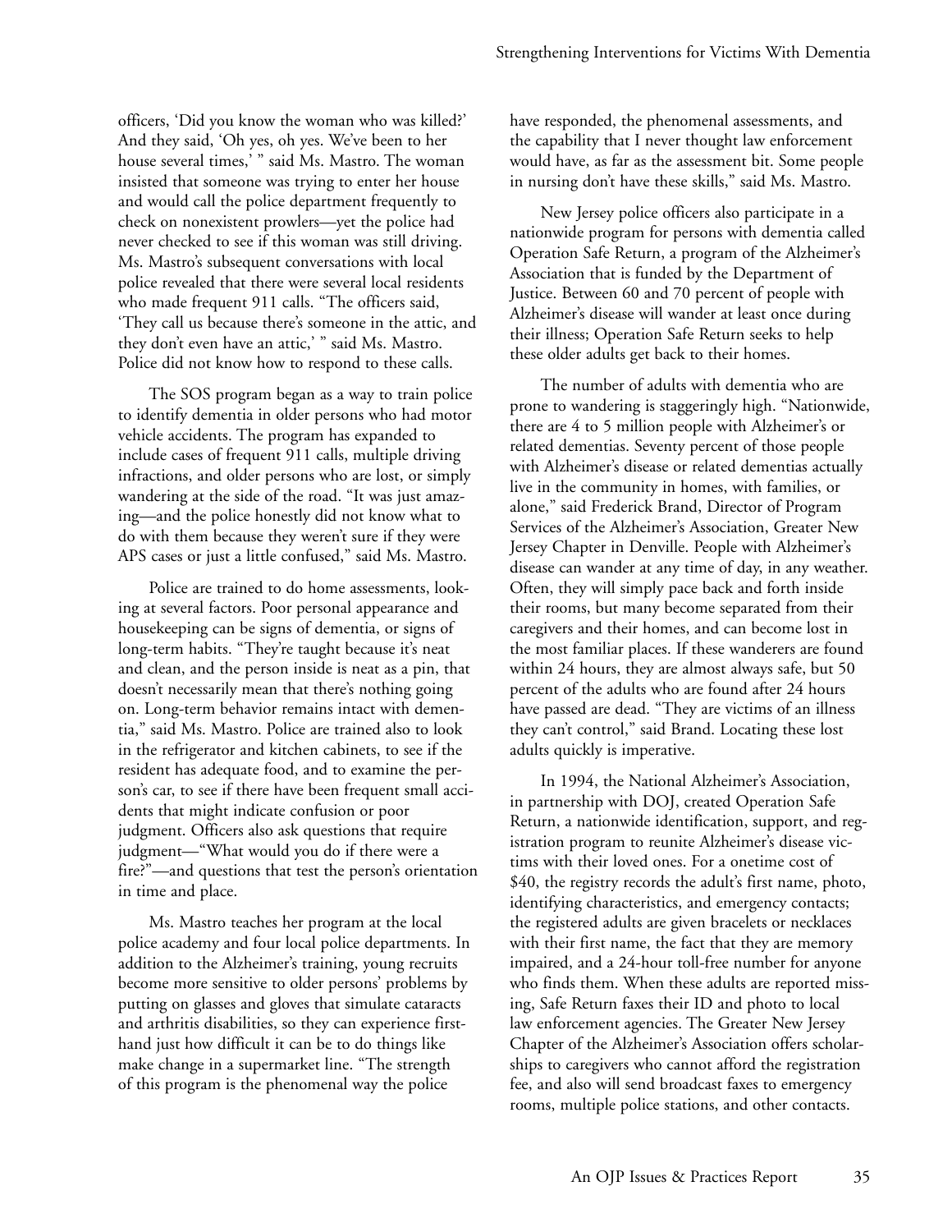officers, 'Did you know the woman who was killed?' And they said, 'Oh yes, oh yes. We've been to her house several times,' " said Ms. Mastro. The woman insisted that someone was trying to enter her house and would call the police department frequently to check on nonexistent prowlers—yet the police had never checked to see if this woman was still driving. Ms. Mastro's subsequent conversations with local police revealed that there were several local residents who made frequent 911 calls. "The officers said, 'They call us because there's someone in the attic, and they don't even have an attic,' " said Ms. Mastro. Police did not know how to respond to these calls.

The SOS program began as a way to train police to identify dementia in older persons who had motor vehicle accidents. The program has expanded to include cases of frequent 911 calls, multiple driving infractions, and older persons who are lost, or simply wandering at the side of the road. "It was just amazing—and the police honestly did not know what to do with them because they weren't sure if they were APS cases or just a little confused," said Ms. Mastro.

Police are trained to do home assessments, looking at several factors. Poor personal appearance and housekeeping can be signs of dementia, or signs of long-term habits. "They're taught because it's neat and clean, and the person inside is neat as a pin, that doesn't necessarily mean that there's nothing going on. Long-term behavior remains intact with dementia," said Ms. Mastro. Police are trained also to look in the refrigerator and kitchen cabinets, to see if the resident has adequate food, and to examine the person's car, to see if there have been frequent small accidents that might indicate confusion or poor judgment. Officers also ask questions that require judgment—"What would you do if there were a fire?"—and questions that test the person's orientation in time and place.

Ms. Mastro teaches her program at the local police academy and four local police departments. In addition to the Alzheimer's training, young recruits become more sensitive to older persons' problems by putting on glasses and gloves that simulate cataracts and arthritis disabilities, so they can experience firsthand just how difficult it can be to do things like make change in a supermarket line. "The strength of this program is the phenomenal way the police have responded, the phenomenal assessments, and the capability that I never thought law enforcement would have, as far as the assessment bit. Some people in nursing don't have these skills," said Ms. Mastro.

New Jersey police officers also participate in a nationwide program for persons with dementia called Operation Safe Return, a program of the Alzheimer's Association that is funded by the Department of Justice. Between 60 and 70 percent of people with Alzheimer's disease will wander at least once during their illness; Operation Safe Return seeks to help these older adults get back to their homes.

The number of adults with dementia who are prone to wandering is staggeringly high. "Nationwide, there are 4 to 5 million people with Alzheimer's or related dementias. Seventy percent of those people with Alzheimer's disease or related dementias actually live in the community in homes, with families, or alone," said Frederick Brand, Director of Program Services of the Alzheimer's Association, Greater New Jersey Chapter in Denville. People with Alzheimer's disease can wander at any time of day, in any weather. Often, they will simply pace back and forth inside their rooms, but many become separated from their caregivers and their homes, and can become lost in the most familiar places. If these wanderers are found within 24 hours, they are almost always safe, but 50 percent of the adults who are found after 24 hours have passed are dead. "They are victims of an illness they can't control," said Brand. Locating these lost adults quickly is imperative.

In 1994, the National Alzheimer's Association, in partnership with DOJ, created Operation Safe Return, a nationwide identification, support, and registration program to reunite Alzheimer's disease victims with their loved ones. For a onetime cost of $40, the registry records the adult's first name, photo, identifying characteristics, and emergency contacts; the registered adults are given bracelets or necklaces with their first name, the fact that they are memory impaired, and a 24-hour toll-free number for anyone who finds them. When these adults are reported missing, Safe Return faxes their ID and photo to local law enforcement agencies. The Greater New Jersey Chapter of the Alzheimer's Association offers scholarships to caregivers who cannot afford the registration fee, and also will send broadcast faxes to emergency rooms, multiple police stations, and other contacts.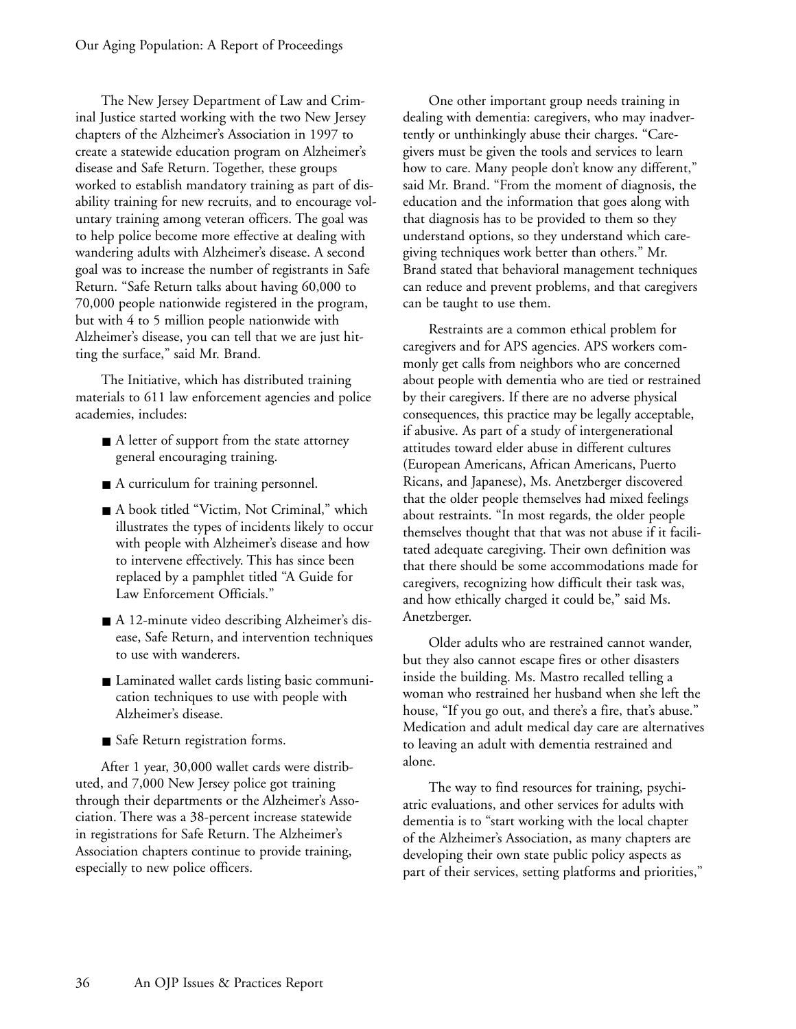The New Jersey Department of Law and Criminal Justice started working with the two New Jersey chapters of the Alzheimer's Association in 1997 to create a statewide education program on Alzheimer's disease and Safe Return. Together, these groups worked to establish mandatory training as part of disability training for new recruits, and to encourage voluntary training among veteran officers. The goal was to help police become more effective at dealing with wandering adults with Alzheimer's disease. A second goal was to increase the number of registrants in Safe Return. "Safe Return talks about having 60,000 to 70,000 people nationwide registered in the program, but with 4 to 5 million people nationwide with Alzheimer's disease, you can tell that we are just hitting the surface," said Mr. Brand.

The Initiative, which has distributed training materials to 611 law enforcement agencies and police academies, includes:

- A letter of support from the state attorney general encouraging training.
- A curriculum for training personnel.
- A book titled "Victim, Not Criminal," which illustrates the types of incidents likely to occur with people with Alzheimer's disease and how to intervene effectively. This has since been replaced by a pamphlet titled "A Guide for Law Enforcement Officials."
- A 12-minute video describing Alzheimer's disease, Safe Return, and intervention techniques to use with wanderers.
- Laminated wallet cards listing basic communication techniques to use with people with Alzheimer's disease.
- Safe Return registration forms.

After 1 year, 30,000 wallet cards were distributed, and 7,000 New Jersey police got training through their departments or the Alzheimer's Association. There was a 38-percent increase statewide in registrations for Safe Return. The Alzheimer's Association chapters continue to provide training, especially to new police officers.

One other important group needs training in dealing with dementia: caregivers, who may inadvertently or unthinkingly abuse their charges. "Caregivers must be given the tools and services to learn how to care. Many people don't know any different," said Mr. Brand. "From the moment of diagnosis, the education and the information that goes along with that diagnosis has to be provided to them so they understand options, so they understand which caregiving techniques work better than others." Mr. Brand stated that behavioral management techniques can reduce and prevent problems, and that caregivers can be taught to use them.

Restraints are a common ethical problem for caregivers and for APS agencies. APS workers commonly get calls from neighbors who are concerned about people with dementia who are tied or restrained by their caregivers. If there are no adverse physical consequences, this practice may be legally acceptable, if abusive. As part of a study of intergenerational attitudes toward elder abuse in different cultures (European Americans, African Americans, Puerto Ricans, and Japanese), Ms. Anetzberger discovered that the older people themselves had mixed feelings about restraints. "In most regards, the older people themselves thought that that was not abuse if it facilitated adequate caregiving. Their own definition was that there should be some accommodations made for caregivers, recognizing how difficult their task was, and how ethically charged it could be," said Ms. Anetzberger.

Older adults who are restrained cannot wander, but they also cannot escape fires or other disasters inside the building. Ms. Mastro recalled telling a woman who restrained her husband when she left the house, "If you go out, and there's a fire, that's abuse." Medication and adult medical day care are alternatives to leaving an adult with dementia restrained and alone.

The way to find resources for training, psychiatric evaluations, and other services for adults with dementia is to "start working with the local chapter of the Alzheimer's Association, as many chapters are developing their own state public policy aspects as part of their services, setting platforms and priorities,"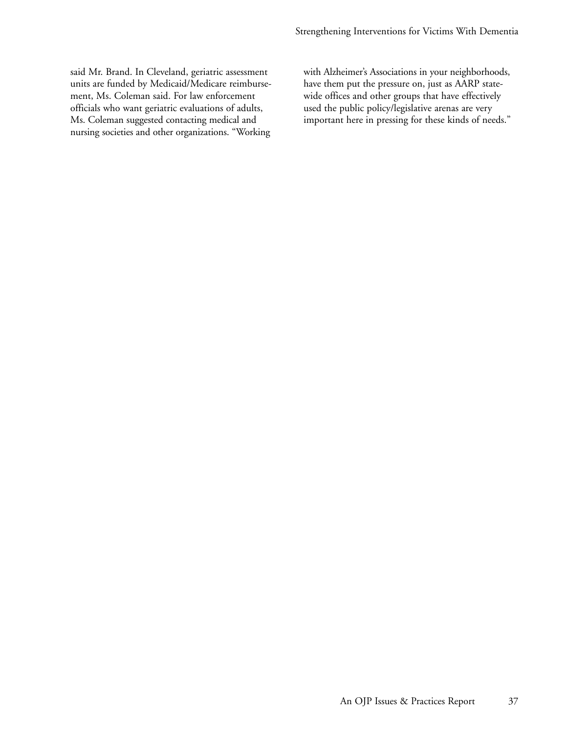said Mr. Brand. In Cleveland, geriatric assessment units are funded by Medicaid/Medicare reimbursement, Ms. Coleman said. For law enforcement officials who want geriatric evaluations of adults, Ms. Coleman suggested contacting medical and nursing societies and other organizations. "Working with Alzheimer's Associations in your neighborhoods, have them put the pressure on, just as AARP statewide offices and other groups that have effectively used the public policy/legislative arenas are very important here in pressing for these kinds of needs."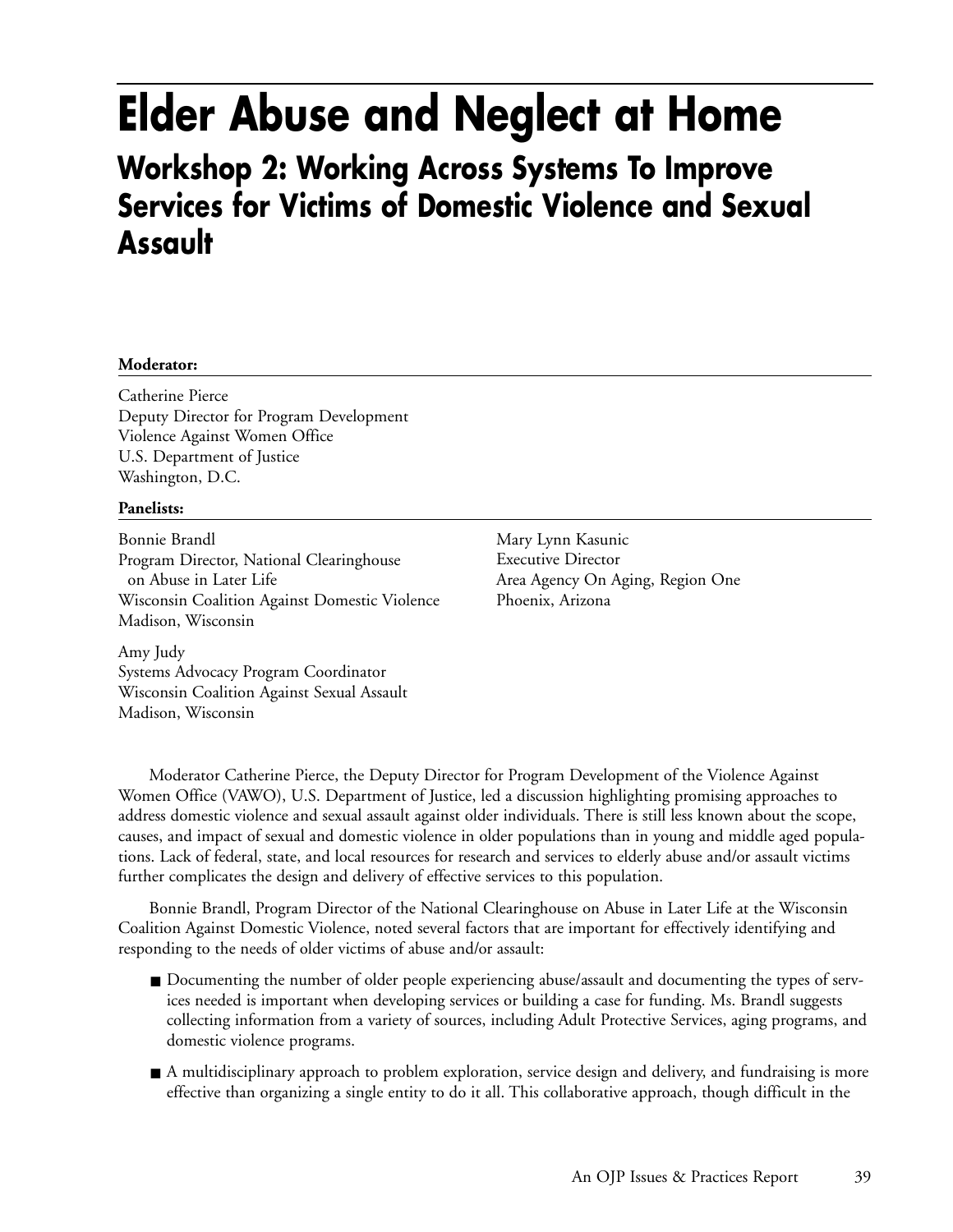# Elder Abuse and Neglect at Home

## Workshop 2: Working Across Systems To Improve Services for Victims of Domestic Violence and Sexual Assault

**Moderator:**

Catherine Pierce
Deputy Director for Program Development
Violence Against Women Office
U.S. Department of Justice
Washington, D.C.

**Panelists:**

Bonnie Brandl
Program Director, National Clearinghouse on Abuse in Later Life
Wisconsin Coalition Against Domestic Violence
Madison, Wisconsin

Amy Judy
Systems Advocacy Program Coordinator
Wisconsin Coalition Against Sexual Assault
Madison, Wisconsin

Mary Lynn Kasunic
Executive Director
Area Agency On Aging, Region One
Phoenix, Arizona

Moderator Catherine Pierce, the Deputy Director for Program Development of the Violence Against Women Office (VAWO), U.S. Department of Justice, led a discussion highlighting promising approaches to address domestic violence and sexual assault against older individuals. There is still less known about the scope, causes, and impact of sexual and domestic violence in older populations than in young and middle aged populations. Lack of federal, state, and local resources for research and services to elderly abuse and/or assault victims further complicates the design and delivery of effective services to this population.

Bonnie Brandl, Program Director of the National Clearinghouse on Abuse in Later Life at the Wisconsin Coalition Against Domestic Violence, noted several factors that are important for effectively identifying and responding to the needs of older victims of abuse and/or assault:

- Documenting the number of older people experiencing abuse/assault and documenting the types of services needed is important when developing services or building a case for funding. Ms. Brandl suggests collecting information from a variety of sources, including Adult Protective Services, aging programs, and domestic violence programs.
- A multidisciplinary approach to problem exploration, service design and delivery, and fundraising is more effective than organizing a single entity to do it all. This collaborative approach, though difficult in the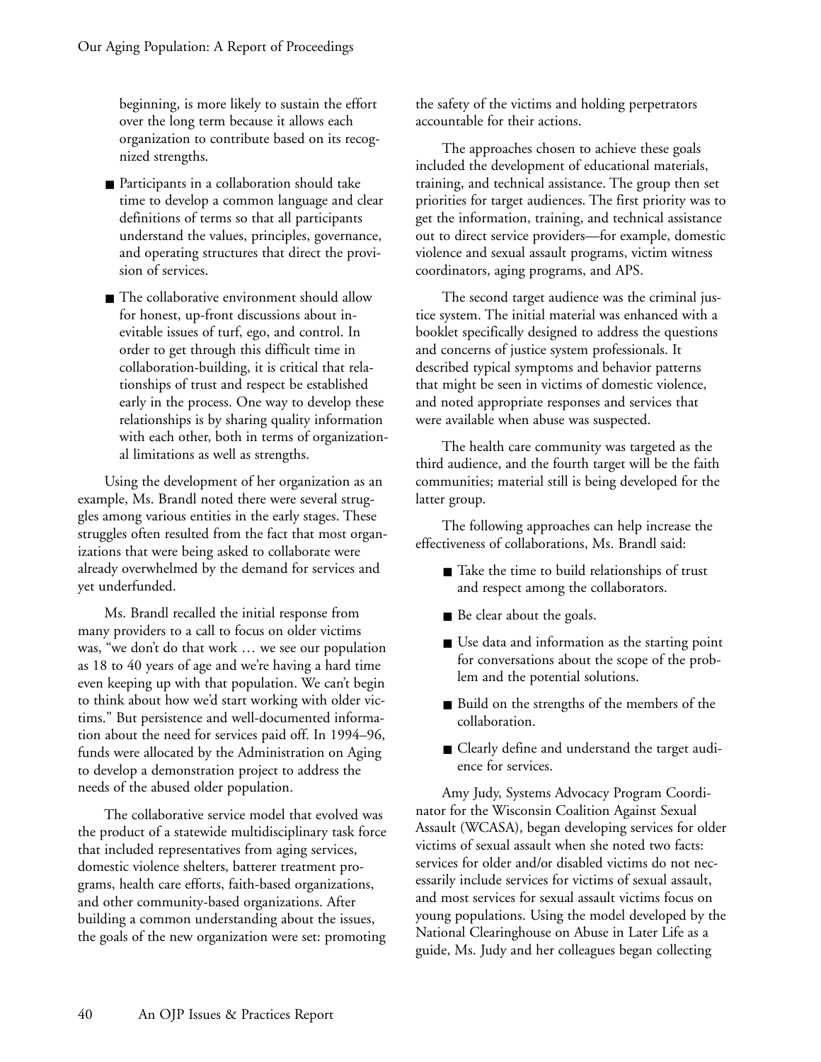beginning, is more likely to sustain the effort over the long term because it allows each organization to contribute based on its recognized strengths.

- Participants in a collaboration should take time to develop a common language and clear definitions of terms so that all participants understand the values, principles, governance, and operating structures that direct the provision of services.
- The collaborative environment should allow for honest, up-front discussions about inevitable issues of turf, ego, and control. In order to get through this difficult time in collaboration-building, it is critical that relationships of trust and respect be established early in the process. One way to develop these relationships is by sharing quality information with each other, both in terms of organizational limitations as well as strengths.

Using the development of her organization as an example, Ms. Brandl noted there were several struggles among various entities in the early stages. These struggles often resulted from the fact that most organizations that were being asked to collaborate were already overwhelmed by the demand for services and yet underfunded.

Ms. Brandl recalled the initial response from many providers to a call to focus on older victims was, "we don't do that work … we see our population as 18 to 40 years of age and we're having a hard time even keeping up with that population. We can't begin to think about how we'd start working with older victims." But persistence and well-documented information about the need for services paid off. In 1994–96, funds were allocated by the Administration on Aging to develop a demonstration project to address the needs of the abused older population.

The collaborative service model that evolved was the product of a statewide multidisciplinary task force that included representatives from aging services, domestic violence shelters, batterer treatment programs, health care efforts, faith-based organizations, and other community-based organizations. After building a common understanding about the issues, the goals of the new organization were set: promoting the safety of the victims and holding perpetrators accountable for their actions.

The approaches chosen to achieve these goals included the development of educational materials, training, and technical assistance. The group then set priorities for target audiences. The first priority was to get the information, training, and technical assistance out to direct service providers—for example, domestic violence and sexual assault programs, victim witness coordinators, aging programs, and APS.

The second target audience was the criminal justice system. The initial material was enhanced with a booklet specifically designed to address the questions and concerns of justice system professionals. It described typical symptoms and behavior patterns that might be seen in victims of domestic violence, and noted appropriate responses and services that were available when abuse was suspected.

The health care community was targeted as the third audience, and the fourth target will be the faith communities; material still is being developed for the latter group.

The following approaches can help increase the effectiveness of collaborations, Ms. Brandl said:

- Take the time to build relationships of trust and respect among the collaborators.
- Be clear about the goals.
- Use data and information as the starting point for conversations about the scope of the problem and the potential solutions.
- Build on the strengths of the members of the collaboration.
- Clearly define and understand the target audience for services.

Amy Judy, Systems Advocacy Program Coordinator for the Wisconsin Coalition Against Sexual Assault (WCASA), began developing services for older victims of sexual assault when she noted two facts: services for older and/or disabled victims do not necessarily include services for victims of sexual assault, and most services for sexual assault victims focus on young populations. Using the model developed by the National Clearinghouse on Abuse in Later Life as a guide, Ms. Judy and her colleagues began collecting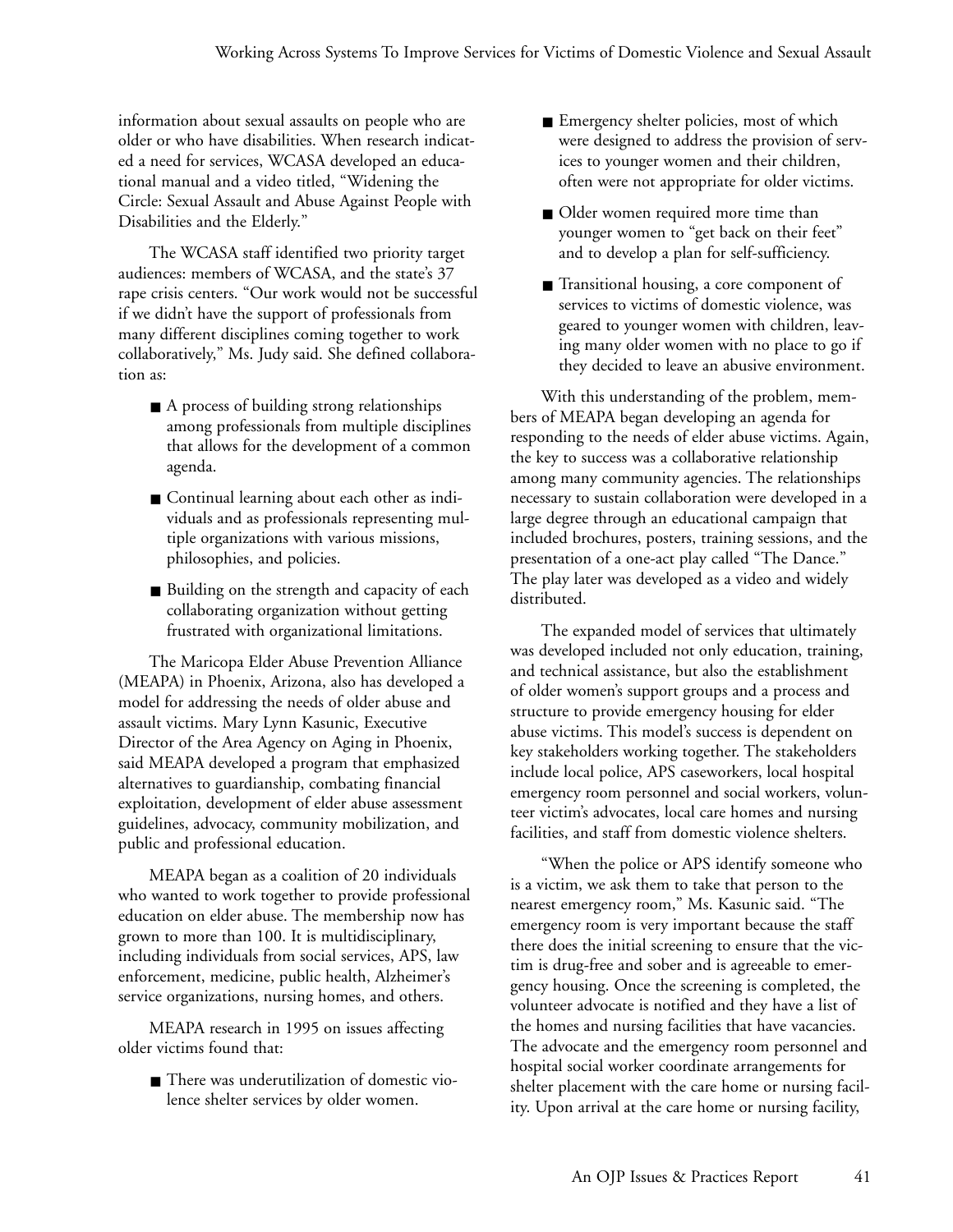information about sexual assaults on people who are older or who have disabilities. When research indicated a need for services, WCASA developed an educational manual and a video titled, "Widening the Circle: Sexual Assault and Abuse Against People with Disabilities and the Elderly."

The WCASA staff identified two priority target audiences: members of WCASA, and the state's 37 rape crisis centers. "Our work would not be successful if we didn't have the support of professionals from many different disciplines coming together to work collaboratively," Ms. Judy said. She defined collaboration as:

- A process of building strong relationships among professionals from multiple disciplines that allows for the development of a common agenda.
- Continual learning about each other as individuals and as professionals representing multiple organizations with various missions, philosophies, and policies.
- Building on the strength and capacity of each collaborating organization without getting frustrated with organizational limitations.

The Maricopa Elder Abuse Prevention Alliance (MEAPA) in Phoenix, Arizona, also has developed a model for addressing the needs of older abuse and assault victims. Mary Lynn Kasunic, Executive Director of the Area Agency on Aging in Phoenix, said MEAPA developed a program that emphasized alternatives to guardianship, combating financial exploitation, development of elder abuse assessment guidelines, advocacy, community mobilization, and public and professional education.

MEAPA began as a coalition of 20 individuals who wanted to work together to provide professional education on elder abuse. The membership now has grown to more than 100. It is multidisciplinary, including individuals from social services, APS, law enforcement, medicine, public health, Alzheimer's service organizations, nursing homes, and others.

MEAPA research in 1995 on issues affecting older victims found that:

- There was underutilization of domestic violence shelter services by older women.
- Emergency shelter policies, most of which were designed to address the provision of services to younger women and their children, often were not appropriate for older victims.
- Older women required more time than younger women to "get back on their feet" and to develop a plan for self-sufficiency.
- Transitional housing, a core component of services to victims of domestic violence, was geared to younger women with children, leaving many older women with no place to go if they decided to leave an abusive environment.

With this understanding of the problem, members of MEAPA began developing an agenda for responding to the needs of elder abuse victims. Again, the key to success was a collaborative relationship among many community agencies. The relationships necessary to sustain collaboration were developed in a large degree through an educational campaign that included brochures, posters, training sessions, and the presentation of a one-act play called "The Dance." The play later was developed as a video and widely distributed.

The expanded model of services that ultimately was developed included not only education, training, and technical assistance, but also the establishment of older women's support groups and a process and structure to provide emergency housing for elder abuse victims. This model's success is dependent on key stakeholders working together. The stakeholders include local police, APS caseworkers, local hospital emergency room personnel and social workers, volunteer victim's advocates, local care homes and nursing facilities, and staff from domestic violence shelters.

"When the police or APS identify someone who is a victim, we ask them to take that person to the nearest emergency room," Ms. Kasunic said. "The emergency room is very important because the staff there does the initial screening to ensure that the victim is drug-free and sober and is agreeable to emergency housing. Once the screening is completed, the volunteer advocate is notified and they have a list of the homes and nursing facilities that have vacancies. The advocate and the emergency room personnel and hospital social worker coordinate arrangements for shelter placement with the care home or nursing facility. Upon arrival at the care home or nursing facility,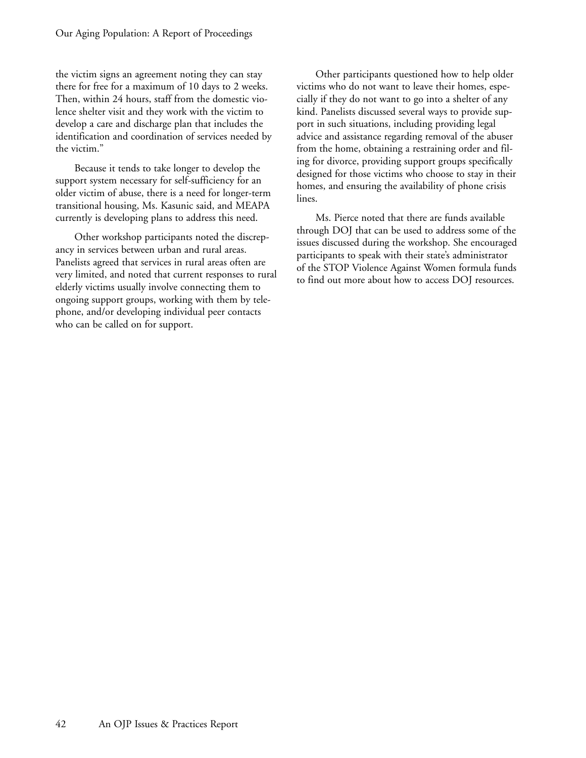the victim signs an agreement noting they can stay there for free for a maximum of 10 days to 2 weeks. Then, within 24 hours, staff from the domestic violence shelter visit and they work with the victim to develop a care and discharge plan that includes the identification and coordination of services needed by the victim."

Because it tends to take longer to develop the support system necessary for self-sufficiency for an older victim of abuse, there is a need for longer-term transitional housing, Ms. Kasunic said, and MEAPA currently is developing plans to address this need.

Other workshop participants noted the discrepancy in services between urban and rural areas. Panelists agreed that services in rural areas often are very limited, and noted that current responses to rural elderly victims usually involve connecting them to ongoing support groups, working with them by telephone, and/or developing individual peer contacts who can be called on for support.

Other participants questioned how to help older victims who do not want to leave their homes, especially if they do not want to go into a shelter of any kind. Panelists discussed several ways to provide support in such situations, including providing legal advice and assistance regarding removal of the abuser from the home, obtaining a restraining order and filing for divorce, providing support groups specifically designed for those victims who choose to stay in their homes, and ensuring the availability of phone crisis lines.

Ms. Pierce noted that there are funds available through DOJ that can be used to address some of the issues discussed during the workshop. She encouraged participants to speak with their state's administrator of the STOP Violence Against Women formula funds to find out more about how to access DOJ resources.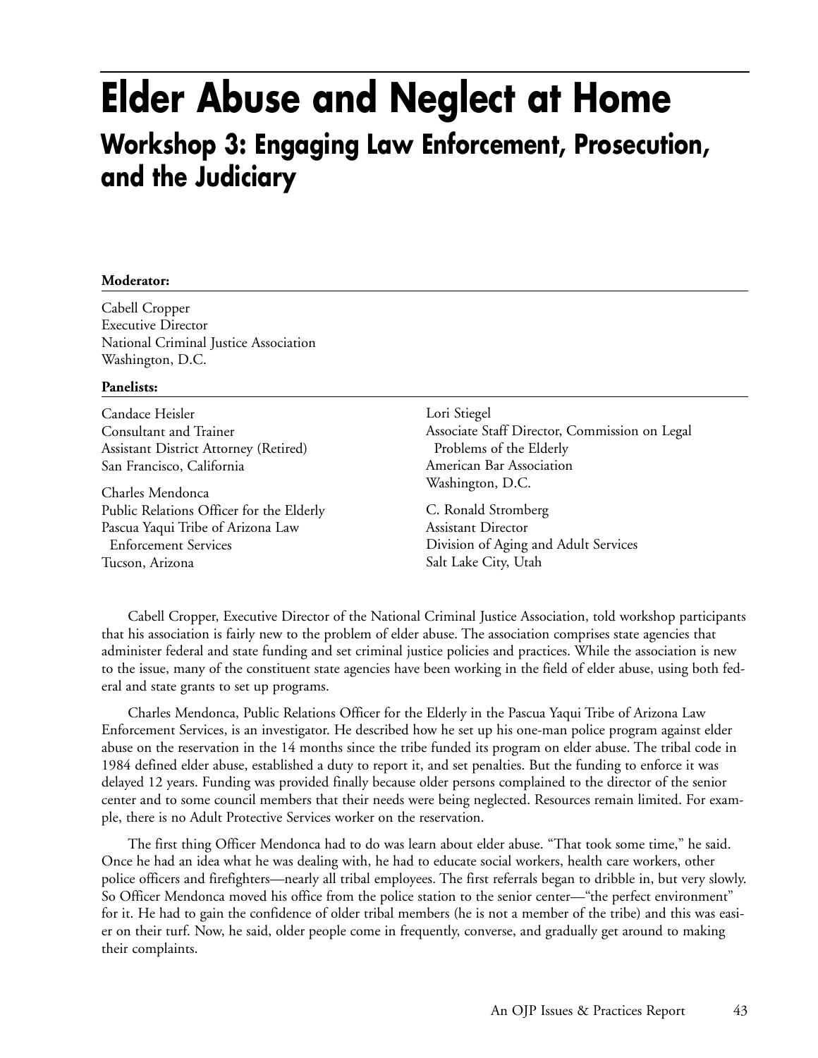# Elder Abuse and Neglect at Home

## Workshop 3: Engaging Law Enforcement, Prosecution, and the Judiciary

**Moderator:**

Cabell Cropper
Executive Director
National Criminal Justice Association
Washington, D.C.

**Panelists:**

Candace Heisler
Consultant and Trainer
Assistant District Attorney (Retired)
San Francisco, California

Charles Mendonca
Public Relations Officer for the Elderly
Pascua Yaqui Tribe of Arizona Law Enforcement Services
Tucson, Arizona

Lori Stiegel
Associate Staff Director, Commission on Legal Problems of the Elderly
American Bar Association
Washington, D.C.

C. Ronald Stromberg
Assistant Director
Division of Aging and Adult Services
Salt Lake City, Utah

Cabell Cropper, Executive Director of the National Criminal Justice Association, told workshop participants that his association is fairly new to the problem of elder abuse. The association comprises state agencies that administer federal and state funding and set criminal justice policies and practices. While the association is new to the issue, many of the constituent state agencies have been working in the field of elder abuse, using both federal and state grants to set up programs.

Charles Mendonca, Public Relations Officer for the Elderly in the Pascua Yaqui Tribe of Arizona Law Enforcement Services, is an investigator. He described how he set up his one-man police program against elder abuse on the reservation in the 14 months since the tribe funded its program on elder abuse. The tribal code in 1984 defined elder abuse, established a duty to report it, and set penalties. But the funding to enforce it was delayed 12 years. Funding was provided finally because older persons complained to the director of the senior center and to some council members that their needs were being neglected. Resources remain limited. For example, there is no Adult Protective Services worker on the reservation.

The first thing Officer Mendonca had to do was learn about elder abuse. "That took some time," he said. Once he had an idea what he was dealing with, he had to educate social workers, health care workers, other police officers and firefighters—nearly all tribal employees. The first referrals began to dribble in, but very slowly. So Officer Mendonca moved his office from the police station to the senior center—"the perfect environment" for it. He had to gain the confidence of older tribal members (he is not a member of the tribe) and this was easier on their turf. Now, he said, older people come in frequently, converse, and gradually get around to making their complaints.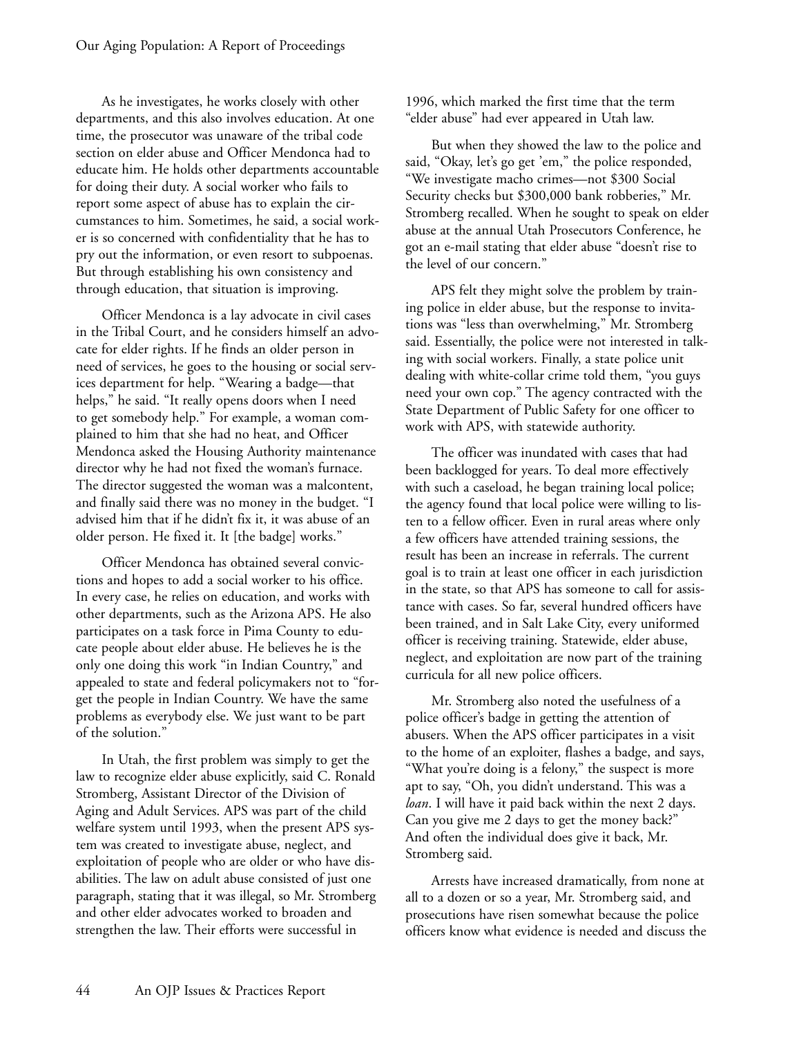As he investigates, he works closely with other departments, and this also involves education. At one time, the prosecutor was unaware of the tribal code section on elder abuse and Officer Mendonca had to educate him. He holds other departments accountable for doing their duty. A social worker who fails to report some aspect of abuse has to explain the circumstances to him. Sometimes, he said, a social worker is so concerned with confidentiality that he has to pry out the information, or even resort to subpoenas. But through establishing his own consistency and through education, that situation is improving.

Officer Mendonca is a lay advocate in civil cases in the Tribal Court, and he considers himself an advocate for elder rights. If he finds an older person in need of services, he goes to the housing or social services department for help. "Wearing a badge—that helps," he said. "It really opens doors when I need to get somebody help." For example, a woman complained to him that she had no heat, and Officer Mendonca asked the Housing Authority maintenance director why he had not fixed the woman's furnace. The director suggested the woman was a malcontent, and finally said there was no money in the budget. "I advised him that if he didn't fix it, it was abuse of an older person. He fixed it. It [the badge] works."

Officer Mendonca has obtained several convictions and hopes to add a social worker to his office. In every case, he relies on education, and works with other departments, such as the Arizona APS. He also participates on a task force in Pima County to educate people about elder abuse. He believes he is the only one doing this work "in Indian Country," and appealed to state and federal policymakers not to "forget the people in Indian Country. We have the same problems as everybody else. We just want to be part of the solution."

In Utah, the first problem was simply to get the law to recognize elder abuse explicitly, said C. Ronald Stromberg, Assistant Director of the Division of Aging and Adult Services. APS was part of the child welfare system until 1993, when the present APS system was created to investigate abuse, neglect, and exploitation of people who are older or who have disabilities. The law on adult abuse consisted of just one paragraph, stating that it was illegal, so Mr. Stromberg and other elder advocates worked to broaden and strengthen the law. Their efforts were successful in 1996, which marked the first time that the term "elder abuse" had ever appeared in Utah law.

But when they showed the law to the police and said, "Okay, let's go get 'em," the police responded, "We investigate macho crimes—not $300 Social Security checks but $300,000 bank robberies," Mr. Stromberg recalled. When he sought to speak on elder abuse at the annual Utah Prosecutors Conference, he got an e-mail stating that elder abuse "doesn't rise to the level of our concern."

APS felt they might solve the problem by training police in elder abuse, but the response to invitations was "less than overwhelming," Mr. Stromberg said. Essentially, the police were not interested in talking with social workers. Finally, a state police unit dealing with white-collar crime told them, "you guys need your own cop." The agency contracted with the State Department of Public Safety for one officer to work with APS, with statewide authority.

The officer was inundated with cases that had been backlogged for years. To deal more effectively with such a caseload, he began training local police; the agency found that local police were willing to listen to a fellow officer. Even in rural areas where only a few officers have attended training sessions, the result has been an increase in referrals. The current goal is to train at least one officer in each jurisdiction in the state, so that APS has someone to call for assistance with cases. So far, several hundred officers have been trained, and in Salt Lake City, every uniformed officer is receiving training. Statewide, elder abuse, neglect, and exploitation are now part of the training curricula for all new police officers.

Mr. Stromberg also noted the usefulness of a police officer's badge in getting the attention of abusers. When the APS officer participates in a visit to the home of an exploiter, flashes a badge, and says, "What you're doing is a felony," the suspect is more apt to say, "Oh, you didn't understand. This was a *loan*. I will have it paid back within the next 2 days. Can you give me 2 days to get the money back?" And often the individual does give it back, Mr. Stromberg said.

Arrests have increased dramatically, from none at all to a dozen or so a year, Mr. Stromberg said, and prosecutions have risen somewhat because the police officers know what evidence is needed and discuss the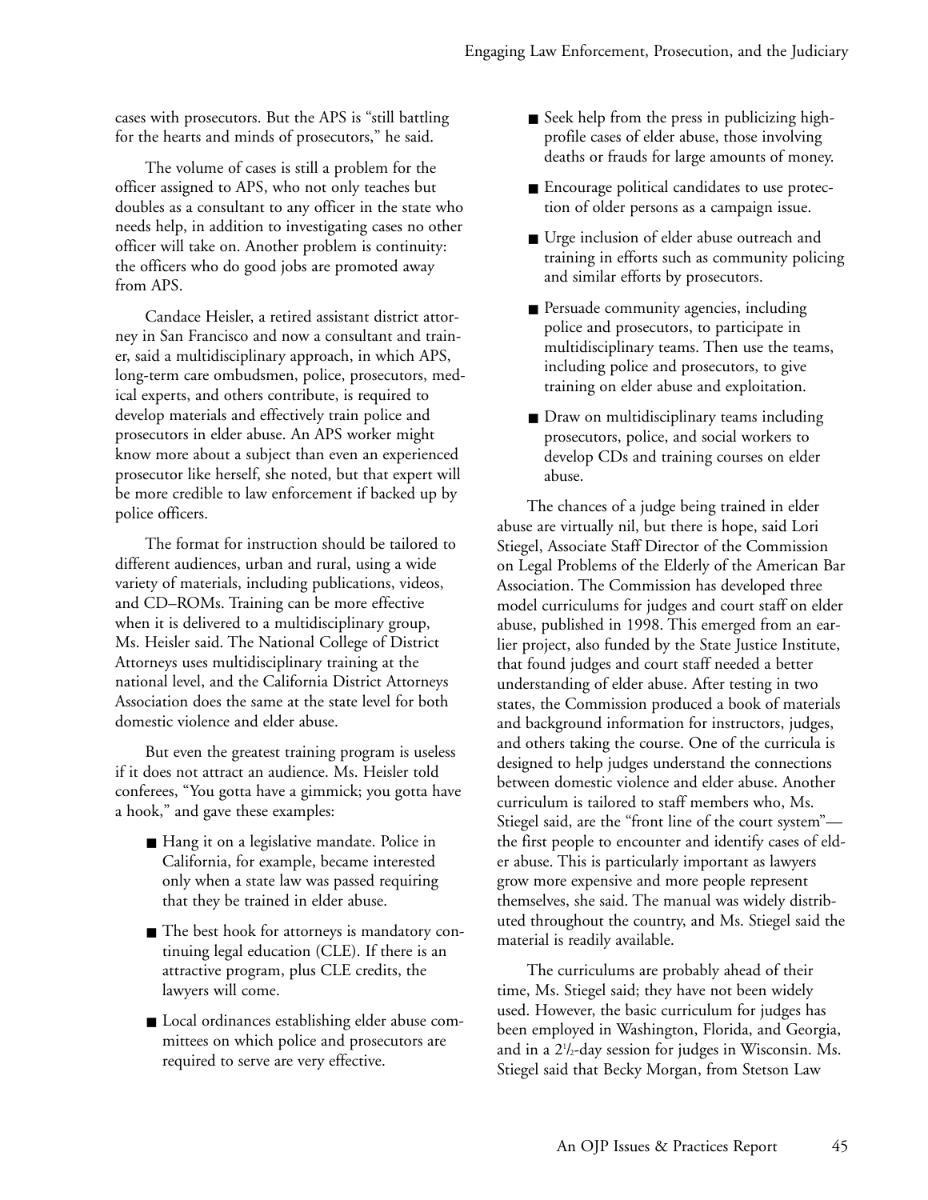cases with prosecutors. But the APS is "still battling for the hearts and minds of prosecutors," he said.

The volume of cases is still a problem for the officer assigned to APS, who not only teaches but doubles as a consultant to any officer in the state who needs help, in addition to investigating cases no other officer will take on. Another problem is continuity: the officers who do good jobs are promoted away from APS.

Candace Heisler, a retired assistant district attorney in San Francisco and now a consultant and trainer, said a multidisciplinary approach, in which APS, long-term care ombudsmen, police, prosecutors, medical experts, and others contribute, is required to develop materials and effectively train police and prosecutors in elder abuse. An APS worker might know more about a subject than even an experienced prosecutor like herself, she noted, but that expert will be more credible to law enforcement if backed up by police officers.

The format for instruction should be tailored to different audiences, urban and rural, using a wide variety of materials, including publications, videos, and CD–ROMs. Training can be more effective when it is delivered to a multidisciplinary group, Ms. Heisler said. The National College of District Attorneys uses multidisciplinary training at the national level, and the California District Attorneys Association does the same at the state level for both domestic violence and elder abuse.

But even the greatest training program is useless if it does not attract an audience. Ms. Heisler told conferees, "You gotta have a gimmick; you gotta have a hook," and gave these examples:

- Hang it on a legislative mandate. Police in California, for example, became interested only when a state law was passed requiring that they be trained in elder abuse.
- The best hook for attorneys is mandatory continuing legal education (CLE). If there is an attractive program, plus CLE credits, the lawyers will come.
- Local ordinances establishing elder abuse committees on which police and prosecutors are required to serve are very effective.
- Seek help from the press in publicizing high-profile cases of elder abuse, those involving deaths or frauds for large amounts of money.
- Encourage political candidates to use protection of older persons as a campaign issue.
- Urge inclusion of elder abuse outreach and training in efforts such as community policing and similar efforts by prosecutors.
- Persuade community agencies, including police and prosecutors, to participate in multidisciplinary teams. Then use the teams, including police and prosecutors, to give training on elder abuse and exploitation.
- Draw on multidisciplinary teams including prosecutors, police, and social workers to develop CDs and training courses on elder abuse.

The chances of a judge being trained in elder abuse are virtually nil, but there is hope, said Lori Stiegel, Associate Staff Director of the Commission on Legal Problems of the Elderly of the American Bar Association. The Commission has developed three model curriculums for judges and court staff on elder abuse, published in 1998. This emerged from an earlier project, also funded by the State Justice Institute, that found judges and court staff needed a better understanding of elder abuse. After testing in two states, the Commission produced a book of materials and background information for instructors, judges, and others taking the course. One of the curricula is designed to help judges understand the connections between domestic violence and elder abuse. Another curriculum is tailored to staff members who, Ms. Stiegel said, are the "front line of the court system"—the first people to encounter and identify cases of elder abuse. This is particularly important as lawyers grow more expensive and more people represent themselves, she said. The manual was widely distributed throughout the country, and Ms. Stiegel said the material is readily available.

The curriculums are probably ahead of their time, Ms. Stiegel said; they have not been widely used. However, the basic curriculum for judges has been employed in Washington, Florida, and Georgia, and in a 2½-day session for judges in Wisconsin. Ms. Stiegel said that Becky Morgan, from Stetson Law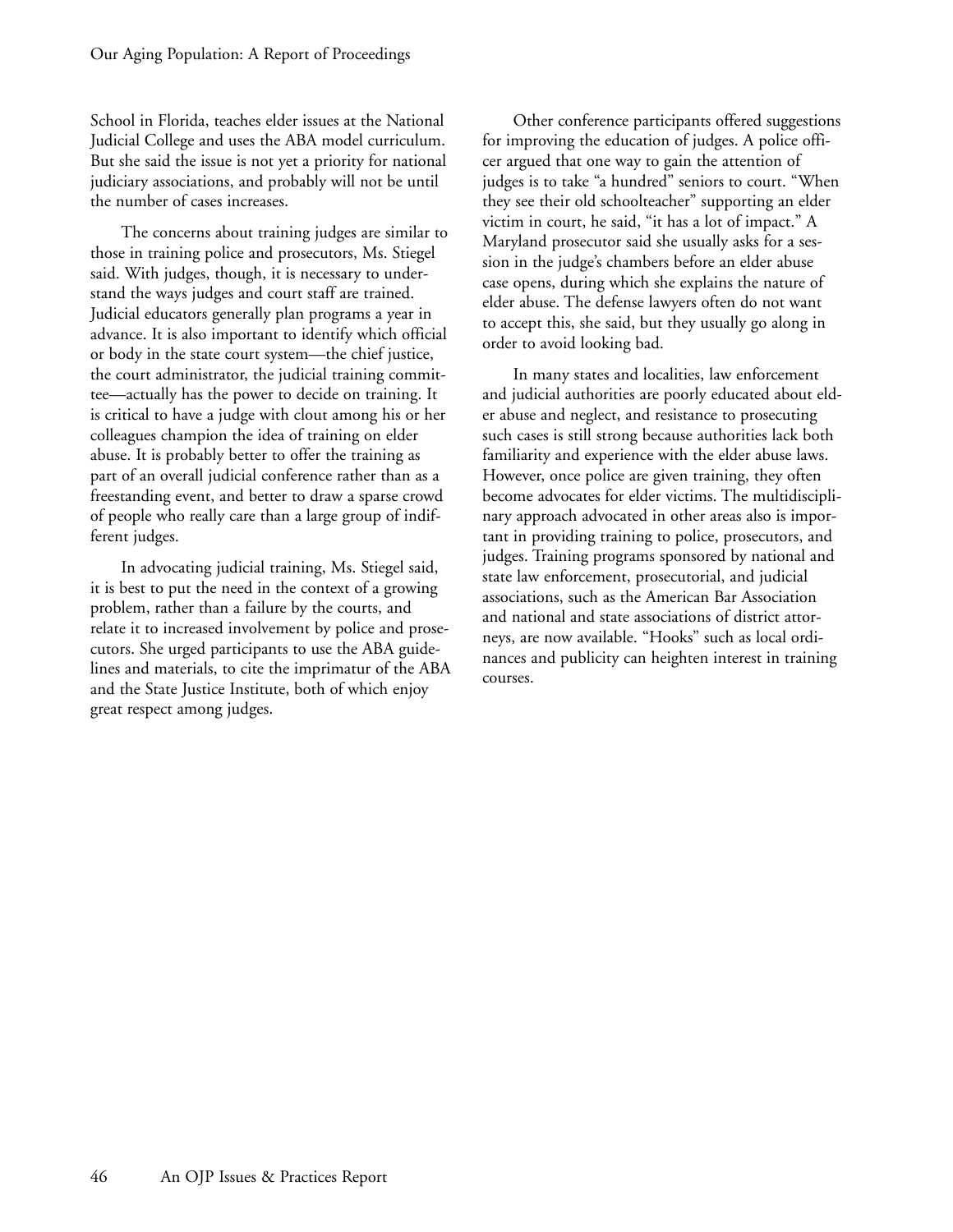School in Florida, teaches elder issues at the National Judicial College and uses the ABA model curriculum. But she said the issue is not yet a priority for national judiciary associations, and probably will not be until the number of cases increases.

The concerns about training judges are similar to those in training police and prosecutors, Ms. Stiegel said. With judges, though, it is necessary to understand the ways judges and court staff are trained. Judicial educators generally plan programs a year in advance. It is also important to identify which official or body in the state court system—the chief justice, the court administrator, the judicial training committee—actually has the power to decide on training. It is critical to have a judge with clout among his or her colleagues champion the idea of training on elder abuse. It is probably better to offer the training as part of an overall judicial conference rather than as a freestanding event, and better to draw a sparse crowd of people who really care than a large group of indifferent judges.

In advocating judicial training, Ms. Stiegel said, it is best to put the need in the context of a growing problem, rather than a failure by the courts, and relate it to increased involvement by police and prosecutors. She urged participants to use the ABA guidelines and materials, to cite the imprimatur of the ABA and the State Justice Institute, both of which enjoy great respect among judges.

Other conference participants offered suggestions for improving the education of judges. A police officer argued that one way to gain the attention of judges is to take "a hundred" seniors to court. "When they see their old schoolteacher" supporting an elder victim in court, he said, "it has a lot of impact." A Maryland prosecutor said she usually asks for a session in the judge's chambers before an elder abuse case opens, during which she explains the nature of elder abuse. The defense lawyers often do not want to accept this, she said, but they usually go along in order to avoid looking bad.

In many states and localities, law enforcement and judicial authorities are poorly educated about elder abuse and neglect, and resistance to prosecuting such cases is still strong because authorities lack both familiarity and experience with the elder abuse laws. However, once police are given training, they often become advocates for elder victims. The multidisciplinary approach advocated in other areas also is important in providing training to police, prosecutors, and judges. Training programs sponsored by national and state law enforcement, prosecutorial, and judicial associations, such as the American Bar Association and national and state associations of district attorneys, are now available. "Hooks" such as local ordinances and publicity can heighten interest in training courses.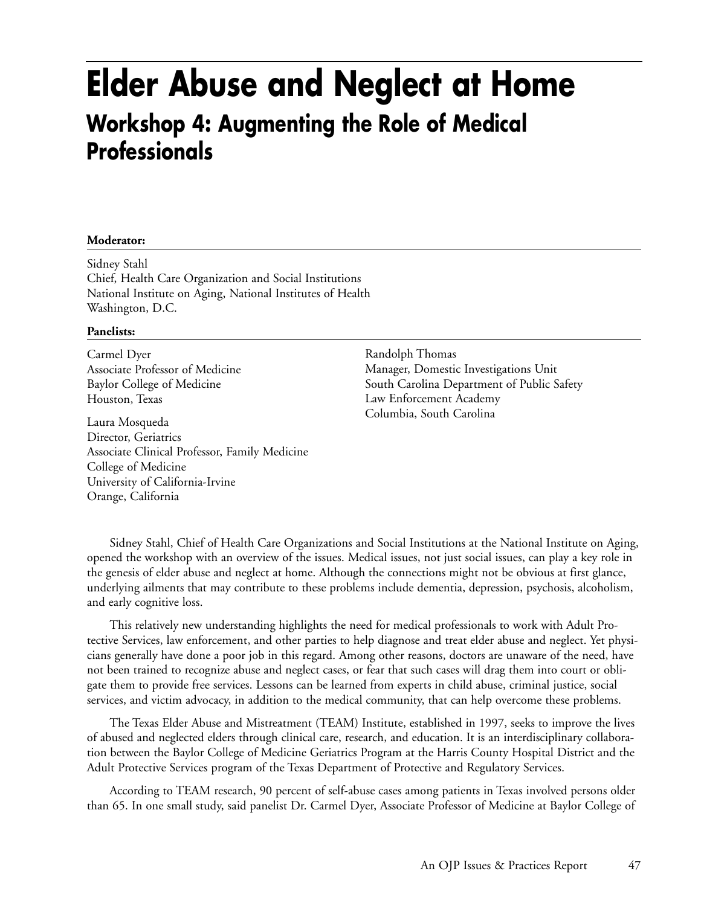# Elder Abuse and Neglect at Home

## Workshop 4: Augmenting the Role of Medical Professionals

**Moderator:**

Sidney Stahl
Chief, Health Care Organization and Social Institutions
National Institute on Aging, National Institutes of Health
Washington, D.C.

**Panelists:**

Carmel Dyer
Associate Professor of Medicine
Baylor College of Medicine
Houston, Texas

Laura Mosqueda
Director, Geriatrics
Associate Clinical Professor, Family Medicine
College of Medicine
University of California-Irvine
Orange, California

Randolph Thomas
Manager, Domestic Investigations Unit
South Carolina Department of Public Safety
Law Enforcement Academy
Columbia, South Carolina

Sidney Stahl, Chief of Health Care Organizations and Social Institutions at the National Institute on Aging, opened the workshop with an overview of the issues. Medical issues, not just social issues, can play a key role in the genesis of elder abuse and neglect at home. Although the connections might not be obvious at first glance, underlying ailments that may contribute to these problems include dementia, depression, psychosis, alcoholism, and early cognitive loss.

This relatively new understanding highlights the need for medical professionals to work with Adult Protective Services, law enforcement, and other parties to help diagnose and treat elder abuse and neglect. Yet physicians generally have done a poor job in this regard. Among other reasons, doctors are unaware of the need, have not been trained to recognize abuse and neglect cases, or fear that such cases will drag them into court or obligate them to provide free services. Lessons can be learned from experts in child abuse, criminal justice, social services, and victim advocacy, in addition to the medical community, that can help overcome these problems.

The Texas Elder Abuse and Mistreatment (TEAM) Institute, established in 1997, seeks to improve the lives of abused and neglected elders through clinical care, research, and education. It is an interdisciplinary collaboration between the Baylor College of Medicine Geriatrics Program at the Harris County Hospital District and the Adult Protective Services program of the Texas Department of Protective and Regulatory Services.

According to TEAM research, 90 percent of self-abuse cases among patients in Texas involved persons older than 65. In one small study, said panelist Dr. Carmel Dyer, Associate Professor of Medicine at Baylor College of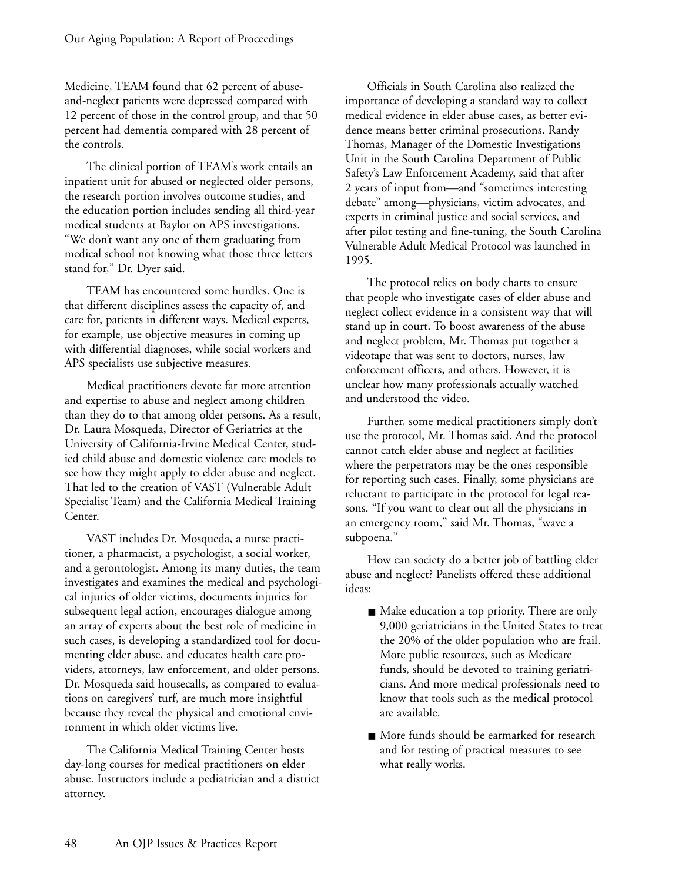Medicine, TEAM found that 62 percent of abuse-and-neglect patients were depressed compared with 12 percent of those in the control group, and that 50 percent had dementia compared with 28 percent of the controls.

The clinical portion of TEAM's work entails an inpatient unit for abused or neglected older persons, the research portion involves outcome studies, and the education portion includes sending all third-year medical students at Baylor on APS investigations. "We don't want any one of them graduating from medical school not knowing what those three letters stand for," Dr. Dyer said.

TEAM has encountered some hurdles. One is that different disciplines assess the capacity of, and care for, patients in different ways. Medical experts, for example, use objective measures in coming up with differential diagnoses, while social workers and APS specialists use subjective measures.

Medical practitioners devote far more attention and expertise to abuse and neglect among children than they do to that among older persons. As a result, Dr. Laura Mosqueda, Director of Geriatrics at the University of California-Irvine Medical Center, studied child abuse and domestic violence care models to see how they might apply to elder abuse and neglect. That led to the creation of VAST (Vulnerable Adult Specialist Team) and the California Medical Training Center.

VAST includes Dr. Mosqueda, a nurse practitioner, a pharmacist, a psychologist, a social worker, and a gerontologist. Among its many duties, the team investigates and examines the medical and psychological injuries of older victims, documents injuries for subsequent legal action, encourages dialogue among an array of experts about the best role of medicine in such cases, is developing a standardized tool for documenting elder abuse, and educates health care providers, attorneys, law enforcement, and older persons. Dr. Mosqueda said housecalls, as compared to evaluations on caregivers' turf, are much more insightful because they reveal the physical and emotional environment in which older victims live.

The California Medical Training Center hosts day-long courses for medical practitioners on elder abuse. Instructors include a pediatrician and a district attorney.

Officials in South Carolina also realized the importance of developing a standard way to collect medical evidence in elder abuse cases, as better evidence means better criminal prosecutions. Randy Thomas, Manager of the Domestic Investigations Unit in the South Carolina Department of Public Safety's Law Enforcement Academy, said that after 2 years of input from—and "sometimes interesting debate" among—physicians, victim advocates, and experts in criminal justice and social services, and after pilot testing and fine-tuning, the South Carolina Vulnerable Adult Medical Protocol was launched in 1995.

The protocol relies on body charts to ensure that people who investigate cases of elder abuse and neglect collect evidence in a consistent way that will stand up in court. To boost awareness of the abuse and neglect problem, Mr. Thomas put together a videotape that was sent to doctors, nurses, law enforcement officers, and others. However, it is unclear how many professionals actually watched and understood the video.

Further, some medical practitioners simply don't use the protocol, Mr. Thomas said. And the protocol cannot catch elder abuse and neglect at facilities where the perpetrators may be the ones responsible for reporting such cases. Finally, some physicians are reluctant to participate in the protocol for legal reasons. "If you want to clear out all the physicians in an emergency room," said Mr. Thomas, "wave a subpoena."

How can society do a better job of battling elder abuse and neglect? Panelists offered these additional ideas:

- Make education a top priority. There are only 9,000 geriatricians in the United States to treat the 20% of the older population who are frail. More public resources, such as Medicare funds, should be devoted to training geriatricians. And more medical professionals need to know that tools such as the medical protocol are available.
- More funds should be earmarked for research and for testing of practical measures to see what really works.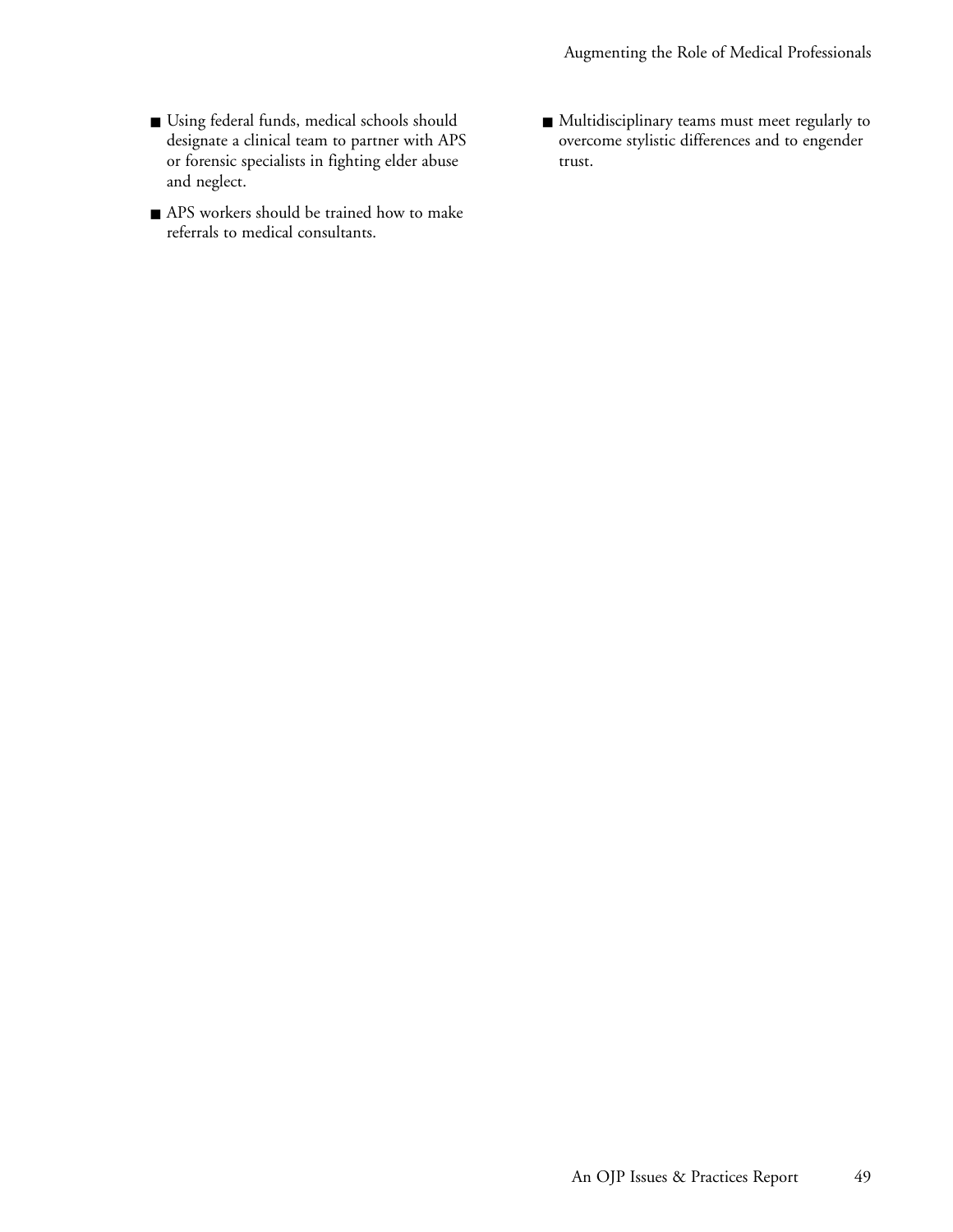- Using federal funds, medical schools should designate a clinical team to partner with APS or forensic specialists in fighting elder abuse and neglect.
- APS workers should be trained how to make referrals to medical consultants.
- Multidisciplinary teams must meet regularly to overcome stylistic differences and to engender trust.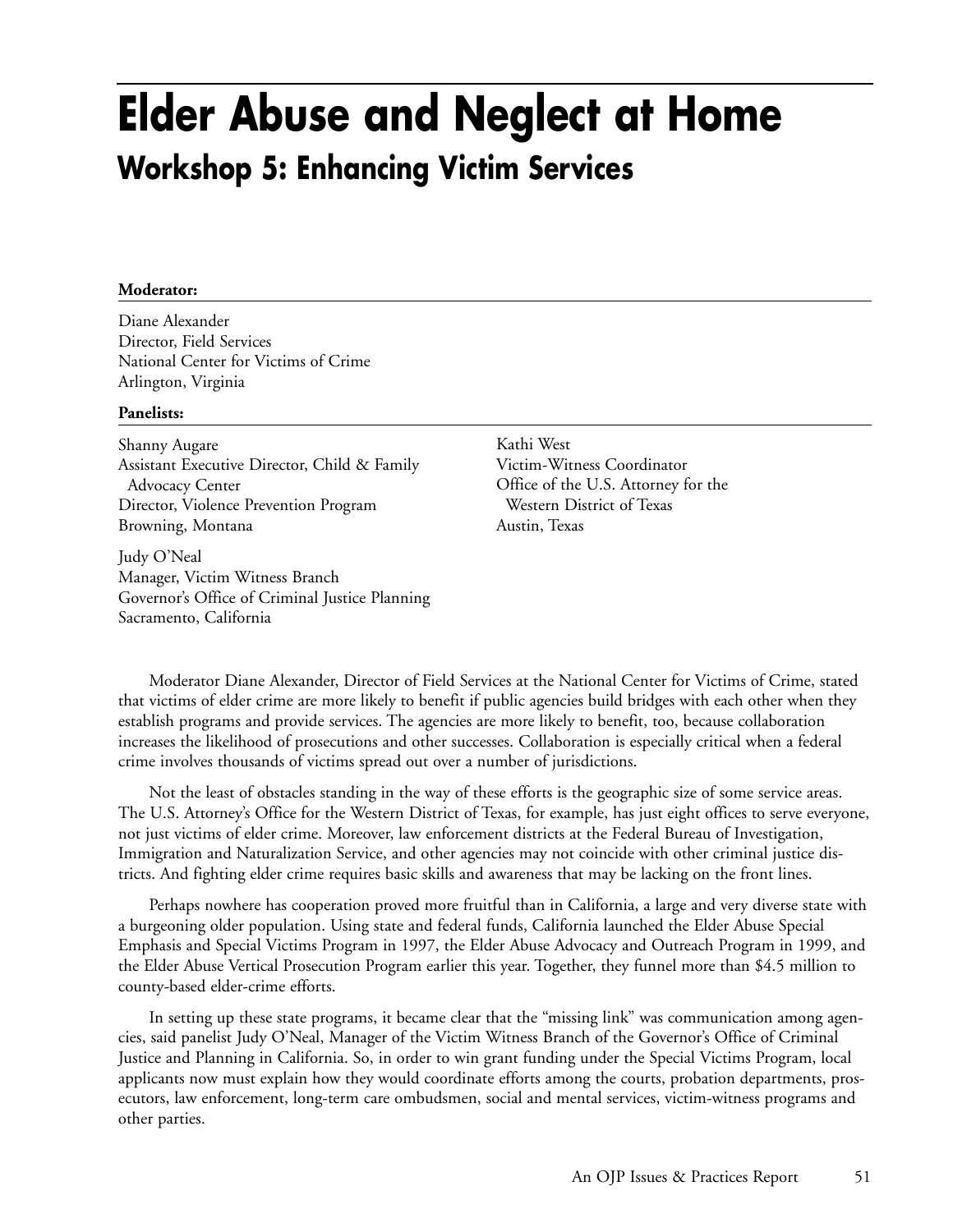# Elder Abuse and Neglect at Home

## Workshop 5: Enhancing Victim Services

**Moderator:**

Diane Alexander
Director, Field Services
National Center for Victims of Crime
Arlington, Virginia

**Panelists:**

Shanny Augare
Assistant Executive Director, Child & Family Advocacy Center
Director, Violence Prevention Program
Browning, Montana

Judy O'Neal
Manager, Victim Witness Branch
Governor's Office of Criminal Justice Planning
Sacramento, California

Kathi West
Victim-Witness Coordinator
Office of the U.S. Attorney for the Western District of Texas
Austin, Texas

Moderator Diane Alexander, Director of Field Services at the National Center for Victims of Crime, stated that victims of elder crime are more likely to benefit if public agencies build bridges with each other when they establish programs and provide services. The agencies are more likely to benefit, too, because collaboration increases the likelihood of prosecutions and other successes. Collaboration is especially critical when a federal crime involves thousands of victims spread out over a number of jurisdictions.

Not the least of obstacles standing in the way of these efforts is the geographic size of some service areas. The U.S. Attorney's Office for the Western District of Texas, for example, has just eight offices to serve everyone, not just victims of elder crime. Moreover, law enforcement districts at the Federal Bureau of Investigation, Immigration and Naturalization Service, and other agencies may not coincide with other criminal justice districts. And fighting elder crime requires basic skills and awareness that may be lacking on the front lines.

Perhaps nowhere has cooperation proved more fruitful than in California, a large and very diverse state with a burgeoning older population. Using state and federal funds, California launched the Elder Abuse Special Emphasis and Special Victims Program in 1997, the Elder Abuse Advocacy and Outreach Program in 1999, and the Elder Abuse Vertical Prosecution Program earlier this year. Together, they funnel more than $4.5 million to county-based elder-crime efforts.

In setting up these state programs, it became clear that the "missing link" was communication among agencies, said panelist Judy O'Neal, Manager of the Victim Witness Branch of the Governor's Office of Criminal Justice and Planning in California. So, in order to win grant funding under the Special Victims Program, local applicants now must explain how they would coordinate efforts among the courts, probation departments, prosecutors, law enforcement, long-term care ombudsmen, social and mental services, victim-witness programs and other parties.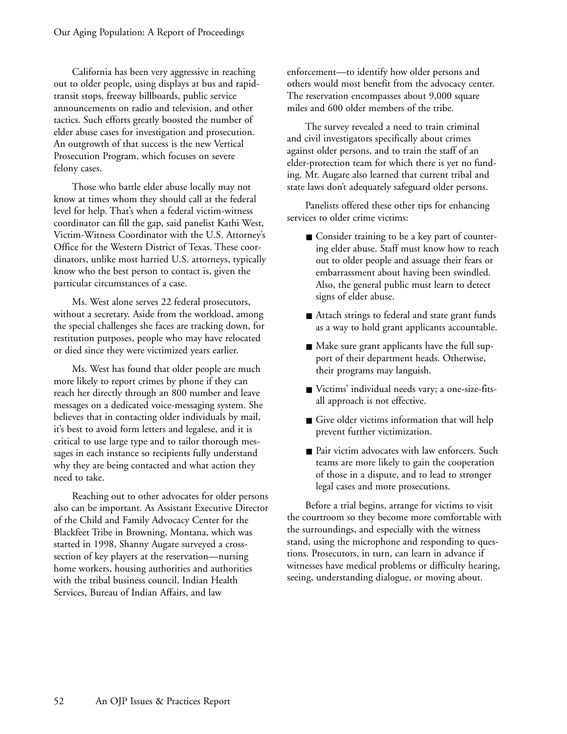California has been very aggressive in reaching out to older people, using displays at bus and rapid-transit stops, freeway billboards, public service announcements on radio and television, and other tactics. Such efforts greatly boosted the number of elder abuse cases for investigation and prosecution. An outgrowth of that success is the new Vertical Prosecution Program, which focuses on severe felony cases.

Those who battle elder abuse locally may not know at times whom they should call at the federal level for help. That's when a federal victim-witness coordinator can fill the gap, said panelist Kathi West, Victim-Witness Coordinator with the U.S. Attorney's Office for the Western District of Texas. These coordinators, unlike most harried U.S. attorneys, typically know who the best person to contact is, given the particular circumstances of a case.

Ms. West alone serves 22 federal prosecutors, without a secretary. Aside from the workload, among the special challenges she faces are tracking down, for restitution purposes, people who may have relocated or died since they were victimized years earlier.

Ms. West has found that older people are much more likely to report crimes by phone if they can reach her directly through an 800 number and leave messages on a dedicated voice-messaging system. She believes that in contacting older individuals by mail, it's best to avoid form letters and legalese, and it is critical to use large type and to tailor thorough messages in each instance so recipients fully understand why they are being contacted and what action they need to take.

Reaching out to other advocates for older persons also can be important. As Assistant Executive Director of the Child and Family Advocacy Center for the Blackfeet Tribe in Browning, Montana, which was started in 1998, Shanny Augare surveyed a cross-section of key players at the reservation—nursing home workers, housing authorities and authorities with the tribal business council, Indian Health Services, Bureau of Indian Affairs, and law enforcement—to identify how older persons and others would most benefit from the advocacy center. The reservation encompasses about 9,000 square miles and 600 older members of the tribe.

The survey revealed a need to train criminal and civil investigators specifically about crimes against older persons, and to train the staff of an elder-protection team for which there is yet no funding. Mr. Augare also learned that current tribal and state laws don't adequately safeguard older persons.

Panelists offered these other tips for enhancing services to older crime victims:

- Consider training to be a key part of countering elder abuse. Staff must know how to reach out to older people and assuage their fears or embarrassment about having been swindled. Also, the general public must learn to detect signs of elder abuse.
- Attach strings to federal and state grant funds as a way to hold grant applicants accountable.
- Make sure grant applicants have the full support of their department heads. Otherwise, their programs may languish.
- Victims' individual needs vary; a one-size-fits-all approach is not effective.
- Give older victims information that will help prevent further victimization.
- Pair victim advocates with law enforcers. Such teams are more likely to gain the cooperation of those in a dispute, and to lead to stronger legal cases and more prosecutions.

Before a trial begins, arrange for victims to visit the courtroom so they become more comfortable with the surroundings, and especially with the witness stand, using the microphone and responding to questions. Prosecutors, in turn, can learn in advance if witnesses have medical problems or difficulty hearing, seeing, understanding dialogue, or moving about.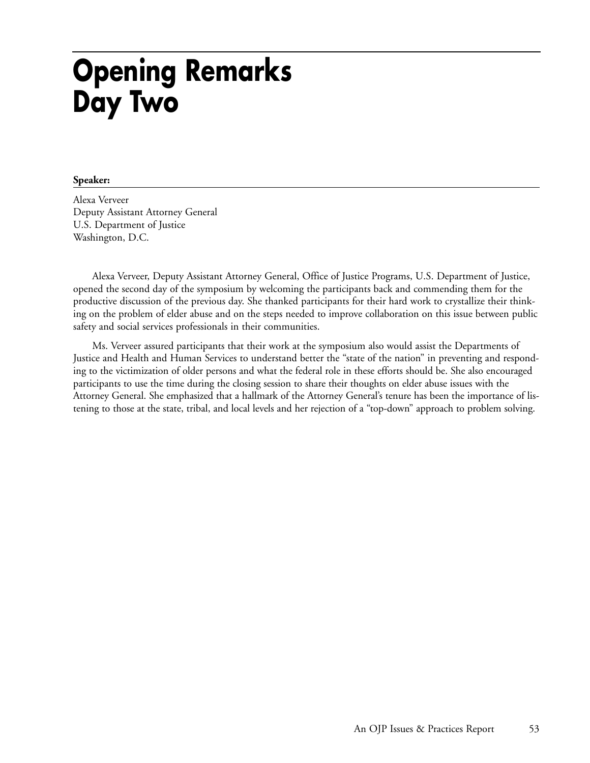# Opening Remarks Day Two

**Speaker:**

Alexa Verveer
Deputy Assistant Attorney General
U.S. Department of Justice
Washington, D.C.

Alexa Verveer, Deputy Assistant Attorney General, Office of Justice Programs, U.S. Department of Justice, opened the second day of the symposium by welcoming the participants back and commending them for the productive discussion of the previous day. She thanked participants for their hard work to crystallize their thinking on the problem of elder abuse and on the steps needed to improve collaboration on this issue between public safety and social services professionals in their communities.

Ms. Verveer assured participants that their work at the symposium also would assist the Departments of Justice and Health and Human Services to understand better the "state of the nation" in preventing and responding to the victimization of older persons and what the federal role in these efforts should be. She also encouraged participants to use the time during the closing session to share their thoughts on elder abuse issues with the Attorney General. She emphasized that a hallmark of the Attorney General's tenure has been the importance of listening to those at the state, tribal, and local levels and her rejection of a "top-down" approach to problem solving.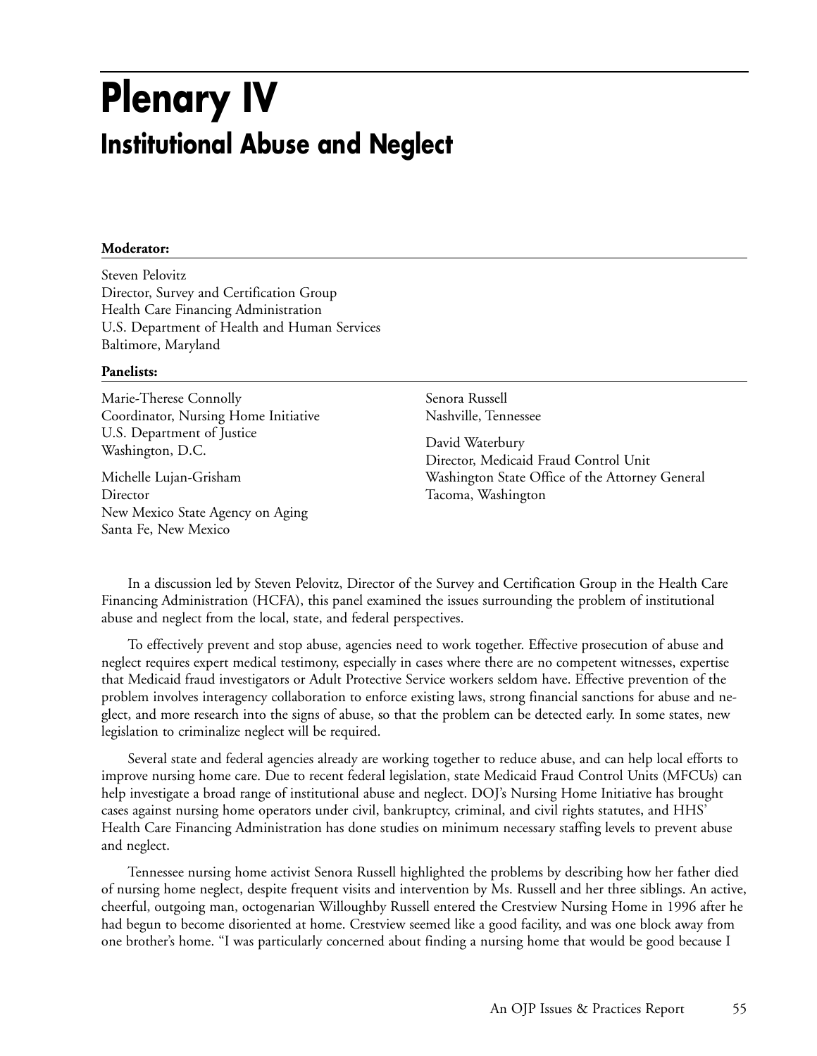# Plenary IV

## Institutional Abuse and Neglect

**Moderator:**

Steven Pelovitz
Director, Survey and Certification Group
Health Care Financing Administration
U.S. Department of Health and Human Services
Baltimore, Maryland

**Panelists:**

Marie-Therese Connolly
Coordinator, Nursing Home Initiative
U.S. Department of Justice
Washington, D.C.

Michelle Lujan-Grisham
Director
New Mexico State Agency on Aging
Santa Fe, New Mexico

Senora Russell
Nashville, Tennessee

David Waterbury
Director, Medicaid Fraud Control Unit
Washington State Office of the Attorney General
Tacoma, Washington

In a discussion led by Steven Pelovitz, Director of the Survey and Certification Group in the Health Care Financing Administration (HCFA), this panel examined the issues surrounding the problem of institutional abuse and neglect from the local, state, and federal perspectives.

To effectively prevent and stop abuse, agencies need to work together. Effective prosecution of abuse and neglect requires expert medical testimony, especially in cases where there are no competent witnesses, expertise that Medicaid fraud investigators or Adult Protective Service workers seldom have. Effective prevention of the problem involves interagency collaboration to enforce existing laws, strong financial sanctions for abuse and neglect, and more research into the signs of abuse, so that the problem can be detected early. In some states, new legislation to criminalize neglect will be required.

Several state and federal agencies already are working together to reduce abuse, and can help local efforts to improve nursing home care. Due to recent federal legislation, state Medicaid Fraud Control Units (MFCUs) can help investigate a broad range of institutional abuse and neglect. DOJ's Nursing Home Initiative has brought cases against nursing home operators under civil, bankruptcy, criminal, and civil rights statutes, and HHS' Health Care Financing Administration has done studies on minimum necessary staffing levels to prevent abuse and neglect.

Tennessee nursing home activist Senora Russell highlighted the problems by describing how her father died of nursing home neglect, despite frequent visits and intervention by Ms. Russell and her three siblings. An active, cheerful, outgoing man, octogenarian Willoughby Russell entered the Crestview Nursing Home in 1996 after he had begun to become disoriented at home. Crestview seemed like a good facility, and was one block away from one brother's home. "I was particularly concerned about finding a nursing home that would be good because I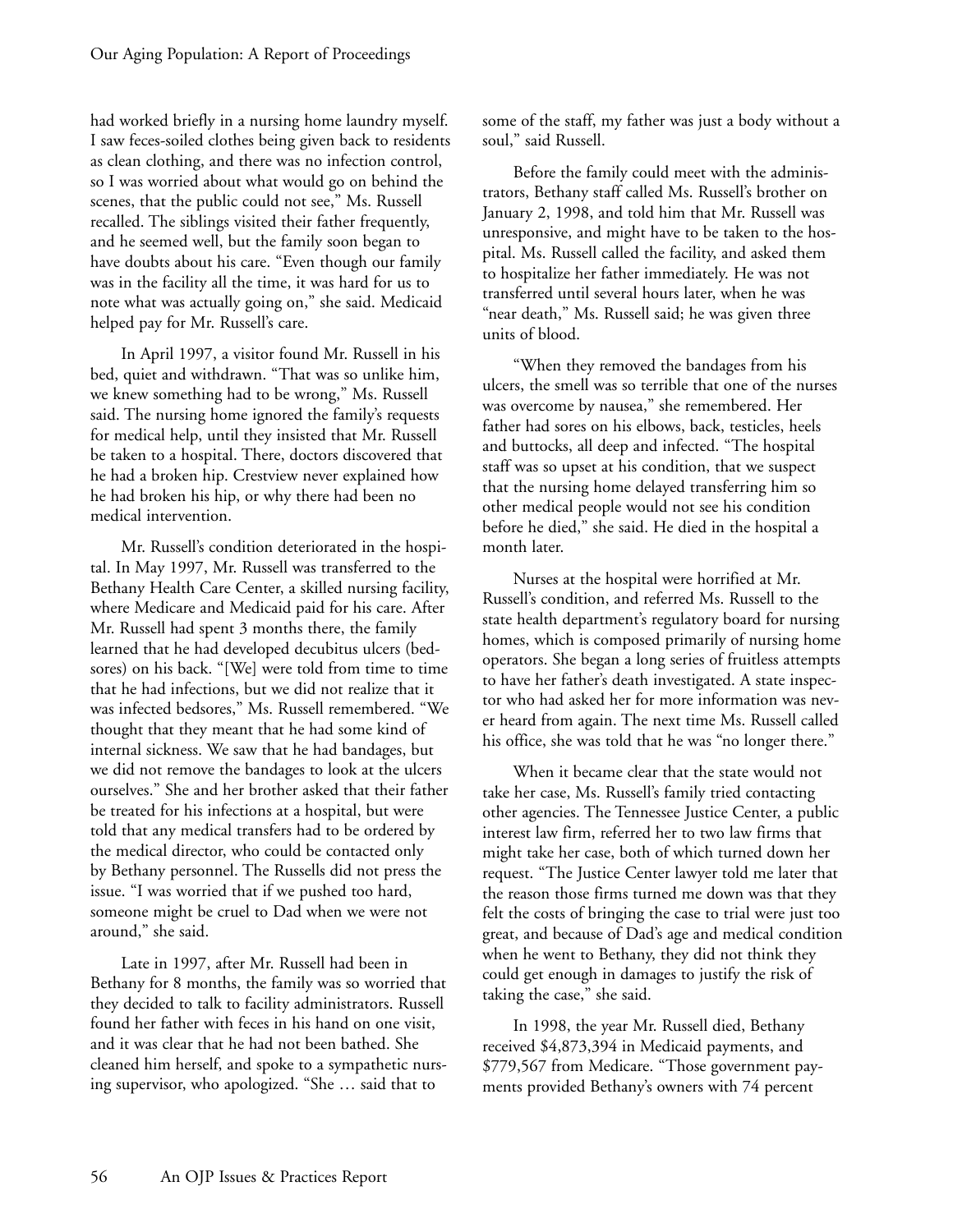had worked briefly in a nursing home laundry myself. I saw feces-soiled clothes being given back to residents as clean clothing, and there was no infection control, so I was worried about what would go on behind the scenes, that the public could not see," Ms. Russell recalled. The siblings visited their father frequently, and he seemed well, but the family soon began to have doubts about his care. "Even though our family was in the facility all the time, it was hard for us to note what was actually going on," she said. Medicaid helped pay for Mr. Russell's care.

In April 1997, a visitor found Mr. Russell in his bed, quiet and withdrawn. "That was so unlike him, we knew something had to be wrong," Ms. Russell said. The nursing home ignored the family's requests for medical help, until they insisted that Mr. Russell be taken to a hospital. There, doctors discovered that he had a broken hip. Crestview never explained how he had broken his hip, or why there had been no medical intervention.

Mr. Russell's condition deteriorated in the hospital. In May 1997, Mr. Russell was transferred to the Bethany Health Care Center, a skilled nursing facility, where Medicare and Medicaid paid for his care. After Mr. Russell had spent 3 months there, the family learned that he had developed decubitus ulcers (bedsores) on his back. "[We] were told from time to time that he had infections, but we did not realize that it was infected bedsores," Ms. Russell remembered. "We thought that they meant that he had some kind of internal sickness. We saw that he had bandages, but we did not remove the bandages to look at the ulcers ourselves." She and her brother asked that their father be treated for his infections at a hospital, but were told that any medical transfers had to be ordered by the medical director, who could be contacted only by Bethany personnel. The Russells did not press the issue. "I was worried that if we pushed too hard, someone might be cruel to Dad when we were not around," she said.

Late in 1997, after Mr. Russell had been in Bethany for 8 months, the family was so worried that they decided to talk to facility administrators. Russell found her father with feces in his hand on one visit, and it was clear that he had not been bathed. She cleaned him herself, and spoke to a sympathetic nursing supervisor, who apologized. "She … said that to some of the staff, my father was just a body without a soul," said Russell.

Before the family could meet with the administrators, Bethany staff called Ms. Russell's brother on January 2, 1998, and told him that Mr. Russell was unresponsive, and might have to be taken to the hospital. Ms. Russell called the facility, and asked them to hospitalize her father immediately. He was not transferred until several hours later, when he was "near death," Ms. Russell said; he was given three units of blood.

"When they removed the bandages from his ulcers, the smell was so terrible that one of the nurses was overcome by nausea," she remembered. Her father had sores on his elbows, back, testicles, heels and buttocks, all deep and infected. "The hospital staff was so upset at his condition, that we suspect that the nursing home delayed transferring him so other medical people would not see his condition before he died," she said. He died in the hospital a month later.

Nurses at the hospital were horrified at Mr. Russell's condition, and referred Ms. Russell to the state health department's regulatory board for nursing homes, which is composed primarily of nursing home operators. She began a long series of fruitless attempts to have her father's death investigated. A state inspector who had asked her for more information was never heard from again. The next time Ms. Russell called his office, she was told that he was "no longer there."

When it became clear that the state would not take her case, Ms. Russell's family tried contacting other agencies. The Tennessee Justice Center, a public interest law firm, referred her to two law firms that might take her case, both of which turned down her request. "The Justice Center lawyer told me later that the reason those firms turned me down was that they felt the costs of bringing the case to trial were just too great, and because of Dad's age and medical condition when he went to Bethany, they did not think they could get enough in damages to justify the risk of taking the case," she said.

In 1998, the year Mr. Russell died, Bethany received $4,873,394 in Medicaid payments, and $779,567 from Medicare. "Those government payments provided Bethany's owners with 74 percent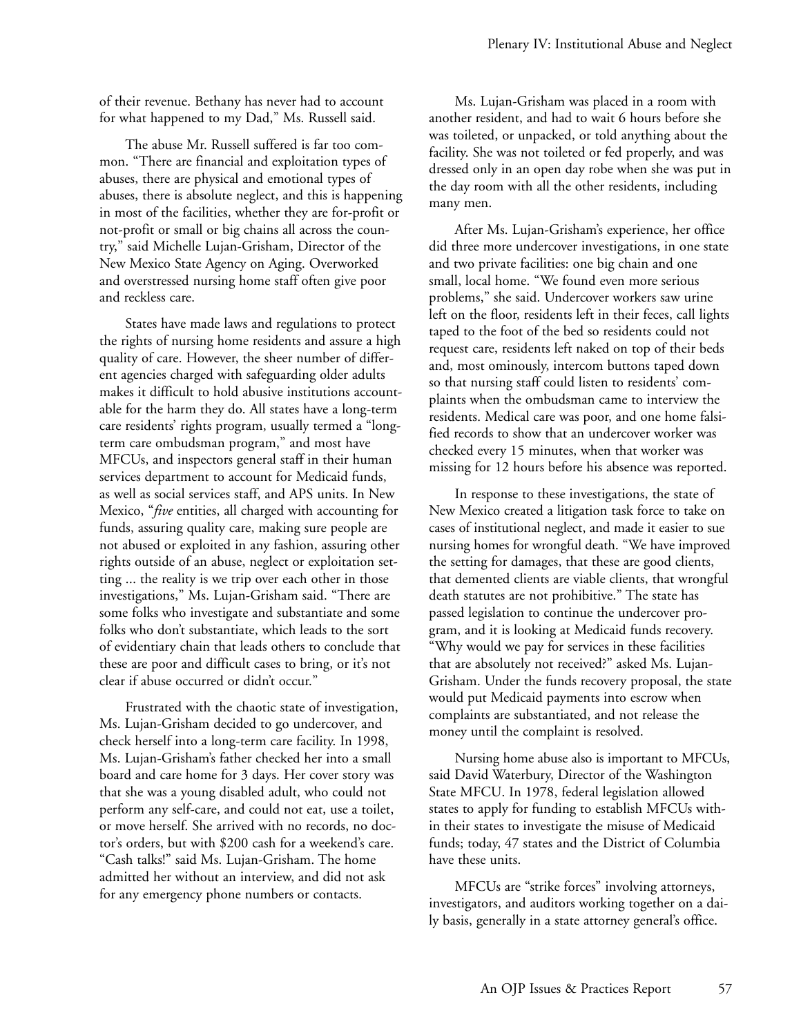of their revenue. Bethany has never had to account for what happened to my Dad," Ms. Russell said.

The abuse Mr. Russell suffered is far too common. "There are financial and exploitation types of abuses, there are physical and emotional types of abuses, there is absolute neglect, and this is happening in most of the facilities, whether they are for-profit or not-profit or small or big chains all across the country," said Michelle Lujan-Grisham, Director of the New Mexico State Agency on Aging. Overworked and overstressed nursing home staff often give poor and reckless care.

States have made laws and regulations to protect the rights of nursing home residents and assure a high quality of care. However, the sheer number of different agencies charged with safeguarding older adults makes it difficult to hold abusive institutions accountable for the harm they do. All states have a long-term care residents' rights program, usually termed a "long-term care ombudsman program," and most have MFCUs, and inspectors general staff in their human services department to account for Medicaid funds, as well as social services staff, and APS units. In New Mexico, "*five* entities, all charged with accounting for funds, assuring quality care, making sure people are not abused or exploited in any fashion, assuring other rights outside of an abuse, neglect or exploitation setting ... the reality is we trip over each other in those investigations," Ms. Lujan-Grisham said. "There are some folks who investigate and substantiate and some folks who don't substantiate, which leads to the sort of evidentiary chain that leads others to conclude that these are poor and difficult cases to bring, or it's not clear if abuse occurred or didn't occur."

Frustrated with the chaotic state of investigation, Ms. Lujan-Grisham decided to go undercover, and check herself into a long-term care facility. In 1998, Ms. Lujan-Grisham's father checked her into a small board and care home for 3 days. Her cover story was that she was a young disabled adult, who could not perform any self-care, and could not eat, use a toilet, or move herself. She arrived with no records, no doctor's orders, but with $200 cash for a weekend's care. "Cash talks!" said Ms. Lujan-Grisham. The home admitted her without an interview, and did not ask for any emergency phone numbers or contacts.

Ms. Lujan-Grisham was placed in a room with another resident, and had to wait 6 hours before she was toileted, or unpacked, or told anything about the facility. She was not toileted or fed properly, and was dressed only in an open day robe when she was put in the day room with all the other residents, including many men.

After Ms. Lujan-Grisham's experience, her office did three more undercover investigations, in one state and two private facilities: one big chain and one small, local home. "We found even more serious problems," she said. Undercover workers saw urine left on the floor, residents left in their feces, call lights taped to the foot of the bed so residents could not request care, residents left naked on top of their beds and, most ominously, intercom buttons taped down so that nursing staff could listen to residents' complaints when the ombudsman came to interview the residents. Medical care was poor, and one home falsified records to show that an undercover worker was checked every 15 minutes, when that worker was missing for 12 hours before his absence was reported.

In response to these investigations, the state of New Mexico created a litigation task force to take on cases of institutional neglect, and made it easier to sue nursing homes for wrongful death. "We have improved the setting for damages, that these are good clients, that demented clients are viable clients, that wrongful death statutes are not prohibitive." The state has passed legislation to continue the undercover program, and it is looking at Medicaid funds recovery. "Why would we pay for services in these facilities that are absolutely not received?" asked Ms. Lujan-Grisham. Under the funds recovery proposal, the state would put Medicaid payments into escrow when complaints are substantiated, and not release the money until the complaint is resolved.

Nursing home abuse also is important to MFCUs, said David Waterbury, Director of the Washington State MFCU. In 1978, federal legislation allowed states to apply for funding to establish MFCUs within their states to investigate the misuse of Medicaid funds; today, 47 states and the District of Columbia have these units.

MFCUs are "strike forces" involving attorneys, investigators, and auditors working together on a daily basis, generally in a state attorney general's office.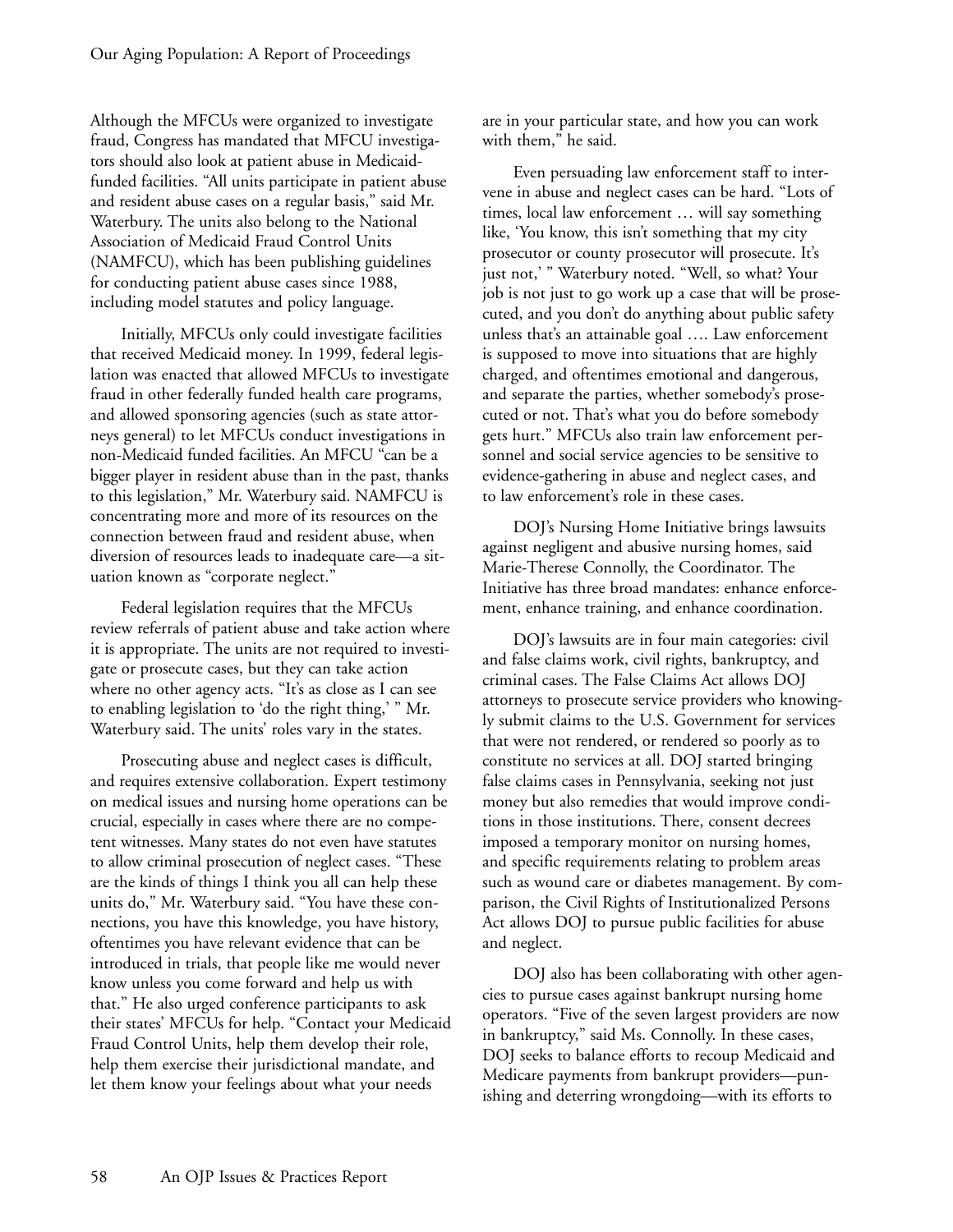Although the MFCUs were organized to investigate fraud, Congress has mandated that MFCU investigators should also look at patient abuse in Medicaid-funded facilities. "All units participate in patient abuse and resident abuse cases on a regular basis," said Mr. Waterbury. The units also belong to the National Association of Medicaid Fraud Control Units (NAMFCU), which has been publishing guidelines for conducting patient abuse cases since 1988, including model statutes and policy language.

Initially, MFCUs only could investigate facilities that received Medicaid money. In 1999, federal legislation was enacted that allowed MFCUs to investigate fraud in other federally funded health care programs, and allowed sponsoring agencies (such as state attorneys general) to let MFCUs conduct investigations in non-Medicaid funded facilities. An MFCU "can be a bigger player in resident abuse than in the past, thanks to this legislation," Mr. Waterbury said. NAMFCU is concentrating more and more of its resources on the connection between fraud and resident abuse, when diversion of resources leads to inadequate care—a situation known as "corporate neglect."

Federal legislation requires that the MFCUs review referrals of patient abuse and take action where it is appropriate. The units are not required to investigate or prosecute cases, but they can take action where no other agency acts. "It's as close as I can see to enabling legislation to 'do the right thing,' " Mr. Waterbury said. The units' roles vary in the states.

Prosecuting abuse and neglect cases is difficult, and requires extensive collaboration. Expert testimony on medical issues and nursing home operations can be crucial, especially in cases where there are no competent witnesses. Many states do not even have statutes to allow criminal prosecution of neglect cases. "These are the kinds of things I think you all can help these units do," Mr. Waterbury said. "You have these connections, you have this knowledge, you have history, oftentimes you have relevant evidence that can be introduced in trials, that people like me would never know unless you come forward and help us with that." He also urged conference participants to ask their states' MFCUs for help. "Contact your Medicaid Fraud Control Units, help them develop their role, help them exercise their jurisdictional mandate, and let them know your feelings about what your needs are in your particular state, and how you can work with them," he said.

Even persuading law enforcement staff to intervene in abuse and neglect cases can be hard. "Lots of times, local law enforcement … will say something like, 'You know, this isn't something that my city prosecutor or county prosecutor will prosecute. It's just not,' " Waterbury noted. "Well, so what? Your job is not just to go work up a case that will be prosecuted, and you don't do anything about public safety unless that's an attainable goal …. Law enforcement is supposed to move into situations that are highly charged, and oftentimes emotional and dangerous, and separate the parties, whether somebody's prosecuted or not. That's what you do before somebody gets hurt." MFCUs also train law enforcement personnel and social service agencies to be sensitive to evidence-gathering in abuse and neglect cases, and to law enforcement's role in these cases.

DOJ's Nursing Home Initiative brings lawsuits against negligent and abusive nursing homes, said Marie-Therese Connolly, the Coordinator. The Initiative has three broad mandates: enhance enforcement, enhance training, and enhance coordination.

DOJ's lawsuits are in four main categories: civil and false claims work, civil rights, bankruptcy, and criminal cases. The False Claims Act allows DOJ attorneys to prosecute service providers who knowingly submit claims to the U.S. Government for services that were not rendered, or rendered so poorly as to constitute no services at all. DOJ started bringing false claims cases in Pennsylvania, seeking not just money but also remedies that would improve conditions in those institutions. There, consent decrees imposed a temporary monitor on nursing homes, and specific requirements relating to problem areas such as wound care or diabetes management. By comparison, the Civil Rights of Institutionalized Persons Act allows DOJ to pursue public facilities for abuse and neglect.

DOJ also has been collaborating with other agencies to pursue cases against bankrupt nursing home operators. "Five of the seven largest providers are now in bankruptcy," said Ms. Connolly. In these cases, DOJ seeks to balance efforts to recoup Medicaid and Medicare payments from bankrupt providers—punishing and deterring wrongdoing—with its efforts to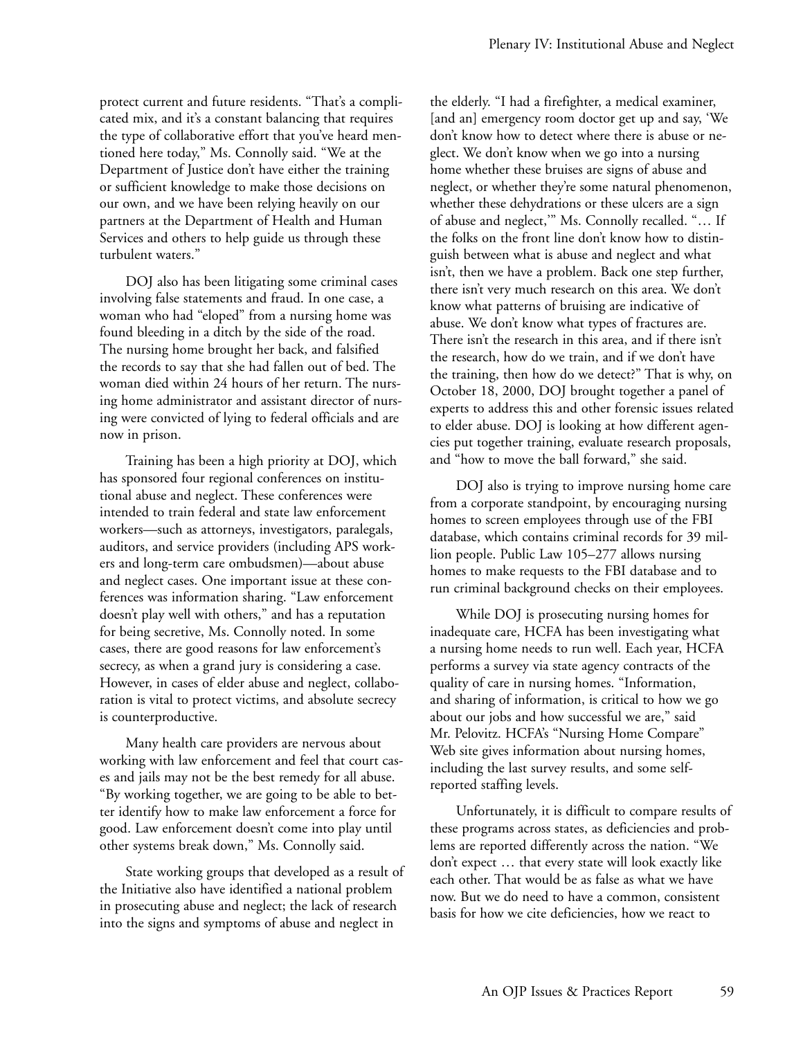protect current and future residents. "That's a complicated mix, and it's a constant balancing that requires the type of collaborative effort that you've heard mentioned here today," Ms. Connolly said. "We at the Department of Justice don't have either the training or sufficient knowledge to make those decisions on our own, and we have been relying heavily on our partners at the Department of Health and Human Services and others to help guide us through these turbulent waters."

DOJ also has been litigating some criminal cases involving false statements and fraud. In one case, a woman who had "eloped" from a nursing home was found bleeding in a ditch by the side of the road. The nursing home brought her back, and falsified the records to say that she had fallen out of bed. The woman died within 24 hours of her return. The nursing home administrator and assistant director of nursing were convicted of lying to federal officials and are now in prison.

Training has been a high priority at DOJ, which has sponsored four regional conferences on institutional abuse and neglect. These conferences were intended to train federal and state law enforcement workers—such as attorneys, investigators, paralegals, auditors, and service providers (including APS workers and long-term care ombudsmen)—about abuse and neglect cases. One important issue at these conferences was information sharing. "Law enforcement doesn't play well with others," and has a reputation for being secretive, Ms. Connolly noted. In some cases, there are good reasons for law enforcement's secrecy, as when a grand jury is considering a case. However, in cases of elder abuse and neglect, collaboration is vital to protect victims, and absolute secrecy is counterproductive.

Many health care providers are nervous about working with law enforcement and feel that court cases and jails may not be the best remedy for all abuse. "By working together, we are going to be able to better identify how to make law enforcement a force for good. Law enforcement doesn't come into play until other systems break down," Ms. Connolly said.

State working groups that developed as a result of the Initiative also have identified a national problem in prosecuting abuse and neglect; the lack of research into the signs and symptoms of abuse and neglect in the elderly. "I had a firefighter, a medical examiner, [and an] emergency room doctor get up and say, 'We don't know how to detect where there is abuse or neglect. We don't know when we go into a nursing home whether these bruises are signs of abuse and neglect, or whether they're some natural phenomenon, whether these dehydrations or these ulcers are a sign of abuse and neglect,'" Ms. Connolly recalled. "… If the folks on the front line don't know how to distinguish between what is abuse and neglect and what isn't, then we have a problem. Back one step further, there isn't very much research on this area. We don't know what patterns of bruising are indicative of abuse. We don't know what types of fractures are. There isn't the research in this area, and if there isn't the research, how do we train, and if we don't have the training, then how do we detect?" That is why, on October 18, 2000, DOJ brought together a panel of experts to address this and other forensic issues related to elder abuse. DOJ is looking at how different agencies put together training, evaluate research proposals, and "how to move the ball forward," she said.

DOJ also is trying to improve nursing home care from a corporate standpoint, by encouraging nursing homes to screen employees through use of the FBI database, which contains criminal records for 39 million people. Public Law 105–277 allows nursing homes to make requests to the FBI database and to run criminal background checks on their employees.

While DOJ is prosecuting nursing homes for inadequate care, HCFA has been investigating what a nursing home needs to run well. Each year, HCFA performs a survey via state agency contracts of the quality of care in nursing homes. "Information, and sharing of information, is critical to how we go about our jobs and how successful we are," said Mr. Pelovitz. HCFA's "Nursing Home Compare" Web site gives information about nursing homes, including the last survey results, and some self-reported staffing levels.

Unfortunately, it is difficult to compare results of these programs across states, as deficiencies and problems are reported differently across the nation. "We don't expect … that every state will look exactly like each other. That would be as false as what we have now. But we do need to have a common, consistent basis for how we cite deficiencies, how we react to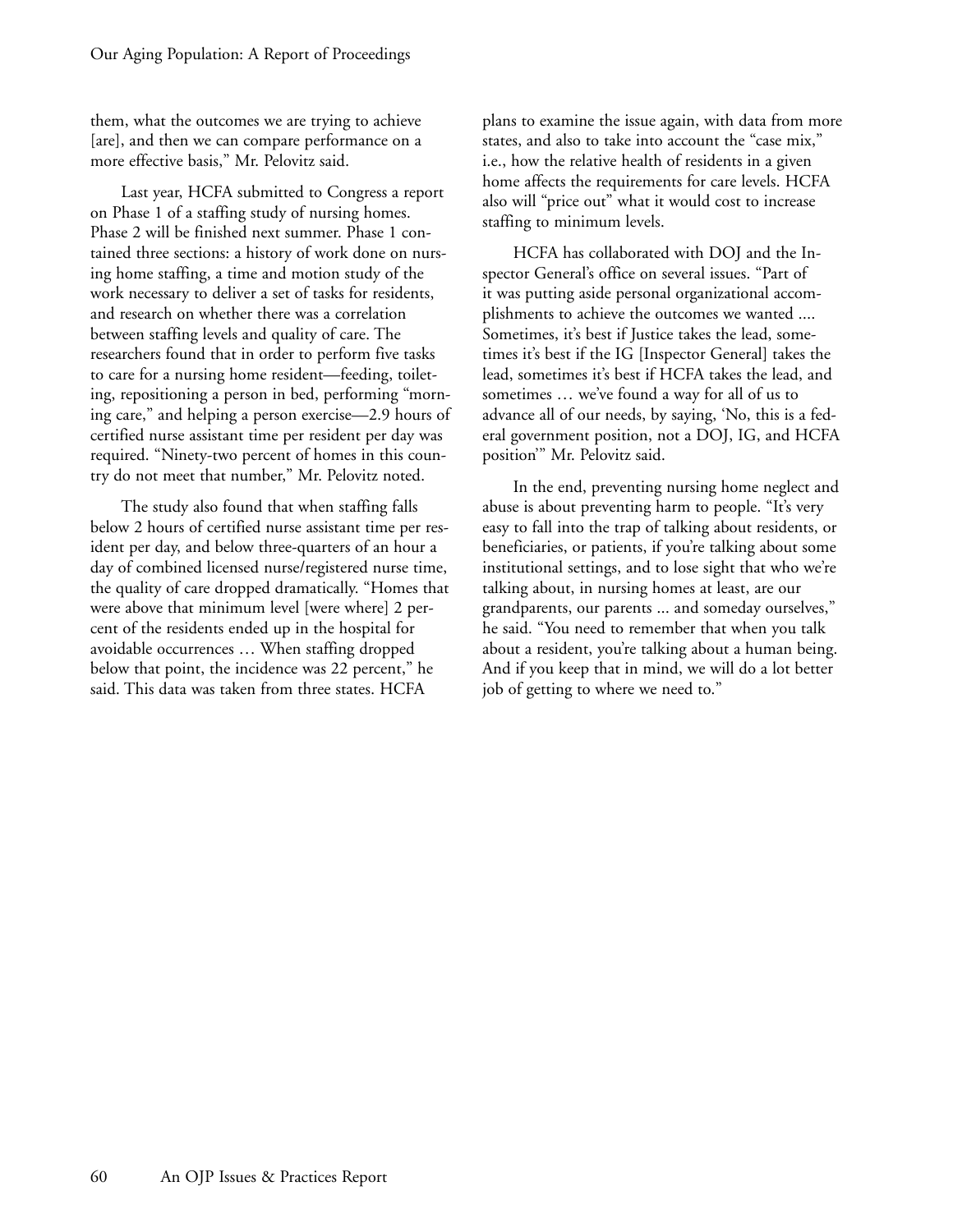them, what the outcomes we are trying to achieve [are], and then we can compare performance on a more effective basis," Mr. Pelovitz said.

Last year, HCFA submitted to Congress a report on Phase 1 of a staffing study of nursing homes. Phase 2 will be finished next summer. Phase 1 contained three sections: a history of work done on nursing home staffing, a time and motion study of the work necessary to deliver a set of tasks for residents, and research on whether there was a correlation between staffing levels and quality of care. The researchers found that in order to perform five tasks to care for a nursing home resident—feeding, toileting, repositioning a person in bed, performing "morning care," and helping a person exercise—2.9 hours of certified nurse assistant time per resident per day was required. "Ninety-two percent of homes in this country do not meet that number," Mr. Pelovitz noted.

The study also found that when staffing falls below 2 hours of certified nurse assistant time per resident per day, and below three-quarters of an hour a day of combined licensed nurse/registered nurse time, the quality of care dropped dramatically. "Homes that were above that minimum level [were where] 2 percent of the residents ended up in the hospital for avoidable occurrences … When staffing dropped below that point, the incidence was 22 percent," he said. This data was taken from three states. HCFA plans to examine the issue again, with data from more states, and also to take into account the "case mix," i.e., how the relative health of residents in a given home affects the requirements for care levels. HCFA also will "price out" what it would cost to increase staffing to minimum levels.

HCFA has collaborated with DOJ and the Inspector General's office on several issues. "Part of it was putting aside personal organizational accomplishments to achieve the outcomes we wanted .... Sometimes, it's best if Justice takes the lead, sometimes it's best if the IG [Inspector General] takes the lead, sometimes it's best if HCFA takes the lead, and sometimes … we've found a way for all of us to advance all of our needs, by saying, 'No, this is a federal government position, not a DOJ, IG, and HCFA position'" Mr. Pelovitz said.

In the end, preventing nursing home neglect and abuse is about preventing harm to people. "It's very easy to fall into the trap of talking about residents, or beneficiaries, or patients, if you're talking about some institutional settings, and to lose sight that who we're talking about, in nursing homes at least, are our grandparents, our parents ... and someday ourselves," he said. "You need to remember that when you talk about a resident, you're talking about a human being. And if you keep that in mind, we will do a lot better job of getting to where we need to."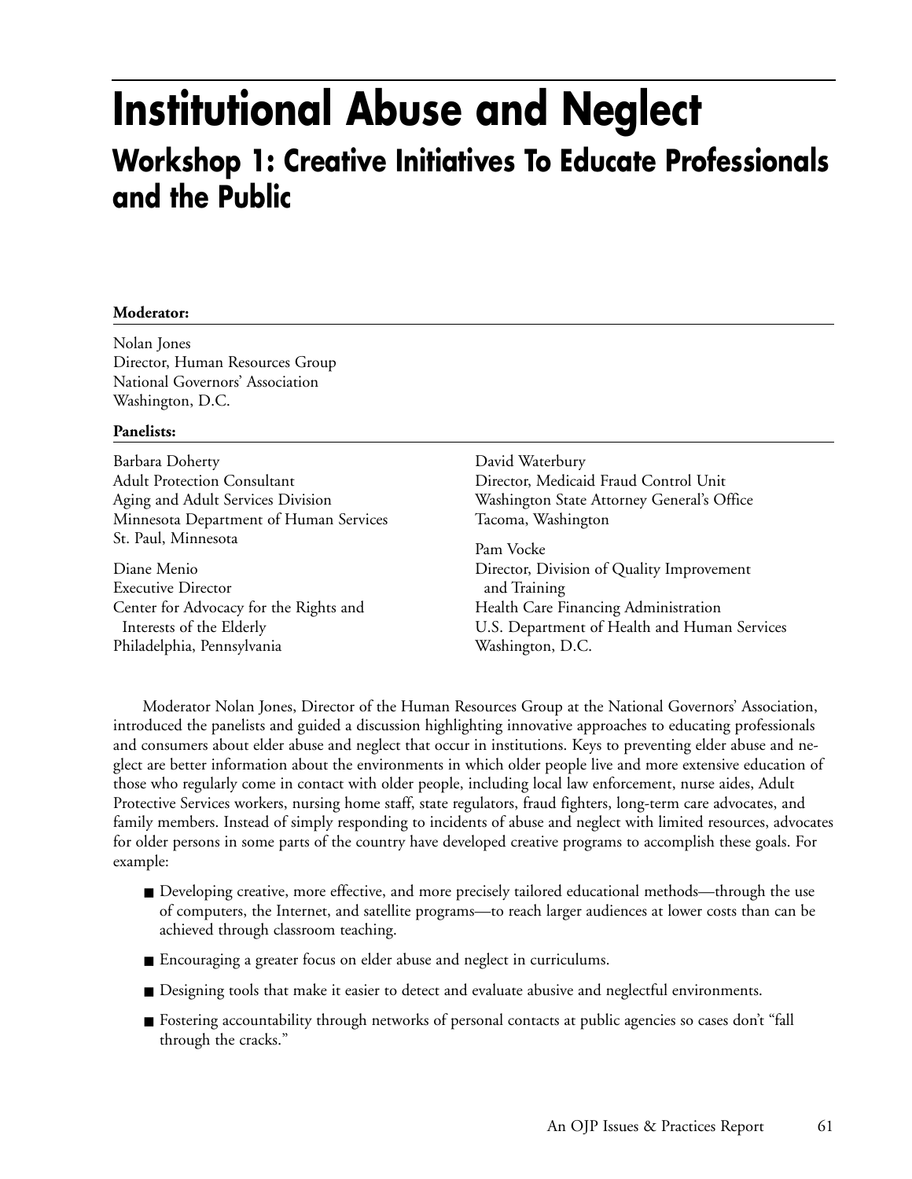# Institutional Abuse and Neglect

## Workshop 1: Creative Initiatives To Educate Professionals and the Public

**Moderator:**

Nolan Jones
Director, Human Resources Group
National Governors' Association
Washington, D.C.

**Panelists:**

Barbara Doherty
Adult Protection Consultant
Aging and Adult Services Division
Minnesota Department of Human Services
St. Paul, Minnesota

Diane Menio
Executive Director
Center for Advocacy for the Rights and Interests of the Elderly
Philadelphia, Pennsylvania

David Waterbury
Director, Medicaid Fraud Control Unit
Washington State Attorney General's Office
Tacoma, Washington

Pam Vocke
Director, Division of Quality Improvement and Training
Health Care Financing Administration
U.S. Department of Health and Human Services
Washington, D.C.

Moderator Nolan Jones, Director of the Human Resources Group at the National Governors' Association, introduced the panelists and guided a discussion highlighting innovative approaches to educating professionals and consumers about elder abuse and neglect that occur in institutions. Keys to preventing elder abuse and neglect are better information about the environments in which older people live and more extensive education of those who regularly come in contact with older people, including local law enforcement, nurse aides, Adult Protective Services workers, nursing home staff, state regulators, fraud fighters, long-term care advocates, and family members. Instead of simply responding to incidents of abuse and neglect with limited resources, advocates for older persons in some parts of the country have developed creative programs to accomplish these goals. For example:

- Developing creative, more effective, and more precisely tailored educational methods—through the use of computers, the Internet, and satellite programs—to reach larger audiences at lower costs than can be achieved through classroom teaching.
- Encouraging a greater focus on elder abuse and neglect in curriculums.
- Designing tools that make it easier to detect and evaluate abusive and neglectful environments.
- Fostering accountability through networks of personal contacts at public agencies so cases don't "fall through the cracks."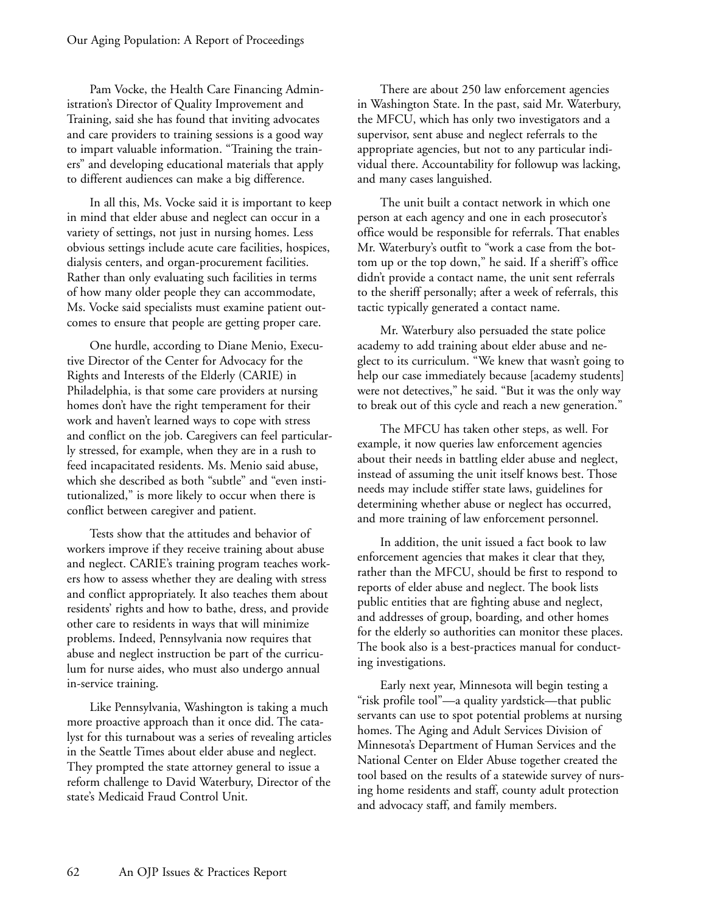Pam Vocke, the Health Care Financing Administration's Director of Quality Improvement and Training, said she has found that inviting advocates and care providers to training sessions is a good way to impart valuable information. "Training the trainers" and developing educational materials that apply to different audiences can make a big difference.

In all this, Ms. Vocke said it is important to keep in mind that elder abuse and neglect can occur in a variety of settings, not just in nursing homes. Less obvious settings include acute care facilities, hospices, dialysis centers, and organ-procurement facilities. Rather than only evaluating such facilities in terms of how many older people they can accommodate, Ms. Vocke said specialists must examine patient outcomes to ensure that people are getting proper care.

One hurdle, according to Diane Menio, Executive Director of the Center for Advocacy for the Rights and Interests of the Elderly (CARIE) in Philadelphia, is that some care providers at nursing homes don't have the right temperament for their work and haven't learned ways to cope with stress and conflict on the job. Caregivers can feel particularly stressed, for example, when they are in a rush to feed incapacitated residents. Ms. Menio said abuse, which she described as both "subtle" and "even institutionalized," is more likely to occur when there is conflict between caregiver and patient.

Tests show that the attitudes and behavior of workers improve if they receive training about abuse and neglect. CARIE's training program teaches workers how to assess whether they are dealing with stress and conflict appropriately. It also teaches them about residents' rights and how to bathe, dress, and provide other care to residents in ways that will minimize problems. Indeed, Pennsylvania now requires that abuse and neglect instruction be part of the curriculum for nurse aides, who must also undergo annual in-service training.

Like Pennsylvania, Washington is taking a much more proactive approach than it once did. The catalyst for this turnabout was a series of revealing articles in the Seattle Times about elder abuse and neglect. They prompted the state attorney general to issue a reform challenge to David Waterbury, Director of the state's Medicaid Fraud Control Unit.

There are about 250 law enforcement agencies in Washington State. In the past, said Mr. Waterbury, the MFCU, which has only two investigators and a supervisor, sent abuse and neglect referrals to the appropriate agencies, but not to any particular individual there. Accountability for followup was lacking, and many cases languished.

The unit built a contact network in which one person at each agency and one in each prosecutor's office would be responsible for referrals. That enables Mr. Waterbury's outfit to "work a case from the bottom up or the top down," he said. If a sheriff's office didn't provide a contact name, the unit sent referrals to the sheriff personally; after a week of referrals, this tactic typically generated a contact name.

Mr. Waterbury also persuaded the state police academy to add training about elder abuse and neglect to its curriculum. "We knew that wasn't going to help our case immediately because [academy students] were not detectives," he said. "But it was the only way to break out of this cycle and reach a new generation."

The MFCU has taken other steps, as well. For example, it now queries law enforcement agencies about their needs in battling elder abuse and neglect, instead of assuming the unit itself knows best. Those needs may include stiffer state laws, guidelines for determining whether abuse or neglect has occurred, and more training of law enforcement personnel.

In addition, the unit issued a fact book to law enforcement agencies that makes it clear that they, rather than the MFCU, should be first to respond to reports of elder abuse and neglect. The book lists public entities that are fighting abuse and neglect, and addresses of group, boarding, and other homes for the elderly so authorities can monitor these places. The book also is a best-practices manual for conducting investigations.

Early next year, Minnesota will begin testing a "risk profile tool"—a quality yardstick—that public servants can use to spot potential problems at nursing homes. The Aging and Adult Services Division of Minnesota's Department of Human Services and the National Center on Elder Abuse together created the tool based on the results of a statewide survey of nursing home residents and staff, county adult protection and advocacy staff, and family members.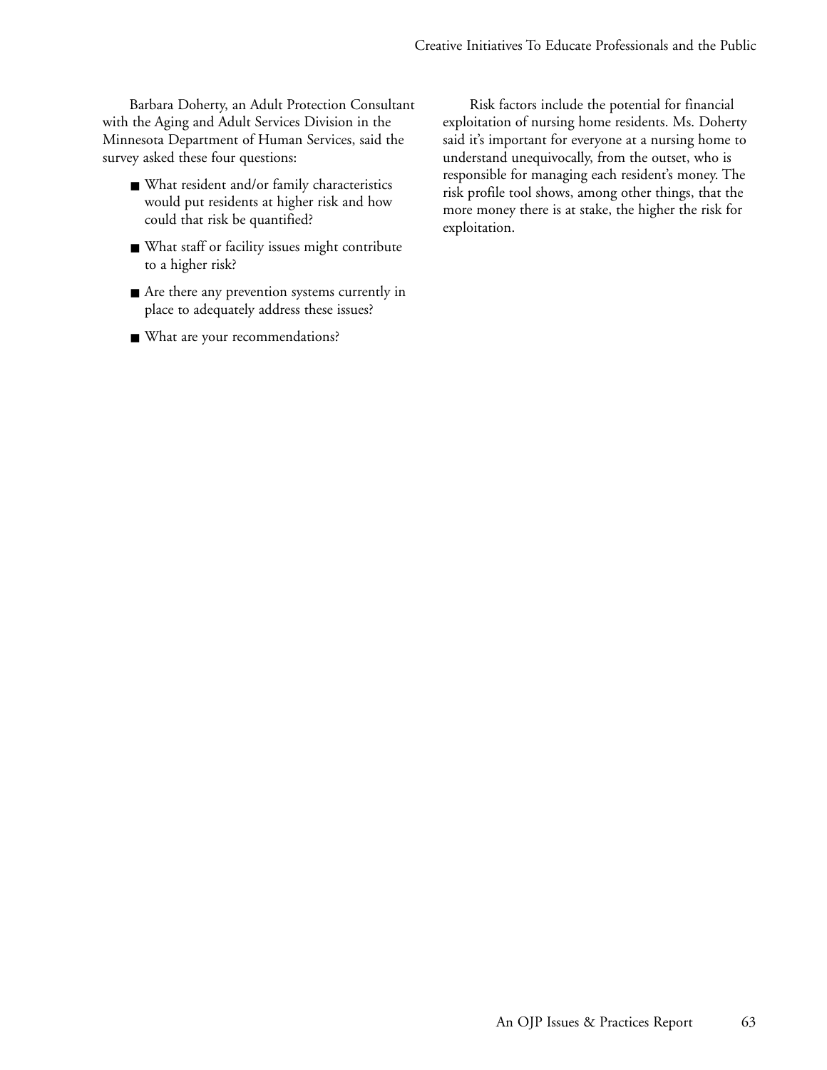Barbara Doherty, an Adult Protection Consultant with the Aging and Adult Services Division in the Minnesota Department of Human Services, said the survey asked these four questions:

- What resident and/or family characteristics would put residents at higher risk and how could that risk be quantified?
- What staff or facility issues might contribute to a higher risk?
- Are there any prevention systems currently in place to adequately address these issues?
- What are your recommendations?

Risk factors include the potential for financial exploitation of nursing home residents. Ms. Doherty said it's important for everyone at a nursing home to understand unequivocally, from the outset, who is responsible for managing each resident's money. The risk profile tool shows, among other things, that the more money there is at stake, the higher the risk for exploitation.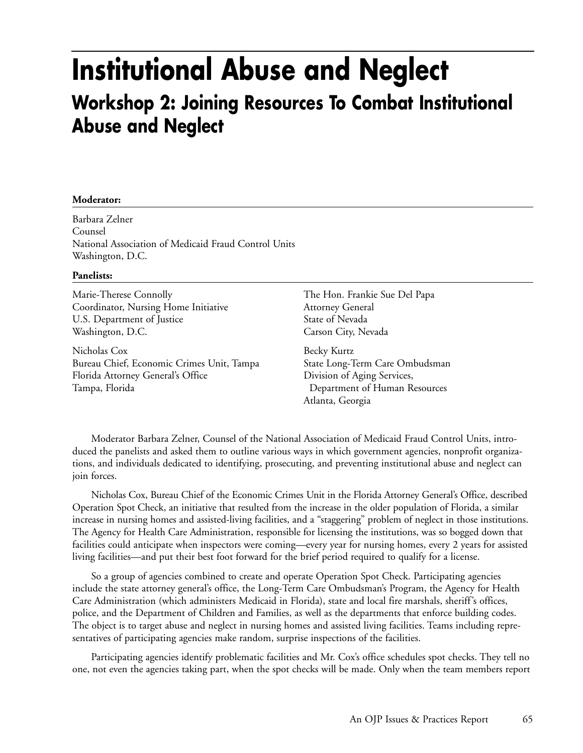# Institutional Abuse and Neglect

## Workshop 2: Joining Resources To Combat Institutional Abuse and Neglect

**Moderator:**

Barbara Zelner
Counsel
National Association of Medicaid Fraud Control Units
Washington, D.C.

**Panelists:**

Marie-Therese Connolly
Coordinator, Nursing Home Initiative
U.S. Department of Justice
Washington, D.C.

Nicholas Cox
Bureau Chief, Economic Crimes Unit, Tampa
Florida Attorney General's Office
Tampa, Florida

The Hon. Frankie Sue Del Papa
Attorney General
State of Nevada
Carson City, Nevada

Becky Kurtz
State Long-Term Care Ombudsman
Division of Aging Services, Department of Human Resources
Atlanta, Georgia

Moderator Barbara Zelner, Counsel of the National Association of Medicaid Fraud Control Units, introduced the panelists and asked them to outline various ways in which government agencies, nonprofit organizations, and individuals dedicated to identifying, prosecuting, and preventing institutional abuse and neglect can join forces.

Nicholas Cox, Bureau Chief of the Economic Crimes Unit in the Florida Attorney General's Office, described Operation Spot Check, an initiative that resulted from the increase in the older population of Florida, a similar increase in nursing homes and assisted-living facilities, and a "staggering" problem of neglect in those institutions. The Agency for Health Care Administration, responsible for licensing the institutions, was so bogged down that facilities could anticipate when inspectors were coming—every year for nursing homes, every 2 years for assisted living facilities—and put their best foot forward for the brief period required to qualify for a license.

So a group of agencies combined to create and operate Operation Spot Check. Participating agencies include the state attorney general's office, the Long-Term Care Ombudsman's Program, the Agency for Health Care Administration (which administers Medicaid in Florida), state and local fire marshals, sheriff's offices, police, and the Department of Children and Families, as well as the departments that enforce building codes. The object is to target abuse and neglect in nursing homes and assisted living facilities. Teams including representatives of participating agencies make random, surprise inspections of the facilities.

Participating agencies identify problematic facilities and Mr. Cox's office schedules spot checks. They tell no one, not even the agencies taking part, when the spot checks will be made. Only when the team members report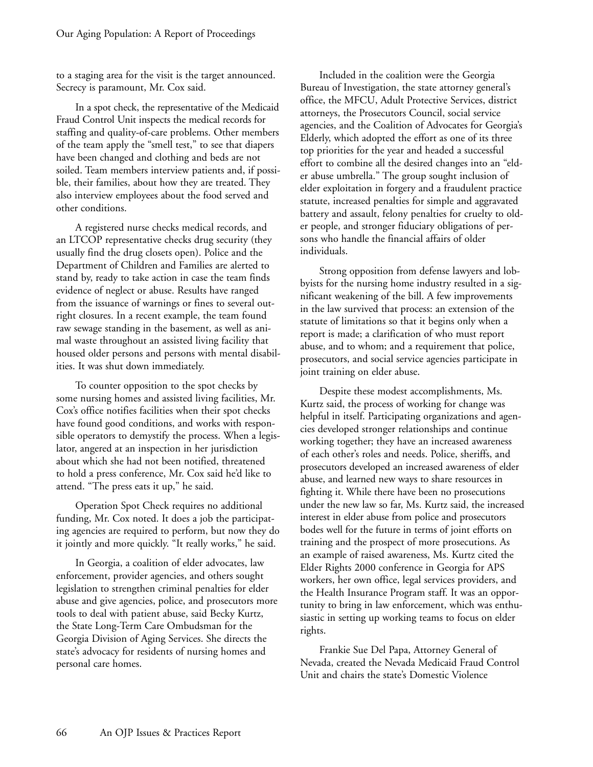to a staging area for the visit is the target announced. Secrecy is paramount, Mr. Cox said.

In a spot check, the representative of the Medicaid Fraud Control Unit inspects the medical records for staffing and quality-of-care problems. Other members of the team apply the "smell test," to see that diapers have been changed and clothing and beds are not soiled. Team members interview patients and, if possible, their families, about how they are treated. They also interview employees about the food served and other conditions.

A registered nurse checks medical records, and an LTCOP representative checks drug security (they usually find the drug closets open). Police and the Department of Children and Families are alerted to stand by, ready to take action in case the team finds evidence of neglect or abuse. Results have ranged from the issuance of warnings or fines to several outright closures. In a recent example, the team found raw sewage standing in the basement, as well as animal waste throughout an assisted living facility that housed older persons and persons with mental disabilities. It was shut down immediately.

To counter opposition to the spot checks by some nursing homes and assisted living facilities, Mr. Cox's office notifies facilities when their spot checks have found good conditions, and works with responsible operators to demystify the process. When a legislator, angered at an inspection in her jurisdiction about which she had not been notified, threatened to hold a press conference, Mr. Cox said he'd like to attend. "The press eats it up," he said.

Operation Spot Check requires no additional funding, Mr. Cox noted. It does a job the participating agencies are required to perform, but now they do it jointly and more quickly. "It really works," he said.

In Georgia, a coalition of elder advocates, law enforcement, provider agencies, and others sought legislation to strengthen criminal penalties for elder abuse and give agencies, police, and prosecutors more tools to deal with patient abuse, said Becky Kurtz, the State Long-Term Care Ombudsman for the Georgia Division of Aging Services. She directs the state's advocacy for residents of nursing homes and personal care homes.

Included in the coalition were the Georgia Bureau of Investigation, the state attorney general's office, the MFCU, Adult Protective Services, district attorneys, the Prosecutors Council, social service agencies, and the Coalition of Advocates for Georgia's Elderly, which adopted the effort as one of its three top priorities for the year and headed a successful effort to combine all the desired changes into an "elder abuse umbrella." The group sought inclusion of elder exploitation in forgery and a fraudulent practice statute, increased penalties for simple and aggravated battery and assault, felony penalties for cruelty to older people, and stronger fiduciary obligations of persons who handle the financial affairs of older individuals.

Strong opposition from defense lawyers and lobbyists for the nursing home industry resulted in a significant weakening of the bill. A few improvements in the law survived that process: an extension of the statute of limitations so that it begins only when a report is made; a clarification of who must report abuse, and to whom; and a requirement that police, prosecutors, and social service agencies participate in joint training on elder abuse.

Despite these modest accomplishments, Ms. Kurtz said, the process of working for change was helpful in itself. Participating organizations and agencies developed stronger relationships and continue working together; they have an increased awareness of each other's roles and needs. Police, sheriffs, and prosecutors developed an increased awareness of elder abuse, and learned new ways to share resources in fighting it. While there have been no prosecutions under the new law so far, Ms. Kurtz said, the increased interest in elder abuse from police and prosecutors bodes well for the future in terms of joint efforts on training and the prospect of more prosecutions. As an example of raised awareness, Ms. Kurtz cited the Elder Rights 2000 conference in Georgia for APS workers, her own office, legal services providers, and the Health Insurance Program staff. It was an opportunity to bring in law enforcement, which was enthusiastic in setting up working teams to focus on elder rights.

Frankie Sue Del Papa, Attorney General of Nevada, created the Nevada Medicaid Fraud Control Unit and chairs the state's Domestic Violence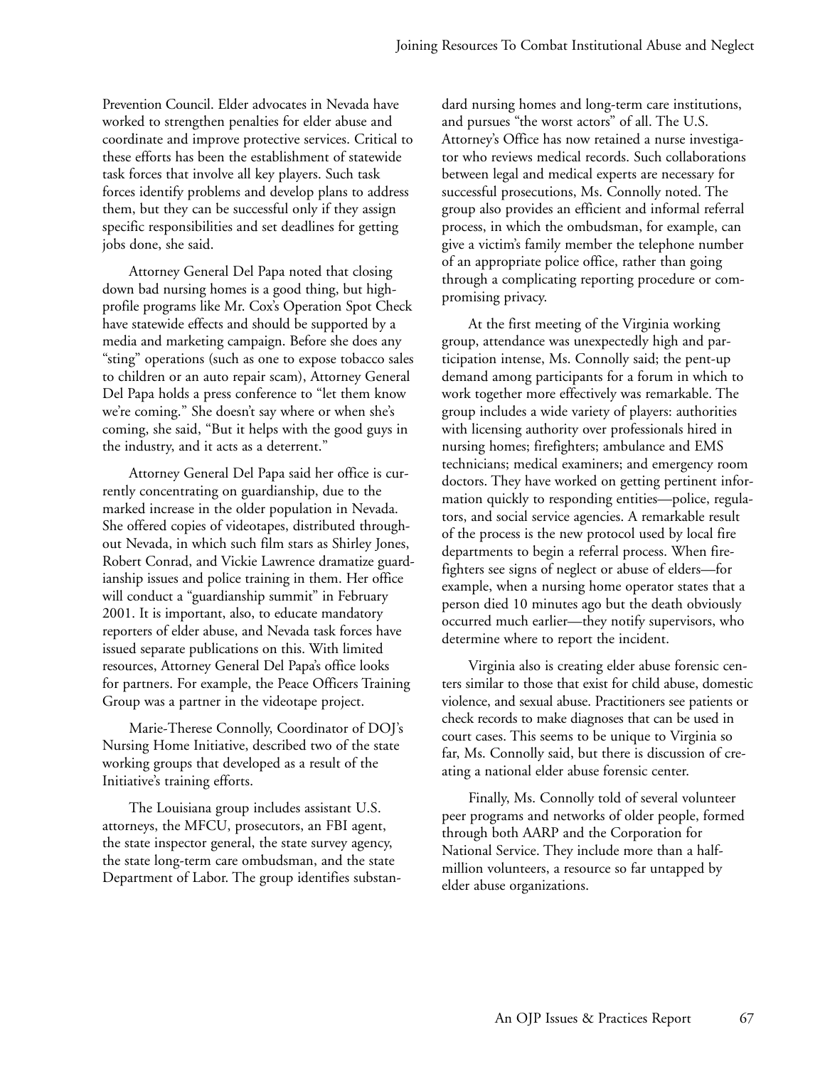Prevention Council. Elder advocates in Nevada have worked to strengthen penalties for elder abuse and coordinate and improve protective services. Critical to these efforts has been the establishment of statewide task forces that involve all key players. Such task forces identify problems and develop plans to address them, but they can be successful only if they assign specific responsibilities and set deadlines for getting jobs done, she said.

Attorney General Del Papa noted that closing down bad nursing homes is a good thing, but high-profile programs like Mr. Cox's Operation Spot Check have statewide effects and should be supported by a media and marketing campaign. Before she does any "sting" operations (such as one to expose tobacco sales to children or an auto repair scam), Attorney General Del Papa holds a press conference to "let them know we're coming." She doesn't say where or when she's coming, she said, "But it helps with the good guys in the industry, and it acts as a deterrent."

Attorney General Del Papa said her office is currently concentrating on guardianship, due to the marked increase in the older population in Nevada. She offered copies of videotapes, distributed throughout Nevada, in which such film stars as Shirley Jones, Robert Conrad, and Vickie Lawrence dramatize guardianship issues and police training in them. Her office will conduct a "guardianship summit" in February 2001. It is important, also, to educate mandatory reporters of elder abuse, and Nevada task forces have issued separate publications on this. With limited resources, Attorney General Del Papa's office looks for partners. For example, the Peace Officers Training Group was a partner in the videotape project.

Marie-Therese Connolly, Coordinator of DOJ's Nursing Home Initiative, described two of the state working groups that developed as a result of the Initiative's training efforts.

The Louisiana group includes assistant U.S. attorneys, the MFCU, prosecutors, an FBI agent, the state inspector general, the state survey agency, the state long-term care ombudsman, and the state Department of Labor. The group identifies substandard nursing homes and long-term care institutions, and pursues "the worst actors" of all. The U.S. Attorney's Office has now retained a nurse investigator who reviews medical records. Such collaborations between legal and medical experts are necessary for successful prosecutions, Ms. Connolly noted. The group also provides an efficient and informal referral process, in which the ombudsman, for example, can give a victim's family member the telephone number of an appropriate police office, rather than going through a complicating reporting procedure or compromising privacy.

At the first meeting of the Virginia working group, attendance was unexpectedly high and participation intense, Ms. Connolly said; the pent-up demand among participants for a forum in which to work together more effectively was remarkable. The group includes a wide variety of players: authorities with licensing authority over professionals hired in nursing homes; firefighters; ambulance and EMS technicians; medical examiners; and emergency room doctors. They have worked on getting pertinent information quickly to responding entities—police, regulators, and social service agencies. A remarkable result of the process is the new protocol used by local fire departments to begin a referral process. When firefighters see signs of neglect or abuse of elders—for example, when a nursing home operator states that a person died 10 minutes ago but the death obviously occurred much earlier—they notify supervisors, who determine where to report the incident.

Virginia also is creating elder abuse forensic centers similar to those that exist for child abuse, domestic violence, and sexual abuse. Practitioners see patients or check records to make diagnoses that can be used in court cases. This seems to be unique to Virginia so far, Ms. Connolly said, but there is discussion of creating a national elder abuse forensic center.

Finally, Ms. Connolly told of several volunteer peer programs and networks of older people, formed through both AARP and the Corporation for National Service. They include more than a half-million volunteers, a resource so far untapped by elder abuse organizations.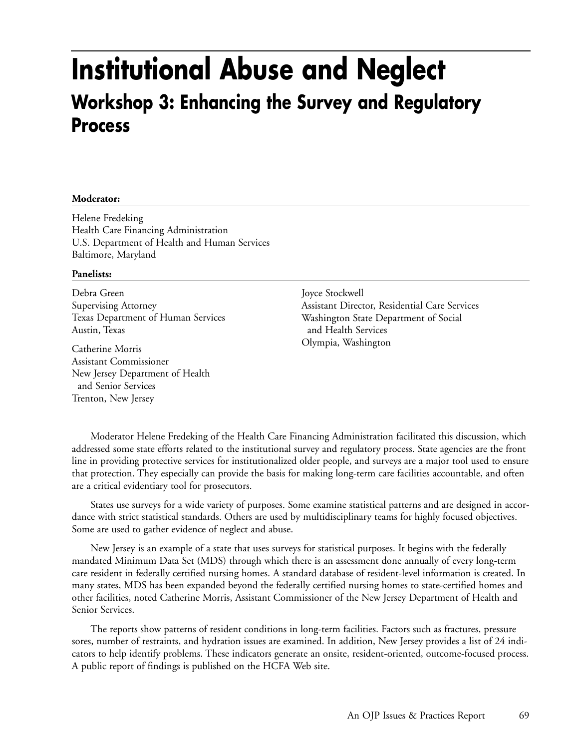# Institutional Abuse and Neglect

## Workshop 3: Enhancing the Survey and Regulatory Process

**Moderator:**

Helene Fredeking
Health Care Financing Administration
U.S. Department of Health and Human Services
Baltimore, Maryland

**Panelists:**

Debra Green
Supervising Attorney
Texas Department of Human Services
Austin, Texas

Catherine Morris
Assistant Commissioner
New Jersey Department of Health and Senior Services
Trenton, New Jersey

Joyce Stockwell
Assistant Director, Residential Care Services
Washington State Department of Social and Health Services
Olympia, Washington

Moderator Helene Fredeking of the Health Care Financing Administration facilitated this discussion, which addressed some state efforts related to the institutional survey and regulatory process. State agencies are the front line in providing protective services for institutionalized older people, and surveys are a major tool used to ensure that protection. They especially can provide the basis for making long-term care facilities accountable, and often are a critical evidentiary tool for prosecutors.

States use surveys for a wide variety of purposes. Some examine statistical patterns and are designed in accordance with strict statistical standards. Others are used by multidisciplinary teams for highly focused objectives. Some are used to gather evidence of neglect and abuse.

New Jersey is an example of a state that uses surveys for statistical purposes. It begins with the federally mandated Minimum Data Set (MDS) through which there is an assessment done annually of every long-term care resident in federally certified nursing homes. A standard database of resident-level information is created. In many states, MDS has been expanded beyond the federally certified nursing homes to state-certified homes and other facilities, noted Catherine Morris, Assistant Commissioner of the New Jersey Department of Health and Senior Services.

The reports show patterns of resident conditions in long-term facilities. Factors such as fractures, pressure sores, number of restraints, and hydration issues are examined. In addition, New Jersey provides a list of 24 indicators to help identify problems. These indicators generate an onsite, resident-oriented, outcome-focused process. A public report of findings is published on the HCFA Web site.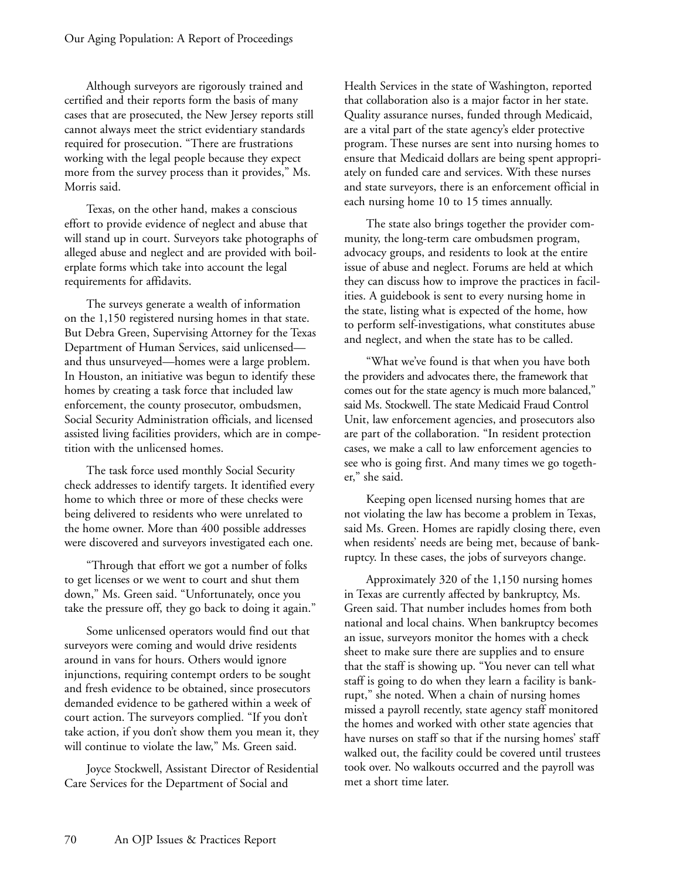Although surveyors are rigorously trained and certified and their reports form the basis of many cases that are prosecuted, the New Jersey reports still cannot always meet the strict evidentiary standards required for prosecution. "There are frustrations working with the legal people because they expect more from the survey process than it provides," Ms. Morris said.

Texas, on the other hand, makes a conscious effort to provide evidence of neglect and abuse that will stand up in court. Surveyors take photographs of alleged abuse and neglect and are provided with boilerplate forms which take into account the legal requirements for affidavits.

The surveys generate a wealth of information on the 1,150 registered nursing homes in that state. But Debra Green, Supervising Attorney for the Texas Department of Human Services, said unlicensed—and thus unsurveyed—homes were a large problem. In Houston, an initiative was begun to identify these homes by creating a task force that included law enforcement, the county prosecutor, ombudsmen, Social Security Administration officials, and licensed assisted living facilities providers, which are in competition with the unlicensed homes.

The task force used monthly Social Security check addresses to identify targets. It identified every home to which three or more of these checks were being delivered to residents who were unrelated to the home owner. More than 400 possible addresses were discovered and surveyors investigated each one.

"Through that effort we got a number of folks to get licenses or we went to court and shut them down," Ms. Green said. "Unfortunately, once you take the pressure off, they go back to doing it again."

Some unlicensed operators would find out that surveyors were coming and would drive residents around in vans for hours. Others would ignore injunctions, requiring contempt orders to be sought and fresh evidence to be obtained, since prosecutors demanded evidence to be gathered within a week of court action. The surveyors complied. "If you don't take action, if you don't show them you mean it, they will continue to violate the law," Ms. Green said.

Joyce Stockwell, Assistant Director of Residential Care Services for the Department of Social and Health Services in the state of Washington, reported that collaboration also is a major factor in her state. Quality assurance nurses, funded through Medicaid, are a vital part of the state agency's elder protective program. These nurses are sent into nursing homes to ensure that Medicaid dollars are being spent appropriately on funded care and services. With these nurses and state surveyors, there is an enforcement official in each nursing home 10 to 15 times annually.

The state also brings together the provider community, the long-term care ombudsmen program, advocacy groups, and residents to look at the entire issue of abuse and neglect. Forums are held at which they can discuss how to improve the practices in facilities. A guidebook is sent to every nursing home in the state, listing what is expected of the home, how to perform self-investigations, what constitutes abuse and neglect, and when the state has to be called.

"What we've found is that when you have both the providers and advocates there, the framework that comes out for the state agency is much more balanced," said Ms. Stockwell. The state Medicaid Fraud Control Unit, law enforcement agencies, and prosecutors also are part of the collaboration. "In resident protection cases, we make a call to law enforcement agencies to see who is going first. And many times we go together," she said.

Keeping open licensed nursing homes that are not violating the law has become a problem in Texas, said Ms. Green. Homes are rapidly closing there, even when residents' needs are being met, because of bankruptcy. In these cases, the jobs of surveyors change.

Approximately 320 of the 1,150 nursing homes in Texas are currently affected by bankruptcy, Ms. Green said. That number includes homes from both national and local chains. When bankruptcy becomes an issue, surveyors monitor the homes with a check sheet to make sure there are supplies and to ensure that the staff is showing up. "You never can tell what staff is going to do when they learn a facility is bankrupt," she noted. When a chain of nursing homes missed a payroll recently, state agency staff monitored the homes and worked with other state agencies that have nurses on staff so that if the nursing homes' staff walked out, the facility could be covered until trustees took over. No walkouts occurred and the payroll was met a short time later.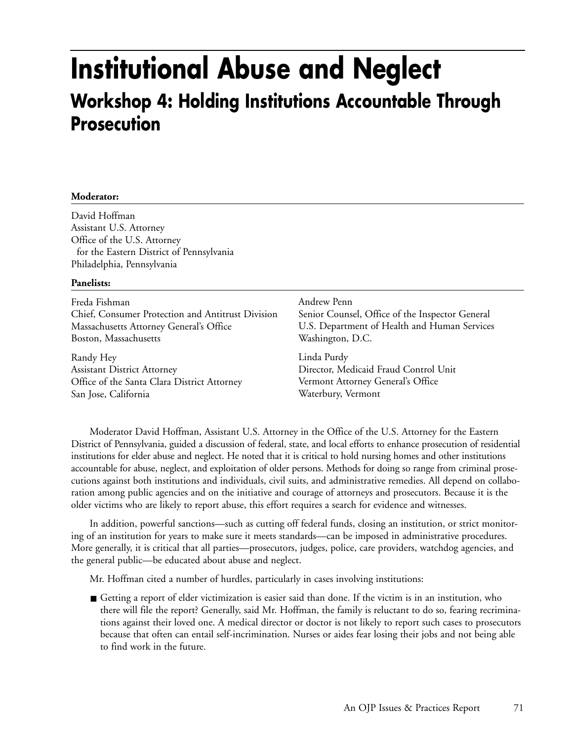# Institutional Abuse and Neglect

## Workshop 4: Holding Institutions Accountable Through Prosecution

**Moderator:**

David Hoffman
Assistant U.S. Attorney
Office of the U.S. Attorney
for the Eastern District of Pennsylvania
Philadelphia, Pennsylvania

**Panelists:**

Freda Fishman
Chief, Consumer Protection and Antitrust Division
Massachusetts Attorney General's Office
Boston, Massachusetts

Randy Hey
Assistant District Attorney
Office of the Santa Clara District Attorney
San Jose, California

Andrew Penn
Senior Counsel, Office of the Inspector General
U.S. Department of Health and Human Services
Washington, D.C.

Linda Purdy
Director, Medicaid Fraud Control Unit
Vermont Attorney General's Office
Waterbury, Vermont

Moderator David Hoffman, Assistant U.S. Attorney in the Office of the U.S. Attorney for the Eastern District of Pennsylvania, guided a discussion of federal, state, and local efforts to enhance prosecution of residential institutions for elder abuse and neglect. He noted that it is critical to hold nursing homes and other institutions accountable for abuse, neglect, and exploitation of older persons. Methods for doing so range from criminal prosecutions against both institutions and individuals, civil suits, and administrative remedies. All depend on collaboration among public agencies and on the initiative and courage of attorneys and prosecutors. Because it is the older victims who are likely to report abuse, this effort requires a search for evidence and witnesses.

In addition, powerful sanctions—such as cutting off federal funds, closing an institution, or strict monitoring of an institution for years to make sure it meets standards—can be imposed in administrative procedures. More generally, it is critical that all parties—prosecutors, judges, police, care providers, watchdog agencies, and the general public—be educated about abuse and neglect.

Mr. Hoffman cited a number of hurdles, particularly in cases involving institutions:

- Getting a report of elder victimization is easier said than done. If the victim is in an institution, who there will file the report? Generally, said Mr. Hoffman, the family is reluctant to do so, fearing recriminations against their loved one. A medical director or doctor is not likely to report such cases to prosecutors because that often can entail self-incrimination. Nurses or aides fear losing their jobs and not being able to find work in the future.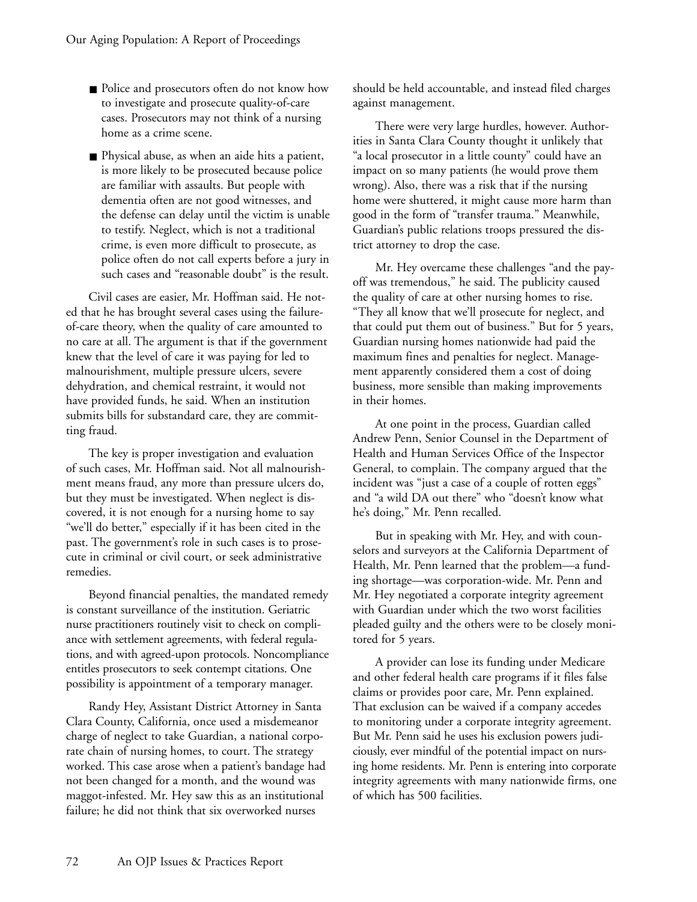- Police and prosecutors often do not know how to investigate and prosecute quality-of-care cases. Prosecutors may not think of a nursing home as a crime scene.
- Physical abuse, as when an aide hits a patient, is more likely to be prosecuted because police are familiar with assaults. But people with dementia often are not good witnesses, and the defense can delay until the victim is unable to testify. Neglect, which is not a traditional crime, is even more difficult to prosecute, as police often do not call experts before a jury in such cases and "reasonable doubt" is the result.

Civil cases are easier, Mr. Hoffman said. He noted that he has brought several cases using the failure-of-care theory, when the quality of care amounted to no care at all. The argument is that if the government knew that the level of care it was paying for led to malnourishment, multiple pressure ulcers, severe dehydration, and chemical restraint, it would not have provided funds, he said. When an institution submits bills for substandard care, they are committing fraud.

The key is proper investigation and evaluation of such cases, Mr. Hoffman said. Not all malnourishment means fraud, any more than pressure ulcers do, but they must be investigated. When neglect is discovered, it is not enough for a nursing home to say "we'll do better," especially if it has been cited in the past. The government's role in such cases is to prosecute in criminal or civil court, or seek administrative remedies.

Beyond financial penalties, the mandated remedy is constant surveillance of the institution. Geriatric nurse practitioners routinely visit to check on compliance with settlement agreements, with federal regulations, and with agreed-upon protocols. Noncompliance entitles prosecutors to seek contempt citations. One possibility is appointment of a temporary manager.

Randy Hey, Assistant District Attorney in Santa Clara County, California, once used a misdemeanor charge of neglect to take Guardian, a national corporate chain of nursing homes, to court. The strategy worked. This case arose when a patient's bandage had not been changed for a month, and the wound was maggot-infested. Mr. Hey saw this as an institutional failure; he did not think that six overworked nurses should be held accountable, and instead filed charges against management.

There were very large hurdles, however. Authorities in Santa Clara County thought it unlikely that "a local prosecutor in a little county" could have an impact on so many patients (he would prove them wrong). Also, there was a risk that if the nursing home were shuttered, it might cause more harm than good in the form of "transfer trauma." Meanwhile, Guardian's public relations troops pressured the district attorney to drop the case.

Mr. Hey overcame these challenges "and the payoff was tremendous," he said. The publicity caused the quality of care at other nursing homes to rise. "They all know that we'll prosecute for neglect, and that could put them out of business." But for 5 years, Guardian nursing homes nationwide had paid the maximum fines and penalties for neglect. Management apparently considered them a cost of doing business, more sensible than making improvements in their homes.

At one point in the process, Guardian called Andrew Penn, Senior Counsel in the Department of Health and Human Services Office of the Inspector General, to complain. The company argued that the incident was "just a case of a couple of rotten eggs" and "a wild DA out there" who "doesn't know what he's doing," Mr. Penn recalled.

But in speaking with Mr. Hey, and with counselors and surveyors at the California Department of Health, Mr. Penn learned that the problem—a funding shortage—was corporation-wide. Mr. Penn and Mr. Hey negotiated a corporate integrity agreement with Guardian under which the two worst facilities pleaded guilty and the others were to be closely monitored for 5 years.

A provider can lose its funding under Medicare and other federal health care programs if it files false claims or provides poor care, Mr. Penn explained. That exclusion can be waived if a company accedes to monitoring under a corporate integrity agreement. But Mr. Penn said he uses his exclusion powers judiciously, ever mindful of the potential impact on nursing home residents. Mr. Penn is entering into corporate integrity agreements with many nationwide firms, one of which has 500 facilities.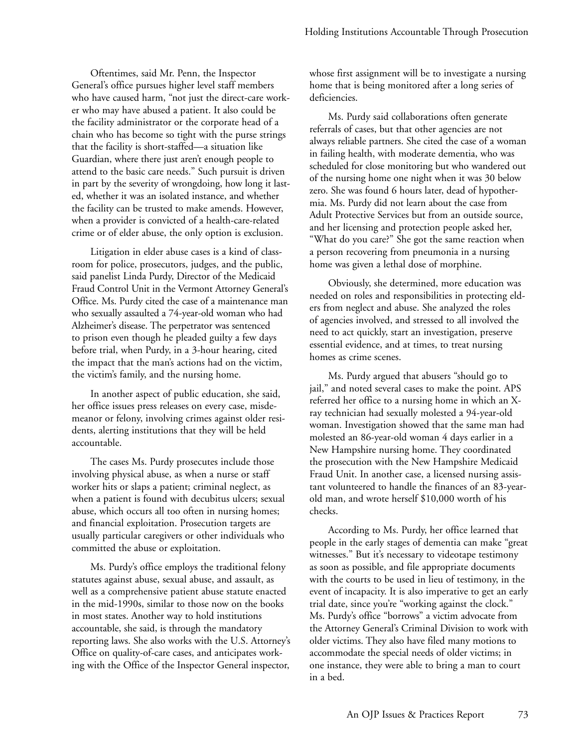Oftentimes, said Mr. Penn, the Inspector General's office pursues higher level staff members who have caused harm, "not just the direct-care worker who may have abused a patient. It also could be the facility administrator or the corporate head of a chain who has become so tight with the purse strings that the facility is short-staffed—a situation like Guardian, where there just aren't enough people to attend to the basic care needs." Such pursuit is driven in part by the severity of wrongdoing, how long it lasted, whether it was an isolated instance, and whether the facility can be trusted to make amends. However, when a provider is convicted of a health-care-related crime or of elder abuse, the only option is exclusion.

Litigation in elder abuse cases is a kind of classroom for police, prosecutors, judges, and the public, said panelist Linda Purdy, Director of the Medicaid Fraud Control Unit in the Vermont Attorney General's Office. Ms. Purdy cited the case of a maintenance man who sexually assaulted a 74-year-old woman who had Alzheimer's disease. The perpetrator was sentenced to prison even though he pleaded guilty a few days before trial, when Purdy, in a 3-hour hearing, cited the impact that the man's actions had on the victim, the victim's family, and the nursing home.

In another aspect of public education, she said, her office issues press releases on every case, misdemeanor or felony, involving crimes against older residents, alerting institutions that they will be held accountable.

The cases Ms. Purdy prosecutes include those involving physical abuse, as when a nurse or staff worker hits or slaps a patient; criminal neglect, as when a patient is found with decubitus ulcers; sexual abuse, which occurs all too often in nursing homes; and financial exploitation. Prosecution targets are usually particular caregivers or other individuals who committed the abuse or exploitation.

Ms. Purdy's office employs the traditional felony statutes against abuse, sexual abuse, and assault, as well as a comprehensive patient abuse statute enacted in the mid-1990s, similar to those now on the books in most states. Another way to hold institutions accountable, she said, is through the mandatory reporting laws. She also works with the U.S. Attorney's Office on quality-of-care cases, and anticipates working with the Office of the Inspector General inspector, whose first assignment will be to investigate a nursing home that is being monitored after a long series of deficiencies.

Ms. Purdy said collaborations often generate referrals of cases, but that other agencies are not always reliable partners. She cited the case of a woman in failing health, with moderate dementia, who was scheduled for close monitoring but who wandered out of the nursing home one night when it was 30 below zero. She was found 6 hours later, dead of hypothermia. Ms. Purdy did not learn about the case from Adult Protective Services but from an outside source, and her licensing and protection people asked her, "What do you care?" She got the same reaction when a person recovering from pneumonia in a nursing home was given a lethal dose of morphine.

Obviously, she determined, more education was needed on roles and responsibilities in protecting elders from neglect and abuse. She analyzed the roles of agencies involved, and stressed to all involved the need to act quickly, start an investigation, preserve essential evidence, and at times, to treat nursing homes as crime scenes.

Ms. Purdy argued that abusers "should go to jail," and noted several cases to make the point. APS referred her office to a nursing home in which an X-ray technician had sexually molested a 94-year-old woman. Investigation showed that the same man had molested an 86-year-old woman 4 days earlier in a New Hampshire nursing home. They coordinated the prosecution with the New Hampshire Medicaid Fraud Unit. In another case, a licensed nursing assistant volunteered to handle the finances of an 83-year-old man, and wrote herself $10,000 worth of his checks.

According to Ms. Purdy, her office learned that people in the early stages of dementia can make "great witnesses." But it's necessary to videotape testimony as soon as possible, and file appropriate documents with the courts to be used in lieu of testimony, in the event of incapacity. It is also imperative to get an early trial date, since you're "working against the clock." Ms. Purdy's office "borrows" a victim advocate from the Attorney General's Criminal Division to work with older victims. They also have filed many motions to accommodate the special needs of older victims; in one instance, they were able to bring a man to court in a bed.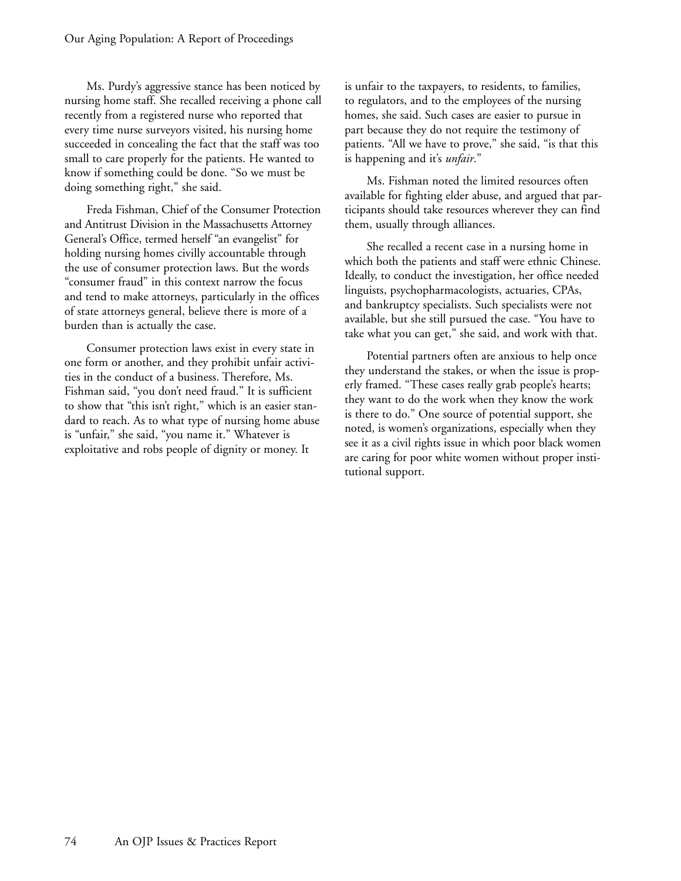Ms. Purdy's aggressive stance has been noticed by nursing home staff. She recalled receiving a phone call recently from a registered nurse who reported that every time nurse surveyors visited, his nursing home succeeded in concealing the fact that the staff was too small to care properly for the patients. He wanted to know if something could be done. "So we must be doing something right," she said.

Freda Fishman, Chief of the Consumer Protection and Antitrust Division in the Massachusetts Attorney General's Office, termed herself "an evangelist" for holding nursing homes civilly accountable through the use of consumer protection laws. But the words "consumer fraud" in this context narrow the focus and tend to make attorneys, particularly in the offices of state attorneys general, believe there is more of a burden than is actually the case.

Consumer protection laws exist in every state in one form or another, and they prohibit unfair activities in the conduct of a business. Therefore, Ms. Fishman said, "you don't need fraud." It is sufficient to show that "this isn't right," which is an easier standard to reach. As to what type of nursing home abuse is "unfair," she said, "you name it." Whatever is exploitative and robs people of dignity or money. It is unfair to the taxpayers, to residents, to families, to regulators, and to the employees of the nursing homes, she said. Such cases are easier to pursue in part because they do not require the testimony of patients. "All we have to prove," she said, "is that this is happening and it's *unfair*."

Ms. Fishman noted the limited resources often available for fighting elder abuse, and argued that participants should take resources wherever they can find them, usually through alliances.

She recalled a recent case in a nursing home in which both the patients and staff were ethnic Chinese. Ideally, to conduct the investigation, her office needed linguists, psychopharmacologists, actuaries, CPAs, and bankruptcy specialists. Such specialists were not available, but she still pursued the case. "You have to take what you can get," she said, and work with that.

Potential partners often are anxious to help once they understand the stakes, or when the issue is properly framed. "These cases really grab people's hearts; they want to do the work when they know the work is there to do." One source of potential support, she noted, is women's organizations, especially when they see it as a civil rights issue in which poor black women are caring for poor white women without proper institutional support.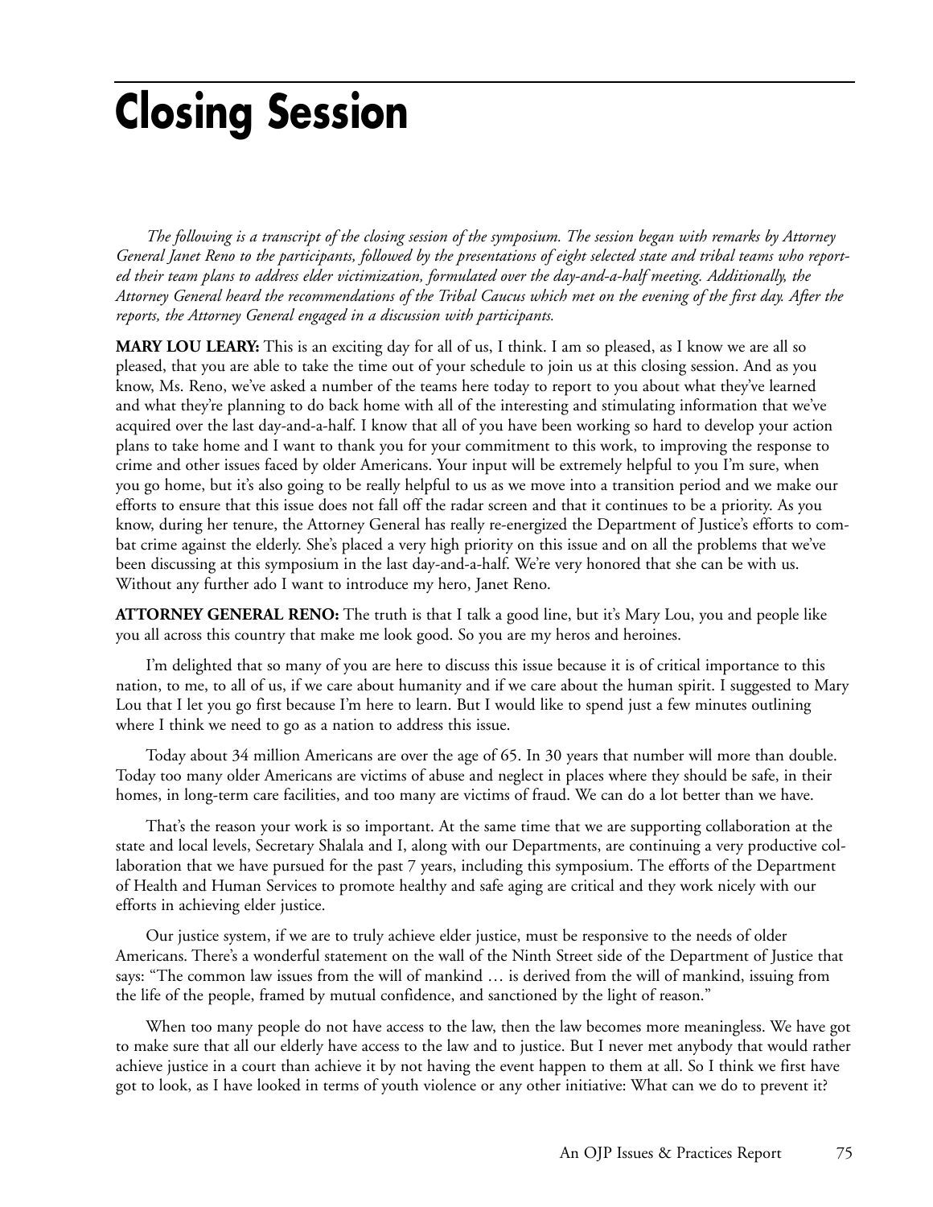# Closing Session

*The following is a transcript of the closing session of the symposium. The session began with remarks by Attorney General Janet Reno to the participants, followed by the presentations of eight selected state and tribal teams who reported their team plans to address elder victimization, formulated over the day-and-a-half meeting. Additionally, the Attorney General heard the recommendations of the Tribal Caucus which met on the evening of the first day. After the reports, the Attorney General engaged in a discussion with participants.*

**MARY LOU LEARY:** This is an exciting day for all of us, I think. I am so pleased, as I know we are all so pleased, that you are able to take the time out of your schedule to join us at this closing session. And as you know, Ms. Reno, we've asked a number of the teams here today to report to you about what they've learned and what they're planning to do back home with all of the interesting and stimulating information that we've acquired over the last day-and-a-half. I know that all of you have been working so hard to develop your action plans to take home and I want to thank you for your commitment to this work, to improving the response to crime and other issues faced by older Americans. Your input will be extremely helpful to you I'm sure, when you go home, but it's also going to be really helpful to us as we move into a transition period and we make our efforts to ensure that this issue does not fall off the radar screen and that it continues to be a priority. As you know, during her tenure, the Attorney General has really re-energized the Department of Justice's efforts to combat crime against the elderly. She's placed a very high priority on this issue and on all the problems that we've been discussing at this symposium in the last day-and-a-half. We're very honored that she can be with us. Without any further ado I want to introduce my hero, Janet Reno.

**ATTORNEY GENERAL RENO:** The truth is that I talk a good line, but it's Mary Lou, you and people like you all across this country that make me look good. So you are my heros and heroines.

I'm delighted that so many of you are here to discuss this issue because it is of critical importance to this nation, to me, to all of us, if we care about humanity and if we care about the human spirit. I suggested to Mary Lou that I let you go first because I'm here to learn. But I would like to spend just a few minutes outlining where I think we need to go as a nation to address this issue.

Today about 34 million Americans are over the age of 65. In 30 years that number will more than double. Today too many older Americans are victims of abuse and neglect in places where they should be safe, in their homes, in long-term care facilities, and too many are victims of fraud. We can do a lot better than we have.

That's the reason your work is so important. At the same time that we are supporting collaboration at the state and local levels, Secretary Shalala and I, along with our Departments, are continuing a very productive collaboration that we have pursued for the past 7 years, including this symposium. The efforts of the Department of Health and Human Services to promote healthy and safe aging are critical and they work nicely with our efforts in achieving elder justice.

Our justice system, if we are to truly achieve elder justice, must be responsive to the needs of older Americans. There's a wonderful statement on the wall of the Ninth Street side of the Department of Justice that says: "The common law issues from the will of mankind … is derived from the will of mankind, issuing from the life of the people, framed by mutual confidence, and sanctioned by the light of reason."

When too many people do not have access to the law, then the law becomes more meaningless. We have got to make sure that all our elderly have access to the law and to justice. But I never met anybody that would rather achieve justice in a court than achieve it by not having the event happen to them at all. So I think we first have got to look, as I have looked in terms of youth violence or any other initiative: What can we do to prevent it?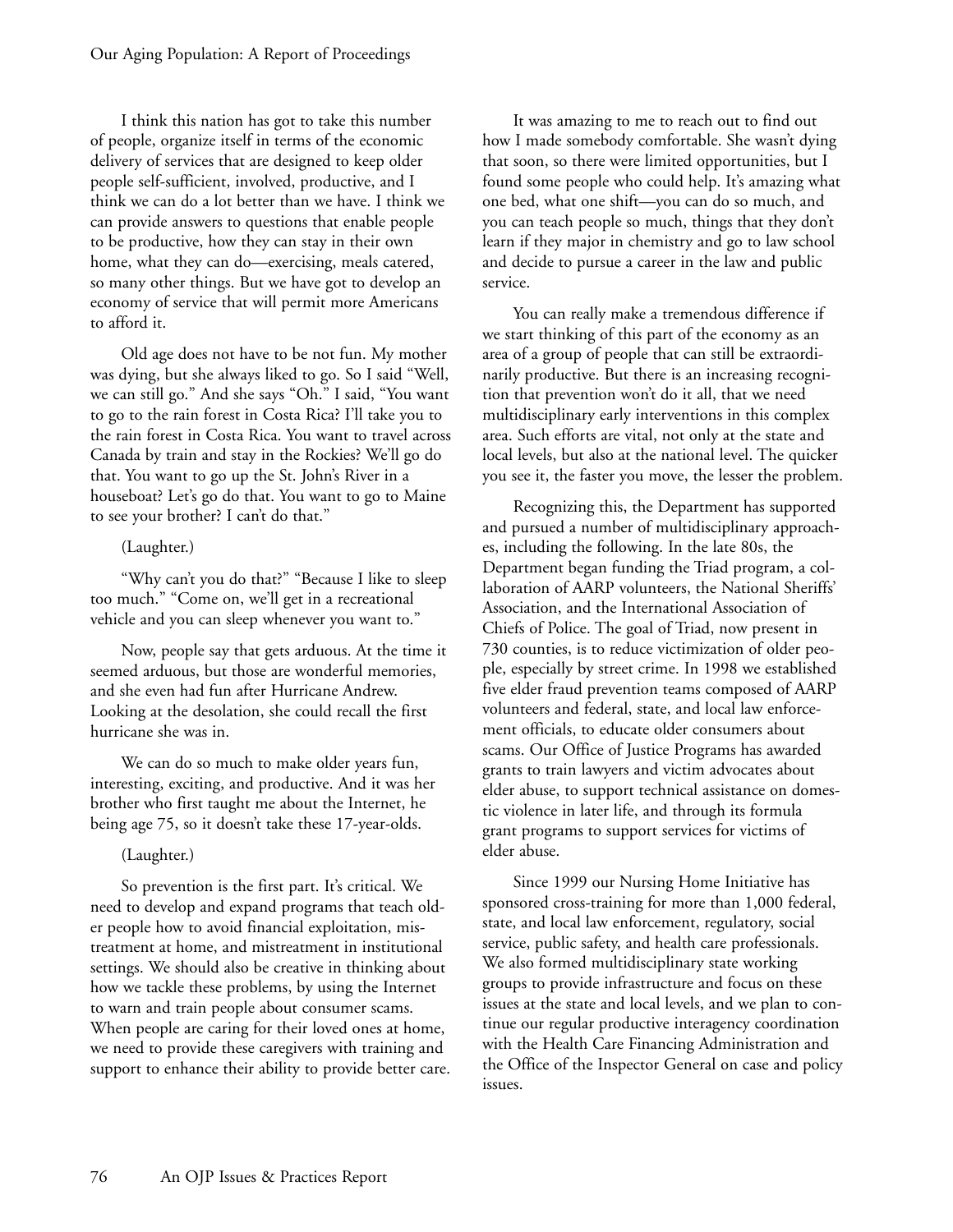I think this nation has got to take this number of people, organize itself in terms of the economic delivery of services that are designed to keep older people self-sufficient, involved, productive, and I think we can do a lot better than we have. I think we can provide answers to questions that enable people to be productive, how they can stay in their own home, what they can do—exercising, meals catered, so many other things. But we have got to develop an economy of service that will permit more Americans to afford it.

Old age does not have to be not fun. My mother was dying, but she always liked to go. So I said "Well, we can still go." And she says "Oh." I said, "You want to go to the rain forest in Costa Rica? I'll take you to the rain forest in Costa Rica. You want to travel across Canada by train and stay in the Rockies? We'll go do that. You want to go up the St. John's River in a houseboat? Let's go do that. You want to go to Maine to see your brother? I can't do that."

(Laughter.)

"Why can't you do that?" "Because I like to sleep too much." "Come on, we'll get in a recreational vehicle and you can sleep whenever you want to."

Now, people say that gets arduous. At the time it seemed arduous, but those are wonderful memories, and she even had fun after Hurricane Andrew. Looking at the desolation, she could recall the first hurricane she was in.

We can do so much to make older years fun, interesting, exciting, and productive. And it was her brother who first taught me about the Internet, he being age 75, so it doesn't take these 17-year-olds.

(Laughter.)

So prevention is the first part. It's critical. We need to develop and expand programs that teach older people how to avoid financial exploitation, mistreatment at home, and mistreatment in institutional settings. We should also be creative in thinking about how we tackle these problems, by using the Internet to warn and train people about consumer scams. When people are caring for their loved ones at home, we need to provide these caregivers with training and support to enhance their ability to provide better care.

It was amazing to me to reach out to find out how I made somebody comfortable. She wasn't dying that soon, so there were limited opportunities, but I found some people who could help. It's amazing what one bed, what one shift—you can do so much, and you can teach people so much, things that they don't learn if they major in chemistry and go to law school and decide to pursue a career in the law and public service.

You can really make a tremendous difference if we start thinking of this part of the economy as an area of a group of people that can still be extraordinarily productive. But there is an increasing recognition that prevention won't do it all, that we need multidisciplinary early interventions in this complex area. Such efforts are vital, not only at the state and local levels, but also at the national level. The quicker you see it, the faster you move, the lesser the problem.

Recognizing this, the Department has supported and pursued a number of multidisciplinary approaches, including the following. In the late 80s, the Department began funding the Triad program, a collaboration of AARP volunteers, the National Sheriffs' Association, and the International Association of Chiefs of Police. The goal of Triad, now present in 730 counties, is to reduce victimization of older people, especially by street crime. In 1998 we established five elder fraud prevention teams composed of AARP volunteers and federal, state, and local law enforcement officials, to educate older consumers about scams. Our Office of Justice Programs has awarded grants to train lawyers and victim advocates about elder abuse, to support technical assistance on domestic violence in later life, and through its formula grant programs to support services for victims of elder abuse.

Since 1999 our Nursing Home Initiative has sponsored cross-training for more than 1,000 federal, state, and local law enforcement, regulatory, social service, public safety, and health care professionals. We also formed multidisciplinary state working groups to provide infrastructure and focus on these issues at the state and local levels, and we plan to continue our regular productive interagency coordination with the Health Care Financing Administration and the Office of the Inspector General on case and policy issues.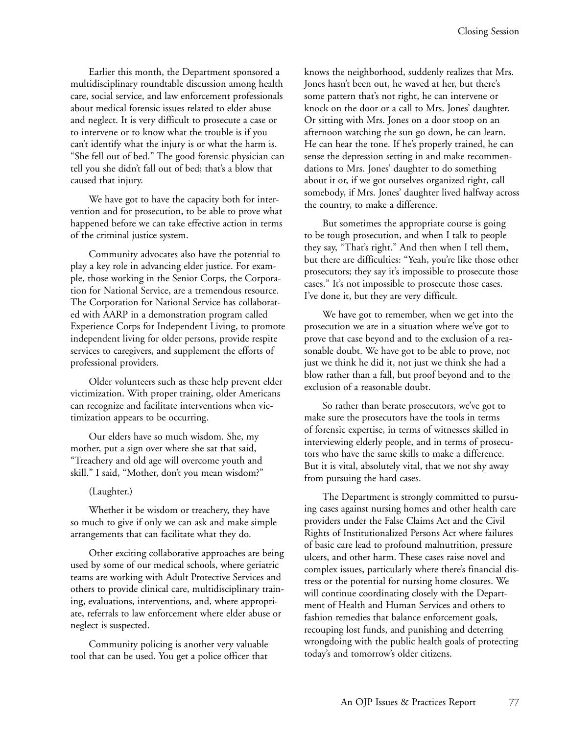Earlier this month, the Department sponsored a multidisciplinary roundtable discussion among health care, social service, and law enforcement professionals about medical forensic issues related to elder abuse and neglect. It is very difficult to prosecute a case or to intervene or to know what the trouble is if you can't identify what the injury is or what the harm is. "She fell out of bed." The good forensic physician can tell you she didn't fall out of bed; that's a blow that caused that injury.

We have got to have the capacity both for intervention and for prosecution, to be able to prove what happened before we can take effective action in terms of the criminal justice system.

Community advocates also have the potential to play a key role in advancing elder justice. For example, those working in the Senior Corps, the Corporation for National Service, are a tremendous resource. The Corporation for National Service has collaborated with AARP in a demonstration program called Experience Corps for Independent Living, to promote independent living for older persons, provide respite services to caregivers, and supplement the efforts of professional providers.

Older volunteers such as these help prevent elder victimization. With proper training, older Americans can recognize and facilitate interventions when victimization appears to be occurring.

Our elders have so much wisdom. She, my mother, put a sign over where she sat that said, "Treachery and old age will overcome youth and skill." I said, "Mother, don't you mean wisdom?"

(Laughter.)

Whether it be wisdom or treachery, they have so much to give if only we can ask and make simple arrangements that can facilitate what they do.

Other exciting collaborative approaches are being used by some of our medical schools, where geriatric teams are working with Adult Protective Services and others to provide clinical care, multidisciplinary training, evaluations, interventions, and, where appropriate, referrals to law enforcement where elder abuse or neglect is suspected.

Community policing is another very valuable tool that can be used. You get a police officer that knows the neighborhood, suddenly realizes that Mrs. Jones hasn't been out, he waved at her, but there's some pattern that's not right, he can intervene or knock on the door or a call to Mrs. Jones' daughter. Or sitting with Mrs. Jones on a door stoop on an afternoon watching the sun go down, he can learn. He can hear the tone. If he's properly trained, he can sense the depression setting in and make recommendations to Mrs. Jones' daughter to do something about it or, if we got ourselves organized right, call somebody, if Mrs. Jones' daughter lived halfway across the country, to make a difference.

But sometimes the appropriate course is going to be tough prosecution, and when I talk to people they say, "That's right." And then when I tell them, but there are difficulties: "Yeah, you're like those other prosecutors; they say it's impossible to prosecute those cases." It's not impossible to prosecute those cases. I've done it, but they are very difficult.

We have got to remember, when we get into the prosecution we are in a situation where we've got to prove that case beyond and to the exclusion of a reasonable doubt. We have got to be able to prove, not just we think he did it, not just we think she had a blow rather than a fall, but proof beyond and to the exclusion of a reasonable doubt.

So rather than berate prosecutors, we've got to make sure the prosecutors have the tools in terms of forensic expertise, in terms of witnesses skilled in interviewing elderly people, and in terms of prosecutors who have the same skills to make a difference. But it is vital, absolutely vital, that we not shy away from pursuing the hard cases.

The Department is strongly committed to pursuing cases against nursing homes and other health care providers under the False Claims Act and the Civil Rights of Institutionalized Persons Act where failures of basic care lead to profound malnutrition, pressure ulcers, and other harm. These cases raise novel and complex issues, particularly where there's financial distress or the potential for nursing home closures. We will continue coordinating closely with the Department of Health and Human Services and others to fashion remedies that balance enforcement goals, recouping lost funds, and punishing and deterring wrongdoing with the public health goals of protecting today's and tomorrow's older citizens.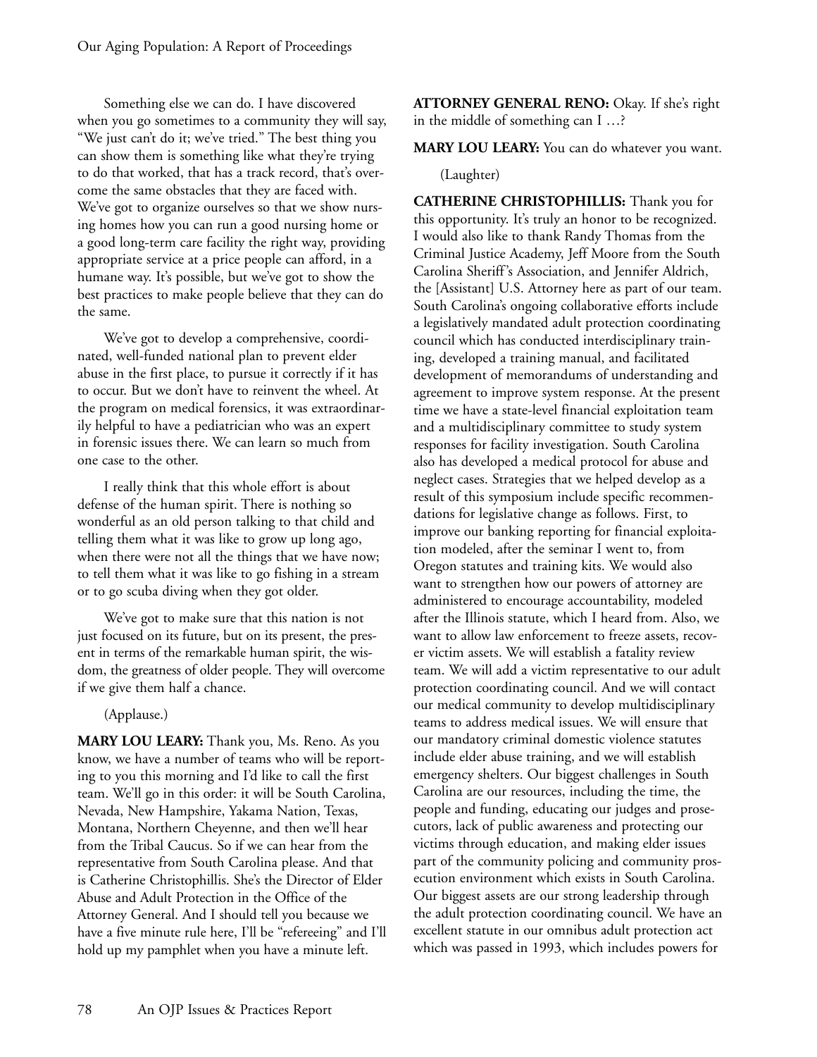Something else we can do. I have discovered when you go sometimes to a community they will say, "We just can't do it; we've tried." The best thing you can show them is something like what they're trying to do that worked, that has a track record, that's overcome the same obstacles that they are faced with. We've got to organize ourselves so that we show nursing homes how you can run a good nursing home or a good long-term care facility the right way, providing appropriate service at a price people can afford, in a humane way. It's possible, but we've got to show the best practices to make people believe that they can do the same.

We've got to develop a comprehensive, coordinated, well-funded national plan to prevent elder abuse in the first place, to pursue it correctly if it has to occur. But we don't have to reinvent the wheel. At the program on medical forensics, it was extraordinarily helpful to have a pediatrician who was an expert in forensic issues there. We can learn so much from one case to the other.

I really think that this whole effort is about defense of the human spirit. There is nothing so wonderful as an old person talking to that child and telling them what it was like to grow up long ago, when there were not all the things that we have now; to tell them what it was like to go fishing in a stream or to go scuba diving when they got older.

We've got to make sure that this nation is not just focused on its future, but on its present, the present in terms of the remarkable human spirit, the wisdom, the greatness of older people. They will overcome if we give them half a chance.

(Applause.)

**MARY LOU LEARY:** Thank you, Ms. Reno. As you know, we have a number of teams who will be reporting to you this morning and I'd like to call the first team. We'll go in this order: it will be South Carolina, Nevada, New Hampshire, Yakama Nation, Texas, Montana, Northern Cheyenne, and then we'll hear from the Tribal Caucus. So if we can hear from the representative from South Carolina please. And that is Catherine Christophillis. She's the Director of Elder Abuse and Adult Protection in the Office of the Attorney General. And I should tell you because we have a five minute rule here, I'll be "refereeing" and I'll hold up my pamphlet when you have a minute left.

**ATTORNEY GENERAL RENO:** Okay. If she's right in the middle of something can I …?

**MARY LOU LEARY:** You can do whatever you want.

(Laughter)

**CATHERINE CHRISTOPHILLIS:** Thank you for this opportunity. It's truly an honor to be recognized. I would also like to thank Randy Thomas from the Criminal Justice Academy, Jeff Moore from the South Carolina Sheriff's Association, and Jennifer Aldrich, the [Assistant] U.S. Attorney here as part of our team. South Carolina's ongoing collaborative efforts include a legislatively mandated adult protection coordinating council which has conducted interdisciplinary training, developed a training manual, and facilitated development of memorandums of understanding and agreement to improve system response. At the present time we have a state-level financial exploitation team and a multidisciplinary committee to study system responses for facility investigation. South Carolina also has developed a medical protocol for abuse and neglect cases. Strategies that we helped develop as a result of this symposium include specific recommendations for legislative change as follows. First, to improve our banking reporting for financial exploitation modeled, after the seminar I went to, from Oregon statutes and training kits. We would also want to strengthen how our powers of attorney are administered to encourage accountability, modeled after the Illinois statute, which I heard from. Also, we want to allow law enforcement to freeze assets, recover victim assets. We will establish a fatality review team. We will add a victim representative to our adult protection coordinating council. And we will contact our medical community to develop multidisciplinary teams to address medical issues. We will ensure that our mandatory criminal domestic violence statutes include elder abuse training, and we will establish emergency shelters. Our biggest challenges in South Carolina are our resources, including the time, the people and funding, educating our judges and prosecutors, lack of public awareness and protecting our victims through education, and making elder issues part of the community policing and community prosecution environment which exists in South Carolina. Our biggest assets are our strong leadership through the adult protection coordinating council. We have an excellent statute in our omnibus adult protection act which was passed in 1993, which includes powers for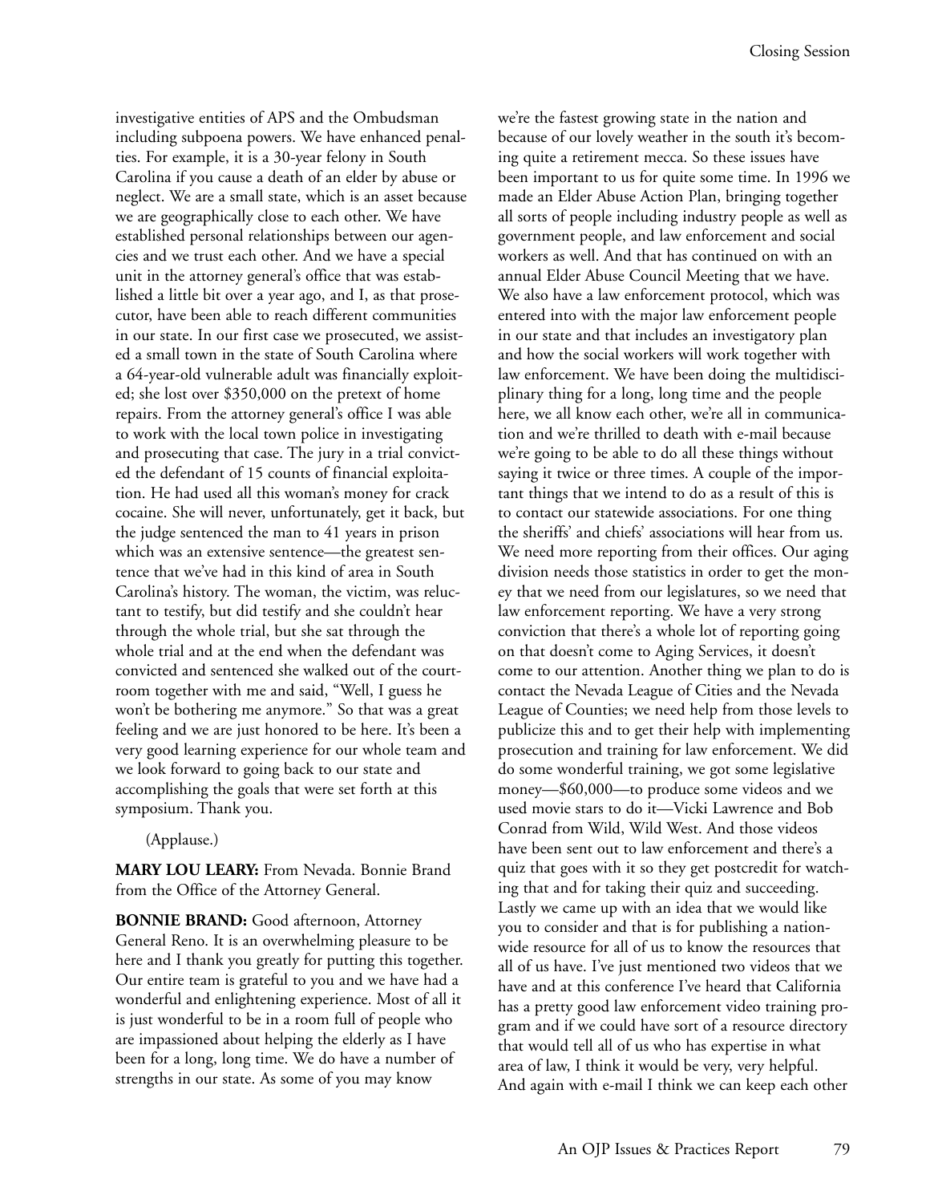investigative entities of APS and the Ombudsman including subpoena powers. We have enhanced penalties. For example, it is a 30-year felony in South Carolina if you cause a death of an elder by abuse or neglect. We are a small state, which is an asset because we are geographically close to each other. We have established personal relationships between our agencies and we trust each other. And we have a special unit in the attorney general's office that was established a little bit over a year ago, and I, as that prosecutor, have been able to reach different communities in our state. In our first case we prosecuted, we assisted a small town in the state of South Carolina where a 64-year-old vulnerable adult was financially exploited; she lost over $350,000 on the pretext of home repairs. From the attorney general's office I was able to work with the local town police in investigating and prosecuting that case. The jury in a trial convicted the defendant of 15 counts of financial exploitation. He had used all this woman's money for crack cocaine. She will never, unfortunately, get it back, but the judge sentenced the man to 41 years in prison which was an extensive sentence—the greatest sentence that we've had in this kind of area in South Carolina's history. The woman, the victim, was reluctant to testify, but did testify and she couldn't hear through the whole trial, but she sat through the whole trial and at the end when the defendant was convicted and sentenced she walked out of the courtroom together with me and said, "Well, I guess he won't be bothering me anymore." So that was a great feeling and we are just honored to be here. It's been a very good learning experience for our whole team and we look forward to going back to our state and accomplishing the goals that were set forth at this symposium. Thank you.

(Applause.)

**MARY LOU LEARY:** From Nevada. Bonnie Brand from the Office of the Attorney General.

**BONNIE BRAND:** Good afternoon, Attorney General Reno. It is an overwhelming pleasure to be here and I thank you greatly for putting this together. Our entire team is grateful to you and we have had a wonderful and enlightening experience. Most of all it is just wonderful to be in a room full of people who are impassioned about helping the elderly as I have been for a long, long time. We do have a number of strengths in our state. As some of you may know we're the fastest growing state in the nation and because of our lovely weather in the south it's becoming quite a retirement mecca. So these issues have been important to us for quite some time. In 1996 we made an Elder Abuse Action Plan, bringing together all sorts of people including industry people as well as government people, and law enforcement and social workers as well. And that has continued on with an annual Elder Abuse Council Meeting that we have. We also have a law enforcement protocol, which was entered into with the major law enforcement people in our state and that includes an investigatory plan and how the social workers will work together with law enforcement. We have been doing the multidisciplinary thing for a long, long time and the people here, we all know each other, we're all in communication and we're thrilled to death with e-mail because we're going to be able to do all these things without saying it twice or three times. A couple of the important things that we intend to do as a result of this is to contact our statewide associations. For one thing the sheriffs' and chiefs' associations will hear from us. We need more reporting from their offices. Our aging division needs those statistics in order to get the money that we need from our legislatures, so we need that law enforcement reporting. We have a very strong conviction that there's a whole lot of reporting going on that doesn't come to Aging Services, it doesn't come to our attention. Another thing we plan to do is contact the Nevada League of Cities and the Nevada League of Counties; we need help from those levels to publicize this and to get their help with implementing prosecution and training for law enforcement. We did do some wonderful training, we got some legislative money—$60,000—to produce some videos and we used movie stars to do it—Vicki Lawrence and Bob Conrad from Wild, Wild West. And those videos have been sent out to law enforcement and there's a quiz that goes with it so they get postcredit for watching that and for taking their quiz and succeeding. Lastly we came up with an idea that we would like you to consider and that is for publishing a nationwide resource for all of us to know the resources that all of us have. I've just mentioned two videos that we have and at this conference I've heard that California has a pretty good law enforcement video training program and if we could have sort of a resource directory that would tell all of us who has expertise in what area of law, I think it would be very, very helpful. And again with e-mail I think we can keep each other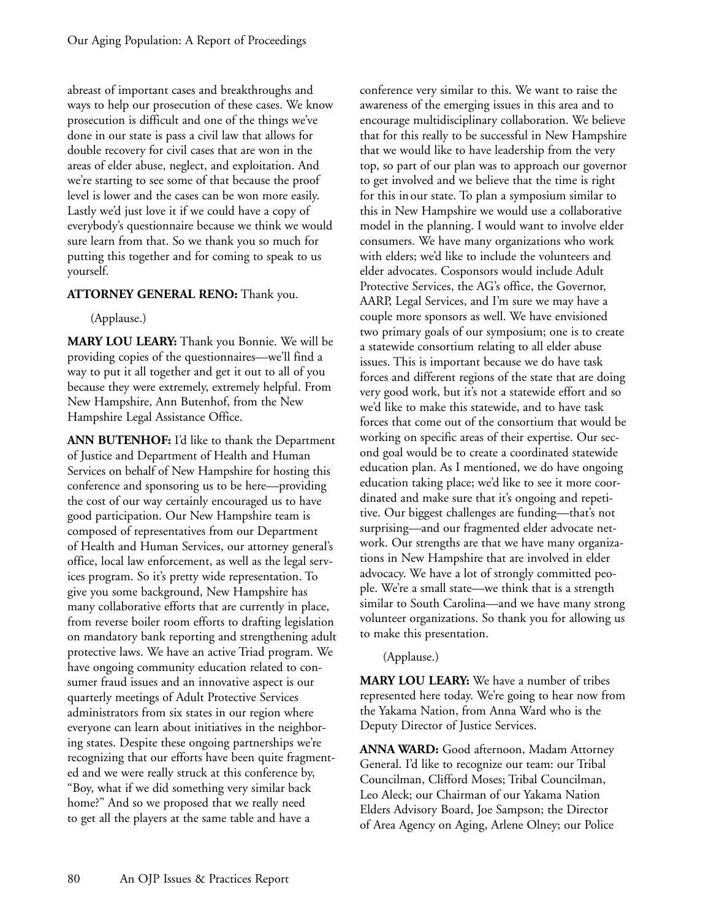abreast of important cases and breakthroughs and ways to help our prosecution of these cases. We know prosecution is difficult and one of the things we've done in our state is pass a civil law that allows for double recovery for civil cases that are won in the areas of elder abuse, neglect, and exploitation. And we're starting to see some of that because the proof level is lower and the cases can be won more easily. Lastly we'd just love it if we could have a copy of everybody's questionnaire because we think we would sure learn from that. So we thank you so much for putting this together and for coming to speak to us yourself.

**ATTORNEY GENERAL RENO:** Thank you.

(Applause.)

**MARY LOU LEARY:** Thank you Bonnie. We will be providing copies of the questionnaires—we'll find a way to put it all together and get it out to all of you because they were extremely, extremely helpful. From New Hampshire, Ann Butenhof, from the New Hampshire Legal Assistance Office.

**ANN BUTENHOF:** I'd like to thank the Department of Justice and Department of Health and Human Services on behalf of New Hampshire for hosting this conference and sponsoring us to be here—providing the cost of our way certainly encouraged us to have good participation. Our New Hampshire team is composed of representatives from our Department of Health and Human Services, our attorney general's office, local law enforcement, as well as the legal services program. So it's pretty wide representation. To give you some background, New Hampshire has many collaborative efforts that are currently in place, from reverse boiler room efforts to drafting legislation on mandatory bank reporting and strengthening adult protective laws. We have an active Triad program. We have ongoing community education related to consumer fraud issues and an innovative aspect is our quarterly meetings of Adult Protective Services administrators from six states in our region where everyone can learn about initiatives in the neighboring states. Despite these ongoing partnerships we're recognizing that our efforts have been quite fragmented and we were really struck at this conference by, "Boy, what if we did something very similar back home?" And so we proposed that we really need to get all the players at the same table and have a conference very similar to this. We want to raise the awareness of the emerging issues in this area and to encourage multidisciplinary collaboration. We believe that for this really to be successful in New Hampshire that we would like to have leadership from the very top, so part of our plan was to approach our governor to get involved and we believe that the time is right for this in our state. To plan a symposium similar to this in New Hampshire we would use a collaborative model in the planning. I would want to involve elder consumers. We have many organizations who work with elders; we'd like to include the volunteers and elder advocates. Cosponsors would include Adult Protective Services, the AG's office, the Governor, AARP, Legal Services, and I'm sure we may have a couple more sponsors as well. We have envisioned two primary goals of our symposium; one is to create a statewide consortium relating to all elder abuse issues. This is important because we do have task forces and different regions of the state that are doing very good work, but it's not a statewide effort and so we'd like to make this statewide, and to have task forces that come out of the consortium that would be working on specific areas of their expertise. Our second goal would be to create a coordinated statewide education plan. As I mentioned, we do have ongoing education taking place; we'd like to see it more coordinated and make sure that it's ongoing and repetitive. Our biggest challenges are funding—that's not surprising—and our fragmented elder advocate network. Our strengths are that we have many organizations in New Hampshire that are involved in elder advocacy. We have a lot of strongly committed people. We're a small state—we think that is a strength similar to South Carolina—and we have many strong volunteer organizations. So thank you for allowing us to make this presentation.

(Applause.)

**MARY LOU LEARY:** We have a number of tribes represented here today. We're going to hear now from the Yakama Nation, from Anna Ward who is the Deputy Director of Justice Services.

**ANNA WARD:** Good afternoon, Madam Attorney General. I'd like to recognize our team: our Tribal Councilman, Clifford Moses; Tribal Councilman, Leo Aleck; our Chairman of our Yakama Nation Elders Advisory Board, Joe Sampson; the Director of Area Agency on Aging, Arlene Olney; our Police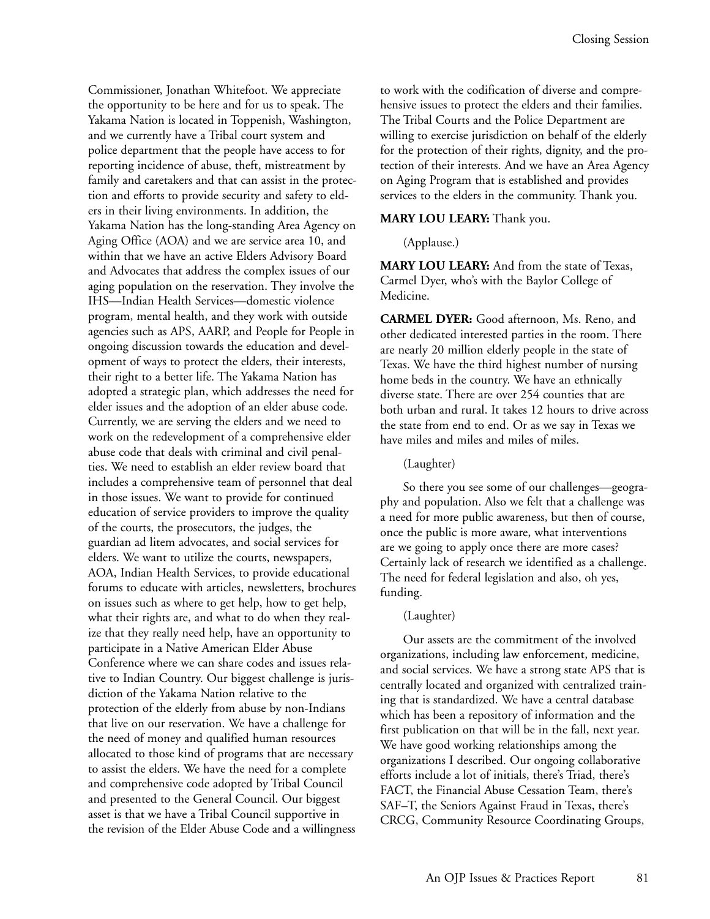Commissioner, Jonathan Whitefoot. We appreciate the opportunity to be here and for us to speak. The Yakama Nation is located in Toppenish, Washington, and we currently have a Tribal court system and police department that the people have access to for reporting incidence of abuse, theft, mistreatment by family and caretakers and that can assist in the protection and efforts to provide security and safety to elders in their living environments. In addition, the Yakama Nation has the long-standing Area Agency on Aging Office (AOA) and we are service area 10, and within that we have an active Elders Advisory Board and Advocates that address the complex issues of our aging population on the reservation. They involve the IHS—Indian Health Services—domestic violence program, mental health, and they work with outside agencies such as APS, AARP, and People for People in ongoing discussion towards the education and development of ways to protect the elders, their interests, their right to a better life. The Yakama Nation has adopted a strategic plan, which addresses the need for elder issues and the adoption of an elder abuse code. Currently, we are serving the elders and we need to work on the redevelopment of a comprehensive elder abuse code that deals with criminal and civil penalties. We need to establish an elder review board that includes a comprehensive team of personnel that deal in those issues. We want to provide for continued education of service providers to improve the quality of the courts, the prosecutors, the judges, the guardian ad litem advocates, and social services for elders. We want to utilize the courts, newspapers, AOA, Indian Health Services, to provide educational forums to educate with articles, newsletters, brochures on issues such as where to get help, how to get help, what their rights are, and what to do when they realize that they really need help, have an opportunity to participate in a Native American Elder Abuse Conference where we can share codes and issues relative to Indian Country. Our biggest challenge is jurisdiction of the Yakama Nation relative to the protection of the elderly from abuse by non-Indians that live on our reservation. We have a challenge for the need of money and qualified human resources allocated to those kind of programs that are necessary to assist the elders. We have the need for a complete and comprehensive code adopted by Tribal Council and presented to the General Council. Our biggest asset is that we have a Tribal Council supportive in the revision of the Elder Abuse Code and a willingness to work with the codification of diverse and comprehensive issues to protect the elders and their families. The Tribal Courts and the Police Department are willing to exercise jurisdiction on behalf of the elderly for the protection of their rights, dignity, and the protection of their interests. And we have an Area Agency on Aging Program that is established and provides services to the elders in the community. Thank you.

**MARY LOU LEARY:** Thank you.

(Applause.)

**MARY LOU LEARY:** And from the state of Texas, Carmel Dyer, who's with the Baylor College of Medicine.

**CARMEL DYER:** Good afternoon, Ms. Reno, and other dedicated interested parties in the room. There are nearly 20 million elderly people in the state of Texas. We have the third highest number of nursing home beds in the country. We have an ethnically diverse state. There are over 254 counties that are both urban and rural. It takes 12 hours to drive across the state from end to end. Or as we say in Texas we have miles and miles and miles of miles.

(Laughter)

So there you see some of our challenges—geography and population. Also we felt that a challenge was a need for more public awareness, but then of course, once the public is more aware, what interventions are we going to apply once there are more cases? Certainly lack of research we identified as a challenge. The need for federal legislation and also, oh yes, funding.

(Laughter)

Our assets are the commitment of the involved organizations, including law enforcement, medicine, and social services. We have a strong state APS that is centrally located and organized with centralized training that is standardized. We have a central database which has been a repository of information and the first publication on that will be in the fall, next year. We have good working relationships among the organizations I described. Our ongoing collaborative efforts include a lot of initials, there's Triad, there's FACT, the Financial Abuse Cessation Team, there's SAF–T, the Seniors Against Fraud in Texas, there's CRCG, Community Resource Coordinating Groups,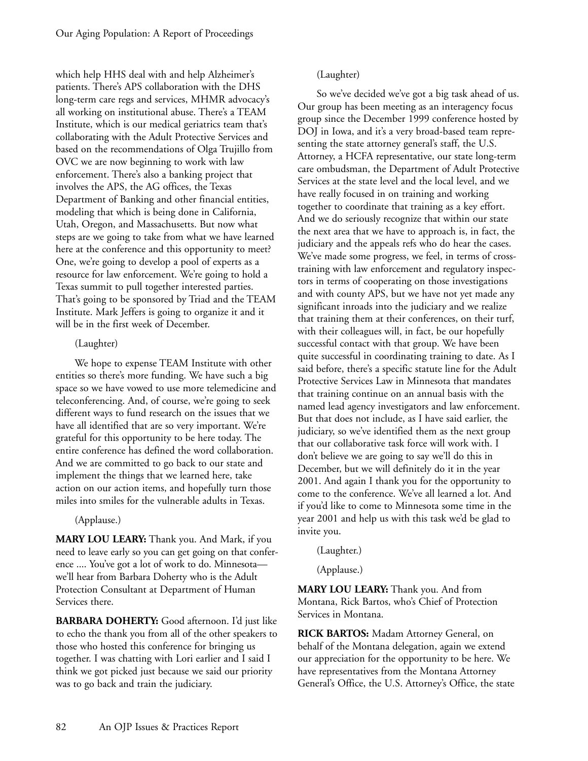which help HHS deal with and help Alzheimer's patients. There's APS collaboration with the DHS long-term care regs and services, MHMR advocacy's all working on institutional abuse. There's a TEAM Institute, which is our medical geriatrics team that's collaborating with the Adult Protective Services and based on the recommendations of Olga Trujillo from OVC we are now beginning to work with law enforcement. There's also a banking project that involves the APS, the AG offices, the Texas Department of Banking and other financial entities, modeling that which is being done in California, Utah, Oregon, and Massachusetts. But now what steps are we going to take from what we have learned here at the conference and this opportunity to meet? One, we're going to develop a pool of experts as a resource for law enforcement. We're going to hold a Texas summit to pull together interested parties. That's going to be sponsored by Triad and the TEAM Institute. Mark Jeffers is going to organize it and it will be in the first week of December.

(Laughter)

We hope to expense TEAM Institute with other entities so there's more funding. We have such a big space so we have vowed to use more telemedicine and teleconferencing. And, of course, we're going to seek different ways to fund research on the issues that we have all identified that are so very important. We're grateful for this opportunity to be here today. The entire conference has defined the word collaboration. And we are committed to go back to our state and implement the things that we learned here, take action on our action items, and hopefully turn those miles into smiles for the vulnerable adults in Texas.

(Applause.)

**MARY LOU LEARY:** Thank you. And Mark, if you need to leave early so you can get going on that conference .... You've got a lot of work to do. Minnesota—we'll hear from Barbara Doherty who is the Adult Protection Consultant at Department of Human Services there.

**BARBARA DOHERTY:** Good afternoon. I'd just like to echo the thank you from all of the other speakers to those who hosted this conference for bringing us together. I was chatting with Lori earlier and I said I think we got picked just because we said our priority was to go back and train the judiciary.

(Laughter)

So we've decided we've got a big task ahead of us. Our group has been meeting as an interagency focus group since the December 1999 conference hosted by DOJ in Iowa, and it's a very broad-based team representing the state attorney general's staff, the U.S. Attorney, a HCFA representative, our state long-term care ombudsman, the Department of Adult Protective Services at the state level and the local level, and we have really focused in on training and working together to coordinate that training as a key effort. And we do seriously recognize that within our state the next area that we have to approach is, in fact, the judiciary and the appeals refs who do hear the cases. We've made some progress, we feel, in terms of cross-training with law enforcement and regulatory inspectors in terms of cooperating on those investigations and with county APS, but we have not yet made any significant inroads into the judiciary and we realize that training them at their conferences, on their turf, with their colleagues will, in fact, be our hopefully successful contact with that group. We have been quite successful in coordinating training to date. As I said before, there's a specific statute line for the Adult Protective Services Law in Minnesota that mandates that training continue on an annual basis with the named lead agency investigators and law enforcement. But that does not include, as I have said earlier, the judiciary, so we've identified them as the next group that our collaborative task force will work with. I don't believe we are going to say we'll do this in December, but we will definitely do it in the year 2001. And again I thank you for the opportunity to come to the conference. We've all learned a lot. And if you'd like to come to Minnesota some time in the year 2001 and help us with this task we'd be glad to invite you.

(Laughter.)

(Applause.)

**MARY LOU LEARY:** Thank you. And from Montana, Rick Bartos, who's Chief of Protection Services in Montana.

**RICK BARTOS:** Madam Attorney General, on behalf of the Montana delegation, again we extend our appreciation for the opportunity to be here. We have representatives from the Montana Attorney General's Office, the U.S. Attorney's Office, the state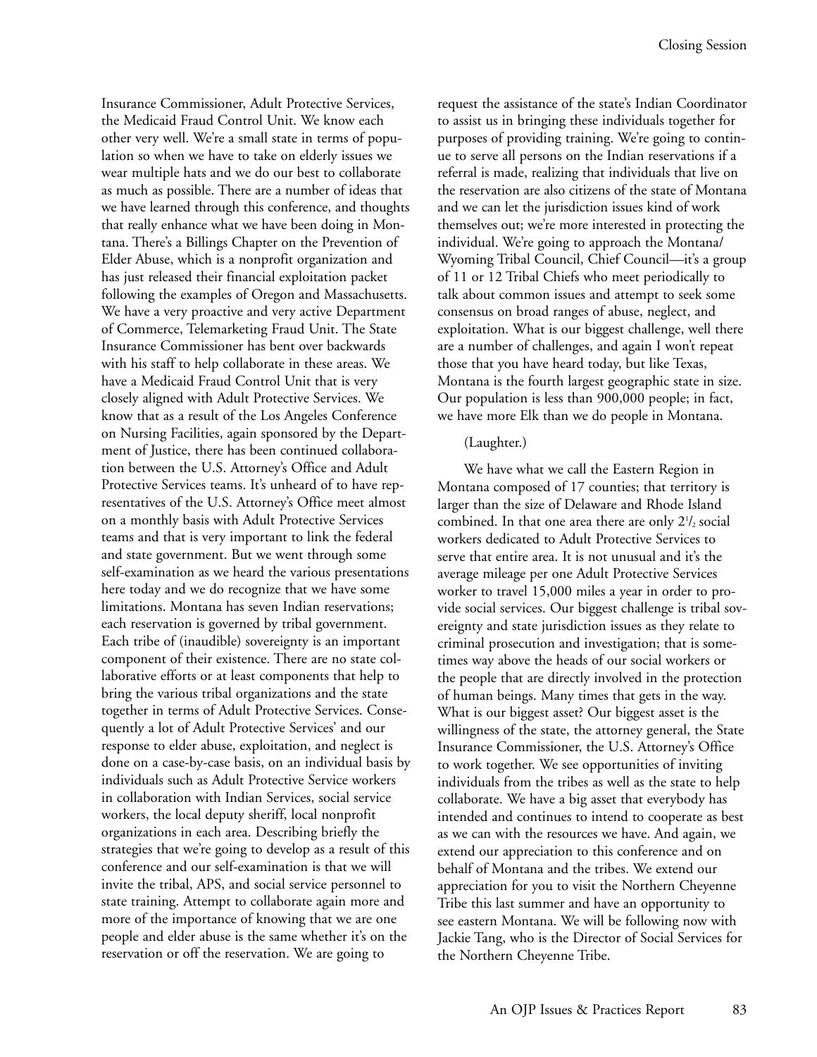Insurance Commissioner, Adult Protective Services, the Medicaid Fraud Control Unit. We know each other very well. We're a small state in terms of population so when we have to take on elderly issues we wear multiple hats and we do our best to collaborate as much as possible. There are a number of ideas that we have learned through this conference, and thoughts that really enhance what we have been doing in Montana. There's a Billings Chapter on the Prevention of Elder Abuse, which is a nonprofit organization and has just released their financial exploitation packet following the examples of Oregon and Massachusetts. We have a very proactive and very active Department of Commerce, Telemarketing Fraud Unit. The State Insurance Commissioner has bent over backwards with his staff to help collaborate in these areas. We have a Medicaid Fraud Control Unit that is very closely aligned with Adult Protective Services. We know that as a result of the Los Angeles Conference on Nursing Facilities, again sponsored by the Department of Justice, there has been continued collaboration between the U.S. Attorney's Office and Adult Protective Services teams. It's unheard of to have representatives of the U.S. Attorney's Office meet almost on a monthly basis with Adult Protective Services teams and that is very important to link the federal and state government. But we went through some self-examination as we heard the various presentations here today and we do recognize that we have some limitations. Montana has seven Indian reservations; each reservation is governed by tribal government. Each tribe of (inaudible) sovereignty is an important component of their existence. There are no state collaborative efforts or at least components that help to bring the various tribal organizations and the state together in terms of Adult Protective Services. Consequently a lot of Adult Protective Services' and our response to elder abuse, exploitation, and neglect is done on a case-by-case basis, on an individual basis by individuals such as Adult Protective Service workers in collaboration with Indian Services, social service workers, the local deputy sheriff, local nonprofit organizations in each area. Describing briefly the strategies that we're going to develop as a result of this conference and our self-examination is that we will invite the tribal, APS, and social service personnel to state training. Attempt to collaborate again more and more of the importance of knowing that we are one people and elder abuse is the same whether it's on the reservation or off the reservation. We are going to request the assistance of the state's Indian Coordinator to assist us in bringing these individuals together for purposes of providing training. We're going to continue to serve all persons on the Indian reservations if a referral is made, realizing that individuals that live on the reservation are also citizens of the state of Montana and we can let the jurisdiction issues kind of work themselves out; we're more interested in protecting the individual. We're going to approach the Montana/Wyoming Tribal Council, Chief Council—it's a group of 11 or 12 Tribal Chiefs who meet periodically to talk about common issues and attempt to seek some consensus on broad ranges of abuse, neglect, and exploitation. What is our biggest challenge, well there are a number of challenges, and again I won't repeat those that you have heard today, but like Texas, Montana is the fourth largest geographic state in size. Our population is less than 900,000 people; in fact, we have more Elk than we do people in Montana.

(Laughter.)

We have what we call the Eastern Region in Montana composed of 17 counties; that territory is larger than the size of Delaware and Rhode Island combined. In that one area there are only 2½ social workers dedicated to Adult Protective Services to serve that entire area. It is not unusual and it's the average mileage per one Adult Protective Services worker to travel 15,000 miles a year in order to provide social services. Our biggest challenge is tribal sovereignty and state jurisdiction issues as they relate to criminal prosecution and investigation; that is sometimes way above the heads of our social workers or the people that are directly involved in the protection of human beings. Many times that gets in the way. What is our biggest asset? Our biggest asset is the willingness of the state, the attorney general, the State Insurance Commissioner, the U.S. Attorney's Office to work together. We see opportunities of inviting individuals from the tribes as well as the state to help collaborate. We have a big asset that everybody has intended and continues to intend to cooperate as best as we can with the resources we have. And again, we extend our appreciation to this conference and on behalf of Montana and the tribes. We extend our appreciation for you to visit the Northern Cheyenne Tribe this last summer and have an opportunity to see eastern Montana. We will be following now with Jackie Tang, who is the Director of Social Services for the Northern Cheyenne Tribe.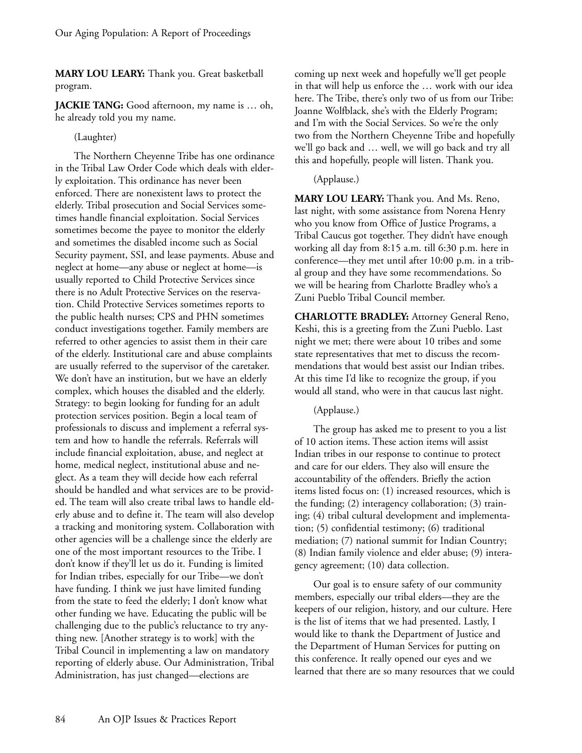**MARY LOU LEARY:** Thank you. Great basketball program.

**JACKIE TANG:** Good afternoon, my name is … oh, he already told you my name.

(Laughter)

The Northern Cheyenne Tribe has one ordinance in the Tribal Law Order Code which deals with elderly exploitation. This ordinance has never been enforced. There are nonexistent laws to protect the elderly. Tribal prosecution and Social Services sometimes handle financial exploitation. Social Services sometimes become the payee to monitor the elderly and sometimes the disabled income such as Social Security payment, SSI, and lease payments. Abuse and neglect at home—any abuse or neglect at home—is usually reported to Child Protective Services since there is no Adult Protective Services on the reservation. Child Protective Services sometimes reports to the public health nurses; CPS and PHN sometimes conduct investigations together. Family members are referred to other agencies to assist them in their care of the elderly. Institutional care and abuse complaints are usually referred to the supervisor of the caretaker. We don't have an institution, but we have an elderly complex, which houses the disabled and the elderly. Strategy: to begin looking for funding for an adult protection services position. Begin a local team of professionals to discuss and implement a referral system and how to handle the referrals. Referrals will include financial exploitation, abuse, and neglect at home, medical neglect, institutional abuse and neglect. As a team they will decide how each referral should be handled and what services are to be provided. The team will also create tribal laws to handle elderly abuse and to define it. The team will also develop a tracking and monitoring system. Collaboration with other agencies will be a challenge since the elderly are one of the most important resources to the Tribe. I don't know if they'll let us do it. Funding is limited for Indian tribes, especially for our Tribe—we don't have funding. I think we just have limited funding from the state to feed the elderly; I don't know what other funding we have. Educating the public will be challenging due to the public's reluctance to try anything new. [Another strategy is to work] with the Tribal Council in implementing a law on mandatory reporting of elderly abuse. Our Administration, Tribal Administration, has just changed—elections are coming up next week and hopefully we'll get people in that will help us enforce the … work with our idea here. The Tribe, there's only two of us from our Tribe: Joanne Wolfblack, she's with the Elderly Program; and I'm with the Social Services. So we're the only two from the Northern Cheyenne Tribe and hopefully we'll go back and … well, we will go back and try all this and hopefully, people will listen. Thank you.

(Applause.)

**MARY LOU LEARY:** Thank you. And Ms. Reno, last night, with some assistance from Norena Henry who you know from Office of Justice Programs, a Tribal Caucus got together. They didn't have enough working all day from 8:15 a.m. till 6:30 p.m. here in conference—they met until after 10:00 p.m. in a tribal group and they have some recommendations. So we will be hearing from Charlotte Bradley who's a Zuni Pueblo Tribal Council member.

**CHARLOTTE BRADLEY:** Attorney General Reno, Keshi, this is a greeting from the Zuni Pueblo. Last night we met; there were about 10 tribes and some state representatives that met to discuss the recommendations that would best assist our Indian tribes. At this time I'd like to recognize the group, if you would all stand, who were in that caucus last night.

(Applause.)

The group has asked me to present to you a list of 10 action items. These action items will assist Indian tribes in our response to continue to protect and care for our elders. They also will ensure the accountability of the offenders. Briefly the action items listed focus on: (1) increased resources, which is the funding; (2) interagency collaboration; (3) training; (4) tribal cultural development and implementation; (5) confidential testimony; (6) traditional mediation; (7) national summit for Indian Country; (8) Indian family violence and elder abuse; (9) interagency agreement; (10) data collection.

Our goal is to ensure safety of our community members, especially our tribal elders—they are the keepers of our religion, history, and our culture. Here is the list of items that we had presented. Lastly, I would like to thank the Department of Justice and the Department of Human Services for putting on this conference. It really opened our eyes and we learned that there are so many resources that we could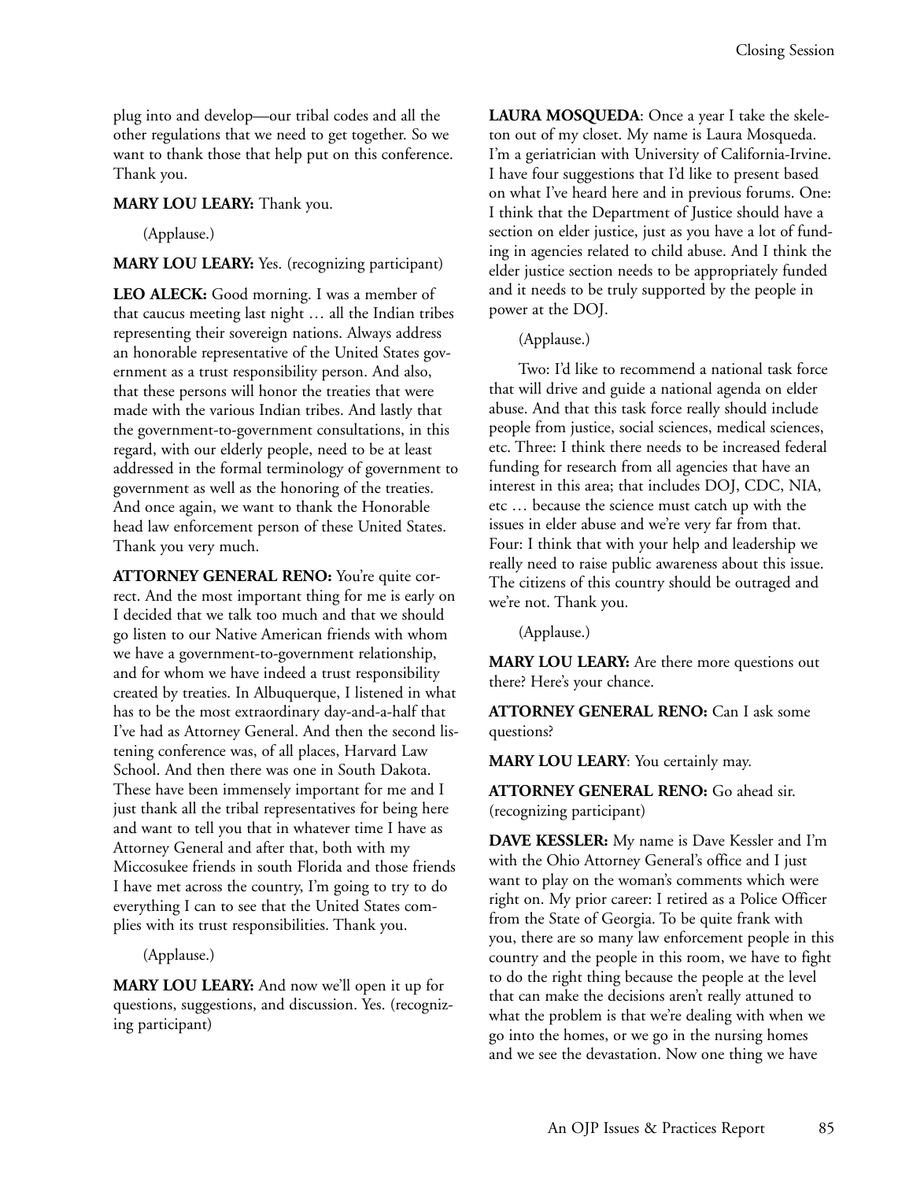plug into and develop—our tribal codes and all the other regulations that we need to get together. So we want to thank those that help put on this conference. Thank you.

**MARY LOU LEARY:** Thank you.

(Applause.)

**MARY LOU LEARY:** Yes. (recognizing participant)

**LEO ALECK:** Good morning. I was a member of that caucus meeting last night … all the Indian tribes representing their sovereign nations. Always address an honorable representative of the United States government as a trust responsibility person. And also, that these persons will honor the treaties that were made with the various Indian tribes. And lastly that the government-to-government consultations, in this regard, with our elderly people, need to be at least addressed in the formal terminology of government to government as well as the honoring of the treaties. And once again, we want to thank the Honorable head law enforcement person of these United States. Thank you very much.

**ATTORNEY GENERAL RENO:** You're quite correct. And the most important thing for me is early on I decided that we talk too much and that we should go listen to our Native American friends with whom we have a government-to-government relationship, and for whom we have indeed a trust responsibility created by treaties. In Albuquerque, I listened in what has to be the most extraordinary day-and-a-half that I've had as Attorney General. And then the second listening conference was, of all places, Harvard Law School. And then there was one in South Dakota. These have been immensely important for me and I just thank all the tribal representatives for being here and want to tell you that in whatever time I have as Attorney General and after that, both with my Miccosukee friends in south Florida and those friends I have met across the country, I'm going to try to do everything I can to see that the United States complies with its trust responsibilities. Thank you.

(Applause.)

**MARY LOU LEARY:** And now we'll open it up for questions, suggestions, and discussion. Yes. (recognizing participant)

**LAURA MOSQUEDA**: Once a year I take the skeleton out of my closet. My name is Laura Mosqueda. I'm a geriatrician with University of California-Irvine. I have four suggestions that I'd like to present based on what I've heard here and in previous forums. One: I think that the Department of Justice should have a section on elder justice, just as you have a lot of funding in agencies related to child abuse. And I think the elder justice section needs to be appropriately funded and it needs to be truly supported by the people in power at the DOJ.

(Applause.)

Two: I'd like to recommend a national task force that will drive and guide a national agenda on elder abuse. And that this task force really should include people from justice, social sciences, medical sciences, etc. Three: I think there needs to be increased federal funding for research from all agencies that have an interest in this area; that includes DOJ, CDC, NIA, etc … because the science must catch up with the issues in elder abuse and we're very far from that. Four: I think that with your help and leadership we really need to raise public awareness about this issue. The citizens of this country should be outraged and we're not. Thank you.

(Applause.)

**MARY LOU LEARY:** Are there more questions out there? Here's your chance.

**ATTORNEY GENERAL RENO:** Can I ask some questions?

**MARY LOU LEARY**: You certainly may.

**ATTORNEY GENERAL RENO:** Go ahead sir. (recognizing participant)

**DAVE KESSLER:** My name is Dave Kessler and I'm with the Ohio Attorney General's office and I just want to play on the woman's comments which were right on. My prior career: I retired as a Police Officer from the State of Georgia. To be quite frank with you, there are so many law enforcement people in this country and the people in this room, we have to fight to do the right thing because the people at the level that can make the decisions aren't really attuned to what the problem is that we're dealing with when we go into the homes, or we go in the nursing homes and we see the devastation. Now one thing we have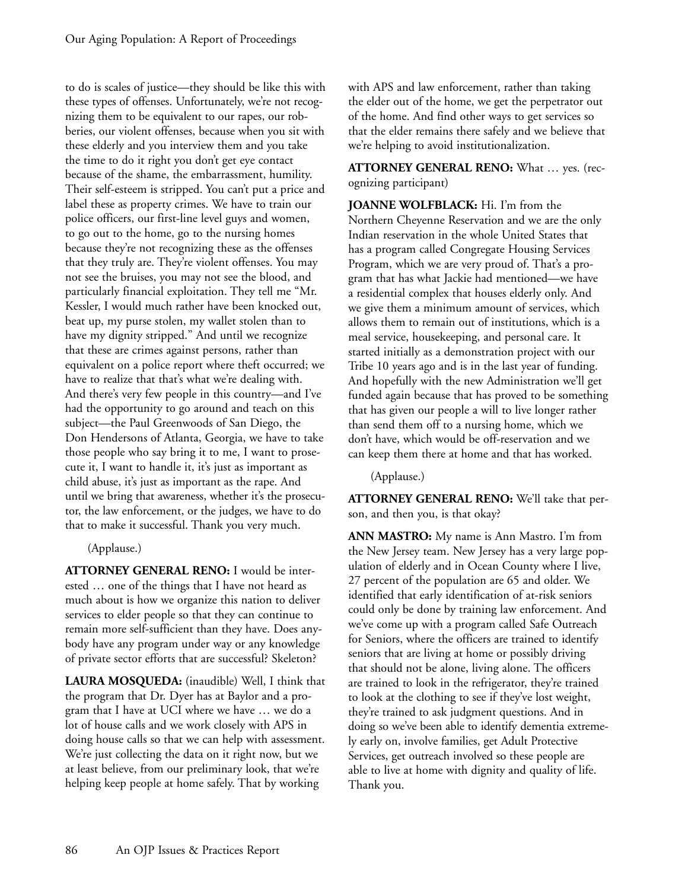to do is scales of justice—they should be like this with these types of offenses. Unfortunately, we're not recognizing them to be equivalent to our rapes, our robberies, our violent offenses, because when you sit with these elderly and you interview them and you take the time to do it right you don't get eye contact because of the shame, the embarrassment, humility. Their self-esteem is stripped. You can't put a price and label these as property crimes. We have to train our police officers, our first-line level guys and women, to go out to the home, go to the nursing homes because they're not recognizing these as the offenses that they truly are. They're violent offenses. You may not see the bruises, you may not see the blood, and particularly financial exploitation. They tell me "Mr. Kessler, I would much rather have been knocked out, beat up, my purse stolen, my wallet stolen than to have my dignity stripped." And until we recognize that these are crimes against persons, rather than equivalent on a police report where theft occurred; we have to realize that that's what we're dealing with. And there's very few people in this country—and I've had the opportunity to go around and teach on this subject—the Paul Greenwoods of San Diego, the Don Hendersons of Atlanta, Georgia, we have to take those people who say bring it to me, I want to prosecute it, I want to handle it, it's just as important as child abuse, it's just as important as the rape. And until we bring that awareness, whether it's the prosecutor, the law enforcement, or the judges, we have to do that to make it successful. Thank you very much.

(Applause.)

**ATTORNEY GENERAL RENO:** I would be interested … one of the things that I have not heard as much about is how we organize this nation to deliver services to elder people so that they can continue to remain more self-sufficient than they have. Does anybody have any program under way or any knowledge of private sector efforts that are successful? Skeleton?

**LAURA MOSQUEDA:** (inaudible) Well, I think that the program that Dr. Dyer has at Baylor and a program that I have at UCI where we have … we do a lot of house calls and we work closely with APS in doing house calls so that we can help with assessment. We're just collecting the data on it right now, but we at least believe, from our preliminary look, that we're helping keep people at home safely. That by working with APS and law enforcement, rather than taking the elder out of the home, we get the perpetrator out of the home. And find other ways to get services so that the elder remains there safely and we believe that we're helping to avoid institutionalization.

**ATTORNEY GENERAL RENO:** What … yes. (recognizing participant)

**JOANNE WOLFBLACK:** Hi. I'm from the Northern Cheyenne Reservation and we are the only Indian reservation in the whole United States that has a program called Congregate Housing Services Program, which we are very proud of. That's a program that has what Jackie had mentioned—we have a residential complex that houses elderly only. And we give them a minimum amount of services, which allows them to remain out of institutions, which is a meal service, housekeeping, and personal care. It started initially as a demonstration project with our Tribe 10 years ago and is in the last year of funding. And hopefully with the new Administration we'll get funded again because that has proved to be something that has given our people a will to live longer rather than send them off to a nursing home, which we don't have, which would be off-reservation and we can keep them there at home and that has worked.

(Applause.)

**ATTORNEY GENERAL RENO:** We'll take that person, and then you, is that okay?

**ANN MASTRO:** My name is Ann Mastro. I'm from the New Jersey team. New Jersey has a very large population of elderly and in Ocean County where I live, 27 percent of the population are 65 and older. We identified that early identification of at-risk seniors could only be done by training law enforcement. And we've come up with a program called Safe Outreach for Seniors, where the officers are trained to identify seniors that are living at home or possibly driving that should not be alone, living alone. The officers are trained to look in the refrigerator, they're trained to look at the clothing to see if they've lost weight, they're trained to ask judgment questions. And in doing so we've been able to identify dementia extremely early on, involve families, get Adult Protective Services, get outreach involved so these people are able to live at home with dignity and quality of life. Thank you.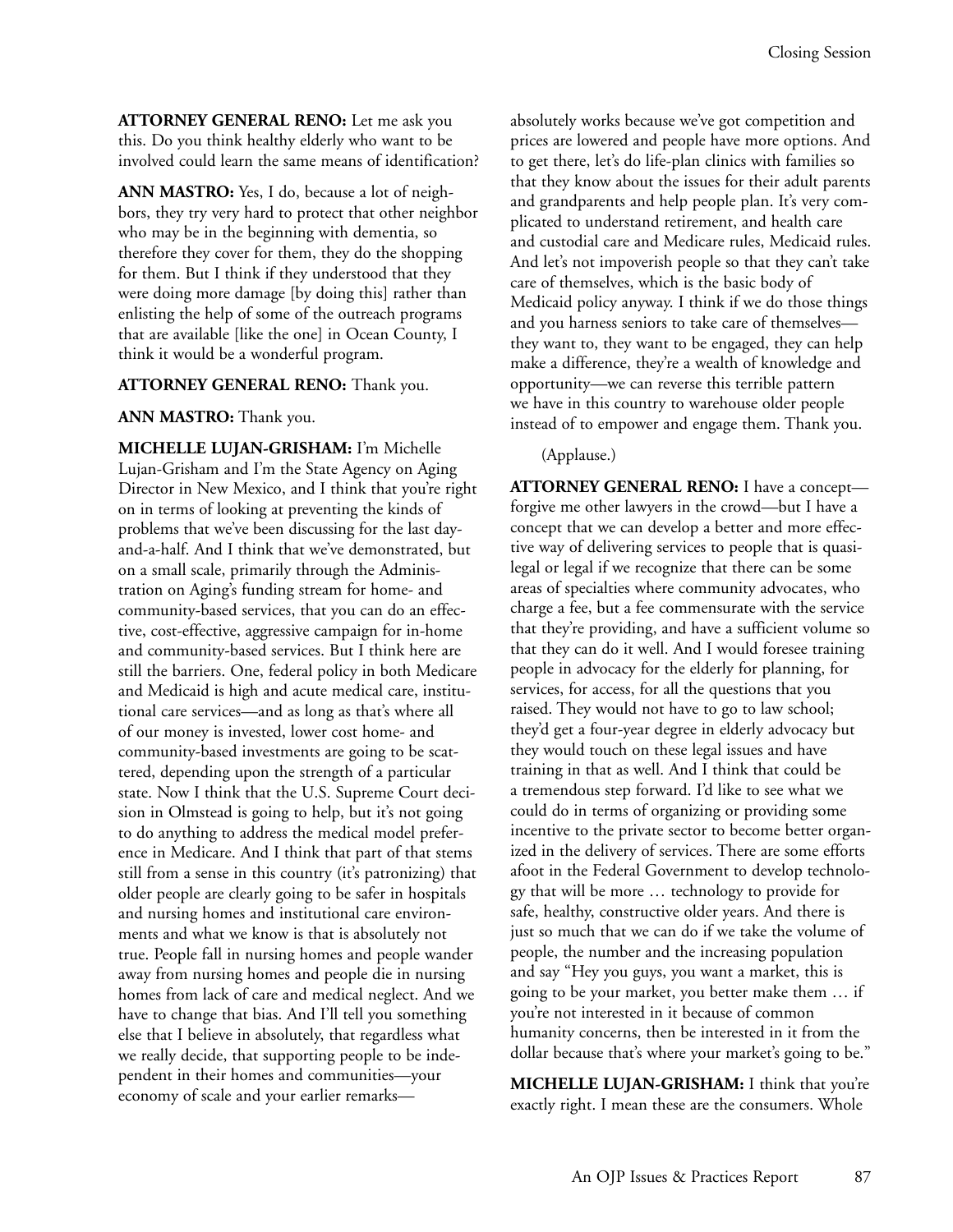**ATTORNEY GENERAL RENO:** Let me ask you this. Do you think healthy elderly who want to be involved could learn the same means of identification?

**ANN MASTRO:** Yes, I do, because a lot of neighbors, they try very hard to protect that other neighbor who may be in the beginning with dementia, so therefore they cover for them, they do the shopping for them. But I think if they understood that they were doing more damage [by doing this] rather than enlisting the help of some of the outreach programs that are available [like the one] in Ocean County, I think it would be a wonderful program.

**ATTORNEY GENERAL RENO:** Thank you.

**ANN MASTRO:** Thank you.

**MICHELLE LUJAN-GRISHAM:** I'm Michelle Lujan-Grisham and I'm the State Agency on Aging Director in New Mexico, and I think that you're right on in terms of looking at preventing the kinds of problems that we've been discussing for the last day-and-a-half. And I think that we've demonstrated, but on a small scale, primarily through the Administration on Aging's funding stream for home- and community-based services, that you can do an effective, cost-effective, aggressive campaign for in-home and community-based services. But I think here are still the barriers. One, federal policy in both Medicare and Medicaid is high and acute medical care, institutional care services—and as long as that's where all of our money is invested, lower cost home- and community-based investments are going to be scattered, depending upon the strength of a particular state. Now I think that the U.S. Supreme Court decision in Olmstead is going to help, but it's not going to do anything to address the medical model preference in Medicare. And I think that part of that stems still from a sense in this country (it's patronizing) that older people are clearly going to be safer in hospitals and nursing homes and institutional care environments and what we know is that is absolutely not true. People fall in nursing homes and people wander away from nursing homes and people die in nursing homes from lack of care and medical neglect. And we have to change that bias. And I'll tell you something else that I believe in absolutely, that regardless what we really decide, that supporting people to be independent in their homes and communities—your economy of scale and your earlier remarks—absolutely works because we've got competition and prices are lowered and people have more options. And to get there, let's do life-plan clinics with families so that they know about the issues for their adult parents and grandparents and help people plan. It's very complicated to understand retirement, and health care and custodial care and Medicare rules, Medicaid rules. And let's not impoverish people so that they can't take care of themselves, which is the basic body of Medicaid policy anyway. I think if we do those things and you harness seniors to take care of themselves—they want to, they want to be engaged, they can help make a difference, they're a wealth of knowledge and opportunity—we can reverse this terrible pattern we have in this country to warehouse older people instead of to empower and engage them. Thank you.

(Applause.)

**ATTORNEY GENERAL RENO:** I have a concept—forgive me other lawyers in the crowd—but I have a concept that we can develop a better and more effective way of delivering services to people that is quasi-legal or legal if we recognize that there can be some areas of specialties where community advocates, who charge a fee, but a fee commensurate with the service that they're providing, and have a sufficient volume so that they can do it well. And I would foresee training people in advocacy for the elderly for planning, for services, for access, for all the questions that you raised. They would not have to go to law school; they'd get a four-year degree in elderly advocacy but they would touch on these legal issues and have training in that as well. And I think that could be a tremendous step forward. I'd like to see what we could do in terms of organizing or providing some incentive to the private sector to become better organized in the delivery of services. There are some efforts afoot in the Federal Government to develop technology that will be more … technology to provide for safe, healthy, constructive older years. And there is just so much that we can do if we take the volume of people, the number and the increasing population and say "Hey you guys, you want a market, this is going to be your market, you better make them … if you're not interested in it because of common humanity concerns, then be interested in it from the dollar because that's where your market's going to be."

**MICHELLE LUJAN-GRISHAM:** I think that you're exactly right. I mean these are the consumers. Whole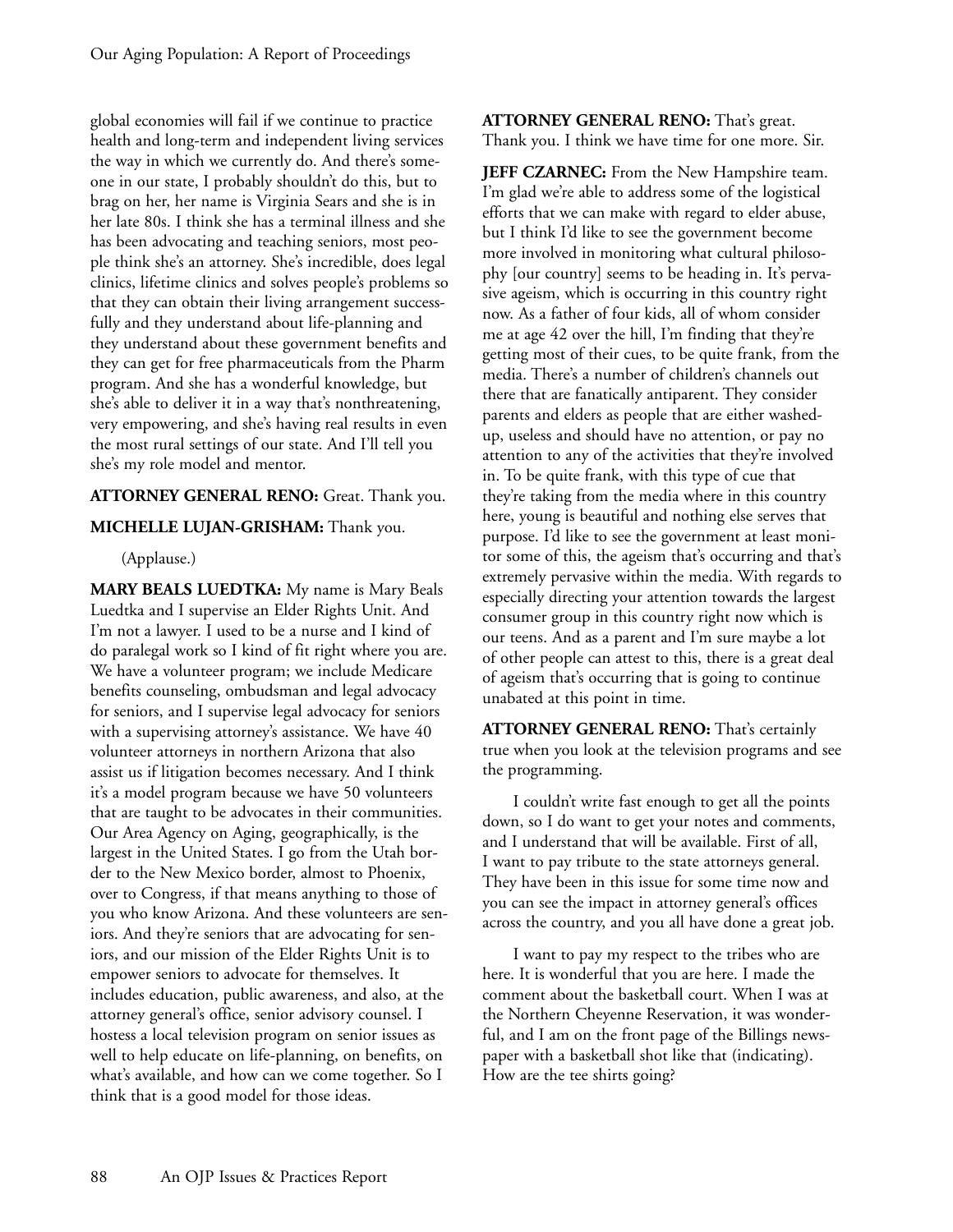global economies will fail if we continue to practice health and long-term and independent living services the way in which we currently do. And there's someone in our state, I probably shouldn't do this, but to brag on her, her name is Virginia Sears and she is in her late 80s. I think she has a terminal illness and she has been advocating and teaching seniors, most people think she's an attorney. She's incredible, does legal clinics, lifetime clinics and solves people's problems so that they can obtain their living arrangement successfully and they understand about life-planning and they understand about these government benefits and they can get for free pharmaceuticals from the Pharm program. And she has a wonderful knowledge, but she's able to deliver it in a way that's nonthreatening, very empowering, and she's having real results in even the most rural settings of our state. And I'll tell you she's my role model and mentor.

**ATTORNEY GENERAL RENO:** Great. Thank you.

**MICHELLE LUJAN-GRISHAM:** Thank you.

(Applause.)

**MARY BEALS LUEDTKA:** My name is Mary Beals Luedtka and I supervise an Elder Rights Unit. And I'm not a lawyer. I used to be a nurse and I kind of do paralegal work so I kind of fit right where you are. We have a volunteer program; we include Medicare benefits counseling, ombudsman and legal advocacy for seniors, and I supervise legal advocacy for seniors with a supervising attorney's assistance. We have 40 volunteer attorneys in northern Arizona that also assist us if litigation becomes necessary. And I think it's a model program because we have 50 volunteers that are taught to be advocates in their communities. Our Area Agency on Aging, geographically, is the largest in the United States. I go from the Utah border to the New Mexico border, almost to Phoenix, over to Congress, if that means anything to those of you who know Arizona. And these volunteers are seniors. And they're seniors that are advocating for seniors, and our mission of the Elder Rights Unit is to empower seniors to advocate for themselves. It includes education, public awareness, and also, at the attorney general's office, senior advisory counsel. I hostess a local television program on senior issues as well to help educate on life-planning, on benefits, on what's available, and how can we come together. So I think that is a good model for those ideas.

**ATTORNEY GENERAL RENO:** That's great. Thank you. I think we have time for one more. Sir.

**JEFF CZARNEC:** From the New Hampshire team. I'm glad we're able to address some of the logistical efforts that we can make with regard to elder abuse, but I think I'd like to see the government become more involved in monitoring what cultural philosophy [our country] seems to be heading in. It's pervasive ageism, which is occurring in this country right now. As a father of four kids, all of whom consider me at age 42 over the hill, I'm finding that they're getting most of their cues, to be quite frank, from the media. There's a number of children's channels out there that are fanatically antiparent. They consider parents and elders as people that are either washed-up, useless and should have no attention, or pay no attention to any of the activities that they're involved in. To be quite frank, with this type of cue that they're taking from the media where in this country here, young is beautiful and nothing else serves that purpose. I'd like to see the government at least monitor some of this, the ageism that's occurring and that's extremely pervasive within the media. With regards to especially directing your attention towards the largest consumer group in this country right now which is our teens. And as a parent and I'm sure maybe a lot of other people can attest to this, there is a great deal of ageism that's occurring that is going to continue unabated at this point in time.

**ATTORNEY GENERAL RENO:** That's certainly true when you look at the television programs and see the programming.

I couldn't write fast enough to get all the points down, so I do want to get your notes and comments, and I understand that will be available. First of all, I want to pay tribute to the state attorneys general. They have been in this issue for some time now and you can see the impact in attorney general's offices across the country, and you all have done a great job.

I want to pay my respect to the tribes who are here. It is wonderful that you are here. I made the comment about the basketball court. When I was at the Northern Cheyenne Reservation, it was wonderful, and I am on the front page of the Billings newspaper with a basketball shot like that (indicating). How are the tee shirts going?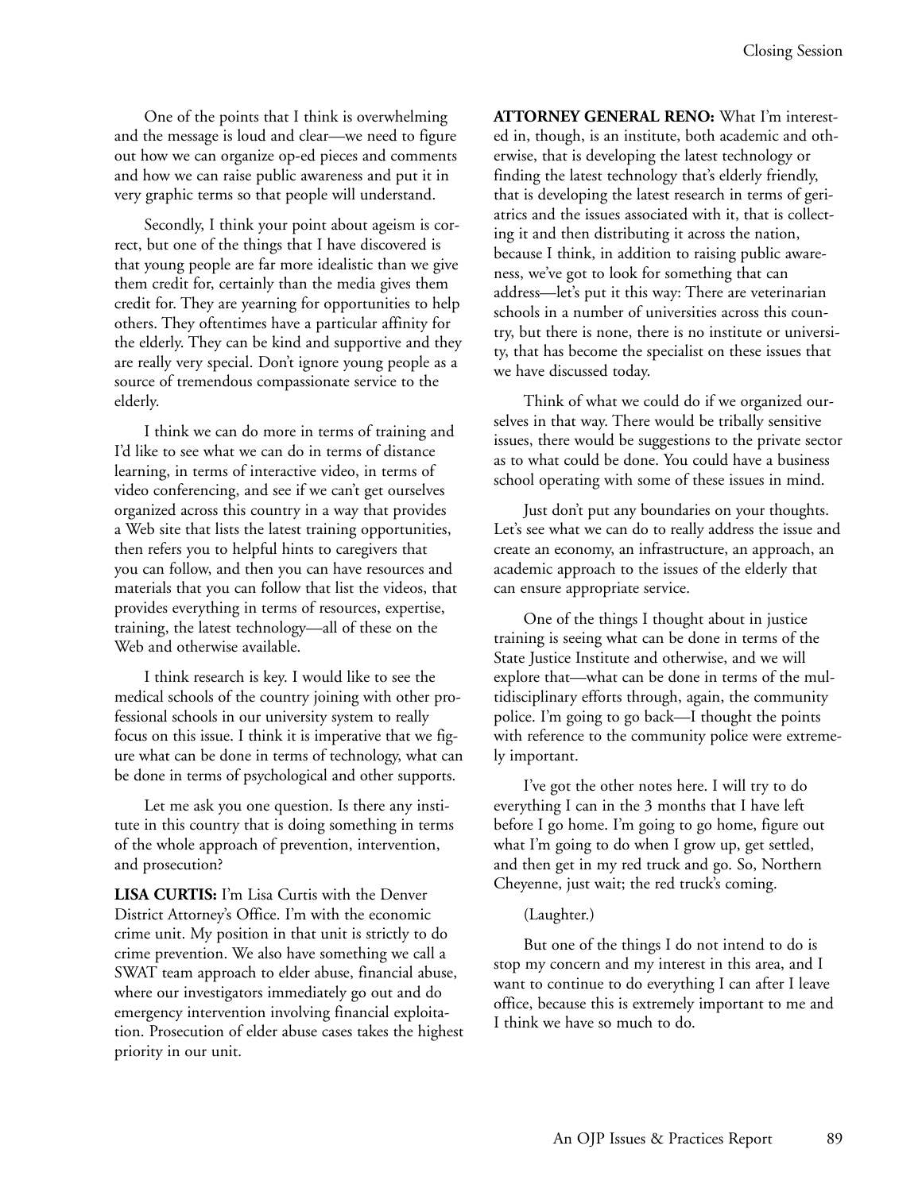One of the points that I think is overwhelming and the message is loud and clear—we need to figure out how we can organize op-ed pieces and comments and how we can raise public awareness and put it in very graphic terms so that people will understand.

Secondly, I think your point about ageism is correct, but one of the things that I have discovered is that young people are far more idealistic than we give them credit for, certainly than the media gives them credit for. They are yearning for opportunities to help others. They oftentimes have a particular affinity for the elderly. They can be kind and supportive and they are really very special. Don't ignore young people as a source of tremendous compassionate service to the elderly.

I think we can do more in terms of training and I'd like to see what we can do in terms of distance learning, in terms of interactive video, in terms of video conferencing, and see if we can't get ourselves organized across this country in a way that provides a Web site that lists the latest training opportunities, then refers you to helpful hints to caregivers that you can follow, and then you can have resources and materials that you can follow that list the videos, that provides everything in terms of resources, expertise, training, the latest technology—all of these on the Web and otherwise available.

I think research is key. I would like to see the medical schools of the country joining with other professional schools in our university system to really focus on this issue. I think it is imperative that we figure what can be done in terms of technology, what can be done in terms of psychological and other supports.

Let me ask you one question. Is there any institute in this country that is doing something in terms of the whole approach of prevention, intervention, and prosecution?

**LISA CURTIS:** I'm Lisa Curtis with the Denver District Attorney's Office. I'm with the economic crime unit. My position in that unit is strictly to do crime prevention. We also have something we call a SWAT team approach to elder abuse, financial abuse, where our investigators immediately go out and do emergency intervention involving financial exploitation. Prosecution of elder abuse cases takes the highest priority in our unit.

**ATTORNEY GENERAL RENO:** What I'm interested in, though, is an institute, both academic and otherwise, that is developing the latest technology or finding the latest technology that's elderly friendly, that is developing the latest research in terms of geriatrics and the issues associated with it, that is collecting it and then distributing it across the nation, because I think, in addition to raising public awareness, we've got to look for something that can address—let's put it this way: There are veterinarian schools in a number of universities across this country, but there is none, there is no institute or university, that has become the specialist on these issues that we have discussed today.

Think of what we could do if we organized ourselves in that way. There would be tribally sensitive issues, there would be suggestions to the private sector as to what could be done. You could have a business school operating with some of these issues in mind.

Just don't put any boundaries on your thoughts. Let's see what we can do to really address the issue and create an economy, an infrastructure, an approach, an academic approach to the issues of the elderly that can ensure appropriate service.

One of the things I thought about in justice training is seeing what can be done in terms of the State Justice Institute and otherwise, and we will explore that—what can be done in terms of the multidisciplinary efforts through, again, the community police. I'm going to go back—I thought the points with reference to the community police were extremely important.

I've got the other notes here. I will try to do everything I can in the 3 months that I have left before I go home. I'm going to go home, figure out what I'm going to do when I grow up, get settled, and then get in my red truck and go. So, Northern Cheyenne, just wait; the red truck's coming.

(Laughter.)

But one of the things I do not intend to do is stop my concern and my interest in this area, and I want to continue to do everything I can after I leave office, because this is extremely important to me and I think we have so much to do.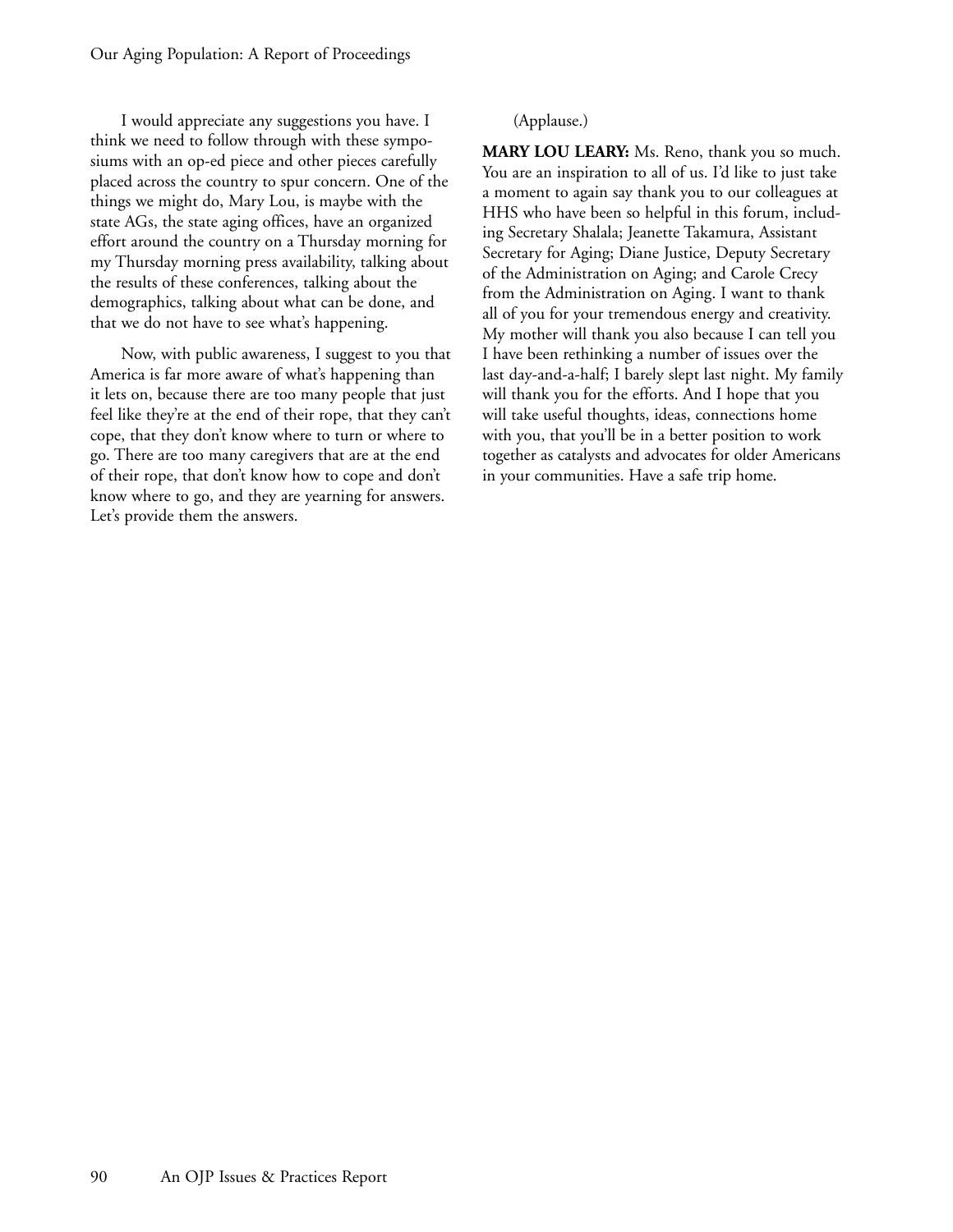I would appreciate any suggestions you have. I think we need to follow through with these symposiums with an op-ed piece and other pieces carefully placed across the country to spur concern. One of the things we might do, Mary Lou, is maybe with the state AGs, the state aging offices, have an organized effort around the country on a Thursday morning for my Thursday morning press availability, talking about the results of these conferences, talking about the demographics, talking about what can be done, and that we do not have to see what's happening.

Now, with public awareness, I suggest to you that America is far more aware of what's happening than it lets on, because there are too many people that just feel like they're at the end of their rope, that they can't cope, that they don't know where to turn or where to go. There are too many caregivers that are at the end of their rope, that don't know how to cope and don't know where to go, and they are yearning for answers. Let's provide them the answers.

(Applause.)

**MARY LOU LEARY:** Ms. Reno, thank you so much. You are an inspiration to all of us. I'd like to just take a moment to again say thank you to our colleagues at HHS who have been so helpful in this forum, including Secretary Shalala; Jeanette Takamura, Assistant Secretary for Aging; Diane Justice, Deputy Secretary of the Administration on Aging; and Carole Crecy from the Administration on Aging. I want to thank all of you for your tremendous energy and creativity. My mother will thank you also because I can tell you I have been rethinking a number of issues over the last day-and-a-half; I barely slept last night. My family will thank you for the efforts. And I hope that you will take useful thoughts, ideas, connections home with you, that you'll be in a better position to work together as catalysts and advocates for older Americans in your communities. Have a safe trip home.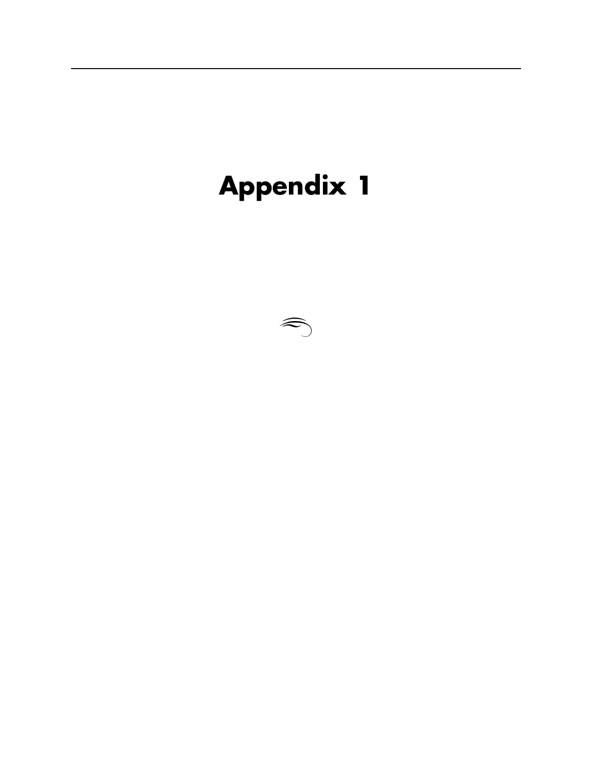# Appendix 1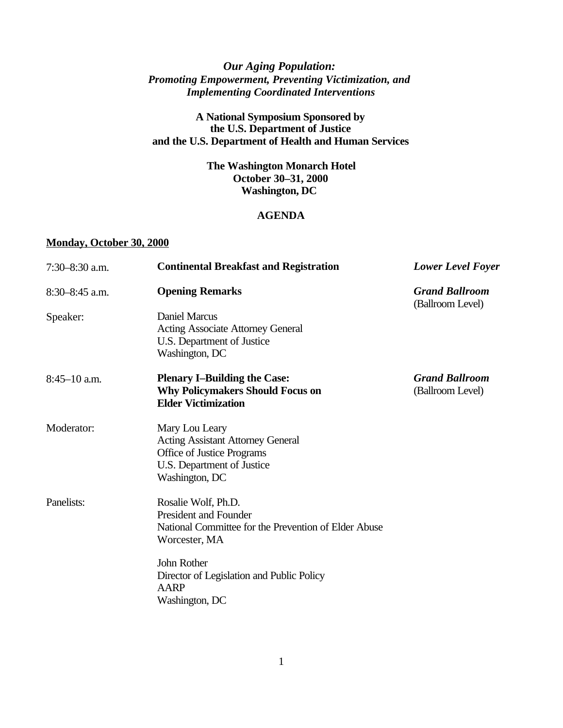***Our Aging Population: Promoting Empowerment, Preventing Victimization, and Implementing Coordinated Interventions***

**A National Symposium Sponsored by the U.S. Department of Justice and the U.S. Department of Health and Human Services**

**The Washington Monarch Hotel**
**October 30–31, 2000**
**Washington, DC**

**AGENDA**

**Monday, October 30, 2000**

7:30–8:30 a.m. — **Continental Breakfast and Registration** — ***Lower Level Foyer***

8:30–8:45 a.m. — **Opening Remarks** — ***Grand Ballroom*** (Ballroom Level)

Speaker:
Daniel Marcus
Acting Associate Attorney General
U.S. Department of Justice
Washington, DC

8:45–10 a.m. — **Plenary I–Building the Case: Why Policymakers Should Focus on Elder Victimization** — ***Grand Ballroom*** (Ballroom Level)

Moderator:
Mary Lou Leary
Acting Assistant Attorney General
Office of Justice Programs
U.S. Department of Justice
Washington, DC

Panelists:
Rosalie Wolf, Ph.D.
President and Founder
National Committee for the Prevention of Elder Abuse
Worcester, MA

John Rother
Director of Legislation and Public Policy
AARP
Washington, DC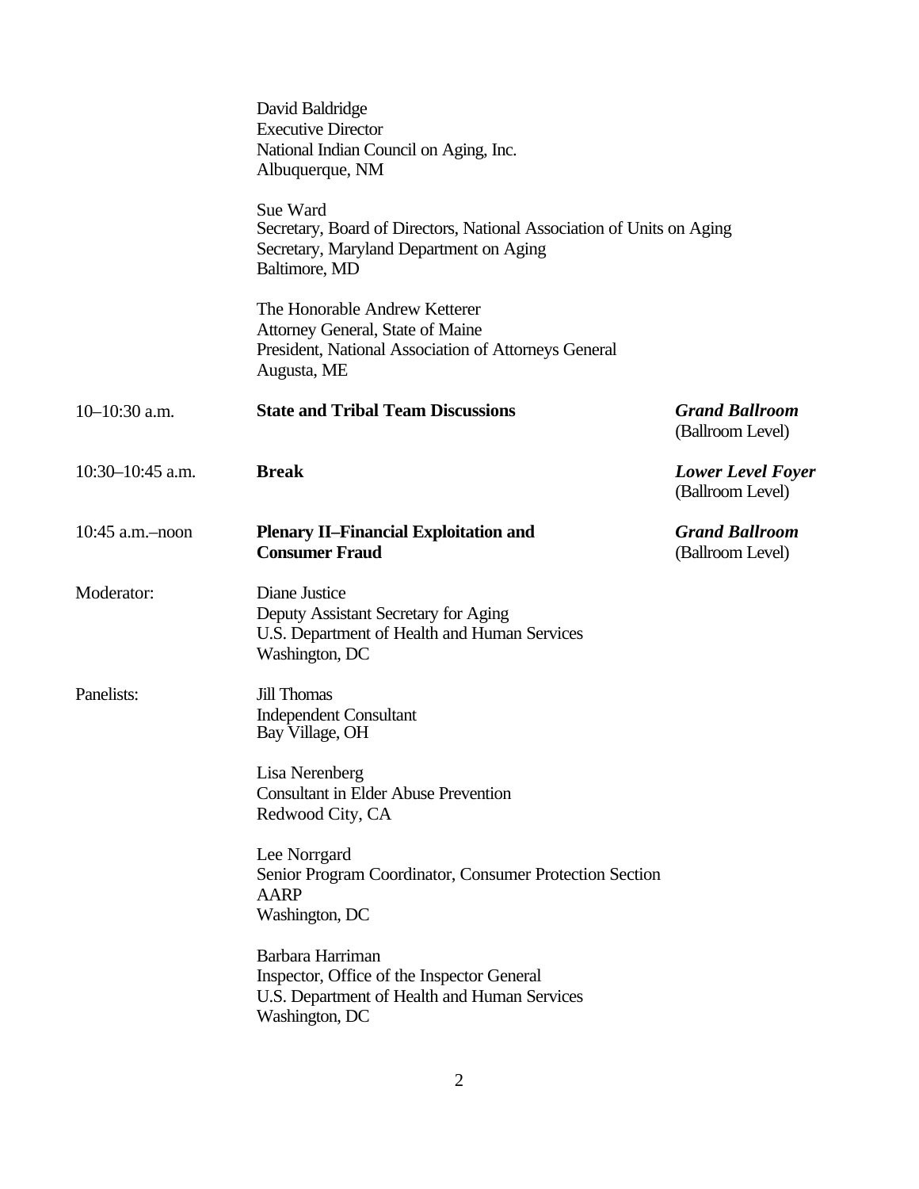David Baldridge
Executive Director
National Indian Council on Aging, Inc.
Albuquerque, NM

Sue Ward
Secretary, Board of Directors, National Association of Units on Aging
Secretary, Maryland Department on Aging
Baltimore, MD

The Honorable Andrew Ketterer
Attorney General, State of Maine
President, National Association of Attorneys General
Augusta, ME

| | | |
|---|---|---|
| 10–10:30 a.m. | **State and Tribal Team Discussions** | ***Grand Ballroom*** (Ballroom Level) |
| 10:30–10:45 a.m. | **Break** | ***Lower Level Foyer*** (Ballroom Level) |
| 10:45 a.m.–noon | **Plenary II–Financial Exploitation and Consumer Fraud** | ***Grand Ballroom*** (Ballroom Level) |

Moderator:

Diane Justice
Deputy Assistant Secretary for Aging
U.S. Department of Health and Human Services
Washington, DC

Panelists:

Jill Thomas
Independent Consultant
Bay Village, OH

Lisa Nerenberg
Consultant in Elder Abuse Prevention
Redwood City, CA

Lee Norrgard
Senior Program Coordinator, Consumer Protection Section
AARP
Washington, DC

Barbara Harriman
Inspector, Office of the Inspector General
U.S. Department of Health and Human Services
Washington, DC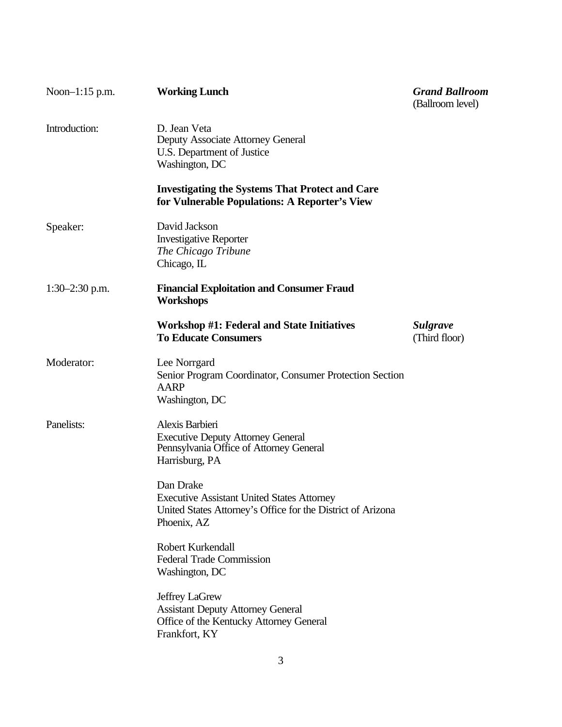Noon–1:15 p.m. **Working Lunch** ***Grand Ballroom*** (Ballroom level)

Introduction: D. Jean Veta
Deputy Associate Attorney General
U.S. Department of Justice
Washington, DC

**Investigating the Systems That Protect and Care for Vulnerable Populations: A Reporter's View**

Speaker: David Jackson
Investigative Reporter
*The Chicago Tribune*
Chicago, IL

1:30–2:30 p.m. **Financial Exploitation and Consumer Fraud Workshops**

**Workshop #1: Federal and State Initiatives To Educate Consumers** ***Sulgrave*** (Third floor)

Moderator: Lee Norrgard
Senior Program Coordinator, Consumer Protection Section
AARP
Washington, DC

Panelists: Alexis Barbieri
Executive Deputy Attorney General
Pennsylvania Office of Attorney General
Harrisburg, PA

Dan Drake
Executive Assistant United States Attorney
United States Attorney's Office for the District of Arizona
Phoenix, AZ

Robert Kurkendall
Federal Trade Commission
Washington, DC

Jeffrey LaGrew
Assistant Deputy Attorney General
Office of the Kentucky Attorney General
Frankfort, KY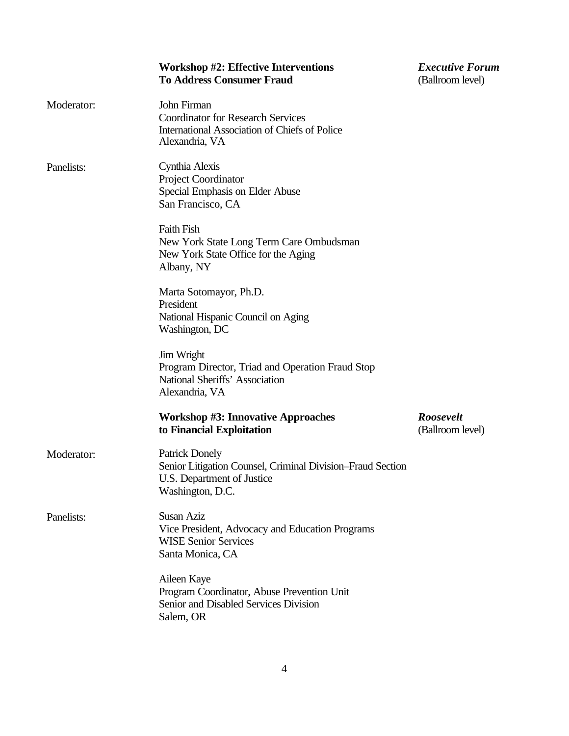**Workshop #2: Effective Interventions To Address Consumer Fraud** — ***Executive Forum*** (Ballroom level)

Moderator:

John Firman
Coordinator for Research Services
International Association of Chiefs of Police
Alexandria, VA

Panelists:

Cynthia Alexis
Project Coordinator
Special Emphasis on Elder Abuse
San Francisco, CA

Faith Fish
New York State Long Term Care Ombudsman
New York State Office for the Aging
Albany, NY

Marta Sotomayor, Ph.D.
President
National Hispanic Council on Aging
Washington, DC

Jim Wright
Program Director, Triad and Operation Fraud Stop
National Sheriffs' Association
Alexandria, VA

**Workshop #3: Innovative Approaches to Financial Exploitation** — ***Roosevelt*** (Ballroom level)

Moderator:

Patrick Donely
Senior Litigation Counsel, Criminal Division–Fraud Section
U.S. Department of Justice
Washington, D.C.

Panelists:

Susan Aziz
Vice President, Advocacy and Education Programs
WISE Senior Services
Santa Monica, CA

Aileen Kaye
Program Coordinator, Abuse Prevention Unit
Senior and Disabled Services Division
Salem, OR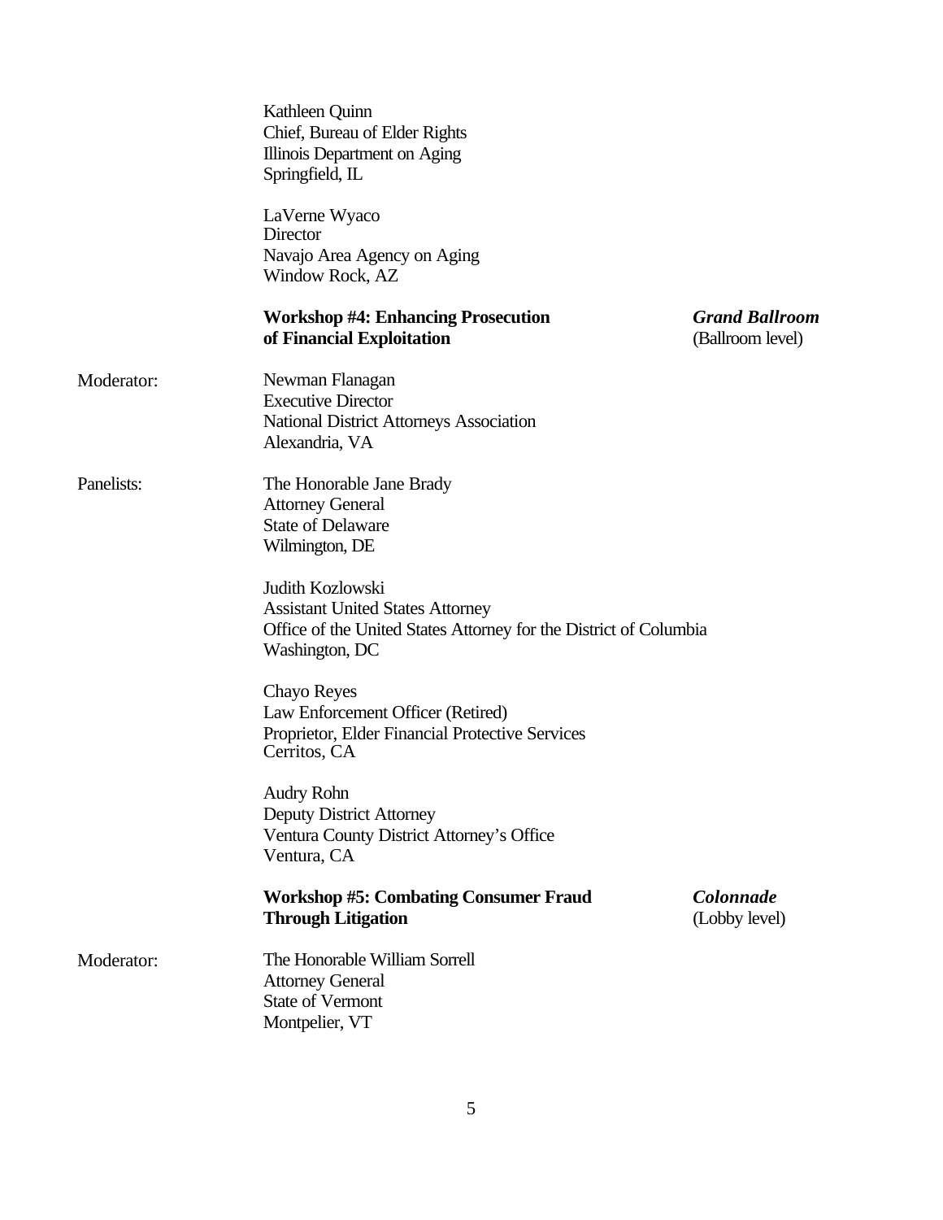Kathleen Quinn
Chief, Bureau of Elder Rights
Illinois Department on Aging
Springfield, IL

LaVerne Wyaco
Director
Navajo Area Agency on Aging
Window Rock, AZ

**Workshop #4: Enhancing Prosecution of Financial Exploitation** — ***Grand Ballroom*** (Ballroom level)

Moderator:

Newman Flanagan
Executive Director
National District Attorneys Association
Alexandria, VA

Panelists:

The Honorable Jane Brady
Attorney General
State of Delaware
Wilmington, DE

Judith Kozlowski
Assistant United States Attorney
Office of the United States Attorney for the District of Columbia
Washington, DC

Chayo Reyes
Law Enforcement Officer (Retired)
Proprietor, Elder Financial Protective Services
Cerritos, CA

Audry Rohn
Deputy District Attorney
Ventura County District Attorney's Office
Ventura, CA

**Workshop #5: Combating Consumer Fraud Through Litigation** — ***Colonnade*** (Lobby level)

Moderator:

The Honorable William Sorrell
Attorney General
State of Vermont
Montpelier, VT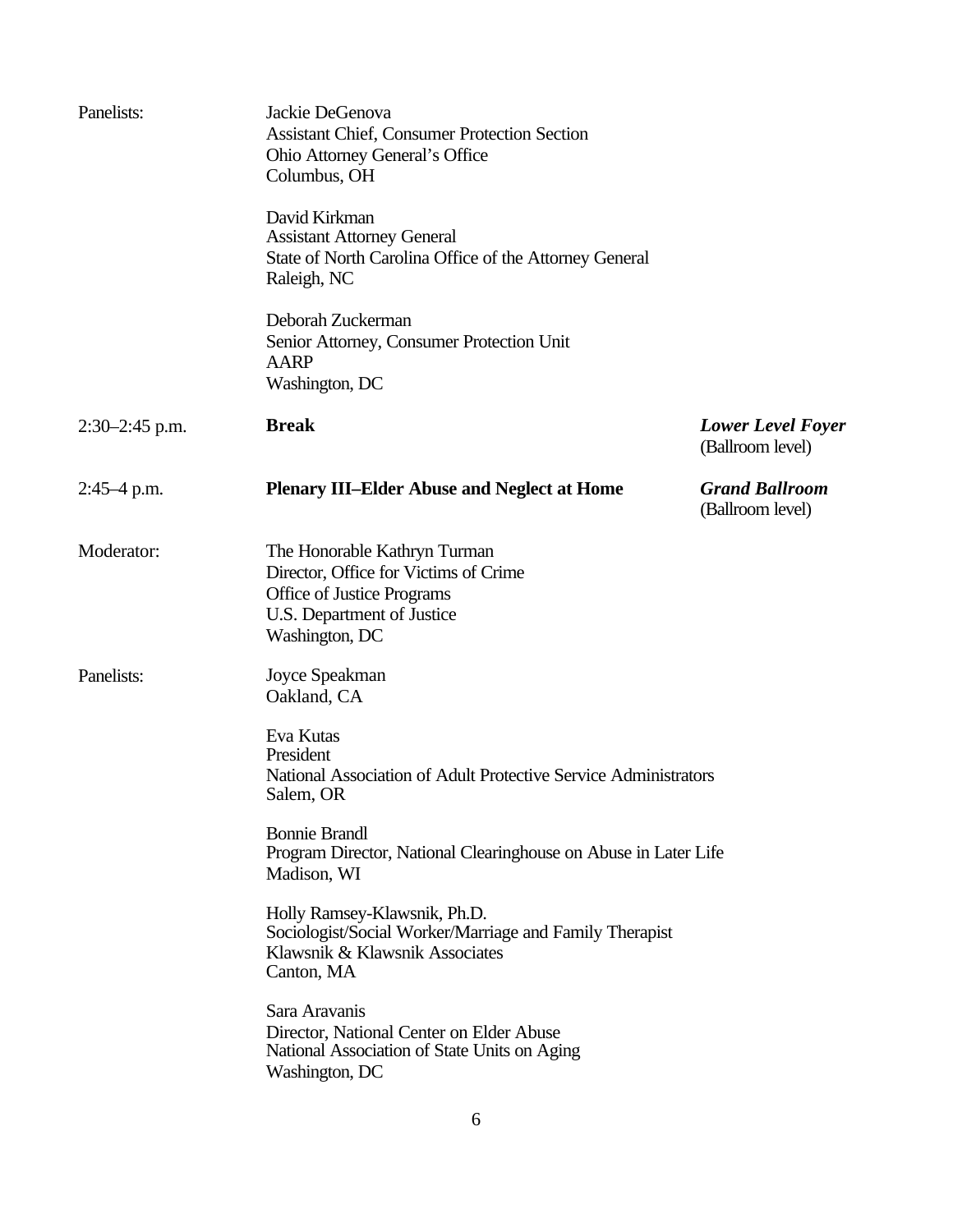Panelists: Jackie DeGenova
Assistant Chief, Consumer Protection Section
Ohio Attorney General's Office
Columbus, OH

David Kirkman
Assistant Attorney General
State of North Carolina Office of the Attorney General
Raleigh, NC

Deborah Zuckerman
Senior Attorney, Consumer Protection Unit
AARP
Washington, DC

2:30–2:45 p.m. **Break** ***Lower Level Foyer*** (Ballroom level)

2:45–4 p.m. **Plenary III–Elder Abuse and Neglect at Home** ***Grand Ballroom*** (Ballroom level)

Moderator: The Honorable Kathryn Turman
Director, Office for Victims of Crime
Office of Justice Programs
U.S. Department of Justice
Washington, DC

Panelists: Joyce Speakman
Oakland, CA

Eva Kutas
President
National Association of Adult Protective Service Administrators
Salem, OR

Bonnie Brandl
Program Director, National Clearinghouse on Abuse in Later Life
Madison, WI

Holly Ramsey-Klawsnik, Ph.D.
Sociologist/Social Worker/Marriage and Family Therapist
Klawsnik & Klawsnik Associates
Canton, MA

Sara Aravanis
Director, National Center on Elder Abuse
National Association of State Units on Aging
Washington, DC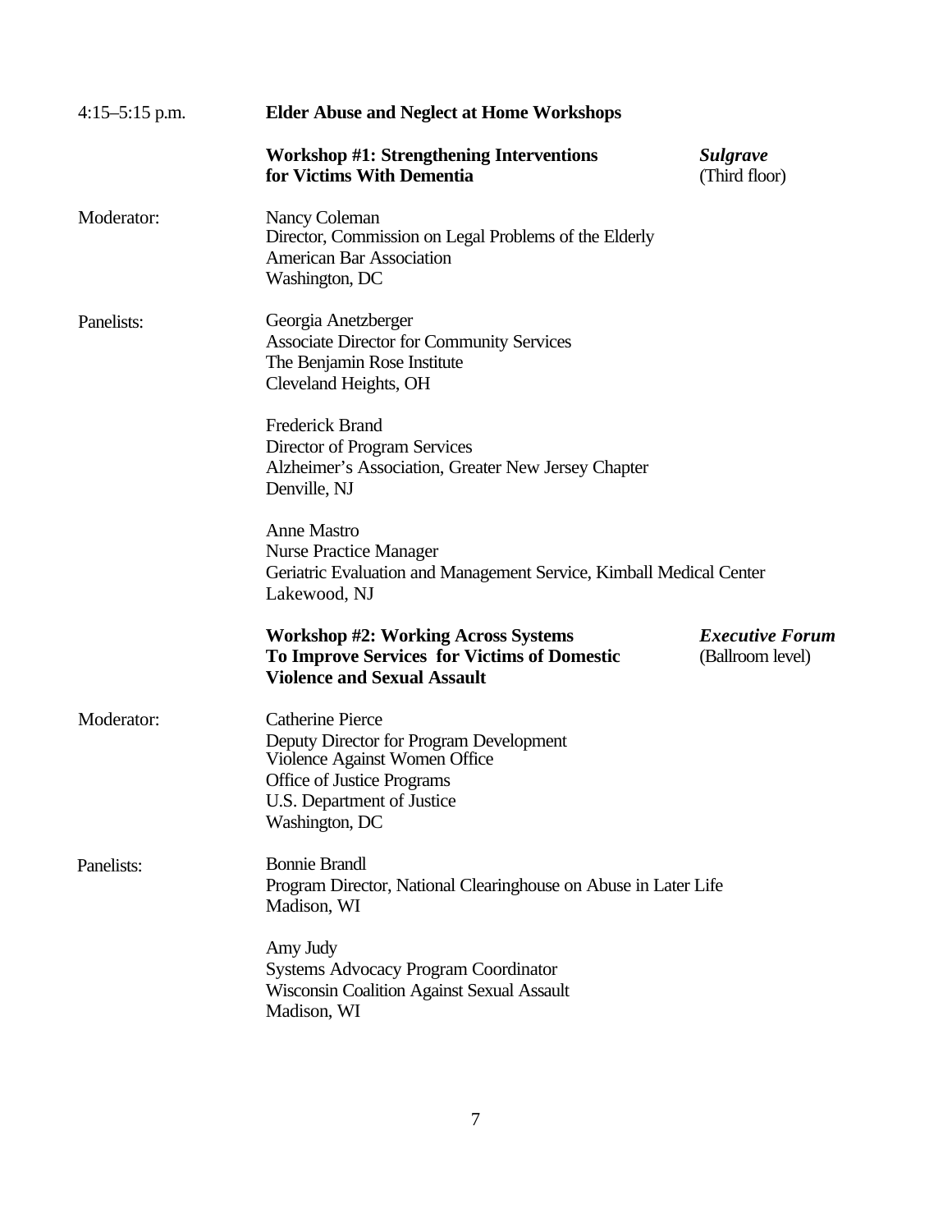4:15–5:15 p.m. **Elder Abuse and Neglect at Home Workshops**

**Workshop #1: Strengthening Interventions for Victims With Dementia** — ***Sulgrave*** (Third floor)

Moderator:

Nancy Coleman
Director, Commission on Legal Problems of the Elderly
American Bar Association
Washington, DC

Panelists:

Georgia Anetzberger
Associate Director for Community Services
The Benjamin Rose Institute
Cleveland Heights, OH

Frederick Brand
Director of Program Services
Alzheimer's Association, Greater New Jersey Chapter
Denville, NJ

Anne Mastro
Nurse Practice Manager
Geriatric Evaluation and Management Service, Kimball Medical Center
Lakewood, NJ

**Workshop #2: Working Across Systems To Improve Services for Victims of Domestic Violence and Sexual Assault** — ***Executive Forum*** (Ballroom level)

Moderator:

Catherine Pierce
Deputy Director for Program Development
Violence Against Women Office
Office of Justice Programs
U.S. Department of Justice
Washington, DC

Panelists:

Bonnie Brandl
Program Director, National Clearinghouse on Abuse in Later Life
Madison, WI

Amy Judy
Systems Advocacy Program Coordinator
Wisconsin Coalition Against Sexual Assault
Madison, WI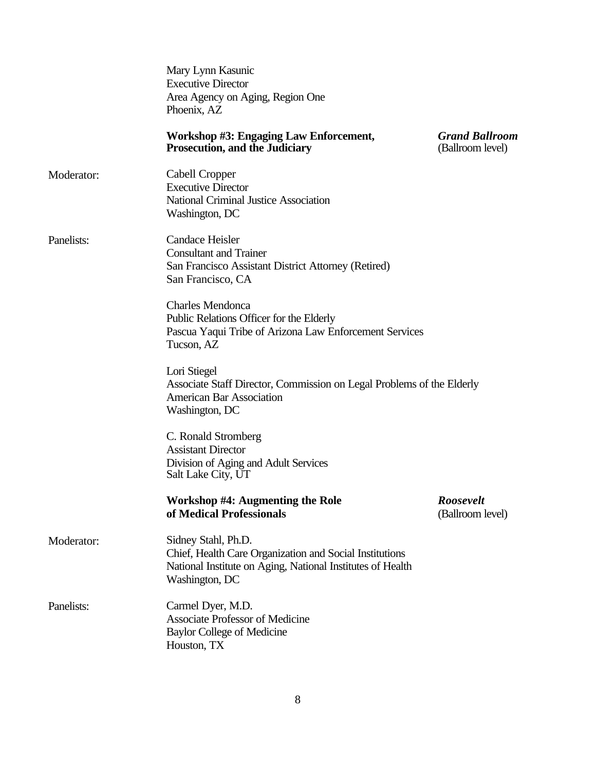Mary Lynn Kasunic
Executive Director
Area Agency on Aging, Region One
Phoenix, AZ

**Workshop #3: Engaging Law Enforcement, Prosecution, and the Judiciary** — ***Grand Ballroom*** (Ballroom level)

Moderator:

Cabell Cropper
Executive Director
National Criminal Justice Association
Washington, DC

Panelists:

Candace Heisler
Consultant and Trainer
San Francisco Assistant District Attorney (Retired)
San Francisco, CA

Charles Mendonca
Public Relations Officer for the Elderly
Pascua Yaqui Tribe of Arizona Law Enforcement Services
Tucson, AZ

Lori Stiegel
Associate Staff Director, Commission on Legal Problems of the Elderly
American Bar Association
Washington, DC

C. Ronald Stromberg
Assistant Director
Division of Aging and Adult Services
Salt Lake City, UT

**Workshop #4: Augmenting the Role of Medical Professionals** — ***Roosevelt*** (Ballroom level)

Moderator:

Sidney Stahl, Ph.D.
Chief, Health Care Organization and Social Institutions
National Institute on Aging, National Institutes of Health
Washington, DC

Panelists:

Carmel Dyer, M.D.
Associate Professor of Medicine
Baylor College of Medicine
Houston, TX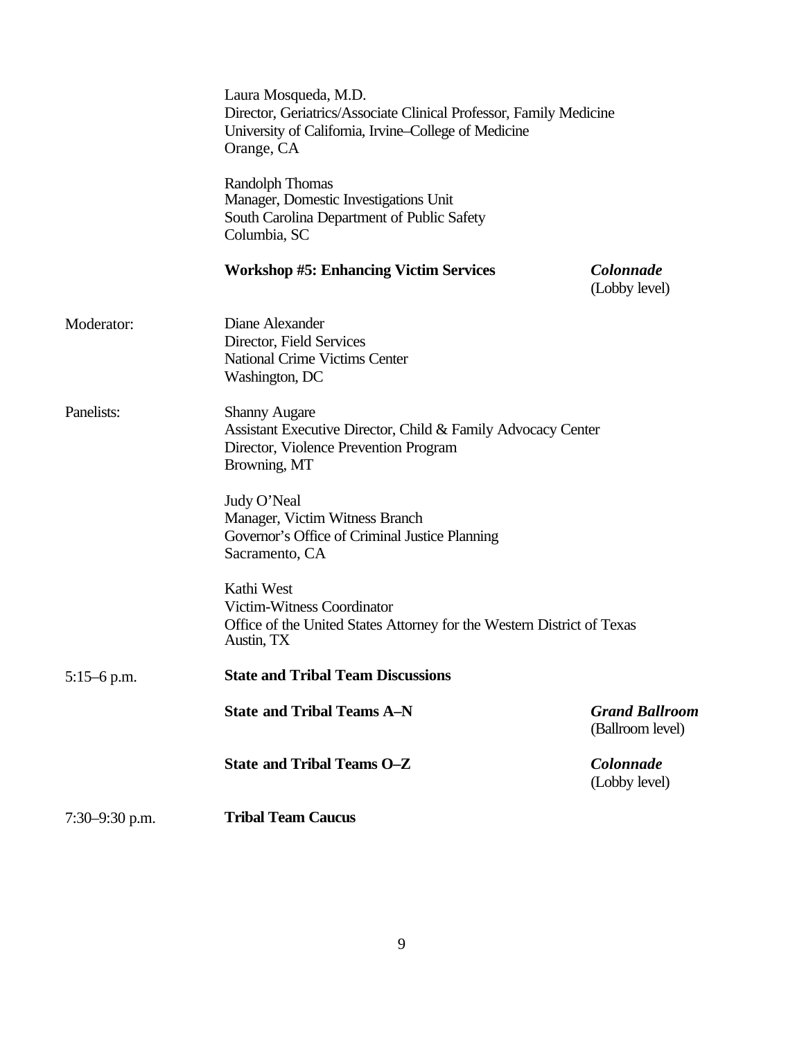Laura Mosqueda, M.D.
Director, Geriatrics/Associate Clinical Professor, Family Medicine
University of California, Irvine–College of Medicine
Orange, CA

Randolph Thomas
Manager, Domestic Investigations Unit
South Carolina Department of Public Safety
Columbia, SC

**Workshop #5: Enhancing Victim Services** — ***Colonnade*** (Lobby level)

Moderator:

Diane Alexander
Director, Field Services
National Crime Victims Center
Washington, DC

Panelists:

Shanny Augare
Assistant Executive Director, Child & Family Advocacy Center
Director, Violence Prevention Program
Browning, MT

Judy O'Neal
Manager, Victim Witness Branch
Governor's Office of Criminal Justice Planning
Sacramento, CA

Kathi West
Victim-Witness Coordinator
Office of the United States Attorney for the Western District of Texas
Austin, TX

5:15–6 p.m. **State and Tribal Team Discussions**

**State and Tribal Teams A–N** — ***Grand Ballroom*** (Ballroom level)

**State and Tribal Teams O–Z** — ***Colonnade*** (Lobby level)

7:30–9:30 p.m. **Tribal Team Caucus**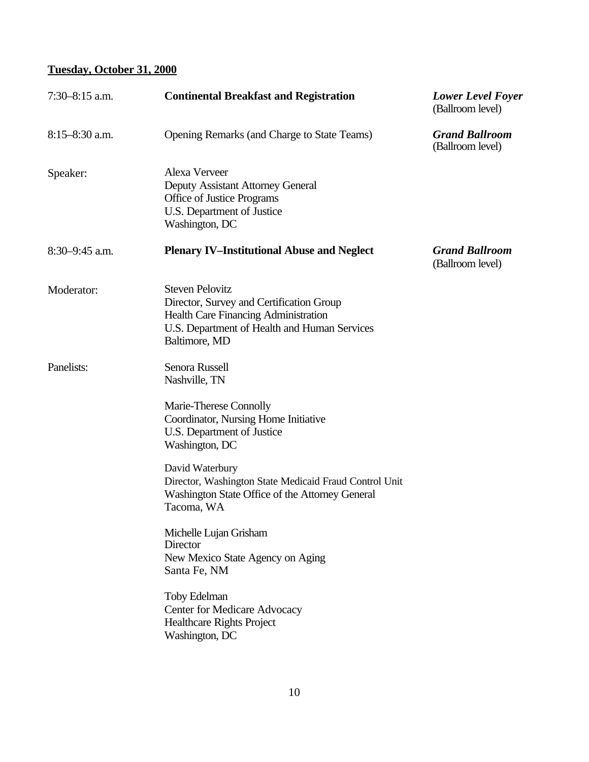**Tuesday, October 31, 2000**

| | | |
|---|---|---|
| 7:30–8:15 a.m. | **Continental Breakfast and Registration** | ***Lower Level Foyer*** (Ballroom level) |
| 8:15–8:30 a.m. | Opening Remarks (and Charge to State Teams) | ***Grand Ballroom*** (Ballroom level) |
| Speaker: | Alexa Verveer<br>Deputy Assistant Attorney General<br>Office of Justice Programs<br>U.S. Department of Justice<br>Washington, DC | |
| 8:30–9:45 a.m. | **Plenary IV–Institutional Abuse and Neglect** | ***Grand Ballroom*** (Ballroom level) |
| Moderator: | Steven Pelovitz<br>Director, Survey and Certification Group<br>Health Care Financing Administration<br>U.S. Department of Health and Human Services<br>Baltimore, MD | |
| Panelists: | Senora Russell<br>Nashville, TN<br><br>Marie-Therese Connolly<br>Coordinator, Nursing Home Initiative<br>U.S. Department of Justice<br>Washington, DC<br><br>David Waterbury<br>Director, Washington State Medicaid Fraud Control Unit<br>Washington State Office of the Attorney General<br>Tacoma, WA<br><br>Michelle Lujan Grisham<br>Director<br>New Mexico State Agency on Aging<br>Santa Fe, NM<br><br>Toby Edelman<br>Center for Medicare Advocacy<br>Healthcare Rights Project<br>Washington, DC | |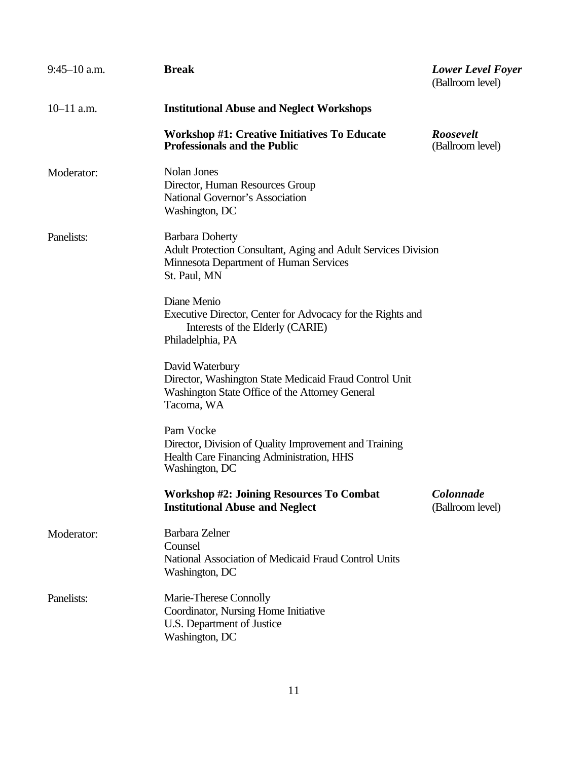9:45–10 a.m. **Break** ***Lower Level Foyer*** (Ballroom level)

10–11 a.m. **Institutional Abuse and Neglect Workshops**

**Workshop #1: Creative Initiatives To Educate Professionals and the Public** ***Roosevelt*** (Ballroom level)

Moderator:

Nolan Jones
Director, Human Resources Group
National Governor's Association
Washington, DC

Panelists:

Barbara Doherty
Adult Protection Consultant, Aging and Adult Services Division
Minnesota Department of Human Services
St. Paul, MN

Diane Menio
Executive Director, Center for Advocacy for the Rights and Interests of the Elderly (CARIE)
Philadelphia, PA

David Waterbury
Director, Washington State Medicaid Fraud Control Unit
Washington State Office of the Attorney General
Tacoma, WA

Pam Vocke
Director, Division of Quality Improvement and Training
Health Care Financing Administration, HHS
Washington, DC

**Workshop #2: Joining Resources To Combat Institutional Abuse and Neglect** ***Colonnade*** (Ballroom level)

Moderator:

Barbara Zelner
Counsel
National Association of Medicaid Fraud Control Units
Washington, DC

Panelists:

Marie-Therese Connolly
Coordinator, Nursing Home Initiative
U.S. Department of Justice
Washington, DC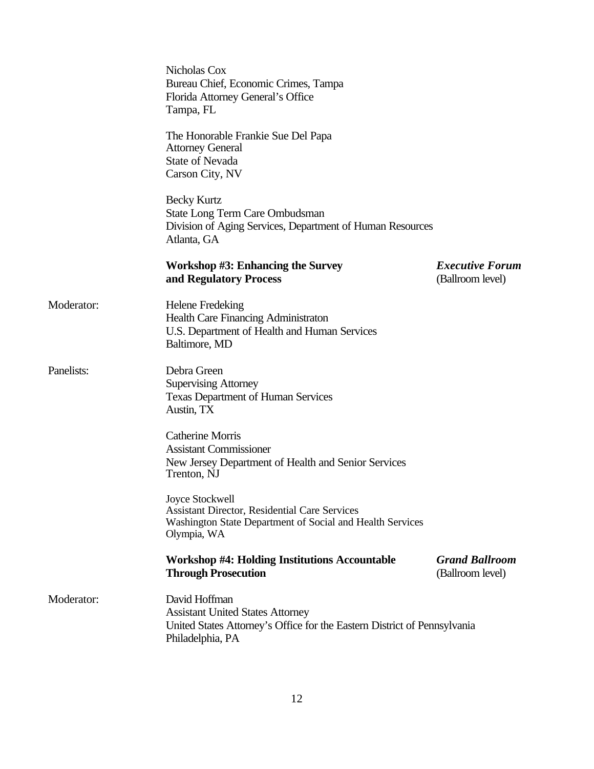Nicholas Cox
Bureau Chief, Economic Crimes, Tampa
Florida Attorney General's Office
Tampa, FL

The Honorable Frankie Sue Del Papa
Attorney General
State of Nevada
Carson City, NV

Becky Kurtz
State Long Term Care Ombudsman
Division of Aging Services, Department of Human Resources
Atlanta, GA

**Workshop #3: Enhancing the Survey and Regulatory Process** — ***Executive Forum*** (Ballroom level)

Moderator:

Helene Fredeking
Health Care Financing Administraton
U.S. Department of Health and Human Services
Baltimore, MD

Panelists:

Debra Green
Supervising Attorney
Texas Department of Human Services
Austin, TX

Catherine Morris
Assistant Commissioner
New Jersey Department of Health and Senior Services
Trenton, NJ

Joyce Stockwell
Assistant Director, Residential Care Services
Washington State Department of Social and Health Services
Olympia, WA

**Workshop #4: Holding Institutions Accountable Through Prosecution** — ***Grand Ballroom*** (Ballroom level)

Moderator:

David Hoffman
Assistant United States Attorney
United States Attorney's Office for the Eastern District of Pennsylvania
Philadelphia, PA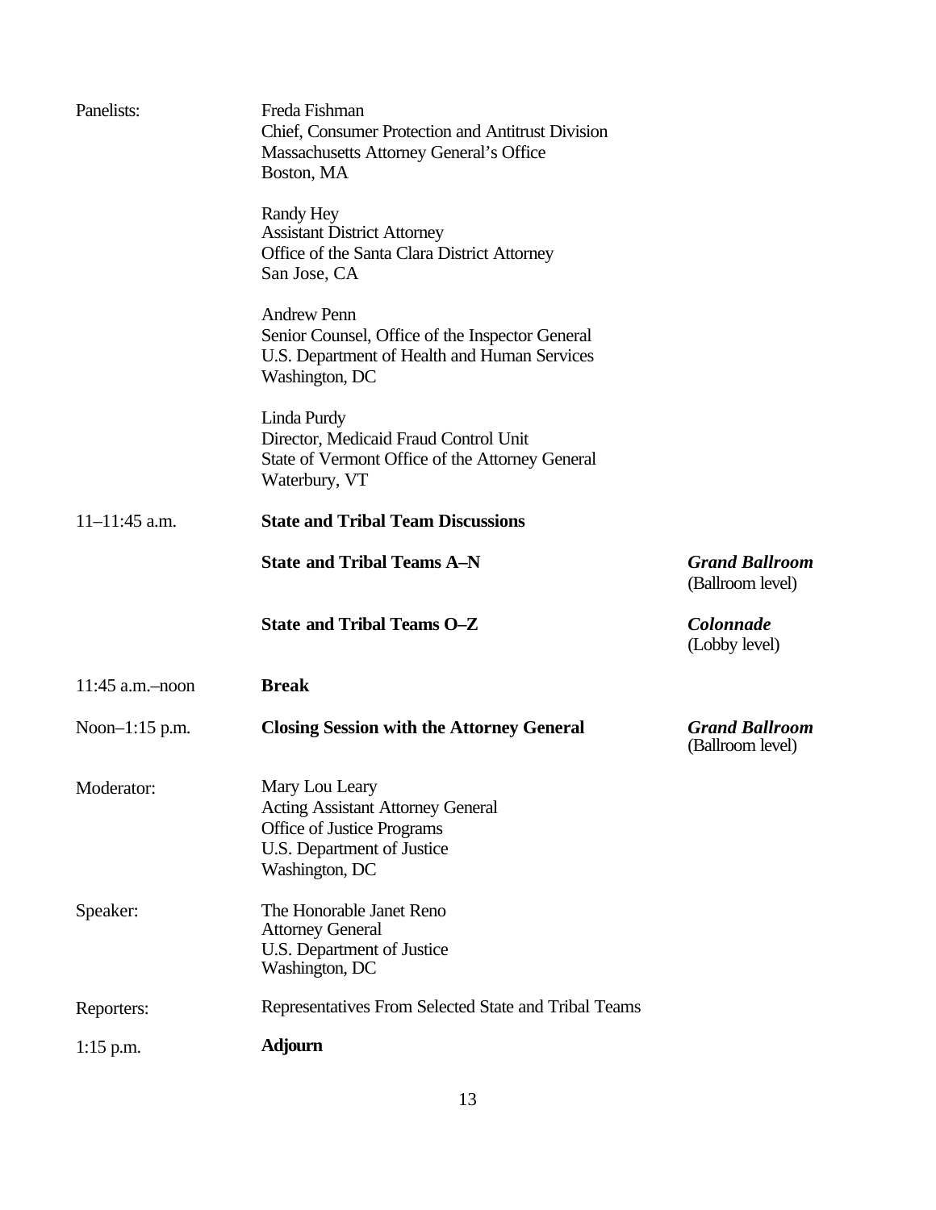Panelists: Freda Fishman
Chief, Consumer Protection and Antitrust Division
Massachusetts Attorney General's Office
Boston, MA

Randy Hey
Assistant District Attorney
Office of the Santa Clara District Attorney
San Jose, CA

Andrew Penn
Senior Counsel, Office of the Inspector General
U.S. Department of Health and Human Services
Washington, DC

Linda Purdy
Director, Medicaid Fraud Control Unit
State of Vermont Office of the Attorney General
Waterbury, VT

11–11:45 a.m. **State and Tribal Team Discussions**

**State and Tribal Teams A–N** — ***Grand Ballroom*** (Ballroom level)

**State and Tribal Teams O–Z** — ***Colonnade*** (Lobby level)

11:45 a.m.–noon **Break**

Noon–1:15 p.m. **Closing Session with the Attorney General** — ***Grand Ballroom*** (Ballroom level)

Moderator: Mary Lou Leary
Acting Assistant Attorney General
Office of Justice Programs
U.S. Department of Justice
Washington, DC

Speaker: The Honorable Janet Reno
Attorney General
U.S. Department of Justice
Washington, DC

Reporters: Representatives From Selected State and Tribal Teams

1:15 p.m. **Adjourn**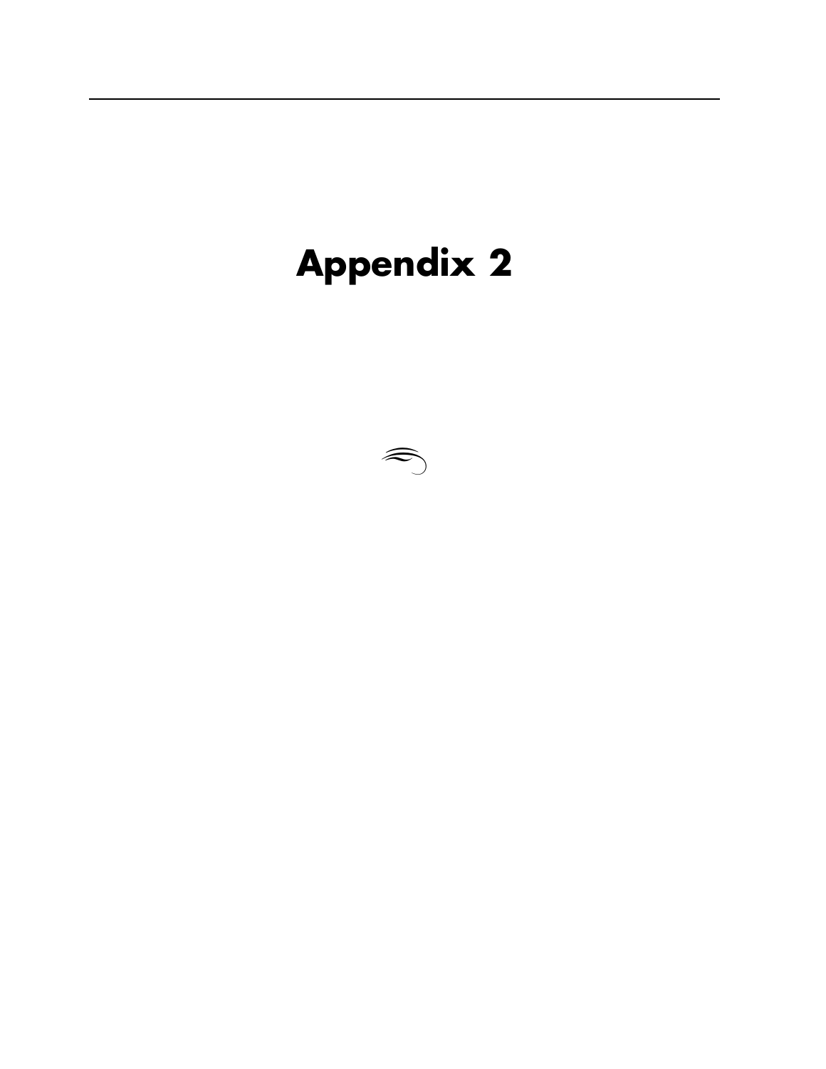# Appendix 2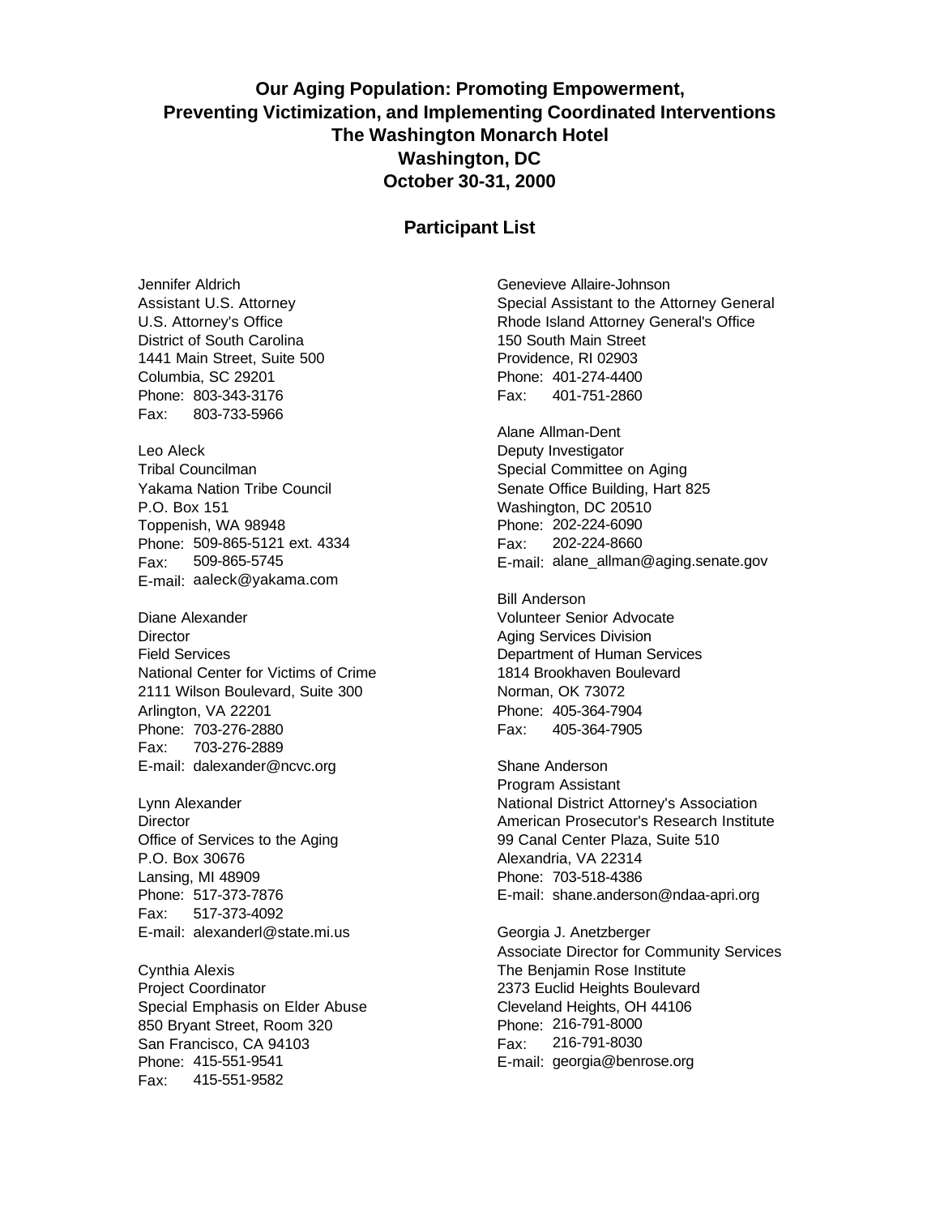# Our Aging Population: Promoting Empowerment, Preventing Victimization, and Implementing Coordinated Interventions
## The Washington Monarch Hotel
## Washington, DC
## October 30-31, 2000

## Participant List

Jennifer Aldrich
Assistant U.S. Attorney
U.S. Attorney's Office
District of South Carolina
1441 Main Street, Suite 500
Columbia, SC 29201
Phone: 803-343-3176
Fax: 803-733-5966

Leo Aleck
Tribal Councilman
Yakama Nation Tribe Council
P.O. Box 151
Toppenish, WA 98948
Phone: 509-865-5121 ext. 4334
Fax: 509-865-5745
E-mail: aaleck@yakama.com

Diane Alexander
Director
Field Services
National Center for Victims of Crime
2111 Wilson Boulevard, Suite 300
Arlington, VA 22201
Phone: 703-276-2880
Fax: 703-276-2889
E-mail: dalexander@ncvc.org

Lynn Alexander
Director
Office of Services to the Aging
P.O. Box 30676
Lansing, MI 48909
Phone: 517-373-7876
Fax: 517-373-4092
E-mail: alexanderl@state.mi.us

Cynthia Alexis
Project Coordinator
Special Emphasis on Elder Abuse
850 Bryant Street, Room 320
San Francisco, CA 94103
Phone: 415-551-9541
Fax: 415-551-9582

Genevieve Allaire-Johnson
Special Assistant to the Attorney General
Rhode Island Attorney General's Office
150 South Main Street
Providence, RI 02903
Phone: 401-274-4400
Fax: 401-751-2860

Alane Allman-Dent
Deputy Investigator
Special Committee on Aging
Senate Office Building, Hart 825
Washington, DC 20510
Phone: 202-224-6090
Fax: 202-224-8660
E-mail: alane_allman@aging.senate.gov

Bill Anderson
Volunteer Senior Advocate
Aging Services Division
Department of Human Services
1814 Brookhaven Boulevard
Norman, OK 73072
Phone: 405-364-7904
Fax: 405-364-7905

Shane Anderson
Program Assistant
National District Attorney's Association
American Prosecutor's Research Institute
99 Canal Center Plaza, Suite 510
Alexandria, VA 22314
Phone: 703-518-4386
E-mail: shane.anderson@ndaa-apri.org

Georgia J. Anetzberger
Associate Director for Community Services
The Benjamin Rose Institute
2373 Euclid Heights Boulevard
Cleveland Heights, OH 44106
Phone: 216-791-8000
Fax: 216-791-8030
E-mail: georgia@benrose.org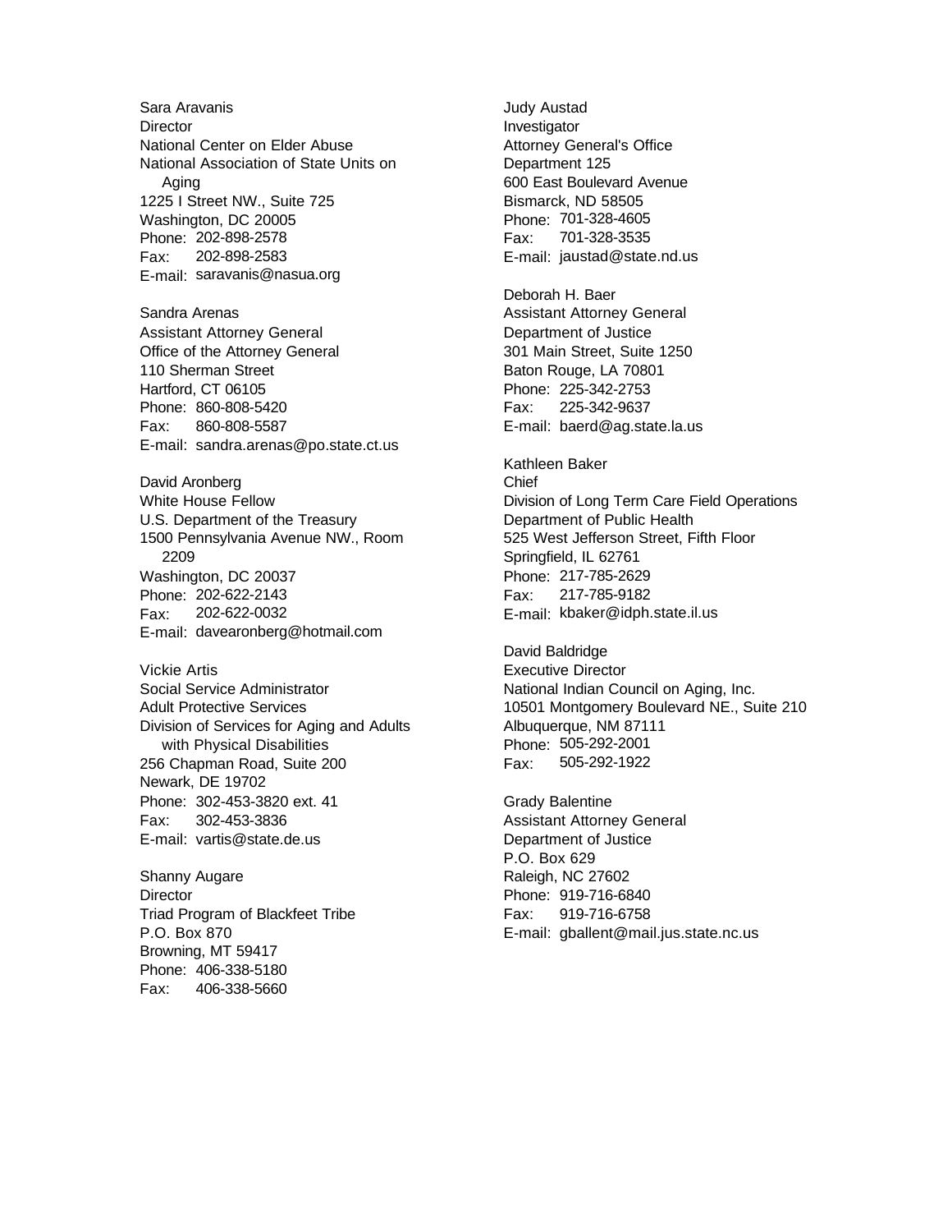Sara Aravanis
Director
National Center on Elder Abuse
National Association of State Units on Aging
1225 I Street NW., Suite 725
Washington, DC 20005
Phone: 202-898-2578
Fax: 202-898-2583
E-mail: saravanis@nasua.org

Sandra Arenas
Assistant Attorney General
Office of the Attorney General
110 Sherman Street
Hartford, CT 06105
Phone: 860-808-5420
Fax: 860-808-5587
E-mail: sandra.arenas@po.state.ct.us

David Aronberg
White House Fellow
U.S. Department of the Treasury
1500 Pennsylvania Avenue NW., Room 2209
Washington, DC 20037
Phone: 202-622-2143
Fax: 202-622-0032
E-mail: davearonberg@hotmail.com

Vickie Artis
Social Service Administrator
Adult Protective Services
Division of Services for Aging and Adults with Physical Disabilities
256 Chapman Road, Suite 200
Newark, DE 19702
Phone: 302-453-3820 ext. 41
Fax: 302-453-3836
E-mail: vartis@state.de.us

Shanny Augare
Director
Triad Program of Blackfeet Tribe
P.O. Box 870
Browning, MT 59417
Phone: 406-338-5180
Fax: 406-338-5660

Judy Austad
Investigator
Attorney General's Office
Department 125
600 East Boulevard Avenue
Bismarck, ND 58505
Phone: 701-328-4605
Fax: 701-328-3535
E-mail: jaustad@state.nd.us

Deborah H. Baer
Assistant Attorney General
Department of Justice
301 Main Street, Suite 1250
Baton Rouge, LA 70801
Phone: 225-342-2753
Fax: 225-342-9637
E-mail: baerd@ag.state.la.us

Kathleen Baker
Chief
Division of Long Term Care Field Operations
Department of Public Health
525 West Jefferson Street, Fifth Floor
Springfield, IL 62761
Phone: 217-785-2629
Fax: 217-785-9182
E-mail: kbaker@idph.state.il.us

David Baldridge
Executive Director
National Indian Council on Aging, Inc.
10501 Montgomery Boulevard NE., Suite 210
Albuquerque, NM 87111
Phone: 505-292-2001
Fax: 505-292-1922

Grady Balentine
Assistant Attorney General
Department of Justice
P.O. Box 629
Raleigh, NC 27602
Phone: 919-716-6840
Fax: 919-716-6758
E-mail: gballent@mail.jus.state.nc.us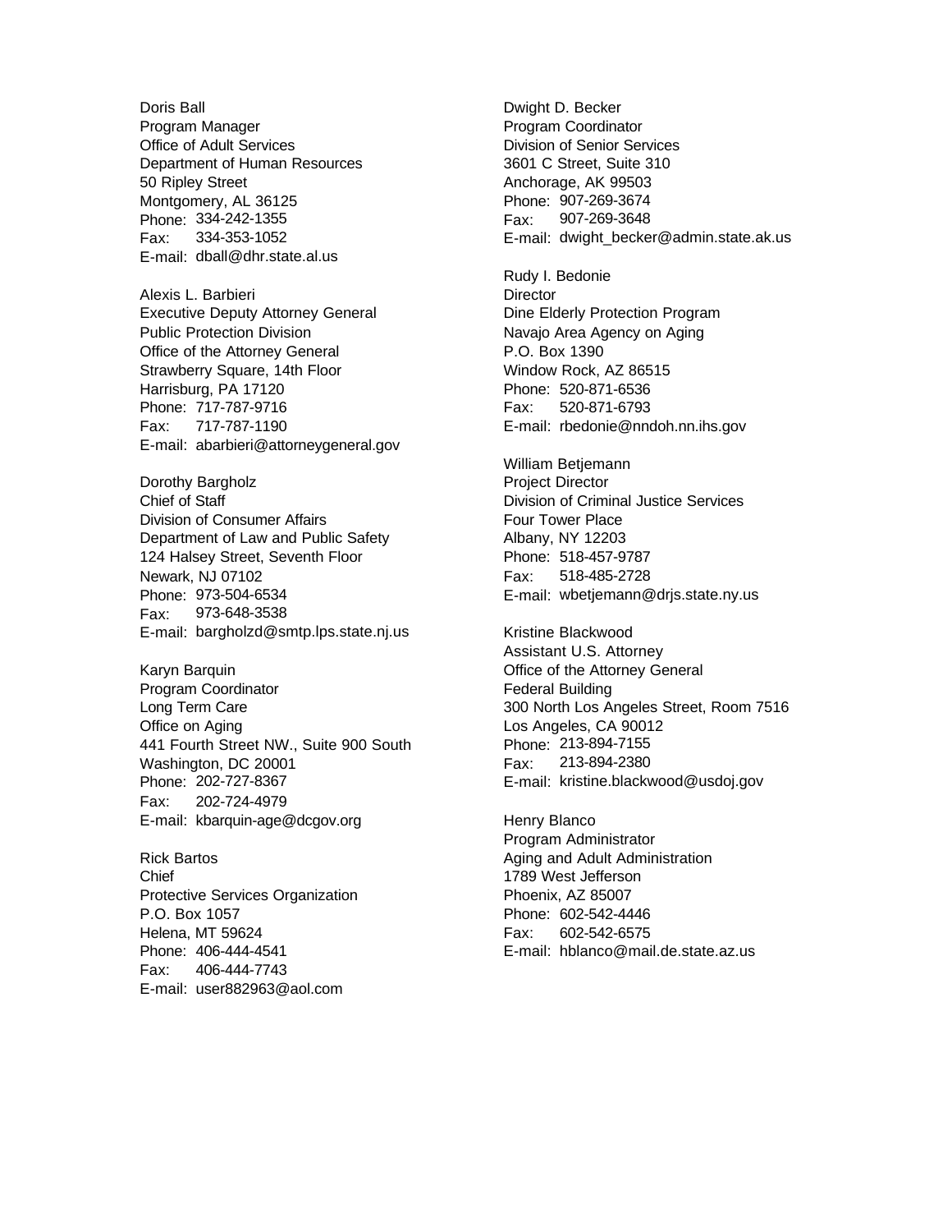Doris Ball
Program Manager
Office of Adult Services
Department of Human Resources
50 Ripley Street
Montgomery, AL 36125
Phone: 334-242-1355
Fax: 334-353-1052
E-mail: dball@dhr.state.al.us

Alexis L. Barbieri
Executive Deputy Attorney General
Public Protection Division
Office of the Attorney General
Strawberry Square, 14th Floor
Harrisburg, PA 17120
Phone: 717-787-9716
Fax: 717-787-1190
E-mail: abarbieri@attorneygeneral.gov

Dorothy Bargholz
Chief of Staff
Division of Consumer Affairs
Department of Law and Public Safety
124 Halsey Street, Seventh Floor
Newark, NJ 07102
Phone: 973-504-6534
Fax: 973-648-3538
E-mail: bargholzd@smtp.lps.state.nj.us

Karyn Barquin
Program Coordinator
Long Term Care
Office on Aging
441 Fourth Street NW., Suite 900 South
Washington, DC 20001
Phone: 202-727-8367
Fax: 202-724-4979
E-mail: kbarquin-age@dcgov.org

Rick Bartos
Chief
Protective Services Organization
P.O. Box 1057
Helena, MT 59624
Phone: 406-444-4541
Fax: 406-444-7743
E-mail: user882963@aol.com

Dwight D. Becker
Program Coordinator
Division of Senior Services
3601 C Street, Suite 310
Anchorage, AK 99503
Phone: 907-269-3674
Fax: 907-269-3648
E-mail: dwight_becker@admin.state.ak.us

Rudy I. Bedonie
Director
Dine Elderly Protection Program
Navajo Area Agency on Aging
P.O. Box 1390
Window Rock, AZ 86515
Phone: 520-871-6536
Fax: 520-871-6793
E-mail: rbedonie@nndoh.nn.ihs.gov

William Betjemann
Project Director
Division of Criminal Justice Services
Four Tower Place
Albany, NY 12203
Phone: 518-457-9787
Fax: 518-485-2728
E-mail: wbetjemann@drjs.state.ny.us

Kristine Blackwood
Assistant U.S. Attorney
Office of the Attorney General
Federal Building
300 North Los Angeles Street, Room 7516
Los Angeles, CA 90012
Phone: 213-894-7155
Fax: 213-894-2380
E-mail: kristine.blackwood@usdoj.gov

Henry Blanco
Program Administrator
Aging and Adult Administration
1789 West Jefferson
Phoenix, AZ 85007
Phone: 602-542-4446
Fax: 602-542-6575
E-mail: hblanco@mail.de.state.az.us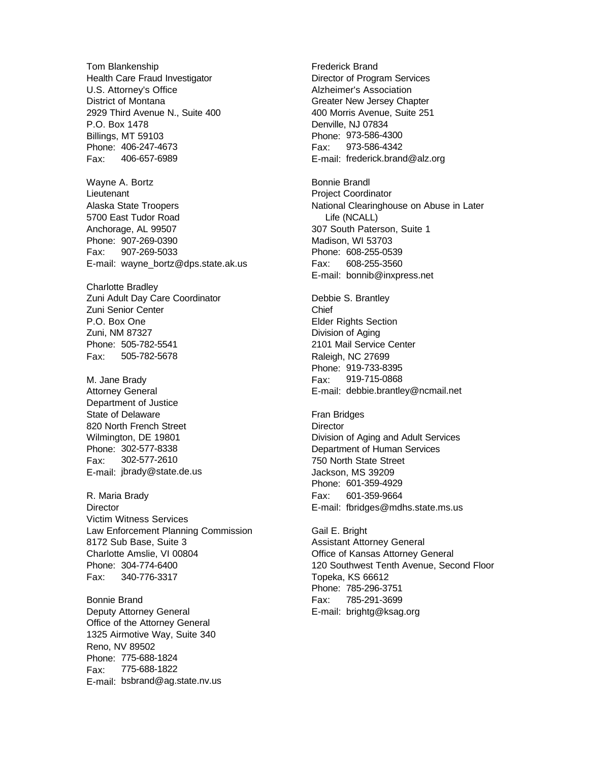Tom Blankenship
Health Care Fraud Investigator
U.S. Attorney's Office
District of Montana
2929 Third Avenue N., Suite 400
P.O. Box 1478
Billings, MT 59103
Phone: 406-247-4673
Fax: 406-657-6989

Wayne A. Bortz
Lieutenant
Alaska State Troopers
5700 East Tudor Road
Anchorage, AL 99507
Phone: 907-269-0390
Fax: 907-269-5033
E-mail: wayne_bortz@dps.state.ak.us

Charlotte Bradley
Zuni Adult Day Care Coordinator
Zuni Senior Center
P.O. Box One
Zuni, NM 87327
Phone: 505-782-5541
Fax: 505-782-5678

M. Jane Brady
Attorney General
Department of Justice
State of Delaware
820 North French Street
Wilmington, DE 19801
Phone: 302-577-8338
Fax: 302-577-2610
E-mail: jbrady@state.de.us

R. Maria Brady
Director
Victim Witness Services
Law Enforcement Planning Commission
8172 Sub Base, Suite 3
Charlotte Amslie, VI 00804
Phone: 304-774-6400
Fax: 340-776-3317

Bonnie Brand
Deputy Attorney General
Office of the Attorney General
1325 Airmotive Way, Suite 340
Reno, NV 89502
Phone: 775-688-1824
Fax: 775-688-1822
E-mail: bsbrand@ag.state.nv.us

Frederick Brand
Director of Program Services
Alzheimer's Association
Greater New Jersey Chapter
400 Morris Avenue, Suite 251
Denville, NJ 07834
Phone: 973-586-4300
Fax: 973-586-4342
E-mail: frederick.brand@alz.org

Bonnie Brandl
Project Coordinator
National Clearinghouse on Abuse in Later Life (NCALL)
307 South Paterson, Suite 1
Madison, WI 53703
Phone: 608-255-0539
Fax: 608-255-3560
E-mail: bonnib@inxpress.net

Debbie S. Brantley
Chief
Elder Rights Section
Division of Aging
2101 Mail Service Center
Raleigh, NC 27699
Phone: 919-733-8395
Fax: 919-715-0868
E-mail: debbie.brantley@ncmail.net

Fran Bridges
Director
Division of Aging and Adult Services
Department of Human Services
750 North State Street
Jackson, MS 39209
Phone: 601-359-4929
Fax: 601-359-9664
E-mail: fbridges@mdhs.state.ms.us

Gail E. Bright
Assistant Attorney General
Office of Kansas Attorney General
120 Southwest Tenth Avenue, Second Floor
Topeka, KS 66612
Phone: 785-296-3751
Fax: 785-291-3699
E-mail: brightg@ksag.org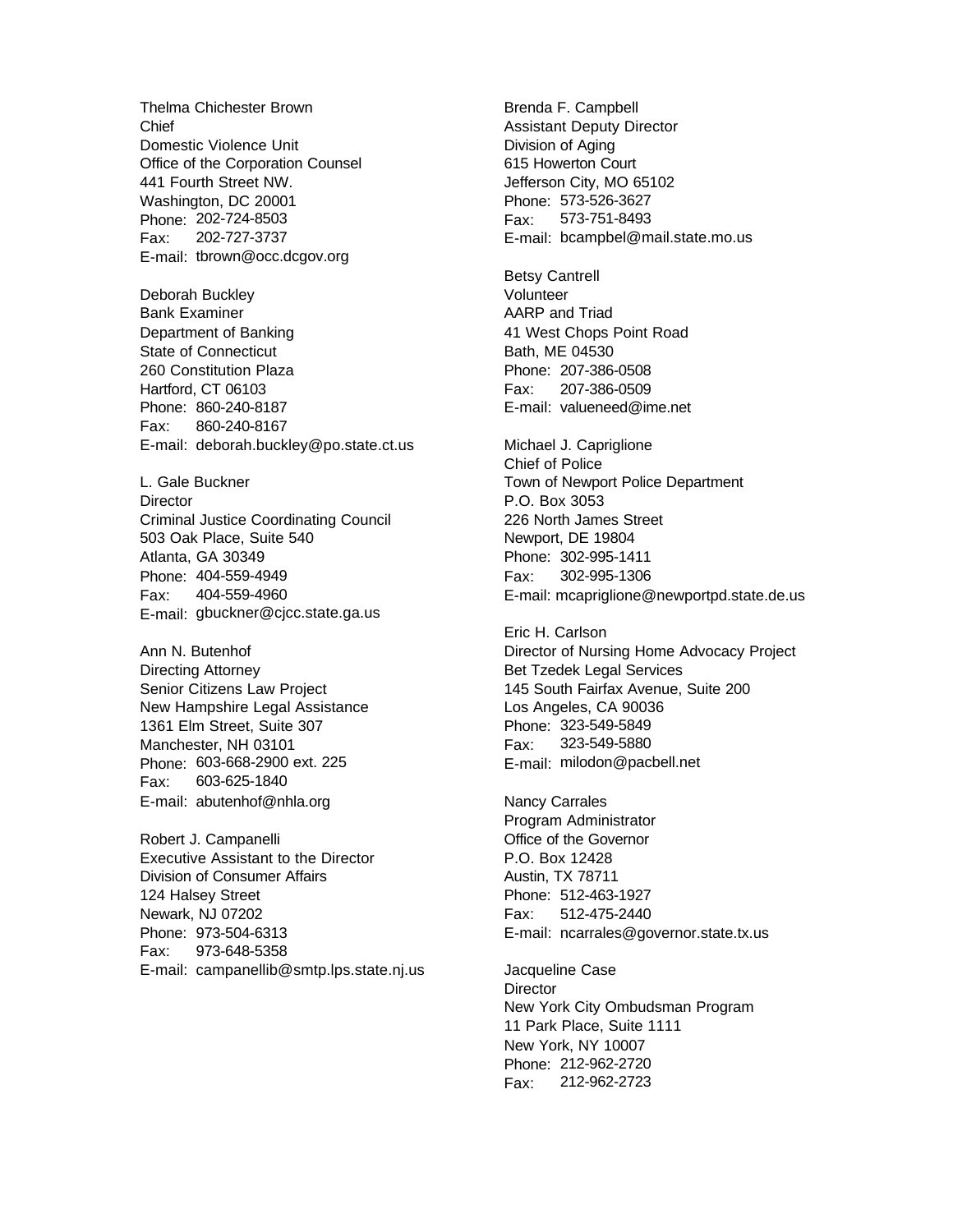Thelma Chichester Brown
Chief
Domestic Violence Unit
Office of the Corporation Counsel
441 Fourth Street NW.
Washington, DC 20001
Phone: 202-724-8503
Fax: 202-727-3737
E-mail: tbrown@occ.dcgov.org

Deborah Buckley
Bank Examiner
Department of Banking
State of Connecticut
260 Constitution Plaza
Hartford, CT 06103
Phone: 860-240-8187
Fax: 860-240-8167
E-mail: deborah.buckley@po.state.ct.us

L. Gale Buckner
Director
Criminal Justice Coordinating Council
503 Oak Place, Suite 540
Atlanta, GA 30349
Phone: 404-559-4949
Fax: 404-559-4960
E-mail: gbuckner@cjcc.state.ga.us

Ann N. Butenhof
Directing Attorney
Senior Citizens Law Project
New Hampshire Legal Assistance
1361 Elm Street, Suite 307
Manchester, NH 03101
Phone: 603-668-2900 ext. 225
Fax: 603-625-1840
E-mail: abutenhof@nhla.org

Robert J. Campanelli
Executive Assistant to the Director
Division of Consumer Affairs
124 Halsey Street
Newark, NJ 07202
Phone: 973-504-6313
Fax: 973-648-5358
E-mail: campanellib@smtp.lps.state.nj.us

Brenda F. Campbell
Assistant Deputy Director
Division of Aging
615 Howerton Court
Jefferson City, MO 65102
Phone: 573-526-3627
Fax: 573-751-8493
E-mail: bcampbel@mail.state.mo.us

Betsy Cantrell
Volunteer
AARP and Triad
41 West Chops Point Road
Bath, ME 04530
Phone: 207-386-0508
Fax: 207-386-0509
E-mail: valueneed@ime.net

Michael J. Capriglione
Chief of Police
Town of Newport Police Department
P.O. Box 3053
226 North James Street
Newport, DE 19804
Phone: 302-995-1411
Fax: 302-995-1306
E-mail: mcapriglione@newportpd.state.de.us

Eric H. Carlson
Director of Nursing Home Advocacy Project
Bet Tzedek Legal Services
145 South Fairfax Avenue, Suite 200
Los Angeles, CA 90036
Phone: 323-549-5849
Fax: 323-549-5880
E-mail: milodon@pacbell.net

Nancy Carrales
Program Administrator
Office of the Governor
P.O. Box 12428
Austin, TX 78711
Phone: 512-463-1927
Fax: 512-475-2440
E-mail: ncarrales@governor.state.tx.us

Jacqueline Case
Director
New York City Ombudsman Program
11 Park Place, Suite 1111
New York, NY 10007
Phone: 212-962-2720
Fax: 212-962-2723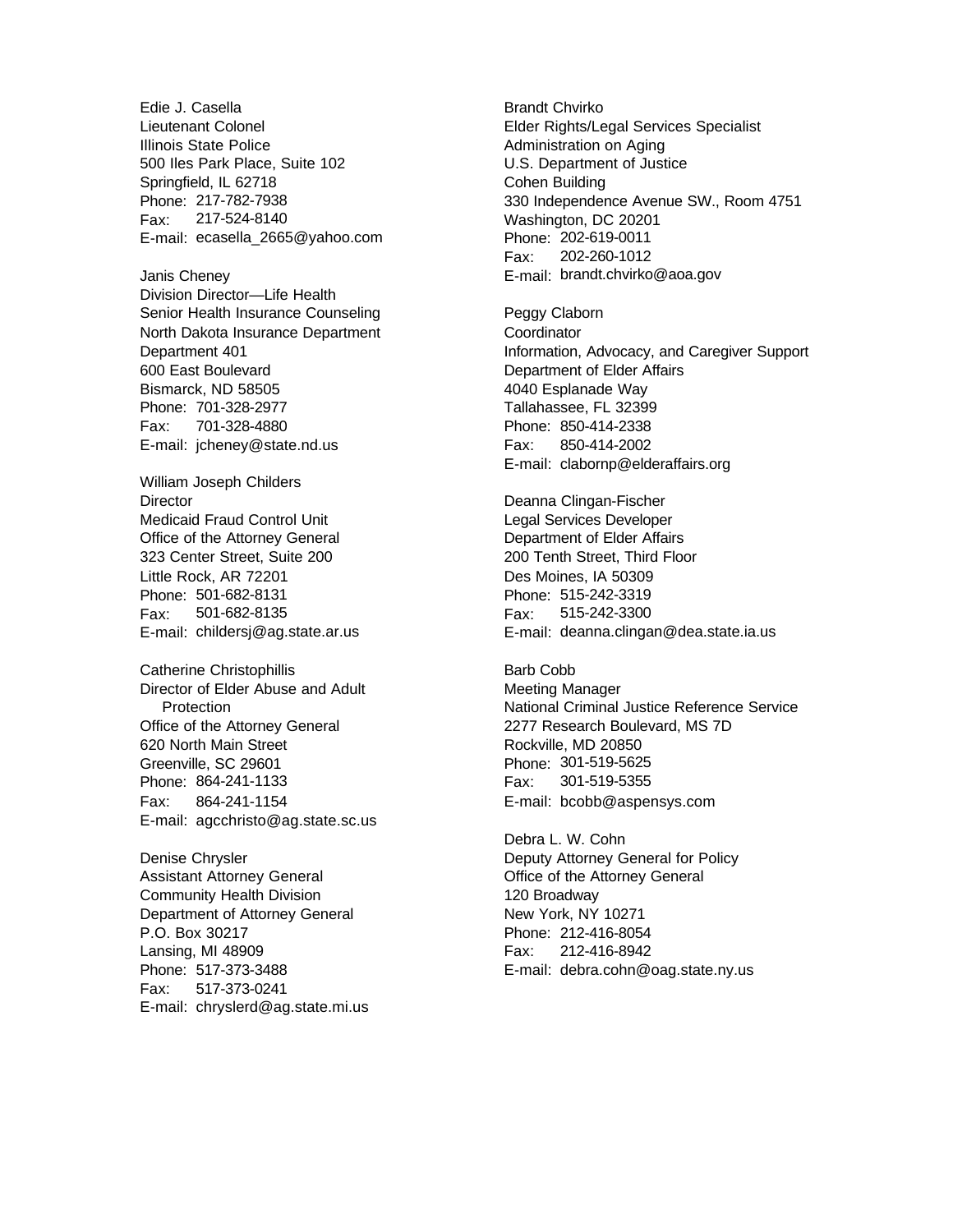Edie J. Casella
Lieutenant Colonel
Illinois State Police
500 Iles Park Place, Suite 102
Springfield, IL 62718
Phone: 217-782-7938
Fax: 217-524-8140
E-mail: ecasella_2665@yahoo.com

Janis Cheney
Division Director—Life Health
Senior Health Insurance Counseling
North Dakota Insurance Department
Department 401
600 East Boulevard
Bismarck, ND 58505
Phone: 701-328-2977
Fax: 701-328-4880
E-mail: jcheney@state.nd.us

William Joseph Childers
Director
Medicaid Fraud Control Unit
Office of the Attorney General
323 Center Street, Suite 200
Little Rock, AR 72201
Phone: 501-682-8131
Fax: 501-682-8135
E-mail: childersj@ag.state.ar.us

Catherine Christophillis
Director of Elder Abuse and Adult Protection
Office of the Attorney General
620 North Main Street
Greenville, SC 29601
Phone: 864-241-1133
Fax: 864-241-1154
E-mail: agcchristo@ag.state.sc.us

Denise Chrysler
Assistant Attorney General
Community Health Division
Department of Attorney General
P.O. Box 30217
Lansing, MI 48909
Phone: 517-373-3488
Fax: 517-373-0241
E-mail: chryslerd@ag.state.mi.us

Brandt Chvirko
Elder Rights/Legal Services Specialist
Administration on Aging
U.S. Department of Justice
Cohen Building
330 Independence Avenue SW., Room 4751
Washington, DC 20201
Phone: 202-619-0011
Fax: 202-260-1012
E-mail: brandt.chvirko@aoa.gov

Peggy Claborn
Coordinator
Information, Advocacy, and Caregiver Support
Department of Elder Affairs
4040 Esplanade Way
Tallahassee, FL 32399
Phone: 850-414-2338
Fax: 850-414-2002
E-mail: clabornp@elderaffairs.org

Deanna Clingan-Fischer
Legal Services Developer
Department of Elder Affairs
200 Tenth Street, Third Floor
Des Moines, IA 50309
Phone: 515-242-3319
Fax: 515-242-3300
E-mail: deanna.clingan@dea.state.ia.us

Barb Cobb
Meeting Manager
National Criminal Justice Reference Service
2277 Research Boulevard, MS 7D
Rockville, MD 20850
Phone: 301-519-5625
Fax: 301-519-5355
E-mail: bcobb@aspensys.com

Debra L. W. Cohn
Deputy Attorney General for Policy
Office of the Attorney General
120 Broadway
New York, NY 10271
Phone: 212-416-8054
Fax: 212-416-8942
E-mail: debra.cohn@oag.state.ny.us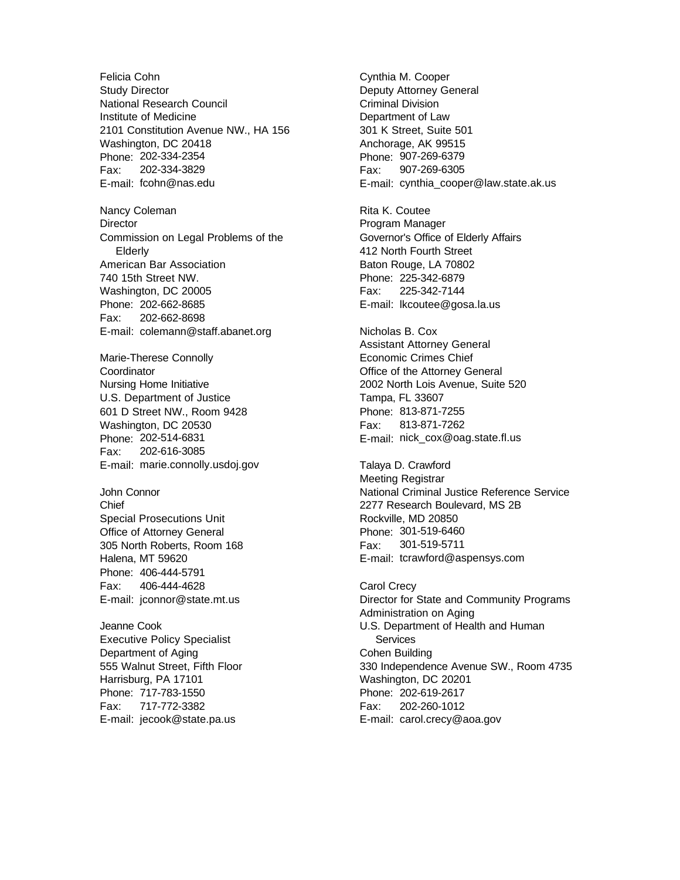Felicia Cohn
Study Director
National Research Council
Institute of Medicine
2101 Constitution Avenue NW., HA 156
Washington, DC 20418
Phone: 202-334-2354
Fax: 202-334-3829
E-mail: fcohn@nas.edu

Nancy Coleman
Director
Commission on Legal Problems of the Elderly
American Bar Association
740 15th Street NW.
Washington, DC 20005
Phone: 202-662-8685
Fax: 202-662-8698
E-mail: colemann@staff.abanet.org

Marie-Therese Connolly
Coordinator
Nursing Home Initiative
U.S. Department of Justice
601 D Street NW., Room 9428
Washington, DC 20530
Phone: 202-514-6831
Fax: 202-616-3085
E-mail: marie.connolly.usdoj.gov

John Connor
Chief
Special Prosecutions Unit
Office of Attorney General
305 North Roberts, Room 168
Halena, MT 59620
Phone: 406-444-5791
Fax: 406-444-4628
E-mail: jconnor@state.mt.us

Jeanne Cook
Executive Policy Specialist
Department of Aging
555 Walnut Street, Fifth Floor
Harrisburg, PA 17101
Phone: 717-783-1550
Fax: 717-772-3382
E-mail: jecook@state.pa.us

Cynthia M. Cooper
Deputy Attorney General
Criminal Division
Department of Law
301 K Street, Suite 501
Anchorage, AK 99515
Phone: 907-269-6379
Fax: 907-269-6305
E-mail: cynthia_cooper@law.state.ak.us

Rita K. Coutee
Program Manager
Governor's Office of Elderly Affairs
412 North Fourth Street
Baton Rouge, LA 70802
Phone: 225-342-6879
Fax: 225-342-7144
E-mail: lkcoutee@gosa.la.us

Nicholas B. Cox
Assistant Attorney General
Economic Crimes Chief
Office of the Attorney General
2002 North Lois Avenue, Suite 520
Tampa, FL 33607
Phone: 813-871-7255
Fax: 813-871-7262
E-mail: nick_cox@oag.state.fl.us

Talaya D. Crawford
Meeting Registrar
National Criminal Justice Reference Service
2277 Research Boulevard, MS 2B
Rockville, MD 20850
Phone: 301-519-6460
Fax: 301-519-5711
E-mail: tcrawford@aspensys.com

Carol Crecy
Director for State and Community Programs
Administration on Aging
U.S. Department of Health and Human Services
Cohen Building
330 Independence Avenue SW., Room 4735
Washington, DC 20201
Phone: 202-619-2617
Fax: 202-260-1012
E-mail: carol.crecy@aoa.gov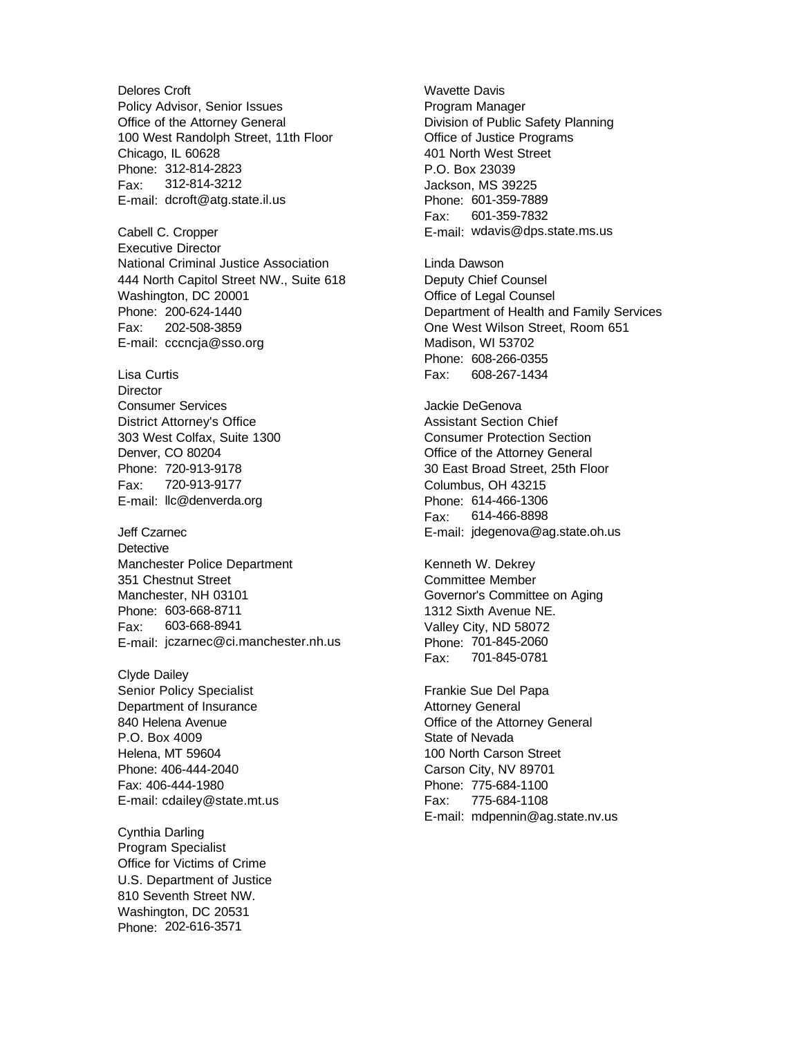Delores Croft
Policy Advisor, Senior Issues
Office of the Attorney General
100 West Randolph Street, 11th Floor
Chicago, IL 60628
Phone: 312-814-2823
Fax: 312-814-3212
E-mail: dcroft@atg.state.il.us

Cabell C. Cropper
Executive Director
National Criminal Justice Association
444 North Capitol Street NW., Suite 618
Washington, DC 20001
Phone: 200-624-1440
Fax: 202-508-3859
E-mail: cccncja@sso.org

Lisa Curtis
Director
Consumer Services
District Attorney's Office
303 West Colfax, Suite 1300
Denver, CO 80204
Phone: 720-913-9178
Fax: 720-913-9177
E-mail: llc@denverda.org

Jeff Czarnec
Detective
Manchester Police Department
351 Chestnut Street
Manchester, NH 03101
Phone: 603-668-8711
Fax: 603-668-8941
E-mail: jczarnec@ci.manchester.nh.us

Clyde Dailey
Senior Policy Specialist
Department of Insurance
840 Helena Avenue
P.O. Box 4009
Helena, MT 59604
Phone: 406-444-2040
Fax: 406-444-1980
E-mail: cdailey@state.mt.us

Cynthia Darling
Program Specialist
Office for Victims of Crime
U.S. Department of Justice
810 Seventh Street NW.
Washington, DC 20531
Phone: 202-616-3571

Wavette Davis
Program Manager
Division of Public Safety Planning
Office of Justice Programs
401 North West Street
P.O. Box 23039
Jackson, MS 39225
Phone: 601-359-7889
Fax: 601-359-7832
E-mail: wdavis@dps.state.ms.us

Linda Dawson
Deputy Chief Counsel
Office of Legal Counsel
Department of Health and Family Services
One West Wilson Street, Room 651
Madison, WI 53702
Phone: 608-266-0355
Fax: 608-267-1434

Jackie DeGenova
Assistant Section Chief
Consumer Protection Section
Office of the Attorney General
30 East Broad Street, 25th Floor
Columbus, OH 43215
Phone: 614-466-1306
Fax: 614-466-8898
E-mail: jdegenova@ag.state.oh.us

Kenneth W. Dekrey
Committee Member
Governor's Committee on Aging
1312 Sixth Avenue NE.
Valley City, ND 58072
Phone: 701-845-2060
Fax: 701-845-0781

Frankie Sue Del Papa
Attorney General
Office of the Attorney General
State of Nevada
100 North Carson Street
Carson City, NV 89701
Phone: 775-684-1100
Fax: 775-684-1108
E-mail: mdpennin@ag.state.nv.us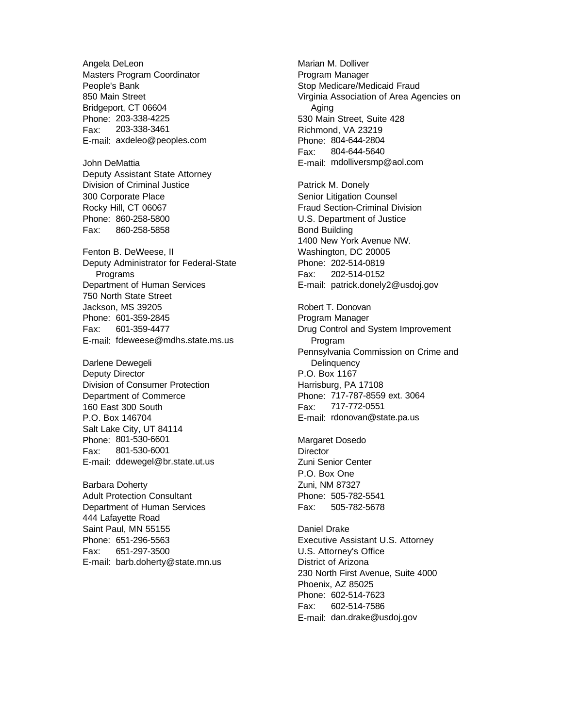Angela DeLeon
Masters Program Coordinator
People's Bank
850 Main Street
Bridgeport, CT 06604
Phone: 203-338-4225
Fax: 203-338-3461
E-mail: axdeleo@peoples.com

John DeMattia
Deputy Assistant State Attorney
Division of Criminal Justice
300 Corporate Place
Rocky Hill, CT 06067
Phone: 860-258-5800
Fax: 860-258-5858

Fenton B. DeWeese, II
Deputy Administrator for Federal-State Programs
Department of Human Services
750 North State Street
Jackson, MS 39205
Phone: 601-359-2845
Fax: 601-359-4477
E-mail: fdeweese@mdhs.state.ms.us

Darlene Dewegeli
Deputy Director
Division of Consumer Protection
Department of Commerce
160 East 300 South
P.O. Box 146704
Salt Lake City, UT 84114
Phone: 801-530-6601
Fax: 801-530-6001
E-mail: ddewegel@br.state.ut.us

Barbara Doherty
Adult Protection Consultant
Department of Human Services
444 Lafayette Road
Saint Paul, MN 55155
Phone: 651-296-5563
Fax: 651-297-3500
E-mail: barb.doherty@state.mn.us

Marian M. Dolliver
Program Manager
Stop Medicare/Medicaid Fraud
Virginia Association of Area Agencies on Aging
530 Main Street, Suite 428
Richmond, VA 23219
Phone: 804-644-2804
Fax: 804-644-5640
E-mail: mdolliversmp@aol.com

Patrick M. Donely
Senior Litigation Counsel
Fraud Section-Criminal Division
U.S. Department of Justice
Bond Building
1400 New York Avenue NW.
Washington, DC 20005
Phone: 202-514-0819
Fax: 202-514-0152
E-mail: patrick.donely2@usdoj.gov

Robert T. Donovan
Program Manager
Drug Control and System Improvement Program
Pennsylvania Commission on Crime and Delinquency
P.O. Box 1167
Harrisburg, PA 17108
Phone: 717-787-8559 ext. 3064
Fax: 717-772-0551
E-mail: rdonovan@state.pa.us

Margaret Dosedo
Director
Zuni Senior Center
P.O. Box One
Zuni, NM 87327
Phone: 505-782-5541
Fax: 505-782-5678

Daniel Drake
Executive Assistant U.S. Attorney
U.S. Attorney's Office
District of Arizona
230 North First Avenue, Suite 4000
Phoenix, AZ 85025
Phone: 602-514-7623
Fax: 602-514-7586
E-mail: dan.drake@usdoj.gov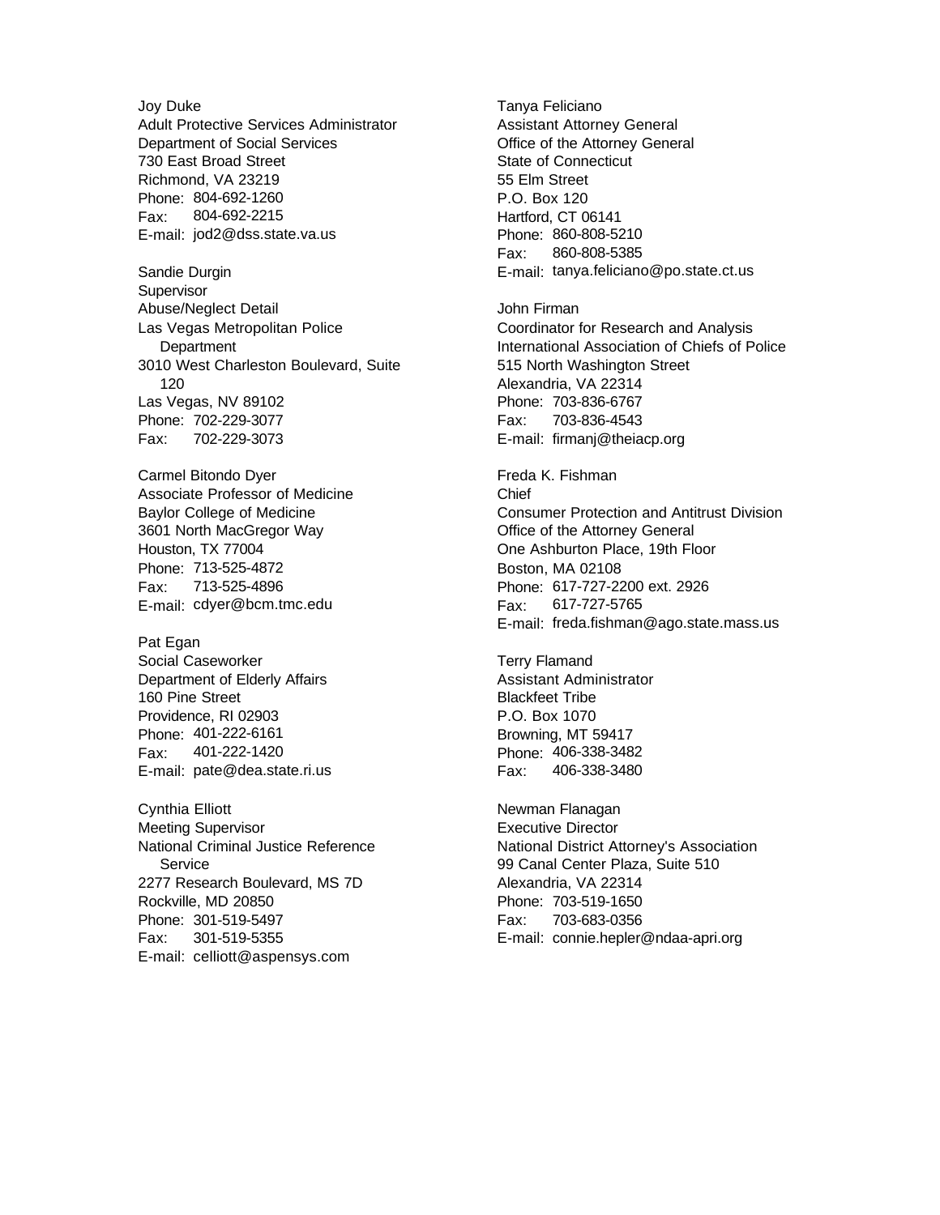Joy Duke
Adult Protective Services Administrator
Department of Social Services
730 East Broad Street
Richmond, VA 23219
Phone: 804-692-1260
Fax: 804-692-2215
E-mail: jod2@dss.state.va.us

Sandie Durgin
Supervisor
Abuse/Neglect Detail
Las Vegas Metropolitan Police Department
3010 West Charleston Boulevard, Suite 120
Las Vegas, NV 89102
Phone: 702-229-3077
Fax: 702-229-3073

Carmel Bitondo Dyer
Associate Professor of Medicine
Baylor College of Medicine
3601 North MacGregor Way
Houston, TX 77004
Phone: 713-525-4872
Fax: 713-525-4896
E-mail: cdyer@bcm.tmc.edu

Pat Egan
Social Caseworker
Department of Elderly Affairs
160 Pine Street
Providence, RI 02903
Phone: 401-222-6161
Fax: 401-222-1420
E-mail: pate@dea.state.ri.us

Cynthia Elliott
Meeting Supervisor
National Criminal Justice Reference Service
2277 Research Boulevard, MS 7D
Rockville, MD 20850
Phone: 301-519-5497
Fax: 301-519-5355
E-mail: celliott@aspensys.com

Tanya Feliciano
Assistant Attorney General
Office of the Attorney General
State of Connecticut
55 Elm Street
P.O. Box 120
Hartford, CT 06141
Phone: 860-808-5210
Fax: 860-808-5385
E-mail: tanya.feliciano@po.state.ct.us

John Firman
Coordinator for Research and Analysis
International Association of Chiefs of Police
515 North Washington Street
Alexandria, VA 22314
Phone: 703-836-6767
Fax: 703-836-4543
E-mail: firmanj@theiacp.org

Freda K. Fishman
Chief
Consumer Protection and Antitrust Division
Office of the Attorney General
One Ashburton Place, 19th Floor
Boston, MA 02108
Phone: 617-727-2200 ext. 2926
Fax: 617-727-5765
E-mail: freda.fishman@ago.state.mass.us

Terry Flamand
Assistant Administrator
Blackfeet Tribe
P.O. Box 1070
Browning, MT 59417
Phone: 406-338-3482
Fax: 406-338-3480

Newman Flanagan
Executive Director
National District Attorney's Association
99 Canal Center Plaza, Suite 510
Alexandria, VA 22314
Phone: 703-519-1650
Fax: 703-683-0356
E-mail: connie.hepler@ndaa-apri.org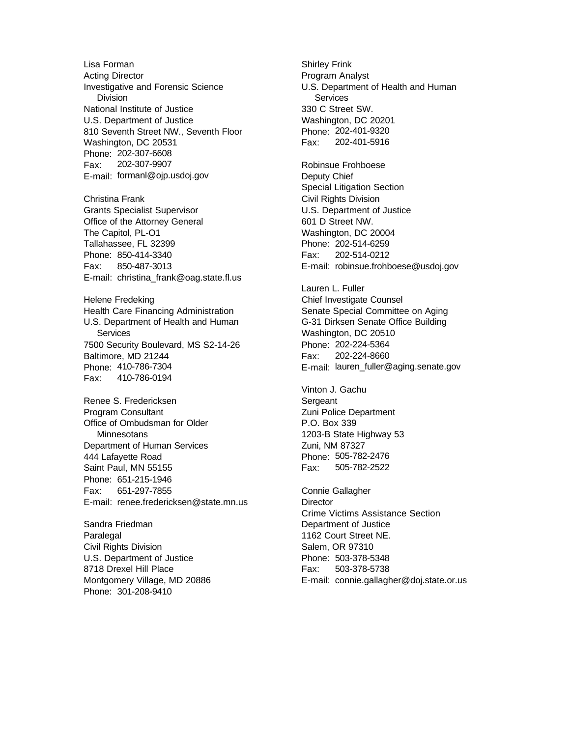Lisa Forman
Acting Director
Investigative and Forensic Science Division
National Institute of Justice
U.S. Department of Justice
810 Seventh Street NW., Seventh Floor
Washington, DC 20531
Phone: 202-307-6608
Fax: 202-307-9907
E-mail: formanl@ojp.usdoj.gov

Christina Frank
Grants Specialist Supervisor
Office of the Attorney General
The Capitol, PL-O1
Tallahassee, FL 32399
Phone: 850-414-3340
Fax: 850-487-3013
E-mail: christina_frank@oag.state.fl.us

Helene Fredeking
Health Care Financing Administration
U.S. Department of Health and Human Services
7500 Security Boulevard, MS S2-14-26
Baltimore, MD 21244
Phone: 410-786-7304
Fax: 410-786-0194

Renee S. Fredericksen
Program Consultant
Office of Ombudsman for Older Minnesotans
Department of Human Services
444 Lafayette Road
Saint Paul, MN 55155
Phone: 651-215-1946
Fax: 651-297-7855
E-mail: renee.fredericksen@state.mn.us

Sandra Friedman
Paralegal
Civil Rights Division
U.S. Department of Justice
8718 Drexel Hill Place
Montgomery Village, MD 20886
Phone: 301-208-9410

Shirley Frink
Program Analyst
U.S. Department of Health and Human Services
330 C Street SW.
Washington, DC 20201
Phone: 202-401-9320
Fax: 202-401-5916

Robinsue Frohboese
Deputy Chief
Special Litigation Section
Civil Rights Division
U.S. Department of Justice
601 D Street NW.
Washington, DC 20004
Phone: 202-514-6259
Fax: 202-514-0212
E-mail: robinsue.frohboese@usdoj.gov

Lauren L. Fuller
Chief Investigate Counsel
Senate Special Committee on Aging
G-31 Dirksen Senate Office Building
Washington, DC 20510
Phone: 202-224-5364
Fax: 202-224-8660
E-mail: lauren_fuller@aging.senate.gov

Vinton J. Gachu
Sergeant
Zuni Police Department
P.O. Box 339
1203-B State Highway 53
Zuni, NM 87327
Phone: 505-782-2476
Fax: 505-782-2522

Connie Gallagher
Director
Crime Victims Assistance Section
Department of Justice
1162 Court Street NE.
Salem, OR 97310
Phone: 503-378-5348
Fax: 503-378-5738
E-mail: connie.gallagher@doj.state.or.us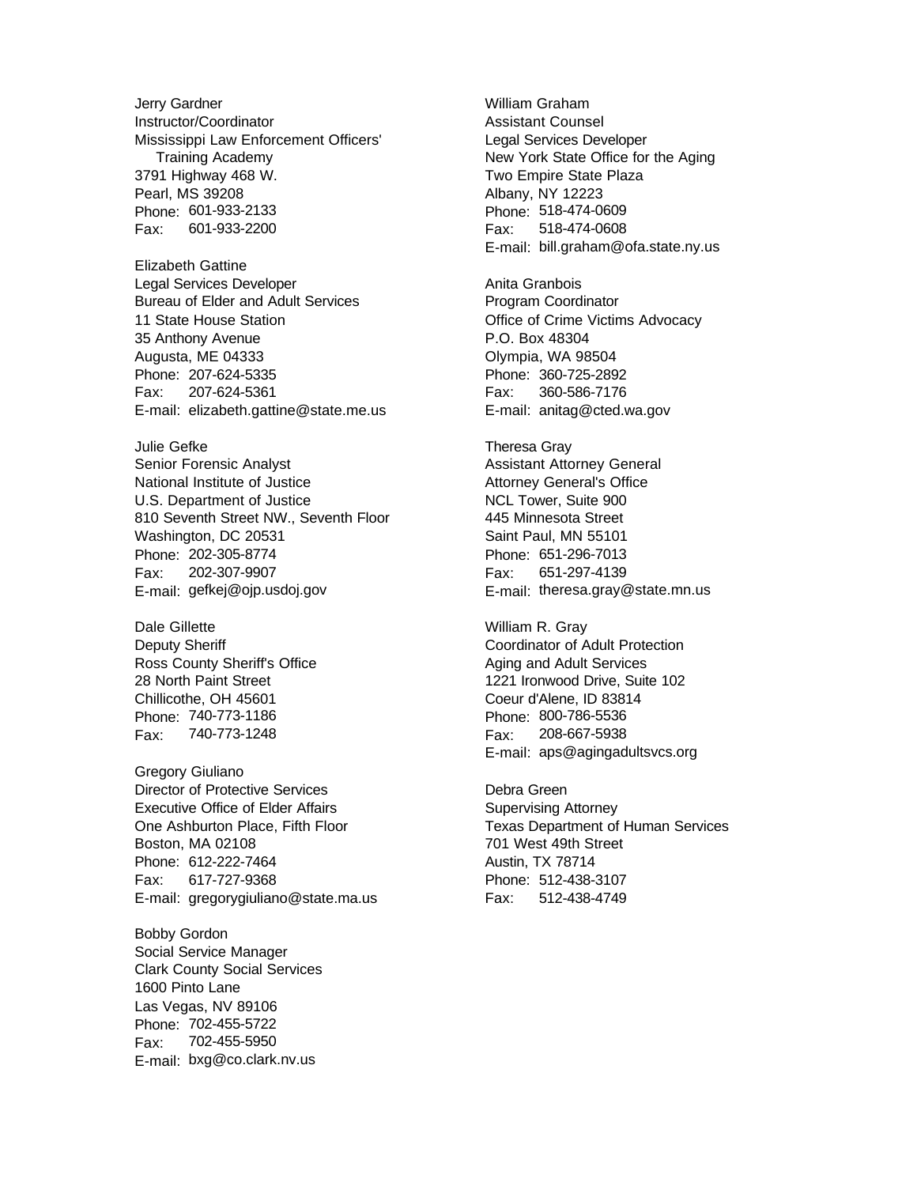Jerry Gardner
Instructor/Coordinator
Mississippi Law Enforcement Officers' Training Academy
3791 Highway 468 W.
Pearl, MS 39208
Phone: 601-933-2133
Fax: 601-933-2200

Elizabeth Gattine
Legal Services Developer
Bureau of Elder and Adult Services
11 State House Station
35 Anthony Avenue
Augusta, ME 04333
Phone: 207-624-5335
Fax: 207-624-5361
E-mail: elizabeth.gattine@state.me.us

Julie Gefke
Senior Forensic Analyst
National Institute of Justice
U.S. Department of Justice
810 Seventh Street NW., Seventh Floor
Washington, DC 20531
Phone: 202-305-8774
Fax: 202-307-9907
E-mail: gefkej@ojp.usdoj.gov

Dale Gillette
Deputy Sheriff
Ross County Sheriff's Office
28 North Paint Street
Chillicothe, OH 45601
Phone: 740-773-1186
Fax: 740-773-1248

Gregory Giuliano
Director of Protective Services
Executive Office of Elder Affairs
One Ashburton Place, Fifth Floor
Boston, MA 02108
Phone: 612-222-7464
Fax: 617-727-9368
E-mail: gregorygiuliano@state.ma.us

Bobby Gordon
Social Service Manager
Clark County Social Services
1600 Pinto Lane
Las Vegas, NV 89106
Phone: 702-455-5722
Fax: 702-455-5950
E-mail: bxg@co.clark.nv.us

William Graham
Assistant Counsel
Legal Services Developer
New York State Office for the Aging
Two Empire State Plaza
Albany, NY 12223
Phone: 518-474-0609
Fax: 518-474-0608
E-mail: bill.graham@ofa.state.ny.us

Anita Granbois
Program Coordinator
Office of Crime Victims Advocacy
P.O. Box 48304
Olympia, WA 98504
Phone: 360-725-2892
Fax: 360-586-7176
E-mail: anitag@cted.wa.gov

Theresa Gray
Assistant Attorney General
Attorney General's Office
NCL Tower, Suite 900
445 Minnesota Street
Saint Paul, MN 55101
Phone: 651-296-7013
Fax: 651-297-4139
E-mail: theresa.gray@state.mn.us

William R. Gray
Coordinator of Adult Protection
Aging and Adult Services
1221 Ironwood Drive, Suite 102
Coeur d'Alene, ID 83814
Phone: 800-786-5536
Fax: 208-667-5938
E-mail: aps@agingadultsvcs.org

Debra Green
Supervising Attorney
Texas Department of Human Services
701 West 49th Street
Austin, TX 78714
Phone: 512-438-3107
Fax: 512-438-4749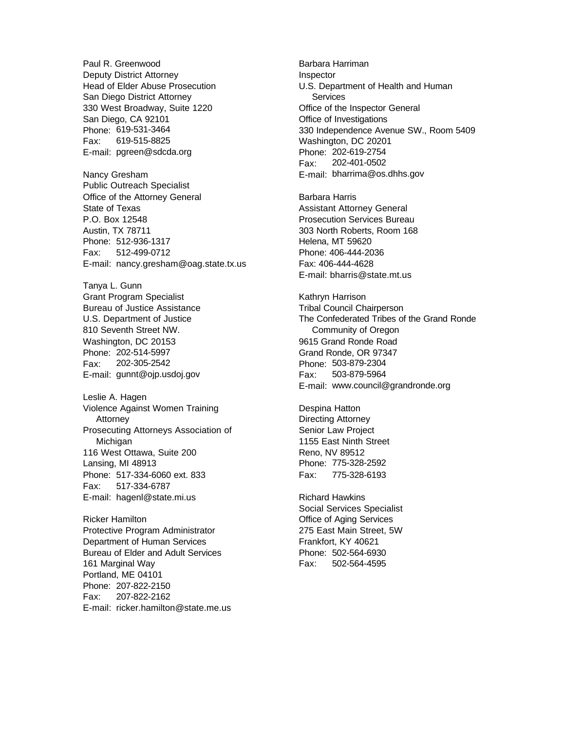Paul R. Greenwood
Deputy District Attorney
Head of Elder Abuse Prosecution
San Diego District Attorney
330 West Broadway, Suite 1220
San Diego, CA 92101
Phone: 619-531-3464
Fax: 619-515-8825
E-mail: pgreen@sdcda.org

Nancy Gresham
Public Outreach Specialist
Office of the Attorney General
State of Texas
P.O. Box 12548
Austin, TX 78711
Phone: 512-936-1317
Fax: 512-499-0712
E-mail: nancy.gresham@oag.state.tx.us

Tanya L. Gunn
Grant Program Specialist
Bureau of Justice Assistance
U.S. Department of Justice
810 Seventh Street NW.
Washington, DC 20153
Phone: 202-514-5997
Fax: 202-305-2542
E-mail: gunnt@ojp.usdoj.gov

Leslie A. Hagen
Violence Against Women Training Attorney
Prosecuting Attorneys Association of Michigan
116 West Ottawa, Suite 200
Lansing, MI 48913
Phone: 517-334-6060 ext. 833
Fax: 517-334-6787
E-mail: hagenl@state.mi.us

Ricker Hamilton
Protective Program Administrator
Department of Human Services
Bureau of Elder and Adult Services
161 Marginal Way
Portland, ME 04101
Phone: 207-822-2150
Fax: 207-822-2162
E-mail: ricker.hamilton@state.me.us

Barbara Harriman
Inspector
U.S. Department of Health and Human Services
Office of the Inspector General
Office of Investigations
330 Independence Avenue SW., Room 5409
Washington, DC 20201
Phone: 202-619-2754
Fax: 202-401-0502
E-mail: bharrima@os.dhhs.gov

Barbara Harris
Assistant Attorney General
Prosecution Services Bureau
303 North Roberts, Room 168
Helena, MT 59620
Phone: 406-444-2036
Fax: 406-444-4628
E-mail: bharris@state.mt.us

Kathryn Harrison
Tribal Council Chairperson
The Confederated Tribes of the Grand Ronde Community of Oregon
9615 Grand Ronde Road
Grand Ronde, OR 97347
Phone: 503-879-2304
Fax: 503-879-5964
E-mail: www.council@grandronde.org

Despina Hatton
Directing Attorney
Senior Law Project
1155 East Ninth Street
Reno, NV 89512
Phone: 775-328-2592
Fax: 775-328-6193

Richard Hawkins
Social Services Specialist
Office of Aging Services
275 East Main Street, 5W
Frankfort, KY 40621
Phone: 502-564-6930
Fax: 502-564-4595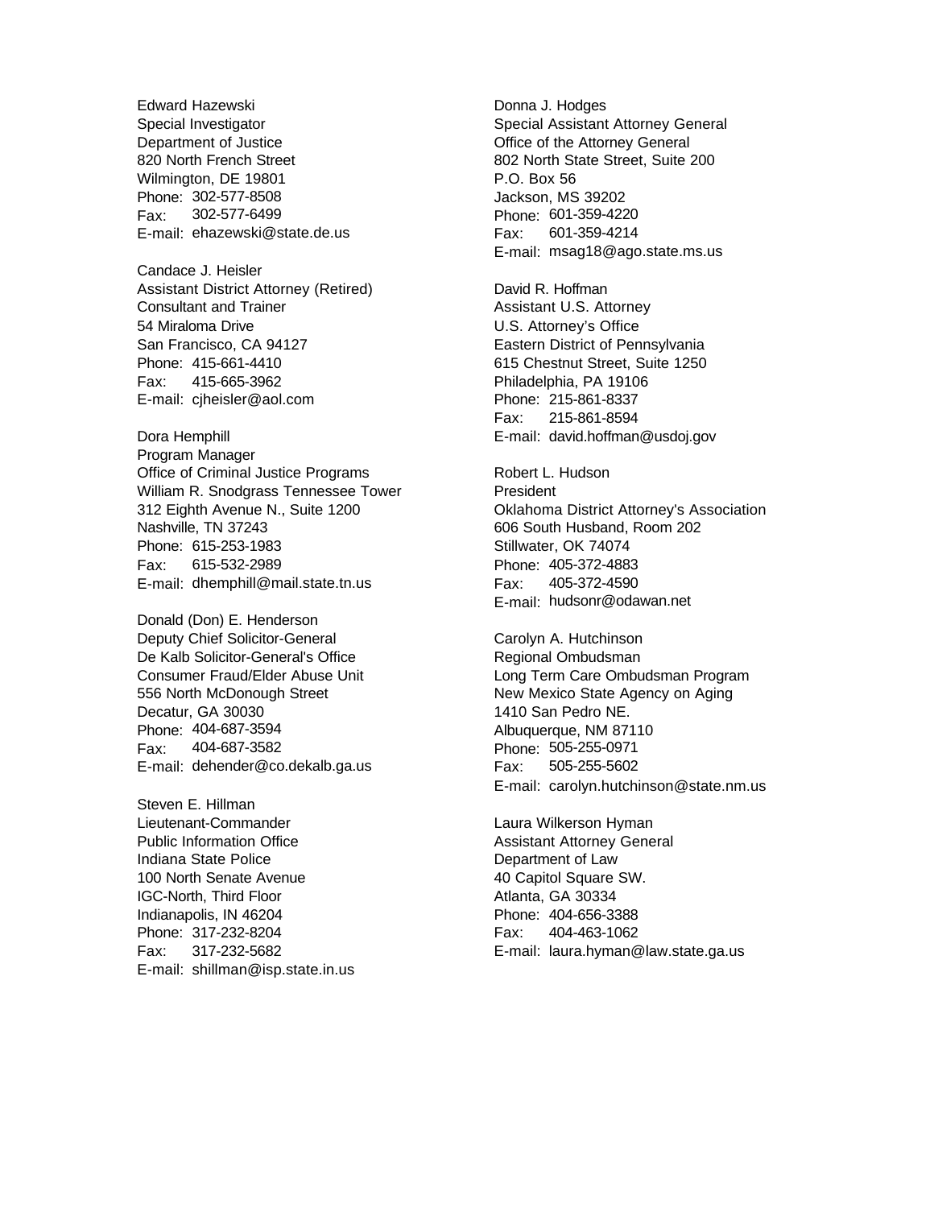Edward Hazewski
Special Investigator
Department of Justice
820 North French Street
Wilmington, DE 19801
Phone: 302-577-8508
Fax: 302-577-6499
E-mail: ehazewski@state.de.us

Candace J. Heisler
Assistant District Attorney (Retired)
Consultant and Trainer
54 Miraloma Drive
San Francisco, CA 94127
Phone: 415-661-4410
Fax: 415-665-3962
E-mail: cjheisler@aol.com

Dora Hemphill
Program Manager
Office of Criminal Justice Programs
William R. Snodgrass Tennessee Tower
312 Eighth Avenue N., Suite 1200
Nashville, TN 37243
Phone: 615-253-1983
Fax: 615-532-2989
E-mail: dhemphill@mail.state.tn.us

Donald (Don) E. Henderson
Deputy Chief Solicitor-General
De Kalb Solicitor-General's Office
Consumer Fraud/Elder Abuse Unit
556 North McDonough Street
Decatur, GA 30030
Phone: 404-687-3594
Fax: 404-687-3582
E-mail: dehender@co.dekalb.ga.us

Steven E. Hillman
Lieutenant-Commander
Public Information Office
Indiana State Police
100 North Senate Avenue
IGC-North, Third Floor
Indianapolis, IN 46204
Phone: 317-232-8204
Fax: 317-232-5682
E-mail: shillman@isp.state.in.us

Donna J. Hodges
Special Assistant Attorney General
Office of the Attorney General
802 North State Street, Suite 200
P.O. Box 56
Jackson, MS 39202
Phone: 601-359-4220
Fax: 601-359-4214
E-mail: msag18@ago.state.ms.us

David R. Hoffman
Assistant U.S. Attorney
U.S. Attorney's Office
Eastern District of Pennsylvania
615 Chestnut Street, Suite 1250
Philadelphia, PA 19106
Phone: 215-861-8337
Fax: 215-861-8594
E-mail: david.hoffman@usdoj.gov

Robert L. Hudson
President
Oklahoma District Attorney's Association
606 South Husband, Room 202
Stillwater, OK 74074
Phone: 405-372-4883
Fax: 405-372-4590
E-mail: hudsonr@odawan.net

Carolyn A. Hutchinson
Regional Ombudsman
Long Term Care Ombudsman Program
New Mexico State Agency on Aging
1410 San Pedro NE.
Albuquerque, NM 87110
Phone: 505-255-0971
Fax: 505-255-5602
E-mail: carolyn.hutchinson@state.nm.us

Laura Wilkerson Hyman
Assistant Attorney General
Department of Law
40 Capitol Square SW.
Atlanta, GA 30334
Phone: 404-656-3388
Fax: 404-463-1062
E-mail: laura.hyman@law.state.ga.us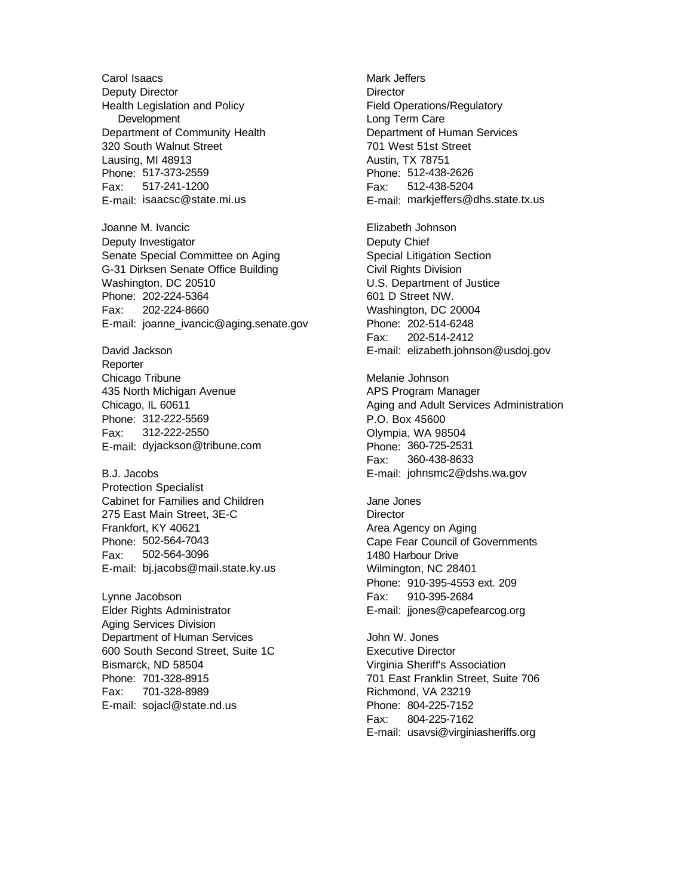Carol Isaacs
Deputy Director
Health Legislation and Policy
Development
Department of Community Health
320 South Walnut Street
Lausing, MI 48913
Phone: 517-373-2559
Fax: 517-241-1200
E-mail: isaacsc@state.mi.us

Joanne M. Ivancic
Deputy Investigator
Senate Special Committee on Aging
G-31 Dirksen Senate Office Building
Washington, DC 20510
Phone: 202-224-5364
Fax: 202-224-8660
E-mail: joanne_ivancic@aging.senate.gov

David Jackson
Reporter
Chicago Tribune
435 North Michigan Avenue
Chicago, IL 60611
Phone: 312-222-5569
Fax: 312-222-2550
E-mail: dyjackson@tribune.com

B.J. Jacobs
Protection Specialist
Cabinet for Families and Children
275 East Main Street, 3E-C
Frankfort, KY 40621
Phone: 502-564-7043
Fax: 502-564-3096
E-mail: bj.jacobs@mail.state.ky.us

Lynne Jacobson
Elder Rights Administrator
Aging Services Division
Department of Human Services
600 South Second Street, Suite 1C
Bismarck, ND 58504
Phone: 701-328-8915
Fax: 701-328-8989
E-mail: sojacl@state.nd.us

Mark Jeffers
Director
Field Operations/Regulatory
Long Term Care
Department of Human Services
701 West 51st Street
Austin, TX 78751
Phone: 512-438-2626
Fax: 512-438-5204
E-mail: markjeffers@dhs.state.tx.us

Elizabeth Johnson
Deputy Chief
Special Litigation Section
Civil Rights Division
U.S. Department of Justice
601 D Street NW.
Washington, DC 20004
Phone: 202-514-6248
Fax: 202-514-2412
E-mail: elizabeth.johnson@usdoj.gov

Melanie Johnson
APS Program Manager
Aging and Adult Services Administration
P.O. Box 45600
Olympia, WA 98504
Phone: 360-725-2531
Fax: 360-438-8633
E-mail: johnsmc2@dshs.wa.gov

Jane Jones
Director
Area Agency on Aging
Cape Fear Council of Governments
1480 Harbour Drive
Wilmington, NC 28401
Phone: 910-395-4553 ext. 209
Fax: 910-395-2684
E-mail: jjones@capefearcog.org

John W. Jones
Executive Director
Virginia Sheriff's Association
701 East Franklin Street, Suite 706
Richmond, VA 23219
Phone: 804-225-7152
Fax: 804-225-7162
E-mail: usavsi@virginiasheriffs.org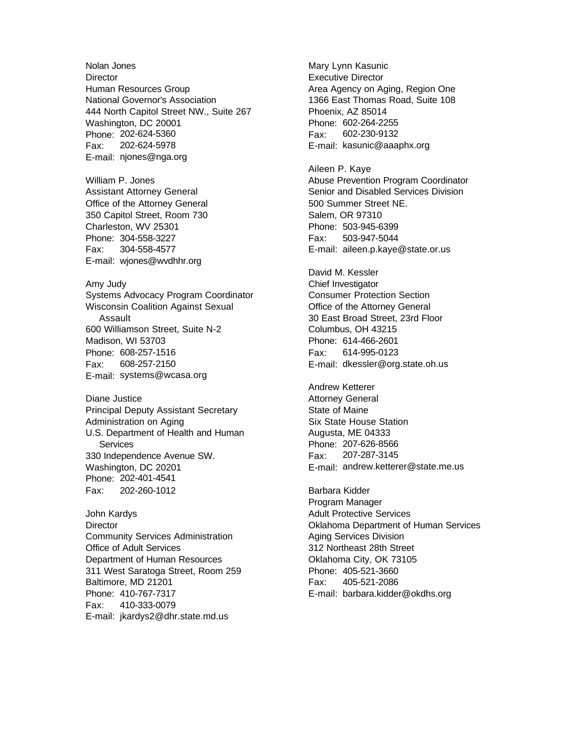Nolan Jones
Director
Human Resources Group
National Governor's Association
444 North Capitol Street NW., Suite 267
Washington, DC 20001
Phone: 202-624-5360
Fax: 202-624-5978
E-mail: njones@nga.org

William P. Jones
Assistant Attorney General
Office of the Attorney General
350 Capitol Street, Room 730
Charleston, WV 25301
Phone: 304-558-3227
Fax: 304-558-4577
E-mail: wjones@wvdhhr.org

Amy Judy
Systems Advocacy Program Coordinator
Wisconsin Coalition Against Sexual Assault
600 Williamson Street, Suite N-2
Madison, WI 53703
Phone: 608-257-1516
Fax: 608-257-2150
E-mail: systems@wcasa.org

Diane Justice
Principal Deputy Assistant Secretary
Administration on Aging
U.S. Department of Health and Human Services
330 Independence Avenue SW.
Washington, DC 20201
Phone: 202-401-4541
Fax: 202-260-1012

John Kardys
Director
Community Services Administration
Office of Adult Services
Department of Human Resources
311 West Saratoga Street, Room 259
Baltimore, MD 21201
Phone: 410-767-7317
Fax: 410-333-0079
E-mail: jkardys2@dhr.state.md.us

Mary Lynn Kasunic
Executive Director
Area Agency on Aging, Region One
1366 East Thomas Road, Suite 108
Phoenix, AZ 85014
Phone: 602-264-2255
Fax: 602-230-9132
E-mail: kasunic@aaaphx.org

Aileen P. Kaye
Abuse Prevention Program Coordinator
Senior and Disabled Services Division
500 Summer Street NE.
Salem, OR 97310
Phone: 503-945-6399
Fax: 503-947-5044
E-mail: aileen.p.kaye@state.or.us

David M. Kessler
Chief Investigator
Consumer Protection Section
Office of the Attorney General
30 East Broad Street, 23rd Floor
Columbus, OH 43215
Phone: 614-466-2601
Fax: 614-995-0123
E-mail: dkessler@org.state.oh.us

Andrew Ketterer
Attorney General
State of Maine
Six State House Station
Augusta, ME 04333
Phone: 207-626-8566
Fax: 207-287-3145
E-mail: andrew.ketterer@state.me.us

Barbara Kidder
Program Manager
Adult Protective Services
Oklahoma Department of Human Services
Aging Services Division
312 Northeast 28th Street
Oklahoma City, OK 73105
Phone: 405-521-3660
Fax: 405-521-2086
E-mail: barbara.kidder@okdhs.org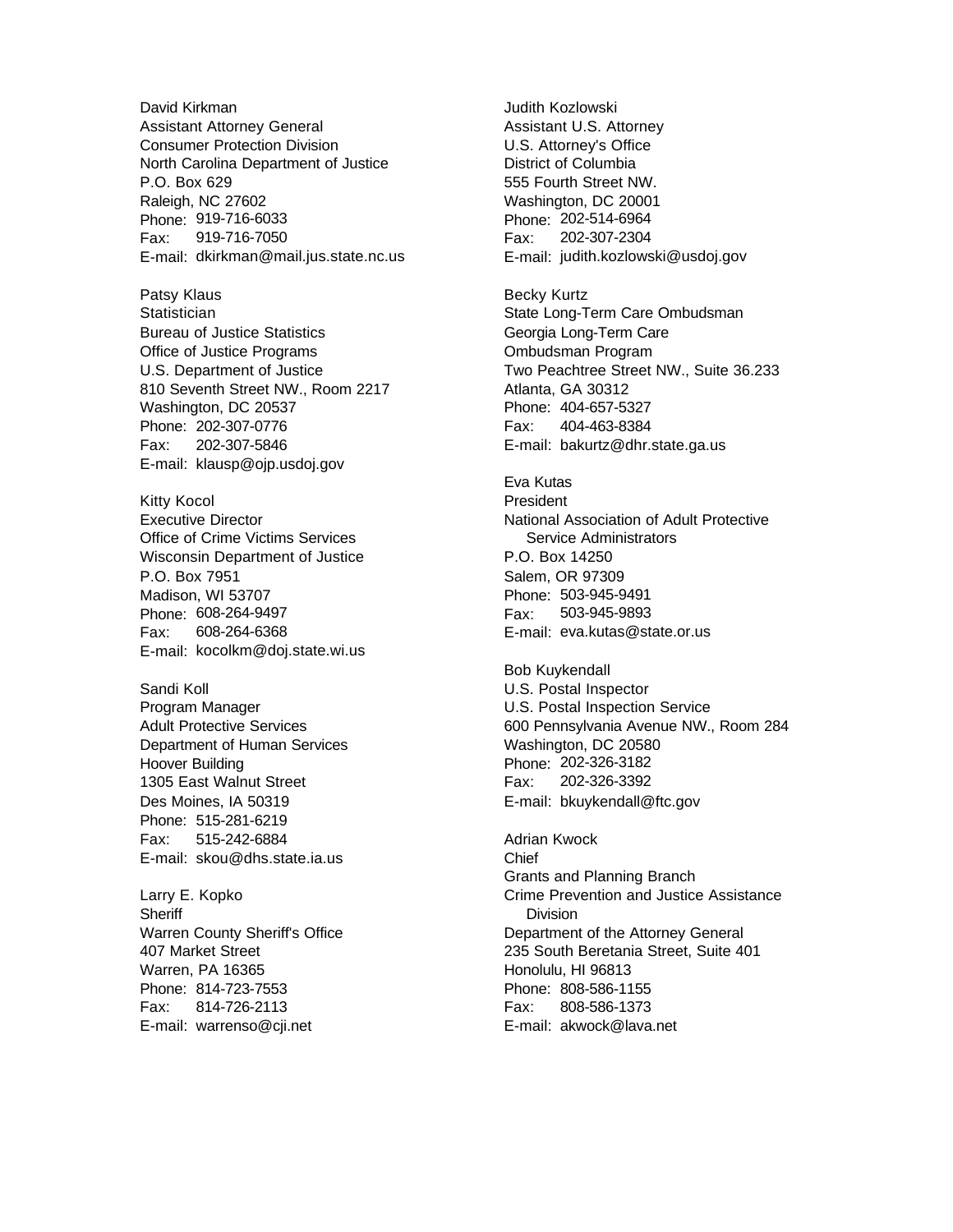David Kirkman
Assistant Attorney General
Consumer Protection Division
North Carolina Department of Justice
P.O. Box 629
Raleigh, NC 27602
Phone: 919-716-6033
Fax: 919-716-7050
E-mail: dkirkman@mail.jus.state.nc.us

Patsy Klaus
Statistician
Bureau of Justice Statistics
Office of Justice Programs
U.S. Department of Justice
810 Seventh Street NW., Room 2217
Washington, DC 20537
Phone: 202-307-0776
Fax: 202-307-5846
E-mail: klausp@ojp.usdoj.gov

Kitty Kocol
Executive Director
Office of Crime Victims Services
Wisconsin Department of Justice
P.O. Box 7951
Madison, WI 53707
Phone: 608-264-9497
Fax: 608-264-6368
E-mail: kocolkm@doj.state.wi.us

Sandi Koll
Program Manager
Adult Protective Services
Department of Human Services
Hoover Building
1305 East Walnut Street
Des Moines, IA 50319
Phone: 515-281-6219
Fax: 515-242-6884
E-mail: skou@dhs.state.ia.us

Larry E. Kopko
Sheriff
Warren County Sheriff's Office
407 Market Street
Warren, PA 16365
Phone: 814-723-7553
Fax: 814-726-2113
E-mail: warrenso@cji.net

Judith Kozlowski
Assistant U.S. Attorney
U.S. Attorney's Office
District of Columbia
555 Fourth Street NW.
Washington, DC 20001
Phone: 202-514-6964
Fax: 202-307-2304
E-mail: judith.kozlowski@usdoj.gov

Becky Kurtz
State Long-Term Care Ombudsman
Georgia Long-Term Care
Ombudsman Program
Two Peachtree Street NW., Suite 36.233
Atlanta, GA 30312
Phone: 404-657-5327
Fax: 404-463-8384
E-mail: bakurtz@dhr.state.ga.us

Eva Kutas
President
National Association of Adult Protective
Service Administrators
P.O. Box 14250
Salem, OR 97309
Phone: 503-945-9491
Fax: 503-945-9893
E-mail: eva.kutas@state.or.us

Bob Kuykendall
U.S. Postal Inspector
U.S. Postal Inspection Service
600 Pennsylvania Avenue NW., Room 284
Washington, DC 20580
Phone: 202-326-3182
Fax: 202-326-3392
E-mail: bkuykendall@ftc.gov

Adrian Kwock
Chief
Grants and Planning Branch
Crime Prevention and Justice Assistance
Division
Department of the Attorney General
235 South Beretania Street, Suite 401
Honolulu, HI 96813
Phone: 808-586-1155
Fax: 808-586-1373
E-mail: akwock@lava.net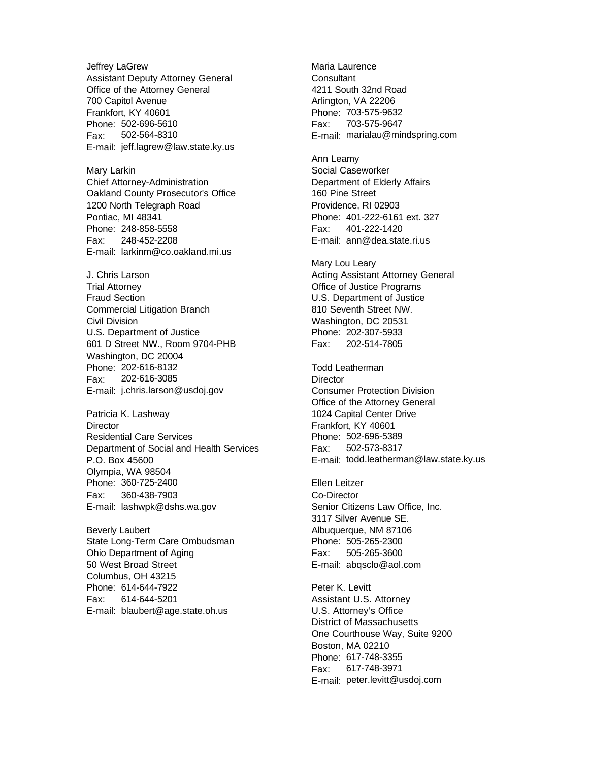Jeffrey LaGrew
Assistant Deputy Attorney General
Office of the Attorney General
700 Capitol Avenue
Frankfort, KY 40601
Phone: 502-696-5610
Fax: 502-564-8310
E-mail: jeff.lagrew@law.state.ky.us

Mary Larkin
Chief Attorney-Administration
Oakland County Prosecutor's Office
1200 North Telegraph Road
Pontiac, MI 48341
Phone: 248-858-5558
Fax: 248-452-2208
E-mail: larkinm@co.oakland.mi.us

J. Chris Larson
Trial Attorney
Fraud Section
Commercial Litigation Branch
Civil Division
U.S. Department of Justice
601 D Street NW., Room 9704-PHB
Washington, DC 20004
Phone: 202-616-8132
Fax: 202-616-3085
E-mail: j.chris.larson@usdoj.gov

Patricia K. Lashway
Director
Residential Care Services
Department of Social and Health Services
P.O. Box 45600
Olympia, WA 98504
Phone: 360-725-2400
Fax: 360-438-7903
E-mail: lashwpk@dshs.wa.gov

Beverly Laubert
State Long-Term Care Ombudsman
Ohio Department of Aging
50 West Broad Street
Columbus, OH 43215
Phone: 614-644-7922
Fax: 614-644-5201
E-mail: blaubert@age.state.oh.us

Maria Laurence
Consultant
4211 South 32nd Road
Arlington, VA 22206
Phone: 703-575-9632
Fax: 703-575-9647
E-mail: marialau@mindspring.com

Ann Leamy
Social Caseworker
Department of Elderly Affairs
160 Pine Street
Providence, RI 02903
Phone: 401-222-6161 ext. 327
Fax: 401-222-1420
E-mail: ann@dea.state.ri.us

Mary Lou Leary
Acting Assistant Attorney General
Office of Justice Programs
U.S. Department of Justice
810 Seventh Street NW.
Washington, DC 20531
Phone: 202-307-5933
Fax: 202-514-7805

Todd Leatherman
Director
Consumer Protection Division
Office of the Attorney General
1024 Capital Center Drive
Frankfort, KY 40601
Phone: 502-696-5389
Fax: 502-573-8317
E-mail: todd.leatherman@law.state.ky.us

Ellen Leitzer
Co-Director
Senior Citizens Law Office, Inc.
3117 Silver Avenue SE.
Albuquerque, NM 87106
Phone: 505-265-2300
Fax: 505-265-3600
E-mail: abqsclo@aol.com

Peter K. Levitt
Assistant U.S. Attorney
U.S. Attorney's Office
District of Massachusetts
One Courthouse Way, Suite 9200
Boston, MA 02210
Phone: 617-748-3355
Fax: 617-748-3971
E-mail: peter.levitt@usdoj.com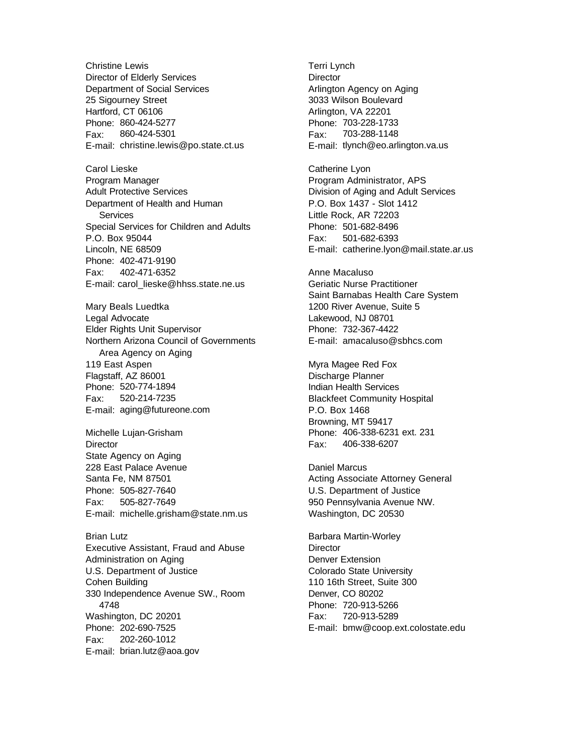Christine Lewis
Director of Elderly Services
Department of Social Services
25 Sigourney Street
Hartford, CT 06106
Phone: 860-424-5277
Fax: 860-424-5301
E-mail: christine.lewis@po.state.ct.us

Carol Lieske
Program Manager
Adult Protective Services
Department of Health and Human Services
Special Services for Children and Adults
P.O. Box 95044
Lincoln, NE 68509
Phone: 402-471-9190
Fax: 402-471-6352
E-mail: carol_lieske@hhss.state.ne.us

Mary Beals Luedtka
Legal Advocate
Elder Rights Unit Supervisor
Northern Arizona Council of Governments Area Agency on Aging
119 East Aspen
Flagstaff, AZ 86001
Phone: 520-774-1894
Fax: 520-214-7235
E-mail: aging@futureone.com

Michelle Lujan-Grisham
Director
State Agency on Aging
228 East Palace Avenue
Santa Fe, NM 87501
Phone: 505-827-7640
Fax: 505-827-7649
E-mail: michelle.grisham@state.nm.us

Brian Lutz
Executive Assistant, Fraud and Abuse
Administration on Aging
U.S. Department of Justice
Cohen Building
330 Independence Avenue SW., Room 4748
Washington, DC 20201
Phone: 202-690-7525
Fax: 202-260-1012
E-mail: brian.lutz@aoa.gov

Terri Lynch
Director
Arlington Agency on Aging
3033 Wilson Boulevard
Arlington, VA 22201
Phone: 703-228-1733
Fax: 703-288-1148
E-mail: tlynch@eo.arlington.va.us

Catherine Lyon
Program Administrator, APS
Division of Aging and Adult Services
P.O. Box 1437 - Slot 1412
Little Rock, AR 72203
Phone: 501-682-8496
Fax: 501-682-6393
E-mail: catherine.lyon@mail.state.ar.us

Anne Macaluso
Geriatic Nurse Practitioner
Saint Barnabas Health Care System
1200 River Avenue, Suite 5
Lakewood, NJ 08701
Phone: 732-367-4422
E-mail: amacaluso@sbhcs.com

Myra Magee Red Fox
Discharge Planner
Indian Health Services
Blackfeet Community Hospital
P.O. Box 1468
Browning, MT 59417
Phone: 406-338-6231 ext. 231
Fax: 406-338-6207

Daniel Marcus
Acting Associate Attorney General
U.S. Department of Justice
950 Pennsylvania Avenue NW.
Washington, DC 20530

Barbara Martin-Worley
Director
Denver Extension
Colorado State University
110 16th Street, Suite 300
Denver, CO 80202
Phone: 720-913-5266
Fax: 720-913-5289
E-mail: bmw@coop.ext.colostate.edu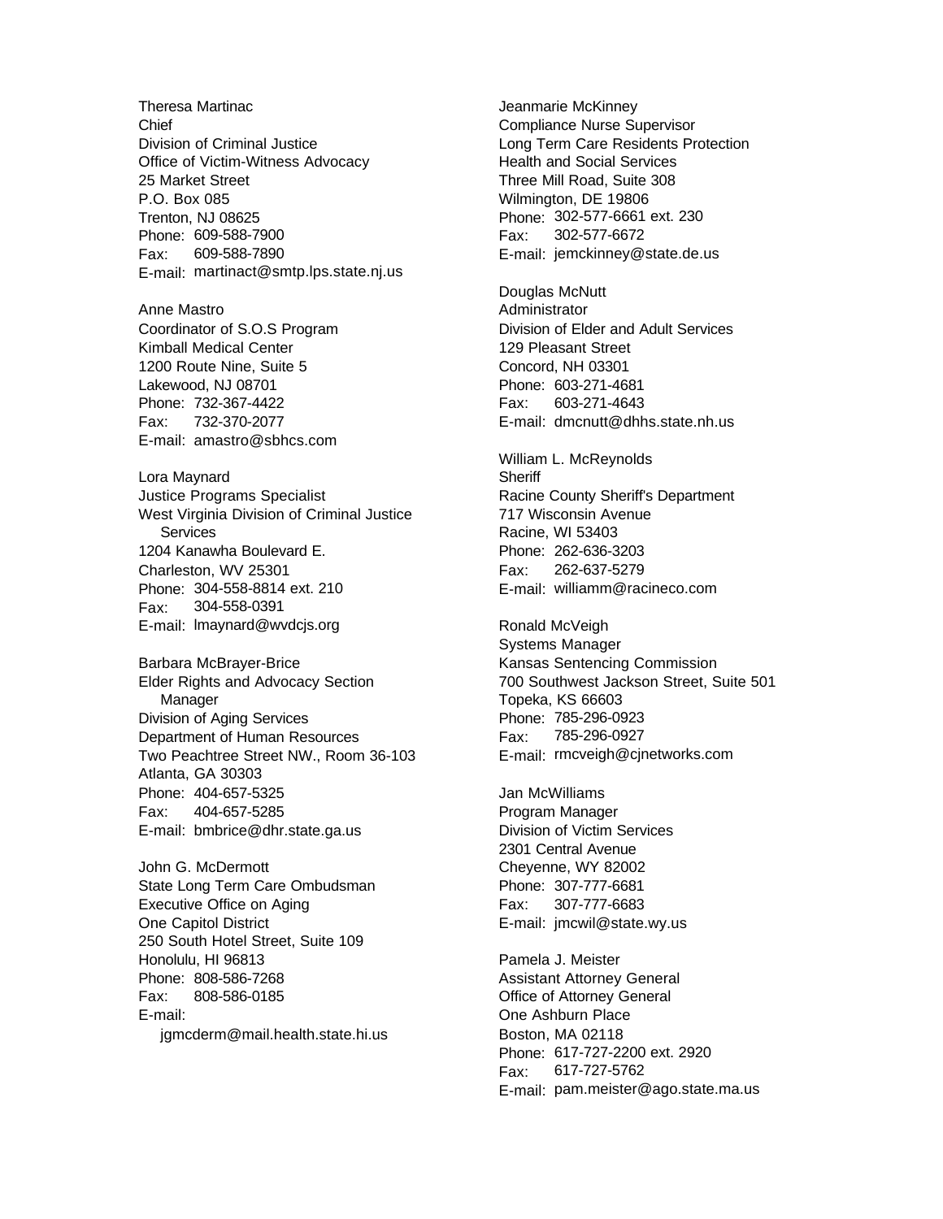Theresa Martinac
Chief
Division of Criminal Justice
Office of Victim-Witness Advocacy
25 Market Street
P.O. Box 085
Trenton, NJ 08625
Phone: 609-588-7900
Fax: 609-588-7890
E-mail: martinact@smtp.lps.state.nj.us

Anne Mastro
Coordinator of S.O.S Program
Kimball Medical Center
1200 Route Nine, Suite 5
Lakewood, NJ 08701
Phone: 732-367-4422
Fax: 732-370-2077
E-mail: amastro@sbhcs.com

Lora Maynard
Justice Programs Specialist
West Virginia Division of Criminal Justice Services
1204 Kanawha Boulevard E.
Charleston, WV 25301
Phone: 304-558-8814 ext. 210
Fax: 304-558-0391
E-mail: lmaynard@wvdcjs.org

Barbara McBrayer-Brice
Elder Rights and Advocacy Section Manager
Division of Aging Services
Department of Human Resources
Two Peachtree Street NW., Room 36-103
Atlanta, GA 30303
Phone: 404-657-5325
Fax: 404-657-5285
E-mail: bmbrice@dhr.state.ga.us

John G. McDermott
State Long Term Care Ombudsman
Executive Office on Aging
One Capitol District
250 South Hotel Street, Suite 109
Honolulu, HI 96813
Phone: 808-586-7268
Fax: 808-586-0185
E-mail: jgmcderm@mail.health.state.hi.us

Jeanmarie McKinney
Compliance Nurse Supervisor
Long Term Care Residents Protection
Health and Social Services
Three Mill Road, Suite 308
Wilmington, DE 19806
Phone: 302-577-6661 ext. 230
Fax: 302-577-6672
E-mail: jemckinney@state.de.us

Douglas McNutt
Administrator
Division of Elder and Adult Services
129 Pleasant Street
Concord, NH 03301
Phone: 603-271-4681
Fax: 603-271-4643
E-mail: dmcnutt@dhhs.state.nh.us

William L. McReynolds
Sheriff
Racine County Sheriff's Department
717 Wisconsin Avenue
Racine, WI 53403
Phone: 262-636-3203
Fax: 262-637-5279
E-mail: williamm@racineco.com

Ronald McVeigh
Systems Manager
Kansas Sentencing Commission
700 Southwest Jackson Street, Suite 501
Topeka, KS 66603
Phone: 785-296-0923
Fax: 785-296-0927
E-mail: rmcveigh@cjnetworks.com

Jan McWilliams
Program Manager
Division of Victim Services
2301 Central Avenue
Cheyenne, WY 82002
Phone: 307-777-6681
Fax: 307-777-6683
E-mail: jmcwil@state.wy.us

Pamela J. Meister
Assistant Attorney General
Office of Attorney General
One Ashburn Place
Boston, MA 02118
Phone: 617-727-2200 ext. 2920
Fax: 617-727-5762
E-mail: pam.meister@ago.state.ma.us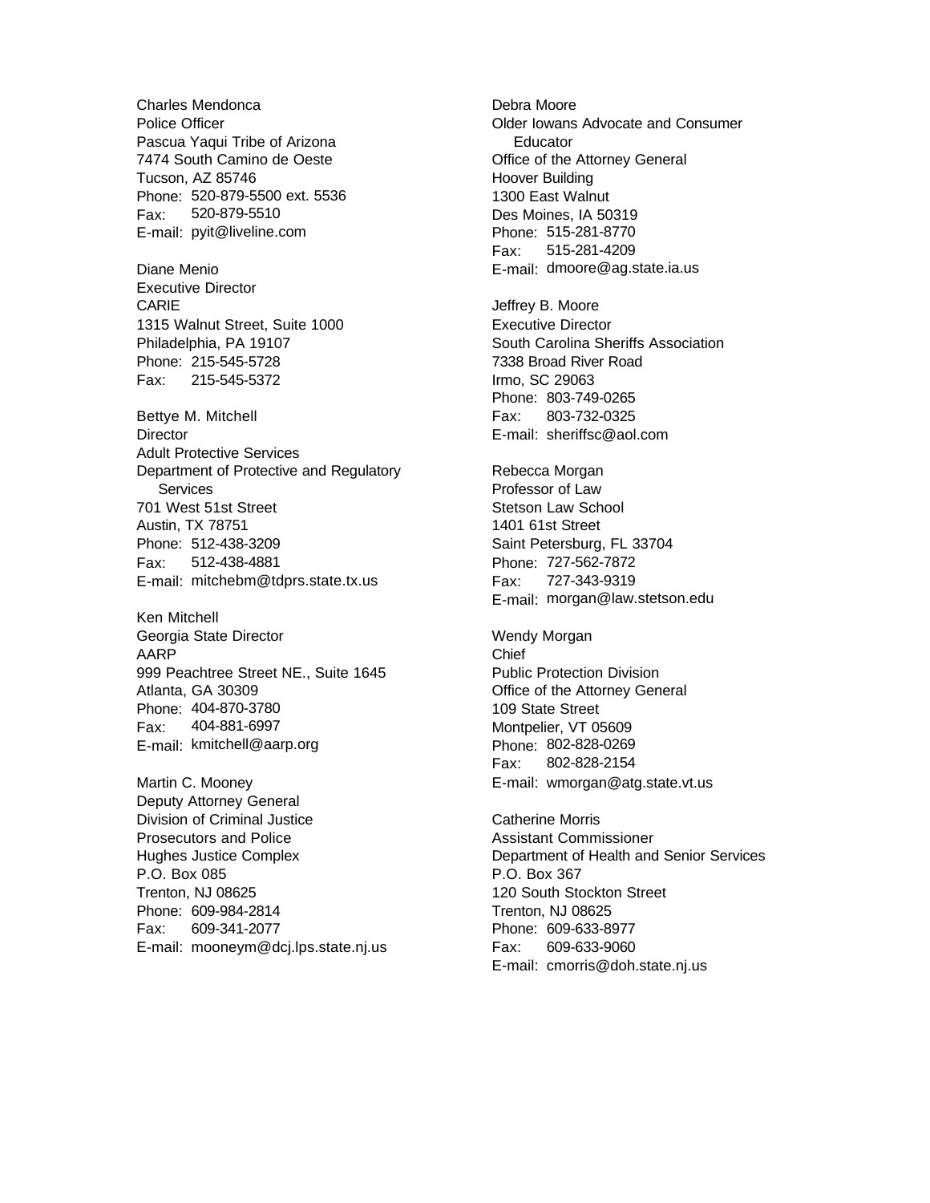Charles Mendonca
Police Officer
Pascua Yaqui Tribe of Arizona
7474 South Camino de Oeste
Tucson, AZ 85746
Phone: 520-879-5500 ext. 5536
Fax: 520-879-5510
E-mail: pyit@liveline.com

Diane Menio
Executive Director
CARIE
1315 Walnut Street, Suite 1000
Philadelphia, PA 19107
Phone: 215-545-5728
Fax: 215-545-5372

Bettye M. Mitchell
Director
Adult Protective Services
Department of Protective and Regulatory Services
701 West 51st Street
Austin, TX 78751
Phone: 512-438-3209
Fax: 512-438-4881
E-mail: mitchebm@tdprs.state.tx.us

Ken Mitchell
Georgia State Director
AARP
999 Peachtree Street NE., Suite 1645
Atlanta, GA 30309
Phone: 404-870-3780
Fax: 404-881-6997
E-mail: kmitchell@aarp.org

Martin C. Mooney
Deputy Attorney General
Division of Criminal Justice
Prosecutors and Police
Hughes Justice Complex
P.O. Box 085
Trenton, NJ 08625
Phone: 609-984-2814
Fax: 609-341-2077
E-mail: mooneym@dcj.lps.state.nj.us

Debra Moore
Older Iowans Advocate and Consumer Educator
Office of the Attorney General
Hoover Building
1300 East Walnut
Des Moines, IA 50319
Phone: 515-281-8770
Fax: 515-281-4209
E-mail: dmoore@ag.state.ia.us

Jeffrey B. Moore
Executive Director
South Carolina Sheriffs Association
7338 Broad River Road
Irmo, SC 29063
Phone: 803-749-0265
Fax: 803-732-0325
E-mail: sheriffsc@aol.com

Rebecca Morgan
Professor of Law
Stetson Law School
1401 61st Street
Saint Petersburg, FL 33704
Phone: 727-562-7872
Fax: 727-343-9319
E-mail: morgan@law.stetson.edu

Wendy Morgan
Chief
Public Protection Division
Office of the Attorney General
109 State Street
Montpelier, VT 05609
Phone: 802-828-0269
Fax: 802-828-2154
E-mail: wmorgan@atg.state.vt.us

Catherine Morris
Assistant Commissioner
Department of Health and Senior Services
P.O. Box 367
120 South Stockton Street
Trenton, NJ 08625
Phone: 609-633-8977
Fax: 609-633-9060
E-mail: cmorris@doh.state.nj.us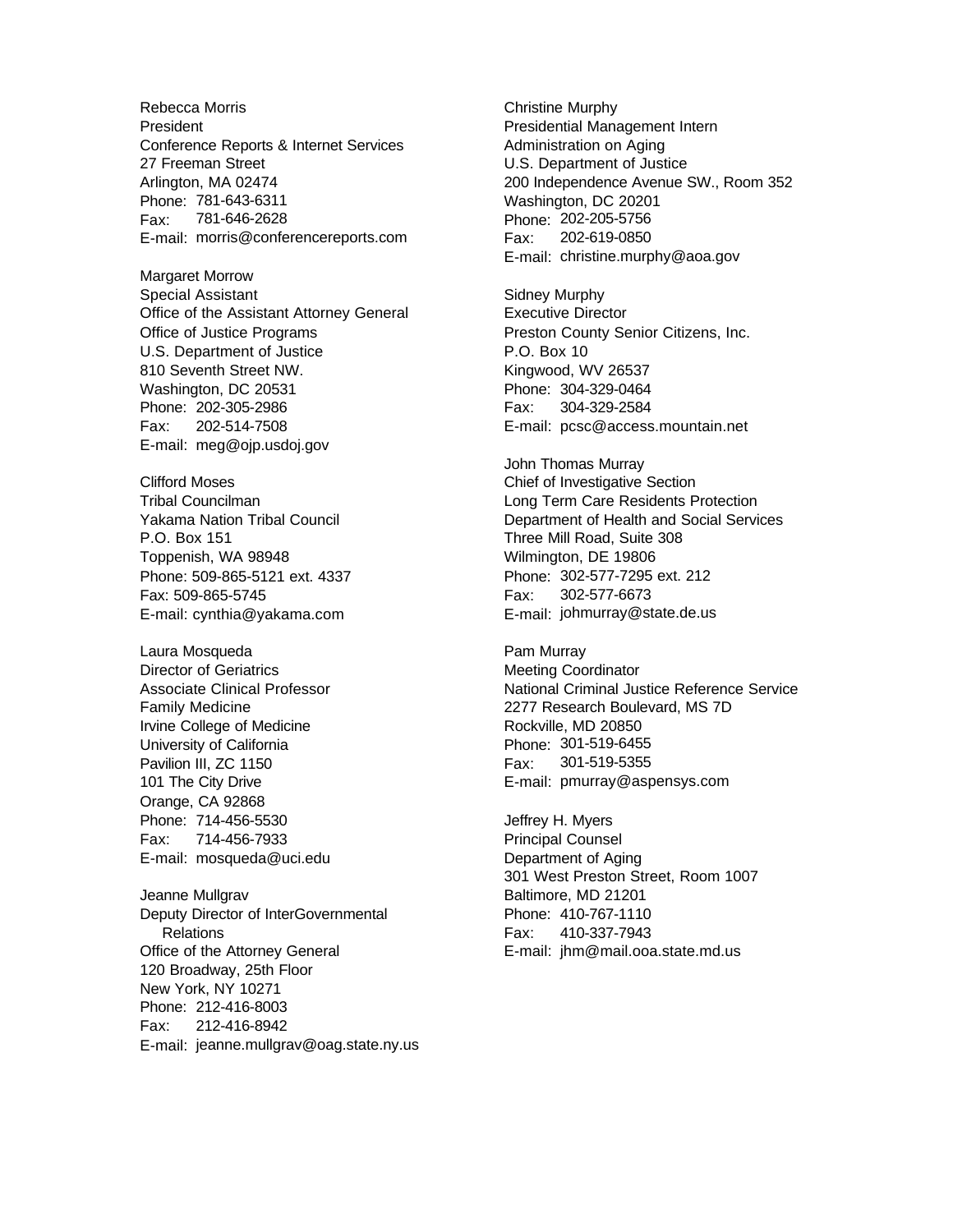Rebecca Morris
President
Conference Reports & Internet Services
27 Freeman Street
Arlington, MA 02474
Phone: 781-643-6311
Fax: 781-646-2628
E-mail: morris@conferencereports.com

Margaret Morrow
Special Assistant
Office of the Assistant Attorney General
Office of Justice Programs
U.S. Department of Justice
810 Seventh Street NW.
Washington, DC 20531
Phone: 202-305-2986
Fax: 202-514-7508
E-mail: meg@ojp.usdoj.gov

Clifford Moses
Tribal Councilman
Yakama Nation Tribal Council
P.O. Box 151
Toppenish, WA 98948
Phone: 509-865-5121 ext. 4337
Fax: 509-865-5745
E-mail: cynthia@yakama.com

Laura Mosqueda
Director of Geriatrics
Associate Clinical Professor
Family Medicine
Irvine College of Medicine
University of California
Pavilion III, ZC 1150
101 The City Drive
Orange, CA 92868
Phone: 714-456-5530
Fax: 714-456-7933
E-mail: mosqueda@uci.edu

Jeanne Mullgrav
Deputy Director of InterGovernmental Relations
Office of the Attorney General
120 Broadway, 25th Floor
New York, NY 10271
Phone: 212-416-8003
Fax: 212-416-8942
E-mail: jeanne.mullgrav@oag.state.ny.us

Christine Murphy
Presidential Management Intern
Administration on Aging
U.S. Department of Justice
200 Independence Avenue SW., Room 352
Washington, DC 20201
Phone: 202-205-5756
Fax: 202-619-0850
E-mail: christine.murphy@aoa.gov

Sidney Murphy
Executive Director
Preston County Senior Citizens, Inc.
P.O. Box 10
Kingwood, WV 26537
Phone: 304-329-0464
Fax: 304-329-2584
E-mail: pcsc@access.mountain.net

John Thomas Murray
Chief of Investigative Section
Long Term Care Residents Protection
Department of Health and Social Services
Three Mill Road, Suite 308
Wilmington, DE 19806
Phone: 302-577-7295 ext. 212
Fax: 302-577-6673
E-mail: johmurray@state.de.us

Pam Murray
Meeting Coordinator
National Criminal Justice Reference Service
2277 Research Boulevard, MS 7D
Rockville, MD 20850
Phone: 301-519-6455
Fax: 301-519-5355
E-mail: pmurray@aspensys.com

Jeffrey H. Myers
Principal Counsel
Department of Aging
301 West Preston Street, Room 1007
Baltimore, MD 21201
Phone: 410-767-1110
Fax: 410-337-7943
E-mail: jhm@mail.ooa.state.md.us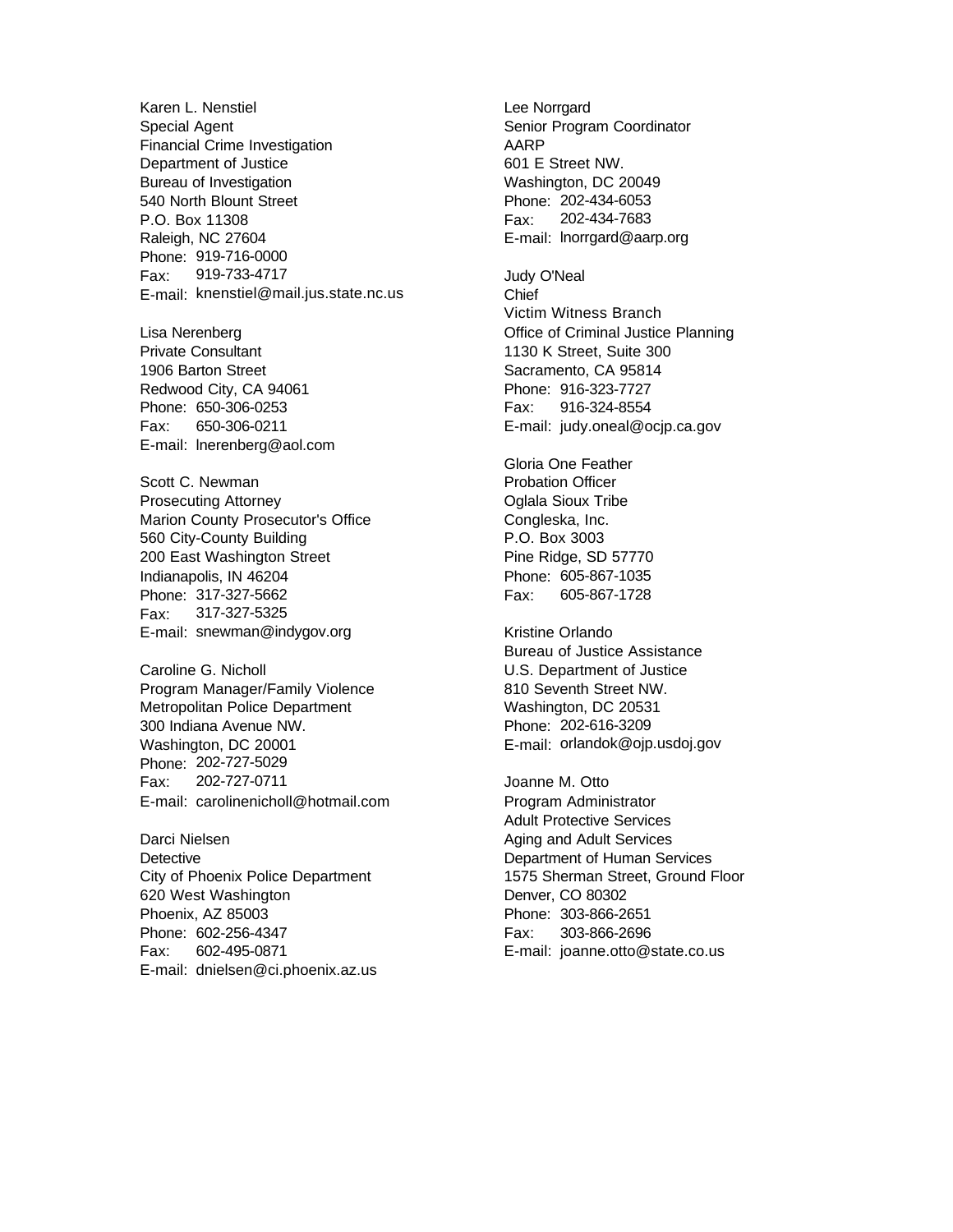Karen L. Nenstiel
Special Agent
Financial Crime Investigation
Department of Justice
Bureau of Investigation
540 North Blount Street
P.O. Box 11308
Raleigh, NC 27604
Phone: 919-716-0000
Fax: 919-733-4717
E-mail: knenstiel@mail.jus.state.nc.us

Lisa Nerenberg
Private Consultant
1906 Barton Street
Redwood City, CA 94061
Phone: 650-306-0253
Fax: 650-306-0211
E-mail: lnerenberg@aol.com

Scott C. Newman
Prosecuting Attorney
Marion County Prosecutor's Office
560 City-County Building
200 East Washington Street
Indianapolis, IN 46204
Phone: 317-327-5662
Fax: 317-327-5325
E-mail: snewman@indygov.org

Caroline G. Nicholl
Program Manager/Family Violence
Metropolitan Police Department
300 Indiana Avenue NW.
Washington, DC 20001
Phone: 202-727-5029
Fax: 202-727-0711
E-mail: carolinenicholl@hotmail.com

Darci Nielsen
Detective
City of Phoenix Police Department
620 West Washington
Phoenix, AZ 85003
Phone: 602-256-4347
Fax: 602-495-0871
E-mail: dnielsen@ci.phoenix.az.us

Lee Norrgard
Senior Program Coordinator
AARP
601 E Street NW.
Washington, DC 20049
Phone: 202-434-6053
Fax: 202-434-7683
E-mail: lnorrgard@aarp.org

Judy O'Neal
Chief
Victim Witness Branch
Office of Criminal Justice Planning
1130 K Street, Suite 300
Sacramento, CA 95814
Phone: 916-323-7727
Fax: 916-324-8554
E-mail: judy.oneal@ocjp.ca.gov

Gloria One Feather
Probation Officer
Oglala Sioux Tribe
Congleska, Inc.
P.O. Box 3003
Pine Ridge, SD 57770
Phone: 605-867-1035
Fax: 605-867-1728

Kristine Orlando
Bureau of Justice Assistance
U.S. Department of Justice
810 Seventh Street NW.
Washington, DC 20531
Phone: 202-616-3209
E-mail: orlandok@ojp.usdoj.gov

Joanne M. Otto
Program Administrator
Adult Protective Services
Aging and Adult Services
Department of Human Services
1575 Sherman Street, Ground Floor
Denver, CO 80302
Phone: 303-866-2651
Fax: 303-866-2696
E-mail: joanne.otto@state.co.us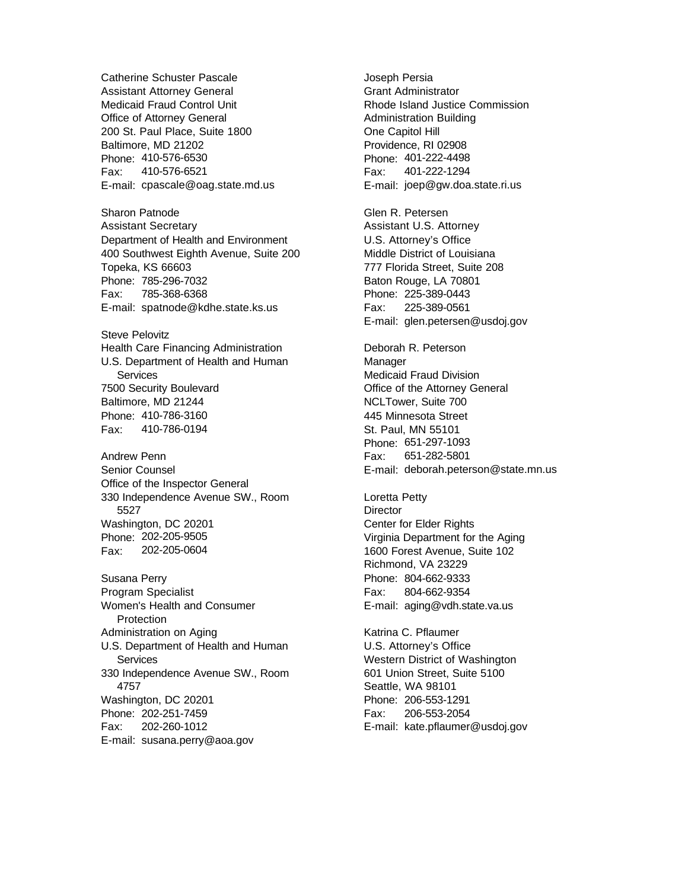Catherine Schuster Pascale
Assistant Attorney General
Medicaid Fraud Control Unit
Office of Attorney General
200 St. Paul Place, Suite 1800
Baltimore, MD 21202
Phone: 410-576-6530
Fax: 410-576-6521
E-mail: cpascale@oag.state.md.us

Sharon Patnode
Assistant Secretary
Department of Health and Environment
400 Southwest Eighth Avenue, Suite 200
Topeka, KS 66603
Phone: 785-296-7032
Fax: 785-368-6368
E-mail: spatnode@kdhe.state.ks.us

Steve Pelovitz
Health Care Financing Administration
U.S. Department of Health and Human Services
7500 Security Boulevard
Baltimore, MD 21244
Phone: 410-786-3160
Fax: 410-786-0194

Andrew Penn
Senior Counsel
Office of the Inspector General
330 Independence Avenue SW., Room 5527
Washington, DC 20201
Phone: 202-205-9505
Fax: 202-205-0604

Susana Perry
Program Specialist
Women's Health and Consumer Protection
Administration on Aging
U.S. Department of Health and Human Services
330 Independence Avenue SW., Room 4757
Washington, DC 20201
Phone: 202-251-7459
Fax: 202-260-1012
E-mail: susana.perry@aoa.gov

Joseph Persia
Grant Administrator
Rhode Island Justice Commission
Administration Building
One Capitol Hill
Providence, RI 02908
Phone: 401-222-4498
Fax: 401-222-1294
E-mail: joep@gw.doa.state.ri.us

Glen R. Petersen
Assistant U.S. Attorney
U.S. Attorney's Office
Middle District of Louisiana
777 Florida Street, Suite 208
Baton Rouge, LA 70801
Phone: 225-389-0443
Fax: 225-389-0561
E-mail: glen.petersen@usdoj.gov

Deborah R. Peterson
Manager
Medicaid Fraud Division
Office of the Attorney General
NCLTower, Suite 700
445 Minnesota Street
St. Paul, MN 55101
Phone: 651-297-1093
Fax: 651-282-5801
E-mail: deborah.peterson@state.mn.us

Loretta Petty
Director
Center for Elder Rights
Virginia Department for the Aging
1600 Forest Avenue, Suite 102
Richmond, VA 23229
Phone: 804-662-9333
Fax: 804-662-9354
E-mail: aging@vdh.state.va.us

Katrina C. Pflaumer
U.S. Attorney's Office
Western District of Washington
601 Union Street, Suite 5100
Seattle, WA 98101
Phone: 206-553-1291
Fax: 206-553-2054
E-mail: kate.pflaumer@usdoj.gov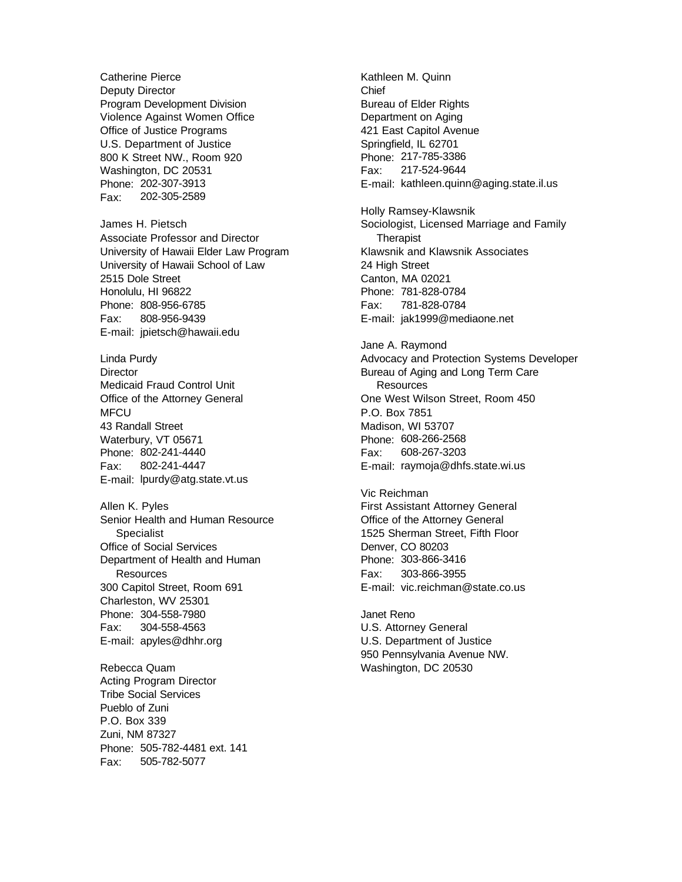Catherine Pierce
Deputy Director
Program Development Division
Violence Against Women Office
Office of Justice Programs
U.S. Department of Justice
800 K Street NW., Room 920
Washington, DC 20531
Phone: 202-307-3913
Fax: 202-305-2589

James H. Pietsch
Associate Professor and Director
University of Hawaii Elder Law Program
University of Hawaii School of Law
2515 Dole Street
Honolulu, HI 96822
Phone: 808-956-6785
Fax: 808-956-9439
E-mail: jpietsch@hawaii.edu

Linda Purdy
Director
Medicaid Fraud Control Unit
Office of the Attorney General
MFCU
43 Randall Street
Waterbury, VT 05671
Phone: 802-241-4440
Fax: 802-241-4447
E-mail: lpurdy@atg.state.vt.us

Allen K. Pyles
Senior Health and Human Resource Specialist
Office of Social Services
Department of Health and Human Resources
300 Capitol Street, Room 691
Charleston, WV 25301
Phone: 304-558-7980
Fax: 304-558-4563
E-mail: apyles@dhhr.org

Rebecca Quam
Acting Program Director
Tribe Social Services
Pueblo of Zuni
P.O. Box 339
Zuni, NM 87327
Phone: 505-782-4481 ext. 141
Fax: 505-782-5077

Kathleen M. Quinn
Chief
Bureau of Elder Rights
Department on Aging
421 East Capitol Avenue
Springfield, IL 62701
Phone: 217-785-3386
Fax: 217-524-9644
E-mail: kathleen.quinn@aging.state.il.us

Holly Ramsey-Klawsnik
Sociologist, Licensed Marriage and Family Therapist
Klawsnik and Klawsnik Associates
24 High Street
Canton, MA 02021
Phone: 781-828-0784
Fax: 781-828-0784
E-mail: jak1999@mediaone.net

Jane A. Raymond
Advocacy and Protection Systems Developer
Bureau of Aging and Long Term Care Resources
One West Wilson Street, Room 450
P.O. Box 7851
Madison, WI 53707
Phone: 608-266-2568
Fax: 608-267-3203
E-mail: raymoja@dhfs.state.wi.us

Vic Reichman
First Assistant Attorney General
Office of the Attorney General
1525 Sherman Street, Fifth Floor
Denver, CO 80203
Phone: 303-866-3416
Fax: 303-866-3955
E-mail: vic.reichman@state.co.us

Janet Reno
U.S. Attorney General
U.S. Department of Justice
950 Pennsylvania Avenue NW.
Washington, DC 20530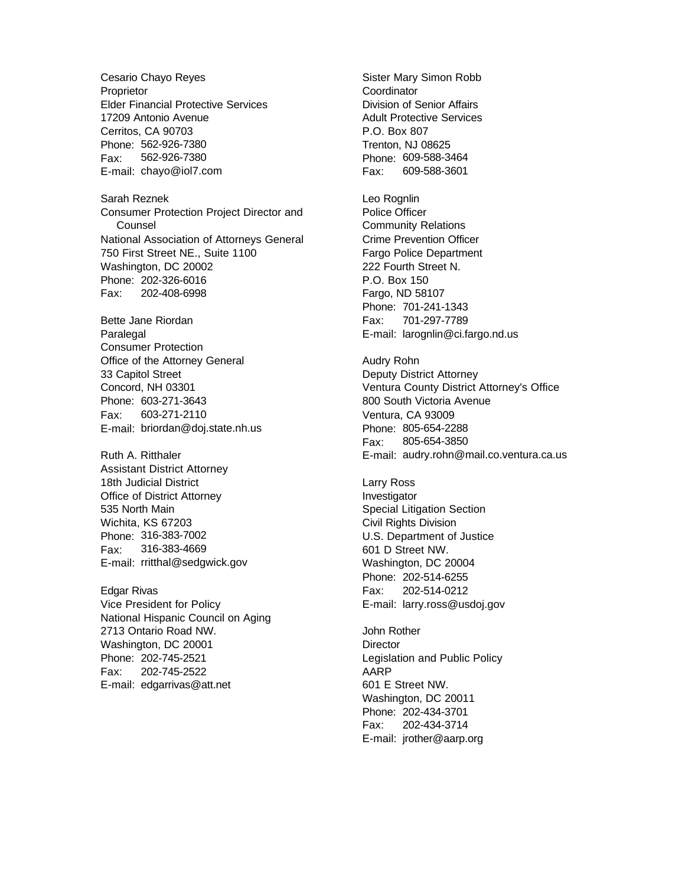Cesario Chayo Reyes
Proprietor
Elder Financial Protective Services
17209 Antonio Avenue
Cerritos, CA 90703
Phone: 562-926-7380
Fax: 562-926-7380
E-mail: chayo@iol7.com

Sarah Reznek
Consumer Protection Project Director and Counsel
National Association of Attorneys General
750 First Street NE., Suite 1100
Washington, DC 20002
Phone: 202-326-6016
Fax: 202-408-6998

Bette Jane Riordan
Paralegal
Consumer Protection
Office of the Attorney General
33 Capitol Street
Concord, NH 03301
Phone: 603-271-3643
Fax: 603-271-2110
E-mail: briordan@doj.state.nh.us

Ruth A. Ritthaler
Assistant District Attorney
18th Judicial District
Office of District Attorney
535 North Main
Wichita, KS 67203
Phone: 316-383-7002
Fax: 316-383-4669
E-mail: rritthal@sedgwick.gov

Edgar Rivas
Vice President for Policy
National Hispanic Council on Aging
2713 Ontario Road NW.
Washington, DC 20001
Phone: 202-745-2521
Fax: 202-745-2522
E-mail: edgarrivas@att.net

Sister Mary Simon Robb
Coordinator
Division of Senior Affairs
Adult Protective Services
P.O. Box 807
Trenton, NJ 08625
Phone: 609-588-3464
Fax: 609-588-3601

Leo Rognlin
Police Officer
Community Relations
Crime Prevention Officer
Fargo Police Department
222 Fourth Street N.
P.O. Box 150
Fargo, ND 58107
Phone: 701-241-1343
Fax: 701-297-7789
E-mail: larognlin@ci.fargo.nd.us

Audry Rohn
Deputy District Attorney
Ventura County District Attorney's Office
800 South Victoria Avenue
Ventura, CA 93009
Phone: 805-654-2288
Fax: 805-654-3850
E-mail: audry.rohn@mail.co.ventura.ca.us

Larry Ross
Investigator
Special Litigation Section
Civil Rights Division
U.S. Department of Justice
601 D Street NW.
Washington, DC 20004
Phone: 202-514-6255
Fax: 202-514-0212
E-mail: larry.ross@usdoj.gov

John Rother
Director
Legislation and Public Policy
AARP
601 E Street NW.
Washington, DC 20011
Phone: 202-434-3701
Fax: 202-434-3714
E-mail: jrother@aarp.org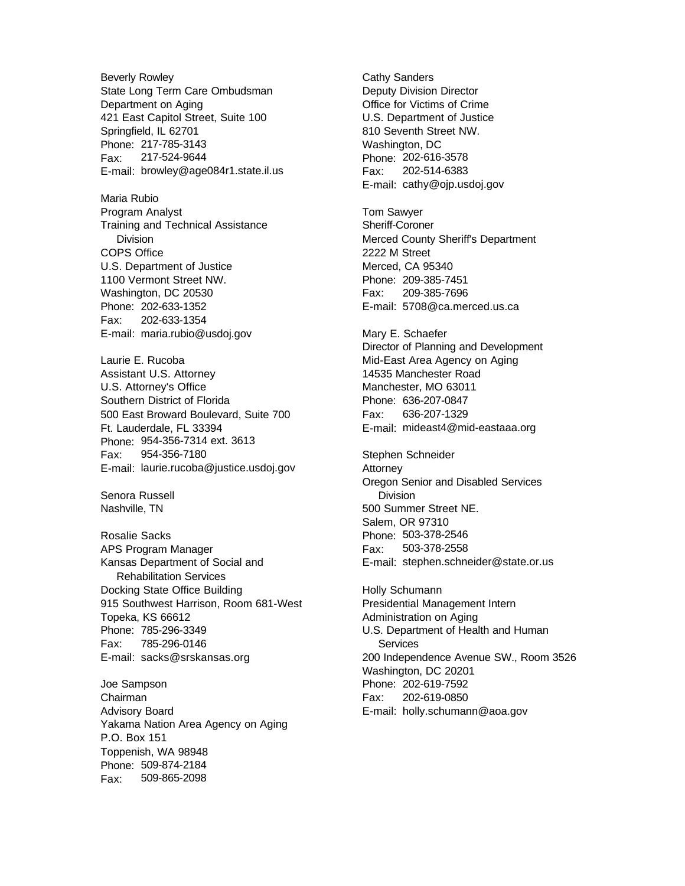Beverly Rowley
State Long Term Care Ombudsman
Department on Aging
421 East Capitol Street, Suite 100
Springfield, IL 62701
Phone: 217-785-3143
Fax: 217-524-9644
E-mail: browley@age084r1.state.il.us

Maria Rubio
Program Analyst
Training and Technical Assistance Division
COPS Office
U.S. Department of Justice
1100 Vermont Street NW.
Washington, DC 20530
Phone: 202-633-1352
Fax: 202-633-1354
E-mail: maria.rubio@usdoj.gov

Laurie E. Rucoba
Assistant U.S. Attorney
U.S. Attorney's Office
Southern District of Florida
500 East Broward Boulevard, Suite 700
Ft. Lauderdale, FL 33394
Phone: 954-356-7314 ext. 3613
Fax: 954-356-7180
E-mail: laurie.rucoba@justice.usdoj.gov

Senora Russell
Nashville, TN

Rosalie Sacks
APS Program Manager
Kansas Department of Social and Rehabilitation Services
Docking State Office Building
915 Southwest Harrison, Room 681-West
Topeka, KS 66612
Phone: 785-296-3349
Fax: 785-296-0146
E-mail: sacks@srskansas.org

Joe Sampson
Chairman
Advisory Board
Yakama Nation Area Agency on Aging
P.O. Box 151
Toppenish, WA 98948
Phone: 509-874-2184
Fax: 509-865-2098

Cathy Sanders
Deputy Division Director
Office for Victims of Crime
U.S. Department of Justice
810 Seventh Street NW.
Washington, DC
Phone: 202-616-3578
Fax: 202-514-6383
E-mail: cathy@ojp.usdoj.gov

Tom Sawyer
Sheriff-Coroner
Merced County Sheriff's Department
2222 M Street
Merced, CA 95340
Phone: 209-385-7451
Fax: 209-385-7696
E-mail: 5708@ca.merced.us.ca

Mary E. Schaefer
Director of Planning and Development
Mid-East Area Agency on Aging
14535 Manchester Road
Manchester, MO 63011
Phone: 636-207-0847
Fax: 636-207-1329
E-mail: mideast4@mid-eastaaa.org

Stephen Schneider
Attorney
Oregon Senior and Disabled Services Division
500 Summer Street NE.
Salem, OR 97310
Phone: 503-378-2546
Fax: 503-378-2558
E-mail: stephen.schneider@state.or.us

Holly Schumann
Presidential Management Intern
Administration on Aging
U.S. Department of Health and Human Services
200 Independence Avenue SW., Room 3526
Washington, DC 20201
Phone: 202-619-7592
Fax: 202-619-0850
E-mail: holly.schumann@aoa.gov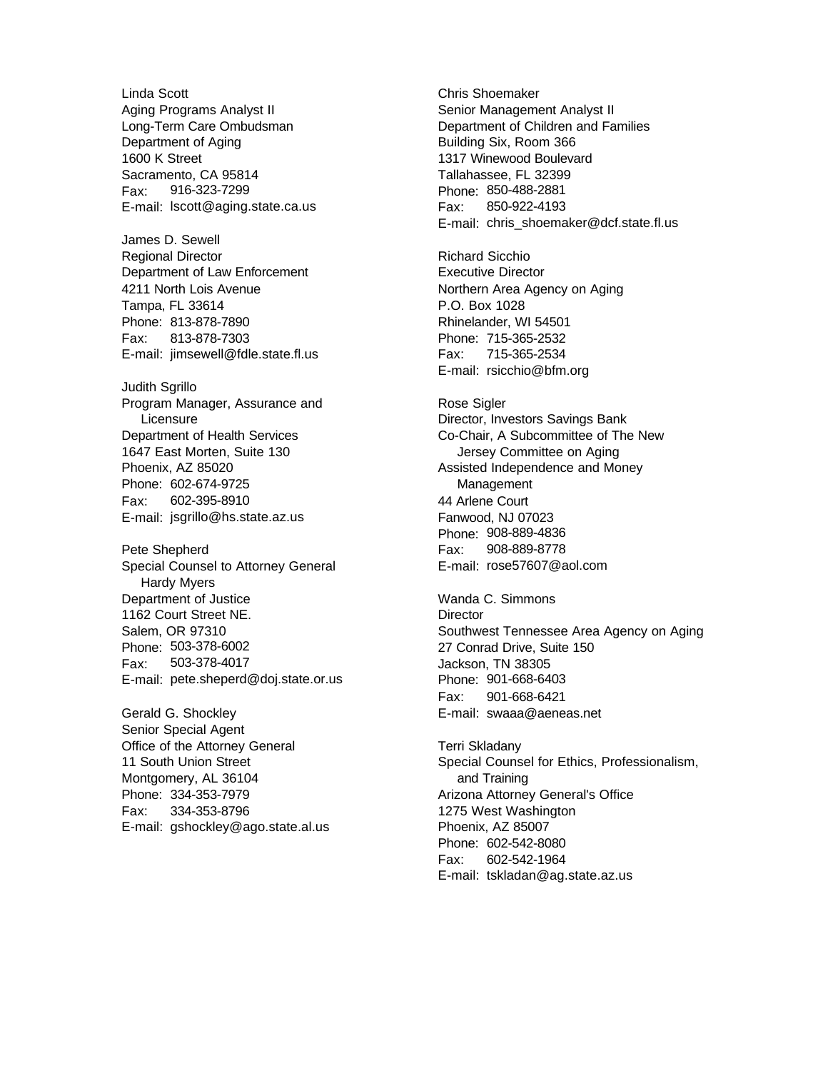Linda Scott
Aging Programs Analyst II
Long-Term Care Ombudsman
Department of Aging
1600 K Street
Sacramento, CA 95814
Fax: 916-323-7299
E-mail: lscott@aging.state.ca.us

James D. Sewell
Regional Director
Department of Law Enforcement
4211 North Lois Avenue
Tampa, FL 33614
Phone: 813-878-7890
Fax: 813-878-7303
E-mail: jimsewell@fdle.state.fl.us

Judith Sgrillo
Program Manager, Assurance and Licensure
Department of Health Services
1647 East Morten, Suite 130
Phoenix, AZ 85020
Phone: 602-674-9725
Fax: 602-395-8910
E-mail: jsgrillo@hs.state.az.us

Pete Shepherd
Special Counsel to Attorney General Hardy Myers
Department of Justice
1162 Court Street NE.
Salem, OR 97310
Phone: 503-378-6002
Fax: 503-378-4017
E-mail: pete.sheperd@doj.state.or.us

Gerald G. Shockley
Senior Special Agent
Office of the Attorney General
11 South Union Street
Montgomery, AL 36104
Phone: 334-353-7979
Fax: 334-353-8796
E-mail: gshockley@ago.state.al.us

Chris Shoemaker
Senior Management Analyst II
Department of Children and Families
Building Six, Room 366
1317 Winewood Boulevard
Tallahassee, FL 32399
Phone: 850-488-2881
Fax: 850-922-4193
E-mail: chris_shoemaker@dcf.state.fl.us

Richard Sicchio
Executive Director
Northern Area Agency on Aging
P.O. Box 1028
Rhinelander, WI 54501
Phone: 715-365-2532
Fax: 715-365-2534
E-mail: rsicchio@bfm.org

Rose Sigler
Director, Investors Savings Bank
Co-Chair, A Subcommittee of The New Jersey Committee on Aging
Assisted Independence and Money Management
44 Arlene Court
Fanwood, NJ 07023
Phone: 908-889-4836
Fax: 908-889-8778
E-mail: rose57607@aol.com

Wanda C. Simmons
Director
Southwest Tennessee Area Agency on Aging
27 Conrad Drive, Suite 150
Jackson, TN 38305
Phone: 901-668-6403
Fax: 901-668-6421
E-mail: swaaa@aeneas.net

Terri Skladany
Special Counsel for Ethics, Professionalism, and Training
Arizona Attorney General's Office
1275 West Washington
Phoenix, AZ 85007
Phone: 602-542-8080
Fax: 602-542-1964
E-mail: tskladan@ag.state.az.us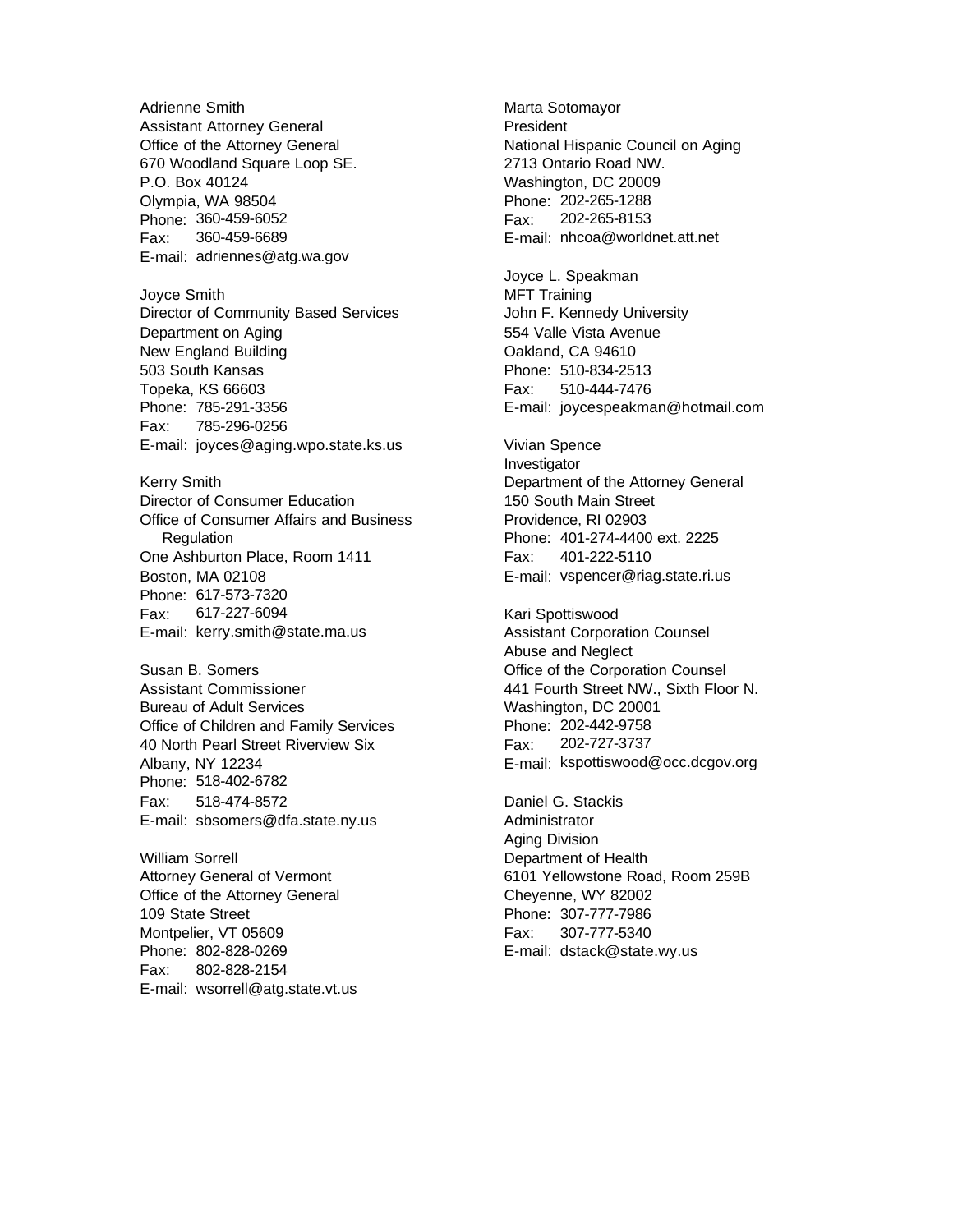Adrienne Smith
Assistant Attorney General
Office of the Attorney General
670 Woodland Square Loop SE.
P.O. Box 40124
Olympia, WA 98504
Phone: 360-459-6052
Fax: 360-459-6689
E-mail: adriennes@atg.wa.gov

Joyce Smith
Director of Community Based Services
Department on Aging
New England Building
503 South Kansas
Topeka, KS 66603
Phone: 785-291-3356
Fax: 785-296-0256
E-mail: joyces@aging.wpo.state.ks.us

Kerry Smith
Director of Consumer Education
Office of Consumer Affairs and Business Regulation
One Ashburton Place, Room 1411
Boston, MA 02108
Phone: 617-573-7320
Fax: 617-227-6094
E-mail: kerry.smith@state.ma.us

Susan B. Somers
Assistant Commissioner
Bureau of Adult Services
Office of Children and Family Services
40 North Pearl Street Riverview Six
Albany, NY 12234
Phone: 518-402-6782
Fax: 518-474-8572
E-mail: sbsomers@dfa.state.ny.us

William Sorrell
Attorney General of Vermont
Office of the Attorney General
109 State Street
Montpelier, VT 05609
Phone: 802-828-0269
Fax: 802-828-2154
E-mail: wsorrell@atg.state.vt.us

Marta Sotomayor
President
National Hispanic Council on Aging
2713 Ontario Road NW.
Washington, DC 20009
Phone: 202-265-1288
Fax: 202-265-8153
E-mail: nhcoa@worldnet.att.net

Joyce L. Speakman
MFT Training
John F. Kennedy University
554 Valle Vista Avenue
Oakland, CA 94610
Phone: 510-834-2513
Fax: 510-444-7476
E-mail: joycespeakman@hotmail.com

Vivian Spence
Investigator
Department of the Attorney General
150 South Main Street
Providence, RI 02903
Phone: 401-274-4400 ext. 2225
Fax: 401-222-5110
E-mail: vspencer@riag.state.ri.us

Kari Spottiswood
Assistant Corporation Counsel
Abuse and Neglect
Office of the Corporation Counsel
441 Fourth Street NW., Sixth Floor N.
Washington, DC 20001
Phone: 202-442-9758
Fax: 202-727-3737
E-mail: kspottiswood@occ.dcgov.org

Daniel G. Stackis
Administrator
Aging Division
Department of Health
6101 Yellowstone Road, Room 259B
Cheyenne, WY 82002
Phone: 307-777-7986
Fax: 307-777-5340
E-mail: dstack@state.wy.us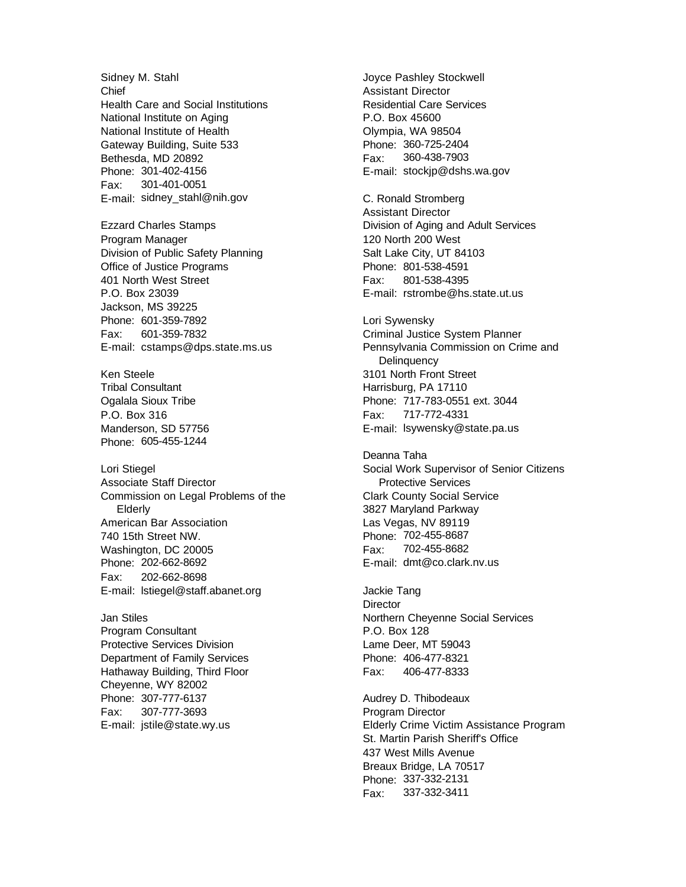Sidney M. Stahl
Chief
Health Care and Social Institutions
National Institute on Aging
National Institute of Health
Gateway Building, Suite 533
Bethesda, MD 20892
Phone: 301-402-4156
Fax: 301-401-0051
E-mail: sidney_stahl@nih.gov

Ezzard Charles Stamps
Program Manager
Division of Public Safety Planning
Office of Justice Programs
401 North West Street
P.O. Box 23039
Jackson, MS 39225
Phone: 601-359-7892
Fax: 601-359-7832
E-mail: cstamps@dps.state.ms.us

Ken Steele
Tribal Consultant
Ogalala Sioux Tribe
P.O. Box 316
Manderson, SD 57756
Phone: 605-455-1244

Lori Stiegel
Associate Staff Director
Commission on Legal Problems of the Elderly
American Bar Association
740 15th Street NW.
Washington, DC 20005
Phone: 202-662-8692
Fax: 202-662-8698
E-mail: lstiegel@staff.abanet.org

Jan Stiles
Program Consultant
Protective Services Division
Department of Family Services
Hathaway Building, Third Floor
Cheyenne, WY 82002
Phone: 307-777-6137
Fax: 307-777-3693
E-mail: jstile@state.wy.us

Joyce Pashley Stockwell
Assistant Director
Residential Care Services
P.O. Box 45600
Olympia, WA 98504
Phone: 360-725-2404
Fax: 360-438-7903
E-mail: stockjp@dshs.wa.gov

C. Ronald Stromberg
Assistant Director
Division of Aging and Adult Services
120 North 200 West
Salt Lake City, UT 84103
Phone: 801-538-4591
Fax: 801-538-4395
E-mail: rstrombe@hs.state.ut.us

Lori Sywensky
Criminal Justice System Planner
Pennsylvania Commission on Crime and Delinquency
3101 North Front Street
Harrisburg, PA 17110
Phone: 717-783-0551 ext. 3044
Fax: 717-772-4331
E-mail: lsywensky@state.pa.us

Deanna Taha
Social Work Supervisor of Senior Citizens Protective Services
Clark County Social Service
3827 Maryland Parkway
Las Vegas, NV 89119
Phone: 702-455-8687
Fax: 702-455-8682
E-mail: dmt@co.clark.nv.us

Jackie Tang
Director
Northern Cheyenne Social Services
P.O. Box 128
Lame Deer, MT 59043
Phone: 406-477-8321
Fax: 406-477-8333

Audrey D. Thibodeaux
Program Director
Elderly Crime Victim Assistance Program
St. Martin Parish Sheriff's Office
437 West Mills Avenue
Breaux Bridge, LA 70517
Phone: 337-332-2131
Fax: 337-332-3411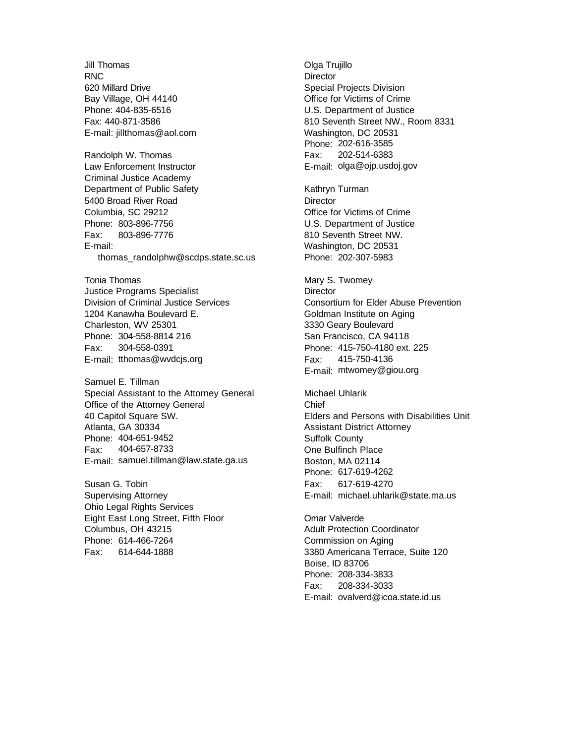Jill Thomas
RNC
620 Millard Drive
Bay Village, OH 44140
Phone: 404-835-6516
Fax: 440-871-3586
E-mail: jillthomas@aol.com

Randolph W. Thomas
Law Enforcement Instructor
Criminal Justice Academy
Department of Public Safety
5400 Broad River Road
Columbia, SC 29212
Phone: 803-896-7756
Fax: 803-896-7776
E-mail:
thomas_randolphw@scdps.state.sc.us

Tonia Thomas
Justice Programs Specialist
Division of Criminal Justice Services
1204 Kanawha Boulevard E.
Charleston, WV 25301
Phone: 304-558-8814 216
Fax: 304-558-0391
E-mail: tthomas@wvdcjs.org

Samuel E. Tillman
Special Assistant to the Attorney General
Office of the Attorney General
40 Capitol Square SW.
Atlanta, GA 30334
Phone: 404-651-9452
Fax: 404-657-8733
E-mail: samuel.tillman@law.state.ga.us

Susan G. Tobin
Supervising Attorney
Ohio Legal Rights Services
Eight East Long Street, Fifth Floor
Columbus, OH 43215
Phone: 614-466-7264
Fax: 614-644-1888

Olga Trujillo
Director
Special Projects Division
Office for Victims of Crime
U.S. Department of Justice
810 Seventh Street NW., Room 8331
Washington, DC 20531
Phone: 202-616-3585
Fax: 202-514-6383
E-mail: olga@ojp.usdoj.gov

Kathryn Turman
Director
Office for Victims of Crime
U.S. Department of Justice
810 Seventh Street NW.
Washington, DC 20531
Phone: 202-307-5983

Mary S. Twomey
Director
Consortium for Elder Abuse Prevention
Goldman Institute on Aging
3330 Geary Boulevard
San Francisco, CA 94118
Phone: 415-750-4180 ext. 225
Fax: 415-750-4136
E-mail: mtwomey@giou.org

Michael Uhlarik
Chief
Elders and Persons with Disabilities Unit
Assistant District Attorney
Suffolk County
One Bulfinch Place
Boston, MA 02114
Phone: 617-619-4262
Fax: 617-619-4270
E-mail: michael.uhlarik@state.ma.us

Omar Valverde
Adult Protection Coordinator
Commission on Aging
3380 Americana Terrace, Suite 120
Boise, ID 83706
Phone: 208-334-3833
Fax: 208-334-3033
E-mail: ovalverd@icoa.state.id.us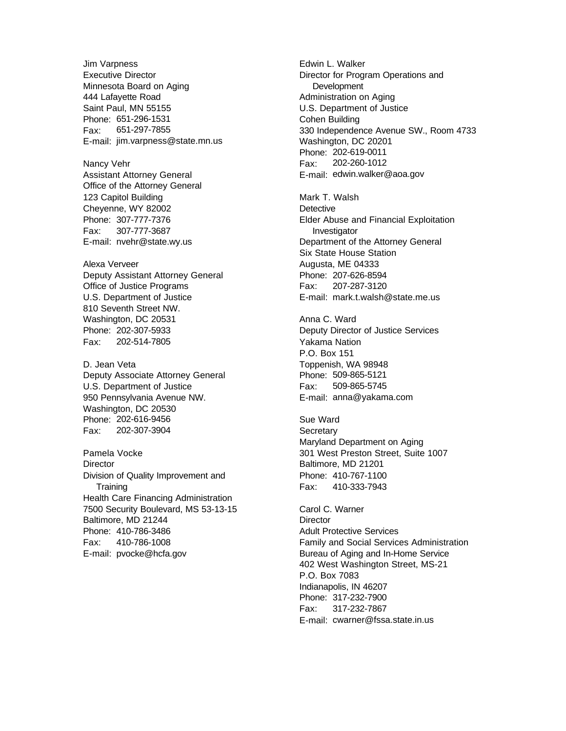Jim Varpness
Executive Director
Minnesota Board on Aging
444 Lafayette Road
Saint Paul, MN 55155
Phone: 651-296-1531
Fax: 651-297-7855
E-mail: jim.varpness@state.mn.us

Nancy Vehr
Assistant Attorney General
Office of the Attorney General
123 Capitol Building
Cheyenne, WY 82002
Phone: 307-777-7376
Fax: 307-777-3687
E-mail: nvehr@state.wy.us

Alexa Verveer
Deputy Assistant Attorney General
Office of Justice Programs
U.S. Department of Justice
810 Seventh Street NW.
Washington, DC 20531
Phone: 202-307-5933
Fax: 202-514-7805

D. Jean Veta
Deputy Associate Attorney General
U.S. Department of Justice
950 Pennsylvania Avenue NW.
Washington, DC 20530
Phone: 202-616-9456
Fax: 202-307-3904

Pamela Vocke
Director
Division of Quality Improvement and Training
Health Care Financing Administration
7500 Security Boulevard, MS 53-13-15
Baltimore, MD 21244
Phone: 410-786-3486
Fax: 410-786-1008
E-mail: pvocke@hcfa.gov

Edwin L. Walker
Director for Program Operations and Development
Administration on Aging
U.S. Department of Justice
Cohen Building
330 Independence Avenue SW., Room 4733
Washington, DC 20201
Phone: 202-619-0011
Fax: 202-260-1012
E-mail: edwin.walker@aoa.gov

Mark T. Walsh
Detective
Elder Abuse and Financial Exploitation Investigator
Department of the Attorney General
Six State House Station
Augusta, ME 04333
Phone: 207-626-8594
Fax: 207-287-3120
E-mail: mark.t.walsh@state.me.us

Anna C. Ward
Deputy Director of Justice Services
Yakama Nation
P.O. Box 151
Toppenish, WA 98948
Phone: 509-865-5121
Fax: 509-865-5745
E-mail: anna@yakama.com

Sue Ward
Secretary
Maryland Department on Aging
301 West Preston Street, Suite 1007
Baltimore, MD 21201
Phone: 410-767-1100
Fax: 410-333-7943

Carol C. Warner
Director
Adult Protective Services
Family and Social Services Administration
Bureau of Aging and In-Home Service
402 West Washington Street, MS-21
P.O. Box 7083
Indianapolis, IN 46207
Phone: 317-232-7900
Fax: 317-232-7867
E-mail: cwarner@fssa.state.in.us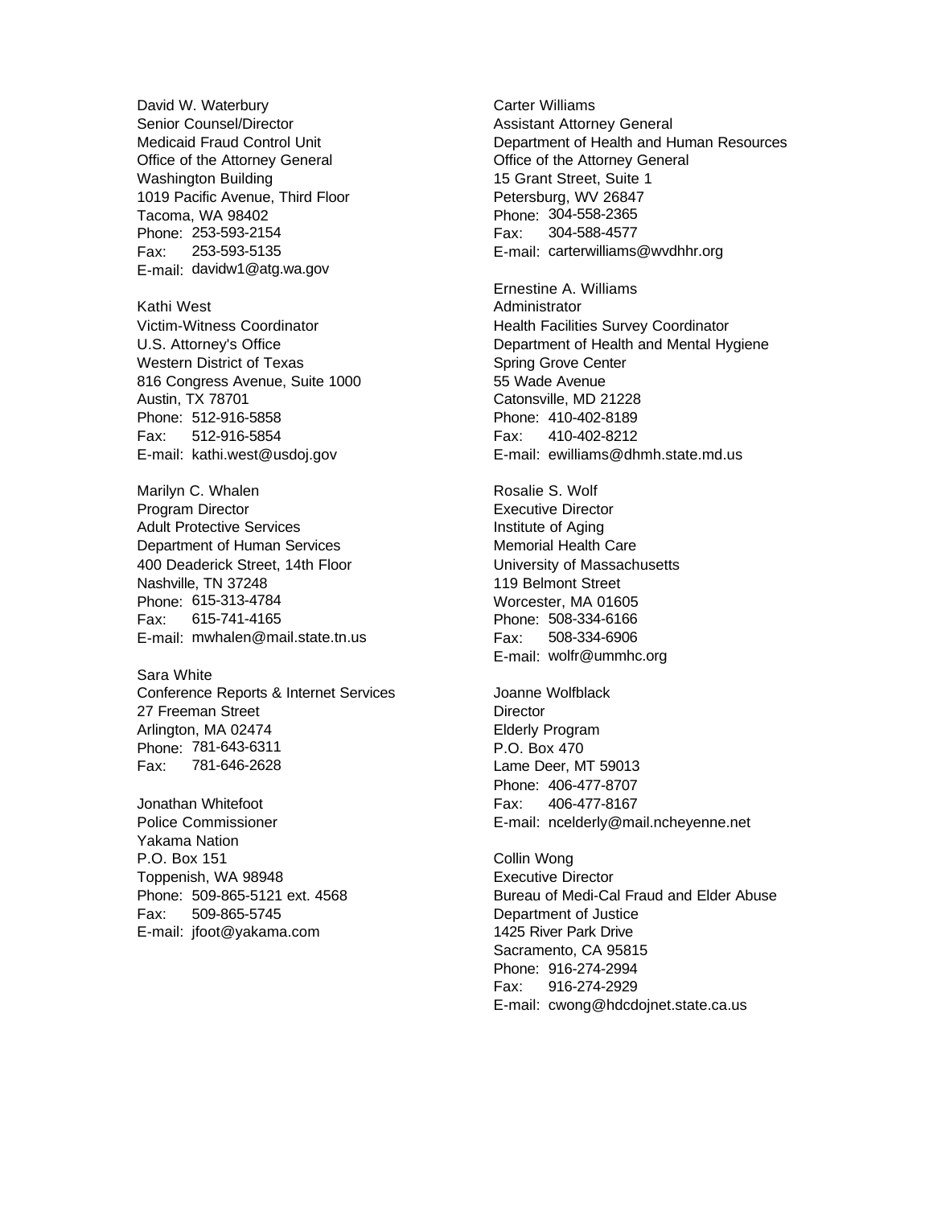David W. Waterbury
Senior Counsel/Director
Medicaid Fraud Control Unit
Office of the Attorney General
Washington Building
1019 Pacific Avenue, Third Floor
Tacoma, WA 98402
Phone: 253-593-2154
Fax: 253-593-5135
E-mail: davidw1@atg.wa.gov

Kathi West
Victim-Witness Coordinator
U.S. Attorney's Office
Western District of Texas
816 Congress Avenue, Suite 1000
Austin, TX 78701
Phone: 512-916-5858
Fax: 512-916-5854
E-mail: kathi.west@usdoj.gov

Marilyn C. Whalen
Program Director
Adult Protective Services
Department of Human Services
400 Deaderick Street, 14th Floor
Nashville, TN 37248
Phone: 615-313-4784
Fax: 615-741-4165
E-mail: mwhalen@mail.state.tn.us

Sara White
Conference Reports & Internet Services
27 Freeman Street
Arlington, MA 02474
Phone: 781-643-6311
Fax: 781-646-2628

Jonathan Whitefoot
Police Commissioner
Yakama Nation
P.O. Box 151
Toppenish, WA 98948
Phone: 509-865-5121 ext. 4568
Fax: 509-865-5745
E-mail: jfoot@yakama.com

Carter Williams
Assistant Attorney General
Department of Health and Human Resources
Office of the Attorney General
15 Grant Street, Suite 1
Petersburg, WV 26847
Phone: 304-558-2365
Fax: 304-588-4577
E-mail: carterwilliams@wvdhhr.org

Ernestine A. Williams
Administrator
Health Facilities Survey Coordinator
Department of Health and Mental Hygiene
Spring Grove Center
55 Wade Avenue
Catonsville, MD 21228
Phone: 410-402-8189
Fax: 410-402-8212
E-mail: ewilliams@dhmh.state.md.us

Rosalie S. Wolf
Executive Director
Institute of Aging
Memorial Health Care
University of Massachusetts
119 Belmont Street
Worcester, MA 01605
Phone: 508-334-6166
Fax: 508-334-6906
E-mail: wolfr@ummhc.org

Joanne Wolfblack
Director
Elderly Program
P.O. Box 470
Lame Deer, MT 59013
Phone: 406-477-8707
Fax: 406-477-8167
E-mail: ncelderly@mail.ncheyenne.net

Collin Wong
Executive Director
Bureau of Medi-Cal Fraud and Elder Abuse
Department of Justice
1425 River Park Drive
Sacramento, CA 95815
Phone: 916-274-2994
Fax: 916-274-2929
E-mail: cwong@hdcdojnet.state.ca.us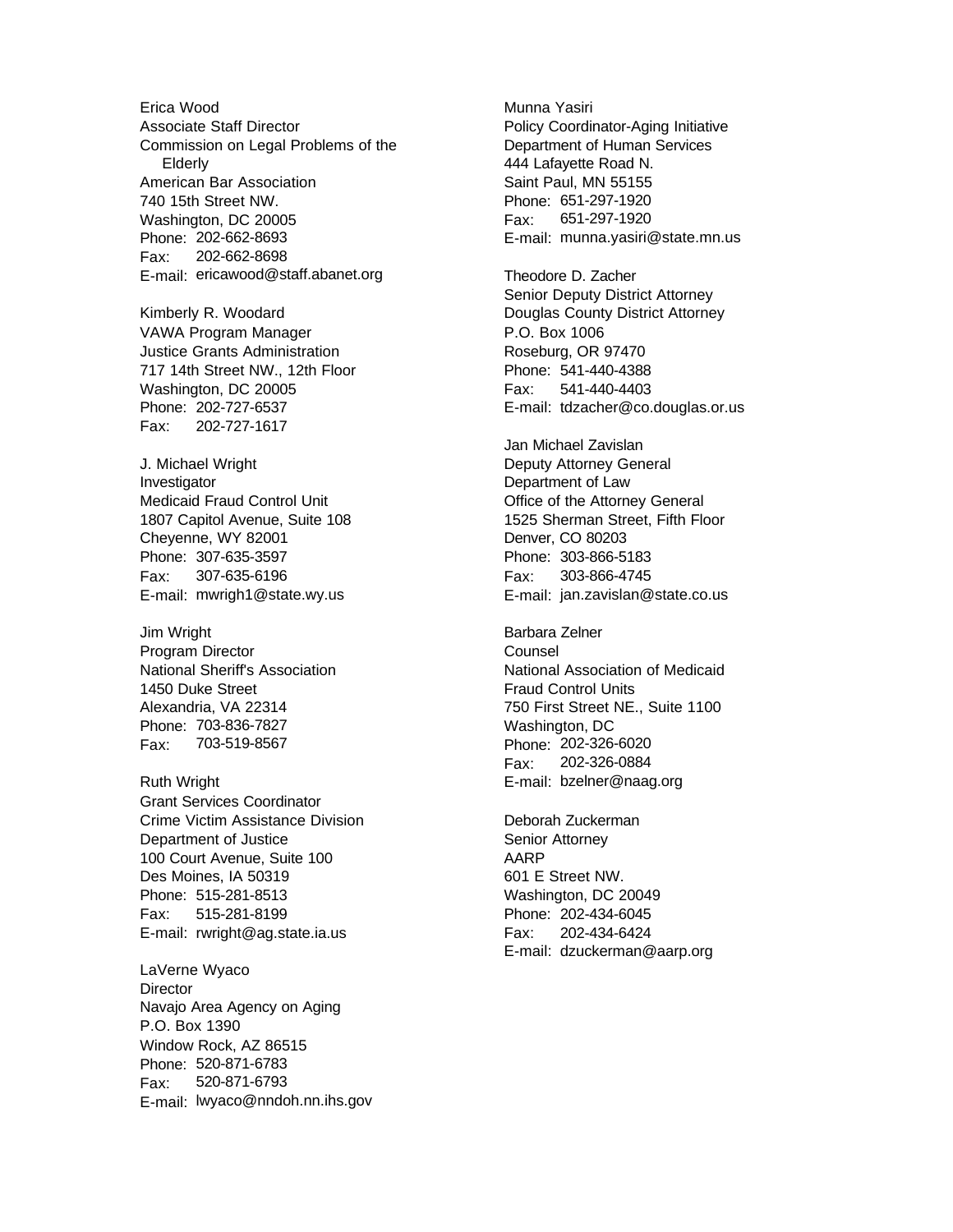Erica Wood
Associate Staff Director
Commission on Legal Problems of the Elderly
American Bar Association
740 15th Street NW.
Washington, DC 20005
Phone: 202-662-8693
Fax: 202-662-8698
E-mail: ericawood@staff.abanet.org

Kimberly R. Woodard
VAWA Program Manager
Justice Grants Administration
717 14th Street NW., 12th Floor
Washington, DC 20005
Phone: 202-727-6537
Fax: 202-727-1617

J. Michael Wright
Investigator
Medicaid Fraud Control Unit
1807 Capitol Avenue, Suite 108
Cheyenne, WY 82001
Phone: 307-635-3597
Fax: 307-635-6196
E-mail: mwrigh1@state.wy.us

Jim Wright
Program Director
National Sheriff's Association
1450 Duke Street
Alexandria, VA 22314
Phone: 703-836-7827
Fax: 703-519-8567

Ruth Wright
Grant Services Coordinator
Crime Victim Assistance Division
Department of Justice
100 Court Avenue, Suite 100
Des Moines, IA 50319
Phone: 515-281-8513
Fax: 515-281-8199
E-mail: rwright@ag.state.ia.us

LaVerne Wyaco
Director
Navajo Area Agency on Aging
P.O. Box 1390
Window Rock, AZ 86515
Phone: 520-871-6783
Fax: 520-871-6793
E-mail: lwyaco@nndoh.nn.ihs.gov

Munna Yasiri
Policy Coordinator-Aging Initiative
Department of Human Services
444 Lafayette Road N.
Saint Paul, MN 55155
Phone: 651-297-1920
Fax: 651-297-1920
E-mail: munna.yasiri@state.mn.us

Theodore D. Zacher
Senior Deputy District Attorney
Douglas County District Attorney
P.O. Box 1006
Roseburg, OR 97470
Phone: 541-440-4388
Fax: 541-440-4403
E-mail: tdzacher@co.douglas.or.us

Jan Michael Zavislan
Deputy Attorney General
Department of Law
Office of the Attorney General
1525 Sherman Street, Fifth Floor
Denver, CO 80203
Phone: 303-866-5183
Fax: 303-866-4745
E-mail: jan.zavislan@state.co.us

Barbara Zelner
Counsel
National Association of Medicaid Fraud Control Units
750 First Street NE., Suite 1100
Washington, DC
Phone: 202-326-6020
Fax: 202-326-0884
E-mail: bzelner@naag.org

Deborah Zuckerman
Senior Attorney
AARP
601 E Street NW.
Washington, DC 20049
Phone: 202-434-6045
Fax: 202-434-6424
E-mail: dzuckerman@aarp.org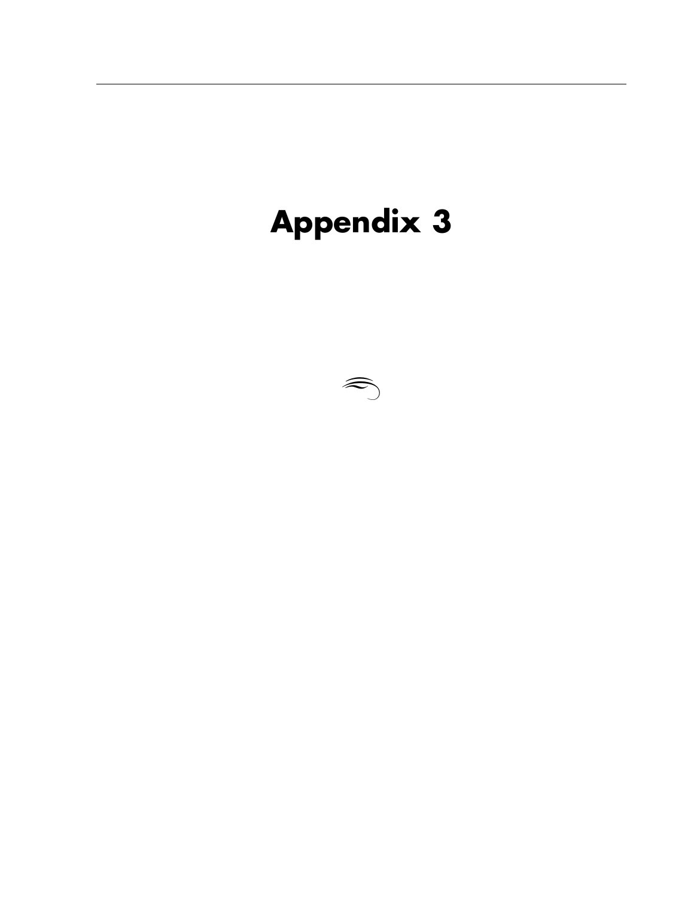# Appendix 3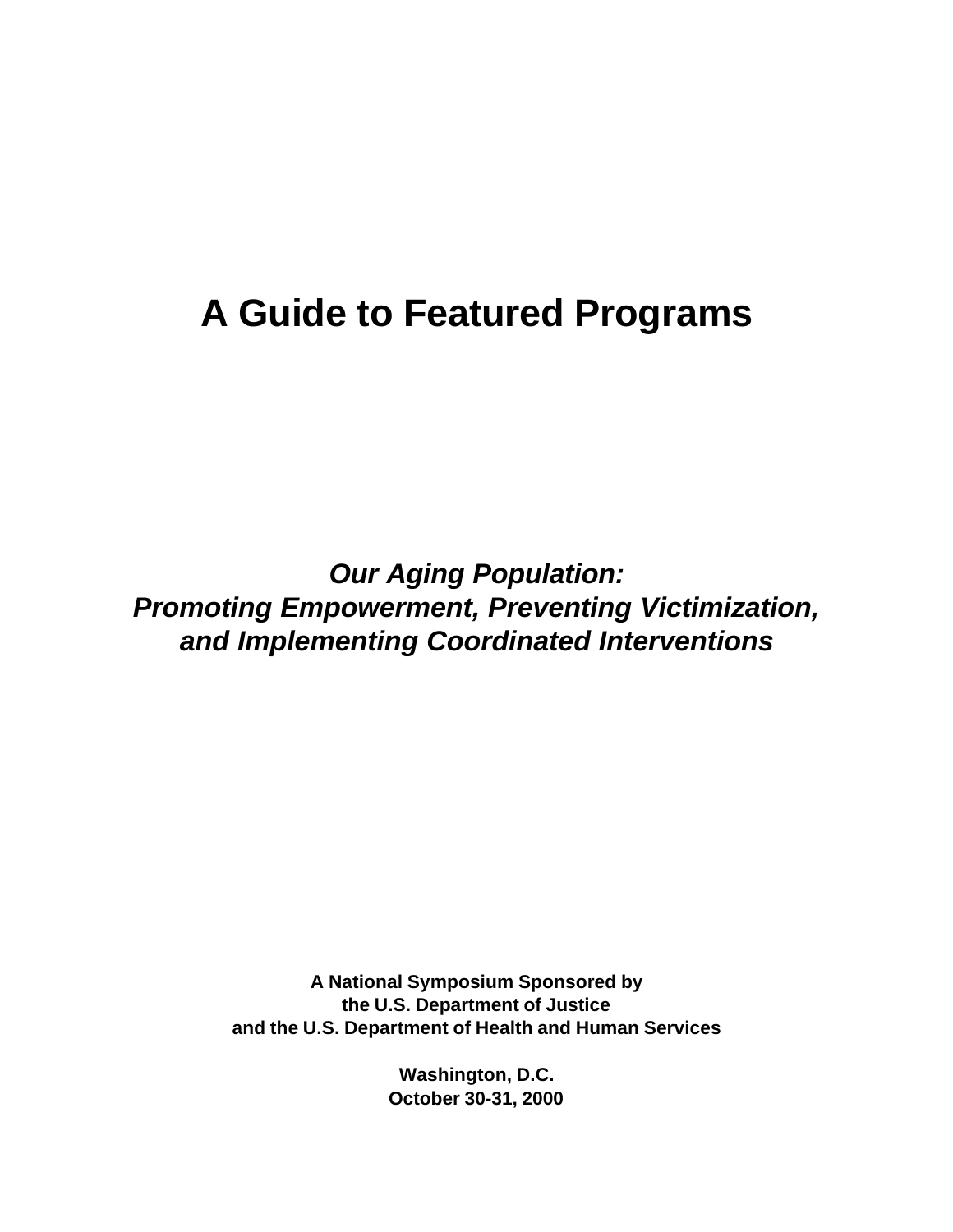# A Guide to Featured Programs

***Our Aging Population:***
***Promoting Empowerment, Preventing Victimization,***
***and Implementing Coordinated Interventions***

**A National Symposium Sponsored by**
**the U.S. Department of Justice**
**and the U.S. Department of Health and Human Services**

**Washington, D.C.**
**October 30-31, 2000**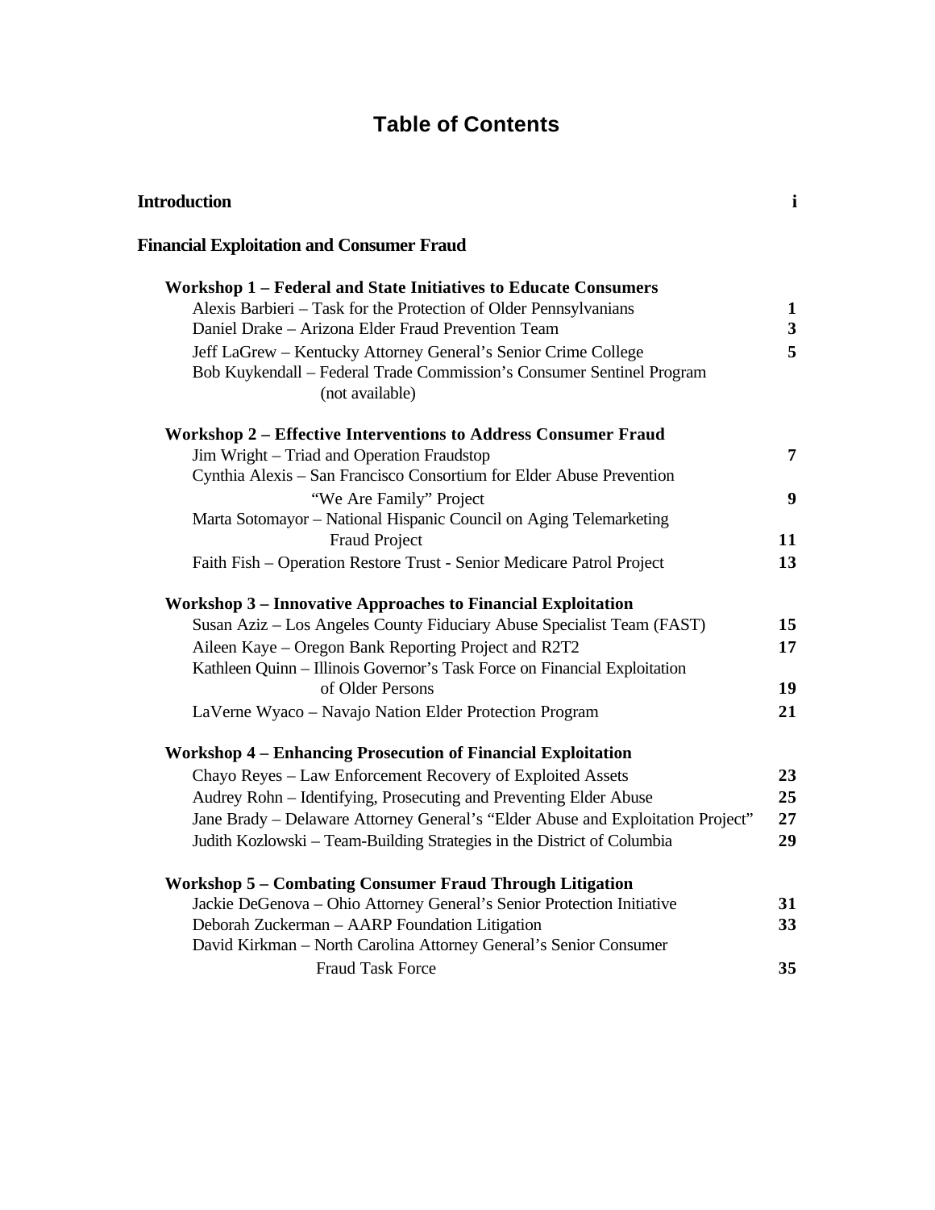# Table of Contents

**Introduction** **i**

**Financial Exploitation and Consumer Fraud**

**Workshop 1 – Federal and State Initiatives to Educate Consumers**

- Alexis Barbieri – Task for the Protection of Older Pennsylvanians **1**
- Daniel Drake – Arizona Elder Fraud Prevention Team **3**
- Jeff LaGrew – Kentucky Attorney General's Senior Crime College **5**
- Bob Kuykendall – Federal Trade Commission's Consumer Sentinel Program (not available)

**Workshop 2 – Effective Interventions to Address Consumer Fraud**

- Jim Wright – Triad and Operation Fraudstop **7**
- Cynthia Alexis – San Francisco Consortium for Elder Abuse Prevention "We Are Family" Project **9**
- Marta Sotomayor – National Hispanic Council on Aging Telemarketing Fraud Project **11**
- Faith Fish – Operation Restore Trust - Senior Medicare Patrol Project **13**

**Workshop 3 – Innovative Approaches to Financial Exploitation**

- Susan Aziz – Los Angeles County Fiduciary Abuse Specialist Team (FAST) **15**
- Aileen Kaye – Oregon Bank Reporting Project and R2T2 **17**
- Kathleen Quinn – Illinois Governor's Task Force on Financial Exploitation of Older Persons **19**
- LaVerne Wyaco – Navajo Nation Elder Protection Program **21**

**Workshop 4 – Enhancing Prosecution of Financial Exploitation**

- Chayo Reyes – Law Enforcement Recovery of Exploited Assets **23**
- Audrey Rohn – Identifying, Prosecuting and Preventing Elder Abuse **25**
- Jane Brady – Delaware Attorney General's "Elder Abuse and Exploitation Project" **27**
- Judith Kozlowski – Team-Building Strategies in the District of Columbia **29**

**Workshop 5 – Combating Consumer Fraud Through Litigation**

- Jackie DeGenova – Ohio Attorney General's Senior Protection Initiative **31**
- Deborah Zuckerman – AARP Foundation Litigation **33**
- David Kirkman – North Carolina Attorney General's Senior Consumer Fraud Task Force **35**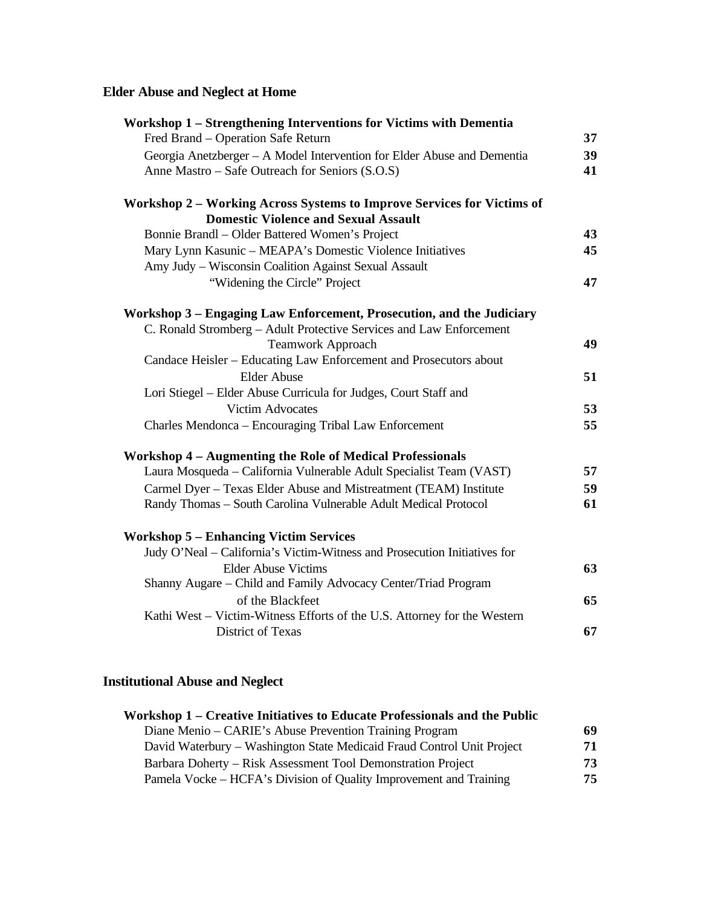## Elder Abuse and Neglect at Home

### Workshop 1 – Strengthening Interventions for Victims with Dementia

| | |
|---|---|
| Fred Brand – Operation Safe Return | **37** |
| Georgia Anetzberger – A Model Intervention for Elder Abuse and Dementia | **39** |
| Anne Mastro – Safe Outreach for Seniors (S.O.S) | **41** |

### Workshop 2 – Working Across Systems to Improve Services for Victims of Domestic Violence and Sexual Assault

| | |
|---|---|
| Bonnie Brandl – Older Battered Women's Project | **43** |
| Mary Lynn Kasunic – MEAPA's Domestic Violence Initiatives | **45** |
| Amy Judy – Wisconsin Coalition Against Sexual Assault "Widening the Circle" Project | **47** |

### Workshop 3 – Engaging Law Enforcement, Prosecution, and the Judiciary

| | |
|---|---|
| C. Ronald Stromberg – Adult Protective Services and Law Enforcement Teamwork Approach | **49** |
| Candace Heisler – Educating Law Enforcement and Prosecutors about Elder Abuse | **51** |
| Lori Stiegel – Elder Abuse Curricula for Judges, Court Staff and Victim Advocates | **53** |
| Charles Mendonca – Encouraging Tribal Law Enforcement | **55** |

### Workshop 4 – Augmenting the Role of Medical Professionals

| | |
|---|---|
| Laura Mosqueda – California Vulnerable Adult Specialist Team (VAST) | **57** |
| Carmel Dyer – Texas Elder Abuse and Mistreatment (TEAM) Institute | **59** |
| Randy Thomas – South Carolina Vulnerable Adult Medical Protocol | **61** |

### Workshop 5 – Enhancing Victim Services

| | |
|---|---|
| Judy O'Neal – California's Victim-Witness and Prosecution Initiatives for Elder Abuse Victims | **63** |
| Shanny Augare – Child and Family Advocacy Center/Triad Program of the Blackfeet | **65** |
| Kathi West – Victim-Witness Efforts of the U.S. Attorney for the Western District of Texas | **67** |

## Institutional Abuse and Neglect

### Workshop 1 – Creative Initiatives to Educate Professionals and the Public

| | |
|---|---|
| Diane Menio – CARIE's Abuse Prevention Training Program | **69** |
| David Waterbury – Washington State Medicaid Fraud Control Unit Project | **71** |
| Barbara Doherty – Risk Assessment Tool Demonstration Project | **73** |
| Pamela Vocke – HCFA's Division of Quality Improvement and Training | **75** |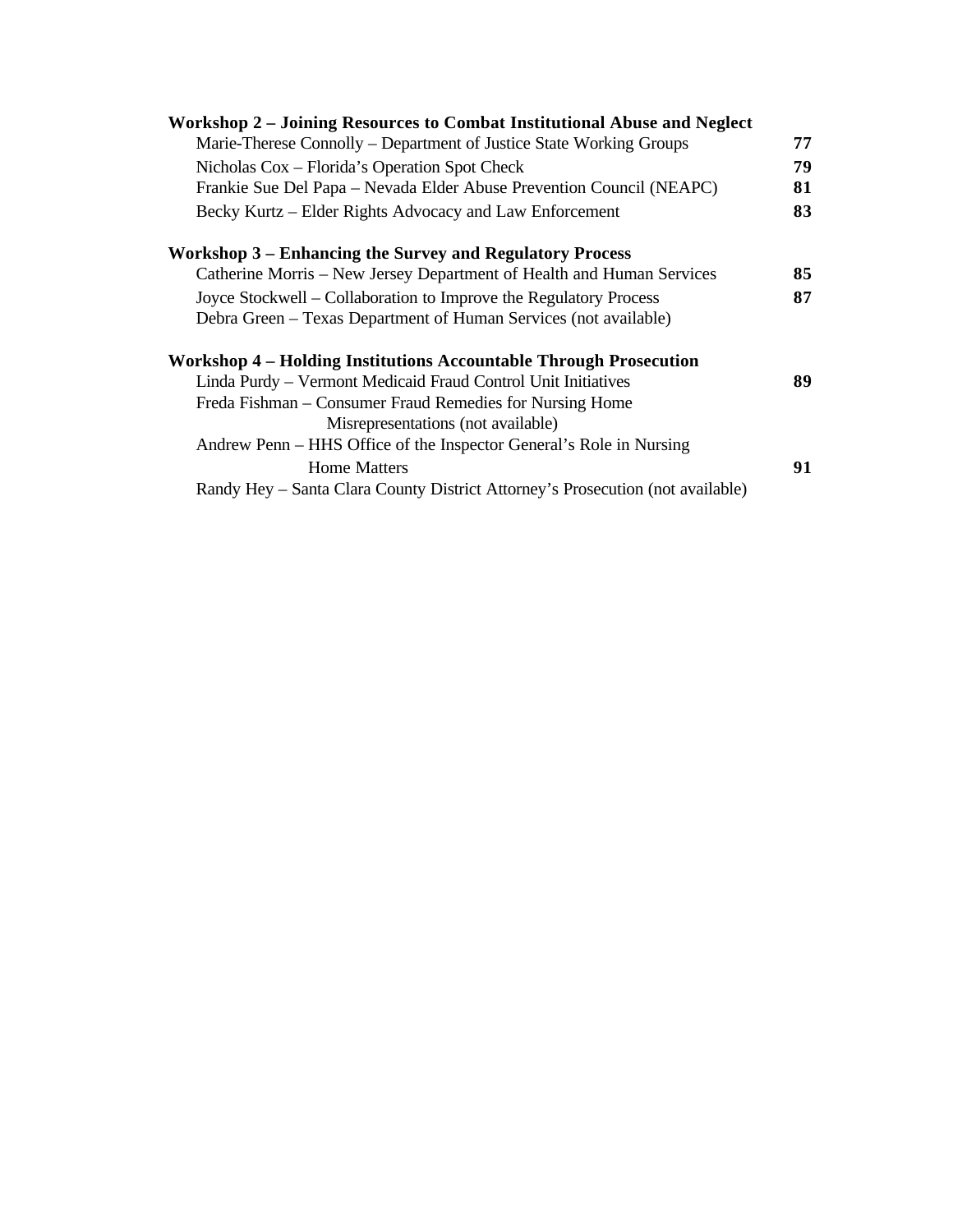**Workshop 2 – Joining Resources to Combat Institutional Abuse and Neglect**

| | |
|---|---|
| Marie-Therese Connolly – Department of Justice State Working Groups | **77** |
| Nicholas Cox – Florida's Operation Spot Check | **79** |
| Frankie Sue Del Papa – Nevada Elder Abuse Prevention Council (NEAPC) | **81** |
| Becky Kurtz – Elder Rights Advocacy and Law Enforcement | **83** |

**Workshop 3 – Enhancing the Survey and Regulatory Process**

| | |
|---|---|
| Catherine Morris – New Jersey Department of Health and Human Services | **85** |
| Joyce Stockwell – Collaboration to Improve the Regulatory Process | **87** |
| Debra Green – Texas Department of Human Services (not available) | |

**Workshop 4 – Holding Institutions Accountable Through Prosecution**

| | |
|---|---|
| Linda Purdy – Vermont Medicaid Fraud Control Unit Initiatives | **89** |
| Freda Fishman – Consumer Fraud Remedies for Nursing Home Misrepresentations (not available) | |
| Andrew Penn – HHS Office of the Inspector General's Role in Nursing Home Matters | **91** |
| Randy Hey – Santa Clara County District Attorney's Prosecution (not available) | |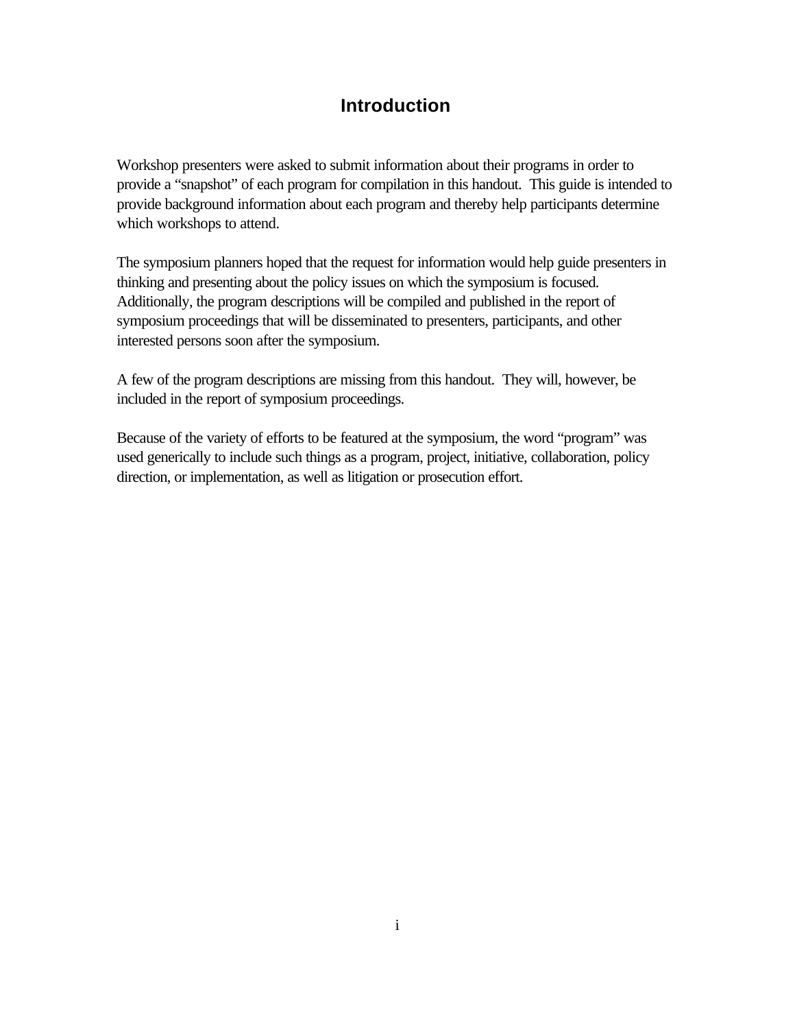# Introduction

Workshop presenters were asked to submit information about their programs in order to provide a "snapshot" of each program for compilation in this handout. This guide is intended to provide background information about each program and thereby help participants determine which workshops to attend.

The symposium planners hoped that the request for information would help guide presenters in thinking and presenting about the policy issues on which the symposium is focused. Additionally, the program descriptions will be compiled and published in the report of symposium proceedings that will be disseminated to presenters, participants, and other interested persons soon after the symposium.

A few of the program descriptions are missing from this handout. They will, however, be included in the report of symposium proceedings.

Because of the variety of efforts to be featured at the symposium, the word "program" was used generically to include such things as a program, project, initiative, collaboration, policy direction, or implementation, as well as litigation or prosecution effort.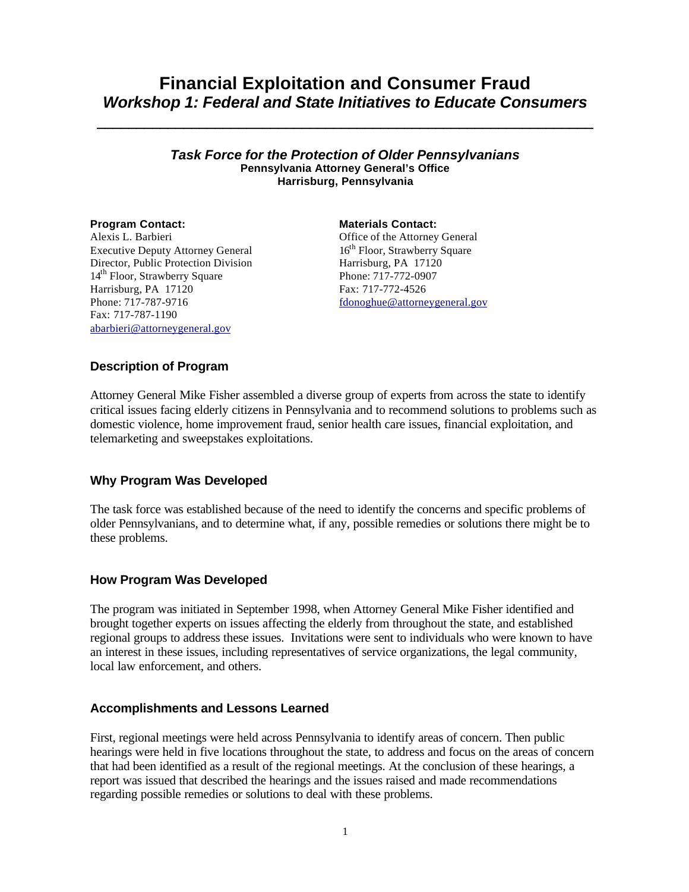# Financial Exploitation and Consumer Fraud
## *Workshop 1: Federal and State Initiatives to Educate Consumers*

---

### *Task Force for the Protection of Older Pennsylvanians*

**Pennsylvania Attorney General's Office**
**Harrisburg, Pennsylvania**

**Program Contact:**
Alexis L. Barbieri
Executive Deputy Attorney General
Director, Public Protection Division
14th Floor, Strawberry Square
Harrisburg, PA 17120
Phone: 717-787-9716
Fax: 717-787-1190
abarbieri@attorneygeneral.gov

**Materials Contact:**
Office of the Attorney General
16th Floor, Strawberry Square
Harrisburg, PA 17120
Phone: 717-772-0907
Fax: 717-772-4526
fdonoghue@attorneygeneral.gov

### Description of Program

Attorney General Mike Fisher assembled a diverse group of experts from across the state to identify critical issues facing elderly citizens in Pennsylvania and to recommend solutions to problems such as domestic violence, home improvement fraud, senior health care issues, financial exploitation, and telemarketing and sweepstakes exploitations.

### Why Program Was Developed

The task force was established because of the need to identify the concerns and specific problems of older Pennsylvanians, and to determine what, if any, possible remedies or solutions there might be to these problems.

### How Program Was Developed

The program was initiated in September 1998, when Attorney General Mike Fisher identified and brought together experts on issues affecting the elderly from throughout the state, and established regional groups to address these issues. Invitations were sent to individuals who were known to have an interest in these issues, including representatives of service organizations, the legal community, local law enforcement, and others.

### Accomplishments and Lessons Learned

First, regional meetings were held across Pennsylvania to identify areas of concern. Then public hearings were held in five locations throughout the state, to address and focus on the areas of concern that had been identified as a result of the regional meetings. At the conclusion of these hearings, a report was issued that described the hearings and the issues raised and made recommendations regarding possible remedies or solutions to deal with these problems.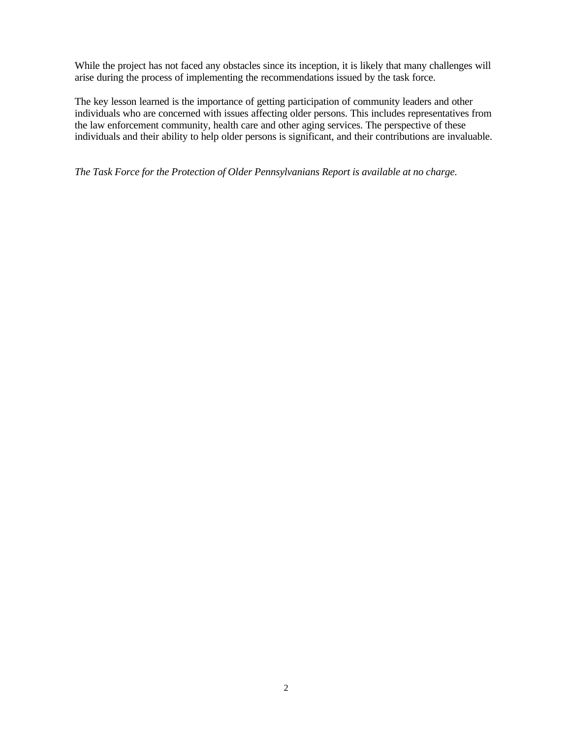While the project has not faced any obstacles since its inception, it is likely that many challenges will arise during the process of implementing the recommendations issued by the task force.

The key lesson learned is the importance of getting participation of community leaders and other individuals who are concerned with issues affecting older persons. This includes representatives from the law enforcement community, health care and other aging services. The perspective of these individuals and their ability to help older persons is significant, and their contributions are invaluable.

*The Task Force for the Protection of Older Pennsylvanians Report is available at no charge.*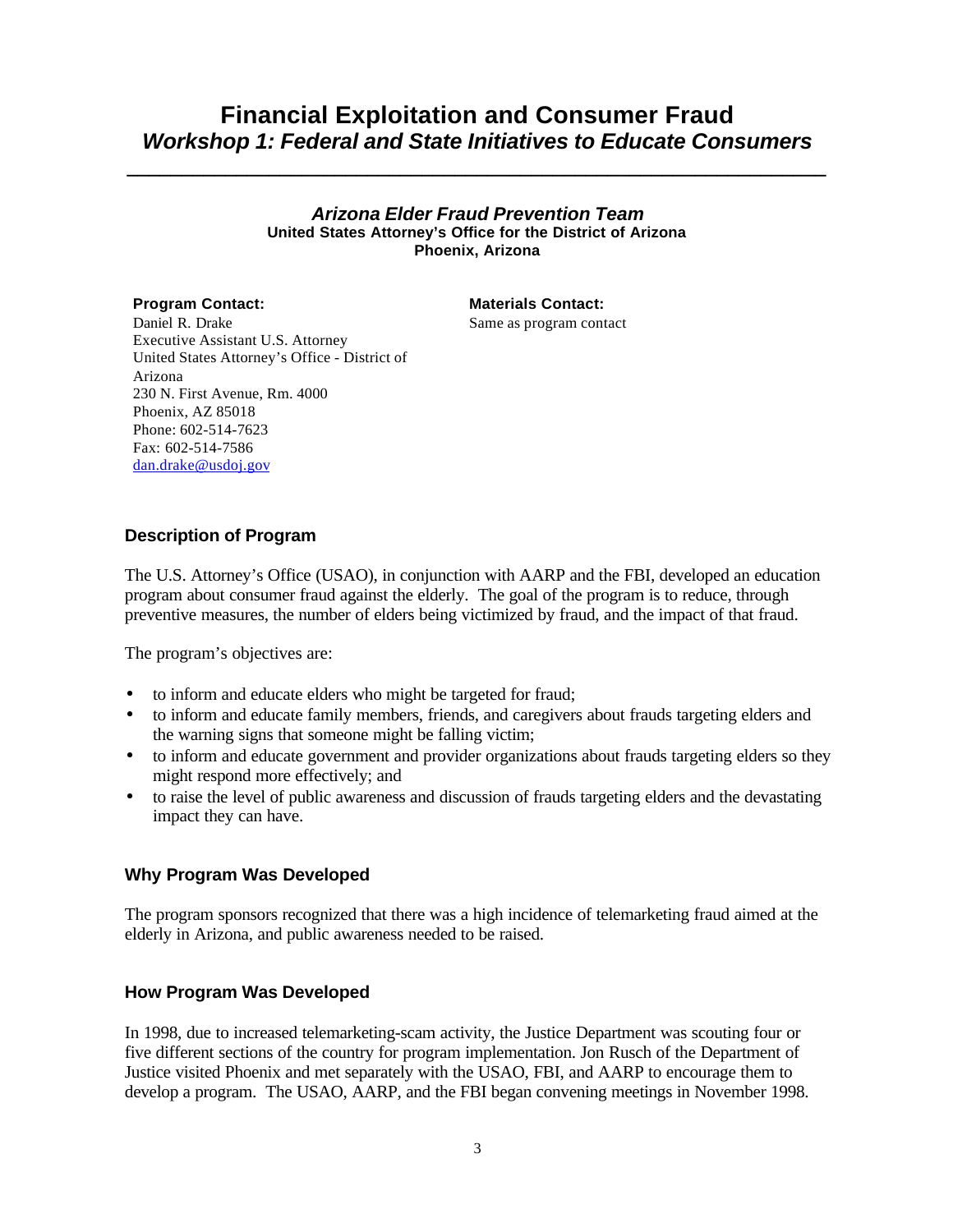# Financial Exploitation and Consumer Fraud
## *Workshop 1: Federal and State Initiatives to Educate Consumers*

---

### *Arizona Elder Fraud Prevention Team*
**United States Attorney's Office for the District of Arizona**
**Phoenix, Arizona**

**Program Contact:**
Daniel R. Drake
Executive Assistant U.S. Attorney
United States Attorney's Office - District of Arizona
230 N. First Avenue, Rm. 4000
Phoenix, AZ 85018
Phone: 602-514-7623
Fax: 602-514-7586
dan.drake@usdoj.gov

**Materials Contact:**
Same as program contact

### Description of Program

The U.S. Attorney's Office (USAO), in conjunction with AARP and the FBI, developed an education program about consumer fraud against the elderly. The goal of the program is to reduce, through preventive measures, the number of elders being victimized by fraud, and the impact of that fraud.

The program's objectives are:

- to inform and educate elders who might be targeted for fraud;
- to inform and educate family members, friends, and caregivers about frauds targeting elders and the warning signs that someone might be falling victim;
- to inform and educate government and provider organizations about frauds targeting elders so they might respond more effectively; and
- to raise the level of public awareness and discussion of frauds targeting elders and the devastating impact they can have.

### Why Program Was Developed

The program sponsors recognized that there was a high incidence of telemarketing fraud aimed at the elderly in Arizona, and public awareness needed to be raised.

### How Program Was Developed

In 1998, due to increased telemarketing-scam activity, the Justice Department was scouting four or five different sections of the country for program implementation. Jon Rusch of the Department of Justice visited Phoenix and met separately with the USAO, FBI, and AARP to encourage them to develop a program. The USAO, AARP, and the FBI began convening meetings in November 1998.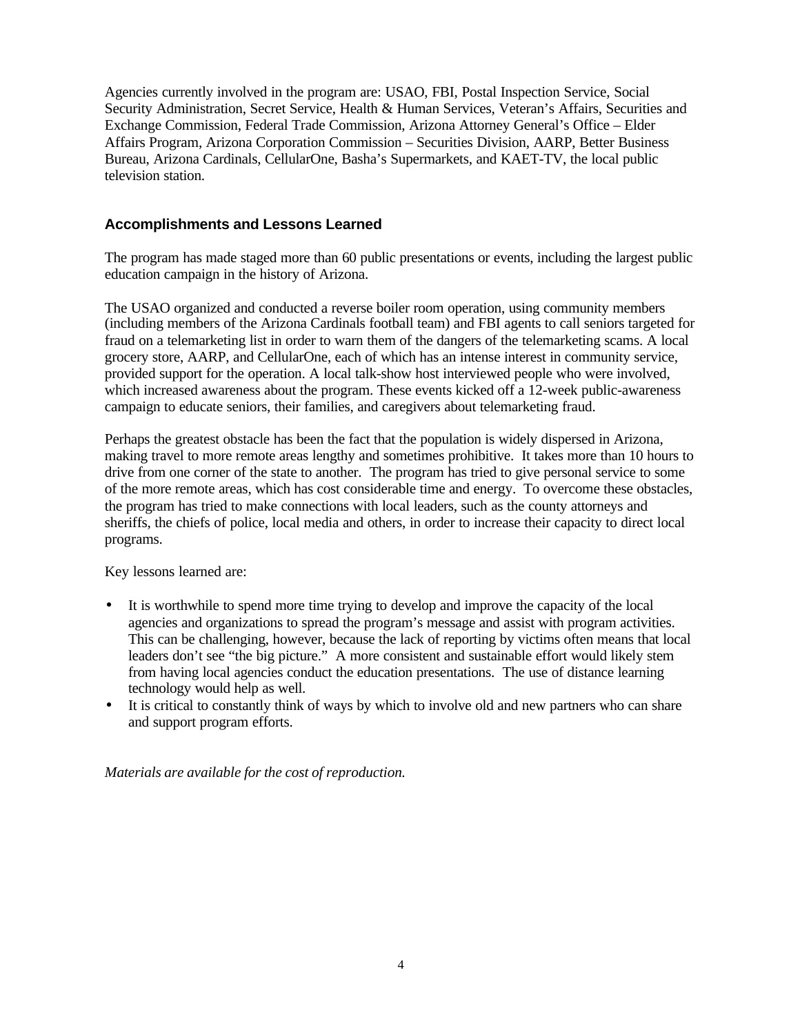Agencies currently involved in the program are: USAO, FBI, Postal Inspection Service, Social Security Administration, Secret Service, Health & Human Services, Veteran's Affairs, Securities and Exchange Commission, Federal Trade Commission, Arizona Attorney General's Office – Elder Affairs Program, Arizona Corporation Commission – Securities Division, AARP, Better Business Bureau, Arizona Cardinals, CellularOne, Basha's Supermarkets, and KAET-TV, the local public television station.

### Accomplishments and Lessons Learned

The program has made staged more than 60 public presentations or events, including the largest public education campaign in the history of Arizona.

The USAO organized and conducted a reverse boiler room operation, using community members (including members of the Arizona Cardinals football team) and FBI agents to call seniors targeted for fraud on a telemarketing list in order to warn them of the dangers of the telemarketing scams. A local grocery store, AARP, and CellularOne, each of which has an intense interest in community service, provided support for the operation. A local talk-show host interviewed people who were involved, which increased awareness about the program. These events kicked off a 12-week public-awareness campaign to educate seniors, their families, and caregivers about telemarketing fraud.

Perhaps the greatest obstacle has been the fact that the population is widely dispersed in Arizona, making travel to more remote areas lengthy and sometimes prohibitive. It takes more than 10 hours to drive from one corner of the state to another. The program has tried to give personal service to some of the more remote areas, which has cost considerable time and energy. To overcome these obstacles, the program has tried to make connections with local leaders, such as the county attorneys and sheriffs, the chiefs of police, local media and others, in order to increase their capacity to direct local programs.

Key lessons learned are:

- It is worthwhile to spend more time trying to develop and improve the capacity of the local agencies and organizations to spread the program's message and assist with program activities. This can be challenging, however, because the lack of reporting by victims often means that local leaders don't see "the big picture." A more consistent and sustainable effort would likely stem from having local agencies conduct the education presentations. The use of distance learning technology would help as well.
- It is critical to constantly think of ways by which to involve old and new partners who can share and support program efforts.

*Materials are available for the cost of reproduction.*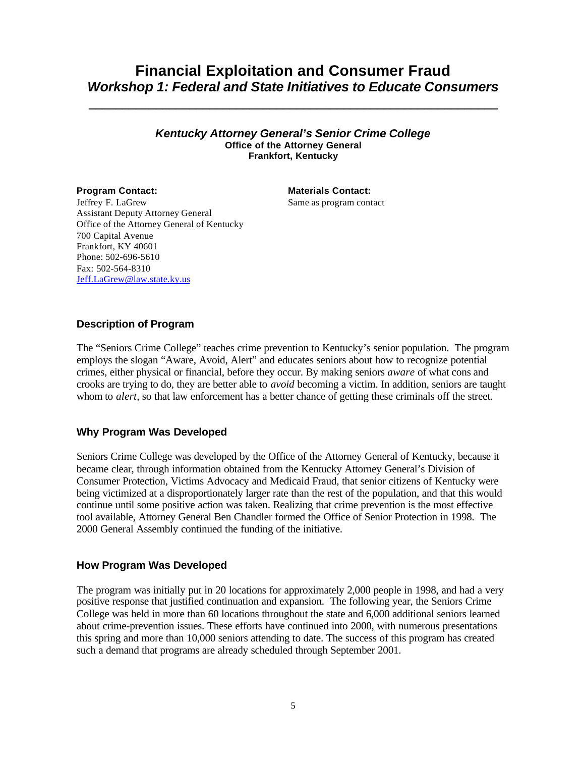# Financial Exploitation and Consumer Fraud
## *Workshop 1: Federal and State Initiatives to Educate Consumers*

---

### *Kentucky Attorney General's Senior Crime College*
**Office of the Attorney General**
**Frankfort, Kentucky**

**Program Contact:**
Jeffrey F. LaGrew
Assistant Deputy Attorney General
Office of the Attorney General of Kentucky
700 Capital Avenue
Frankfort, KY 40601
Phone: 502-696-5610
Fax: 502-564-8310
Jeff.LaGrew@law.state.ky.us

**Materials Contact:**
Same as program contact

### Description of Program

The "Seniors Crime College" teaches crime prevention to Kentucky's senior population. The program employs the slogan "Aware, Avoid, Alert" and educates seniors about how to recognize potential crimes, either physical or financial, before they occur. By making seniors *aware* of what cons and crooks are trying to do, they are better able to *avoid* becoming a victim. In addition, seniors are taught whom to *alert*, so that law enforcement has a better chance of getting these criminals off the street.

### Why Program Was Developed

Seniors Crime College was developed by the Office of the Attorney General of Kentucky, because it became clear, through information obtained from the Kentucky Attorney General's Division of Consumer Protection, Victims Advocacy and Medicaid Fraud, that senior citizens of Kentucky were being victimized at a disproportionately larger rate than the rest of the population, and that this would continue until some positive action was taken. Realizing that crime prevention is the most effective tool available, Attorney General Ben Chandler formed the Office of Senior Protection in 1998. The 2000 General Assembly continued the funding of the initiative.

### How Program Was Developed

The program was initially put in 20 locations for approximately 2,000 people in 1998, and had a very positive response that justified continuation and expansion. The following year, the Seniors Crime College was held in more than 60 locations throughout the state and 6,000 additional seniors learned about crime-prevention issues. These efforts have continued into 2000, with numerous presentations this spring and more than 10,000 seniors attending to date. The success of this program has created such a demand that programs are already scheduled through September 2001.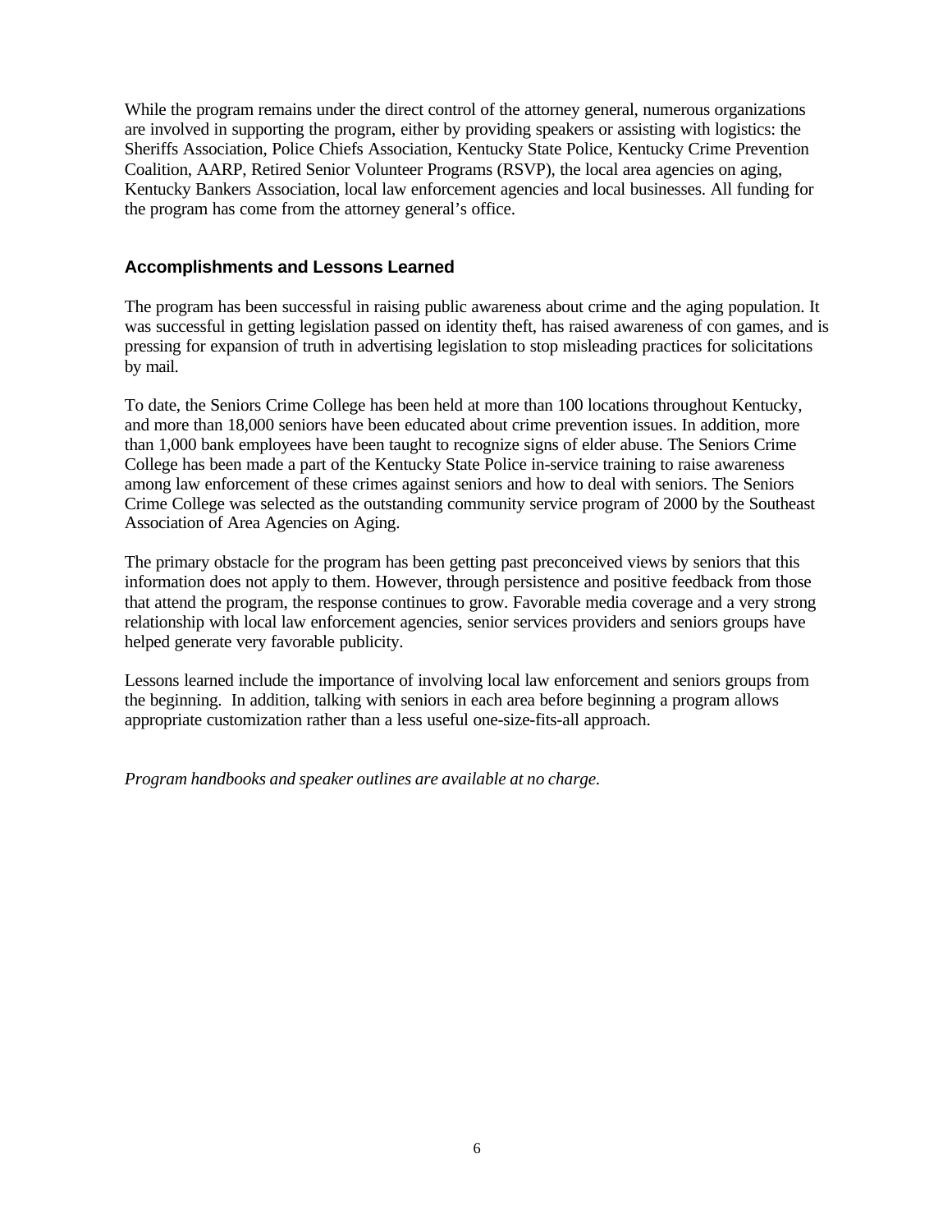While the program remains under the direct control of the attorney general, numerous organizations are involved in supporting the program, either by providing speakers or assisting with logistics: the Sheriffs Association, Police Chiefs Association, Kentucky State Police, Kentucky Crime Prevention Coalition, AARP, Retired Senior Volunteer Programs (RSVP), the local area agencies on aging, Kentucky Bankers Association, local law enforcement agencies and local businesses. All funding for the program has come from the attorney general's office.

### Accomplishments and Lessons Learned

The program has been successful in raising public awareness about crime and the aging population. It was successful in getting legislation passed on identity theft, has raised awareness of con games, and is pressing for expansion of truth in advertising legislation to stop misleading practices for solicitations by mail.

To date, the Seniors Crime College has been held at more than 100 locations throughout Kentucky, and more than 18,000 seniors have been educated about crime prevention issues. In addition, more than 1,000 bank employees have been taught to recognize signs of elder abuse. The Seniors Crime College has been made a part of the Kentucky State Police in-service training to raise awareness among law enforcement of these crimes against seniors and how to deal with seniors. The Seniors Crime College was selected as the outstanding community service program of 2000 by the Southeast Association of Area Agencies on Aging.

The primary obstacle for the program has been getting past preconceived views by seniors that this information does not apply to them. However, through persistence and positive feedback from those that attend the program, the response continues to grow. Favorable media coverage and a very strong relationship with local law enforcement agencies, senior services providers and seniors groups have helped generate very favorable publicity.

Lessons learned include the importance of involving local law enforcement and seniors groups from the beginning. In addition, talking with seniors in each area before beginning a program allows appropriate customization rather than a less useful one-size-fits-all approach.

*Program handbooks and speaker outlines are available at no charge.*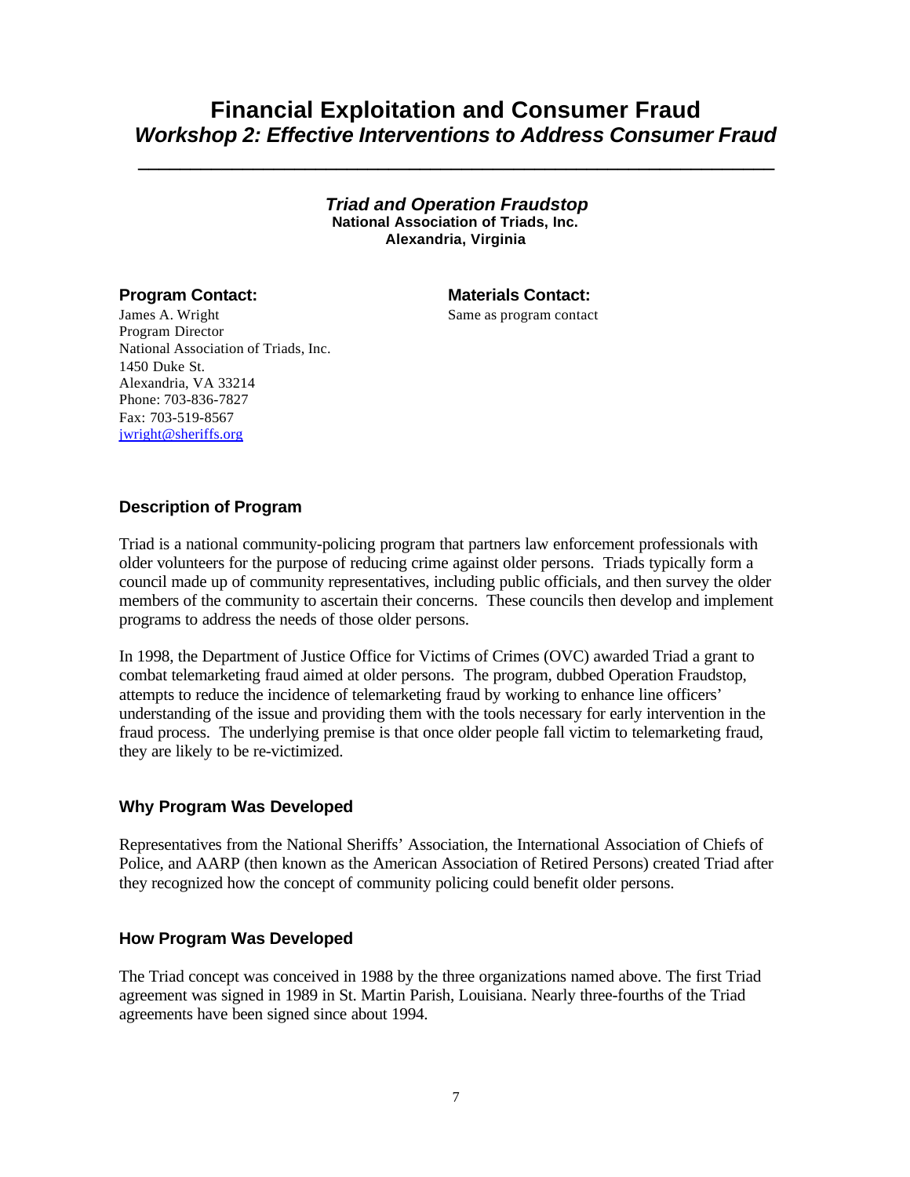# Financial Exploitation and Consumer Fraud

## *Workshop 2: Effective Interventions to Address Consumer Fraud*

---

### *Triad and Operation Fraudstop*

**National Association of Triads, Inc.**
**Alexandria, Virginia**

**Program Contact:**
James A. Wright
Program Director
National Association of Triads, Inc.
1450 Duke St.
Alexandria, VA 33214
Phone: 703-836-7827
Fax: 703-519-8567
jwright@sheriffs.org

**Materials Contact:**
Same as program contact

### Description of Program

Triad is a national community-policing program that partners law enforcement professionals with older volunteers for the purpose of reducing crime against older persons. Triads typically form a council made up of community representatives, including public officials, and then survey the older members of the community to ascertain their concerns. These councils then develop and implement programs to address the needs of those older persons.

In 1998, the Department of Justice Office for Victims of Crimes (OVC) awarded Triad a grant to combat telemarketing fraud aimed at older persons. The program, dubbed Operation Fraudstop, attempts to reduce the incidence of telemarketing fraud by working to enhance line officers' understanding of the issue and providing them with the tools necessary for early intervention in the fraud process. The underlying premise is that once older people fall victim to telemarketing fraud, they are likely to be re-victimized.

### Why Program Was Developed

Representatives from the National Sheriffs' Association, the International Association of Chiefs of Police, and AARP (then known as the American Association of Retired Persons) created Triad after they recognized how the concept of community policing could benefit older persons.

### How Program Was Developed

The Triad concept was conceived in 1988 by the three organizations named above. The first Triad agreement was signed in 1989 in St. Martin Parish, Louisiana. Nearly three-fourths of the Triad agreements have been signed since about 1994.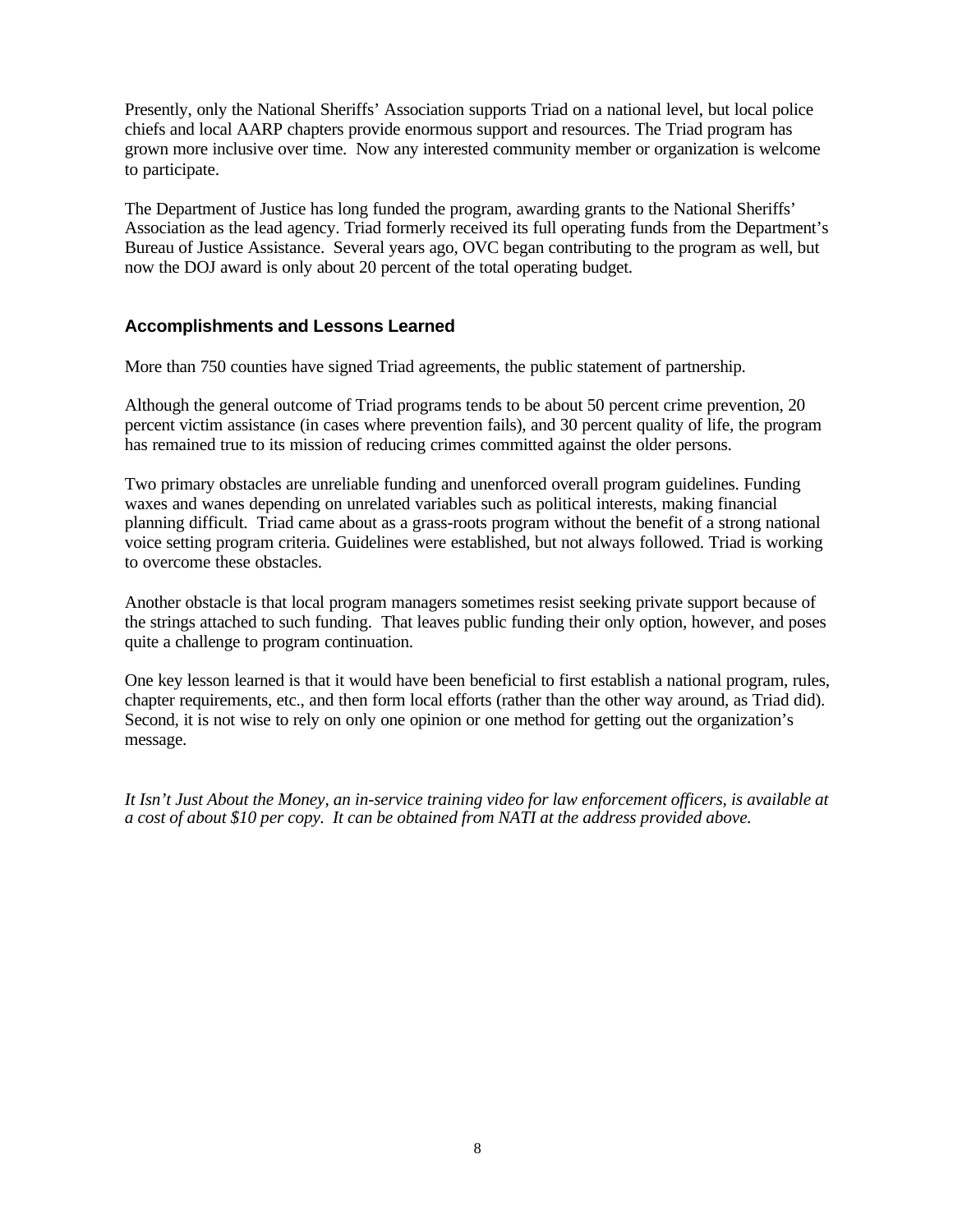Presently, only the National Sheriffs' Association supports Triad on a national level, but local police chiefs and local AARP chapters provide enormous support and resources. The Triad program has grown more inclusive over time. Now any interested community member or organization is welcome to participate.

The Department of Justice has long funded the program, awarding grants to the National Sheriffs' Association as the lead agency. Triad formerly received its full operating funds from the Department's Bureau of Justice Assistance. Several years ago, OVC began contributing to the program as well, but now the DOJ award is only about 20 percent of the total operating budget.

### Accomplishments and Lessons Learned

More than 750 counties have signed Triad agreements, the public statement of partnership.

Although the general outcome of Triad programs tends to be about 50 percent crime prevention, 20 percent victim assistance (in cases where prevention fails), and 30 percent quality of life, the program has remained true to its mission of reducing crimes committed against the older persons.

Two primary obstacles are unreliable funding and unenforced overall program guidelines. Funding waxes and wanes depending on unrelated variables such as political interests, making financial planning difficult. Triad came about as a grass-roots program without the benefit of a strong national voice setting program criteria. Guidelines were established, but not always followed. Triad is working to overcome these obstacles.

Another obstacle is that local program managers sometimes resist seeking private support because of the strings attached to such funding. That leaves public funding their only option, however, and poses quite a challenge to program continuation.

One key lesson learned is that it would have been beneficial to first establish a national program, rules, chapter requirements, etc., and then form local efforts (rather than the other way around, as Triad did). Second, it is not wise to rely on only one opinion or one method for getting out the organization's message.

*It Isn't Just About the Money, an in-service training video for law enforcement officers, is available at a cost of about $10 per copy. It can be obtained from NATI at the address provided above.*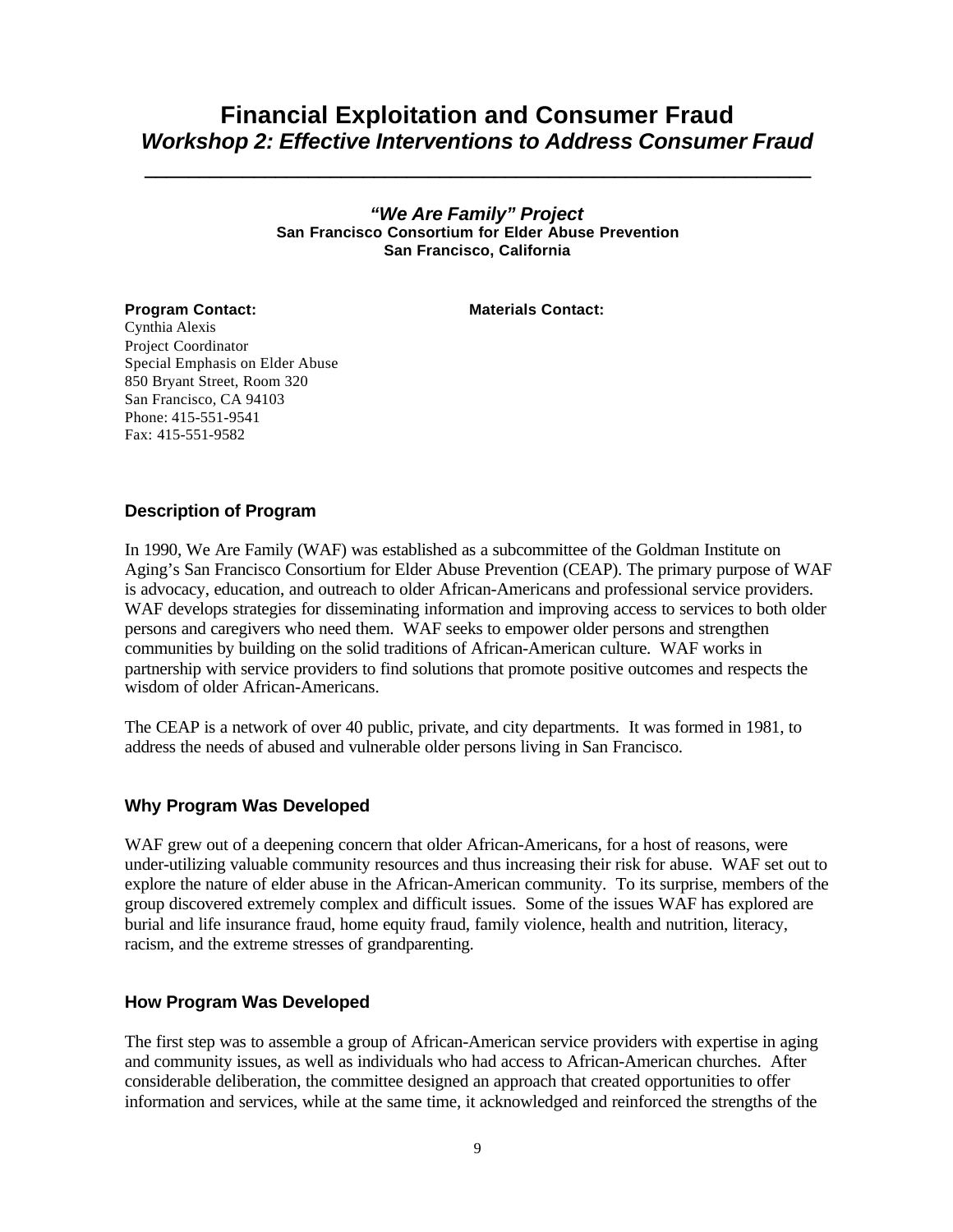# Financial Exploitation and Consumer Fraud
## *Workshop 2: Effective Interventions to Address Consumer Fraud*

---

### *"We Are Family" Project*
**San Francisco Consortium for Elder Abuse Prevention**
**San Francisco, California**

**Program Contact:**
Cynthia Alexis
Project Coordinator
Special Emphasis on Elder Abuse
850 Bryant Street, Room 320
San Francisco, CA 94103
Phone: 415-551-9541
Fax: 415-551-9582

**Materials Contact:**

### Description of Program

In 1990, We Are Family (WAF) was established as a subcommittee of the Goldman Institute on Aging's San Francisco Consortium for Elder Abuse Prevention (CEAP). The primary purpose of WAF is advocacy, education, and outreach to older African-Americans and professional service providers. WAF develops strategies for disseminating information and improving access to services to both older persons and caregivers who need them. WAF seeks to empower older persons and strengthen communities by building on the solid traditions of African-American culture. WAF works in partnership with service providers to find solutions that promote positive outcomes and respects the wisdom of older African-Americans.

The CEAP is a network of over 40 public, private, and city departments. It was formed in 1981, to address the needs of abused and vulnerable older persons living in San Francisco.

### Why Program Was Developed

WAF grew out of a deepening concern that older African-Americans, for a host of reasons, were under-utilizing valuable community resources and thus increasing their risk for abuse. WAF set out to explore the nature of elder abuse in the African-American community. To its surprise, members of the group discovered extremely complex and difficult issues. Some of the issues WAF has explored are burial and life insurance fraud, home equity fraud, family violence, health and nutrition, literacy, racism, and the extreme stresses of grandparenting.

### How Program Was Developed

The first step was to assemble a group of African-American service providers with expertise in aging and community issues, as well as individuals who had access to African-American churches. After considerable deliberation, the committee designed an approach that created opportunities to offer information and services, while at the same time, it acknowledged and reinforced the strengths of the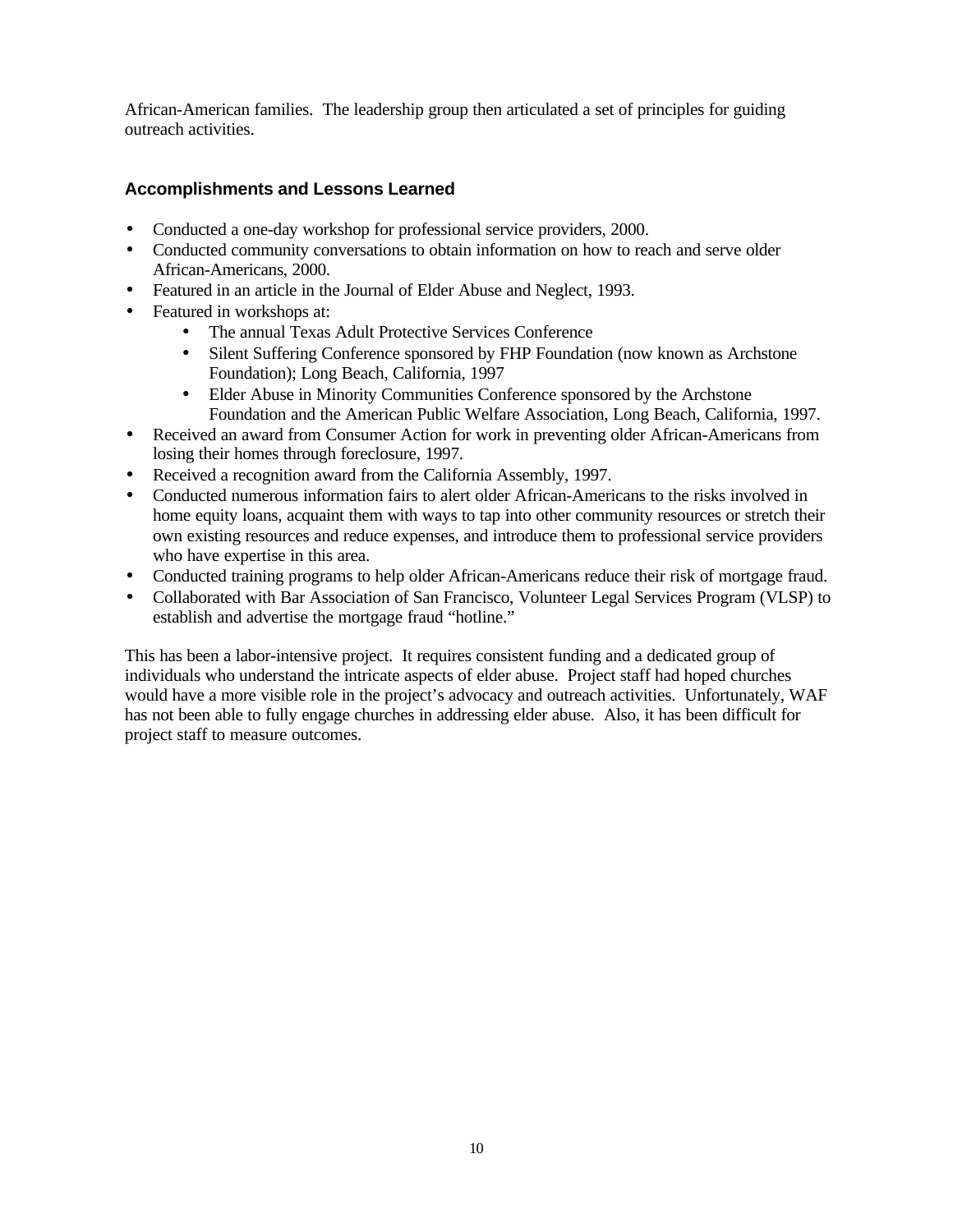African-American families. The leadership group then articulated a set of principles for guiding outreach activities.

### Accomplishments and Lessons Learned

- Conducted a one-day workshop for professional service providers, 2000.
- Conducted community conversations to obtain information on how to reach and serve older African-Americans, 2000.
- Featured in an article in the Journal of Elder Abuse and Neglect, 1993.
- Featured in workshops at:
    - The annual Texas Adult Protective Services Conference
    - Silent Suffering Conference sponsored by FHP Foundation (now known as Archstone Foundation); Long Beach, California, 1997
    - Elder Abuse in Minority Communities Conference sponsored by the Archstone Foundation and the American Public Welfare Association, Long Beach, California, 1997.
- Received an award from Consumer Action for work in preventing older African-Americans from losing their homes through foreclosure, 1997.
- Received a recognition award from the California Assembly, 1997.
- Conducted numerous information fairs to alert older African-Americans to the risks involved in home equity loans, acquaint them with ways to tap into other community resources or stretch their own existing resources and reduce expenses, and introduce them to professional service providers who have expertise in this area.
- Conducted training programs to help older African-Americans reduce their risk of mortgage fraud.
- Collaborated with Bar Association of San Francisco, Volunteer Legal Services Program (VLSP) to establish and advertise the mortgage fraud "hotline."

This has been a labor-intensive project. It requires consistent funding and a dedicated group of individuals who understand the intricate aspects of elder abuse. Project staff had hoped churches would have a more visible role in the project's advocacy and outreach activities. Unfortunately, WAF has not been able to fully engage churches in addressing elder abuse. Also, it has been difficult for project staff to measure outcomes.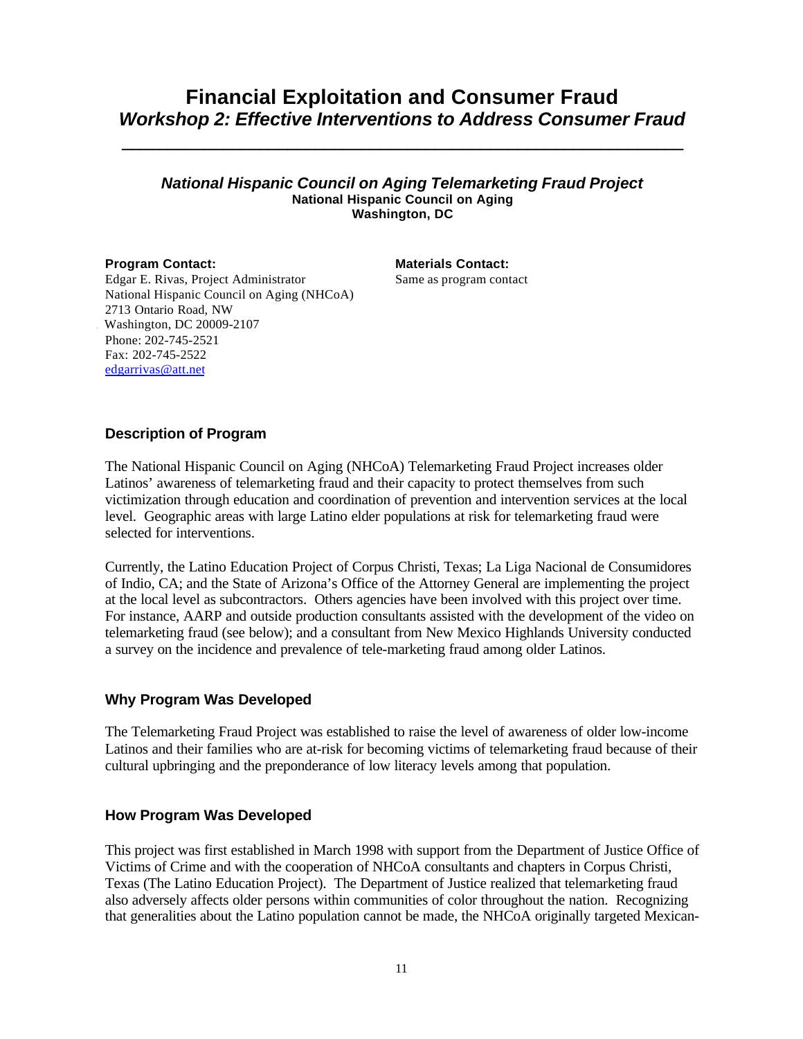# Financial Exploitation and Consumer Fraud

## *Workshop 2: Effective Interventions to Address Consumer Fraud*

---

### *National Hispanic Council on Aging Telemarketing Fraud Project*

**National Hispanic Council on Aging**
**Washington, DC**

**Program Contact:**
Edgar E. Rivas, Project Administrator
National Hispanic Council on Aging (NHCoA)
2713 Ontario Road, NW
Washington, DC 20009-2107
Phone: 202-745-2521
Fax: 202-745-2522
edgarrivas@att.net

**Materials Contact:**
Same as program contact

### Description of Program

The National Hispanic Council on Aging (NHCoA) Telemarketing Fraud Project increases older Latinos' awareness of telemarketing fraud and their capacity to protect themselves from such victimization through education and coordination of prevention and intervention services at the local level. Geographic areas with large Latino elder populations at risk for telemarketing fraud were selected for interventions.

Currently, the Latino Education Project of Corpus Christi, Texas; La Liga Nacional de Consumidores of Indio, CA; and the State of Arizona's Office of the Attorney General are implementing the project at the local level as subcontractors. Others agencies have been involved with this project over time. For instance, AARP and outside production consultants assisted with the development of the video on telemarketing fraud (see below); and a consultant from New Mexico Highlands University conducted a survey on the incidence and prevalence of tele-marketing fraud among older Latinos.

### Why Program Was Developed

The Telemarketing Fraud Project was established to raise the level of awareness of older low-income Latinos and their families who are at-risk for becoming victims of telemarketing fraud because of their cultural upbringing and the preponderance of low literacy levels among that population.

### How Program Was Developed

This project was first established in March 1998 with support from the Department of Justice Office of Victims of Crime and with the cooperation of NHCoA consultants and chapters in Corpus Christi, Texas (The Latino Education Project). The Department of Justice realized that telemarketing fraud also adversely affects older persons within communities of color throughout the nation. Recognizing that generalities about the Latino population cannot be made, the NHCoA originally targeted Mexican-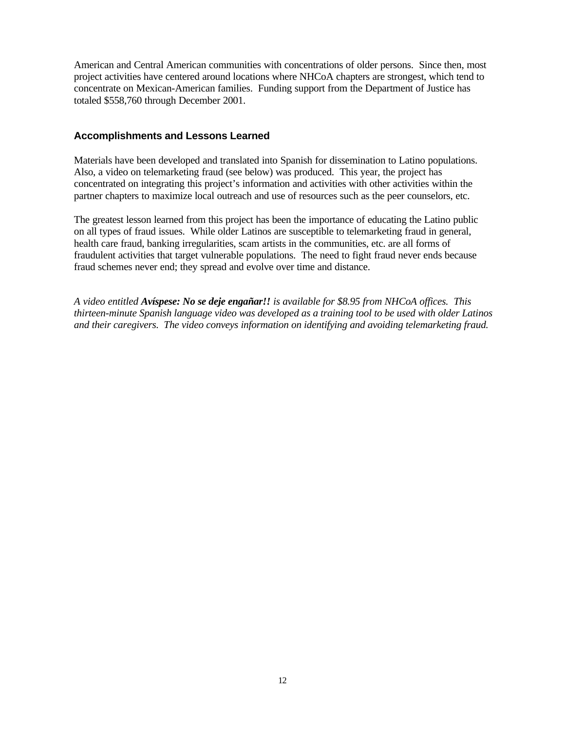American and Central American communities with concentrations of older persons.  Since then, most project activities have centered around locations where NHCoA chapters are strongest, which tend to concentrate on Mexican-American families.  Funding support from the Department of Justice has totaled $558,760 through December 2001.

### Accomplishments and Lessons Learned

Materials have been developed and translated into Spanish for dissemination to Latino populations. Also, a video on telemarketing fraud (see below) was produced.  This year, the project has concentrated on integrating this project's information and activities with other activities within the partner chapters to maximize local outreach and use of resources such as the peer counselors, etc.

The greatest lesson learned from this project has been the importance of educating the Latino public on all types of fraud issues.  While older Latinos are susceptible to telemarketing fraud in general, health care fraud, banking irregularities, scam artists in the communities, etc. are all forms of fraudulent activities that target vulnerable populations.  The need to fight fraud never ends because fraud schemes never end; they spread and evolve over time and distance.

*A video entitled **Avíspese: No se deje engañar!!** is available for $8.95 from NHCoA offices.  This thirteen-minute Spanish language video was developed as a training tool to be used with older Latinos and their caregivers.  The video conveys information on identifying and avoiding telemarketing fraud.*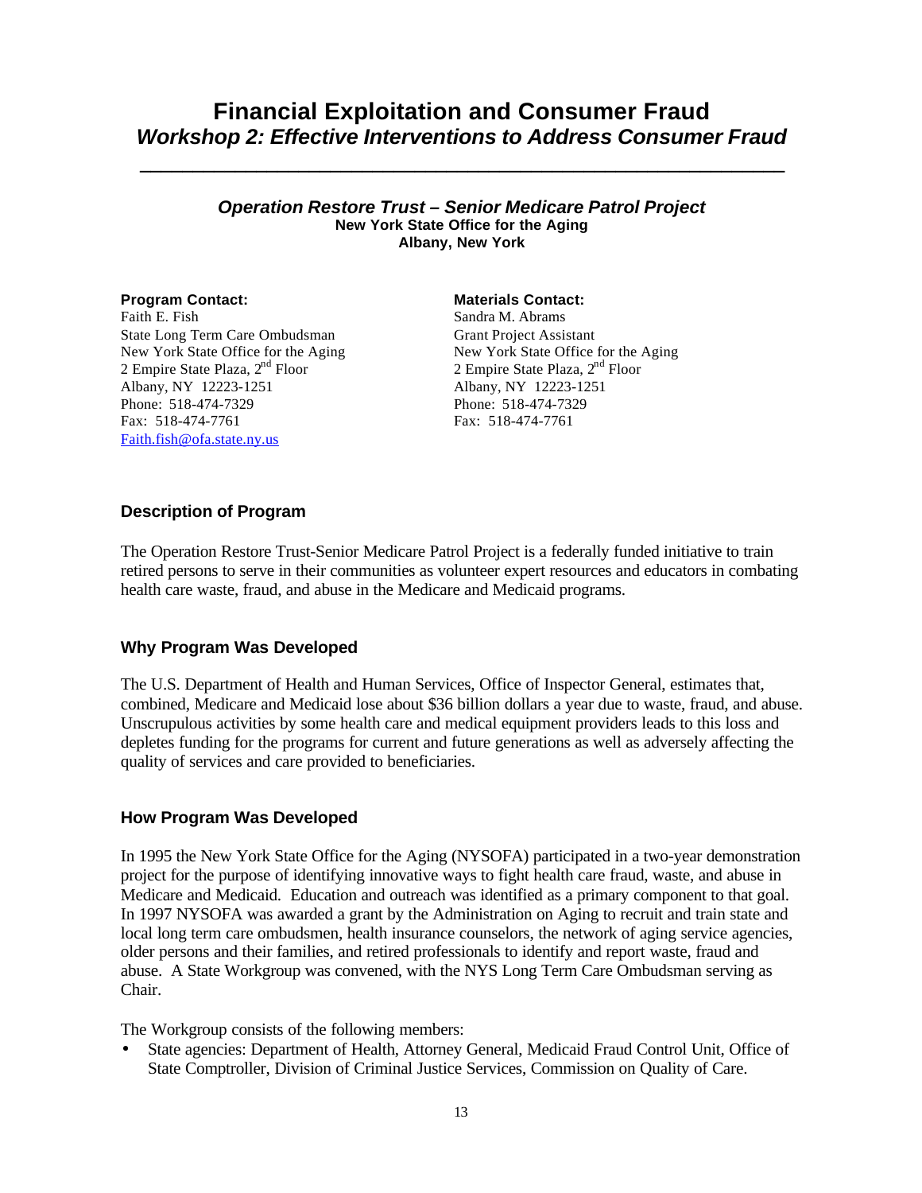# Financial Exploitation and Consumer Fraud
## *Workshop 2: Effective Interventions to Address Consumer Fraud*

---

### *Operation Restore Trust – Senior Medicare Patrol Project*
**New York State Office for the Aging**
**Albany, New York**

**Program Contact:**
Faith E. Fish
State Long Term Care Ombudsman
New York State Office for the Aging
2 Empire State Plaza, 2nd Floor
Albany, NY 12223-1251
Phone: 518-474-7329
Fax: 518-474-7761
Faith.fish@ofa.state.ny.us

**Materials Contact:**
Sandra M. Abrams
Grant Project Assistant
New York State Office for the Aging
2 Empire State Plaza, 2nd Floor
Albany, NY 12223-1251
Phone: 518-474-7329
Fax: 518-474-7761

### Description of Program

The Operation Restore Trust-Senior Medicare Patrol Project is a federally funded initiative to train retired persons to serve in their communities as volunteer expert resources and educators in combating health care waste, fraud, and abuse in the Medicare and Medicaid programs.

### Why Program Was Developed

The U.S. Department of Health and Human Services, Office of Inspector General, estimates that, combined, Medicare and Medicaid lose about $36 billion dollars a year due to waste, fraud, and abuse. Unscrupulous activities by some health care and medical equipment providers leads to this loss and depletes funding for the programs for current and future generations as well as adversely affecting the quality of services and care provided to beneficiaries.

### How Program Was Developed

In 1995 the New York State Office for the Aging (NYSOFA) participated in a two-year demonstration project for the purpose of identifying innovative ways to fight health care fraud, waste, and abuse in Medicare and Medicaid. Education and outreach was identified as a primary component to that goal. In 1997 NYSOFA was awarded a grant by the Administration on Aging to recruit and train state and local long term care ombudsmen, health insurance counselors, the network of aging service agencies, older persons and their families, and retired professionals to identify and report waste, fraud and abuse. A State Workgroup was convened, with the NYS Long Term Care Ombudsman serving as Chair.

The Workgroup consists of the following members:

- State agencies: Department of Health, Attorney General, Medicaid Fraud Control Unit, Office of State Comptroller, Division of Criminal Justice Services, Commission on Quality of Care.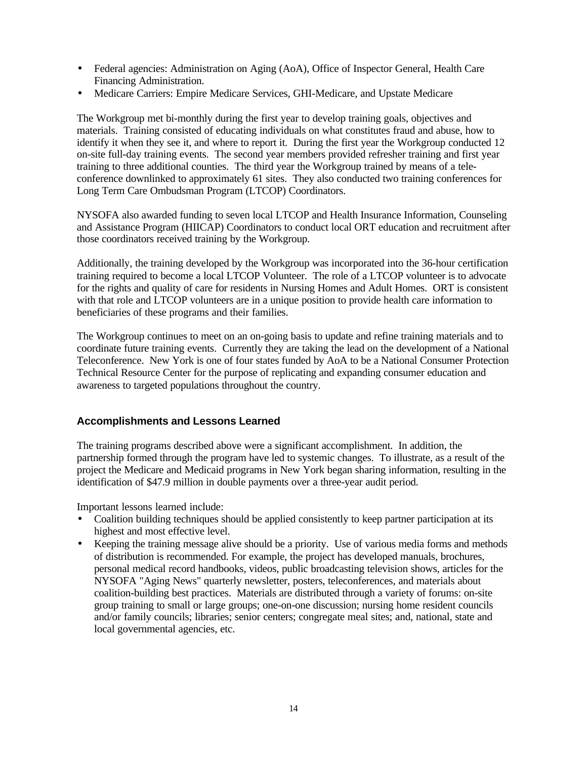- Federal agencies: Administration on Aging (AoA), Office of Inspector General, Health Care Financing Administration.
- Medicare Carriers: Empire Medicare Services, GHI-Medicare, and Upstate Medicare

The Workgroup met bi-monthly during the first year to develop training goals, objectives and materials. Training consisted of educating individuals on what constitutes fraud and abuse, how to identify it when they see it, and where to report it. During the first year the Workgroup conducted 12 on-site full-day training events. The second year members provided refresher training and first year training to three additional counties. The third year the Workgroup trained by means of a teleconference downlinked to approximately 61 sites. They also conducted two training conferences for Long Term Care Ombudsman Program (LTCOP) Coordinators.

NYSOFA also awarded funding to seven local LTCOP and Health Insurance Information, Counseling and Assistance Program (HIICAP) Coordinators to conduct local ORT education and recruitment after those coordinators received training by the Workgroup.

Additionally, the training developed by the Workgroup was incorporated into the 36-hour certification training required to become a local LTCOP Volunteer. The role of a LTCOP volunteer is to advocate for the rights and quality of care for residents in Nursing Homes and Adult Homes. ORT is consistent with that role and LTCOP volunteers are in a unique position to provide health care information to beneficiaries of these programs and their families.

The Workgroup continues to meet on an on-going basis to update and refine training materials and to coordinate future training events. Currently they are taking the lead on the development of a National Teleconference. New York is one of four states funded by AoA to be a National Consumer Protection Technical Resource Center for the purpose of replicating and expanding consumer education and awareness to targeted populations throughout the country.

### Accomplishments and Lessons Learned

The training programs described above were a significant accomplishment. In addition, the partnership formed through the program have led to systemic changes. To illustrate, as a result of the project the Medicare and Medicaid programs in New York began sharing information, resulting in the identification of $47.9 million in double payments over a three-year audit period.

Important lessons learned include:

- Coalition building techniques should be applied consistently to keep partner participation at its highest and most effective level.
- Keeping the training message alive should be a priority. Use of various media forms and methods of distribution is recommended. For example, the project has developed manuals, brochures, personal medical record handbooks, videos, public broadcasting television shows, articles for the NYSOFA "Aging News" quarterly newsletter, posters, teleconferences, and materials about coalition-building best practices. Materials are distributed through a variety of forums: on-site group training to small or large groups; one-on-one discussion; nursing home resident councils and/or family councils; libraries; senior centers; congregate meal sites; and, national, state and local governmental agencies, etc.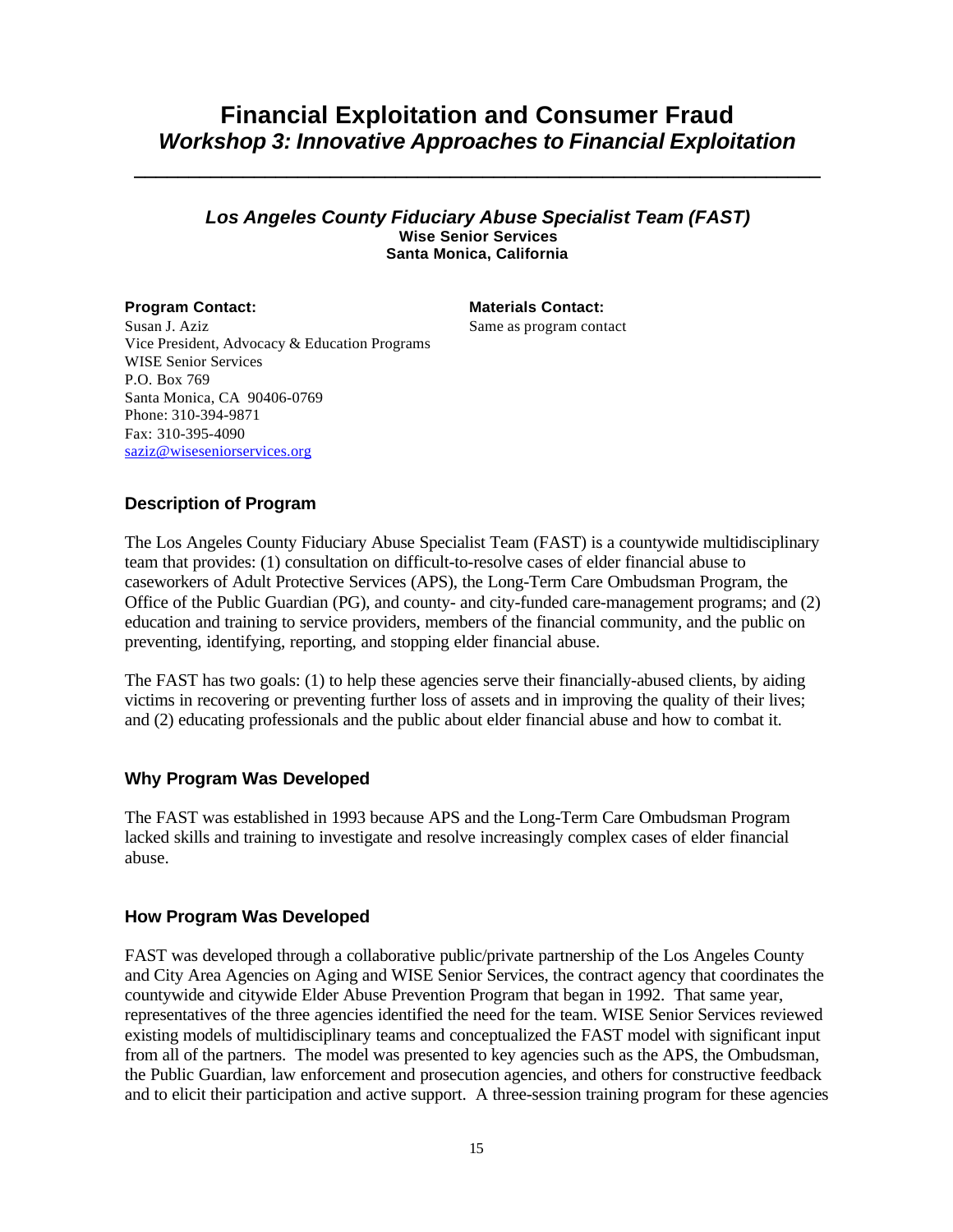# Financial Exploitation and Consumer Fraud

## *Workshop 3: Innovative Approaches to Financial Exploitation*

---

### *Los Angeles County Fiduciary Abuse Specialist Team (FAST)*

**Wise Senior Services**
**Santa Monica, California**

**Program Contact:**
Susan J. Aziz
Vice President, Advocacy & Education Programs
WISE Senior Services
P.O. Box 769
Santa Monica, CA 90406-0769
Phone: 310-394-9871
Fax: 310-395-4090
saziz@wiseseniorservices.org

**Materials Contact:**
Same as program contact

### Description of Program

The Los Angeles County Fiduciary Abuse Specialist Team (FAST) is a countywide multidisciplinary team that provides: (1) consultation on difficult-to-resolve cases of elder financial abuse to caseworkers of Adult Protective Services (APS), the Long-Term Care Ombudsman Program, the Office of the Public Guardian (PG), and county- and city-funded care-management programs; and (2) education and training to service providers, members of the financial community, and the public on preventing, identifying, reporting, and stopping elder financial abuse.

The FAST has two goals: (1) to help these agencies serve their financially-abused clients, by aiding victims in recovering or preventing further loss of assets and in improving the quality of their lives; and (2) educating professionals and the public about elder financial abuse and how to combat it.

### Why Program Was Developed

The FAST was established in 1993 because APS and the Long-Term Care Ombudsman Program lacked skills and training to investigate and resolve increasingly complex cases of elder financial abuse.

### How Program Was Developed

FAST was developed through a collaborative public/private partnership of the Los Angeles County and City Area Agencies on Aging and WISE Senior Services, the contract agency that coordinates the countywide and citywide Elder Abuse Prevention Program that began in 1992. That same year, representatives of the three agencies identified the need for the team. WISE Senior Services reviewed existing models of multidisciplinary teams and conceptualized the FAST model with significant input from all of the partners. The model was presented to key agencies such as the APS, the Ombudsman, the Public Guardian, law enforcement and prosecution agencies, and others for constructive feedback and to elicit their participation and active support. A three-session training program for these agencies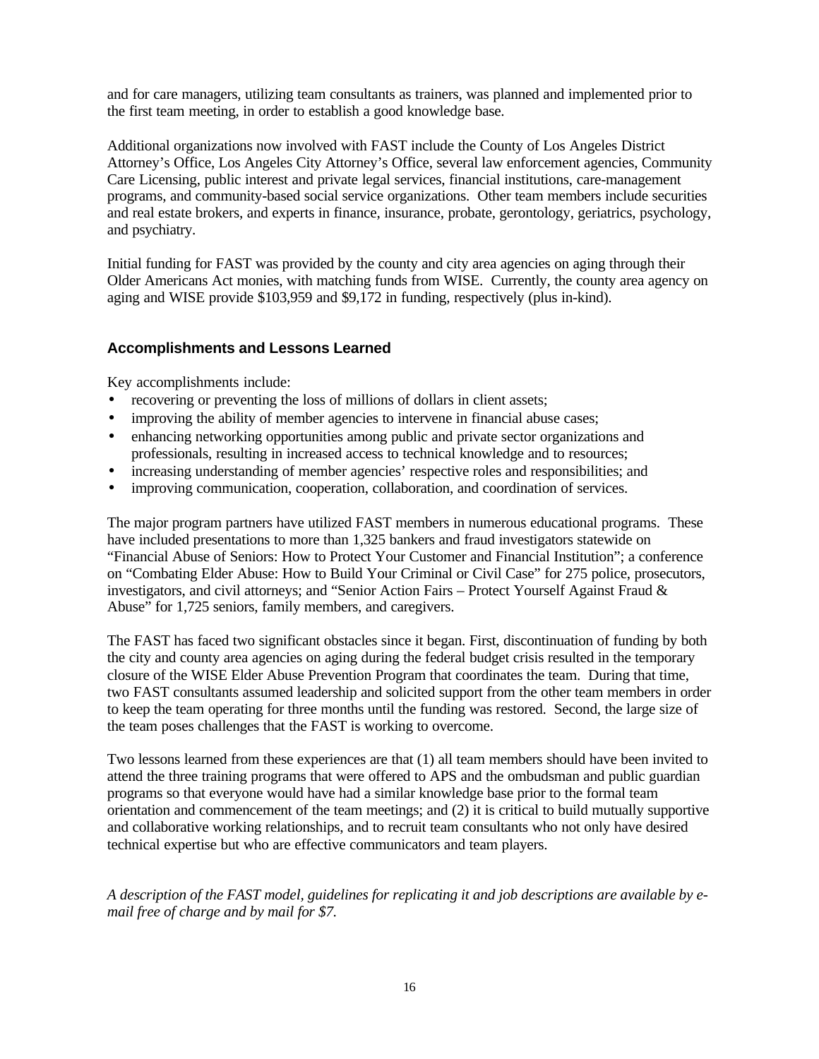and for care managers, utilizing team consultants as trainers, was planned and implemented prior to the first team meeting, in order to establish a good knowledge base.

Additional organizations now involved with FAST include the County of Los Angeles District Attorney's Office, Los Angeles City Attorney's Office, several law enforcement agencies, Community Care Licensing, public interest and private legal services, financial institutions, care-management programs, and community-based social service organizations. Other team members include securities and real estate brokers, and experts in finance, insurance, probate, gerontology, geriatrics, psychology, and psychiatry.

Initial funding for FAST was provided by the county and city area agencies on aging through their Older Americans Act monies, with matching funds from WISE. Currently, the county area agency on aging and WISE provide $103,959 and $9,172 in funding, respectively (plus in-kind).

### Accomplishments and Lessons Learned

Key accomplishments include:

- recovering or preventing the loss of millions of dollars in client assets;
- improving the ability of member agencies to intervene in financial abuse cases;
- enhancing networking opportunities among public and private sector organizations and professionals, resulting in increased access to technical knowledge and to resources;
- increasing understanding of member agencies' respective roles and responsibilities; and
- improving communication, cooperation, collaboration, and coordination of services.

The major program partners have utilized FAST members in numerous educational programs. These have included presentations to more than 1,325 bankers and fraud investigators statewide on "Financial Abuse of Seniors: How to Protect Your Customer and Financial Institution"; a conference on "Combating Elder Abuse: How to Build Your Criminal or Civil Case" for 275 police, prosecutors, investigators, and civil attorneys; and "Senior Action Fairs – Protect Yourself Against Fraud & Abuse" for 1,725 seniors, family members, and caregivers.

The FAST has faced two significant obstacles since it began. First, discontinuation of funding by both the city and county area agencies on aging during the federal budget crisis resulted in the temporary closure of the WISE Elder Abuse Prevention Program that coordinates the team. During that time, two FAST consultants assumed leadership and solicited support from the other team members in order to keep the team operating for three months until the funding was restored. Second, the large size of the team poses challenges that the FAST is working to overcome.

Two lessons learned from these experiences are that (1) all team members should have been invited to attend the three training programs that were offered to APS and the ombudsman and public guardian programs so that everyone would have had a similar knowledge base prior to the formal team orientation and commencement of the team meetings; and (2) it is critical to build mutually supportive and collaborative working relationships, and to recruit team consultants who not only have desired technical expertise but who are effective communicators and team players.

*A description of the FAST model, guidelines for replicating it and job descriptions are available by e-mail free of charge and by mail for $7.*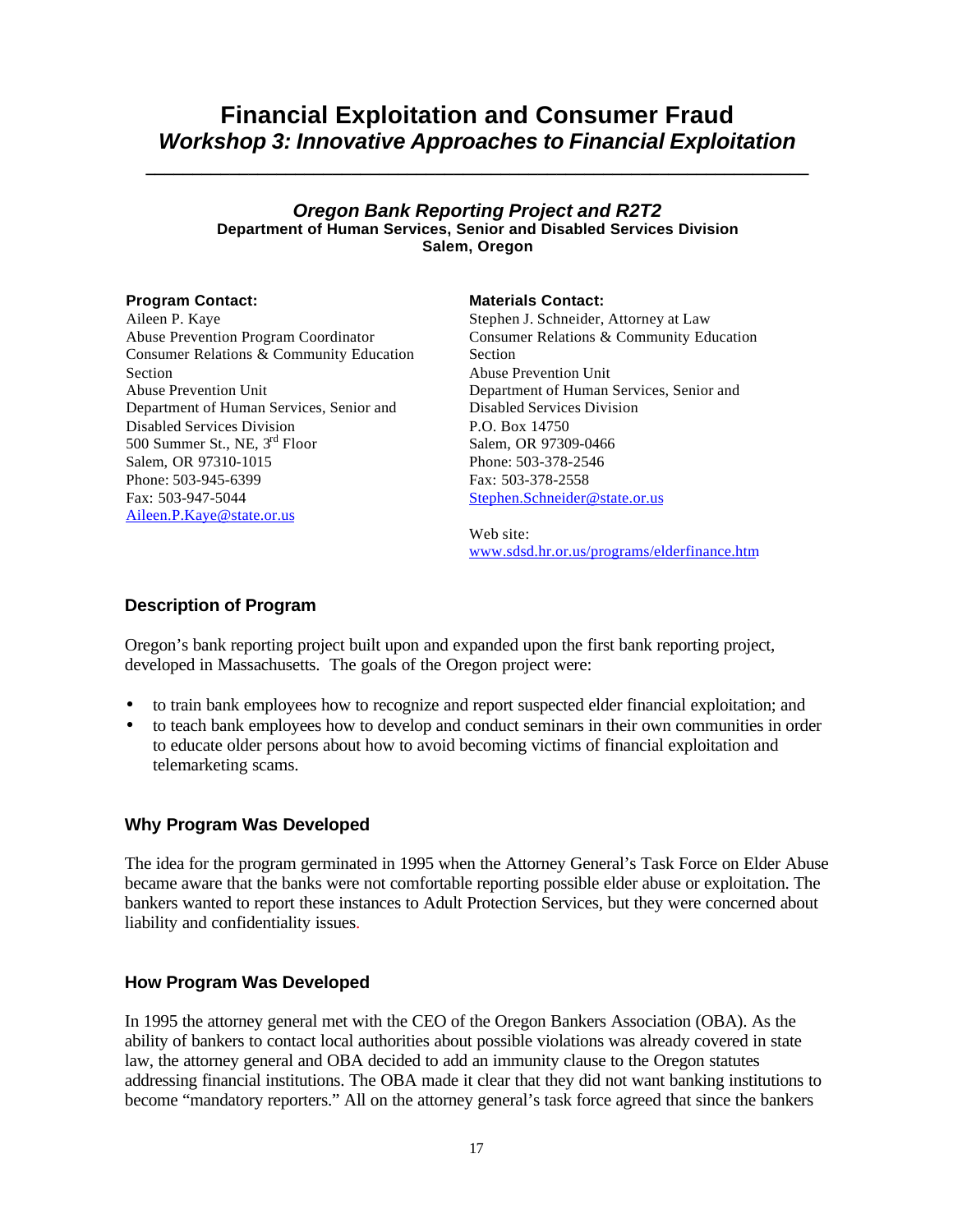# Financial Exploitation and Consumer Fraud

## *Workshop 3: Innovative Approaches to Financial Exploitation*

---

### *Oregon Bank Reporting Project and R2T2*

**Department of Human Services, Senior and Disabled Services Division**
**Salem, Oregon**

**Program Contact:**
Aileen P. Kaye
Abuse Prevention Program Coordinator
Consumer Relations & Community Education Section
Abuse Prevention Unit
Department of Human Services, Senior and Disabled Services Division
500 Summer St., NE, 3rd Floor
Salem, OR 97310-1015
Phone: 503-945-6399
Fax: 503-947-5044
Aileen.P.Kaye@state.or.us

**Materials Contact:**
Stephen J. Schneider, Attorney at Law
Consumer Relations & Community Education Section
Abuse Prevention Unit
Department of Human Services, Senior and Disabled Services Division
P.O. Box 14750
Salem, OR 97309-0466
Phone: 503-378-2546
Fax: 503-378-2558
Stephen.Schneider@state.or.us

Web site:
www.sdsd.hr.or.us/programs/elderfinance.htm

### Description of Program

Oregon's bank reporting project built upon and expanded upon the first bank reporting project, developed in Massachusetts. The goals of the Oregon project were:

- to train bank employees how to recognize and report suspected elder financial exploitation; and
- to teach bank employees how to develop and conduct seminars in their own communities in order to educate older persons about how to avoid becoming victims of financial exploitation and telemarketing scams.

### Why Program Was Developed

The idea for the program germinated in 1995 when the Attorney General's Task Force on Elder Abuse became aware that the banks were not comfortable reporting possible elder abuse or exploitation. The bankers wanted to report these instances to Adult Protection Services, but they were concerned about liability and confidentiality issues.

### How Program Was Developed

In 1995 the attorney general met with the CEO of the Oregon Bankers Association (OBA). As the ability of bankers to contact local authorities about possible violations was already covered in state law, the attorney general and OBA decided to add an immunity clause to the Oregon statutes addressing financial institutions. The OBA made it clear that they did not want banking institutions to become "mandatory reporters." All on the attorney general's task force agreed that since the bankers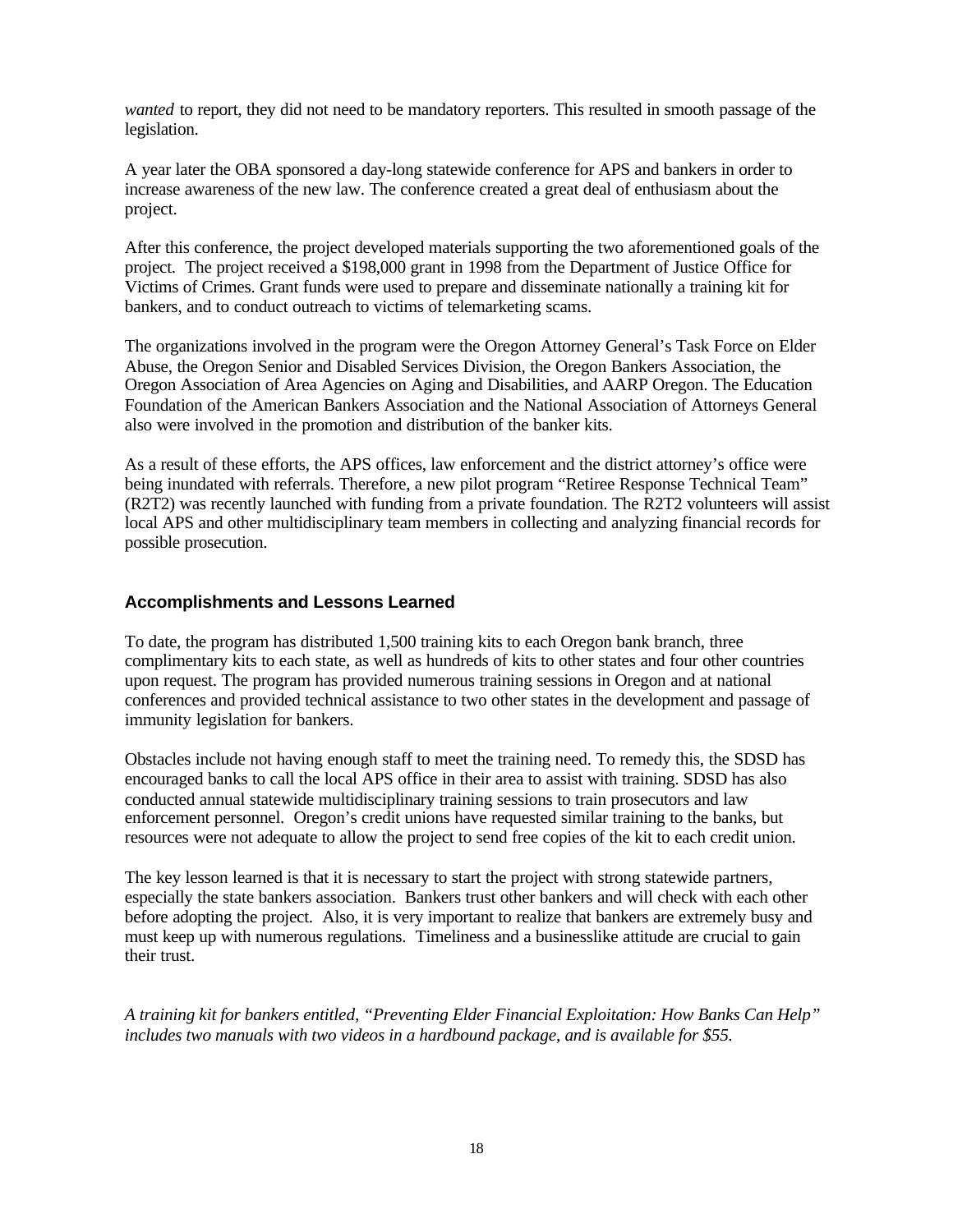*wanted* to report, they did not need to be mandatory reporters. This resulted in smooth passage of the legislation.

A year later the OBA sponsored a day-long statewide conference for APS and bankers in order to increase awareness of the new law. The conference created a great deal of enthusiasm about the project.

After this conference, the project developed materials supporting the two aforementioned goals of the project. The project received a $198,000 grant in 1998 from the Department of Justice Office for Victims of Crimes. Grant funds were used to prepare and disseminate nationally a training kit for bankers, and to conduct outreach to victims of telemarketing scams.

The organizations involved in the program were the Oregon Attorney General's Task Force on Elder Abuse, the Oregon Senior and Disabled Services Division, the Oregon Bankers Association, the Oregon Association of Area Agencies on Aging and Disabilities, and AARP Oregon. The Education Foundation of the American Bankers Association and the National Association of Attorneys General also were involved in the promotion and distribution of the banker kits.

As a result of these efforts, the APS offices, law enforcement and the district attorney's office were being inundated with referrals. Therefore, a new pilot program "Retiree Response Technical Team" (R2T2) was recently launched with funding from a private foundation. The R2T2 volunteers will assist local APS and other multidisciplinary team members in collecting and analyzing financial records for possible prosecution.

### Accomplishments and Lessons Learned

To date, the program has distributed 1,500 training kits to each Oregon bank branch, three complimentary kits to each state, as well as hundreds of kits to other states and four other countries upon request. The program has provided numerous training sessions in Oregon and at national conferences and provided technical assistance to two other states in the development and passage of immunity legislation for bankers.

Obstacles include not having enough staff to meet the training need. To remedy this, the SDSD has encouraged banks to call the local APS office in their area to assist with training. SDSD has also conducted annual statewide multidisciplinary training sessions to train prosecutors and law enforcement personnel. Oregon's credit unions have requested similar training to the banks, but resources were not adequate to allow the project to send free copies of the kit to each credit union.

The key lesson learned is that it is necessary to start the project with strong statewide partners, especially the state bankers association. Bankers trust other bankers and will check with each other before adopting the project. Also, it is very important to realize that bankers are extremely busy and must keep up with numerous regulations. Timeliness and a businesslike attitude are crucial to gain their trust.

*A training kit for bankers entitled, "Preventing Elder Financial Exploitation: How Banks Can Help" includes two manuals with two videos in a hardbound package, and is available for $55.*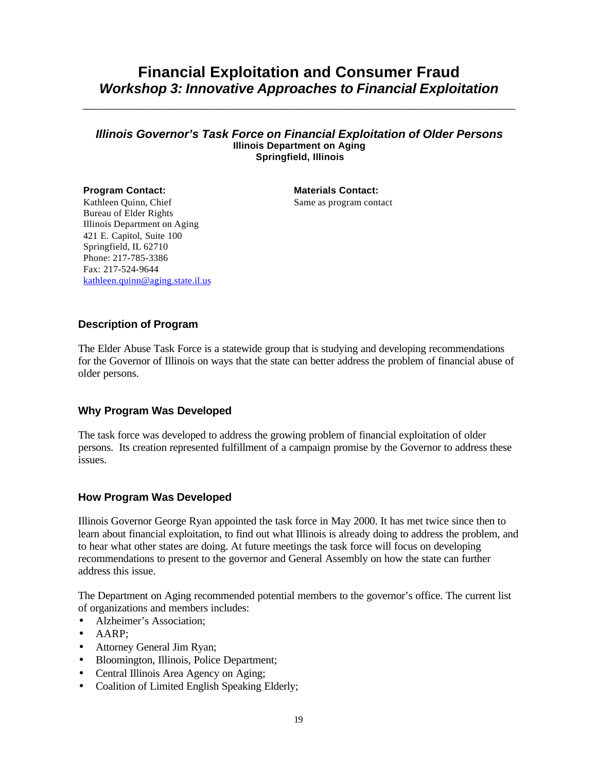# Financial Exploitation and Consumer Fraud

## *Workshop 3: Innovative Approaches to Financial Exploitation*

---

### *Illinois Governor's Task Force on Financial Exploitation of Older Persons*

**Illinois Department on Aging**
**Springfield, Illinois**

**Program Contact:**
Kathleen Quinn, Chief
Bureau of Elder Rights
Illinois Department on Aging
421 E. Capitol, Suite 100
Springfield, IL 62710
Phone: 217-785-3386
Fax: 217-524-9644
kathleen.quinn@aging.state.il.us

**Materials Contact:**
Same as program contact

### Description of Program

The Elder Abuse Task Force is a statewide group that is studying and developing recommendations for the Governor of Illinois on ways that the state can better address the problem of financial abuse of older persons.

### Why Program Was Developed

The task force was developed to address the growing problem of financial exploitation of older persons. Its creation represented fulfillment of a campaign promise by the Governor to address these issues.

### How Program Was Developed

Illinois Governor George Ryan appointed the task force in May 2000. It has met twice since then to learn about financial exploitation, to find out what Illinois is already doing to address the problem, and to hear what other states are doing. At future meetings the task force will focus on developing recommendations to present to the governor and General Assembly on how the state can further address this issue.

The Department on Aging recommended potential members to the governor's office. The current list of organizations and members includes:

- Alzheimer's Association;
- AARP;
- Attorney General Jim Ryan;
- Bloomington, Illinois, Police Department;
- Central Illinois Area Agency on Aging;
- Coalition of Limited English Speaking Elderly;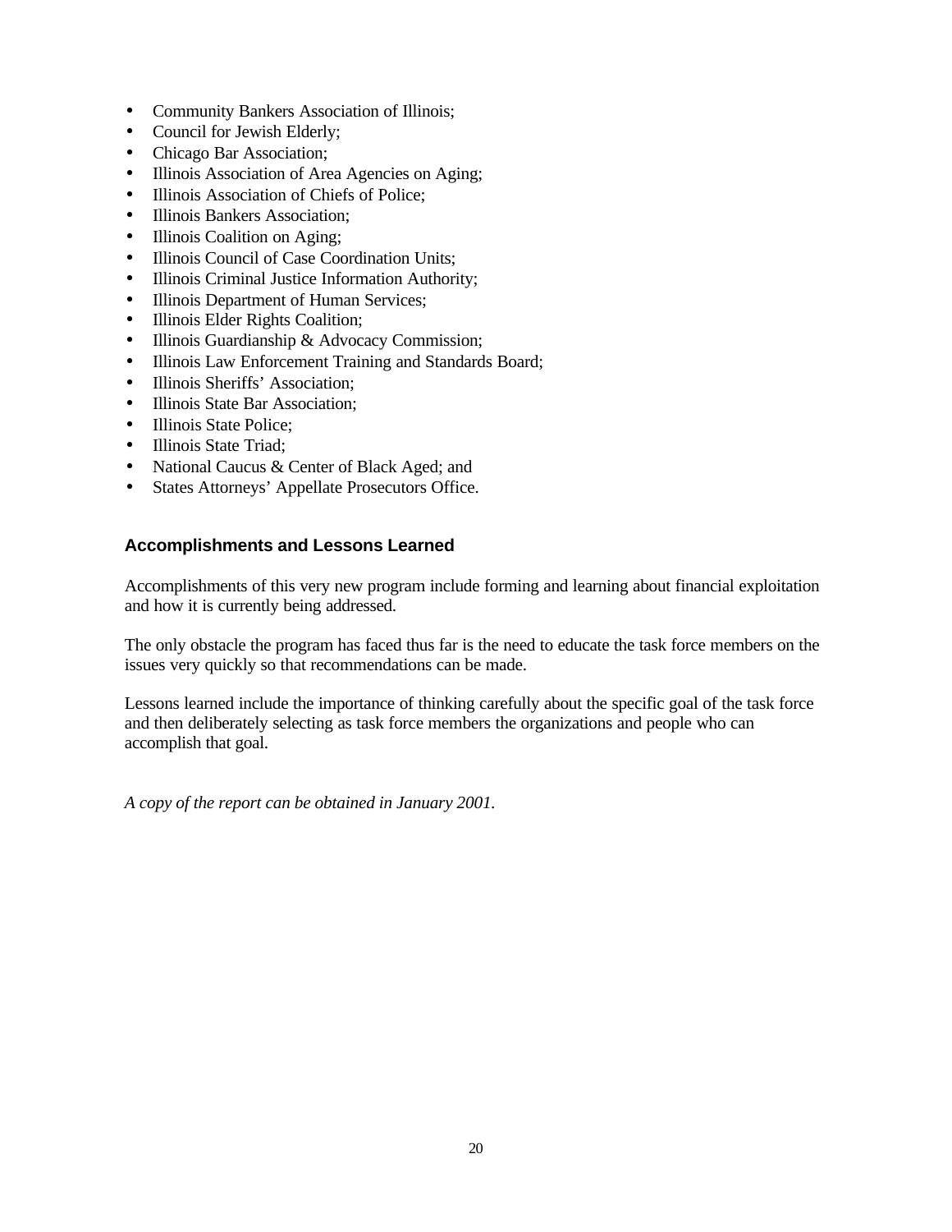- Community Bankers Association of Illinois;
- Council for Jewish Elderly;
- Chicago Bar Association;
- Illinois Association of Area Agencies on Aging;
- Illinois Association of Chiefs of Police;
- Illinois Bankers Association;
- Illinois Coalition on Aging;
- Illinois Council of Case Coordination Units;
- Illinois Criminal Justice Information Authority;
- Illinois Department of Human Services;
- Illinois Elder Rights Coalition;
- Illinois Guardianship & Advocacy Commission;
- Illinois Law Enforcement Training and Standards Board;
- Illinois Sheriffs' Association;
- Illinois State Bar Association;
- Illinois State Police;
- Illinois State Triad;
- National Caucus & Center of Black Aged; and
- States Attorneys' Appellate Prosecutors Office.

### Accomplishments and Lessons Learned

Accomplishments of this very new program include forming and learning about financial exploitation and how it is currently being addressed.

The only obstacle the program has faced thus far is the need to educate the task force members on the issues very quickly so that recommendations can be made.

Lessons learned include the importance of thinking carefully about the specific goal of the task force and then deliberately selecting as task force members the organizations and people who can accomplish that goal.

*A copy of the report can be obtained in January 2001.*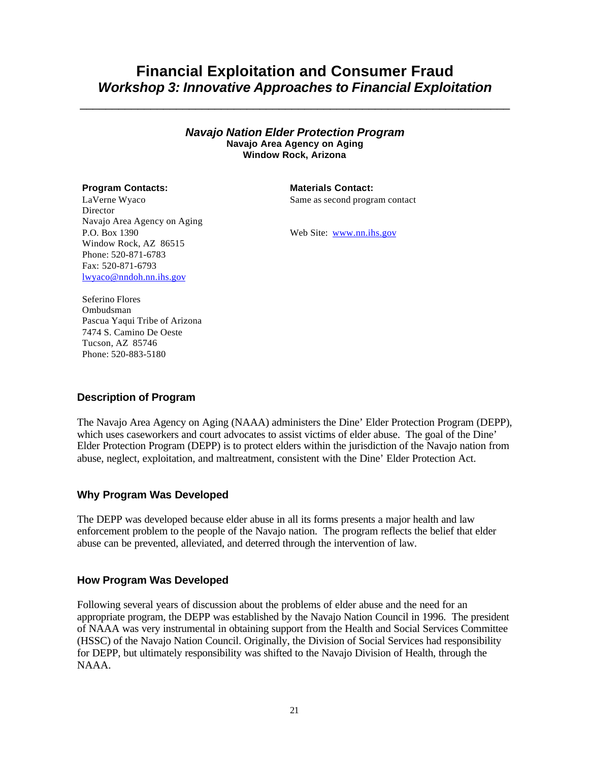# Financial Exploitation and Consumer Fraud

## *Workshop 3: Innovative Approaches to Financial Exploitation*

---

### *Navajo Nation Elder Protection Program*

**Navajo Area Agency on Aging**
**Window Rock, Arizona**

**Program Contacts:**

LaVerne Wyaco
Director
Navajo Area Agency on Aging
P.O. Box 1390
Window Rock, AZ 86515
Phone: 520-871-6783
Fax: 520-871-6793
lwyaco@nndoh.nn.ihs.gov

Seferino Flores
Ombudsman
Pascua Yaqui Tribe of Arizona
7474 S. Camino De Oeste
Tucson, AZ 85746
Phone: 520-883-5180

**Materials Contact:**

Same as second program contact

Web Site: www.nn.ihs.gov

### Description of Program

The Navajo Area Agency on Aging (NAAA) administers the Dine' Elder Protection Program (DEPP), which uses caseworkers and court advocates to assist victims of elder abuse. The goal of the Dine' Elder Protection Program (DEPP) is to protect elders within the jurisdiction of the Navajo nation from abuse, neglect, exploitation, and maltreatment, consistent with the Dine' Elder Protection Act.

### Why Program Was Developed

The DEPP was developed because elder abuse in all its forms presents a major health and law enforcement problem to the people of the Navajo nation. The program reflects the belief that elder abuse can be prevented, alleviated, and deterred through the intervention of law.

### How Program Was Developed

Following several years of discussion about the problems of elder abuse and the need for an appropriate program, the DEPP was established by the Navajo Nation Council in 1996. The president of NAAA was very instrumental in obtaining support from the Health and Social Services Committee (HSSC) of the Navajo Nation Council. Originally, the Division of Social Services had responsibility for DEPP, but ultimately responsibility was shifted to the Navajo Division of Health, through the NAAA.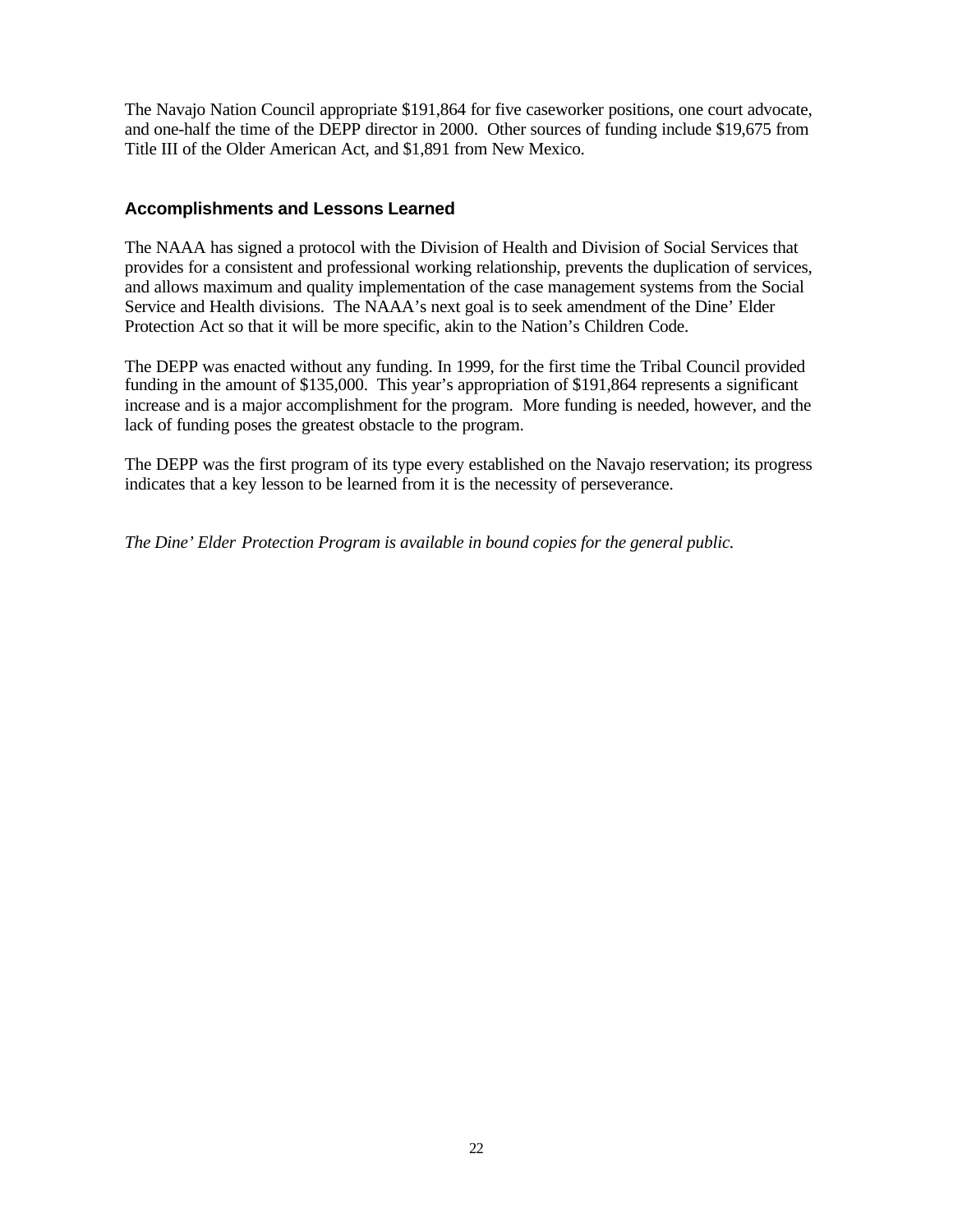The Navajo Nation Council appropriate $191,864 for five caseworker positions, one court advocate, and one-half the time of the DEPP director in 2000. Other sources of funding include $19,675 from Title III of the Older American Act, and $1,891 from New Mexico.

### Accomplishments and Lessons Learned

The NAAA has signed a protocol with the Division of Health and Division of Social Services that provides for a consistent and professional working relationship, prevents the duplication of services, and allows maximum and quality implementation of the case management systems from the Social Service and Health divisions. The NAAA's next goal is to seek amendment of the Dine' Elder Protection Act so that it will be more specific, akin to the Nation's Children Code.

The DEPP was enacted without any funding. In 1999, for the first time the Tribal Council provided funding in the amount of $135,000. This year's appropriation of $191,864 represents a significant increase and is a major accomplishment for the program. More funding is needed, however, and the lack of funding poses the greatest obstacle to the program.

The DEPP was the first program of its type every established on the Navajo reservation; its progress indicates that a key lesson to be learned from it is the necessity of perseverance.

*The Dine' Elder Protection Program is available in bound copies for the general public.*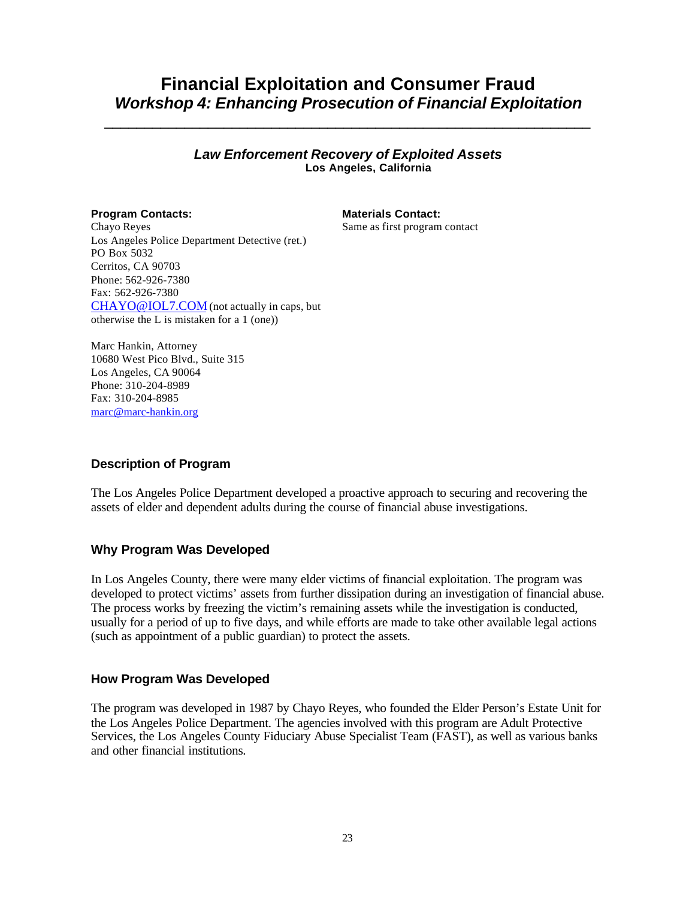# Financial Exploitation and Consumer Fraud

## *Workshop 4: Enhancing Prosecution of Financial Exploitation*

---

### *Law Enforcement Recovery of Exploited Assets*

**Los Angeles, California**

**Program Contacts:**
Chayo Reyes
Los Angeles Police Department Detective (ret.)
PO Box 5032
Cerritos, CA 90703
Phone: 562-926-7380
Fax: 562-926-7380
CHAYO@IOL7.COM (not actually in caps, but otherwise the L is mistaken for a 1 (one))

Marc Hankin, Attorney
10680 West Pico Blvd., Suite 315
Los Angeles, CA 90064
Phone: 310-204-8989
Fax: 310-204-8985
marc@marc-hankin.org

**Materials Contact:**
Same as first program contact

### Description of Program

The Los Angeles Police Department developed a proactive approach to securing and recovering the assets of elder and dependent adults during the course of financial abuse investigations.

### Why Program Was Developed

In Los Angeles County, there were many elder victims of financial exploitation. The program was developed to protect victims' assets from further dissipation during an investigation of financial abuse. The process works by freezing the victim's remaining assets while the investigation is conducted, usually for a period of up to five days, and while efforts are made to take other available legal actions (such as appointment of a public guardian) to protect the assets.

### How Program Was Developed

The program was developed in 1987 by Chayo Reyes, who founded the Elder Person's Estate Unit for the Los Angeles Police Department. The agencies involved with this program are Adult Protective Services, the Los Angeles County Fiduciary Abuse Specialist Team (FAST), as well as various banks and other financial institutions.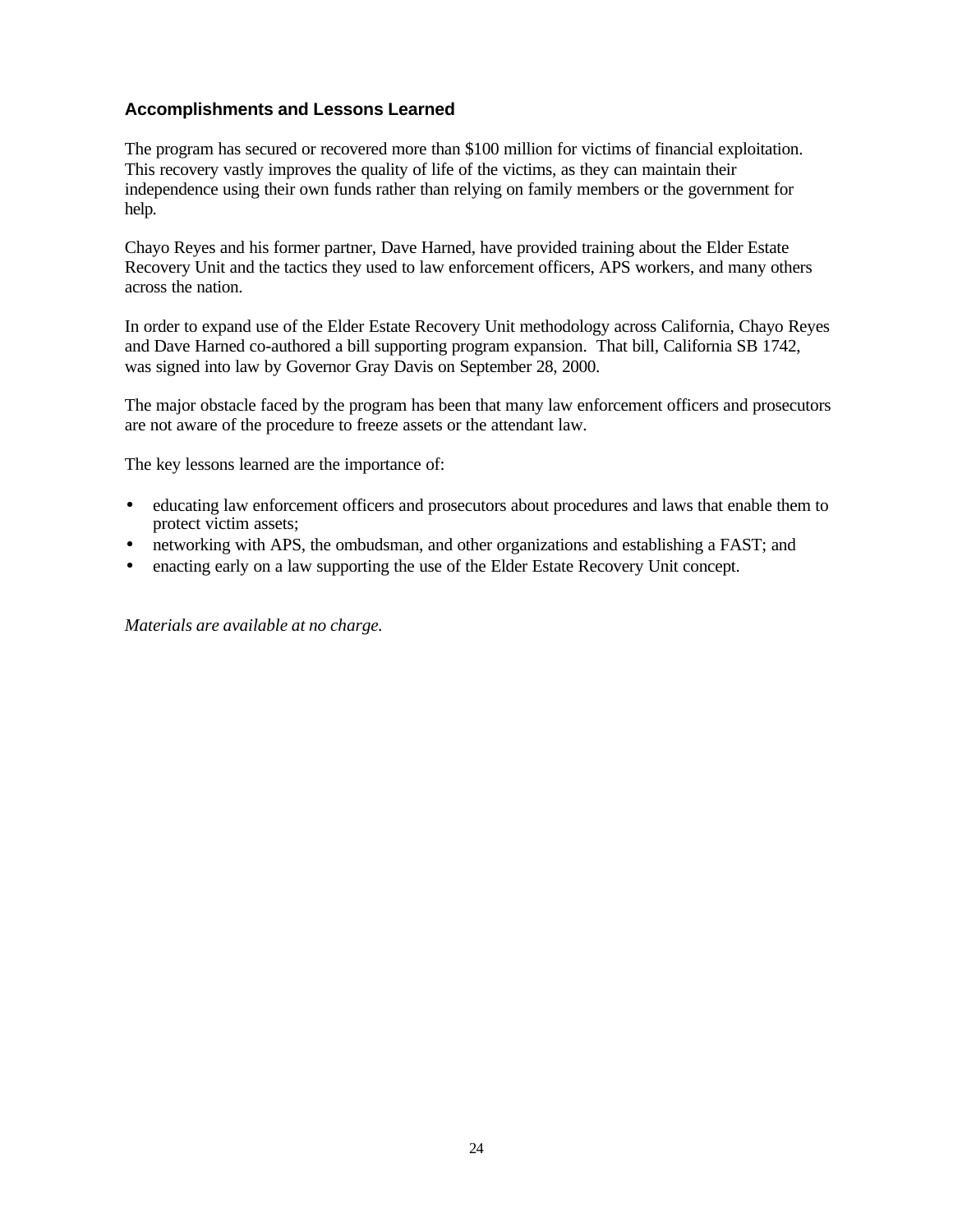### Accomplishments and Lessons Learned

The program has secured or recovered more than $100 million for victims of financial exploitation. This recovery vastly improves the quality of life of the victims, as they can maintain their independence using their own funds rather than relying on family members or the government for help.

Chayo Reyes and his former partner, Dave Harned, have provided training about the Elder Estate Recovery Unit and the tactics they used to law enforcement officers, APS workers, and many others across the nation.

In order to expand use of the Elder Estate Recovery Unit methodology across California, Chayo Reyes and Dave Harned co-authored a bill supporting program expansion. That bill, California SB 1742, was signed into law by Governor Gray Davis on September 28, 2000.

The major obstacle faced by the program has been that many law enforcement officers and prosecutors are not aware of the procedure to freeze assets or the attendant law.

The key lessons learned are the importance of:

- educating law enforcement officers and prosecutors about procedures and laws that enable them to protect victim assets;
- networking with APS, the ombudsman, and other organizations and establishing a FAST; and
- enacting early on a law supporting the use of the Elder Estate Recovery Unit concept.

*Materials are available at no charge.*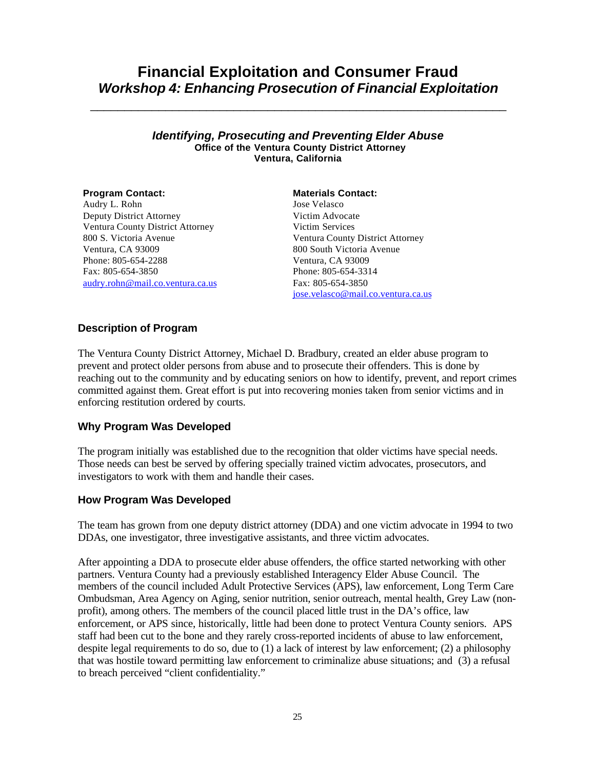# Financial Exploitation and Consumer Fraud

## *Workshop 4: Enhancing Prosecution of Financial Exploitation*

---

### *Identifying, Prosecuting and Preventing Elder Abuse*

**Office of the Ventura County District Attorney**
**Ventura, California**

**Program Contact:**
Audry L. Rohn
Deputy District Attorney
Ventura County District Attorney
800 S. Victoria Avenue
Ventura, CA 93009
Phone: 805-654-2288
Fax: 805-654-3850
audry.rohn@mail.co.ventura.ca.us

**Materials Contact:**
Jose Velasco
Victim Advocate
Victim Services
Ventura County District Attorney
800 South Victoria Avenue
Ventura, CA 93009
Phone: 805-654-3314
Fax: 805-654-3850
jose.velasco@mail.co.ventura.ca.us

### Description of Program

The Ventura County District Attorney, Michael D. Bradbury, created an elder abuse program to prevent and protect older persons from abuse and to prosecute their offenders. This is done by reaching out to the community and by educating seniors on how to identify, prevent, and report crimes committed against them. Great effort is put into recovering monies taken from senior victims and in enforcing restitution ordered by courts.

### Why Program Was Developed

The program initially was established due to the recognition that older victims have special needs. Those needs can best be served by offering specially trained victim advocates, prosecutors, and investigators to work with them and handle their cases.

### How Program Was Developed

The team has grown from one deputy district attorney (DDA) and one victim advocate in 1994 to two DDAs, one investigator, three investigative assistants, and three victim advocates.

After appointing a DDA to prosecute elder abuse offenders, the office started networking with other partners. Ventura County had a previously established Interagency Elder Abuse Council. The members of the council included Adult Protective Services (APS), law enforcement, Long Term Care Ombudsman, Area Agency on Aging, senior nutrition, senior outreach, mental health, Grey Law (non-profit), among others. The members of the council placed little trust in the DA's office, law enforcement, or APS since, historically, little had been done to protect Ventura County seniors. APS staff had been cut to the bone and they rarely cross-reported incidents of abuse to law enforcement, despite legal requirements to do so, due to (1) a lack of interest by law enforcement; (2) a philosophy that was hostile toward permitting law enforcement to criminalize abuse situations; and (3) a refusal to breach perceived "client confidentiality."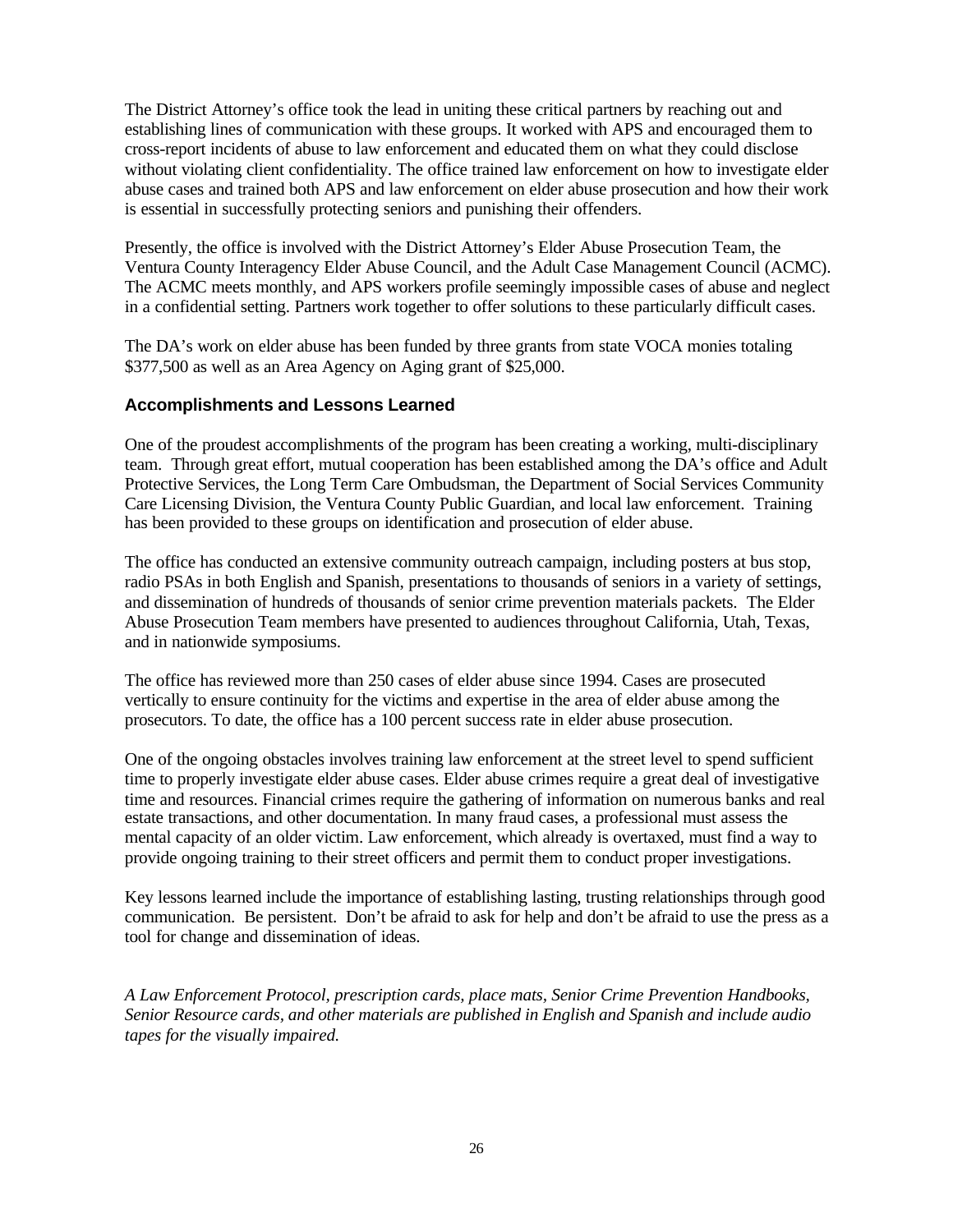The District Attorney's office took the lead in uniting these critical partners by reaching out and establishing lines of communication with these groups. It worked with APS and encouraged them to cross-report incidents of abuse to law enforcement and educated them on what they could disclose without violating client confidentiality. The office trained law enforcement on how to investigate elder abuse cases and trained both APS and law enforcement on elder abuse prosecution and how their work is essential in successfully protecting seniors and punishing their offenders.

Presently, the office is involved with the District Attorney's Elder Abuse Prosecution Team, the Ventura County Interagency Elder Abuse Council, and the Adult Case Management Council (ACMC). The ACMC meets monthly, and APS workers profile seemingly impossible cases of abuse and neglect in a confidential setting. Partners work together to offer solutions to these particularly difficult cases.

The DA's work on elder abuse has been funded by three grants from state VOCA monies totaling $377,500 as well as an Area Agency on Aging grant of $25,000.

### Accomplishments and Lessons Learned

One of the proudest accomplishments of the program has been creating a working, multi-disciplinary team. Through great effort, mutual cooperation has been established among the DA's office and Adult Protective Services, the Long Term Care Ombudsman, the Department of Social Services Community Care Licensing Division, the Ventura County Public Guardian, and local law enforcement. Training has been provided to these groups on identification and prosecution of elder abuse.

The office has conducted an extensive community outreach campaign, including posters at bus stop, radio PSAs in both English and Spanish, presentations to thousands of seniors in a variety of settings, and dissemination of hundreds of thousands of senior crime prevention materials packets. The Elder Abuse Prosecution Team members have presented to audiences throughout California, Utah, Texas, and in nationwide symposiums.

The office has reviewed more than 250 cases of elder abuse since 1994. Cases are prosecuted vertically to ensure continuity for the victims and expertise in the area of elder abuse among the prosecutors. To date, the office has a 100 percent success rate in elder abuse prosecution.

One of the ongoing obstacles involves training law enforcement at the street level to spend sufficient time to properly investigate elder abuse cases. Elder abuse crimes require a great deal of investigative time and resources. Financial crimes require the gathering of information on numerous banks and real estate transactions, and other documentation. In many fraud cases, a professional must assess the mental capacity of an older victim. Law enforcement, which already is overtaxed, must find a way to provide ongoing training to their street officers and permit them to conduct proper investigations.

Key lessons learned include the importance of establishing lasting, trusting relationships through good communication. Be persistent. Don't be afraid to ask for help and don't be afraid to use the press as a tool for change and dissemination of ideas.

*A Law Enforcement Protocol, prescription cards, place mats, Senior Crime Prevention Handbooks, Senior Resource cards, and other materials are published in English and Spanish and include audio tapes for the visually impaired.*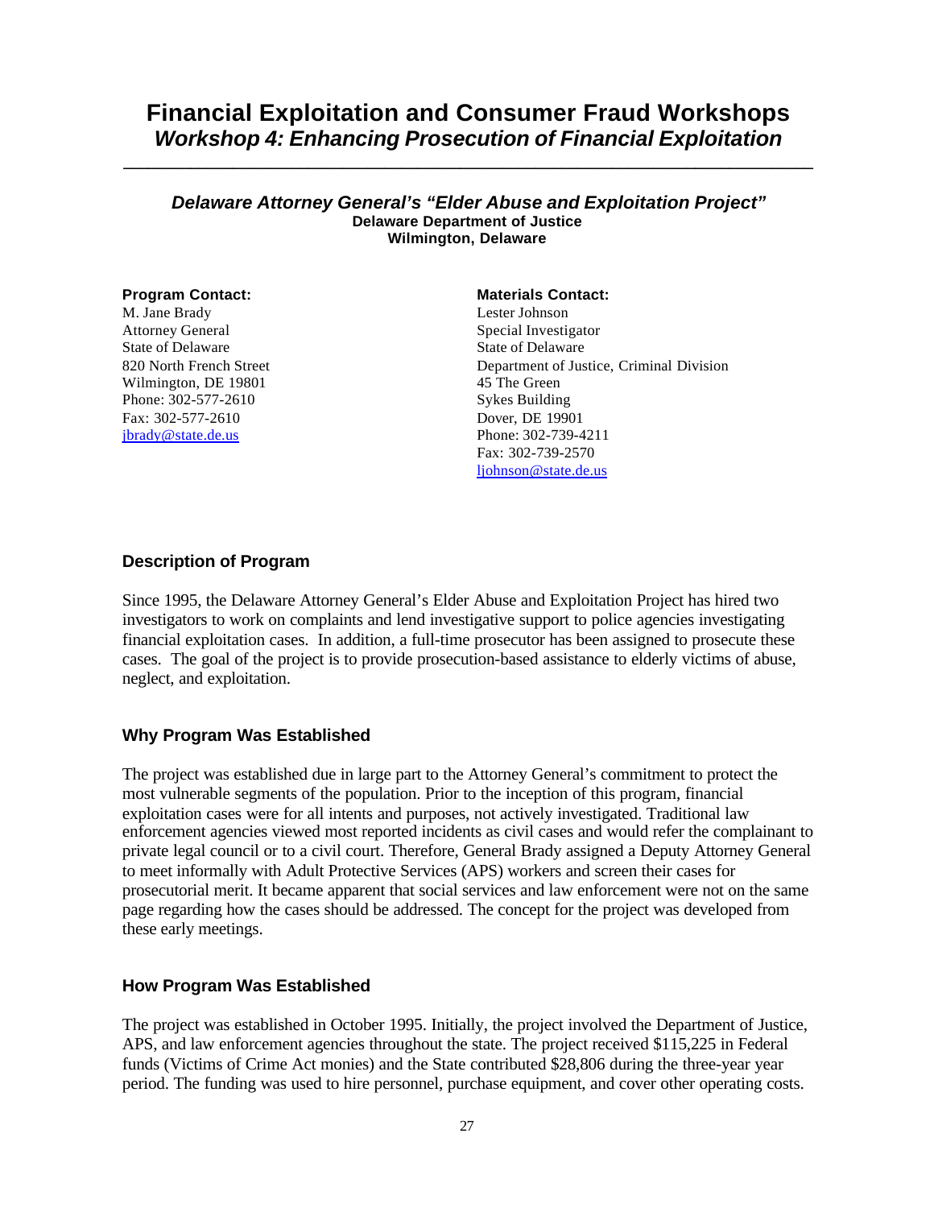# Financial Exploitation and Consumer Fraud Workshops
## *Workshop 4: Enhancing Prosecution of Financial Exploitation*

---

### *Delaware Attorney General's "Elder Abuse and Exploitation Project"*
**Delaware Department of Justice**
**Wilmington, Delaware**

**Program Contact:**
M. Jane Brady
Attorney General
State of Delaware
820 North French Street
Wilmington, DE 19801
Phone: 302-577-2610
Fax: 302-577-2610
jbrady@state.de.us

**Materials Contact:**
Lester Johnson
Special Investigator
State of Delaware
Department of Justice, Criminal Division
45 The Green
Sykes Building
Dover, DE 19901
Phone: 302-739-4211
Fax: 302-739-2570
ljohnson@state.de.us

### Description of Program

Since 1995, the Delaware Attorney General's Elder Abuse and Exploitation Project has hired two investigators to work on complaints and lend investigative support to police agencies investigating financial exploitation cases. In addition, a full-time prosecutor has been assigned to prosecute these cases. The goal of the project is to provide prosecution-based assistance to elderly victims of abuse, neglect, and exploitation.

### Why Program Was Established

The project was established due in large part to the Attorney General's commitment to protect the most vulnerable segments of the population. Prior to the inception of this program, financial exploitation cases were for all intents and purposes, not actively investigated. Traditional law enforcement agencies viewed most reported incidents as civil cases and would refer the complainant to private legal council or to a civil court. Therefore, General Brady assigned a Deputy Attorney General to meet informally with Adult Protective Services (APS) workers and screen their cases for prosecutorial merit. It became apparent that social services and law enforcement were not on the same page regarding how the cases should be addressed. The concept for the project was developed from these early meetings.

### How Program Was Established

The project was established in October 1995. Initially, the project involved the Department of Justice, APS, and law enforcement agencies throughout the state. The project received $115,225 in Federal funds (Victims of Crime Act monies) and the State contributed $28,806 during the three-year year period. The funding was used to hire personnel, purchase equipment, and cover other operating costs.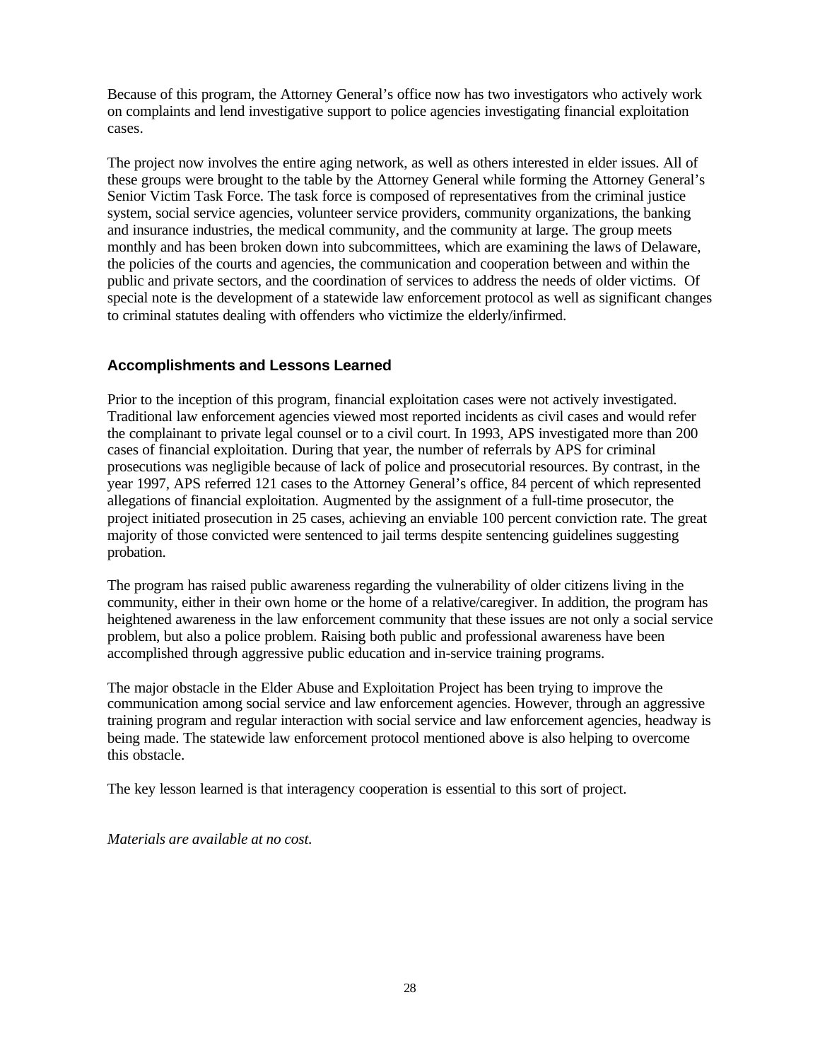Because of this program, the Attorney General's office now has two investigators who actively work on complaints and lend investigative support to police agencies investigating financial exploitation cases.

The project now involves the entire aging network, as well as others interested in elder issues. All of these groups were brought to the table by the Attorney General while forming the Attorney General's Senior Victim Task Force. The task force is composed of representatives from the criminal justice system, social service agencies, volunteer service providers, community organizations, the banking and insurance industries, the medical community, and the community at large. The group meets monthly and has been broken down into subcommittees, which are examining the laws of Delaware, the policies of the courts and agencies, the communication and cooperation between and within the public and private sectors, and the coordination of services to address the needs of older victims. Of special note is the development of a statewide law enforcement protocol as well as significant changes to criminal statutes dealing with offenders who victimize the elderly/infirmed.

### Accomplishments and Lessons Learned

Prior to the inception of this program, financial exploitation cases were not actively investigated. Traditional law enforcement agencies viewed most reported incidents as civil cases and would refer the complainant to private legal counsel or to a civil court. In 1993, APS investigated more than 200 cases of financial exploitation. During that year, the number of referrals by APS for criminal prosecutions was negligible because of lack of police and prosecutorial resources. By contrast, in the year 1997, APS referred 121 cases to the Attorney General's office, 84 percent of which represented allegations of financial exploitation. Augmented by the assignment of a full-time prosecutor, the project initiated prosecution in 25 cases, achieving an enviable 100 percent conviction rate. The great majority of those convicted were sentenced to jail terms despite sentencing guidelines suggesting probation.

The program has raised public awareness regarding the vulnerability of older citizens living in the community, either in their own home or the home of a relative/caregiver. In addition, the program has heightened awareness in the law enforcement community that these issues are not only a social service problem, but also a police problem. Raising both public and professional awareness have been accomplished through aggressive public education and in-service training programs.

The major obstacle in the Elder Abuse and Exploitation Project has been trying to improve the communication among social service and law enforcement agencies. However, through an aggressive training program and regular interaction with social service and law enforcement agencies, headway is being made. The statewide law enforcement protocol mentioned above is also helping to overcome this obstacle.

The key lesson learned is that interagency cooperation is essential to this sort of project.

*Materials are available at no cost.*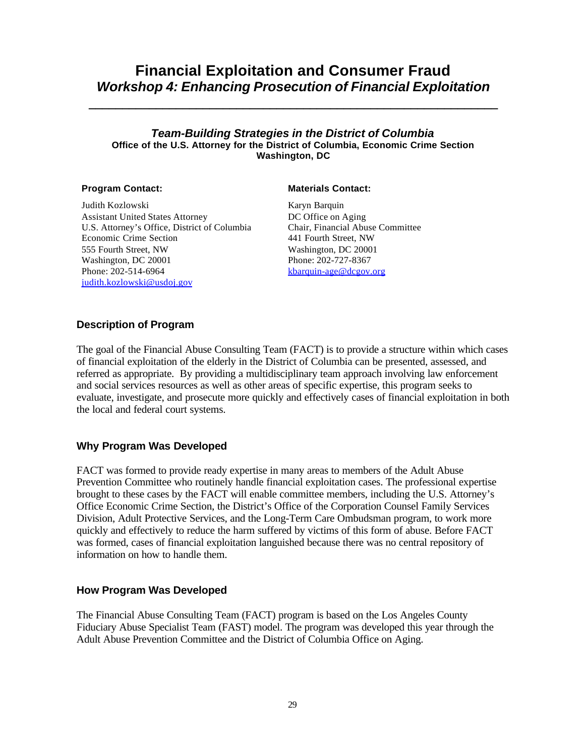# Financial Exploitation and Consumer Fraud
## *Workshop 4: Enhancing Prosecution of Financial Exploitation*

---

### *Team-Building Strategies in the District of Columbia*
**Office of the U.S. Attorney for the District of Columbia, Economic Crime Section**
**Washington, DC**

**Program Contact:**

Judith Kozlowski
Assistant United States Attorney
U.S. Attorney's Office, District of Columbia
Economic Crime Section
555 Fourth Street, NW
Washington, DC 20001
Phone: 202-514-6964
judith.kozlowski@usdoj.gov

**Materials Contact:**

Karyn Barquin
DC Office on Aging
Chair, Financial Abuse Committee
441 Fourth Street, NW
Washington, DC 20001
Phone: 202-727-8367
kbarquin-age@dcgov.org

### Description of Program

The goal of the Financial Abuse Consulting Team (FACT) is to provide a structure within which cases of financial exploitation of the elderly in the District of Columbia can be presented, assessed, and referred as appropriate. By providing a multidisciplinary team approach involving law enforcement and social services resources as well as other areas of specific expertise, this program seeks to evaluate, investigate, and prosecute more quickly and effectively cases of financial exploitation in both the local and federal court systems.

### Why Program Was Developed

FACT was formed to provide ready expertise in many areas to members of the Adult Abuse Prevention Committee who routinely handle financial exploitation cases. The professional expertise brought to these cases by the FACT will enable committee members, including the U.S. Attorney's Office Economic Crime Section, the District's Office of the Corporation Counsel Family Services Division, Adult Protective Services, and the Long-Term Care Ombudsman program, to work more quickly and effectively to reduce the harm suffered by victims of this form of abuse. Before FACT was formed, cases of financial exploitation languished because there was no central repository of information on how to handle them.

### How Program Was Developed

The Financial Abuse Consulting Team (FACT) program is based on the Los Angeles County Fiduciary Abuse Specialist Team (FAST) model. The program was developed this year through the Adult Abuse Prevention Committee and the District of Columbia Office on Aging.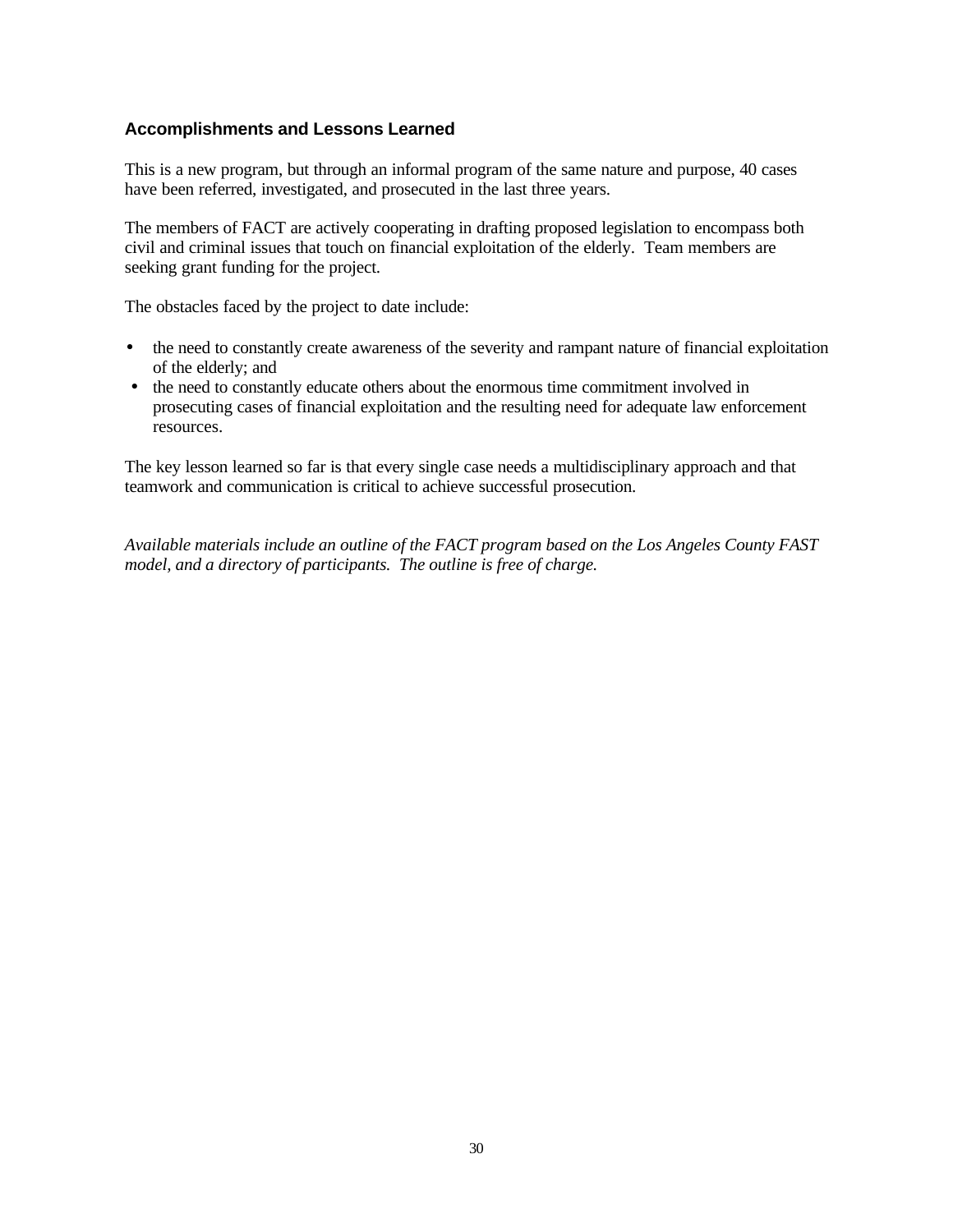### Accomplishments and Lessons Learned

This is a new program, but through an informal program of the same nature and purpose, 40 cases have been referred, investigated, and prosecuted in the last three years.

The members of FACT are actively cooperating in drafting proposed legislation to encompass both civil and criminal issues that touch on financial exploitation of the elderly. Team members are seeking grant funding for the project.

The obstacles faced by the project to date include:

- the need to constantly create awareness of the severity and rampant nature of financial exploitation of the elderly; and
- the need to constantly educate others about the enormous time commitment involved in prosecuting cases of financial exploitation and the resulting need for adequate law enforcement resources.

The key lesson learned so far is that every single case needs a multidisciplinary approach and that teamwork and communication is critical to achieve successful prosecution.

*Available materials include an outline of the FACT program based on the Los Angeles County FAST model, and a directory of participants. The outline is free of charge.*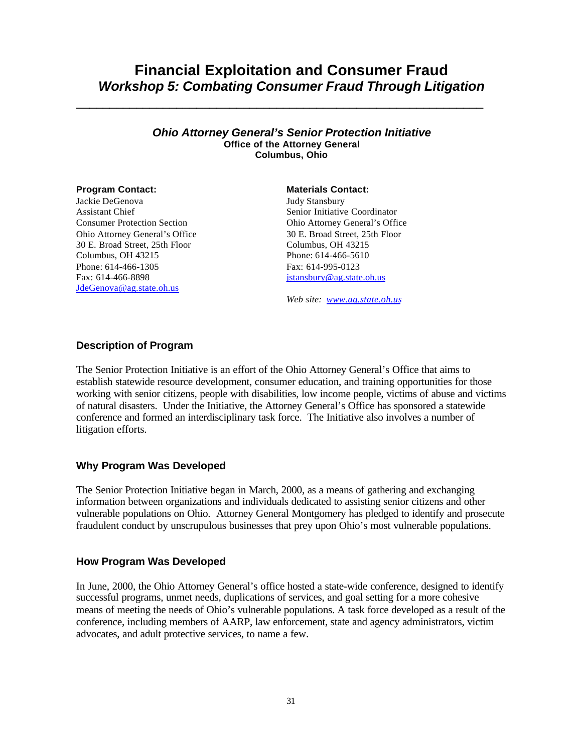# Financial Exploitation and Consumer Fraud

## *Workshop 5: Combating Consumer Fraud Through Litigation*

---

### *Ohio Attorney General's Senior Protection Initiative*

**Office of the Attorney General**
**Columbus, Ohio**

**Program Contact:**
Jackie DeGenova
Assistant Chief
Consumer Protection Section
Ohio Attorney General's Office
30 E. Broad Street, 25th Floor
Columbus, OH 43215
Phone: 614-466-1305
Fax: 614-466-8898
JdeGenova@ag.state.oh.us

**Materials Contact:**
Judy Stansbury
Senior Initiative Coordinator
Ohio Attorney General's Office
30 E. Broad Street, 25th Floor
Columbus, OH 43215
Phone: 614-466-5610
Fax: 614-995-0123
jstansbury@ag.state.oh.us

*Web site: www.ag.state.oh.us*

### Description of Program

The Senior Protection Initiative is an effort of the Ohio Attorney General's Office that aims to establish statewide resource development, consumer education, and training opportunities for those working with senior citizens, people with disabilities, low income people, victims of abuse and victims of natural disasters. Under the Initiative, the Attorney General's Office has sponsored a statewide conference and formed an interdisciplinary task force. The Initiative also involves a number of litigation efforts.

### Why Program Was Developed

The Senior Protection Initiative began in March, 2000, as a means of gathering and exchanging information between organizations and individuals dedicated to assisting senior citizens and other vulnerable populations on Ohio. Attorney General Montgomery has pledged to identify and prosecute fraudulent conduct by unscrupulous businesses that prey upon Ohio's most vulnerable populations.

### How Program Was Developed

In June, 2000, the Ohio Attorney General's office hosted a state-wide conference, designed to identify successful programs, unmet needs, duplications of services, and goal setting for a more cohesive means of meeting the needs of Ohio's vulnerable populations. A task force developed as a result of the conference, including members of AARP, law enforcement, state and agency administrators, victim advocates, and adult protective services, to name a few.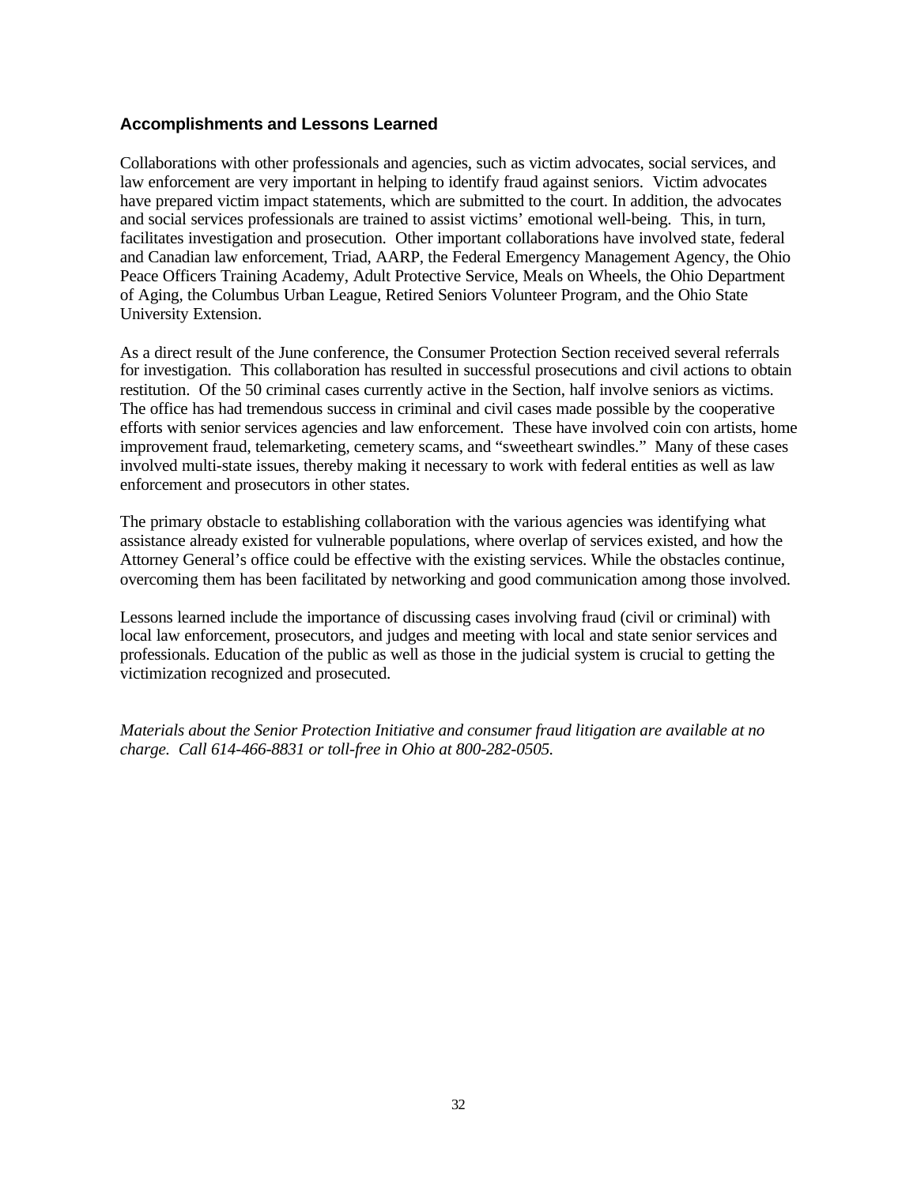### Accomplishments and Lessons Learned

Collaborations with other professionals and agencies, such as victim advocates, social services, and law enforcement are very important in helping to identify fraud against seniors. Victim advocates have prepared victim impact statements, which are submitted to the court. In addition, the advocates and social services professionals are trained to assist victims' emotional well-being. This, in turn, facilitates investigation and prosecution. Other important collaborations have involved state, federal and Canadian law enforcement, Triad, AARP, the Federal Emergency Management Agency, the Ohio Peace Officers Training Academy, Adult Protective Service, Meals on Wheels, the Ohio Department of Aging, the Columbus Urban League, Retired Seniors Volunteer Program, and the Ohio State University Extension.

As a direct result of the June conference, the Consumer Protection Section received several referrals for investigation. This collaboration has resulted in successful prosecutions and civil actions to obtain restitution. Of the 50 criminal cases currently active in the Section, half involve seniors as victims. The office has had tremendous success in criminal and civil cases made possible by the cooperative efforts with senior services agencies and law enforcement. These have involved coin con artists, home improvement fraud, telemarketing, cemetery scams, and "sweetheart swindles." Many of these cases involved multi-state issues, thereby making it necessary to work with federal entities as well as law enforcement and prosecutors in other states.

The primary obstacle to establishing collaboration with the various agencies was identifying what assistance already existed for vulnerable populations, where overlap of services existed, and how the Attorney General's office could be effective with the existing services. While the obstacles continue, overcoming them has been facilitated by networking and good communication among those involved.

Lessons learned include the importance of discussing cases involving fraud (civil or criminal) with local law enforcement, prosecutors, and judges and meeting with local and state senior services and professionals. Education of the public as well as those in the judicial system is crucial to getting the victimization recognized and prosecuted.

*Materials about the Senior Protection Initiative and consumer fraud litigation are available at no charge. Call 614-466-8831 or toll-free in Ohio at 800-282-0505.*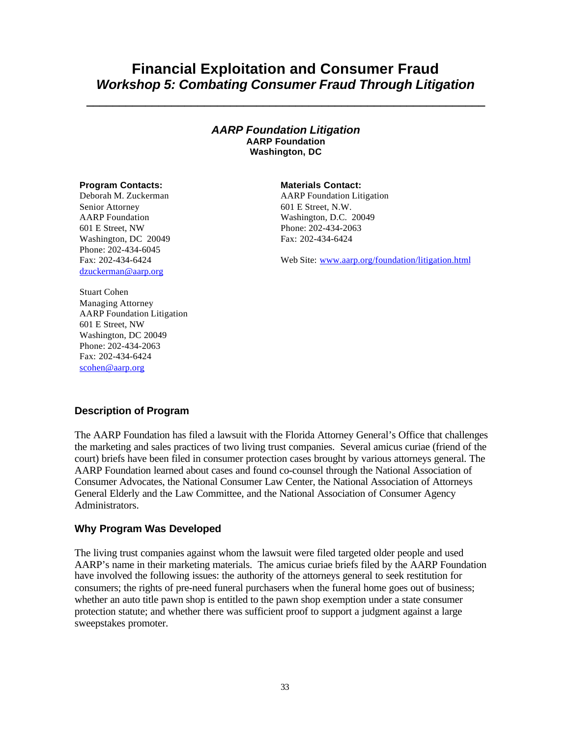# Financial Exploitation and Consumer Fraud

## *Workshop 5: Combating Consumer Fraud Through Litigation*

---

### *AARP Foundation Litigation*

**AARP Foundation**
**Washington, DC**

**Program Contacts:**

Deborah M. Zuckerman
Senior Attorney
AARP Foundation
601 E Street, NW
Washington, DC 20049
Phone: 202-434-6045
Fax: 202-434-6424
dzuckerman@aarp.org

Stuart Cohen
Managing Attorney
AARP Foundation Litigation
601 E Street, NW
Washington, DC 20049
Phone: 202-434-2063
Fax: 202-434-6424
scohen@aarp.org

**Materials Contact:**

AARP Foundation Litigation
601 E Street, N.W.
Washington, D.C. 20049
Phone: 202-434-2063
Fax: 202-434-6424

Web Site: www.aarp.org/foundation/litigation.html

### Description of Program

The AARP Foundation has filed a lawsuit with the Florida Attorney General's Office that challenges the marketing and sales practices of two living trust companies. Several amicus curiae (friend of the court) briefs have been filed in consumer protection cases brought by various attorneys general. The AARP Foundation learned about cases and found co-counsel through the National Association of Consumer Advocates, the National Consumer Law Center, the National Association of Attorneys General Elderly and the Law Committee, and the National Association of Consumer Agency Administrators.

### Why Program Was Developed

The living trust companies against whom the lawsuit were filed targeted older people and used AARP's name in their marketing materials. The amicus curiae briefs filed by the AARP Foundation have involved the following issues: the authority of the attorneys general to seek restitution for consumers; the rights of pre-need funeral purchasers when the funeral home goes out of business; whether an auto title pawn shop is entitled to the pawn shop exemption under a state consumer protection statute; and whether there was sufficient proof to support a judgment against a large sweepstakes promoter.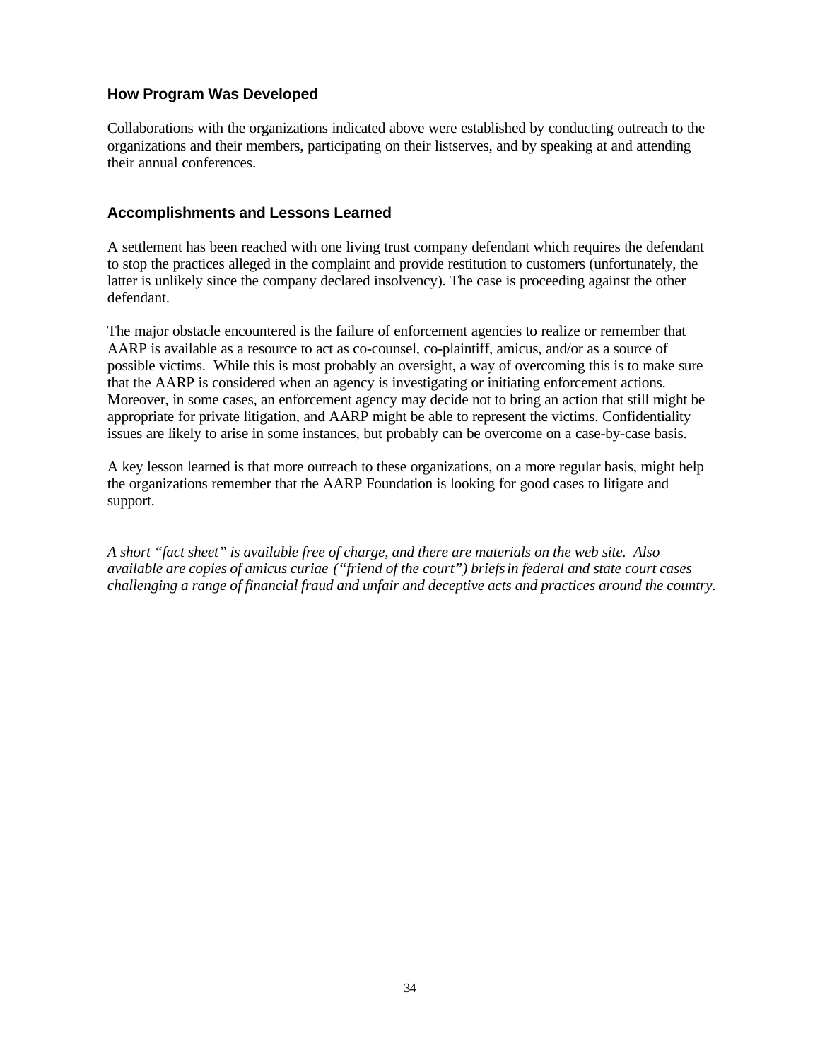### How Program Was Developed

Collaborations with the organizations indicated above were established by conducting outreach to the organizations and their members, participating on their listserves, and by speaking at and attending their annual conferences.

### Accomplishments and Lessons Learned

A settlement has been reached with one living trust company defendant which requires the defendant to stop the practices alleged in the complaint and provide restitution to customers (unfortunately, the latter is unlikely since the company declared insolvency). The case is proceeding against the other defendant.

The major obstacle encountered is the failure of enforcement agencies to realize or remember that AARP is available as a resource to act as co-counsel, co-plaintiff, amicus, and/or as a source of possible victims. While this is most probably an oversight, a way of overcoming this is to make sure that the AARP is considered when an agency is investigating or initiating enforcement actions. Moreover, in some cases, an enforcement agency may decide not to bring an action that still might be appropriate for private litigation, and AARP might be able to represent the victims. Confidentiality issues are likely to arise in some instances, but probably can be overcome on a case-by-case basis.

A key lesson learned is that more outreach to these organizations, on a more regular basis, might help the organizations remember that the AARP Foundation is looking for good cases to litigate and support.

*A short "fact sheet" is available free of charge, and there are materials on the web site. Also available are copies of amicus curiae ("friend of the court") briefs in federal and state court cases challenging a range of financial fraud and unfair and deceptive acts and practices around the country.*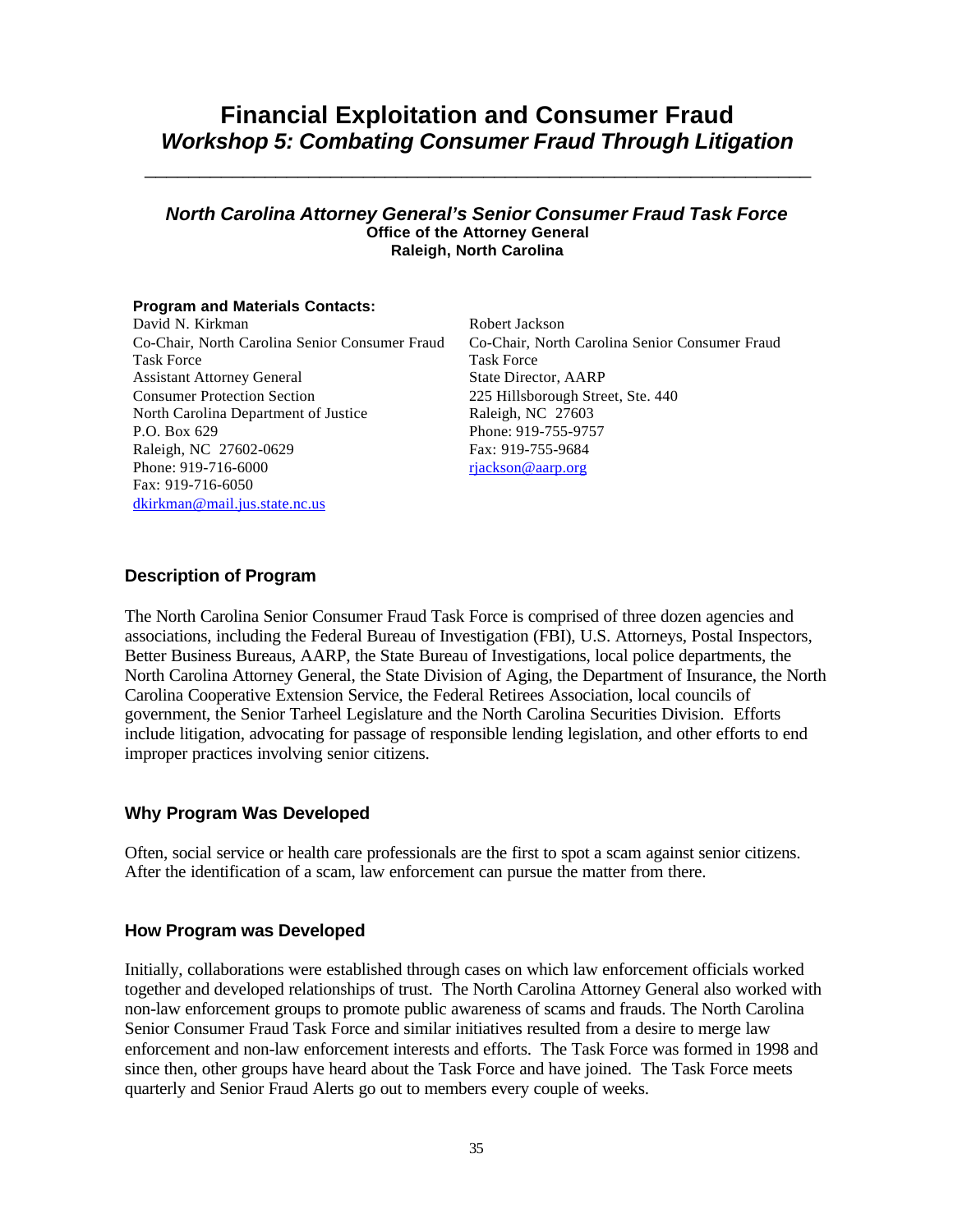# Financial Exploitation and Consumer Fraud

## *Workshop 5: Combating Consumer Fraud Through Litigation*

---

### *North Carolina Attorney General's Senior Consumer Fraud Task Force*

**Office of the Attorney General**
**Raleigh, North Carolina**

**Program and Materials Contacts:**

David N. Kirkman
Co-Chair, North Carolina Senior Consumer Fraud Task Force
Assistant Attorney General
Consumer Protection Section
North Carolina Department of Justice
P.O. Box 629
Raleigh, NC 27602-0629
Phone: 919-716-6000
Fax: 919-716-6050
dkirkman@mail.jus.state.nc.us

Robert Jackson
Co-Chair, North Carolina Senior Consumer Fraud Task Force
State Director, AARP
225 Hillsborough Street, Ste. 440
Raleigh, NC 27603
Phone: 919-755-9757
Fax: 919-755-9684
rjackson@aarp.org

### Description of Program

The North Carolina Senior Consumer Fraud Task Force is comprised of three dozen agencies and associations, including the Federal Bureau of Investigation (FBI), U.S. Attorneys, Postal Inspectors, Better Business Bureaus, AARP, the State Bureau of Investigations, local police departments, the North Carolina Attorney General, the State Division of Aging, the Department of Insurance, the North Carolina Cooperative Extension Service, the Federal Retirees Association, local councils of government, the Senior Tarheel Legislature and the North Carolina Securities Division. Efforts include litigation, advocating for passage of responsible lending legislation, and other efforts to end improper practices involving senior citizens.

### Why Program Was Developed

Often, social service or health care professionals are the first to spot a scam against senior citizens. After the identification of a scam, law enforcement can pursue the matter from there.

### How Program was Developed

Initially, collaborations were established through cases on which law enforcement officials worked together and developed relationships of trust. The North Carolina Attorney General also worked with non-law enforcement groups to promote public awareness of scams and frauds. The North Carolina Senior Consumer Fraud Task Force and similar initiatives resulted from a desire to merge law enforcement and non-law enforcement interests and efforts. The Task Force was formed in 1998 and since then, other groups have heard about the Task Force and have joined. The Task Force meets quarterly and Senior Fraud Alerts go out to members every couple of weeks.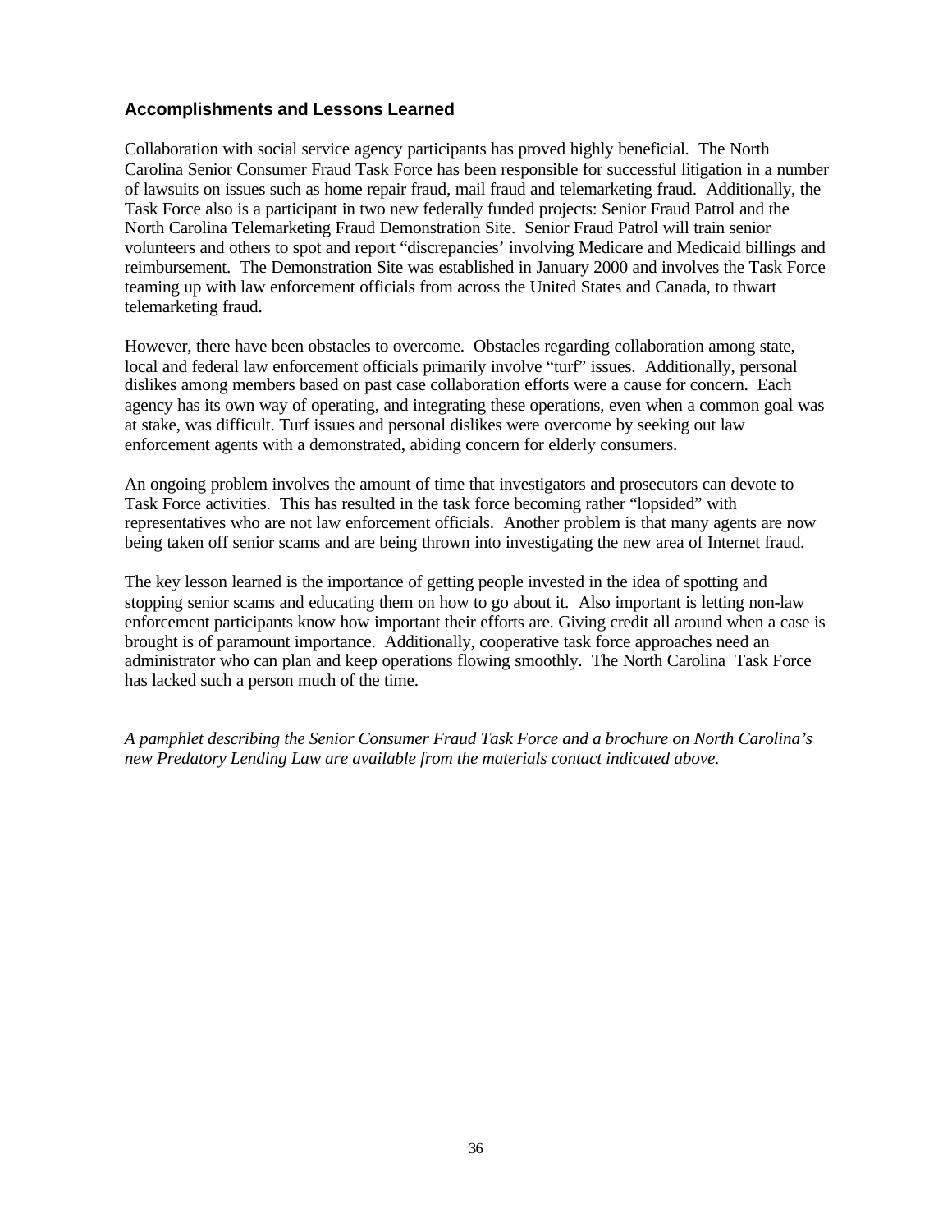### Accomplishments and Lessons Learned

Collaboration with social service agency participants has proved highly beneficial. The North Carolina Senior Consumer Fraud Task Force has been responsible for successful litigation in a number of lawsuits on issues such as home repair fraud, mail fraud and telemarketing fraud. Additionally, the Task Force also is a participant in two new federally funded projects: Senior Fraud Patrol and the North Carolina Telemarketing Fraud Demonstration Site. Senior Fraud Patrol will train senior volunteers and others to spot and report "discrepancies' involving Medicare and Medicaid billings and reimbursement. The Demonstration Site was established in January 2000 and involves the Task Force teaming up with law enforcement officials from across the United States and Canada, to thwart telemarketing fraud.

However, there have been obstacles to overcome. Obstacles regarding collaboration among state, local and federal law enforcement officials primarily involve "turf" issues. Additionally, personal dislikes among members based on past case collaboration efforts were a cause for concern. Each agency has its own way of operating, and integrating these operations, even when a common goal was at stake, was difficult. Turf issues and personal dislikes were overcome by seeking out law enforcement agents with a demonstrated, abiding concern for elderly consumers.

An ongoing problem involves the amount of time that investigators and prosecutors can devote to Task Force activities. This has resulted in the task force becoming rather "lopsided" with representatives who are not law enforcement officials. Another problem is that many agents are now being taken off senior scams and are being thrown into investigating the new area of Internet fraud.

The key lesson learned is the importance of getting people invested in the idea of spotting and stopping senior scams and educating them on how to go about it. Also important is letting non-law enforcement participants know how important their efforts are. Giving credit all around when a case is brought is of paramount importance. Additionally, cooperative task force approaches need an administrator who can plan and keep operations flowing smoothly. The North Carolina Task Force has lacked such a person much of the time.

*A pamphlet describing the Senior Consumer Fraud Task Force and a brochure on North Carolina's new Predatory Lending Law are available from the materials contact indicated above.*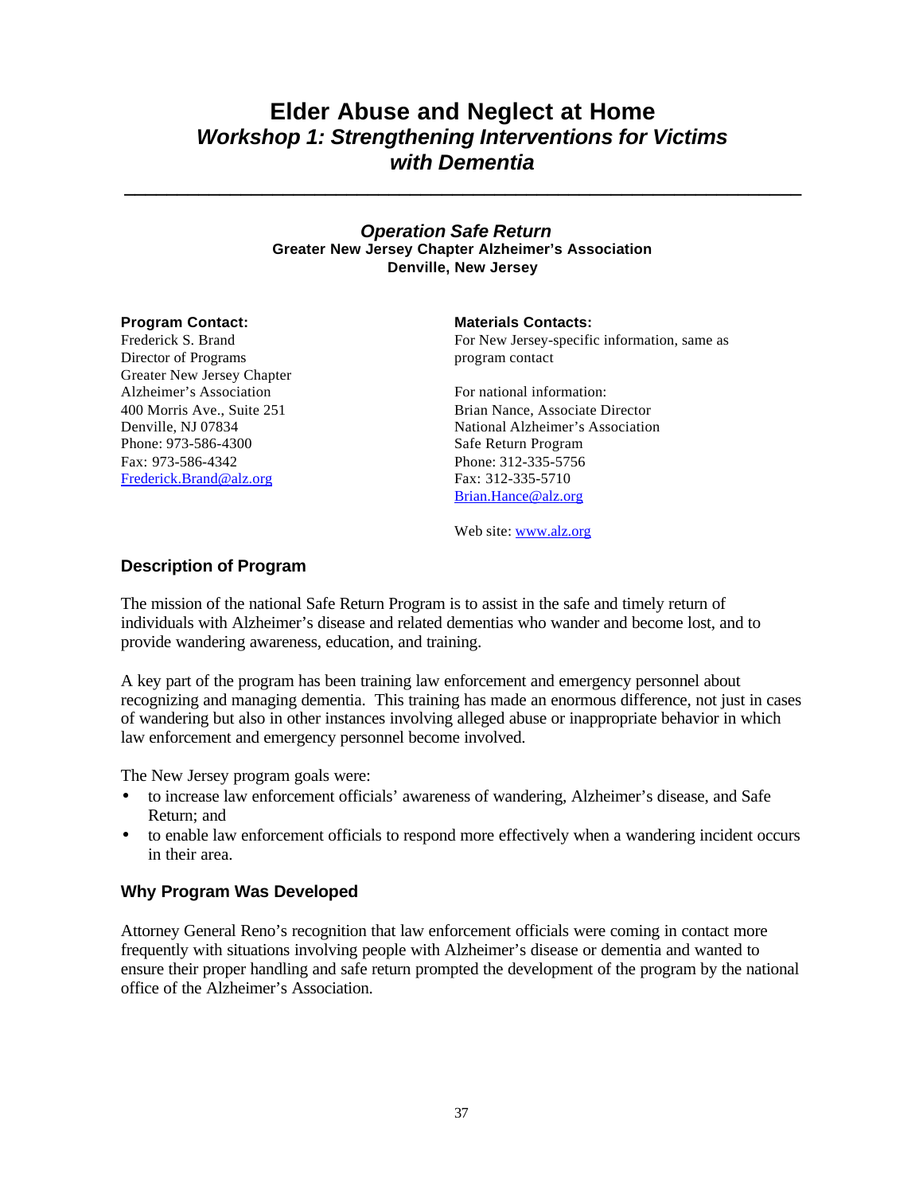# Elder Abuse and Neglect at Home

## *Workshop 1: Strengthening Interventions for Victims with Dementia*

---

### *Operation Safe Return*

**Greater New Jersey Chapter Alzheimer's Association**
**Denville, New Jersey**

**Program Contact:**
Frederick S. Brand
Director of Programs
Greater New Jersey Chapter
Alzheimer's Association
400 Morris Ave., Suite 251
Denville, NJ 07834
Phone: 973-586-4300
Fax: 973-586-4342
Frederick.Brand@alz.org

**Materials Contacts:**
For New Jersey-specific information, same as program contact

For national information:
Brian Nance, Associate Director
National Alzheimer's Association
Safe Return Program
Phone: 312-335-5756
Fax: 312-335-5710
Brian.Hance@alz.org

Web site: www.alz.org

### Description of Program

The mission of the national Safe Return Program is to assist in the safe and timely return of individuals with Alzheimer's disease and related dementias who wander and become lost, and to provide wandering awareness, education, and training.

A key part of the program has been training law enforcement and emergency personnel about recognizing and managing dementia. This training has made an enormous difference, not just in cases of wandering but also in other instances involving alleged abuse or inappropriate behavior in which law enforcement and emergency personnel become involved.

The New Jersey program goals were:

- to increase law enforcement officials' awareness of wandering, Alzheimer's disease, and Safe Return; and
- to enable law enforcement officials to respond more effectively when a wandering incident occurs in their area.

### Why Program Was Developed

Attorney General Reno's recognition that law enforcement officials were coming in contact more frequently with situations involving people with Alzheimer's disease or dementia and wanted to ensure their proper handling and safe return prompted the development of the program by the national office of the Alzheimer's Association.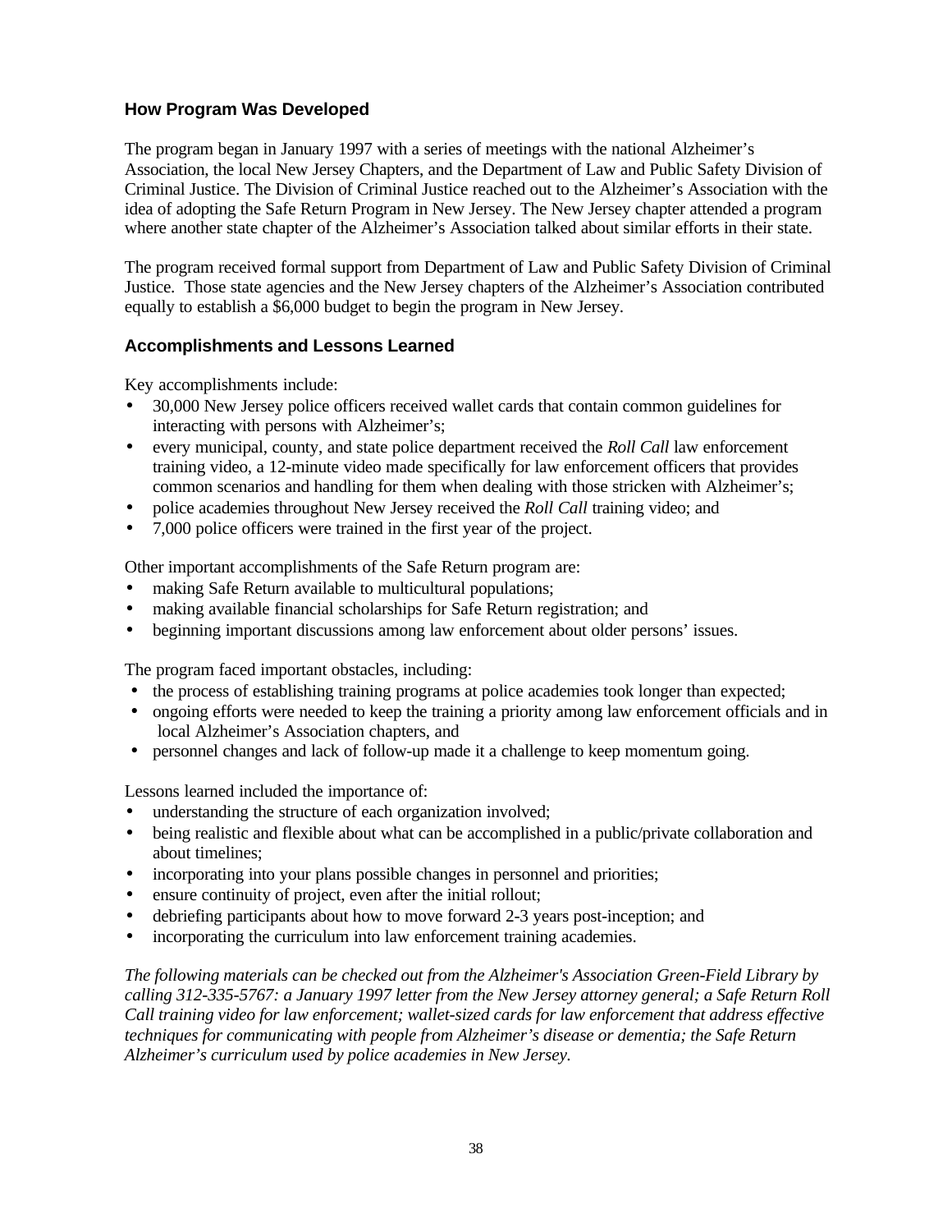### How Program Was Developed

The program began in January 1997 with a series of meetings with the national Alzheimer's Association, the local New Jersey Chapters, and the Department of Law and Public Safety Division of Criminal Justice. The Division of Criminal Justice reached out to the Alzheimer's Association with the idea of adopting the Safe Return Program in New Jersey. The New Jersey chapter attended a program where another state chapter of the Alzheimer's Association talked about similar efforts in their state.

The program received formal support from Department of Law and Public Safety Division of Criminal Justice. Those state agencies and the New Jersey chapters of the Alzheimer's Association contributed equally to establish a $6,000 budget to begin the program in New Jersey.

### Accomplishments and Lessons Learned

Key accomplishments include:

- 30,000 New Jersey police officers received wallet cards that contain common guidelines for interacting with persons with Alzheimer's;
- every municipal, county, and state police department received the *Roll Call* law enforcement training video, a 12-minute video made specifically for law enforcement officers that provides common scenarios and handling for them when dealing with those stricken with Alzheimer's;
- police academies throughout New Jersey received the *Roll Call* training video; and
- 7,000 police officers were trained in the first year of the project.

Other important accomplishments of the Safe Return program are:

- making Safe Return available to multicultural populations;
- making available financial scholarships for Safe Return registration; and
- beginning important discussions among law enforcement about older persons' issues.

The program faced important obstacles, including:

- the process of establishing training programs at police academies took longer than expected;
- ongoing efforts were needed to keep the training a priority among law enforcement officials and in local Alzheimer's Association chapters, and
- personnel changes and lack of follow-up made it a challenge to keep momentum going.

Lessons learned included the importance of:

- understanding the structure of each organization involved;
- being realistic and flexible about what can be accomplished in a public/private collaboration and about timelines;
- incorporating into your plans possible changes in personnel and priorities;
- ensure continuity of project, even after the initial rollout;
- debriefing participants about how to move forward 2-3 years post-inception; and
- incorporating the curriculum into law enforcement training academies.

*The following materials can be checked out from the Alzheimer's Association Green-Field Library by calling 312-335-5767: a January 1997 letter from the New Jersey attorney general; a Safe Return Roll Call training video for law enforcement; wallet-sized cards for law enforcement that address effective techniques for communicating with people from Alzheimer's disease or dementia; the Safe Return Alzheimer's curriculum used by police academies in New Jersey.*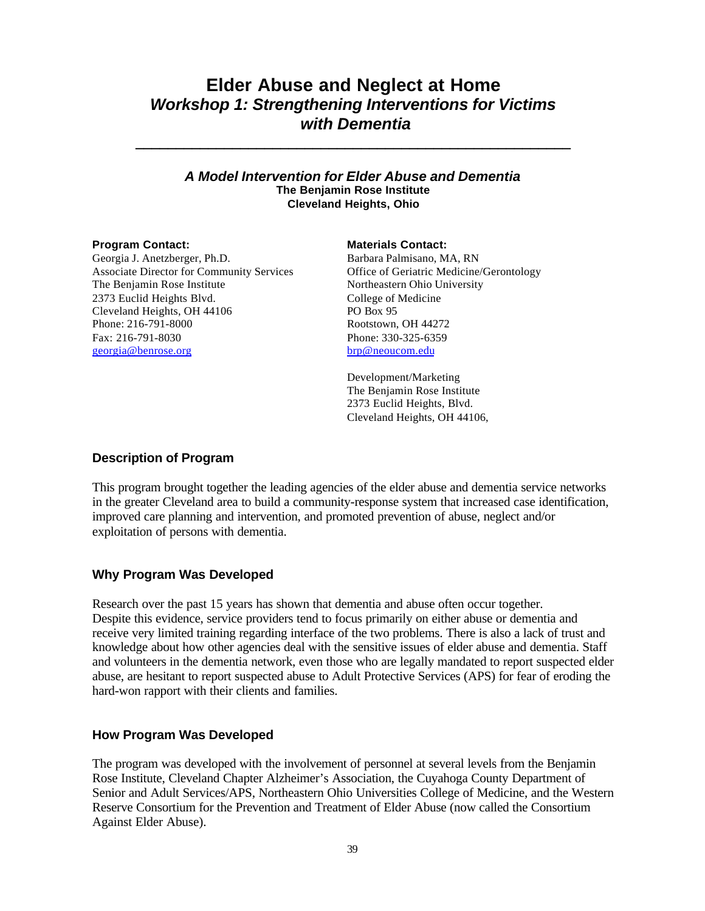# Elder Abuse and Neglect at Home

## *Workshop 1: Strengthening Interventions for Victims with Dementia*

---

### *A Model Intervention for Elder Abuse and Dementia*

**The Benjamin Rose Institute**
**Cleveland Heights, Ohio**

**Program Contact:**
Georgia J. Anetzberger, Ph.D.
Associate Director for Community Services
The Benjamin Rose Institute
2373 Euclid Heights Blvd.
Cleveland Heights, OH 44106
Phone: 216-791-8000
Fax: 216-791-8030
georgia@benrose.org

**Materials Contact:**
Barbara Palmisano, MA, RN
Office of Geriatric Medicine/Gerontology
Northeastern Ohio University
College of Medicine
PO Box 95
Rootstown, OH 44272
Phone: 330-325-6359
brp@neoucom.edu

Development/Marketing
The Benjamin Rose Institute
2373 Euclid Heights, Blvd.
Cleveland Heights, OH 44106,

### Description of Program

This program brought together the leading agencies of the elder abuse and dementia service networks in the greater Cleveland area to build a community-response system that increased case identification, improved care planning and intervention, and promoted prevention of abuse, neglect and/or exploitation of persons with dementia.

### Why Program Was Developed

Research over the past 15 years has shown that dementia and abuse often occur together. Despite this evidence, service providers tend to focus primarily on either abuse or dementia and receive very limited training regarding interface of the two problems. There is also a lack of trust and knowledge about how other agencies deal with the sensitive issues of elder abuse and dementia. Staff and volunteers in the dementia network, even those who are legally mandated to report suspected elder abuse, are hesitant to report suspected abuse to Adult Protective Services (APS) for fear of eroding the hard-won rapport with their clients and families.

### How Program Was Developed

The program was developed with the involvement of personnel at several levels from the Benjamin Rose Institute, Cleveland Chapter Alzheimer's Association, the Cuyahoga County Department of Senior and Adult Services/APS, Northeastern Ohio Universities College of Medicine, and the Western Reserve Consortium for the Prevention and Treatment of Elder Abuse (now called the Consortium Against Elder Abuse).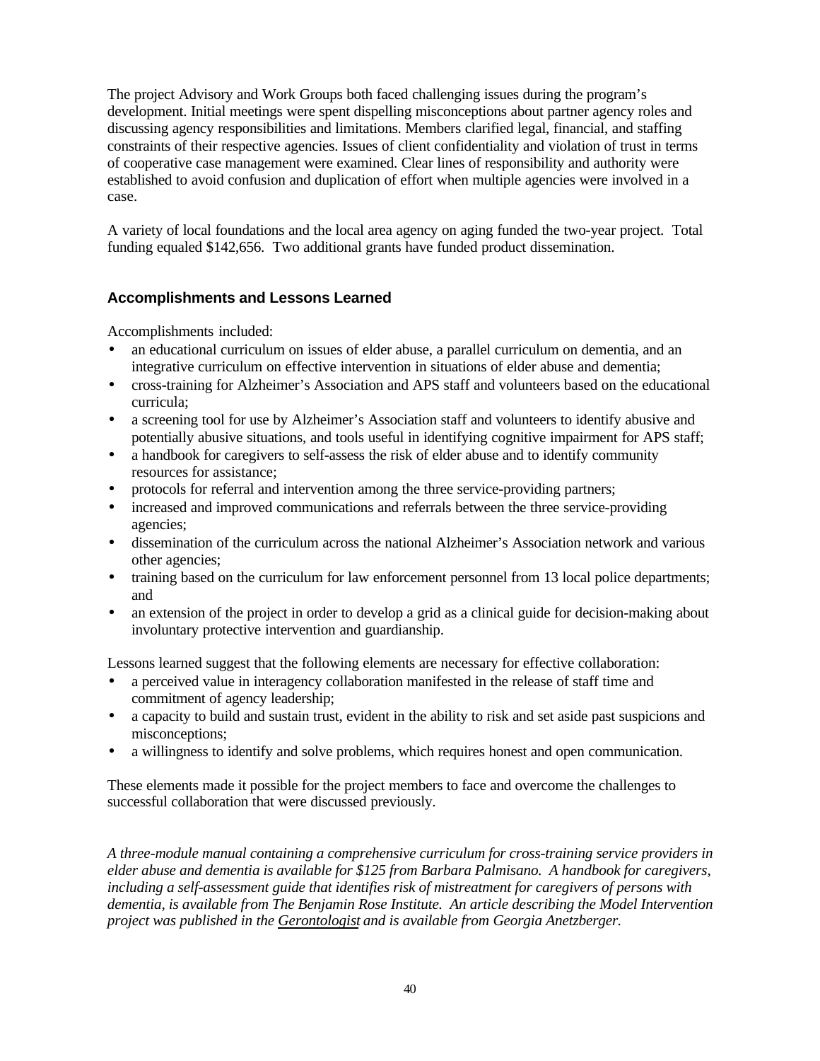The project Advisory and Work Groups both faced challenging issues during the program's development. Initial meetings were spent dispelling misconceptions about partner agency roles and discussing agency responsibilities and limitations. Members clarified legal, financial, and staffing constraints of their respective agencies. Issues of client confidentiality and violation of trust in terms of cooperative case management were examined. Clear lines of responsibility and authority were established to avoid confusion and duplication of effort when multiple agencies were involved in a case.

A variety of local foundations and the local area agency on aging funded the two-year project. Total funding equaled $142,656. Two additional grants have funded product dissemination.

### Accomplishments and Lessons Learned

Accomplishments included:

- an educational curriculum on issues of elder abuse, a parallel curriculum on dementia, and an integrative curriculum on effective intervention in situations of elder abuse and dementia;
- cross-training for Alzheimer's Association and APS staff and volunteers based on the educational curricula;
- a screening tool for use by Alzheimer's Association staff and volunteers to identify abusive and potentially abusive situations, and tools useful in identifying cognitive impairment for APS staff;
- a handbook for caregivers to self-assess the risk of elder abuse and to identify community resources for assistance;
- protocols for referral and intervention among the three service-providing partners;
- increased and improved communications and referrals between the three service-providing agencies;
- dissemination of the curriculum across the national Alzheimer's Association network and various other agencies;
- training based on the curriculum for law enforcement personnel from 13 local police departments; and
- an extension of the project in order to develop a grid as a clinical guide for decision-making about involuntary protective intervention and guardianship.

Lessons learned suggest that the following elements are necessary for effective collaboration:

- a perceived value in interagency collaboration manifested in the release of staff time and commitment of agency leadership;
- a capacity to build and sustain trust, evident in the ability to risk and set aside past suspicions and misconceptions;
- a willingness to identify and solve problems, which requires honest and open communication.

These elements made it possible for the project members to face and overcome the challenges to successful collaboration that were discussed previously.

*A three-module manual containing a comprehensive curriculum for cross-training service providers in elder abuse and dementia is available for $125 from Barbara Palmisano. A handbook for caregivers, including a self-assessment guide that identifies risk of mistreatment for caregivers of persons with dementia, is available from The Benjamin Rose Institute. An article describing the Model Intervention project was published in the Gerontologist and is available from Georgia Anetzberger.*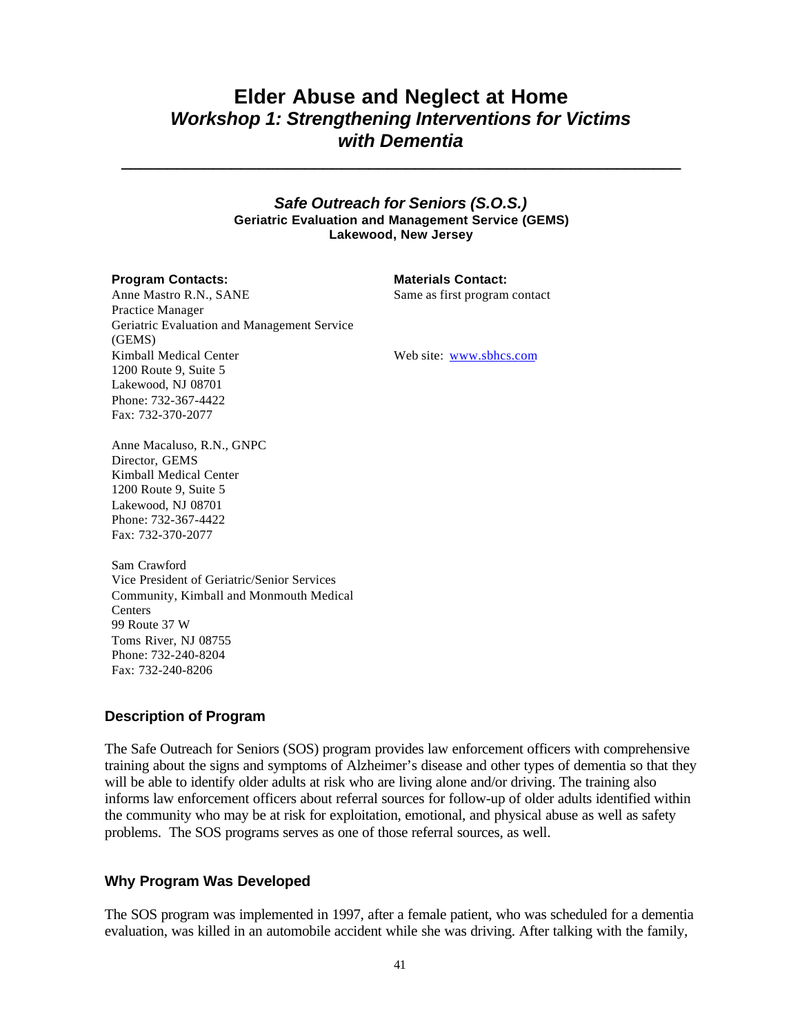# Elder Abuse and Neglect at Home

## *Workshop 1: Strengthening Interventions for Victims with Dementia*

---

### *Safe Outreach for Seniors (S.O.S.)*

**Geriatric Evaluation and Management Service (GEMS)**
**Lakewood, New Jersey**

**Program Contacts:**

Anne Mastro R.N., SANE
Practice Manager
Geriatric Evaluation and Management Service (GEMS)
Kimball Medical Center
1200 Route 9, Suite 5
Lakewood, NJ 08701
Phone: 732-367-4422
Fax: 732-370-2077

Anne Macaluso, R.N., GNPC
Director, GEMS
Kimball Medical Center
1200 Route 9, Suite 5
Lakewood, NJ 08701
Phone: 732-367-4422
Fax: 732-370-2077

Sam Crawford
Vice President of Geriatric/Senior Services
Community, Kimball and Monmouth Medical Centers
99 Route 37 W
Toms River, NJ 08755
Phone: 732-240-8204
Fax: 732-240-8206

**Materials Contact:**

Same as first program contact

Web site: www.sbhcs.com

### Description of Program

The Safe Outreach for Seniors (SOS) program provides law enforcement officers with comprehensive training about the signs and symptoms of Alzheimer's disease and other types of dementia so that they will be able to identify older adults at risk who are living alone and/or driving. The training also informs law enforcement officers about referral sources for follow-up of older adults identified within the community who may be at risk for exploitation, emotional, and physical abuse as well as safety problems. The SOS programs serves as one of those referral sources, as well.

### Why Program Was Developed

The SOS program was implemented in 1997, after a female patient, who was scheduled for a dementia evaluation, was killed in an automobile accident while she was driving. After talking with the family,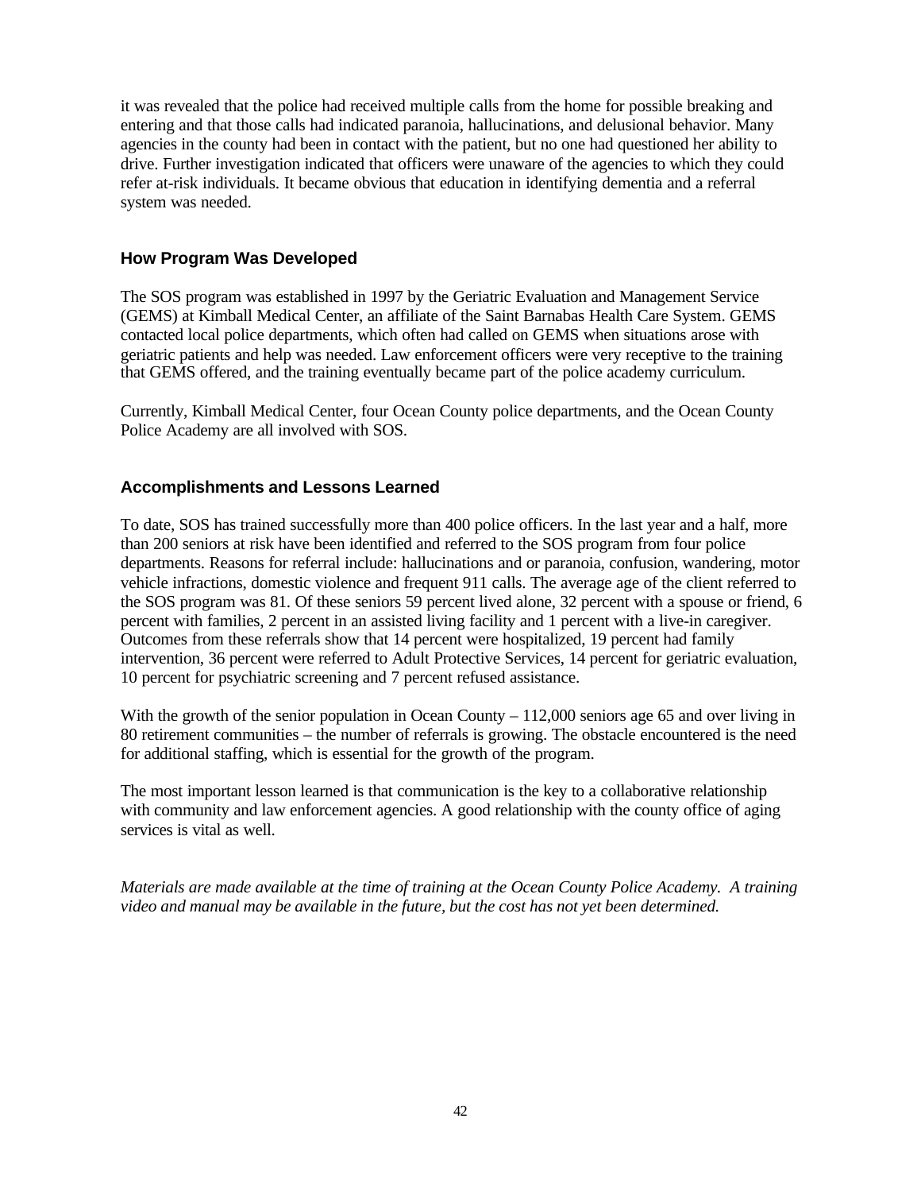it was revealed that the police had received multiple calls from the home for possible breaking and entering and that those calls had indicated paranoia, hallucinations, and delusional behavior. Many agencies in the county had been in contact with the patient, but no one had questioned her ability to drive. Further investigation indicated that officers were unaware of the agencies to which they could refer at-risk individuals. It became obvious that education in identifying dementia and a referral system was needed.

### How Program Was Developed

The SOS program was established in 1997 by the Geriatric Evaluation and Management Service (GEMS) at Kimball Medical Center, an affiliate of the Saint Barnabas Health Care System. GEMS contacted local police departments, which often had called on GEMS when situations arose with geriatric patients and help was needed. Law enforcement officers were very receptive to the training that GEMS offered, and the training eventually became part of the police academy curriculum.

Currently, Kimball Medical Center, four Ocean County police departments, and the Ocean County Police Academy are all involved with SOS.

### Accomplishments and Lessons Learned

To date, SOS has trained successfully more than 400 police officers. In the last year and a half, more than 200 seniors at risk have been identified and referred to the SOS program from four police departments. Reasons for referral include: hallucinations and or paranoia, confusion, wandering, motor vehicle infractions, domestic violence and frequent 911 calls. The average age of the client referred to the SOS program was 81. Of these seniors 59 percent lived alone, 32 percent with a spouse or friend, 6 percent with families, 2 percent in an assisted living facility and 1 percent with a live-in caregiver. Outcomes from these referrals show that 14 percent were hospitalized, 19 percent had family intervention, 36 percent were referred to Adult Protective Services, 14 percent for geriatric evaluation, 10 percent for psychiatric screening and 7 percent refused assistance.

With the growth of the senior population in Ocean County – 112,000 seniors age 65 and over living in 80 retirement communities – the number of referrals is growing. The obstacle encountered is the need for additional staffing, which is essential for the growth of the program.

The most important lesson learned is that communication is the key to a collaborative relationship with community and law enforcement agencies. A good relationship with the county office of aging services is vital as well.

*Materials are made available at the time of training at the Ocean County Police Academy. A training video and manual may be available in the future, but the cost has not yet been determined.*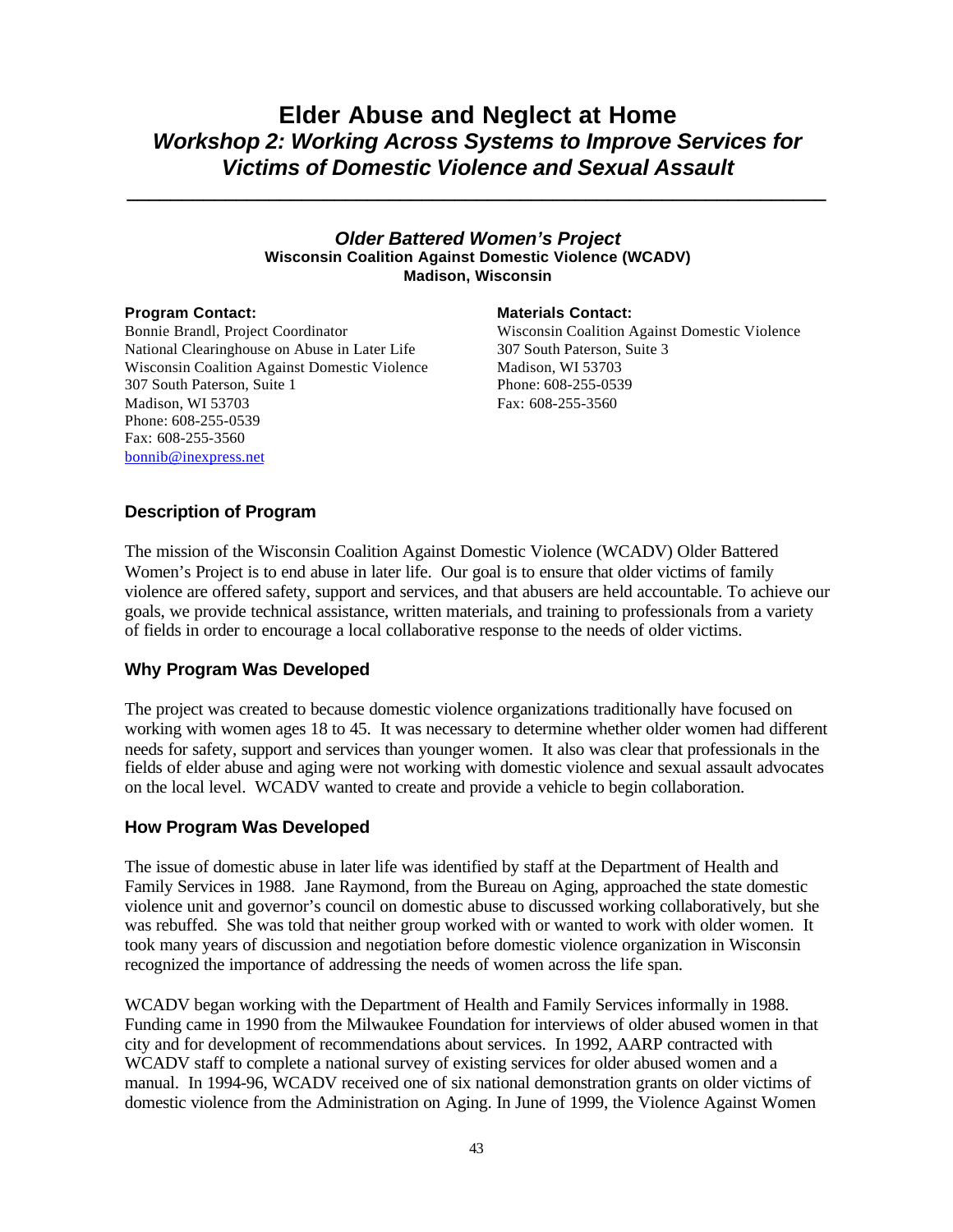# Elder Abuse and Neglect at Home

## *Workshop 2: Working Across Systems to Improve Services for Victims of Domestic Violence and Sexual Assault*

---

### *Older Battered Women's Project*

**Wisconsin Coalition Against Domestic Violence (WCADV)**
**Madison, Wisconsin**

**Program Contact:**
Bonnie Brandl, Project Coordinator
National Clearinghouse on Abuse in Later Life
Wisconsin Coalition Against Domestic Violence
307 South Paterson, Suite 1
Madison, WI 53703
Phone: 608-255-0539
Fax: 608-255-3560
bonnib@inexpress.net

**Materials Contact:**
Wisconsin Coalition Against Domestic Violence
307 South Paterson, Suite 3
Madison, WI 53703
Phone: 608-255-0539
Fax: 608-255-3560

### Description of Program

The mission of the Wisconsin Coalition Against Domestic Violence (WCADV) Older Battered Women's Project is to end abuse in later life. Our goal is to ensure that older victims of family violence are offered safety, support and services, and that abusers are held accountable. To achieve our goals, we provide technical assistance, written materials, and training to professionals from a variety of fields in order to encourage a local collaborative response to the needs of older victims.

### Why Program Was Developed

The project was created to because domestic violence organizations traditionally have focused on working with women ages 18 to 45. It was necessary to determine whether older women had different needs for safety, support and services than younger women. It also was clear that professionals in the fields of elder abuse and aging were not working with domestic violence and sexual assault advocates on the local level. WCADV wanted to create and provide a vehicle to begin collaboration.

### How Program Was Developed

The issue of domestic abuse in later life was identified by staff at the Department of Health and Family Services in 1988. Jane Raymond, from the Bureau on Aging, approached the state domestic violence unit and governor's council on domestic abuse to discussed working collaboratively, but she was rebuffed. She was told that neither group worked with or wanted to work with older women. It took many years of discussion and negotiation before domestic violence organization in Wisconsin recognized the importance of addressing the needs of women across the life span.

WCADV began working with the Department of Health and Family Services informally in 1988. Funding came in 1990 from the Milwaukee Foundation for interviews of older abused women in that city and for development of recommendations about services. In 1992, AARP contracted with WCADV staff to complete a national survey of existing services for older abused women and a manual. In 1994-96, WCADV received one of six national demonstration grants on older victims of domestic violence from the Administration on Aging. In June of 1999, the Violence Against Women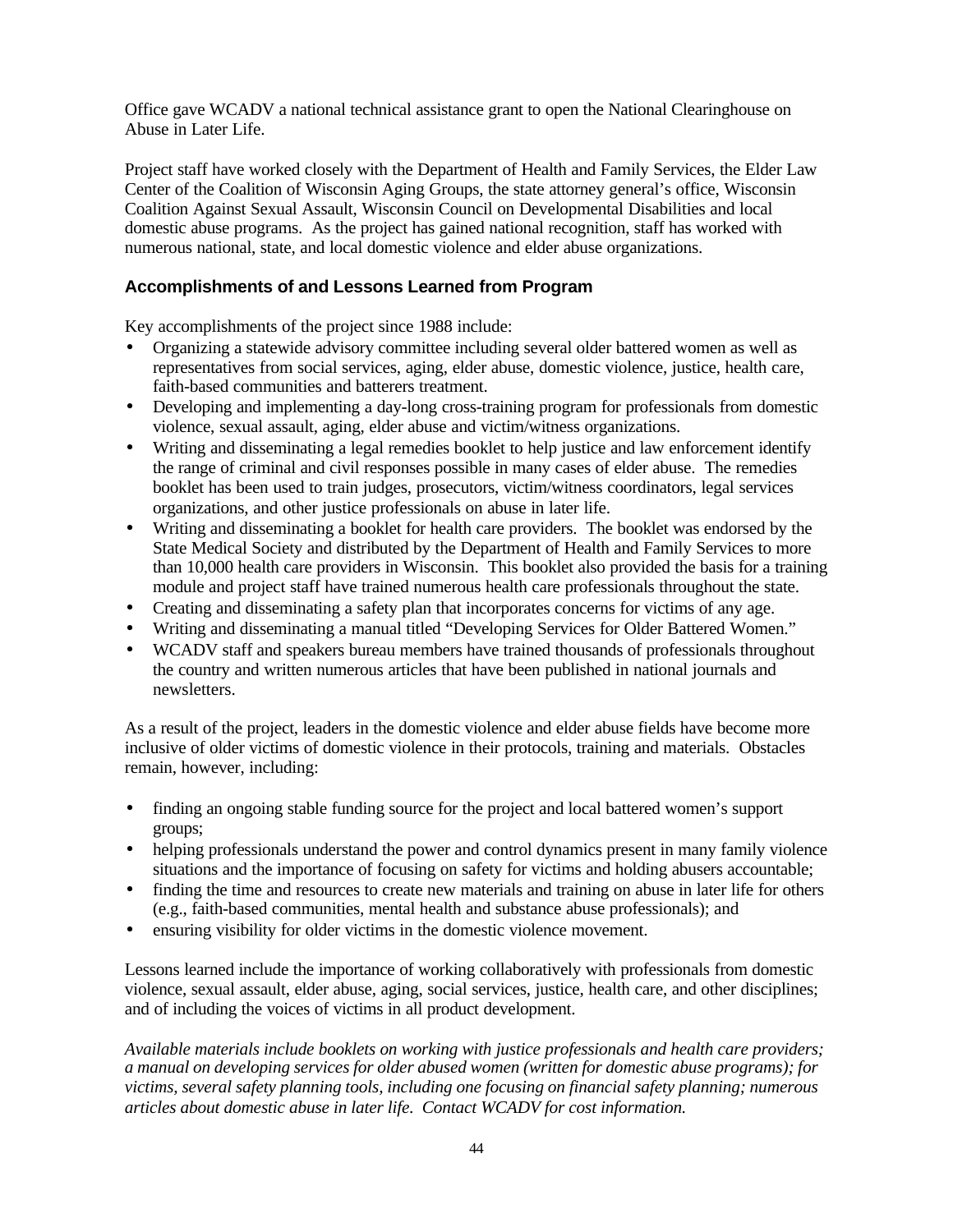Office gave WCADV a national technical assistance grant to open the National Clearinghouse on Abuse in Later Life.

Project staff have worked closely with the Department of Health and Family Services, the Elder Law Center of the Coalition of Wisconsin Aging Groups, the state attorney general's office, Wisconsin Coalition Against Sexual Assault, Wisconsin Council on Developmental Disabilities and local domestic abuse programs. As the project has gained national recognition, staff has worked with numerous national, state, and local domestic violence and elder abuse organizations.

### Accomplishments of and Lessons Learned from Program

Key accomplishments of the project since 1988 include:

- Organizing a statewide advisory committee including several older battered women as well as representatives from social services, aging, elder abuse, domestic violence, justice, health care, faith-based communities and batterers treatment.
- Developing and implementing a day-long cross-training program for professionals from domestic violence, sexual assault, aging, elder abuse and victim/witness organizations.
- Writing and disseminating a legal remedies booklet to help justice and law enforcement identify the range of criminal and civil responses possible in many cases of elder abuse. The remedies booklet has been used to train judges, prosecutors, victim/witness coordinators, legal services organizations, and other justice professionals on abuse in later life.
- Writing and disseminating a booklet for health care providers. The booklet was endorsed by the State Medical Society and distributed by the Department of Health and Family Services to more than 10,000 health care providers in Wisconsin. This booklet also provided the basis for a training module and project staff have trained numerous health care professionals throughout the state.
- Creating and disseminating a safety plan that incorporates concerns for victims of any age.
- Writing and disseminating a manual titled "Developing Services for Older Battered Women."
- WCADV staff and speakers bureau members have trained thousands of professionals throughout the country and written numerous articles that have been published in national journals and newsletters.

As a result of the project, leaders in the domestic violence and elder abuse fields have become more inclusive of older victims of domestic violence in their protocols, training and materials. Obstacles remain, however, including:

- finding an ongoing stable funding source for the project and local battered women's support groups;
- helping professionals understand the power and control dynamics present in many family violence situations and the importance of focusing on safety for victims and holding abusers accountable;
- finding the time and resources to create new materials and training on abuse in later life for others (e.g., faith-based communities, mental health and substance abuse professionals); and
- ensuring visibility for older victims in the domestic violence movement.

Lessons learned include the importance of working collaboratively with professionals from domestic violence, sexual assault, elder abuse, aging, social services, justice, health care, and other disciplines; and of including the voices of victims in all product development.

*Available materials include booklets on working with justice professionals and health care providers; a manual on developing services for older abused women (written for domestic abuse programs); for victims, several safety planning tools, including one focusing on financial safety planning; numerous articles about domestic abuse in later life. Contact WCADV for cost information.*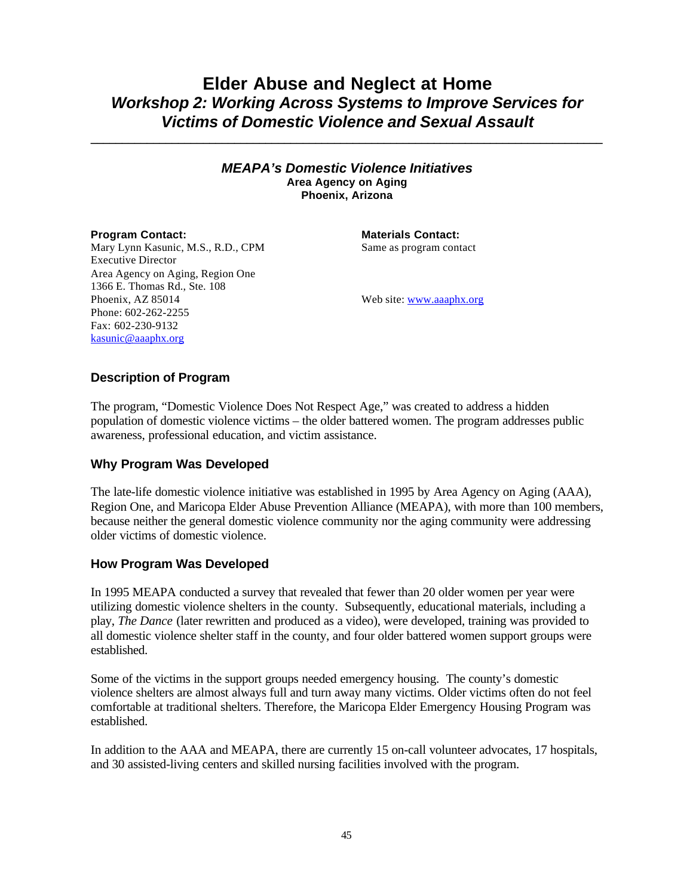# Elder Abuse and Neglect at Home

## *Workshop 2: Working Across Systems to Improve Services for Victims of Domestic Violence and Sexual Assault*

---

### *MEAPA's Domestic Violence Initiatives*

**Area Agency on Aging**
**Phoenix, Arizona**

**Program Contact:**
Mary Lynn Kasunic, M.S., R.D., CPM
Executive Director
Area Agency on Aging, Region One
1366 E. Thomas Rd., Ste. 108
Phoenix, AZ 85014
Phone: 602-262-2255
Fax: 602-230-9132
kasunic@aaaphx.org

**Materials Contact:**
Same as program contact

Web site: www.aaaphx.org

### Description of Program

The program, "Domestic Violence Does Not Respect Age," was created to address a hidden population of domestic violence victims – the older battered women. The program addresses public awareness, professional education, and victim assistance.

### Why Program Was Developed

The late-life domestic violence initiative was established in 1995 by Area Agency on Aging (AAA), Region One, and Maricopa Elder Abuse Prevention Alliance (MEAPA), with more than 100 members, because neither the general domestic violence community nor the aging community were addressing older victims of domestic violence.

### How Program Was Developed

In 1995 MEAPA conducted a survey that revealed that fewer than 20 older women per year were utilizing domestic violence shelters in the county. Subsequently, educational materials, including a play, *The Dance* (later rewritten and produced as a video), were developed, training was provided to all domestic violence shelter staff in the county, and four older battered women support groups were established.

Some of the victims in the support groups needed emergency housing. The county's domestic violence shelters are almost always full and turn away many victims. Older victims often do not feel comfortable at traditional shelters. Therefore, the Maricopa Elder Emergency Housing Program was established.

In addition to the AAA and MEAPA, there are currently 15 on-call volunteer advocates, 17 hospitals, and 30 assisted-living centers and skilled nursing facilities involved with the program.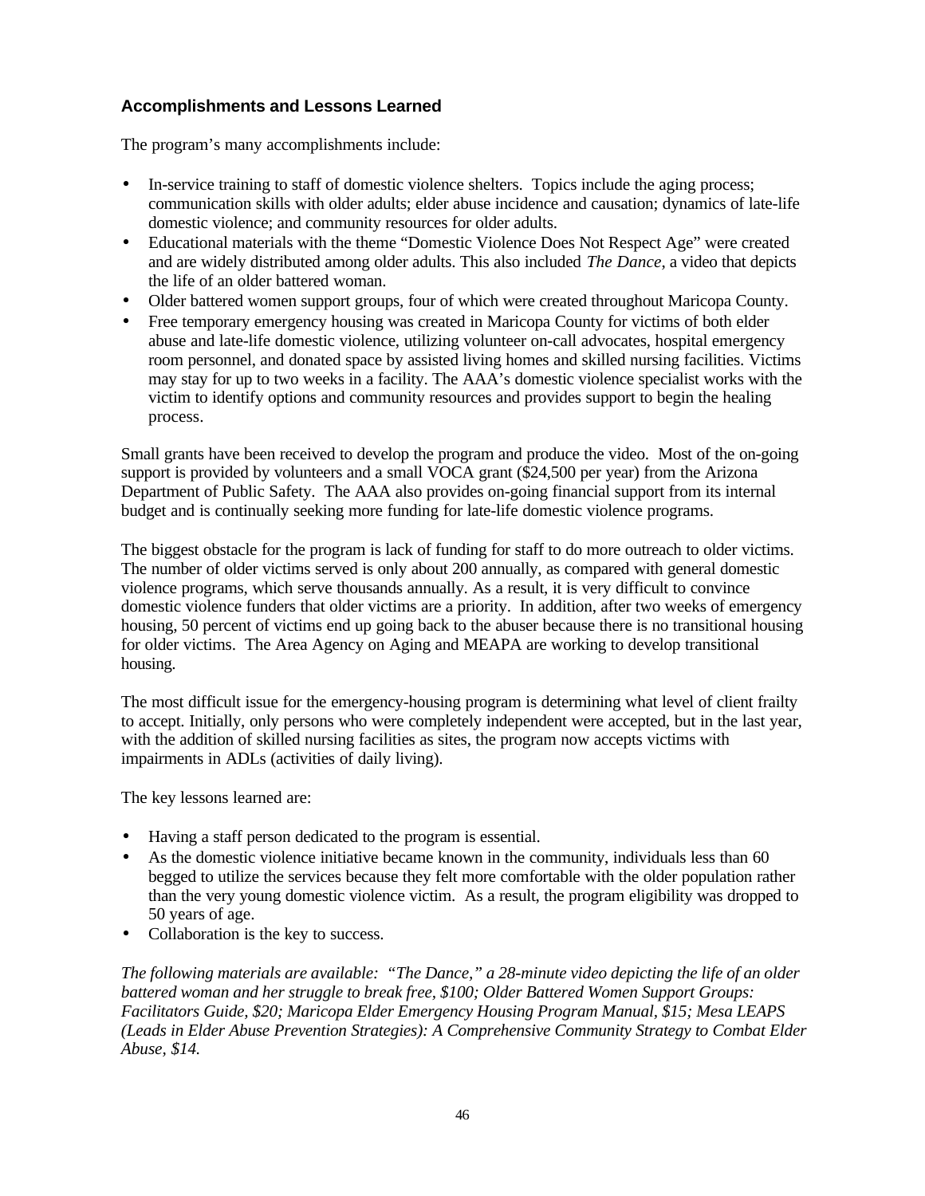### Accomplishments and Lessons Learned

The program's many accomplishments include:

- In-service training to staff of domestic violence shelters. Topics include the aging process; communication skills with older adults; elder abuse incidence and causation; dynamics of late-life domestic violence; and community resources for older adults.
- Educational materials with the theme "Domestic Violence Does Not Respect Age" were created and are widely distributed among older adults. This also included *The Dance*, a video that depicts the life of an older battered woman.
- Older battered women support groups, four of which were created throughout Maricopa County.
- Free temporary emergency housing was created in Maricopa County for victims of both elder abuse and late-life domestic violence, utilizing volunteer on-call advocates, hospital emergency room personnel, and donated space by assisted living homes and skilled nursing facilities. Victims may stay for up to two weeks in a facility. The AAA's domestic violence specialist works with the victim to identify options and community resources and provides support to begin the healing process.

Small grants have been received to develop the program and produce the video. Most of the on-going support is provided by volunteers and a small VOCA grant ($24,500 per year) from the Arizona Department of Public Safety. The AAA also provides on-going financial support from its internal budget and is continually seeking more funding for late-life domestic violence programs.

The biggest obstacle for the program is lack of funding for staff to do more outreach to older victims. The number of older victims served is only about 200 annually, as compared with general domestic violence programs, which serve thousands annually. As a result, it is very difficult to convince domestic violence funders that older victims are a priority. In addition, after two weeks of emergency housing, 50 percent of victims end up going back to the abuser because there is no transitional housing for older victims. The Area Agency on Aging and MEAPA are working to develop transitional housing.

The most difficult issue for the emergency-housing program is determining what level of client frailty to accept. Initially, only persons who were completely independent were accepted, but in the last year, with the addition of skilled nursing facilities as sites, the program now accepts victims with impairments in ADLs (activities of daily living).

The key lessons learned are:

- Having a staff person dedicated to the program is essential.
- As the domestic violence initiative became known in the community, individuals less than 60 begged to utilize the services because they felt more comfortable with the older population rather than the very young domestic violence victim. As a result, the program eligibility was dropped to 50 years of age.
- Collaboration is the key to success.

*The following materials are available: "The Dance," a 28-minute video depicting the life of an older battered woman and her struggle to break free, $100; Older Battered Women Support Groups: Facilitators Guide, $20; Maricopa Elder Emergency Housing Program Manual, $15; Mesa LEAPS (Leads in Elder Abuse Prevention Strategies): A Comprehensive Community Strategy to Combat Elder Abuse, $14.*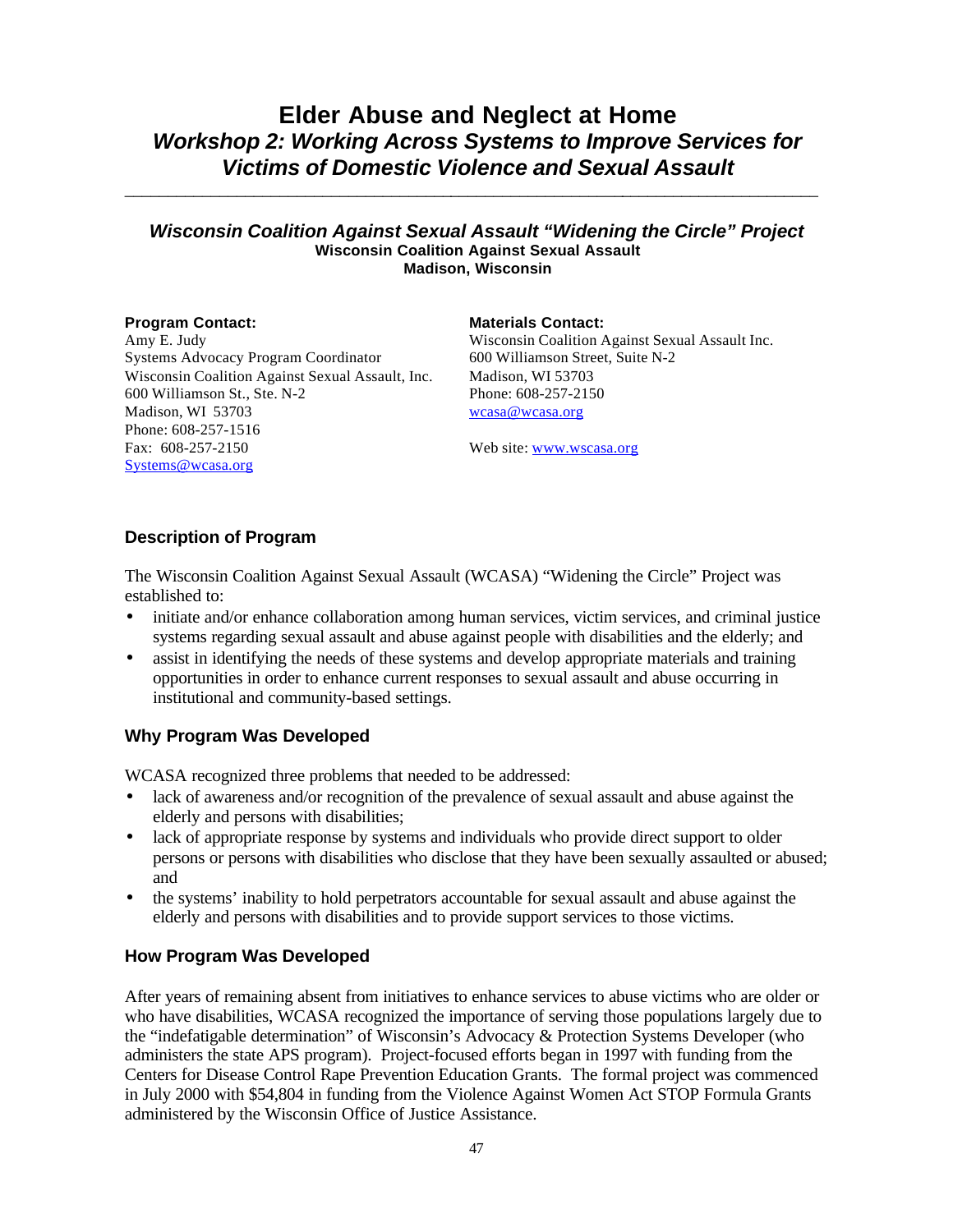# Elder Abuse and Neglect at Home

## *Workshop 2: Working Across Systems to Improve Services for Victims of Domestic Violence and Sexual Assault*

---

### *Wisconsin Coalition Against Sexual Assault "Widening the Circle" Project*

**Wisconsin Coalition Against Sexual Assault**
**Madison, Wisconsin**

**Program Contact:**
Amy E. Judy
Systems Advocacy Program Coordinator
Wisconsin Coalition Against Sexual Assault, Inc.
600 Williamson St., Ste. N-2
Madison, WI 53703
Phone: 608-257-1516
Fax: 608-257-2150
Systems@wcasa.org

**Materials Contact:**
Wisconsin Coalition Against Sexual Assault Inc.
600 Williamson Street, Suite N-2
Madison, WI 53703
Phone: 608-257-2150
wcasa@wcasa.org

Web site: www.wscasa.org

### Description of Program

The Wisconsin Coalition Against Sexual Assault (WCASA) "Widening the Circle" Project was established to:

- initiate and/or enhance collaboration among human services, victim services, and criminal justice systems regarding sexual assault and abuse against people with disabilities and the elderly; and
- assist in identifying the needs of these systems and develop appropriate materials and training opportunities in order to enhance current responses to sexual assault and abuse occurring in institutional and community-based settings.

### Why Program Was Developed

WCASA recognized three problems that needed to be addressed:

- lack of awareness and/or recognition of the prevalence of sexual assault and abuse against the elderly and persons with disabilities;
- lack of appropriate response by systems and individuals who provide direct support to older persons or persons with disabilities who disclose that they have been sexually assaulted or abused; and
- the systems' inability to hold perpetrators accountable for sexual assault and abuse against the elderly and persons with disabilities and to provide support services to those victims.

### How Program Was Developed

After years of remaining absent from initiatives to enhance services to abuse victims who are older or who have disabilities, WCASA recognized the importance of serving those populations largely due to the "indefatigable determination" of Wisconsin's Advocacy & Protection Systems Developer (who administers the state APS program). Project-focused efforts began in 1997 with funding from the Centers for Disease Control Rape Prevention Education Grants. The formal project was commenced in July 2000 with $54,804 in funding from the Violence Against Women Act STOP Formula Grants administered by the Wisconsin Office of Justice Assistance.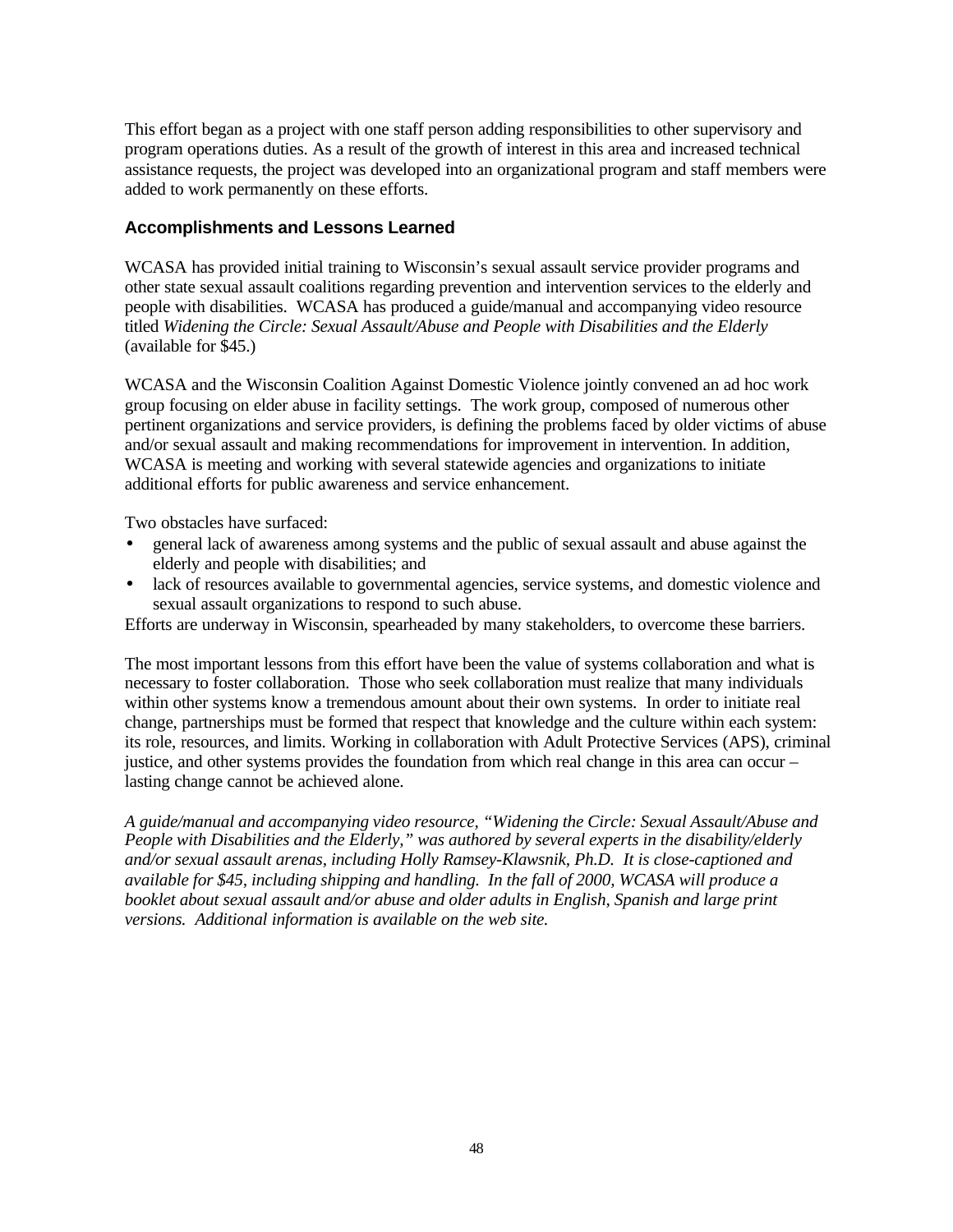This effort began as a project with one staff person adding responsibilities to other supervisory and program operations duties. As a result of the growth of interest in this area and increased technical assistance requests, the project was developed into an organizational program and staff members were added to work permanently on these efforts.

### Accomplishments and Lessons Learned

WCASA has provided initial training to Wisconsin's sexual assault service provider programs and other state sexual assault coalitions regarding prevention and intervention services to the elderly and people with disabilities. WCASA has produced a guide/manual and accompanying video resource titled *Widening the Circle: Sexual Assault/Abuse and People with Disabilities and the Elderly* (available for $45.)

WCASA and the Wisconsin Coalition Against Domestic Violence jointly convened an ad hoc work group focusing on elder abuse in facility settings. The work group, composed of numerous other pertinent organizations and service providers, is defining the problems faced by older victims of abuse and/or sexual assault and making recommendations for improvement in intervention. In addition, WCASA is meeting and working with several statewide agencies and organizations to initiate additional efforts for public awareness and service enhancement.

Two obstacles have surfaced:

- general lack of awareness among systems and the public of sexual assault and abuse against the elderly and people with disabilities; and
- lack of resources available to governmental agencies, service systems, and domestic violence and sexual assault organizations to respond to such abuse.

Efforts are underway in Wisconsin, spearheaded by many stakeholders, to overcome these barriers.

The most important lessons from this effort have been the value of systems collaboration and what is necessary to foster collaboration. Those who seek collaboration must realize that many individuals within other systems know a tremendous amount about their own systems. In order to initiate real change, partnerships must be formed that respect that knowledge and the culture within each system: its role, resources, and limits. Working in collaboration with Adult Protective Services (APS), criminal justice, and other systems provides the foundation from which real change in this area can occur – lasting change cannot be achieved alone.

*A guide/manual and accompanying video resource, "Widening the Circle: Sexual Assault/Abuse and People with Disabilities and the Elderly," was authored by several experts in the disability/elderly and/or sexual assault arenas, including Holly Ramsey-Klawsnik, Ph.D. It is close-captioned and available for $45, including shipping and handling. In the fall of 2000, WCASA will produce a booklet about sexual assault and/or abuse and older adults in English, Spanish and large print versions. Additional information is available on the web site.*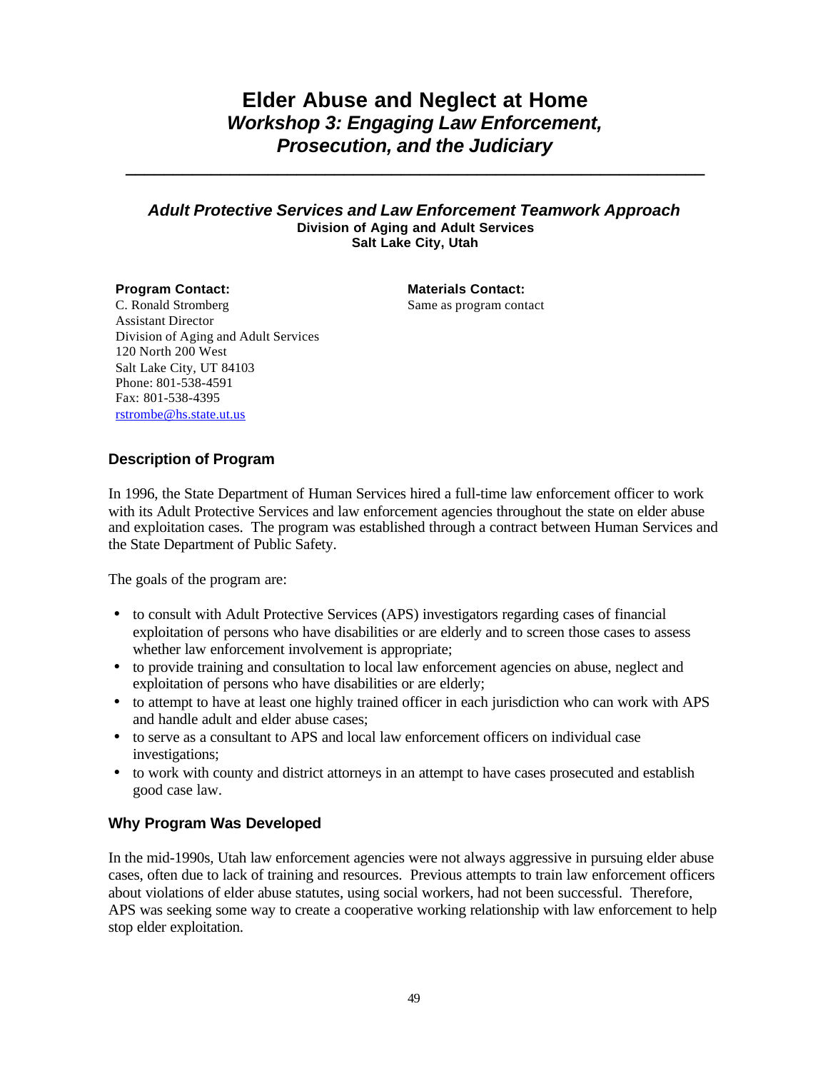# Elder Abuse and Neglect at Home
## *Workshop 3: Engaging Law Enforcement, Prosecution, and the Judiciary*

---

### *Adult Protective Services and Law Enforcement Teamwork Approach*
**Division of Aging and Adult Services**
**Salt Lake City, Utah**

**Program Contact:**
C. Ronald Stromberg
Assistant Director
Division of Aging and Adult Services
120 North 200 West
Salt Lake City, UT 84103
Phone: 801-538-4591
Fax: 801-538-4395
rstrombe@hs.state.ut.us

**Materials Contact:**
Same as program contact

### Description of Program

In 1996, the State Department of Human Services hired a full-time law enforcement officer to work with its Adult Protective Services and law enforcement agencies throughout the state on elder abuse and exploitation cases. The program was established through a contract between Human Services and the State Department of Public Safety.

The goals of the program are:

- to consult with Adult Protective Services (APS) investigators regarding cases of financial exploitation of persons who have disabilities or are elderly and to screen those cases to assess whether law enforcement involvement is appropriate;
- to provide training and consultation to local law enforcement agencies on abuse, neglect and exploitation of persons who have disabilities or are elderly;
- to attempt to have at least one highly trained officer in each jurisdiction who can work with APS and handle adult and elder abuse cases;
- to serve as a consultant to APS and local law enforcement officers on individual case investigations;
- to work with county and district attorneys in an attempt to have cases prosecuted and establish good case law.

### Why Program Was Developed

In the mid-1990s, Utah law enforcement agencies were not always aggressive in pursuing elder abuse cases, often due to lack of training and resources. Previous attempts to train law enforcement officers about violations of elder abuse statutes, using social workers, had not been successful. Therefore, APS was seeking some way to create a cooperative working relationship with law enforcement to help stop elder exploitation.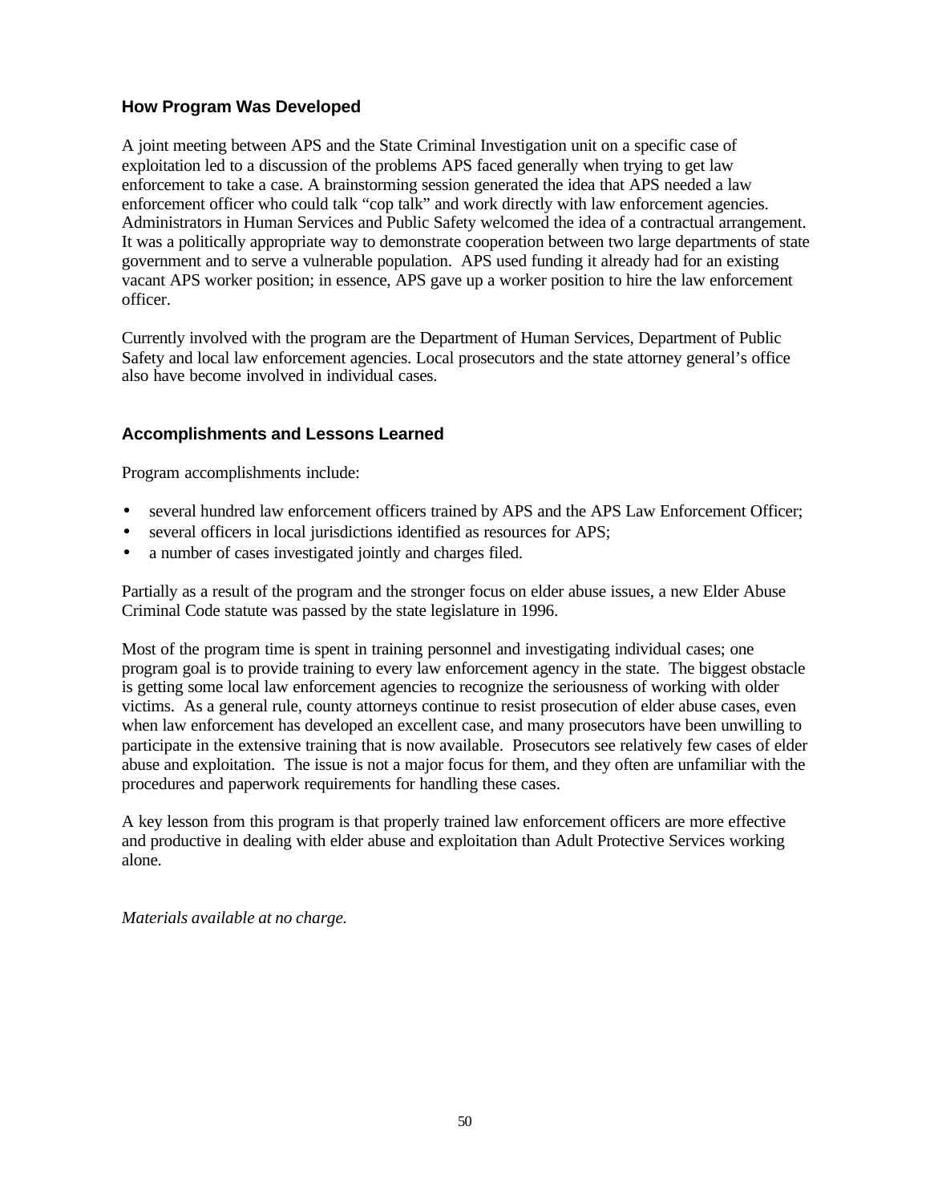### How Program Was Developed

A joint meeting between APS and the State Criminal Investigation unit on a specific case of exploitation led to a discussion of the problems APS faced generally when trying to get law enforcement to take a case. A brainstorming session generated the idea that APS needed a law enforcement officer who could talk "cop talk" and work directly with law enforcement agencies. Administrators in Human Services and Public Safety welcomed the idea of a contractual arrangement. It was a politically appropriate way to demonstrate cooperation between two large departments of state government and to serve a vulnerable population. APS used funding it already had for an existing vacant APS worker position; in essence, APS gave up a worker position to hire the law enforcement officer.

Currently involved with the program are the Department of Human Services, Department of Public Safety and local law enforcement agencies. Local prosecutors and the state attorney general's office also have become involved in individual cases.

### Accomplishments and Lessons Learned

Program accomplishments include:

- several hundred law enforcement officers trained by APS and the APS Law Enforcement Officer;
- several officers in local jurisdictions identified as resources for APS;
- a number of cases investigated jointly and charges filed.

Partially as a result of the program and the stronger focus on elder abuse issues, a new Elder Abuse Criminal Code statute was passed by the state legislature in 1996.

Most of the program time is spent in training personnel and investigating individual cases; one program goal is to provide training to every law enforcement agency in the state. The biggest obstacle is getting some local law enforcement agencies to recognize the seriousness of working with older victims. As a general rule, county attorneys continue to resist prosecution of elder abuse cases, even when law enforcement has developed an excellent case, and many prosecutors have been unwilling to participate in the extensive training that is now available. Prosecutors see relatively few cases of elder abuse and exploitation. The issue is not a major focus for them, and they often are unfamiliar with the procedures and paperwork requirements for handling these cases.

A key lesson from this program is that properly trained law enforcement officers are more effective and productive in dealing with elder abuse and exploitation than Adult Protective Services working alone.

*Materials available at no charge.*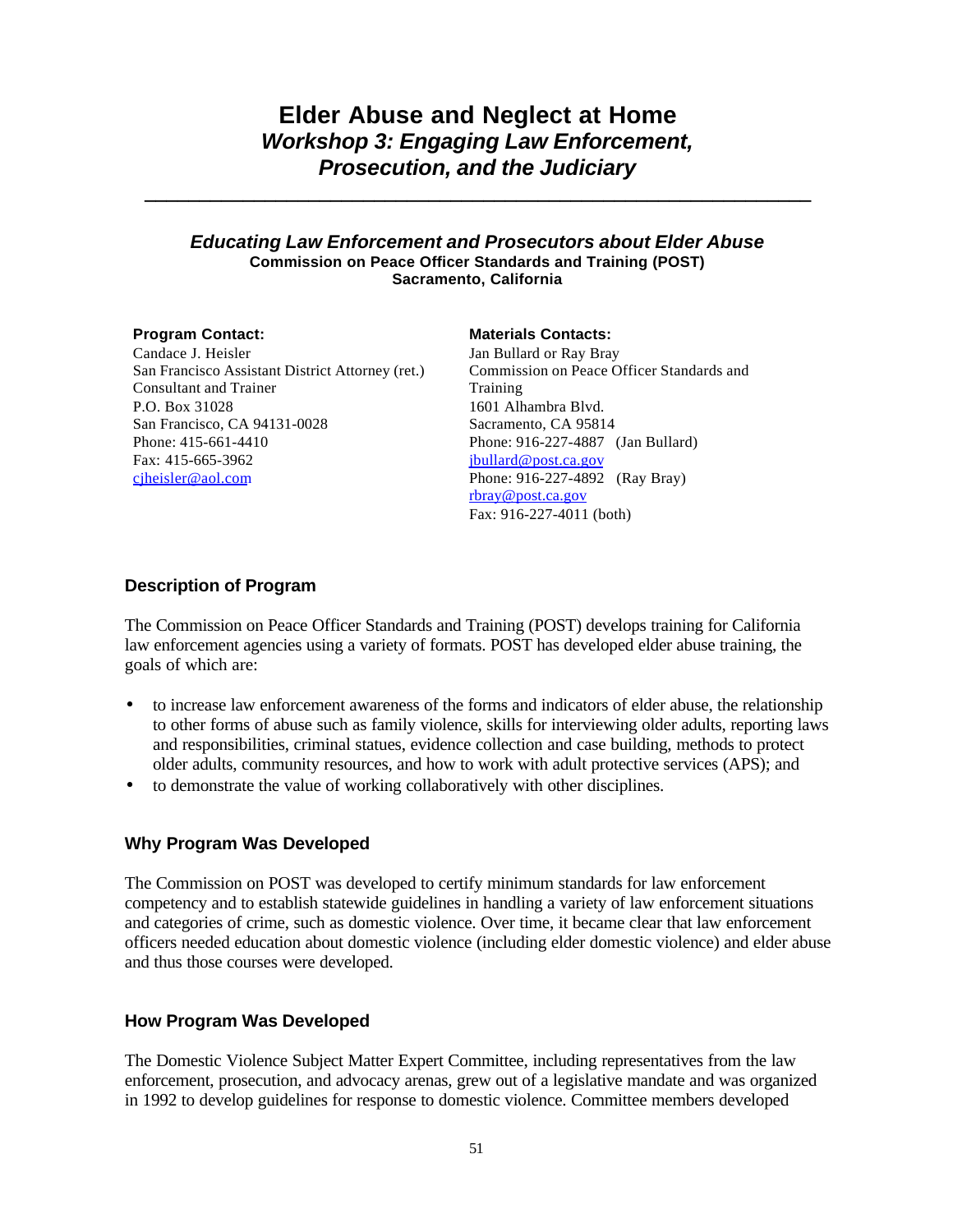# Elder Abuse and Neglect at Home

## *Workshop 3: Engaging Law Enforcement, Prosecution, and the Judiciary*

---

### *Educating Law Enforcement and Prosecutors about Elder Abuse*

**Commission on Peace Officer Standards and Training (POST)**
**Sacramento, California**

**Program Contact:**
Candace J. Heisler
San Francisco Assistant District Attorney (ret.)
Consultant and Trainer
P.O. Box 31028
San Francisco, CA 94131-0028
Phone: 415-661-4410
Fax: 415-665-3962
cjheisler@aol.com

**Materials Contacts:**
Jan Bullard or Ray Bray
Commission on Peace Officer Standards and Training
1601 Alhambra Blvd.
Sacramento, CA 95814
Phone: 916-227-4887 (Jan Bullard)
jbullard@post.ca.gov
Phone: 916-227-4892 (Ray Bray)
rbray@post.ca.gov
Fax: 916-227-4011 (both)

### Description of Program

The Commission on Peace Officer Standards and Training (POST) develops training for California law enforcement agencies using a variety of formats. POST has developed elder abuse training, the goals of which are:

- to increase law enforcement awareness of the forms and indicators of elder abuse, the relationship to other forms of abuse such as family violence, skills for interviewing older adults, reporting laws and responsibilities, criminal statues, evidence collection and case building, methods to protect older adults, community resources, and how to work with adult protective services (APS); and
- to demonstrate the value of working collaboratively with other disciplines.

### Why Program Was Developed

The Commission on POST was developed to certify minimum standards for law enforcement competency and to establish statewide guidelines in handling a variety of law enforcement situations and categories of crime, such as domestic violence. Over time, it became clear that law enforcement officers needed education about domestic violence (including elder domestic violence) and elder abuse and thus those courses were developed.

### How Program Was Developed

The Domestic Violence Subject Matter Expert Committee, including representatives from the law enforcement, prosecution, and advocacy arenas, grew out of a legislative mandate and was organized in 1992 to develop guidelines for response to domestic violence. Committee members developed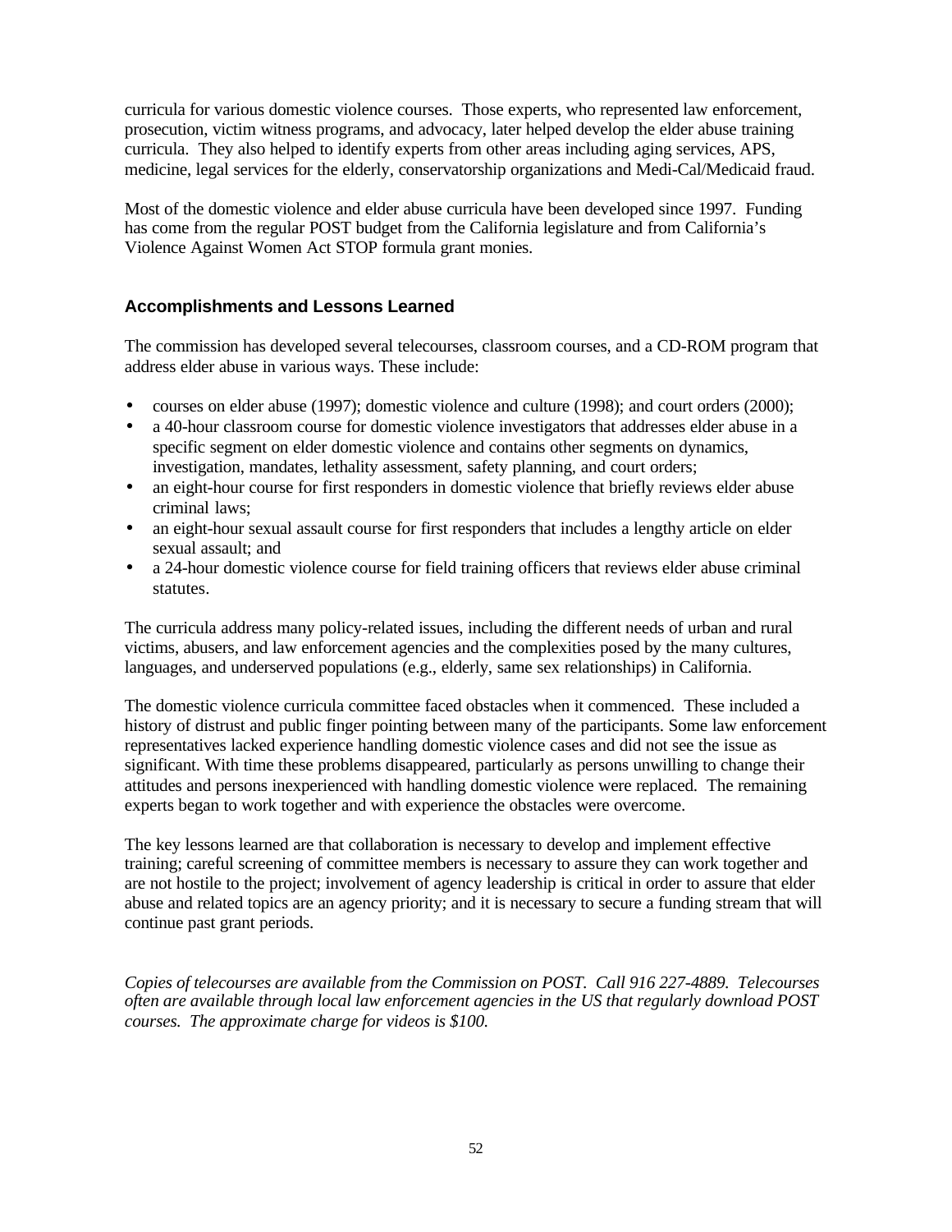curricula for various domestic violence courses. Those experts, who represented law enforcement, prosecution, victim witness programs, and advocacy, later helped develop the elder abuse training curricula. They also helped to identify experts from other areas including aging services, APS, medicine, legal services for the elderly, conservatorship organizations and Medi-Cal/Medicaid fraud.

Most of the domestic violence and elder abuse curricula have been developed since 1997. Funding has come from the regular POST budget from the California legislature and from California's Violence Against Women Act STOP formula grant monies.

### Accomplishments and Lessons Learned

The commission has developed several telecourses, classroom courses, and a CD-ROM program that address elder abuse in various ways. These include:

- courses on elder abuse (1997); domestic violence and culture (1998); and court orders (2000);
- a 40-hour classroom course for domestic violence investigators that addresses elder abuse in a specific segment on elder domestic violence and contains other segments on dynamics, investigation, mandates, lethality assessment, safety planning, and court orders;
- an eight-hour course for first responders in domestic violence that briefly reviews elder abuse criminal laws;
- an eight-hour sexual assault course for first responders that includes a lengthy article on elder sexual assault; and
- a 24-hour domestic violence course for field training officers that reviews elder abuse criminal statutes.

The curricula address many policy-related issues, including the different needs of urban and rural victims, abusers, and law enforcement agencies and the complexities posed by the many cultures, languages, and underserved populations (e.g., elderly, same sex relationships) in California.

The domestic violence curricula committee faced obstacles when it commenced. These included a history of distrust and public finger pointing between many of the participants. Some law enforcement representatives lacked experience handling domestic violence cases and did not see the issue as significant. With time these problems disappeared, particularly as persons unwilling to change their attitudes and persons inexperienced with handling domestic violence were replaced. The remaining experts began to work together and with experience the obstacles were overcome.

The key lessons learned are that collaboration is necessary to develop and implement effective training; careful screening of committee members is necessary to assure they can work together and are not hostile to the project; involvement of agency leadership is critical in order to assure that elder abuse and related topics are an agency priority; and it is necessary to secure a funding stream that will continue past grant periods.

*Copies of telecourses are available from the Commission on POST. Call 916 227-4889. Telecourses often are available through local law enforcement agencies in the US that regularly download POST courses. The approximate charge for videos is $100.*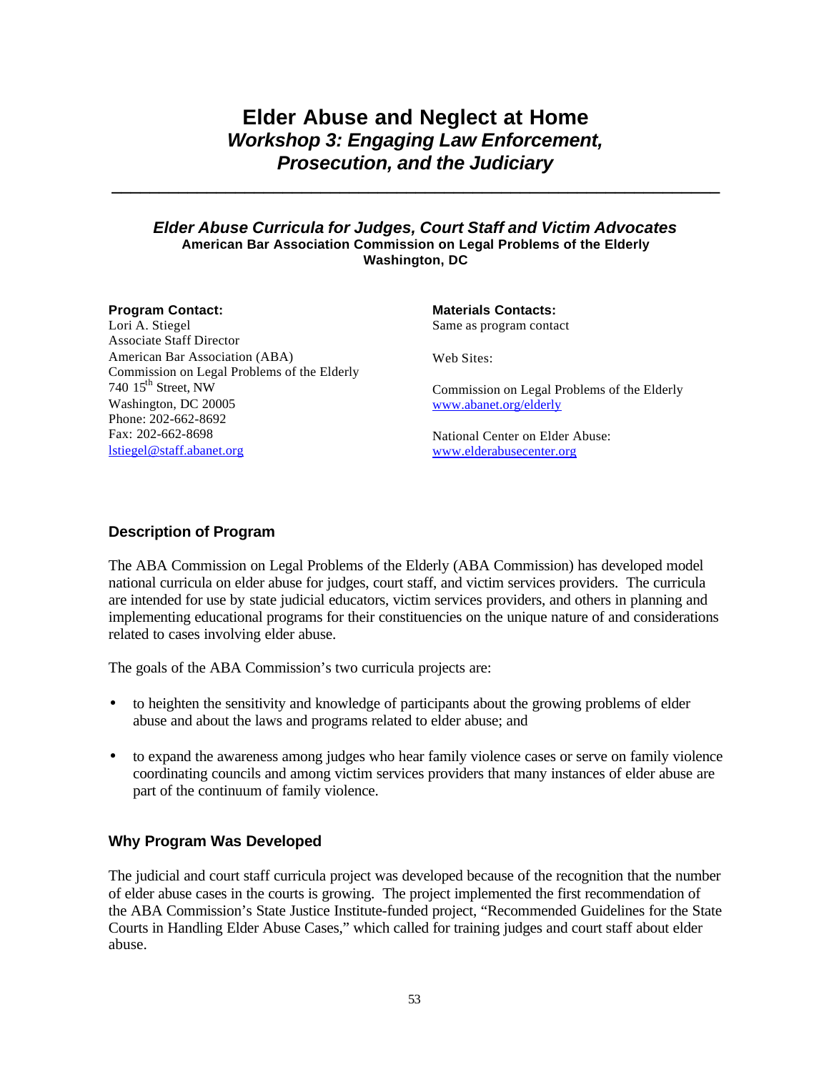# Elder Abuse and Neglect at Home

## *Workshop 3: Engaging Law Enforcement, Prosecution, and the Judiciary*

---

### *Elder Abuse Curricula for Judges, Court Staff and Victim Advocates*

**American Bar Association Commission on Legal Problems of the Elderly**
**Washington, DC**

**Program Contact:**
Lori A. Stiegel
Associate Staff Director
American Bar Association (ABA)
Commission on Legal Problems of the Elderly
740 15th Street, NW
Washington, DC 20005
Phone: 202-662-8692
Fax: 202-662-8698
lstiegel@staff.abanet.org

**Materials Contacts:**
Same as program contact

Web Sites:

Commission on Legal Problems of the Elderly
www.abanet.org/elderly

National Center on Elder Abuse:
www.elderabusecenter.org

### Description of Program

The ABA Commission on Legal Problems of the Elderly (ABA Commission) has developed model national curricula on elder abuse for judges, court staff, and victim services providers. The curricula are intended for use by state judicial educators, victim services providers, and others in planning and implementing educational programs for their constituencies on the unique nature of and considerations related to cases involving elder abuse.

The goals of the ABA Commission's two curricula projects are:

- to heighten the sensitivity and knowledge of participants about the growing problems of elder abuse and about the laws and programs related to elder abuse; and
- to expand the awareness among judges who hear family violence cases or serve on family violence coordinating councils and among victim services providers that many instances of elder abuse are part of the continuum of family violence.

### Why Program Was Developed

The judicial and court staff curricula project was developed because of the recognition that the number of elder abuse cases in the courts is growing. The project implemented the first recommendation of the ABA Commission's State Justice Institute-funded project, "Recommended Guidelines for the State Courts in Handling Elder Abuse Cases," which called for training judges and court staff about elder abuse.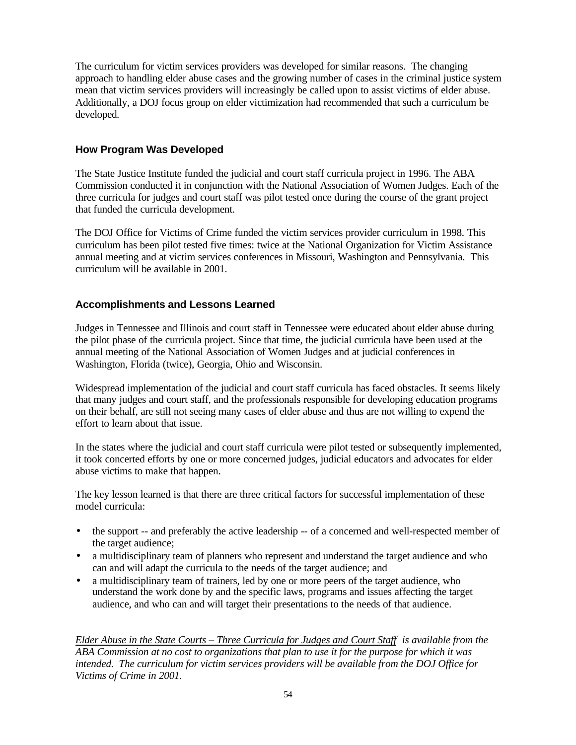The curriculum for victim services providers was developed for similar reasons. The changing approach to handling elder abuse cases and the growing number of cases in the criminal justice system mean that victim services providers will increasingly be called upon to assist victims of elder abuse. Additionally, a DOJ focus group on elder victimization had recommended that such a curriculum be developed.

### How Program Was Developed

The State Justice Institute funded the judicial and court staff curricula project in 1996. The ABA Commission conducted it in conjunction with the National Association of Women Judges. Each of the three curricula for judges and court staff was pilot tested once during the course of the grant project that funded the curricula development.

The DOJ Office for Victims of Crime funded the victim services provider curriculum in 1998. This curriculum has been pilot tested five times: twice at the National Organization for Victim Assistance annual meeting and at victim services conferences in Missouri, Washington and Pennsylvania. This curriculum will be available in 2001.

### Accomplishments and Lessons Learned

Judges in Tennessee and Illinois and court staff in Tennessee were educated about elder abuse during the pilot phase of the curricula project. Since that time, the judicial curricula have been used at the annual meeting of the National Association of Women Judges and at judicial conferences in Washington, Florida (twice), Georgia, Ohio and Wisconsin.

Widespread implementation of the judicial and court staff curricula has faced obstacles. It seems likely that many judges and court staff, and the professionals responsible for developing education programs on their behalf, are still not seeing many cases of elder abuse and thus are not willing to expend the effort to learn about that issue.

In the states where the judicial and court staff curricula were pilot tested or subsequently implemented, it took concerted efforts by one or more concerned judges, judicial educators and advocates for elder abuse victims to make that happen.

The key lesson learned is that there are three critical factors for successful implementation of these model curricula:

- the support -- and preferably the active leadership -- of a concerned and well-respected member of the target audience;
- a multidisciplinary team of planners who represent and understand the target audience and who can and will adapt the curricula to the needs of the target audience; and
- a multidisciplinary team of trainers, led by one or more peers of the target audience, who understand the work done by and the specific laws, programs and issues affecting the target audience, and who can and will target their presentations to the needs of that audience.

*<u>Elder Abuse in the State Courts – Three Curricula for Judges and Court Staff</u> is available from the ABA Commission at no cost to organizations that plan to use it for the purpose for which it was intended. The curriculum for victim services providers will be available from the DOJ Office for Victims of Crime in 2001.*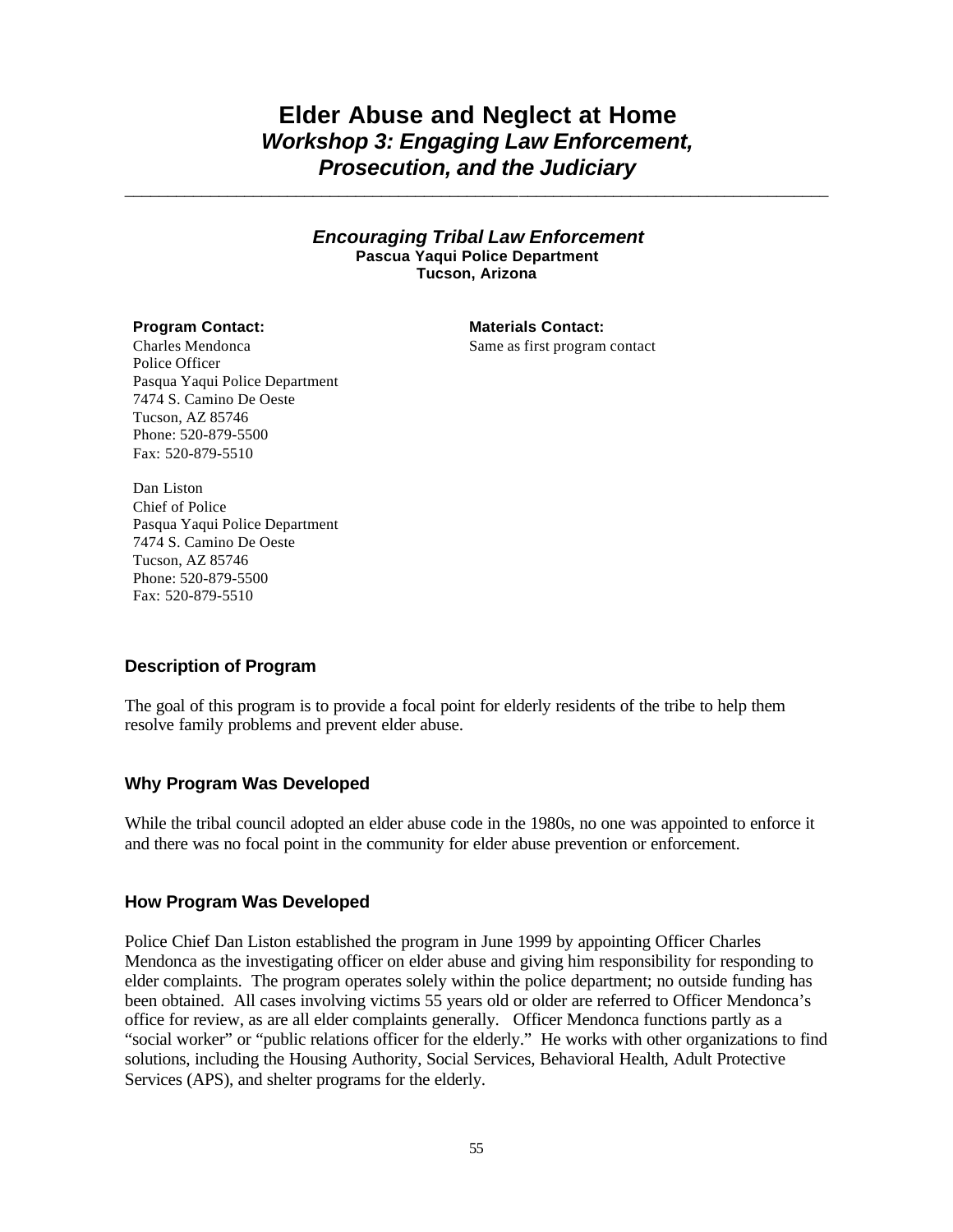# Elder Abuse and Neglect at Home

## *Workshop 3: Engaging Law Enforcement, Prosecution, and the Judiciary*

---

### *Encouraging Tribal Law Enforcement*

**Pascua Yaqui Police Department**
**Tucson, Arizona**

**Program Contact:**

Charles Mendonca
Police Officer
Pasqua Yaqui Police Department
7474 S. Camino De Oeste
Tucson, AZ 85746
Phone: 520-879-5500
Fax: 520-879-5510

Dan Liston
Chief of Police
Pasqua Yaqui Police Department
7474 S. Camino De Oeste
Tucson, AZ 85746
Phone: 520-879-5500
Fax: 520-879-5510

**Materials Contact:**

Same as first program contact

### Description of Program

The goal of this program is to provide a focal point for elderly residents of the tribe to help them resolve family problems and prevent elder abuse.

### Why Program Was Developed

While the tribal council adopted an elder abuse code in the 1980s, no one was appointed to enforce it and there was no focal point in the community for elder abuse prevention or enforcement.

### How Program Was Developed

Police Chief Dan Liston established the program in June 1999 by appointing Officer Charles Mendonca as the investigating officer on elder abuse and giving him responsibility for responding to elder complaints. The program operates solely within the police department; no outside funding has been obtained. All cases involving victims 55 years old or older are referred to Officer Mendonca's office for review, as are all elder complaints generally. Officer Mendonca functions partly as a "social worker" or "public relations officer for the elderly." He works with other organizations to find solutions, including the Housing Authority, Social Services, Behavioral Health, Adult Protective Services (APS), and shelter programs for the elderly.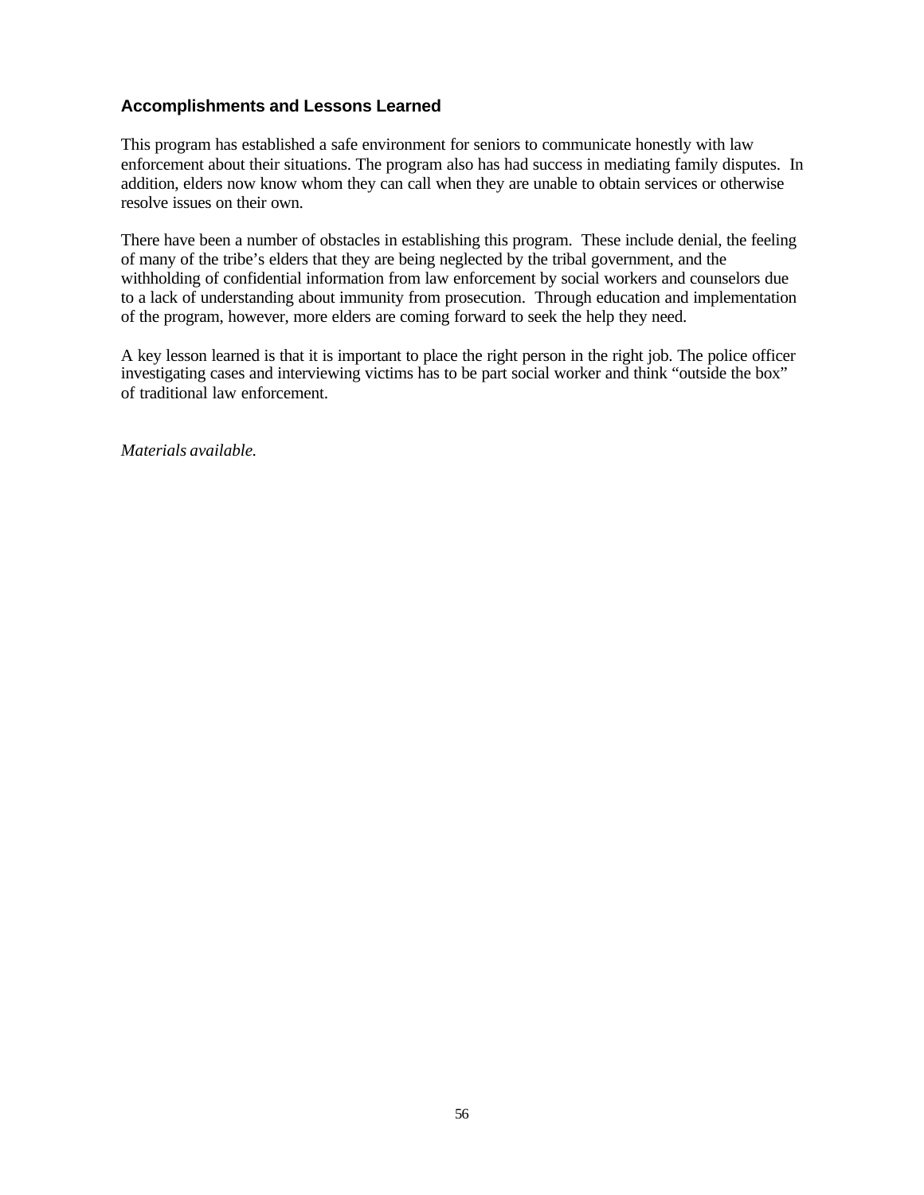### Accomplishments and Lessons Learned

This program has established a safe environment for seniors to communicate honestly with law enforcement about their situations. The program also has had success in mediating family disputes. In addition, elders now know whom they can call when they are unable to obtain services or otherwise resolve issues on their own.

There have been a number of obstacles in establishing this program. These include denial, the feeling of many of the tribe's elders that they are being neglected by the tribal government, and the withholding of confidential information from law enforcement by social workers and counselors due to a lack of understanding about immunity from prosecution. Through education and implementation of the program, however, more elders are coming forward to seek the help they need.

A key lesson learned is that it is important to place the right person in the right job. The police officer investigating cases and interviewing victims has to be part social worker and think "outside the box" of traditional law enforcement.

*Materials available.*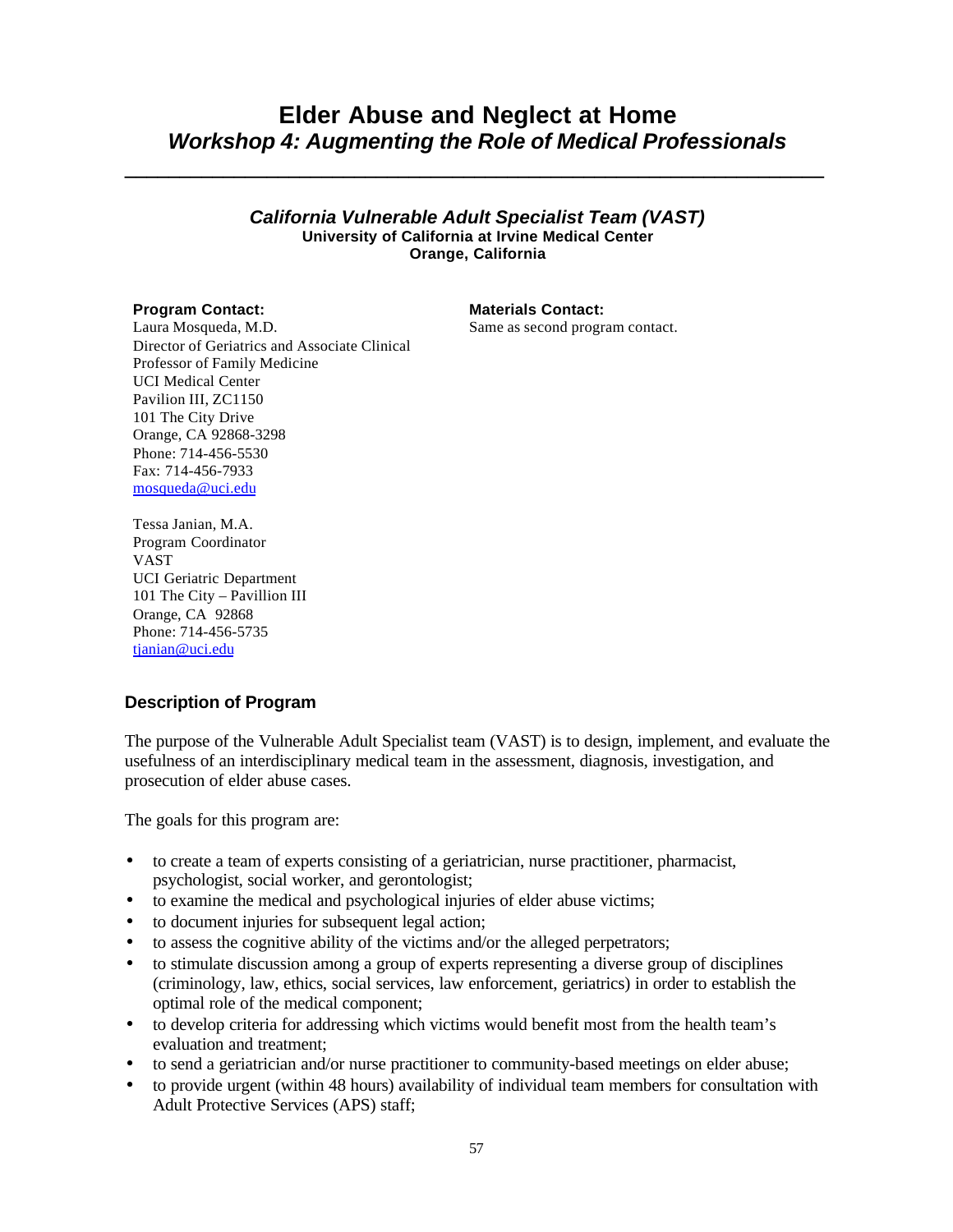# Elder Abuse and Neglect at Home

## *Workshop 4: Augmenting the Role of Medical Professionals*

---

### *California Vulnerable Adult Specialist Team (VAST)*

**University of California at Irvine Medical Center**
**Orange, California**

**Program Contact:**
Laura Mosqueda, M.D.
Director of Geriatrics and Associate Clinical Professor of Family Medicine
UCI Medical Center
Pavilion III, ZC1150
101 The City Drive
Orange, CA 92868-3298
Phone: 714-456-5530
Fax: 714-456-7933
mosqueda@uci.edu

Tessa Janian, M.A.
Program Coordinator
VAST
UCI Geriatric Department
101 The City – Pavillion III
Orange, CA 92868
Phone: 714-456-5735
tjanian@uci.edu

**Materials Contact:**
Same as second program contact.

### Description of Program

The purpose of the Vulnerable Adult Specialist team (VAST) is to design, implement, and evaluate the usefulness of an interdisciplinary medical team in the assessment, diagnosis, investigation, and prosecution of elder abuse cases.

The goals for this program are:

- to create a team of experts consisting of a geriatrician, nurse practitioner, pharmacist, psychologist, social worker, and gerontologist;
- to examine the medical and psychological injuries of elder abuse victims;
- to document injuries for subsequent legal action;
- to assess the cognitive ability of the victims and/or the alleged perpetrators;
- to stimulate discussion among a group of experts representing a diverse group of disciplines (criminology, law, ethics, social services, law enforcement, geriatrics) in order to establish the optimal role of the medical component;
- to develop criteria for addressing which victims would benefit most from the health team's evaluation and treatment;
- to send a geriatrician and/or nurse practitioner to community-based meetings on elder abuse;
- to provide urgent (within 48 hours) availability of individual team members for consultation with Adult Protective Services (APS) staff;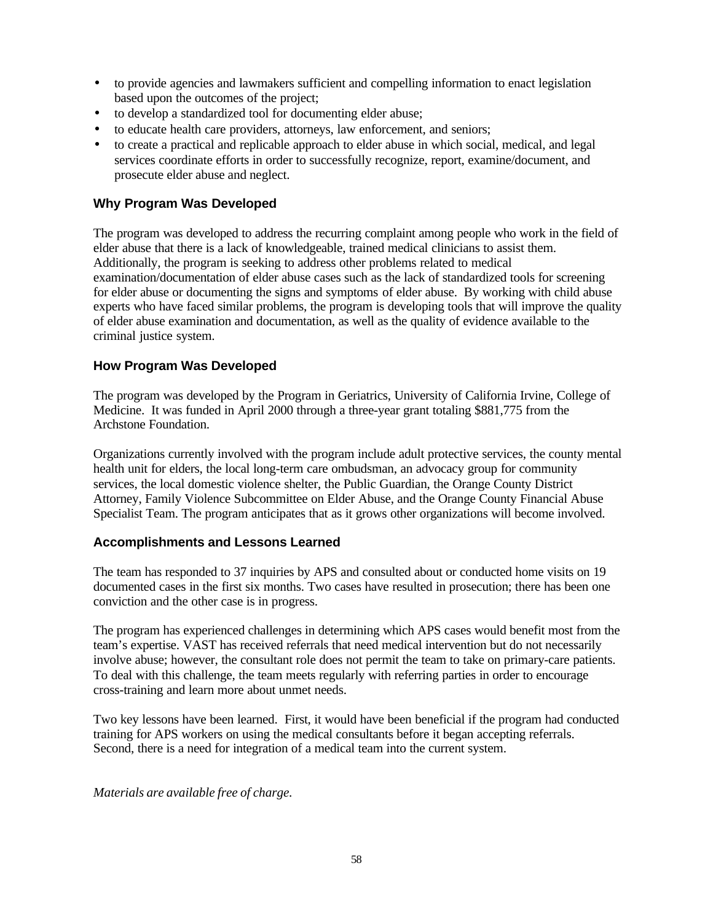- to provide agencies and lawmakers sufficient and compelling information to enact legislation based upon the outcomes of the project;
- to develop a standardized tool for documenting elder abuse;
- to educate health care providers, attorneys, law enforcement, and seniors;
- to create a practical and replicable approach to elder abuse in which social, medical, and legal services coordinate efforts in order to successfully recognize, report, examine/document, and prosecute elder abuse and neglect.

### Why Program Was Developed

The program was developed to address the recurring complaint among people who work in the field of elder abuse that there is a lack of knowledgeable, trained medical clinicians to assist them. Additionally, the program is seeking to address other problems related to medical examination/documentation of elder abuse cases such as the lack of standardized tools for screening for elder abuse or documenting the signs and symptoms of elder abuse. By working with child abuse experts who have faced similar problems, the program is developing tools that will improve the quality of elder abuse examination and documentation, as well as the quality of evidence available to the criminal justice system.

### How Program Was Developed

The program was developed by the Program in Geriatrics, University of California Irvine, College of Medicine. It was funded in April 2000 through a three-year grant totaling $881,775 from the Archstone Foundation.

Organizations currently involved with the program include adult protective services, the county mental health unit for elders, the local long-term care ombudsman, an advocacy group for community services, the local domestic violence shelter, the Public Guardian, the Orange County District Attorney, Family Violence Subcommittee on Elder Abuse, and the Orange County Financial Abuse Specialist Team. The program anticipates that as it grows other organizations will become involved.

### Accomplishments and Lessons Learned

The team has responded to 37 inquiries by APS and consulted about or conducted home visits on 19 documented cases in the first six months. Two cases have resulted in prosecution; there has been one conviction and the other case is in progress.

The program has experienced challenges in determining which APS cases would benefit most from the team's expertise. VAST has received referrals that need medical intervention but do not necessarily involve abuse; however, the consultant role does not permit the team to take on primary-care patients. To deal with this challenge, the team meets regularly with referring parties in order to encourage cross-training and learn more about unmet needs.

Two key lessons have been learned. First, it would have been beneficial if the program had conducted training for APS workers on using the medical consultants before it began accepting referrals. Second, there is a need for integration of a medical team into the current system.

*Materials are available free of charge.*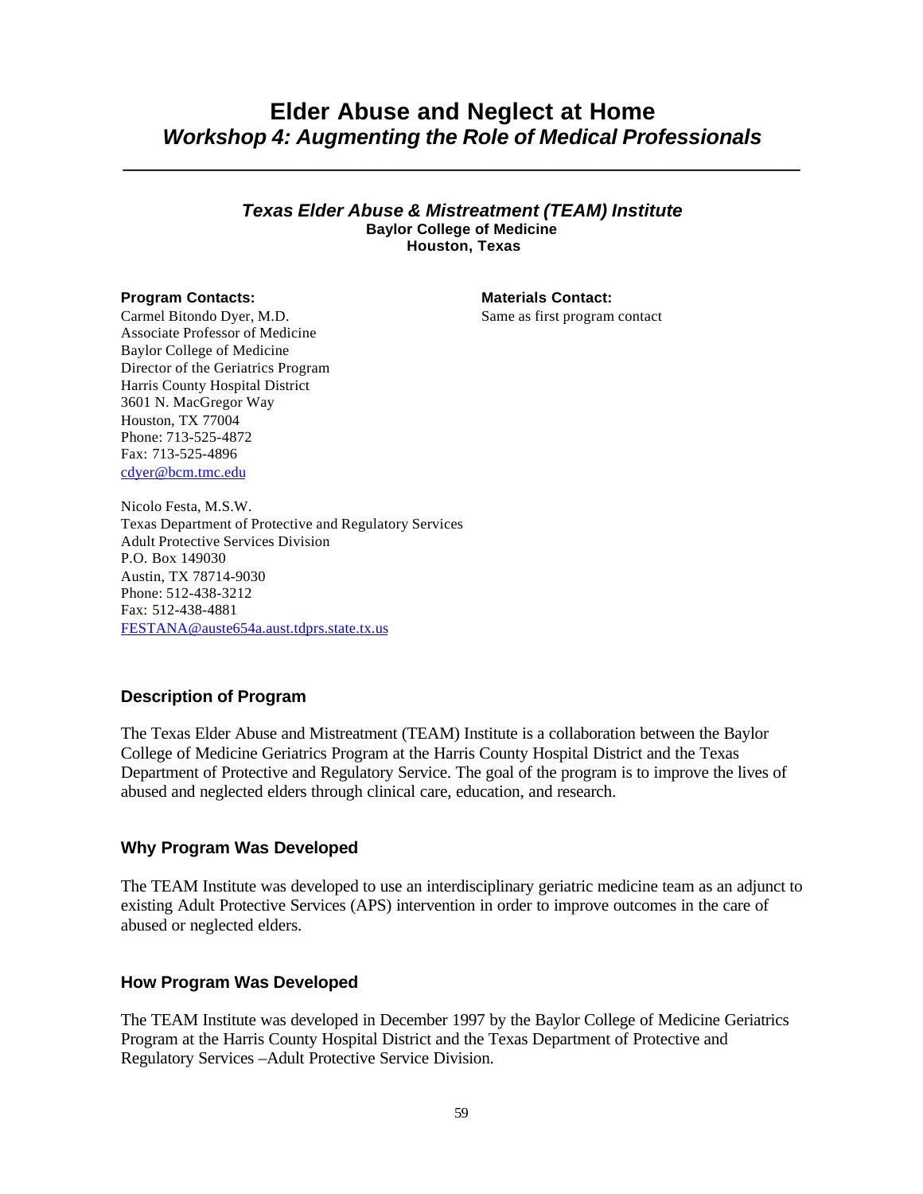# Elder Abuse and Neglect at Home
## *Workshop 4: Augmenting the Role of Medical Professionals*

---

### *Texas Elder Abuse & Mistreatment (TEAM) Institute*
**Baylor College of Medicine**
**Houston, Texas**

**Program Contacts:**
Carmel Bitondo Dyer, M.D.
Associate Professor of Medicine
Baylor College of Medicine
Director of the Geriatrics Program
Harris County Hospital District
3601 N. MacGregor Way
Houston, TX 77004
Phone: 713-525-4872
Fax: 713-525-4896
cdyer@bcm.tmc.edu

Nicolo Festa, M.S.W.
Texas Department of Protective and Regulatory Services
Adult Protective Services Division
P.O. Box 149030
Austin, TX 78714-9030
Phone: 512-438-3212
Fax: 512-438-4881
FESTANA@auste654a.aust.tdprs.state.tx.us

**Materials Contact:**
Same as first program contact

### Description of Program

The Texas Elder Abuse and Mistreatment (TEAM) Institute is a collaboration between the Baylor College of Medicine Geriatrics Program at the Harris County Hospital District and the Texas Department of Protective and Regulatory Service. The goal of the program is to improve the lives of abused and neglected elders through clinical care, education, and research.

### Why Program Was Developed

The TEAM Institute was developed to use an interdisciplinary geriatric medicine team as an adjunct to existing Adult Protective Services (APS) intervention in order to improve outcomes in the care of abused or neglected elders.

### How Program Was Developed

The TEAM Institute was developed in December 1997 by the Baylor College of Medicine Geriatrics Program at the Harris County Hospital District and the Texas Department of Protective and Regulatory Services –Adult Protective Service Division.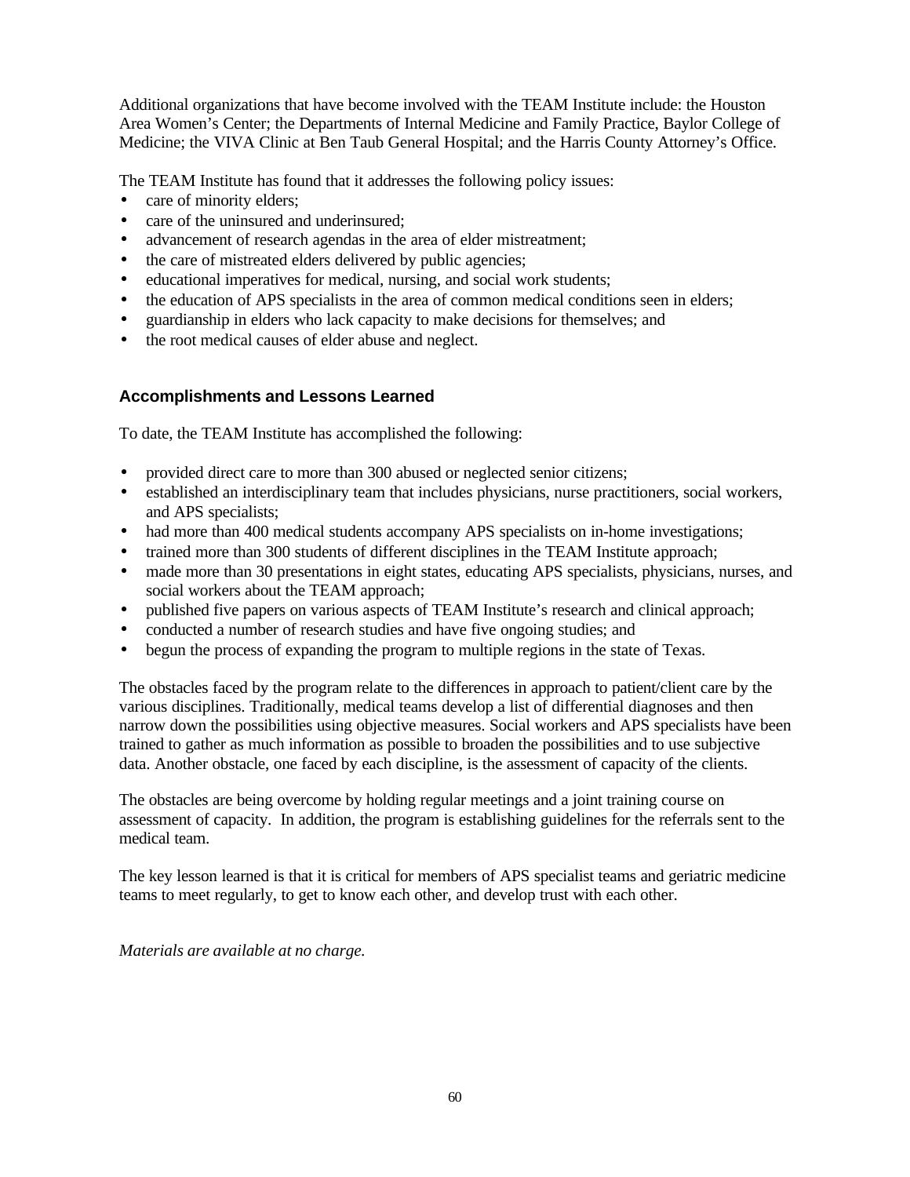Additional organizations that have become involved with the TEAM Institute include: the Houston Area Women's Center; the Departments of Internal Medicine and Family Practice, Baylor College of Medicine; the VIVA Clinic at Ben Taub General Hospital; and the Harris County Attorney's Office.

The TEAM Institute has found that it addresses the following policy issues:

- care of minority elders;
- care of the uninsured and underinsured;
- advancement of research agendas in the area of elder mistreatment;
- the care of mistreated elders delivered by public agencies;
- educational imperatives for medical, nursing, and social work students;
- the education of APS specialists in the area of common medical conditions seen in elders;
- guardianship in elders who lack capacity to make decisions for themselves; and
- the root medical causes of elder abuse and neglect.

### Accomplishments and Lessons Learned

To date, the TEAM Institute has accomplished the following:

- provided direct care to more than 300 abused or neglected senior citizens;
- established an interdisciplinary team that includes physicians, nurse practitioners, social workers, and APS specialists;
- had more than 400 medical students accompany APS specialists on in-home investigations;
- trained more than 300 students of different disciplines in the TEAM Institute approach;
- made more than 30 presentations in eight states, educating APS specialists, physicians, nurses, and social workers about the TEAM approach;
- published five papers on various aspects of TEAM Institute's research and clinical approach;
- conducted a number of research studies and have five ongoing studies; and
- begun the process of expanding the program to multiple regions in the state of Texas.

The obstacles faced by the program relate to the differences in approach to patient/client care by the various disciplines. Traditionally, medical teams develop a list of differential diagnoses and then narrow down the possibilities using objective measures. Social workers and APS specialists have been trained to gather as much information as possible to broaden the possibilities and to use subjective data. Another obstacle, one faced by each discipline, is the assessment of capacity of the clients.

The obstacles are being overcome by holding regular meetings and a joint training course on assessment of capacity. In addition, the program is establishing guidelines for the referrals sent to the medical team.

The key lesson learned is that it is critical for members of APS specialist teams and geriatric medicine teams to meet regularly, to get to know each other, and develop trust with each other.

*Materials are available at no charge.*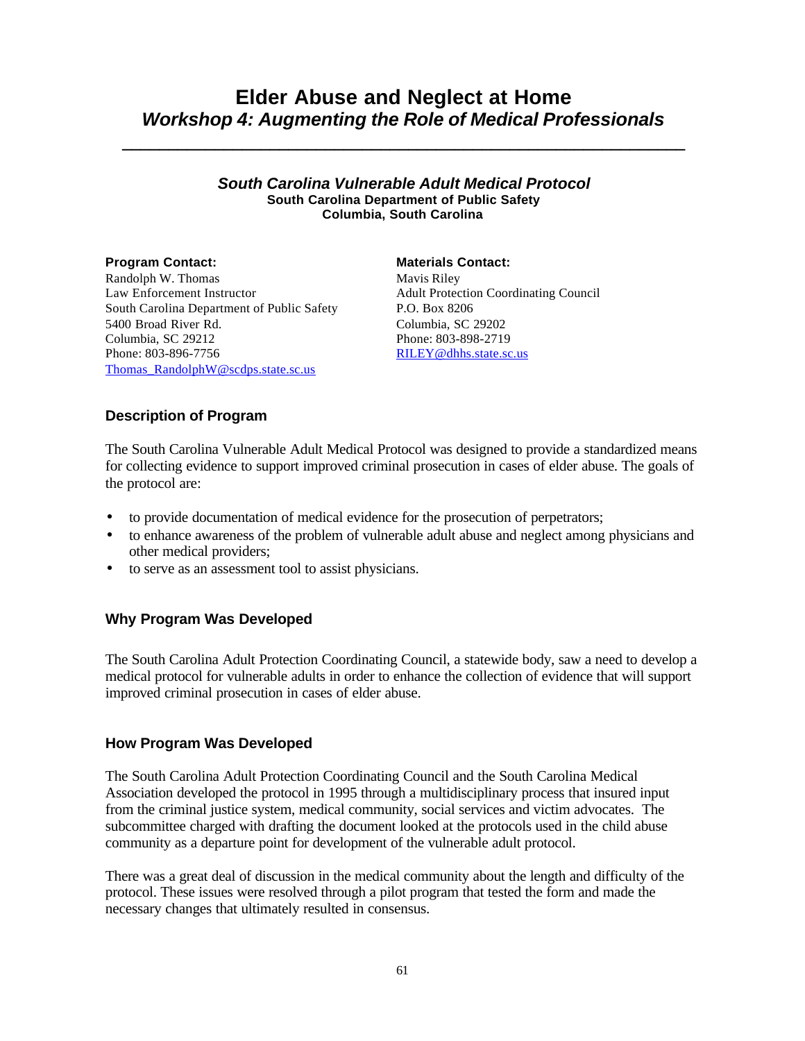# Elder Abuse and Neglect at Home
## *Workshop 4: Augmenting the Role of Medical Professionals*

---

### *South Carolina Vulnerable Adult Medical Protocol*
**South Carolina Department of Public Safety**
**Columbia, South Carolina**

**Program Contact:**
Randolph W. Thomas
Law Enforcement Instructor
South Carolina Department of Public Safety
5400 Broad River Rd.
Columbia, SC 29212
Phone: 803-896-7756
Thomas_RandolphW@scdps.state.sc.us

**Materials Contact:**
Mavis Riley
Adult Protection Coordinating Council
P.O. Box 8206
Columbia, SC 29202
Phone: 803-898-2719
RILEY@dhhs.state.sc.us

### Description of Program

The South Carolina Vulnerable Adult Medical Protocol was designed to provide a standardized means for collecting evidence to support improved criminal prosecution in cases of elder abuse. The goals of the protocol are:

- to provide documentation of medical evidence for the prosecution of perpetrators;
- to enhance awareness of the problem of vulnerable adult abuse and neglect among physicians and other medical providers;
- to serve as an assessment tool to assist physicians.

### Why Program Was Developed

The South Carolina Adult Protection Coordinating Council, a statewide body, saw a need to develop a medical protocol for vulnerable adults in order to enhance the collection of evidence that will support improved criminal prosecution in cases of elder abuse.

### How Program Was Developed

The South Carolina Adult Protection Coordinating Council and the South Carolina Medical Association developed the protocol in 1995 through a multidisciplinary process that insured input from the criminal justice system, medical community, social services and victim advocates. The subcommittee charged with drafting the document looked at the protocols used in the child abuse community as a departure point for development of the vulnerable adult protocol.

There was a great deal of discussion in the medical community about the length and difficulty of the protocol. These issues were resolved through a pilot program that tested the form and made the necessary changes that ultimately resulted in consensus.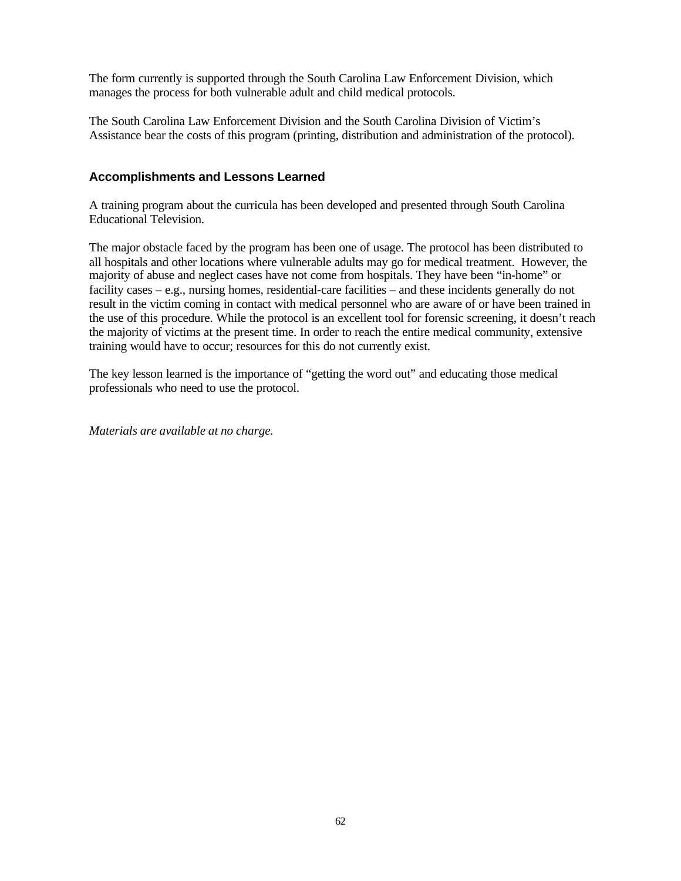The form currently is supported through the South Carolina Law Enforcement Division, which manages the process for both vulnerable adult and child medical protocols.

The South Carolina Law Enforcement Division and the South Carolina Division of Victim's Assistance bear the costs of this program (printing, distribution and administration of the protocol).

### Accomplishments and Lessons Learned

A training program about the curricula has been developed and presented through South Carolina Educational Television.

The major obstacle faced by the program has been one of usage. The protocol has been distributed to all hospitals and other locations where vulnerable adults may go for medical treatment. However, the majority of abuse and neglect cases have not come from hospitals. They have been "in-home" or facility cases – e.g., nursing homes, residential-care facilities – and these incidents generally do not result in the victim coming in contact with medical personnel who are aware of or have been trained in the use of this procedure. While the protocol is an excellent tool for forensic screening, it doesn't reach the majority of victims at the present time. In order to reach the entire medical community, extensive training would have to occur; resources for this do not currently exist.

The key lesson learned is the importance of "getting the word out" and educating those medical professionals who need to use the protocol.

*Materials are available at no charge.*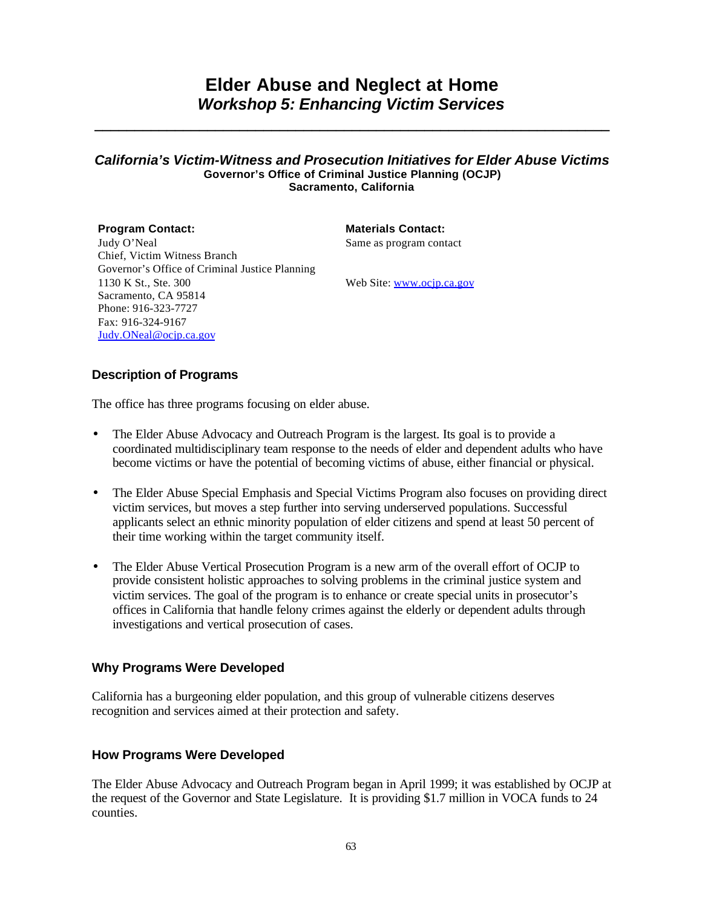# Elder Abuse and Neglect at Home
## *Workshop 5: Enhancing Victim Services*

---

### *California's Victim-Witness and Prosecution Initiatives for Elder Abuse Victims*

**Governor's Office of Criminal Justice Planning (OCJP)**
**Sacramento, California**

**Program Contact:**
Judy O'Neal
Chief, Victim Witness Branch
Governor's Office of Criminal Justice Planning
1130 K St., Ste. 300
Sacramento, CA 95814
Phone: 916-323-7727
Fax: 916-324-9167
Judy.ONeal@ocjp.ca.gov

**Materials Contact:**
Same as program contact

Web Site: www.ocjp.ca.gov

### Description of Programs

The office has three programs focusing on elder abuse.

- The Elder Abuse Advocacy and Outreach Program is the largest. Its goal is to provide a coordinated multidisciplinary team response to the needs of elder and dependent adults who have become victims or have the potential of becoming victims of abuse, either financial or physical.
- The Elder Abuse Special Emphasis and Special Victims Program also focuses on providing direct victim services, but moves a step further into serving underserved populations. Successful applicants select an ethnic minority population of elder citizens and spend at least 50 percent of their time working within the target community itself.
- The Elder Abuse Vertical Prosecution Program is a new arm of the overall effort of OCJP to provide consistent holistic approaches to solving problems in the criminal justice system and victim services. The goal of the program is to enhance or create special units in prosecutor's offices in California that handle felony crimes against the elderly or dependent adults through investigations and vertical prosecution of cases.

### Why Programs Were Developed

California has a burgeoning elder population, and this group of vulnerable citizens deserves recognition and services aimed at their protection and safety.

### How Programs Were Developed

The Elder Abuse Advocacy and Outreach Program began in April 1999; it was established by OCJP at the request of the Governor and State Legislature. It is providing $1.7 million in VOCA funds to 24 counties.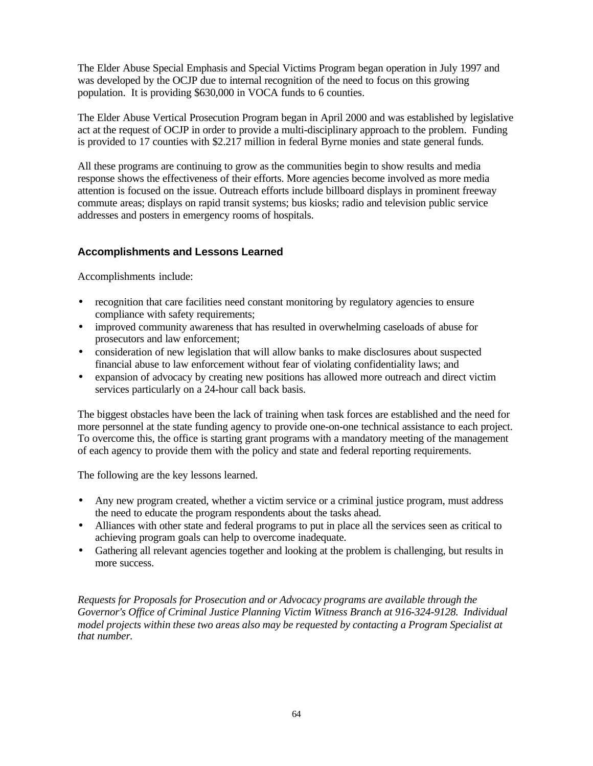The Elder Abuse Special Emphasis and Special Victims Program began operation in July 1997 and was developed by the OCJP due to internal recognition of the need to focus on this growing population. It is providing $630,000 in VOCA funds to 6 counties.

The Elder Abuse Vertical Prosecution Program began in April 2000 and was established by legislative act at the request of OCJP in order to provide a multi-disciplinary approach to the problem. Funding is provided to 17 counties with $2.217 million in federal Byrne monies and state general funds.

All these programs are continuing to grow as the communities begin to show results and media response shows the effectiveness of their efforts. More agencies become involved as more media attention is focused on the issue. Outreach efforts include billboard displays in prominent freeway commute areas; displays on rapid transit systems; bus kiosks; radio and television public service addresses and posters in emergency rooms of hospitals.

### Accomplishments and Lessons Learned

Accomplishments include:

- recognition that care facilities need constant monitoring by regulatory agencies to ensure compliance with safety requirements;
- improved community awareness that has resulted in overwhelming caseloads of abuse for prosecutors and law enforcement;
- consideration of new legislation that will allow banks to make disclosures about suspected financial abuse to law enforcement without fear of violating confidentiality laws; and
- expansion of advocacy by creating new positions has allowed more outreach and direct victim services particularly on a 24-hour call back basis.

The biggest obstacles have been the lack of training when task forces are established and the need for more personnel at the state funding agency to provide one-on-one technical assistance to each project. To overcome this, the office is starting grant programs with a mandatory meeting of the management of each agency to provide them with the policy and state and federal reporting requirements.

The following are the key lessons learned.

- Any new program created, whether a victim service or a criminal justice program, must address the need to educate the program respondents about the tasks ahead.
- Alliances with other state and federal programs to put in place all the services seen as critical to achieving program goals can help to overcome inadequate.
- Gathering all relevant agencies together and looking at the problem is challenging, but results in more success.

*Requests for Proposals for Prosecution and or Advocacy programs are available through the Governor's Office of Criminal Justice Planning Victim Witness Branch at 916-324-9128. Individual model projects within these two areas also may be requested by contacting a Program Specialist at that number.*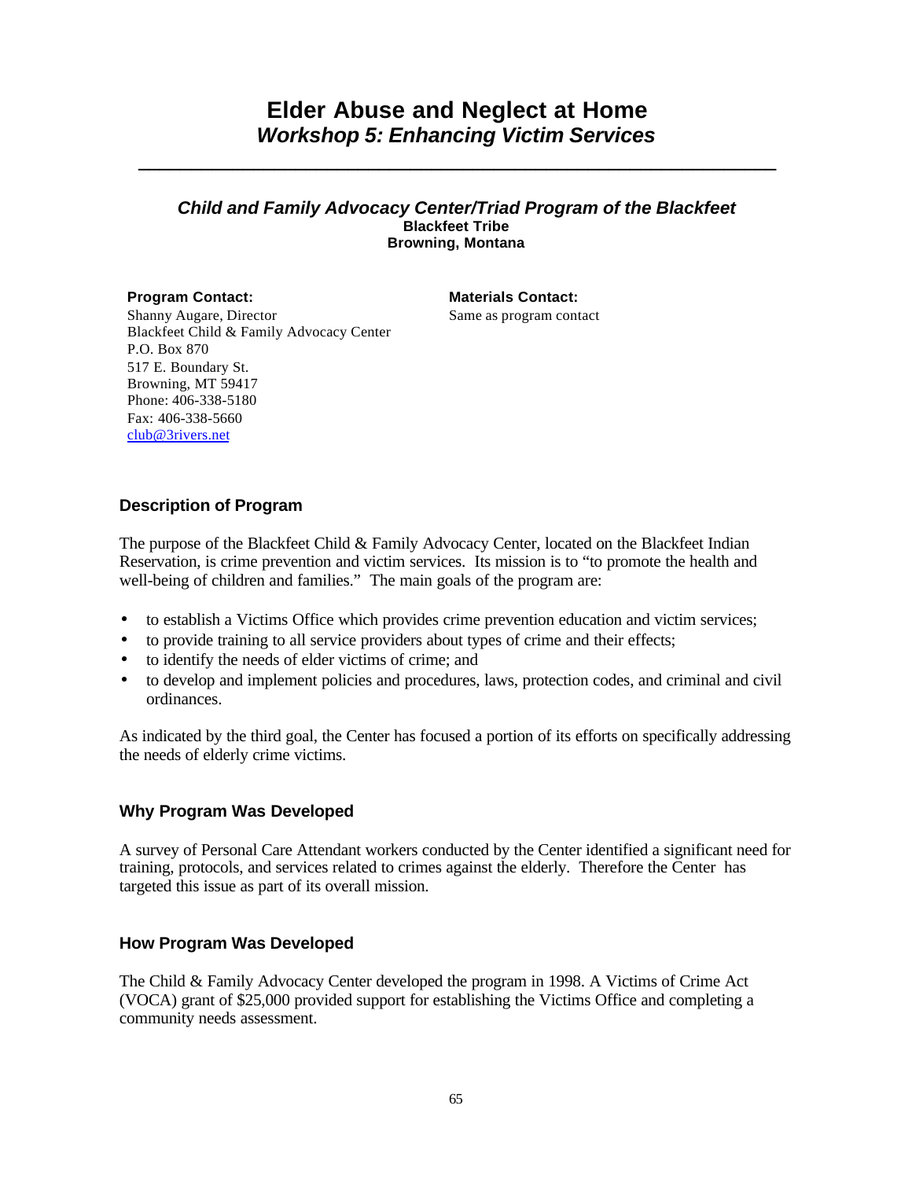# Elder Abuse and Neglect at Home
## *Workshop 5: Enhancing Victim Services*

---

### *Child and Family Advocacy Center/Triad Program of the Blackfeet*
**Blackfeet Tribe**
**Browning, Montana**

**Program Contact:**
Shanny Augare, Director
Blackfeet Child & Family Advocacy Center
P.O. Box 870
517 E. Boundary St.
Browning, MT 59417
Phone: 406-338-5180
Fax: 406-338-5660
club@3rivers.net

**Materials Contact:**
Same as program contact

### Description of Program

The purpose of the Blackfeet Child & Family Advocacy Center, located on the Blackfeet Indian Reservation, is crime prevention and victim services. Its mission is to "to promote the health and well-being of children and families." The main goals of the program are:

- to establish a Victims Office which provides crime prevention education and victim services;
- to provide training to all service providers about types of crime and their effects;
- to identify the needs of elder victims of crime; and
- to develop and implement policies and procedures, laws, protection codes, and criminal and civil ordinances.

As indicated by the third goal, the Center has focused a portion of its efforts on specifically addressing the needs of elderly crime victims.

### Why Program Was Developed

A survey of Personal Care Attendant workers conducted by the Center identified a significant need for training, protocols, and services related to crimes against the elderly. Therefore the Center has targeted this issue as part of its overall mission.

### How Program Was Developed

The Child & Family Advocacy Center developed the program in 1998. A Victims of Crime Act (VOCA) grant of $25,000 provided support for establishing the Victims Office and completing a community needs assessment.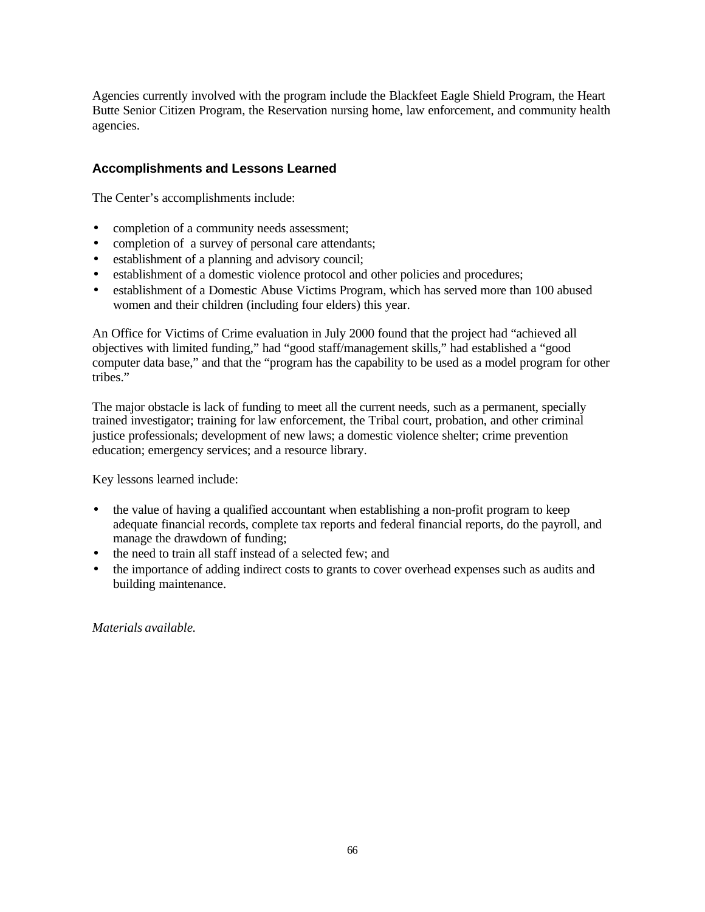Agencies currently involved with the program include the Blackfeet Eagle Shield Program, the Heart Butte Senior Citizen Program, the Reservation nursing home, law enforcement, and community health agencies.

### Accomplishments and Lessons Learned

The Center's accomplishments include:

- completion of a community needs assessment;
- completion of a survey of personal care attendants;
- establishment of a planning and advisory council;
- establishment of a domestic violence protocol and other policies and procedures;
- establishment of a Domestic Abuse Victims Program, which has served more than 100 abused women and their children (including four elders) this year.

An Office for Victims of Crime evaluation in July 2000 found that the project had "achieved all objectives with limited funding," had "good staff/management skills," had established a "good computer data base," and that the "program has the capability to be used as a model program for other tribes."

The major obstacle is lack of funding to meet all the current needs, such as a permanent, specially trained investigator; training for law enforcement, the Tribal court, probation, and other criminal justice professionals; development of new laws; a domestic violence shelter; crime prevention education; emergency services; and a resource library.

Key lessons learned include:

- the value of having a qualified accountant when establishing a non-profit program to keep adequate financial records, complete tax reports and federal financial reports, do the payroll, and manage the drawdown of funding;
- the need to train all staff instead of a selected few; and
- the importance of adding indirect costs to grants to cover overhead expenses such as audits and building maintenance.

*Materials available.*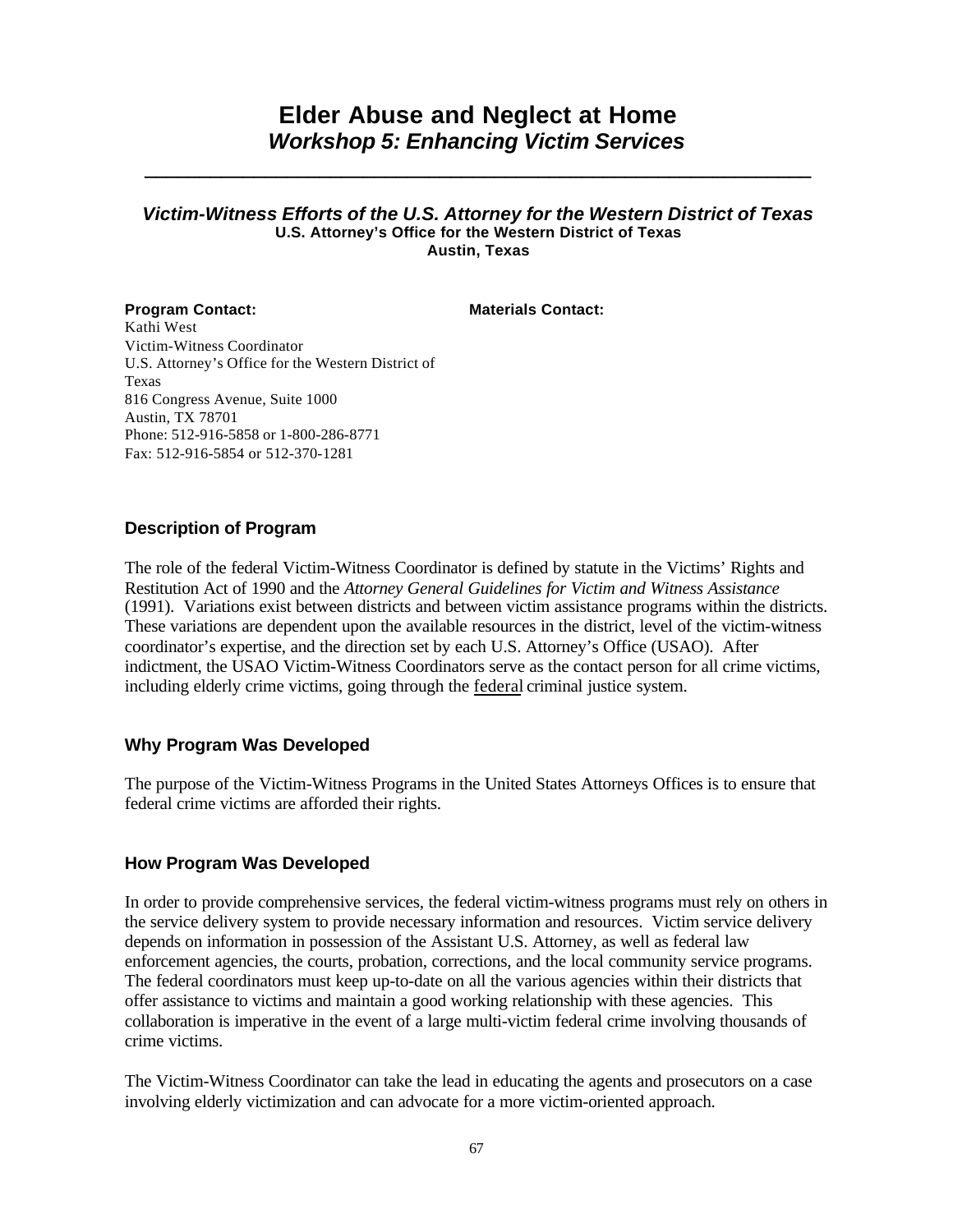# Elder Abuse and Neglect at Home

## *Workshop 5: Enhancing Victim Services*

---

### *Victim-Witness Efforts of the U.S. Attorney for the Western District of Texas*

**U.S. Attorney's Office for the Western District of Texas**
**Austin, Texas**

**Program Contact:**
Kathi West
Victim-Witness Coordinator
U.S. Attorney's Office for the Western District of Texas
816 Congress Avenue, Suite 1000
Austin, TX 78701
Phone: 512-916-5858 or 1-800-286-8771
Fax: 512-916-5854 or 512-370-1281

**Materials Contact:**

### Description of Program

The role of the federal Victim-Witness Coordinator is defined by statute in the Victims' Rights and Restitution Act of 1990 and the *Attorney General Guidelines for Victim and Witness Assistance* (1991). Variations exist between districts and between victim assistance programs within the districts. These variations are dependent upon the available resources in the district, level of the victim-witness coordinator's expertise, and the direction set by each U.S. Attorney's Office (USAO). After indictment, the USAO Victim-Witness Coordinators serve as the contact person for all crime victims, including elderly crime victims, going through the <u>federal</u> criminal justice system.

### Why Program Was Developed

The purpose of the Victim-Witness Programs in the United States Attorneys Offices is to ensure that federal crime victims are afforded their rights.

### How Program Was Developed

In order to provide comprehensive services, the federal victim-witness programs must rely on others in the service delivery system to provide necessary information and resources. Victim service delivery depends on information in possession of the Assistant U.S. Attorney, as well as federal law enforcement agencies, the courts, probation, corrections, and the local community service programs. The federal coordinators must keep up-to-date on all the various agencies within their districts that offer assistance to victims and maintain a good working relationship with these agencies. This collaboration is imperative in the event of a large multi-victim federal crime involving thousands of crime victims.

The Victim-Witness Coordinator can take the lead in educating the agents and prosecutors on a case involving elderly victimization and can advocate for a more victim-oriented approach.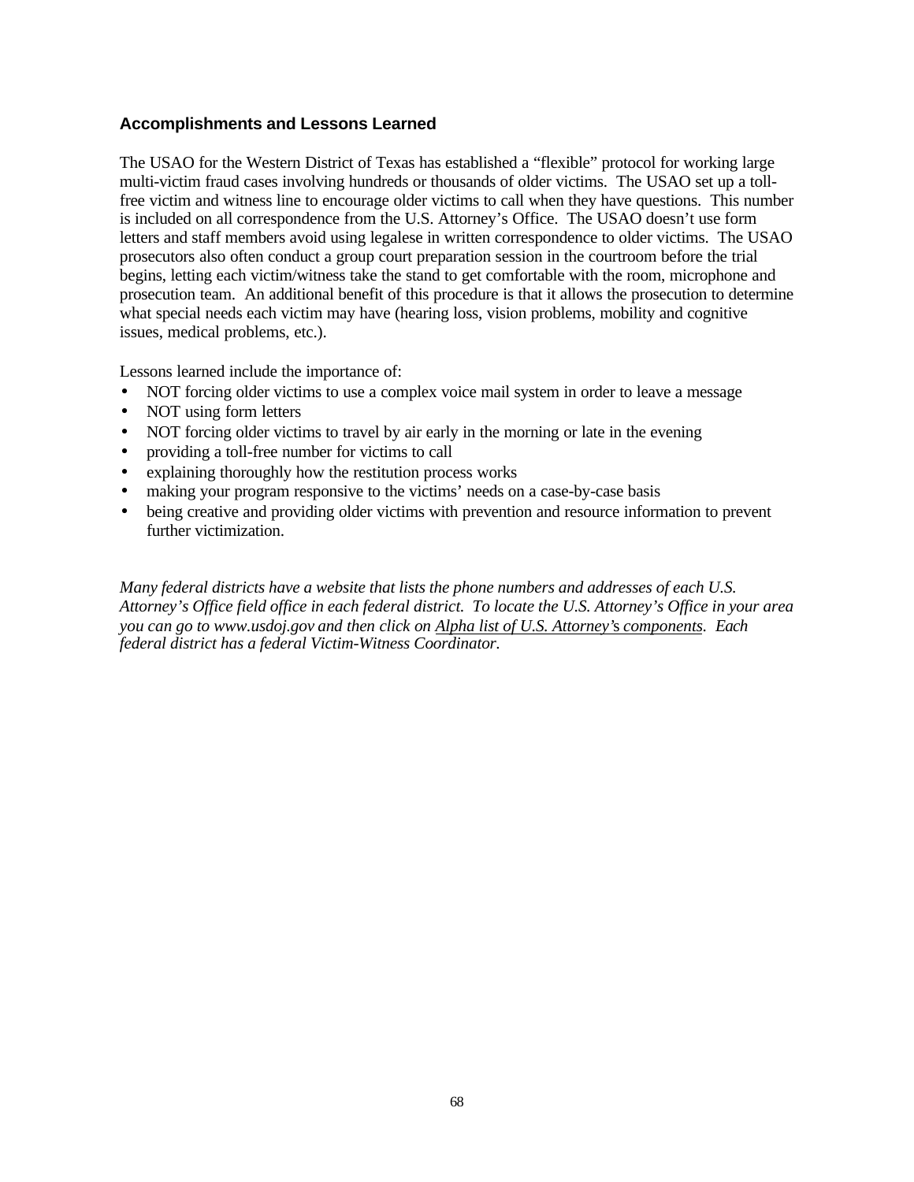### Accomplishments and Lessons Learned

The USAO for the Western District of Texas has established a “flexible” protocol for working large multi-victim fraud cases involving hundreds or thousands of older victims. The USAO set up a toll-free victim and witness line to encourage older victims to call when they have questions. This number is included on all correspondence from the U.S. Attorney’s Office. The USAO doesn’t use form letters and staff members avoid using legalese in written correspondence to older victims. The USAO prosecutors also often conduct a group court preparation session in the courtroom before the trial begins, letting each victim/witness take the stand to get comfortable with the room, microphone and prosecution team. An additional benefit of this procedure is that it allows the prosecution to determine what special needs each victim may have (hearing loss, vision problems, mobility and cognitive issues, medical problems, etc.).

Lessons learned include the importance of:

- NOT forcing older victims to use a complex voice mail system in order to leave a message
- NOT using form letters
- NOT forcing older victims to travel by air early in the morning or late in the evening
- providing a toll-free number for victims to call
- explaining thoroughly how the restitution process works
- making your program responsive to the victims’ needs on a case-by-case basis
- being creative and providing older victims with prevention and resource information to prevent further victimization.

*Many federal districts have a website that lists the phone numbers and addresses of each U.S. Attorney’s Office field office in each federal district. To locate the U.S. Attorney’s Office in your area you can go to www.usdoj.gov and then click on <u>Alpha list of U.S. Attorney’s components</u>. Each federal district has a federal Victim-Witness Coordinator.*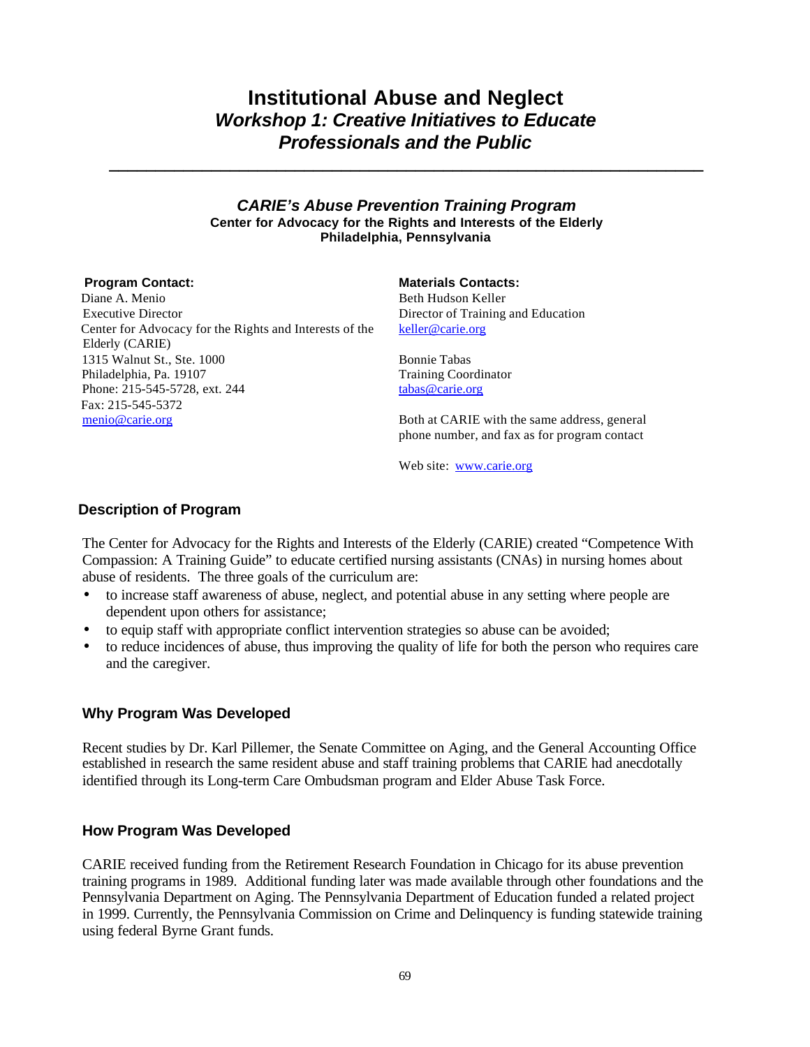# Institutional Abuse and Neglect

## *Workshop 1: Creative Initiatives to Educate Professionals and the Public*

---

### *CARIE's Abuse Prevention Training Program*

**Center for Advocacy for the Rights and Interests of the Elderly**
**Philadelphia, Pennsylvania**

**Program Contact:**
Diane A. Menio
Executive Director
Center for Advocacy for the Rights and Interests of the Elderly (CARIE)
1315 Walnut St., Ste. 1000
Philadelphia, Pa. 19107
Phone: 215-545-5728, ext. 244
Fax: 215-545-5372
menio@carie.org

**Materials Contacts:**
Beth Hudson Keller
Director of Training and Education
keller@carie.org

Bonnie Tabas
Training Coordinator
tabas@carie.org

Both at CARIE with the same address, general phone number, and fax as for program contact

Web site: www.carie.org

### Description of Program

The Center for Advocacy for the Rights and Interests of the Elderly (CARIE) created "Competence With Compassion: A Training Guide" to educate certified nursing assistants (CNAs) in nursing homes about abuse of residents. The three goals of the curriculum are:

- to increase staff awareness of abuse, neglect, and potential abuse in any setting where people are dependent upon others for assistance;
- to equip staff with appropriate conflict intervention strategies so abuse can be avoided;
- to reduce incidences of abuse, thus improving the quality of life for both the person who requires care and the caregiver.

### Why Program Was Developed

Recent studies by Dr. Karl Pillemer, the Senate Committee on Aging, and the General Accounting Office established in research the same resident abuse and staff training problems that CARIE had anecdotally identified through its Long-term Care Ombudsman program and Elder Abuse Task Force.

### How Program Was Developed

CARIE received funding from the Retirement Research Foundation in Chicago for its abuse prevention training programs in 1989. Additional funding later was made available through other foundations and the Pennsylvania Department on Aging. The Pennsylvania Department of Education funded a related project in 1999. Currently, the Pennsylvania Commission on Crime and Delinquency is funding statewide training using federal Byrne Grant funds.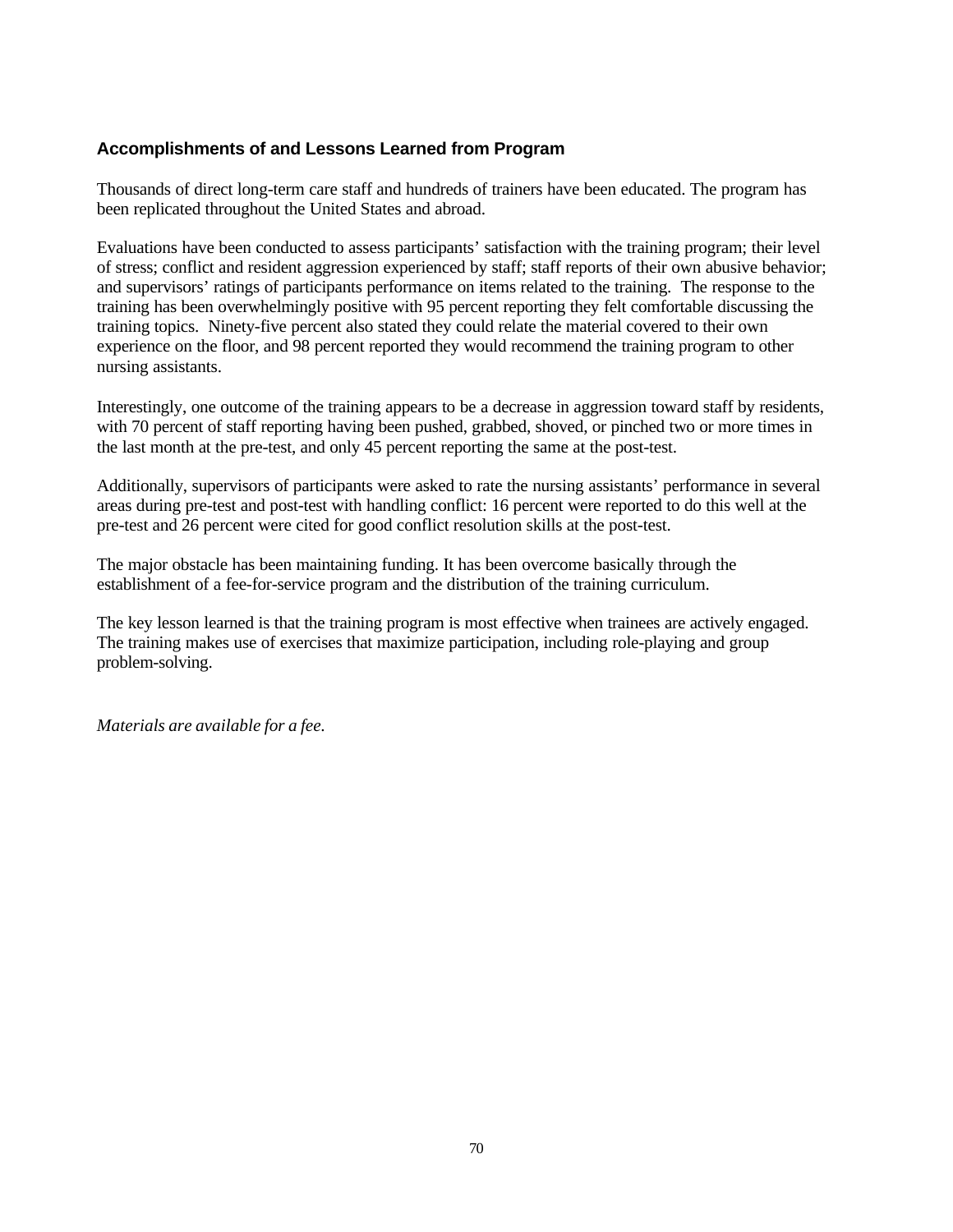### Accomplishments of and Lessons Learned from Program

Thousands of direct long-term care staff and hundreds of trainers have been educated. The program has been replicated throughout the United States and abroad.

Evaluations have been conducted to assess participants' satisfaction with the training program; their level of stress; conflict and resident aggression experienced by staff; staff reports of their own abusive behavior; and supervisors' ratings of participants performance on items related to the training. The response to the training has been overwhelmingly positive with 95 percent reporting they felt comfortable discussing the training topics. Ninety-five percent also stated they could relate the material covered to their own experience on the floor, and 98 percent reported they would recommend the training program to other nursing assistants.

Interestingly, one outcome of the training appears to be a decrease in aggression toward staff by residents, with 70 percent of staff reporting having been pushed, grabbed, shoved, or pinched two or more times in the last month at the pre-test, and only 45 percent reporting the same at the post-test.

Additionally, supervisors of participants were asked to rate the nursing assistants' performance in several areas during pre-test and post-test with handling conflict: 16 percent were reported to do this well at the pre-test and 26 percent were cited for good conflict resolution skills at the post-test.

The major obstacle has been maintaining funding. It has been overcome basically through the establishment of a fee-for-service program and the distribution of the training curriculum.

The key lesson learned is that the training program is most effective when trainees are actively engaged. The training makes use of exercises that maximize participation, including role-playing and group problem-solving.

*Materials are available for a fee.*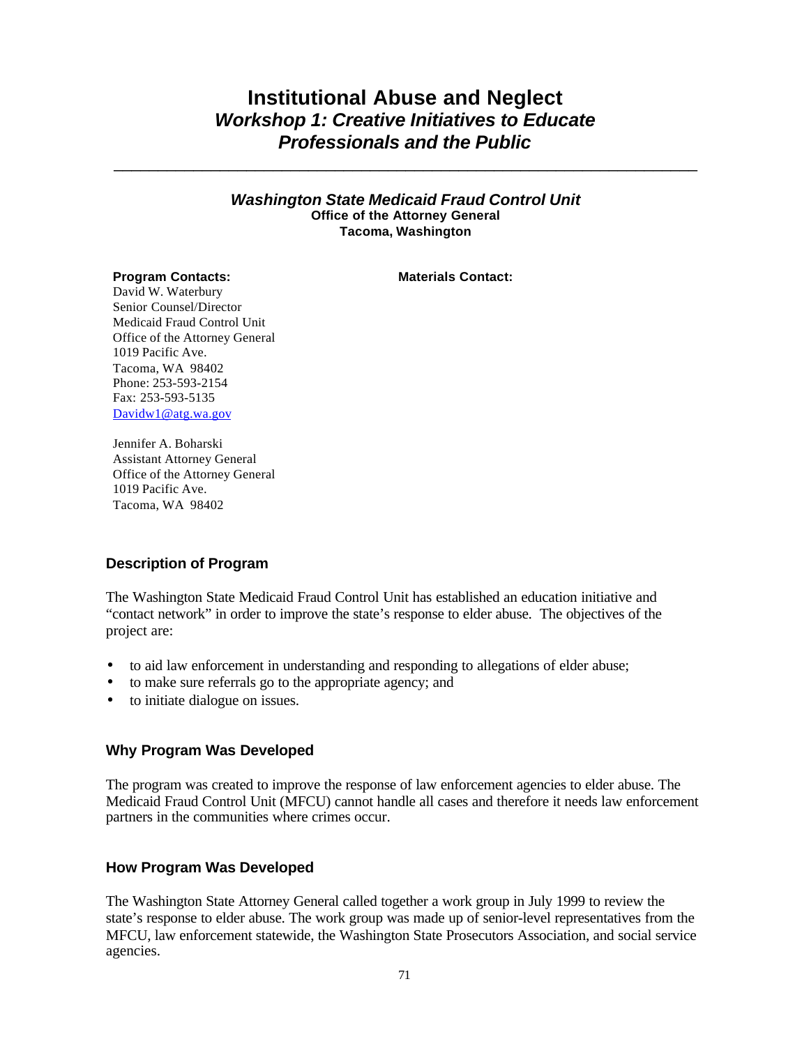# Institutional Abuse and Neglect

## *Workshop 1: Creative Initiatives to Educate Professionals and the Public*

---

### *Washington State Medicaid Fraud Control Unit*

**Office of the Attorney General**
**Tacoma, Washington**

**Program Contacts:**

David W. Waterbury
Senior Counsel/Director
Medicaid Fraud Control Unit
Office of the Attorney General
1019 Pacific Ave.
Tacoma, WA 98402
Phone: 253-593-2154
Fax: 253-593-5135
Davidw1@atg.wa.gov

Jennifer A. Boharski
Assistant Attorney General
Office of the Attorney General
1019 Pacific Ave.
Tacoma, WA 98402

**Materials Contact:**

### Description of Program

The Washington State Medicaid Fraud Control Unit has established an education initiative and "contact network" in order to improve the state's response to elder abuse. The objectives of the project are:

- to aid law enforcement in understanding and responding to allegations of elder abuse;
- to make sure referrals go to the appropriate agency; and
- to initiate dialogue on issues.

### Why Program Was Developed

The program was created to improve the response of law enforcement agencies to elder abuse. The Medicaid Fraud Control Unit (MFCU) cannot handle all cases and therefore it needs law enforcement partners in the communities where crimes occur.

### How Program Was Developed

The Washington State Attorney General called together a work group in July 1999 to review the state's response to elder abuse. The work group was made up of senior-level representatives from the MFCU, law enforcement statewide, the Washington State Prosecutors Association, and social service agencies.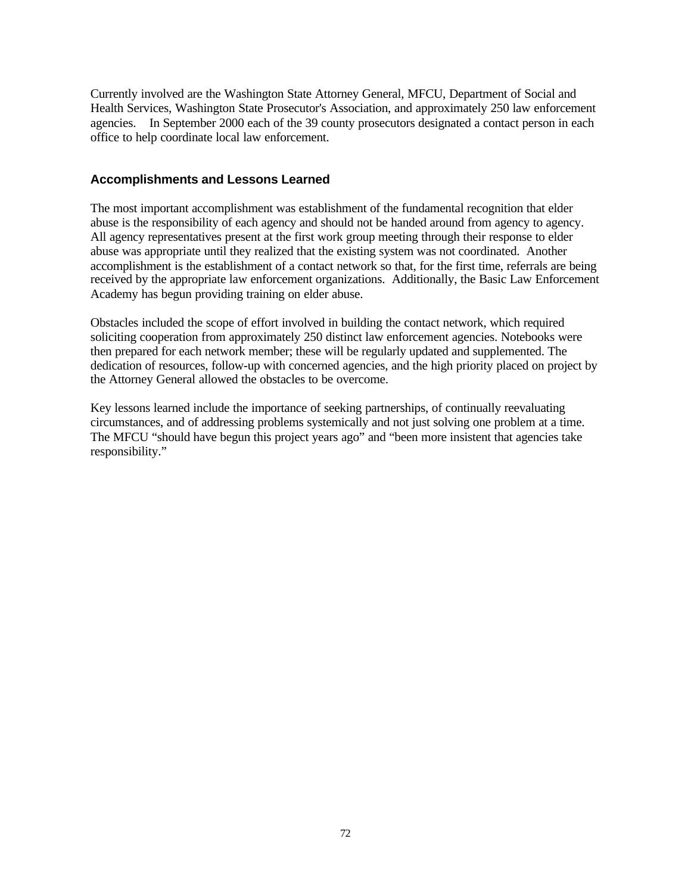Currently involved are the Washington State Attorney General, MFCU, Department of Social and Health Services, Washington State Prosecutor's Association, and approximately 250 law enforcement agencies. In September 2000 each of the 39 county prosecutors designated a contact person in each office to help coordinate local law enforcement.

### Accomplishments and Lessons Learned

The most important accomplishment was establishment of the fundamental recognition that elder abuse is the responsibility of each agency and should not be handed around from agency to agency. All agency representatives present at the first work group meeting through their response to elder abuse was appropriate until they realized that the existing system was not coordinated. Another accomplishment is the establishment of a contact network so that, for the first time, referrals are being received by the appropriate law enforcement organizations. Additionally, the Basic Law Enforcement Academy has begun providing training on elder abuse.

Obstacles included the scope of effort involved in building the contact network, which required soliciting cooperation from approximately 250 distinct law enforcement agencies. Notebooks were then prepared for each network member; these will be regularly updated and supplemented. The dedication of resources, follow-up with concerned agencies, and the high priority placed on project by the Attorney General allowed the obstacles to be overcome.

Key lessons learned include the importance of seeking partnerships, of continually reevaluating circumstances, and of addressing problems systemically and not just solving one problem at a time. The MFCU "should have begun this project years ago" and "been more insistent that agencies take responsibility."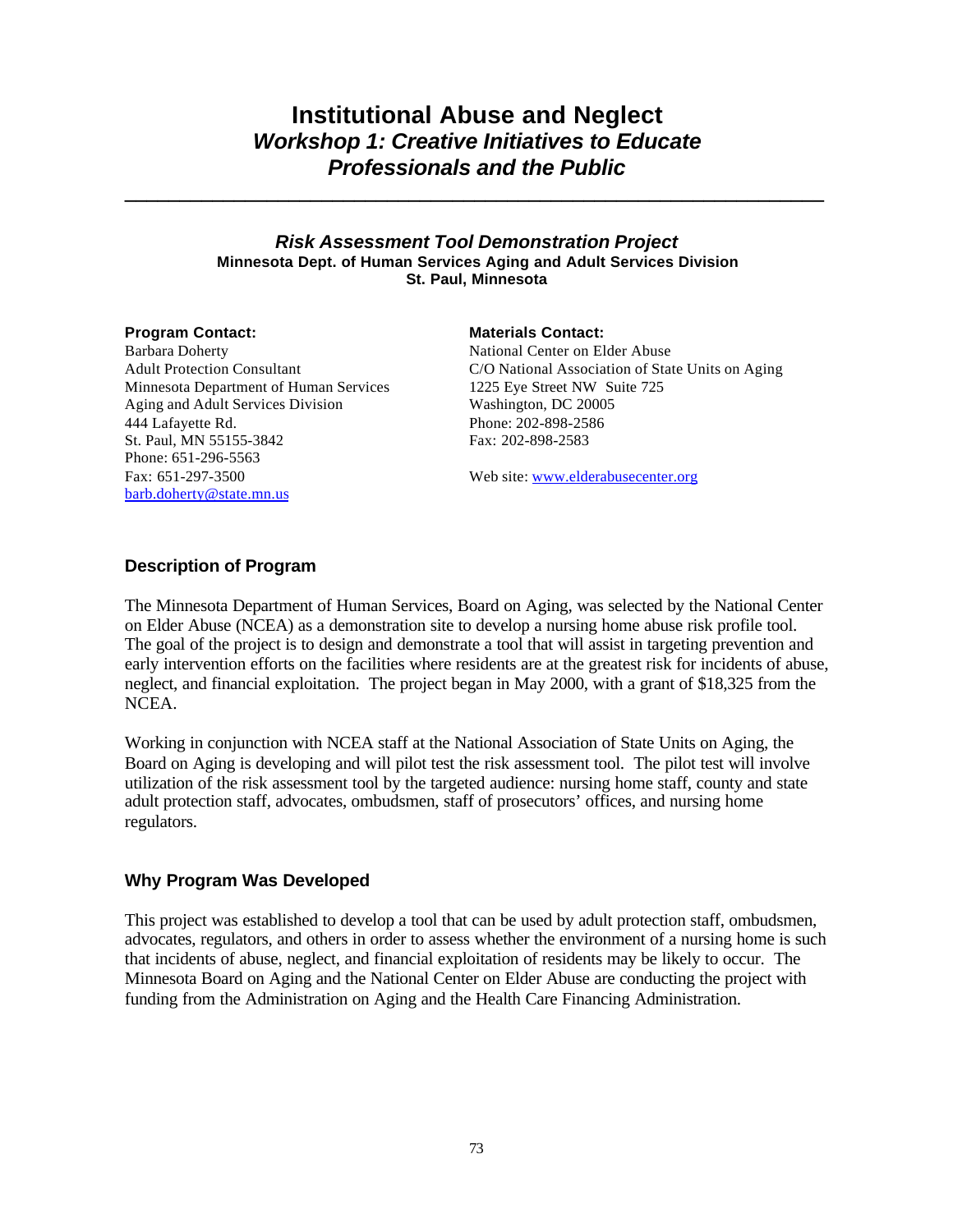# Institutional Abuse and Neglect
## *Workshop 1: Creative Initiatives to Educate Professionals and the Public*

---

### *Risk Assessment Tool Demonstration Project*

**Minnesota Dept. of Human Services Aging and Adult Services Division**
**St. Paul, Minnesota**

**Program Contact:**
Barbara Doherty
Adult Protection Consultant
Minnesota Department of Human Services
Aging and Adult Services Division
444 Lafayette Rd.
St. Paul, MN 55155-3842
Phone: 651-296-5563
Fax: 651-297-3500
barb.doherty@state.mn.us

**Materials Contact:**
National Center on Elder Abuse
C/O National Association of State Units on Aging
1225 Eye Street NW Suite 725
Washington, DC 20005
Phone: 202-898-2586
Fax: 202-898-2583

Web site: www.elderabusecenter.org

### Description of Program

The Minnesota Department of Human Services, Board on Aging, was selected by the National Center on Elder Abuse (NCEA) as a demonstration site to develop a nursing home abuse risk profile tool. The goal of the project is to design and demonstrate a tool that will assist in targeting prevention and early intervention efforts on the facilities where residents are at the greatest risk for incidents of abuse, neglect, and financial exploitation. The project began in May 2000, with a grant of $18,325 from the NCEA.

Working in conjunction with NCEA staff at the National Association of State Units on Aging, the Board on Aging is developing and will pilot test the risk assessment tool. The pilot test will involve utilization of the risk assessment tool by the targeted audience: nursing home staff, county and state adult protection staff, advocates, ombudsmen, staff of prosecutors' offices, and nursing home regulators.

### Why Program Was Developed

This project was established to develop a tool that can be used by adult protection staff, ombudsmen, advocates, regulators, and others in order to assess whether the environment of a nursing home is such that incidents of abuse, neglect, and financial exploitation of residents may be likely to occur. The Minnesota Board on Aging and the National Center on Elder Abuse are conducting the project with funding from the Administration on Aging and the Health Care Financing Administration.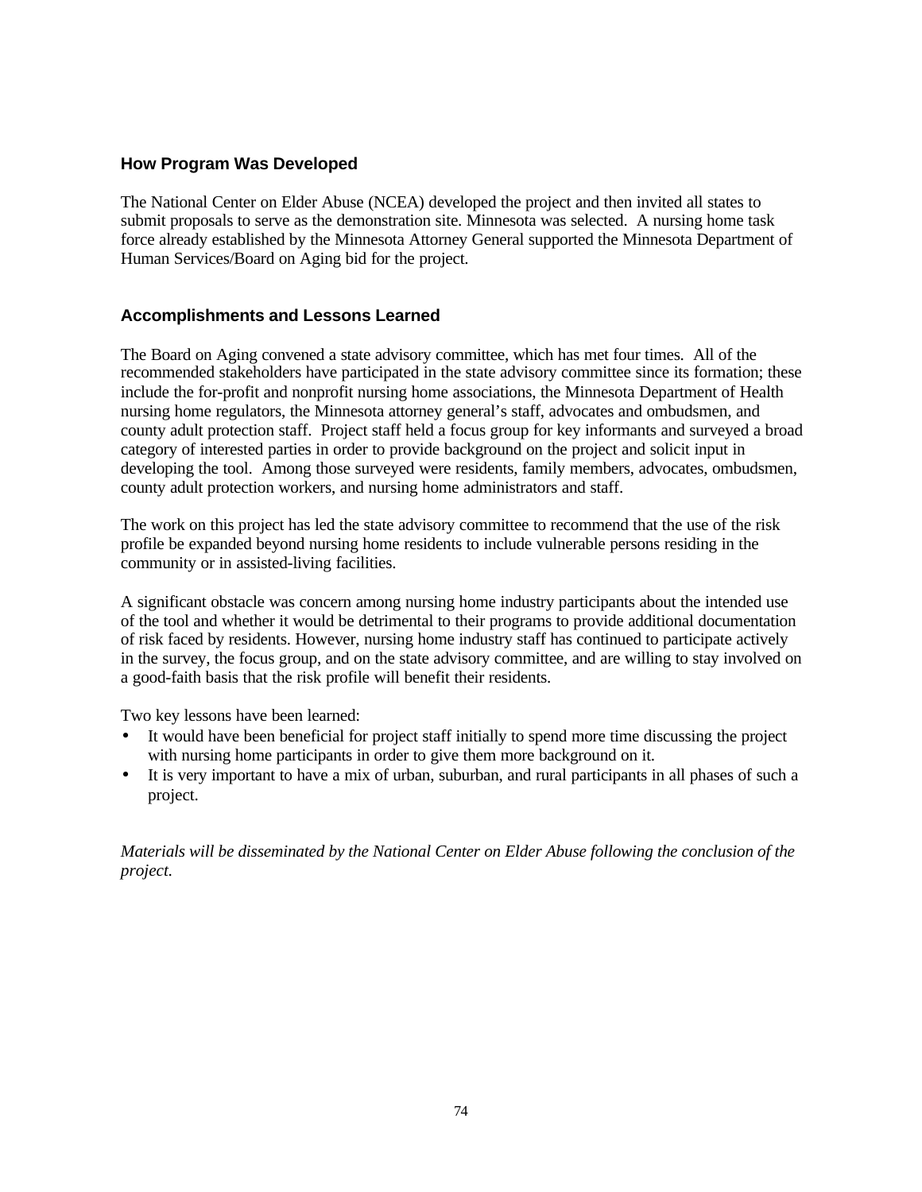### How Program Was Developed

The National Center on Elder Abuse (NCEA) developed the project and then invited all states to submit proposals to serve as the demonstration site. Minnesota was selected. A nursing home task force already established by the Minnesota Attorney General supported the Minnesota Department of Human Services/Board on Aging bid for the project.

### Accomplishments and Lessons Learned

The Board on Aging convened a state advisory committee, which has met four times. All of the recommended stakeholders have participated in the state advisory committee since its formation; these include the for-profit and nonprofit nursing home associations, the Minnesota Department of Health nursing home regulators, the Minnesota attorney general's staff, advocates and ombudsmen, and county adult protection staff. Project staff held a focus group for key informants and surveyed a broad category of interested parties in order to provide background on the project and solicit input in developing the tool. Among those surveyed were residents, family members, advocates, ombudsmen, county adult protection workers, and nursing home administrators and staff.

The work on this project has led the state advisory committee to recommend that the use of the risk profile be expanded beyond nursing home residents to include vulnerable persons residing in the community or in assisted-living facilities.

A significant obstacle was concern among nursing home industry participants about the intended use of the tool and whether it would be detrimental to their programs to provide additional documentation of risk faced by residents. However, nursing home industry staff has continued to participate actively in the survey, the focus group, and on the state advisory committee, and are willing to stay involved on a good-faith basis that the risk profile will benefit their residents.

Two key lessons have been learned:

- It would have been beneficial for project staff initially to spend more time discussing the project with nursing home participants in order to give them more background on it.
- It is very important to have a mix of urban, suburban, and rural participants in all phases of such a project.

*Materials will be disseminated by the National Center on Elder Abuse following the conclusion of the project.*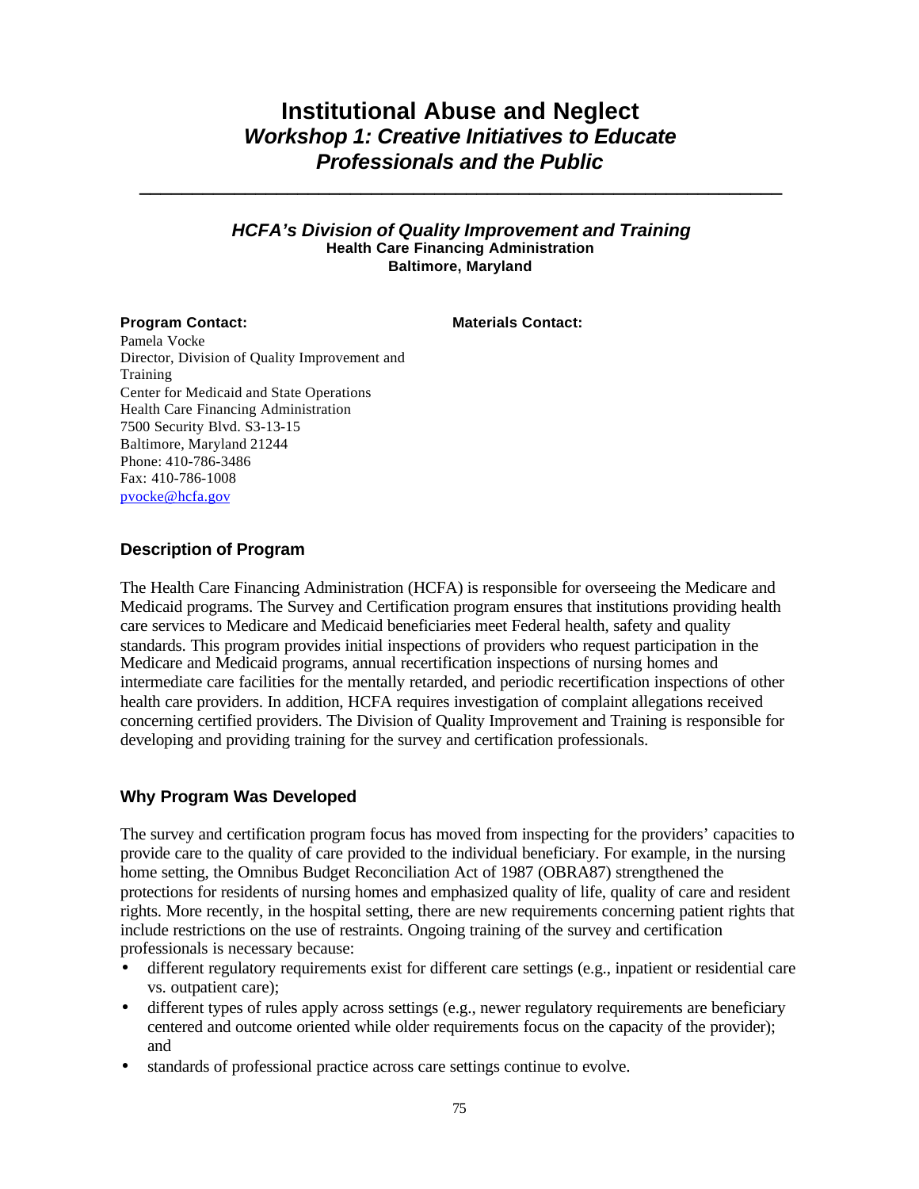# Institutional Abuse and Neglect

## *Workshop 1: Creative Initiatives to Educate Professionals and the Public*

---

### *HCFA's Division of Quality Improvement and Training*

**Health Care Financing Administration**
**Baltimore, Maryland**

**Program Contact:**

Pamela Vocke
Director, Division of Quality Improvement and Training
Center for Medicaid and State Operations
Health Care Financing Administration
7500 Security Blvd. S3-13-15
Baltimore, Maryland 21244
Phone: 410-786-3486
Fax: 410-786-1008
pvocke@hcfa.gov

**Materials Contact:**

### Description of Program

The Health Care Financing Administration (HCFA) is responsible for overseeing the Medicare and Medicaid programs. The Survey and Certification program ensures that institutions providing health care services to Medicare and Medicaid beneficiaries meet Federal health, safety and quality standards. This program provides initial inspections of providers who request participation in the Medicare and Medicaid programs, annual recertification inspections of nursing homes and intermediate care facilities for the mentally retarded, and periodic recertification inspections of other health care providers. In addition, HCFA requires investigation of complaint allegations received concerning certified providers. The Division of Quality Improvement and Training is responsible for developing and providing training for the survey and certification professionals.

### Why Program Was Developed

The survey and certification program focus has moved from inspecting for the providers' capacities to provide care to the quality of care provided to the individual beneficiary. For example, in the nursing home setting, the Omnibus Budget Reconciliation Act of 1987 (OBRA87) strengthened the protections for residents of nursing homes and emphasized quality of life, quality of care and resident rights. More recently, in the hospital setting, there are new requirements concerning patient rights that include restrictions on the use of restraints. Ongoing training of the survey and certification professionals is necessary because:

- different regulatory requirements exist for different care settings (e.g., inpatient or residential care vs. outpatient care);
- different types of rules apply across settings (e.g., newer regulatory requirements are beneficiary centered and outcome oriented while older requirements focus on the capacity of the provider); and
- standards of professional practice across care settings continue to evolve.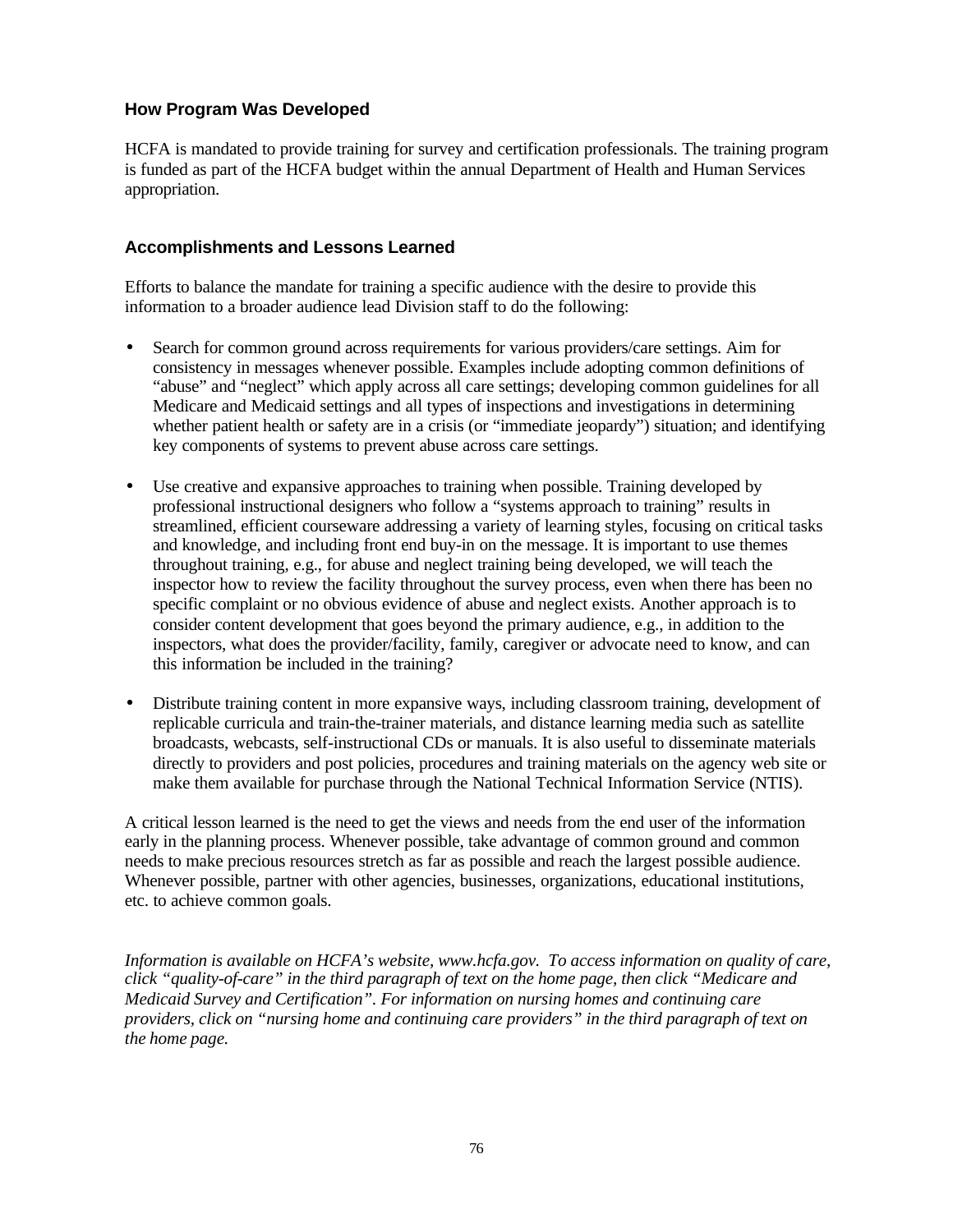### How Program Was Developed

HCFA is mandated to provide training for survey and certification professionals. The training program is funded as part of the HCFA budget within the annual Department of Health and Human Services appropriation.

### Accomplishments and Lessons Learned

Efforts to balance the mandate for training a specific audience with the desire to provide this information to a broader audience lead Division staff to do the following:

- Search for common ground across requirements for various providers/care settings. Aim for consistency in messages whenever possible. Examples include adopting common definitions of "abuse" and "neglect" which apply across all care settings; developing common guidelines for all Medicare and Medicaid settings and all types of inspections and investigations in determining whether patient health or safety are in a crisis (or "immediate jeopardy") situation; and identifying key components of systems to prevent abuse across care settings.

- Use creative and expansive approaches to training when possible. Training developed by professional instructional designers who follow a "systems approach to training" results in streamlined, efficient courseware addressing a variety of learning styles, focusing on critical tasks and knowledge, and including front end buy-in on the message. It is important to use themes throughout training, e.g., for abuse and neglect training being developed, we will teach the inspector how to review the facility throughout the survey process, even when there has been no specific complaint or no obvious evidence of abuse and neglect exists. Another approach is to consider content development that goes beyond the primary audience, e.g., in addition to the inspectors, what does the provider/facility, family, caregiver or advocate need to know, and can this information be included in the training?

- Distribute training content in more expansive ways, including classroom training, development of replicable curricula and train-the-trainer materials, and distance learning media such as satellite broadcasts, webcasts, self-instructional CDs or manuals. It is also useful to disseminate materials directly to providers and post policies, procedures and training materials on the agency web site or make them available for purchase through the National Technical Information Service (NTIS).

A critical lesson learned is the need to get the views and needs from the end user of the information early in the planning process. Whenever possible, take advantage of common ground and common needs to make precious resources stretch as far as possible and reach the largest possible audience. Whenever possible, partner with other agencies, businesses, organizations, educational institutions, etc. to achieve common goals.

*Information is available on HCFA's website, www.hcfa.gov. To access information on quality of care, click "quality-of-care" in the third paragraph of text on the home page, then click "Medicare and Medicaid Survey and Certification". For information on nursing homes and continuing care providers, click on "nursing home and continuing care providers" in the third paragraph of text on the home page.*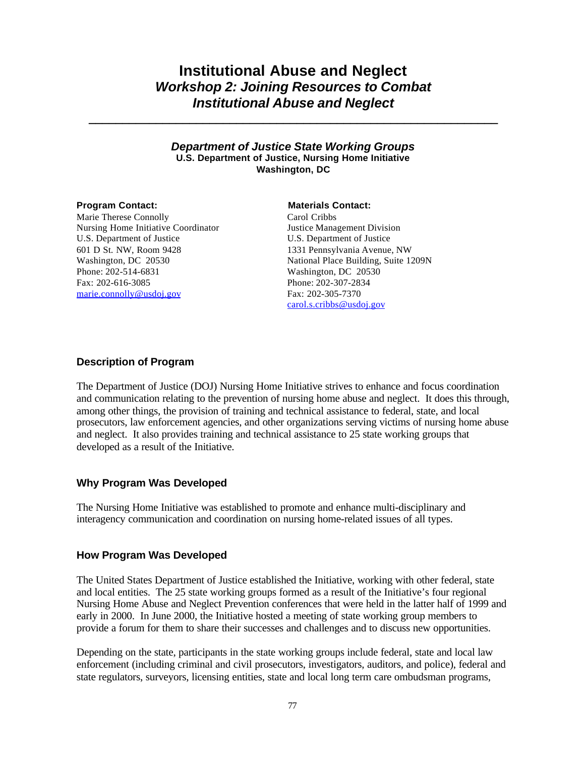# Institutional Abuse and Neglect

## *Workshop 2: Joining Resources to Combat Institutional Abuse and Neglect*

---

### *Department of Justice State Working Groups*

**U.S. Department of Justice, Nursing Home Initiative**
**Washington, DC**

**Program Contact:**
Marie Therese Connolly
Nursing Home Initiative Coordinator
U.S. Department of Justice
601 D St. NW, Room 9428
Washington, DC 20530
Phone: 202-514-6831
Fax: 202-616-3085
marie.connolly@usdoj.gov

**Materials Contact:**
Carol Cribbs
Justice Management Division
U.S. Department of Justice
1331 Pennsylvania Avenue, NW
National Place Building, Suite 1209N
Washington, DC 20530
Phone: 202-307-2834
Fax: 202-305-7370
carol.s.cribbs@usdoj.gov

### Description of Program

The Department of Justice (DOJ) Nursing Home Initiative strives to enhance and focus coordination and communication relating to the prevention of nursing home abuse and neglect. It does this through, among other things, the provision of training and technical assistance to federal, state, and local prosecutors, law enforcement agencies, and other organizations serving victims of nursing home abuse and neglect. It also provides training and technical assistance to 25 state working groups that developed as a result of the Initiative.

### Why Program Was Developed

The Nursing Home Initiative was established to promote and enhance multi-disciplinary and interagency communication and coordination on nursing home-related issues of all types.

### How Program Was Developed

The United States Department of Justice established the Initiative, working with other federal, state and local entities. The 25 state working groups formed as a result of the Initiative's four regional Nursing Home Abuse and Neglect Prevention conferences that were held in the latter half of 1999 and early in 2000. In June 2000, the Initiative hosted a meeting of state working group members to provide a forum for them to share their successes and challenges and to discuss new opportunities.

Depending on the state, participants in the state working groups include federal, state and local law enforcement (including criminal and civil prosecutors, investigators, auditors, and police), federal and state regulators, surveyors, licensing entities, state and local long term care ombudsman programs,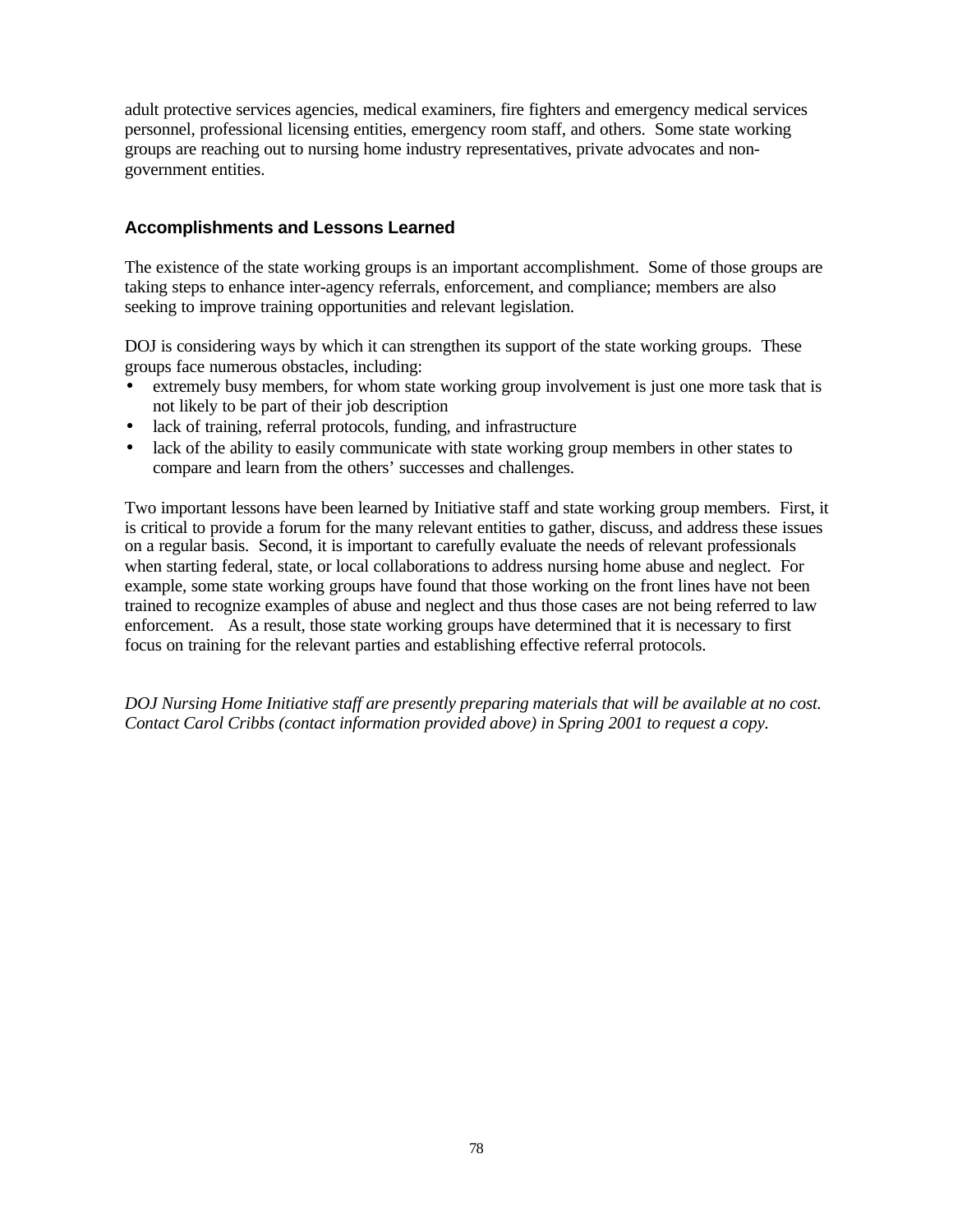adult protective services agencies, medical examiners, fire fighters and emergency medical services personnel, professional licensing entities, emergency room staff, and others. Some state working groups are reaching out to nursing home industry representatives, private advocates and non-government entities.

### Accomplishments and Lessons Learned

The existence of the state working groups is an important accomplishment. Some of those groups are taking steps to enhance inter-agency referrals, enforcement, and compliance; members are also seeking to improve training opportunities and relevant legislation.

DOJ is considering ways by which it can strengthen its support of the state working groups. These groups face numerous obstacles, including:

- extremely busy members, for whom state working group involvement is just one more task that is not likely to be part of their job description
- lack of training, referral protocols, funding, and infrastructure
- lack of the ability to easily communicate with state working group members in other states to compare and learn from the others' successes and challenges.

Two important lessons have been learned by Initiative staff and state working group members. First, it is critical to provide a forum for the many relevant entities to gather, discuss, and address these issues on a regular basis. Second, it is important to carefully evaluate the needs of relevant professionals when starting federal, state, or local collaborations to address nursing home abuse and neglect. For example, some state working groups have found that those working on the front lines have not been trained to recognize examples of abuse and neglect and thus those cases are not being referred to law enforcement. As a result, those state working groups have determined that it is necessary to first focus on training for the relevant parties and establishing effective referral protocols.

*DOJ Nursing Home Initiative staff are presently preparing materials that will be available at no cost. Contact Carol Cribbs (contact information provided above) in Spring 2001 to request a copy.*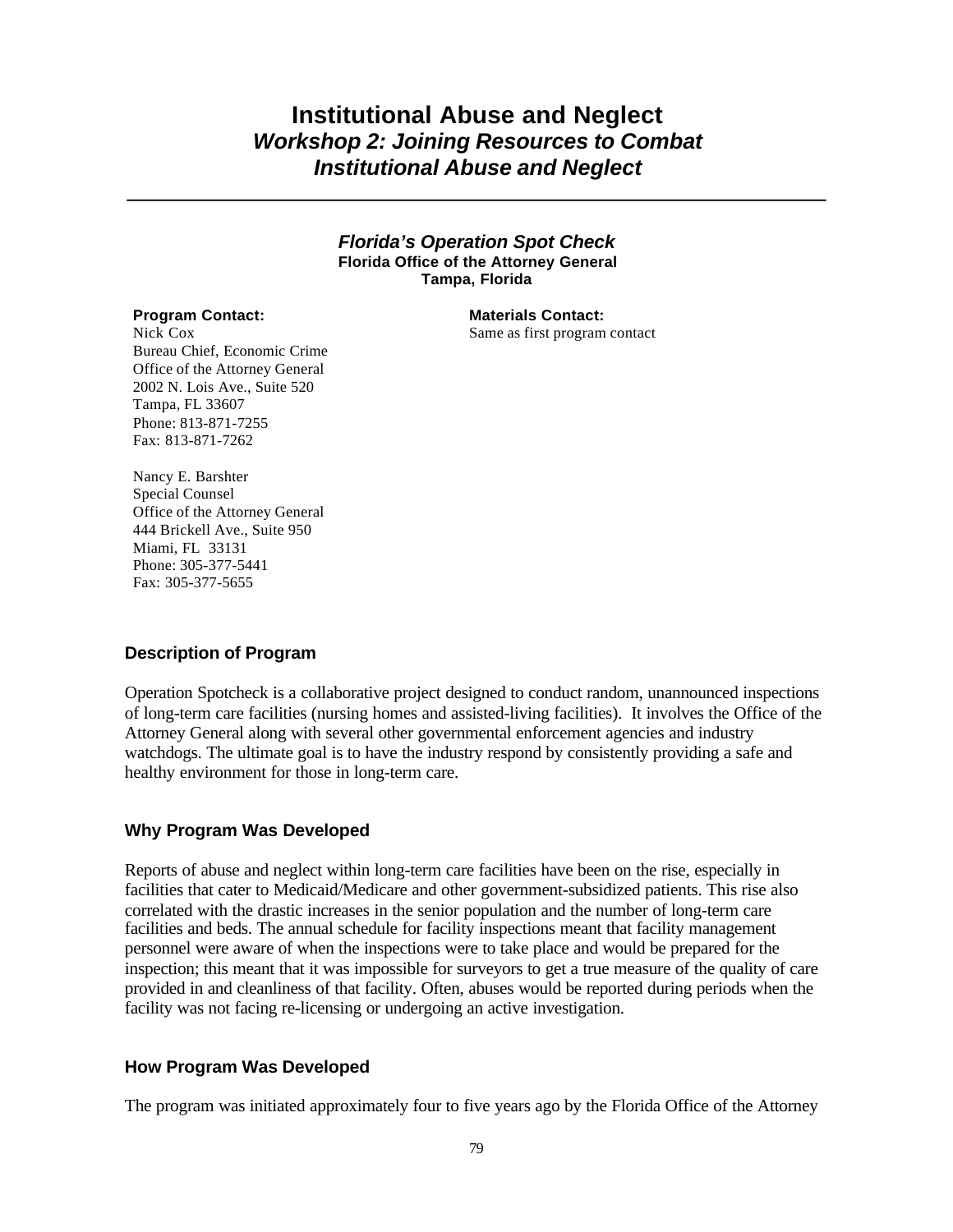# Institutional Abuse and Neglect

## *Workshop 2: Joining Resources to Combat Institutional Abuse and Neglect*

---

### *Florida's Operation Spot Check*

**Florida Office of the Attorney General**
**Tampa, Florida**

**Program Contact:**
Nick Cox
Bureau Chief, Economic Crime
Office of the Attorney General
2002 N. Lois Ave., Suite 520
Tampa, FL 33607
Phone: 813-871-7255
Fax: 813-871-7262

Nancy E. Barshter
Special Counsel
Office of the Attorney General
444 Brickell Ave., Suite 950
Miami, FL 33131
Phone: 305-377-5441
Fax: 305-377-5655

**Materials Contact:**
Same as first program contact

### Description of Program

Operation Spotcheck is a collaborative project designed to conduct random, unannounced inspections of long-term care facilities (nursing homes and assisted-living facilities). It involves the Office of the Attorney General along with several other governmental enforcement agencies and industry watchdogs. The ultimate goal is to have the industry respond by consistently providing a safe and healthy environment for those in long-term care.

### Why Program Was Developed

Reports of abuse and neglect within long-term care facilities have been on the rise, especially in facilities that cater to Medicaid/Medicare and other government-subsidized patients. This rise also correlated with the drastic increases in the senior population and the number of long-term care facilities and beds. The annual schedule for facility inspections meant that facility management personnel were aware of when the inspections were to take place and would be prepared for the inspection; this meant that it was impossible for surveyors to get a true measure of the quality of care provided in and cleanliness of that facility. Often, abuses would be reported during periods when the facility was not facing re-licensing or undergoing an active investigation.

### How Program Was Developed

The program was initiated approximately four to five years ago by the Florida Office of the Attorney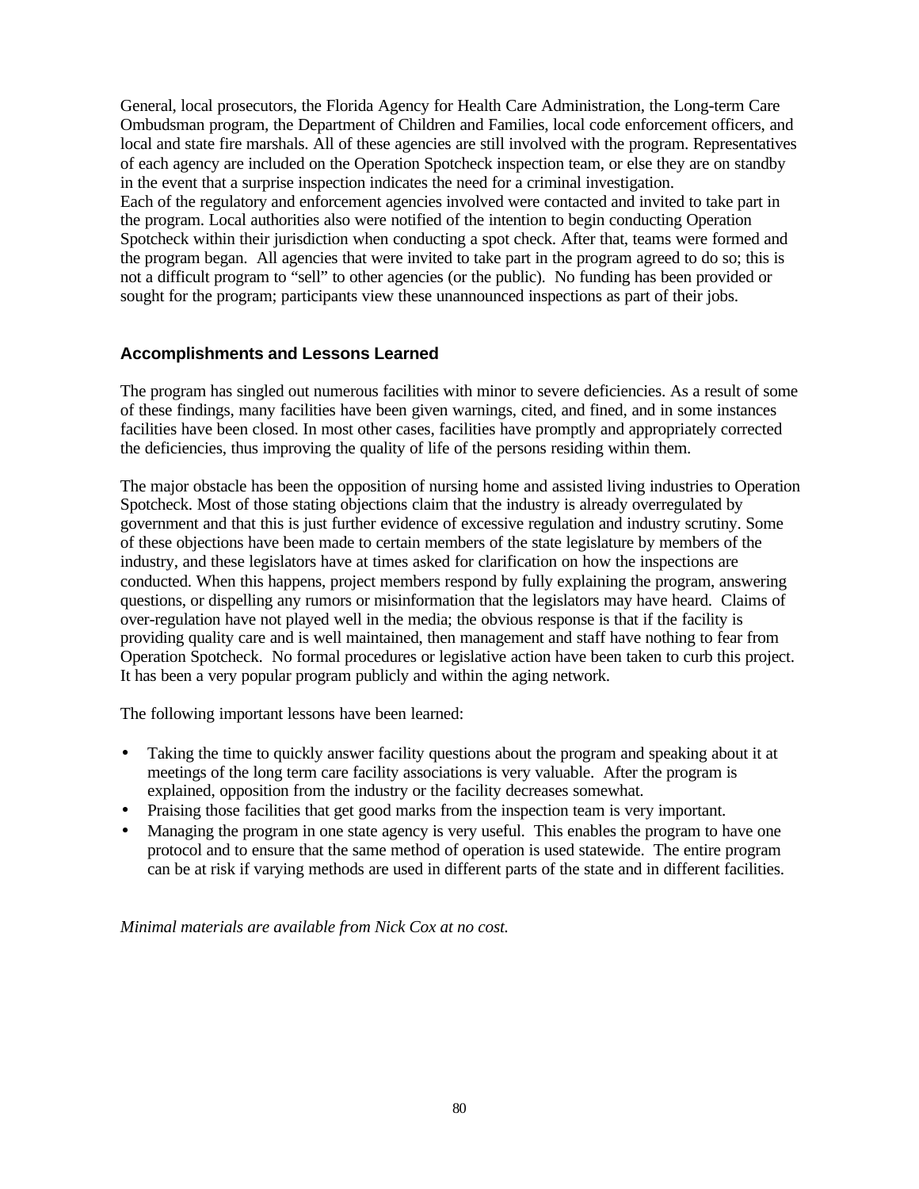General, local prosecutors, the Florida Agency for Health Care Administration, the Long-term Care Ombudsman program, the Department of Children and Families, local code enforcement officers, and local and state fire marshals. All of these agencies are still involved with the program. Representatives of each agency are included on the Operation Spotcheck inspection team, or else they are on standby in the event that a surprise inspection indicates the need for a criminal investigation.
Each of the regulatory and enforcement agencies involved were contacted and invited to take part in the program. Local authorities also were notified of the intention to begin conducting Operation Spotcheck within their jurisdiction when conducting a spot check. After that, teams were formed and the program began. All agencies that were invited to take part in the program agreed to do so; this is not a difficult program to "sell" to other agencies (or the public). No funding has been provided or sought for the program; participants view these unannounced inspections as part of their jobs.

### Accomplishments and Lessons Learned

The program has singled out numerous facilities with minor to severe deficiencies. As a result of some of these findings, many facilities have been given warnings, cited, and fined, and in some instances facilities have been closed. In most other cases, facilities have promptly and appropriately corrected the deficiencies, thus improving the quality of life of the persons residing within them.

The major obstacle has been the opposition of nursing home and assisted living industries to Operation Spotcheck. Most of those stating objections claim that the industry is already overregulated by government and that this is just further evidence of excessive regulation and industry scrutiny. Some of these objections have been made to certain members of the state legislature by members of the industry, and these legislators have at times asked for clarification on how the inspections are conducted. When this happens, project members respond by fully explaining the program, answering questions, or dispelling any rumors or misinformation that the legislators may have heard. Claims of over-regulation have not played well in the media; the obvious response is that if the facility is providing quality care and is well maintained, then management and staff have nothing to fear from Operation Spotcheck. No formal procedures or legislative action have been taken to curb this project. It has been a very popular program publicly and within the aging network.

The following important lessons have been learned:

- Taking the time to quickly answer facility questions about the program and speaking about it at meetings of the long term care facility associations is very valuable. After the program is explained, opposition from the industry or the facility decreases somewhat.
- Praising those facilities that get good marks from the inspection team is very important.
- Managing the program in one state agency is very useful. This enables the program to have one protocol and to ensure that the same method of operation is used statewide. The entire program can be at risk if varying methods are used in different parts of the state and in different facilities.

*Minimal materials are available from Nick Cox at no cost.*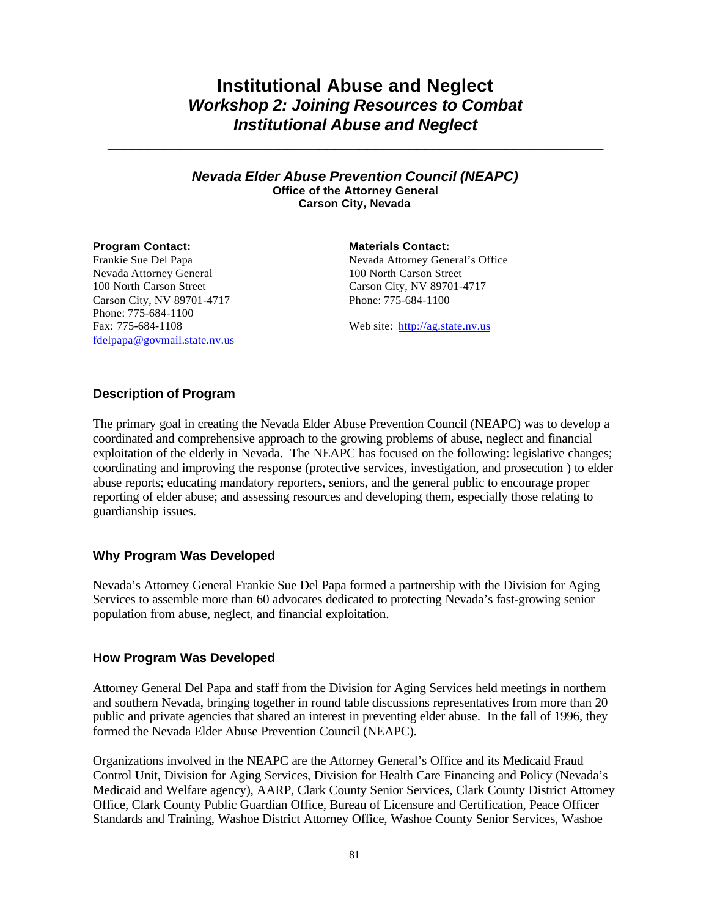# Institutional Abuse and Neglect

## *Workshop 2: Joining Resources to Combat Institutional Abuse and Neglect*

---

### *Nevada Elder Abuse Prevention Council (NEAPC)*

**Office of the Attorney General**
**Carson City, Nevada**

**Program Contact:**
Frankie Sue Del Papa
Nevada Attorney General
100 North Carson Street
Carson City, NV 89701-4717
Phone: 775-684-1100
Fax: 775-684-1108
fdelpapa@govmail.state.nv.us

**Materials Contact:**
Nevada Attorney General's Office
100 North Carson Street
Carson City, NV 89701-4717
Phone: 775-684-1100

Web site: http://ag.state.nv.us

### Description of Program

The primary goal in creating the Nevada Elder Abuse Prevention Council (NEAPC) was to develop a coordinated and comprehensive approach to the growing problems of abuse, neglect and financial exploitation of the elderly in Nevada. The NEAPC has focused on the following: legislative changes; coordinating and improving the response (protective services, investigation, and prosecution ) to elder abuse reports; educating mandatory reporters, seniors, and the general public to encourage proper reporting of elder abuse; and assessing resources and developing them, especially those relating to guardianship issues.

### Why Program Was Developed

Nevada's Attorney General Frankie Sue Del Papa formed a partnership with the Division for Aging Services to assemble more than 60 advocates dedicated to protecting Nevada's fast-growing senior population from abuse, neglect, and financial exploitation.

### How Program Was Developed

Attorney General Del Papa and staff from the Division for Aging Services held meetings in northern and southern Nevada, bringing together in round table discussions representatives from more than 20 public and private agencies that shared an interest in preventing elder abuse. In the fall of 1996, they formed the Nevada Elder Abuse Prevention Council (NEAPC).

Organizations involved in the NEAPC are the Attorney General's Office and its Medicaid Fraud Control Unit, Division for Aging Services, Division for Health Care Financing and Policy (Nevada's Medicaid and Welfare agency), AARP, Clark County Senior Services, Clark County District Attorney Office, Clark County Public Guardian Office, Bureau of Licensure and Certification, Peace Officer Standards and Training, Washoe District Attorney Office, Washoe County Senior Services, Washoe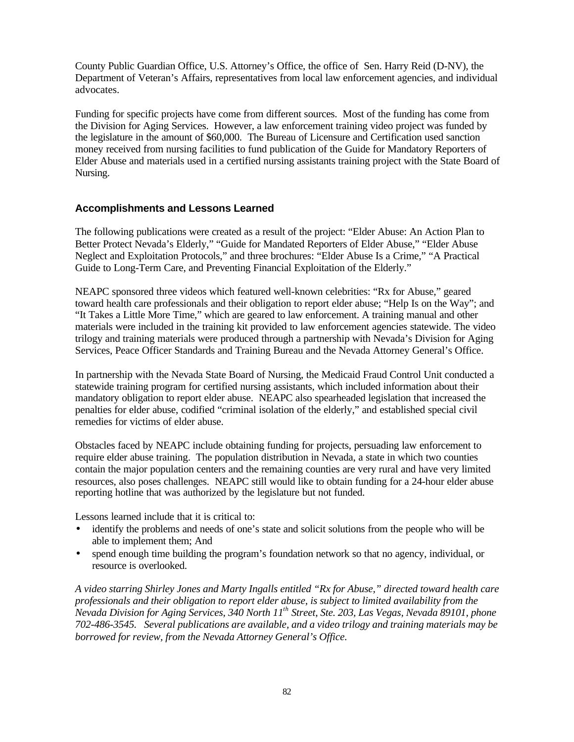County Public Guardian Office, U.S. Attorney's Office, the office of Sen. Harry Reid (D-NV), the Department of Veteran's Affairs, representatives from local law enforcement agencies, and individual advocates.

Funding for specific projects have come from different sources. Most of the funding has come from the Division for Aging Services. However, a law enforcement training video project was funded by the legislature in the amount of $60,000. The Bureau of Licensure and Certification used sanction money received from nursing facilities to fund publication of the Guide for Mandatory Reporters of Elder Abuse and materials used in a certified nursing assistants training project with the State Board of Nursing.

### Accomplishments and Lessons Learned

The following publications were created as a result of the project: "Elder Abuse: An Action Plan to Better Protect Nevada's Elderly," "Guide for Mandated Reporters of Elder Abuse," "Elder Abuse Neglect and Exploitation Protocols," and three brochures: "Elder Abuse Is a Crime," "A Practical Guide to Long-Term Care, and Preventing Financial Exploitation of the Elderly."

NEAPC sponsored three videos which featured well-known celebrities: "Rx for Abuse," geared toward health care professionals and their obligation to report elder abuse; "Help Is on the Way"; and "It Takes a Little More Time," which are geared to law enforcement. A training manual and other materials were included in the training kit provided to law enforcement agencies statewide. The video trilogy and training materials were produced through a partnership with Nevada's Division for Aging Services, Peace Officer Standards and Training Bureau and the Nevada Attorney General's Office.

In partnership with the Nevada State Board of Nursing, the Medicaid Fraud Control Unit conducted a statewide training program for certified nursing assistants, which included information about their mandatory obligation to report elder abuse. NEAPC also spearheaded legislation that increased the penalties for elder abuse, codified "criminal isolation of the elderly," and established special civil remedies for victims of elder abuse.

Obstacles faced by NEAPC include obtaining funding for projects, persuading law enforcement to require elder abuse training. The population distribution in Nevada, a state in which two counties contain the major population centers and the remaining counties are very rural and have very limited resources, also poses challenges. NEAPC still would like to obtain funding for a 24-hour elder abuse reporting hotline that was authorized by the legislature but not funded.

Lessons learned include that it is critical to:

- identify the problems and needs of one's state and solicit solutions from the people who will be able to implement them; And
- spend enough time building the program's foundation network so that no agency, individual, or resource is overlooked.

*A video starring Shirley Jones and Marty Ingalls entitled "Rx for Abuse," directed toward health care professionals and their obligation to report elder abuse, is subject to limited availability from the Nevada Division for Aging Services, 340 North 11th Street, Ste. 203, Las Vegas, Nevada 89101, phone 702-486-3545. Several publications are available, and a video trilogy and training materials may be borrowed for review, from the Nevada Attorney General's Office.*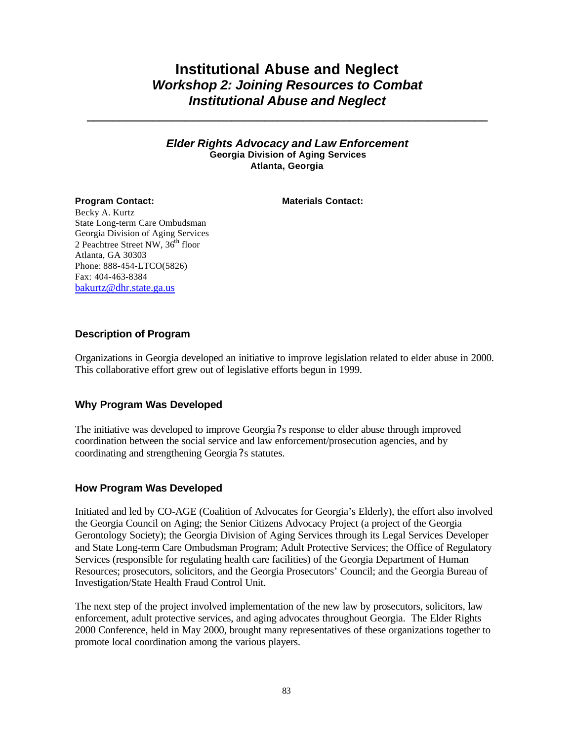# Institutional Abuse and Neglect

## *Workshop 2: Joining Resources to Combat Institutional Abuse and Neglect*

---

### *Elder Rights Advocacy and Law Enforcement*

**Georgia Division of Aging Services**
**Atlanta, Georgia**

**Program Contact:**
Becky A. Kurtz
State Long-term Care Ombudsman
Georgia Division of Aging Services
2 Peachtree Street NW, 36th floor
Atlanta, GA 30303
Phone: 888-454-LTCO(5826)
Fax: 404-463-8384
bakurtz@dhr.state.ga.us

**Materials Contact:**

### Description of Program

Organizations in Georgia developed an initiative to improve legislation related to elder abuse in 2000. This collaborative effort grew out of legislative efforts begun in 1999.

### Why Program Was Developed

The initiative was developed to improve Georgia?s response to elder abuse through improved coordination between the social service and law enforcement/prosecution agencies, and by coordinating and strengthening Georgia?s statutes.

### How Program Was Developed

Initiated and led by CO-AGE (Coalition of Advocates for Georgia's Elderly), the effort also involved the Georgia Council on Aging; the Senior Citizens Advocacy Project (a project of the Georgia Gerontology Society); the Georgia Division of Aging Services through its Legal Services Developer and State Long-term Care Ombudsman Program; Adult Protective Services; the Office of Regulatory Services (responsible for regulating health care facilities) of the Georgia Department of Human Resources; prosecutors, solicitors, and the Georgia Prosecutors' Council; and the Georgia Bureau of Investigation/State Health Fraud Control Unit.

The next step of the project involved implementation of the new law by prosecutors, solicitors, law enforcement, adult protective services, and aging advocates throughout Georgia. The Elder Rights 2000 Conference, held in May 2000, brought many representatives of these organizations together to promote local coordination among the various players.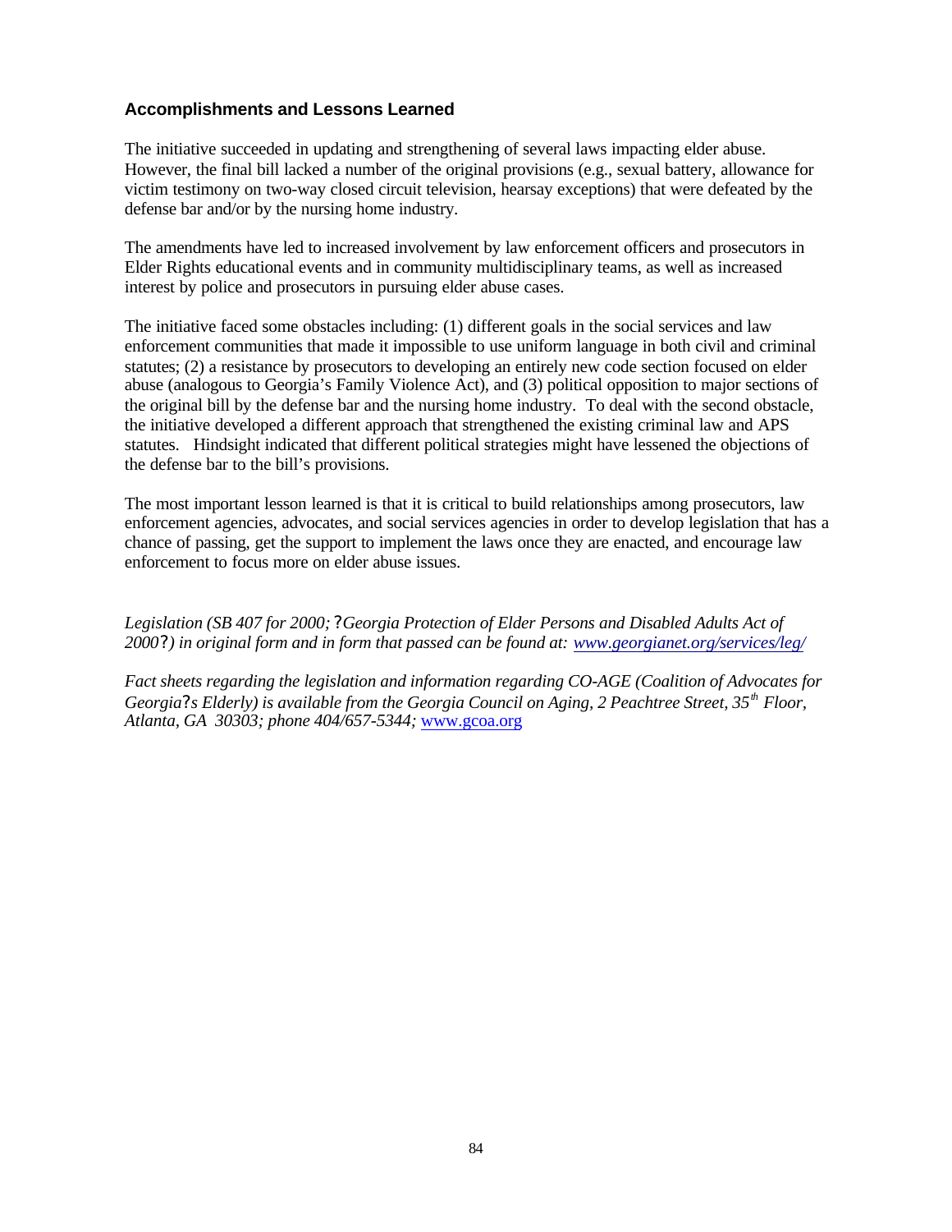### Accomplishments and Lessons Learned

The initiative succeeded in updating and strengthening of several laws impacting elder abuse. However, the final bill lacked a number of the original provisions (e.g., sexual battery, allowance for victim testimony on two-way closed circuit television, hearsay exceptions) that were defeated by the defense bar and/or by the nursing home industry.

The amendments have led to increased involvement by law enforcement officers and prosecutors in Elder Rights educational events and in community multidisciplinary teams, as well as increased interest by police and prosecutors in pursuing elder abuse cases.

The initiative faced some obstacles including: (1) different goals in the social services and law enforcement communities that made it impossible to use uniform language in both civil and criminal statutes; (2) a resistance by prosecutors to developing an entirely new code section focused on elder abuse (analogous to Georgia's Family Violence Act), and (3) political opposition to major sections of the original bill by the defense bar and the nursing home industry. To deal with the second obstacle, the initiative developed a different approach that strengthened the existing criminal law and APS statutes. Hindsight indicated that different political strategies might have lessened the objections of the defense bar to the bill's provisions.

The most important lesson learned is that it is critical to build relationships among prosecutors, law enforcement agencies, advocates, and social services agencies in order to develop legislation that has a chance of passing, get the support to implement the laws once they are enacted, and encourage law enforcement to focus more on elder abuse issues.

*Legislation (SB 407 for 2000; ?Georgia Protection of Elder Persons and Disabled Adults Act of 2000?) in original form and in form that passed can be found at: [www.georgianet.org/services/leg/](http://www.georgianet.org/services/leg/)*

*Fact sheets regarding the legislation and information regarding CO-AGE (Coalition of Advocates for Georgia?s Elderly) is available from the Georgia Council on Aging, 2 Peachtree Street, 35th Floor, Atlanta, GA 30303; phone 404/657-5344;* [www.gcoa.org](http://www.gcoa.org)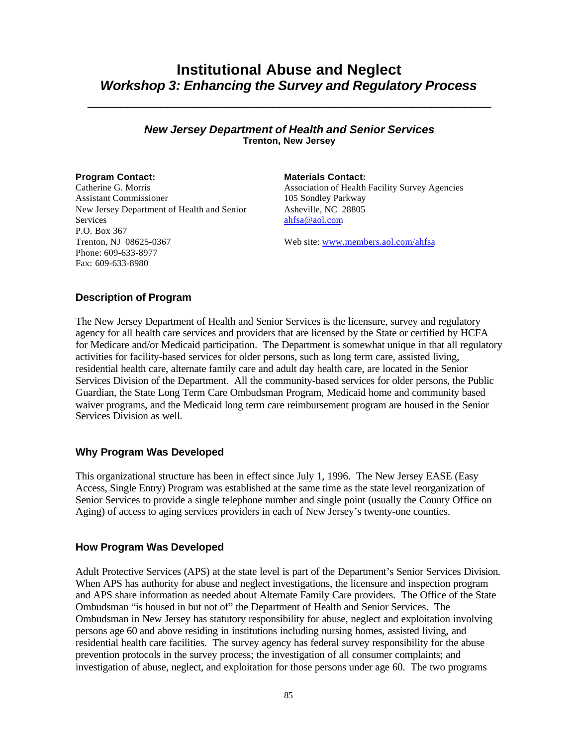# Institutional Abuse and Neglect

## *Workshop 3: Enhancing the Survey and Regulatory Process*

---

### *New Jersey Department of Health and Senior Services*

**Trenton, New Jersey**

**Program Contact:**
Catherine G. Morris
Assistant Commissioner
New Jersey Department of Health and Senior Services
P.O. Box 367
Trenton, NJ 08625-0367
Phone: 609-633-8977
Fax: 609-633-8980

**Materials Contact:**
Association of Health Facility Survey Agencies
105 Sondley Parkway
Asheville, NC 28805
ahfsa@aol.com

Web site: www.members.aol.com/ahfsa

### Description of Program

The New Jersey Department of Health and Senior Services is the licensure, survey and regulatory agency for all health care services and providers that are licensed by the State or certified by HCFA for Medicare and/or Medicaid participation. The Department is somewhat unique in that all regulatory activities for facility-based services for older persons, such as long term care, assisted living, residential health care, alternate family care and adult day health care, are located in the Senior Services Division of the Department. All the community-based services for older persons, the Public Guardian, the State Long Term Care Ombudsman Program, Medicaid home and community based waiver programs, and the Medicaid long term care reimbursement program are housed in the Senior Services Division as well.

### Why Program Was Developed

This organizational structure has been in effect since July 1, 1996. The New Jersey EASE (Easy Access, Single Entry) Program was established at the same time as the state level reorganization of Senior Services to provide a single telephone number and single point (usually the County Office on Aging) of access to aging services providers in each of New Jersey's twenty-one counties.

### How Program Was Developed

Adult Protective Services (APS) at the state level is part of the Department's Senior Services Division. When APS has authority for abuse and neglect investigations, the licensure and inspection program and APS share information as needed about Alternate Family Care providers. The Office of the State Ombudsman "is housed in but not of" the Department of Health and Senior Services. The Ombudsman in New Jersey has statutory responsibility for abuse, neglect and exploitation involving persons age 60 and above residing in institutions including nursing homes, assisted living, and residential health care facilities. The survey agency has federal survey responsibility for the abuse prevention protocols in the survey process; the investigation of all consumer complaints; and investigation of abuse, neglect, and exploitation for those persons under age 60. The two programs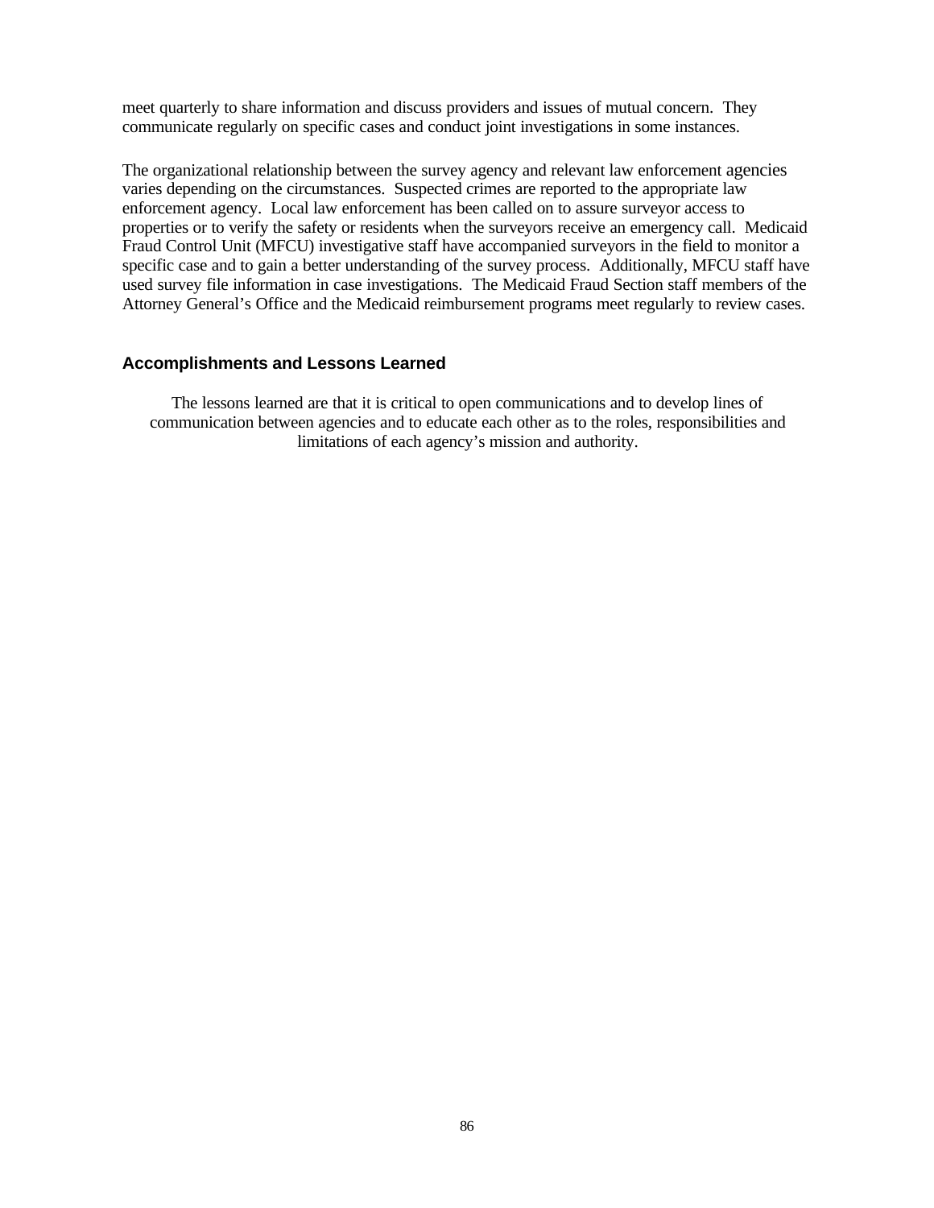meet quarterly to share information and discuss providers and issues of mutual concern. They communicate regularly on specific cases and conduct joint investigations in some instances.

The organizational relationship between the survey agency and relevant law enforcement agencies varies depending on the circumstances. Suspected crimes are reported to the appropriate law enforcement agency. Local law enforcement has been called on to assure surveyor access to properties or to verify the safety or residents when the surveyors receive an emergency call. Medicaid Fraud Control Unit (MFCU) investigative staff have accompanied surveyors in the field to monitor a specific case and to gain a better understanding of the survey process. Additionally, MFCU staff have used survey file information in case investigations. The Medicaid Fraud Section staff members of the Attorney General's Office and the Medicaid reimbursement programs meet regularly to review cases.

### Accomplishments and Lessons Learned

The lessons learned are that it is critical to open communications and to develop lines of communication between agencies and to educate each other as to the roles, responsibilities and limitations of each agency's mission and authority.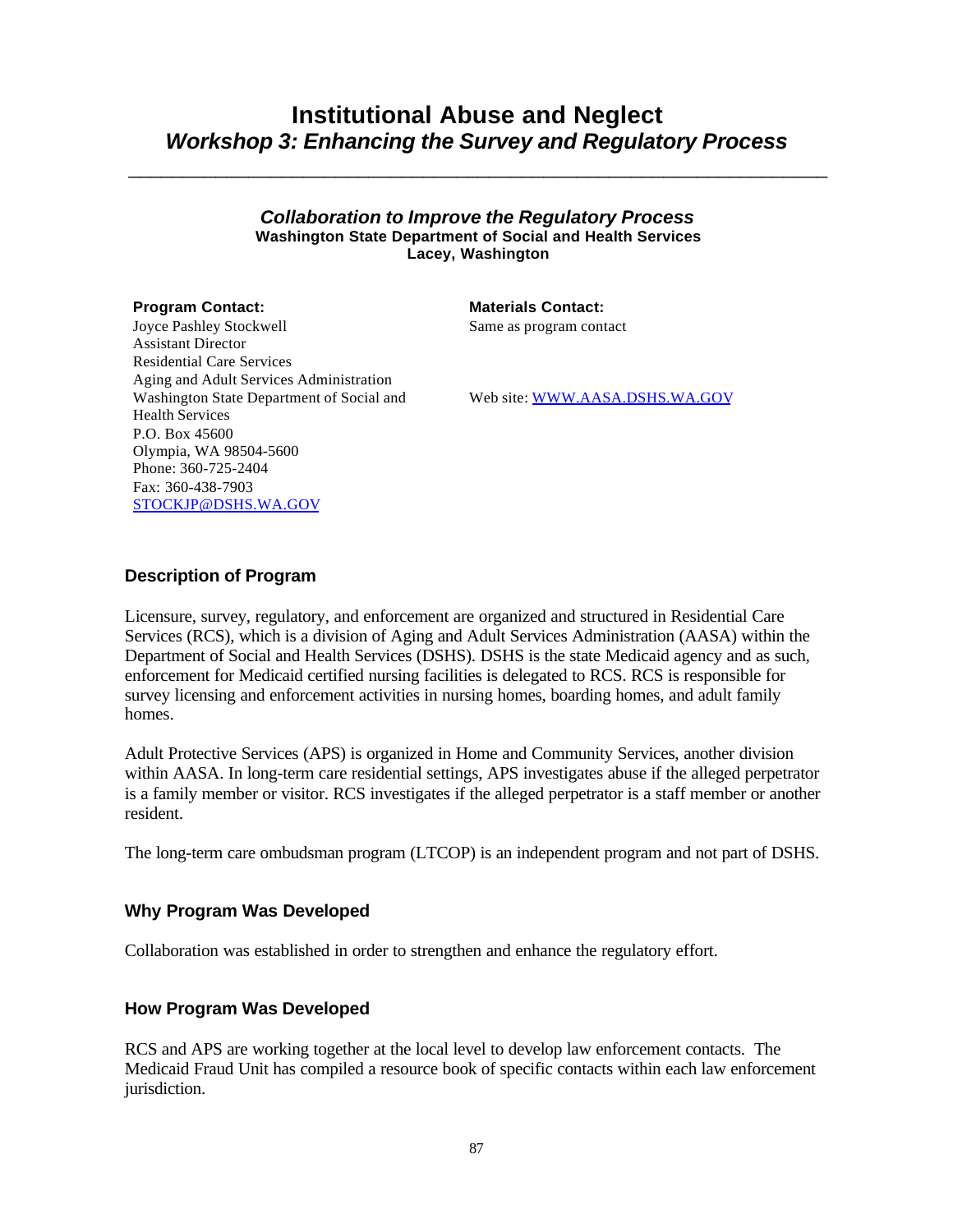# Institutional Abuse and Neglect

## *Workshop 3: Enhancing the Survey and Regulatory Process*

---

### *Collaboration to Improve the Regulatory Process*

**Washington State Department of Social and Health Services**
**Lacey, Washington**

**Program Contact:**
Joyce Pashley Stockwell
Assistant Director
Residential Care Services
Aging and Adult Services Administration
Washington State Department of Social and Health Services
P.O. Box 45600
Olympia, WA 98504-5600
Phone: 360-725-2404
Fax: 360-438-7903
STOCKJP@DSHS.WA.GOV

**Materials Contact:**
Same as program contact

Web site: WWW.AASA.DSHS.WA.GOV

### Description of Program

Licensure, survey, regulatory, and enforcement are organized and structured in Residential Care Services (RCS), which is a division of Aging and Adult Services Administration (AASA) within the Department of Social and Health Services (DSHS). DSHS is the state Medicaid agency and as such, enforcement for Medicaid certified nursing facilities is delegated to RCS. RCS is responsible for survey licensing and enforcement activities in nursing homes, boarding homes, and adult family homes.

Adult Protective Services (APS) is organized in Home and Community Services, another division within AASA. In long-term care residential settings, APS investigates abuse if the alleged perpetrator is a family member or visitor. RCS investigates if the alleged perpetrator is a staff member or another resident.

The long-term care ombudsman program (LTCOP) is an independent program and not part of DSHS.

### Why Program Was Developed

Collaboration was established in order to strengthen and enhance the regulatory effort.

### How Program Was Developed

RCS and APS are working together at the local level to develop law enforcement contacts. The Medicaid Fraud Unit has compiled a resource book of specific contacts within each law enforcement jurisdiction.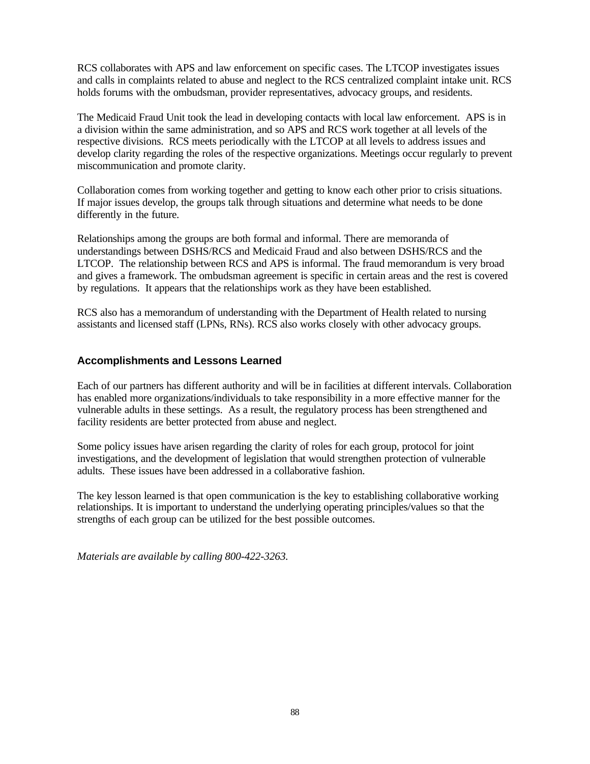RCS collaborates with APS and law enforcement on specific cases. The LTCOP investigates issues and calls in complaints related to abuse and neglect to the RCS centralized complaint intake unit. RCS holds forums with the ombudsman, provider representatives, advocacy groups, and residents.

The Medicaid Fraud Unit took the lead in developing contacts with local law enforcement. APS is in a division within the same administration, and so APS and RCS work together at all levels of the respective divisions. RCS meets periodically with the LTCOP at all levels to address issues and develop clarity regarding the roles of the respective organizations. Meetings occur regularly to prevent miscommunication and promote clarity.

Collaboration comes from working together and getting to know each other prior to crisis situations. If major issues develop, the groups talk through situations and determine what needs to be done differently in the future.

Relationships among the groups are both formal and informal. There are memoranda of understandings between DSHS/RCS and Medicaid Fraud and also between DSHS/RCS and the LTCOP. The relationship between RCS and APS is informal. The fraud memorandum is very broad and gives a framework. The ombudsman agreement is specific in certain areas and the rest is covered by regulations. It appears that the relationships work as they have been established.

RCS also has a memorandum of understanding with the Department of Health related to nursing assistants and licensed staff (LPNs, RNs). RCS also works closely with other advocacy groups.

### Accomplishments and Lessons Learned

Each of our partners has different authority and will be in facilities at different intervals. Collaboration has enabled more organizations/individuals to take responsibility in a more effective manner for the vulnerable adults in these settings. As a result, the regulatory process has been strengthened and facility residents are better protected from abuse and neglect.

Some policy issues have arisen regarding the clarity of roles for each group, protocol for joint investigations, and the development of legislation that would strengthen protection of vulnerable adults. These issues have been addressed in a collaborative fashion.

The key lesson learned is that open communication is the key to establishing collaborative working relationships. It is important to understand the underlying operating principles/values so that the strengths of each group can be utilized for the best possible outcomes.

*Materials are available by calling 800-422-3263.*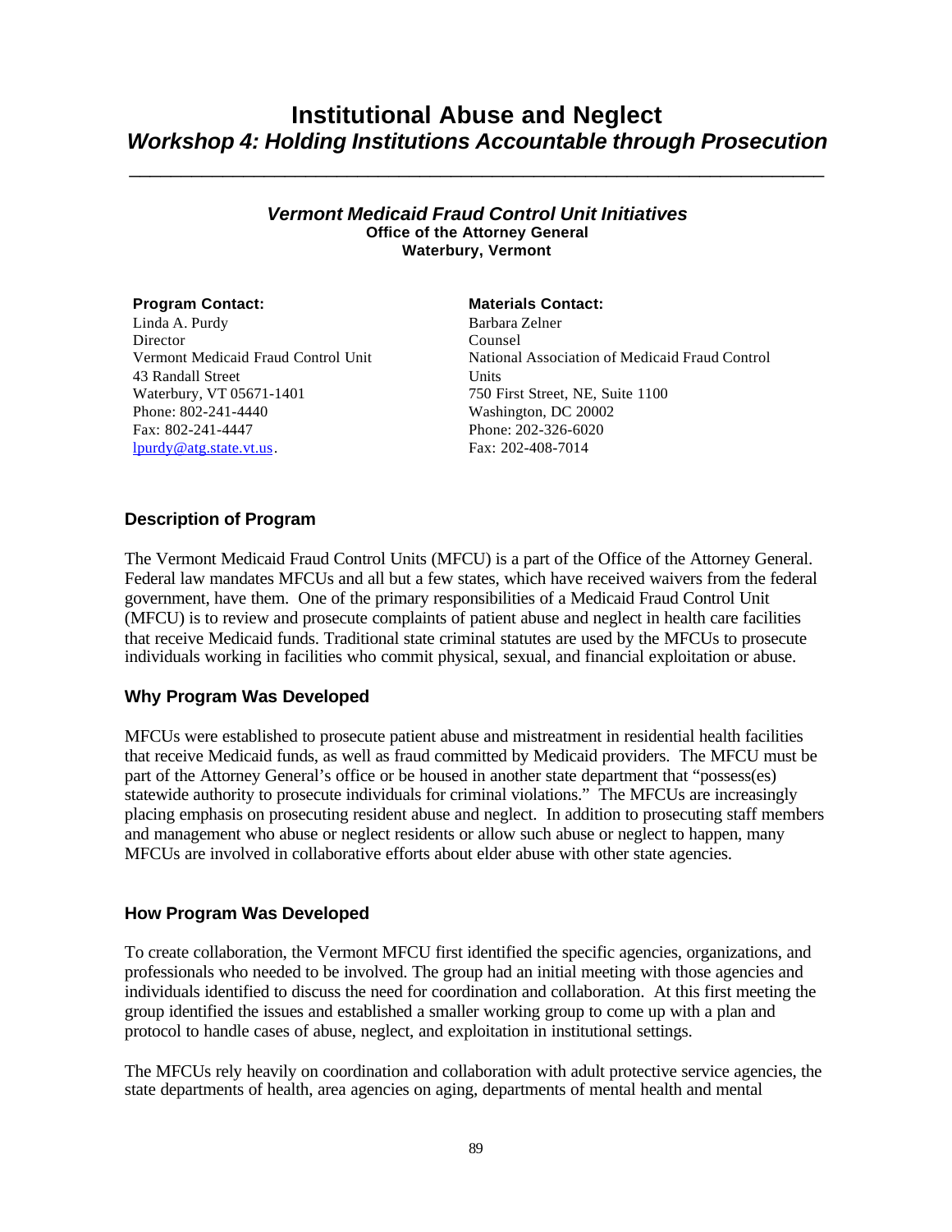# Institutional Abuse and Neglect

## *Workshop 4: Holding Institutions Accountable through Prosecution*

---

### *Vermont Medicaid Fraud Control Unit Initiatives*

**Office of the Attorney General**
**Waterbury, Vermont**

**Program Contact:**
Linda A. Purdy
Director
Vermont Medicaid Fraud Control Unit
43 Randall Street
Waterbury, VT 05671-1401
Phone: 802-241-4440
Fax: 802-241-4447
lpurdy@atg.state.vt.us.

**Materials Contact:**
Barbara Zelner
Counsel
National Association of Medicaid Fraud Control Units
750 First Street, NE, Suite 1100
Washington, DC 20002
Phone: 202-326-6020
Fax: 202-408-7014

### Description of Program

The Vermont Medicaid Fraud Control Units (MFCU) is a part of the Office of the Attorney General. Federal law mandates MFCUs and all but a few states, which have received waivers from the federal government, have them. One of the primary responsibilities of a Medicaid Fraud Control Unit (MFCU) is to review and prosecute complaints of patient abuse and neglect in health care facilities that receive Medicaid funds. Traditional state criminal statutes are used by the MFCUs to prosecute individuals working in facilities who commit physical, sexual, and financial exploitation or abuse.

### Why Program Was Developed

MFCUs were established to prosecute patient abuse and mistreatment in residential health facilities that receive Medicaid funds, as well as fraud committed by Medicaid providers. The MFCU must be part of the Attorney General's office or be housed in another state department that "possess(es) statewide authority to prosecute individuals for criminal violations." The MFCUs are increasingly placing emphasis on prosecuting resident abuse and neglect. In addition to prosecuting staff members and management who abuse or neglect residents or allow such abuse or neglect to happen, many MFCUs are involved in collaborative efforts about elder abuse with other state agencies.

### How Program Was Developed

To create collaboration, the Vermont MFCU first identified the specific agencies, organizations, and professionals who needed to be involved. The group had an initial meeting with those agencies and individuals identified to discuss the need for coordination and collaboration. At this first meeting the group identified the issues and established a smaller working group to come up with a plan and protocol to handle cases of abuse, neglect, and exploitation in institutional settings.

The MFCUs rely heavily on coordination and collaboration with adult protective service agencies, the state departments of health, area agencies on aging, departments of mental health and mental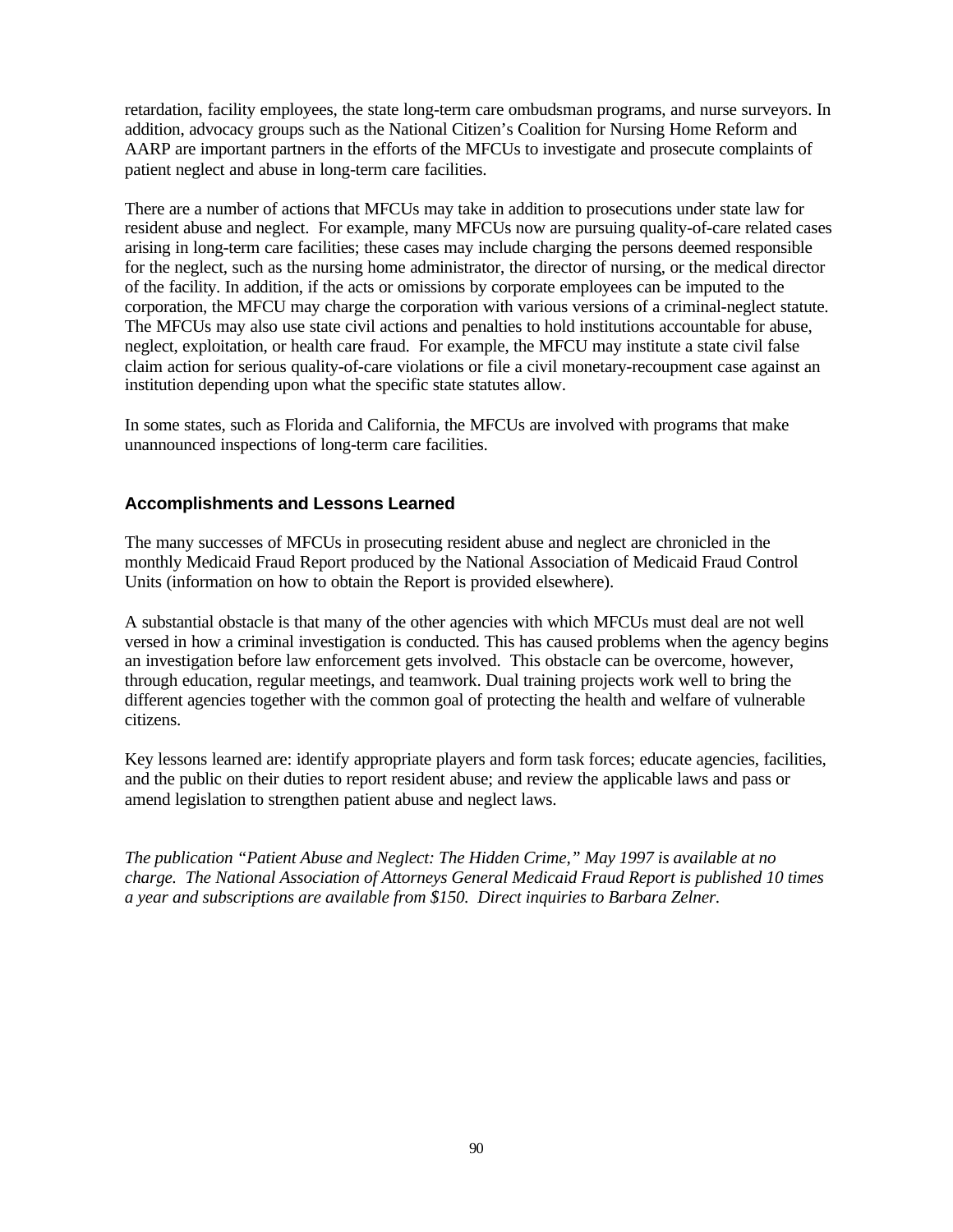retardation, facility employees, the state long-term care ombudsman programs, and nurse surveyors. In addition, advocacy groups such as the National Citizen's Coalition for Nursing Home Reform and AARP are important partners in the efforts of the MFCUs to investigate and prosecute complaints of patient neglect and abuse in long-term care facilities.

There are a number of actions that MFCUs may take in addition to prosecutions under state law for resident abuse and neglect. For example, many MFCUs now are pursuing quality-of-care related cases arising in long-term care facilities; these cases may include charging the persons deemed responsible for the neglect, such as the nursing home administrator, the director of nursing, or the medical director of the facility. In addition, if the acts or omissions by corporate employees can be imputed to the corporation, the MFCU may charge the corporation with various versions of a criminal-neglect statute. The MFCUs may also use state civil actions and penalties to hold institutions accountable for abuse, neglect, exploitation, or health care fraud. For example, the MFCU may institute a state civil false claim action for serious quality-of-care violations or file a civil monetary-recoupment case against an institution depending upon what the specific state statutes allow.

In some states, such as Florida and California, the MFCUs are involved with programs that make unannounced inspections of long-term care facilities.

### Accomplishments and Lessons Learned

The many successes of MFCUs in prosecuting resident abuse and neglect are chronicled in the monthly Medicaid Fraud Report produced by the National Association of Medicaid Fraud Control Units (information on how to obtain the Report is provided elsewhere).

A substantial obstacle is that many of the other agencies with which MFCUs must deal are not well versed in how a criminal investigation is conducted. This has caused problems when the agency begins an investigation before law enforcement gets involved. This obstacle can be overcome, however, through education, regular meetings, and teamwork. Dual training projects work well to bring the different agencies together with the common goal of protecting the health and welfare of vulnerable citizens.

Key lessons learned are: identify appropriate players and form task forces; educate agencies, facilities, and the public on their duties to report resident abuse; and review the applicable laws and pass or amend legislation to strengthen patient abuse and neglect laws.

*The publication "Patient Abuse and Neglect: The Hidden Crime," May 1997 is available at no charge. The National Association of Attorneys General Medicaid Fraud Report is published 10 times a year and subscriptions are available from $150. Direct inquiries to Barbara Zelner.*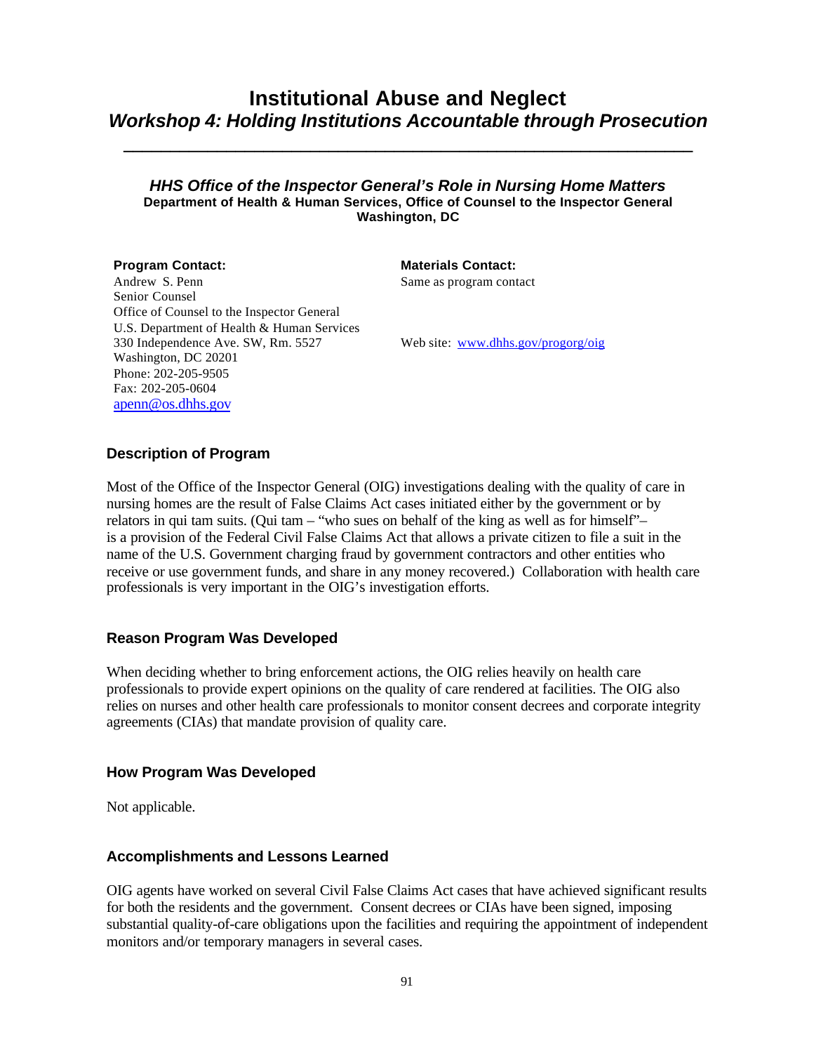# Institutional Abuse and Neglect
## *Workshop 4: Holding Institutions Accountable through Prosecution*

---

### *HHS Office of the Inspector General's Role in Nursing Home Matters*
**Department of Health & Human Services, Office of Counsel to the Inspector General**
**Washington, DC**

**Program Contact:**
Andrew S. Penn
Senior Counsel
Office of Counsel to the Inspector General
U.S. Department of Health & Human Services
330 Independence Ave. SW, Rm. 5527
Washington, DC 20201
Phone: 202-205-9505
Fax: 202-205-0604
apenn@os.dhhs.gov

**Materials Contact:**
Same as program contact

Web site: www.dhhs.gov/progorg/oig

### Description of Program

Most of the Office of the Inspector General (OIG) investigations dealing with the quality of care in nursing homes are the result of False Claims Act cases initiated either by the government or by relators in qui tam suits. (Qui tam – "who sues on behalf of the king as well as for himself"– is a provision of the Federal Civil False Claims Act that allows a private citizen to file a suit in the name of the U.S. Government charging fraud by government contractors and other entities who receive or use government funds, and share in any money recovered.) Collaboration with health care professionals is very important in the OIG's investigation efforts.

### Reason Program Was Developed

When deciding whether to bring enforcement actions, the OIG relies heavily on health care professionals to provide expert opinions on the quality of care rendered at facilities. The OIG also relies on nurses and other health care professionals to monitor consent decrees and corporate integrity agreements (CIAs) that mandate provision of quality care.

### How Program Was Developed

Not applicable.

### Accomplishments and Lessons Learned

OIG agents have worked on several Civil False Claims Act cases that have achieved significant results for both the residents and the government. Consent decrees or CIAs have been signed, imposing substantial quality-of-care obligations upon the facilities and requiring the appointment of independent monitors and/or temporary managers in several cases.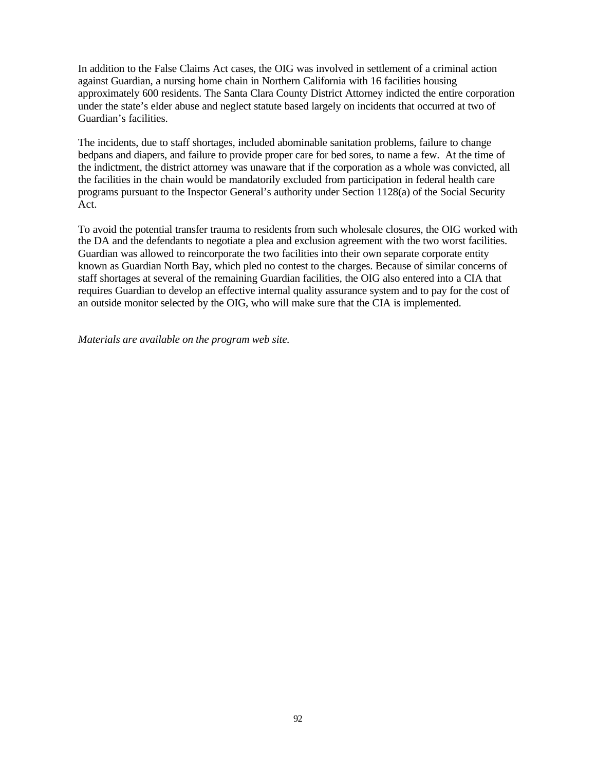In addition to the False Claims Act cases, the OIG was involved in settlement of a criminal action against Guardian, a nursing home chain in Northern California with 16 facilities housing approximately 600 residents. The Santa Clara County District Attorney indicted the entire corporation under the state's elder abuse and neglect statute based largely on incidents that occurred at two of Guardian's facilities.

The incidents, due to staff shortages, included abominable sanitation problems, failure to change bedpans and diapers, and failure to provide proper care for bed sores, to name a few. At the time of the indictment, the district attorney was unaware that if the corporation as a whole was convicted, all the facilities in the chain would be mandatorily excluded from participation in federal health care programs pursuant to the Inspector General's authority under Section 1128(a) of the Social Security Act.

To avoid the potential transfer trauma to residents from such wholesale closures, the OIG worked with the DA and the defendants to negotiate a plea and exclusion agreement with the two worst facilities. Guardian was allowed to reincorporate the two facilities into their own separate corporate entity known as Guardian North Bay, which pled no contest to the charges. Because of similar concerns of staff shortages at several of the remaining Guardian facilities, the OIG also entered into a CIA that requires Guardian to develop an effective internal quality assurance system and to pay for the cost of an outside monitor selected by the OIG, who will make sure that the CIA is implemented.

*Materials are available on the program web site.*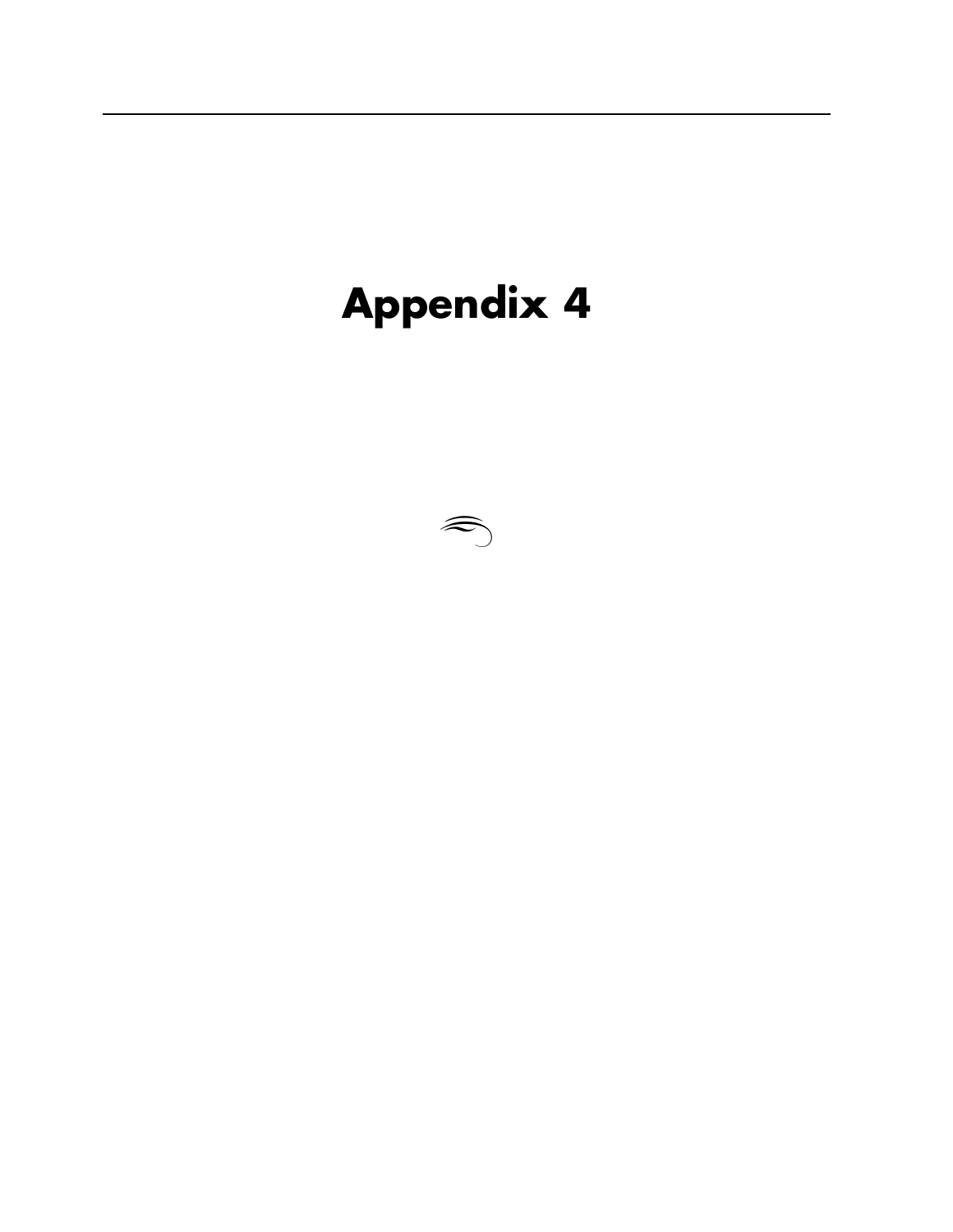# Appendix 4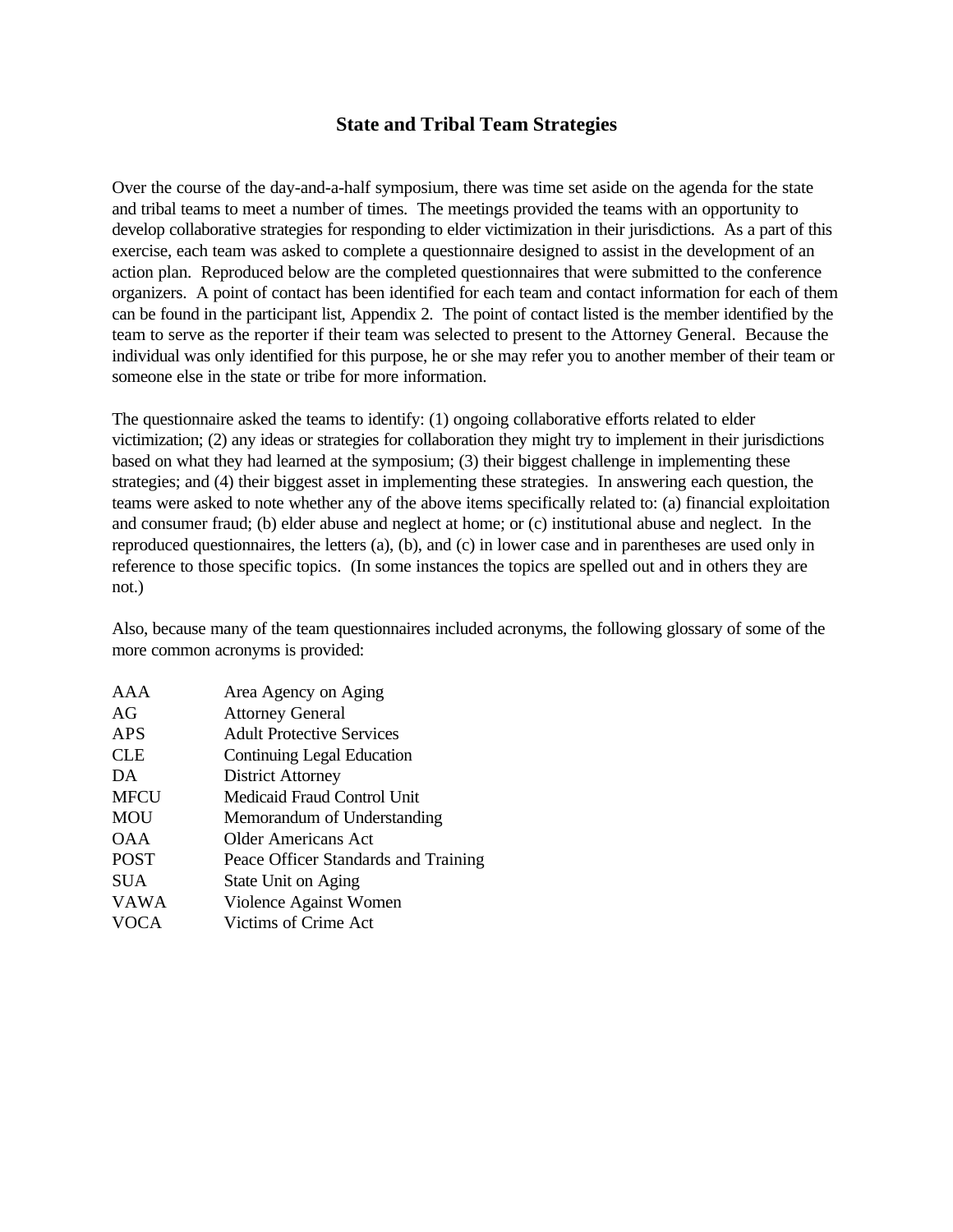# State and Tribal Team Strategies

Over the course of the day-and-a-half symposium, there was time set aside on the agenda for the state and tribal teams to meet a number of times. The meetings provided the teams with an opportunity to develop collaborative strategies for responding to elder victimization in their jurisdictions. As a part of this exercise, each team was asked to complete a questionnaire designed to assist in the development of an action plan. Reproduced below are the completed questionnaires that were submitted to the conference organizers. A point of contact has been identified for each team and contact information for each of them can be found in the participant list, Appendix 2. The point of contact listed is the member identified by the team to serve as the reporter if their team was selected to present to the Attorney General. Because the individual was only identified for this purpose, he or she may refer you to another member of their team or someone else in the state or tribe for more information.

The questionnaire asked the teams to identify: (1) ongoing collaborative efforts related to elder victimization; (2) any ideas or strategies for collaboration they might try to implement in their jurisdictions based on what they had learned at the symposium; (3) their biggest challenge in implementing these strategies; and (4) their biggest asset in implementing these strategies. In answering each question, the teams were asked to note whether any of the above items specifically related to: (a) financial exploitation and consumer fraud; (b) elder abuse and neglect at home; or (c) institutional abuse and neglect. In the reproduced questionnaires, the letters (a), (b), and (c) in lower case and in parentheses are used only in reference to those specific topics. (In some instances the topics are spelled out and in others they are not.)

Also, because many of the team questionnaires included acronyms, the following glossary of some of the more common acronyms is provided:

| | |
|---|---|
| AAA | Area Agency on Aging |
| AG | Attorney General |
| APS | Adult Protective Services |
| CLE | Continuing Legal Education |
| DA | District Attorney |
| MFCU | Medicaid Fraud Control Unit |
| MOU | Memorandum of Understanding |
| OAA | Older Americans Act |
| POST | Peace Officer Standards and Training |
| SUA | State Unit on Aging |
| VAWA | Violence Against Women |
| VOCA | Victims of Crime Act |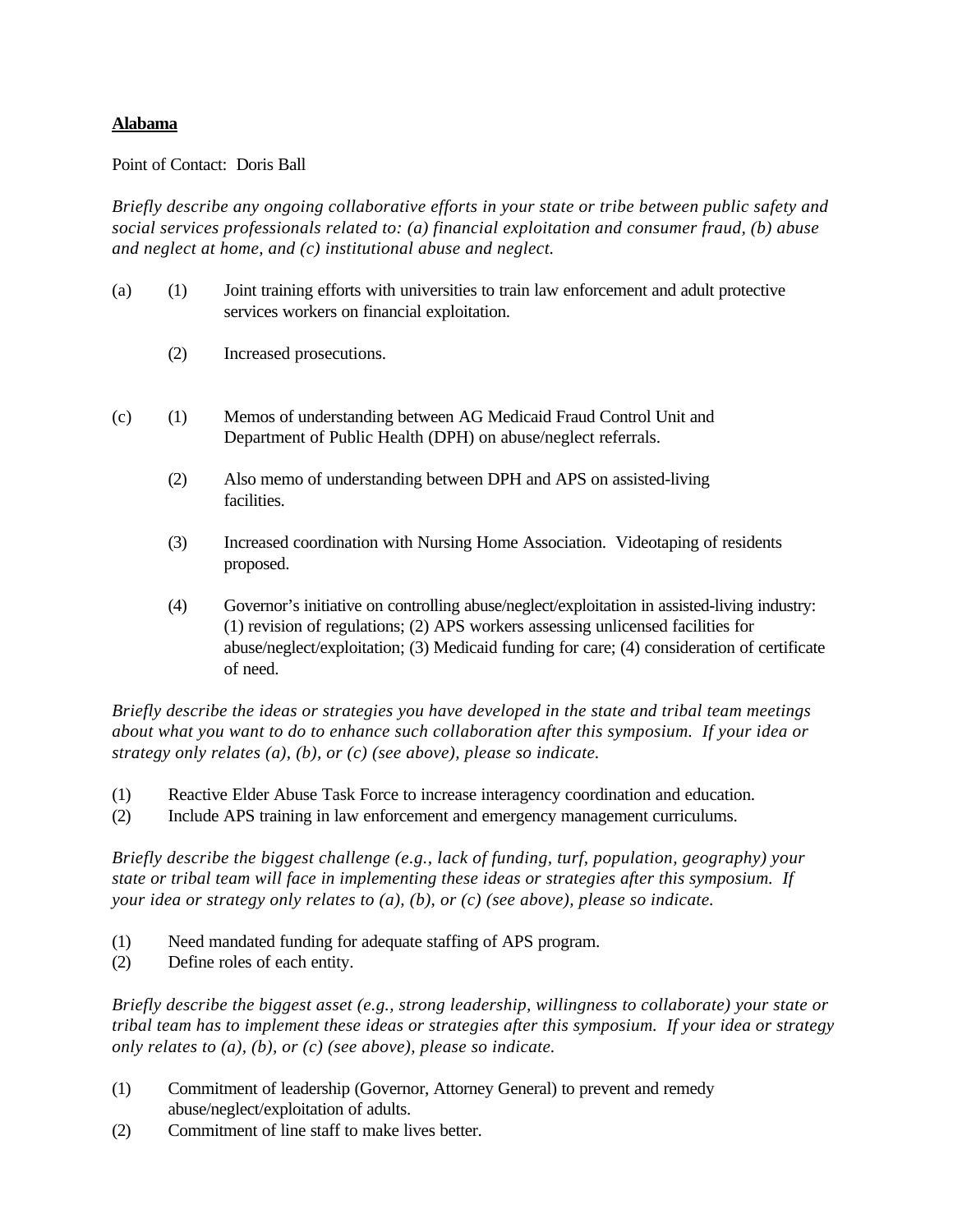**Alabama**

Point of Contact: Doris Ball

*Briefly describe any ongoing collaborative efforts in your state or tribe between public safety and social services professionals related to: (a) financial exploitation and consumer fraud, (b) abuse and neglect at home, and (c) institutional abuse and neglect.*

(a) (1) Joint training efforts with universities to train law enforcement and adult protective services workers on financial exploitation.

(2) Increased prosecutions.

(c) (1) Memos of understanding between AG Medicaid Fraud Control Unit and Department of Public Health (DPH) on abuse/neglect referrals.

(2) Also memo of understanding between DPH and APS on assisted-living facilities.

(3) Increased coordination with Nursing Home Association. Videotaping of residents proposed.

(4) Governor's initiative on controlling abuse/neglect/exploitation in assisted-living industry: (1) revision of regulations; (2) APS workers assessing unlicensed facilities for abuse/neglect/exploitation; (3) Medicaid funding for care; (4) consideration of certificate of need.

*Briefly describe the ideas or strategies you have developed in the state and tribal team meetings about what you want to do to enhance such collaboration after this symposium. If your idea or strategy only relates (a), (b), or (c) (see above), please so indicate.*

(1) Reactive Elder Abuse Task Force to increase interagency coordination and education.
(2) Include APS training in law enforcement and emergency management curriculums.

*Briefly describe the biggest challenge (e.g., lack of funding, turf, population, geography) your state or tribal team will face in implementing these ideas or strategies after this symposium. If your idea or strategy only relates to (a), (b), or (c) (see above), please so indicate.*

(1) Need mandated funding for adequate staffing of APS program.
(2) Define roles of each entity.

*Briefly describe the biggest asset (e.g., strong leadership, willingness to collaborate) your state or tribal team has to implement these ideas or strategies after this symposium. If your idea or strategy only relates to (a), (b), or (c) (see above), please so indicate.*

(1) Commitment of leadership (Governor, Attorney General) to prevent and remedy abuse/neglect/exploitation of adults.
(2) Commitment of line staff to make lives better.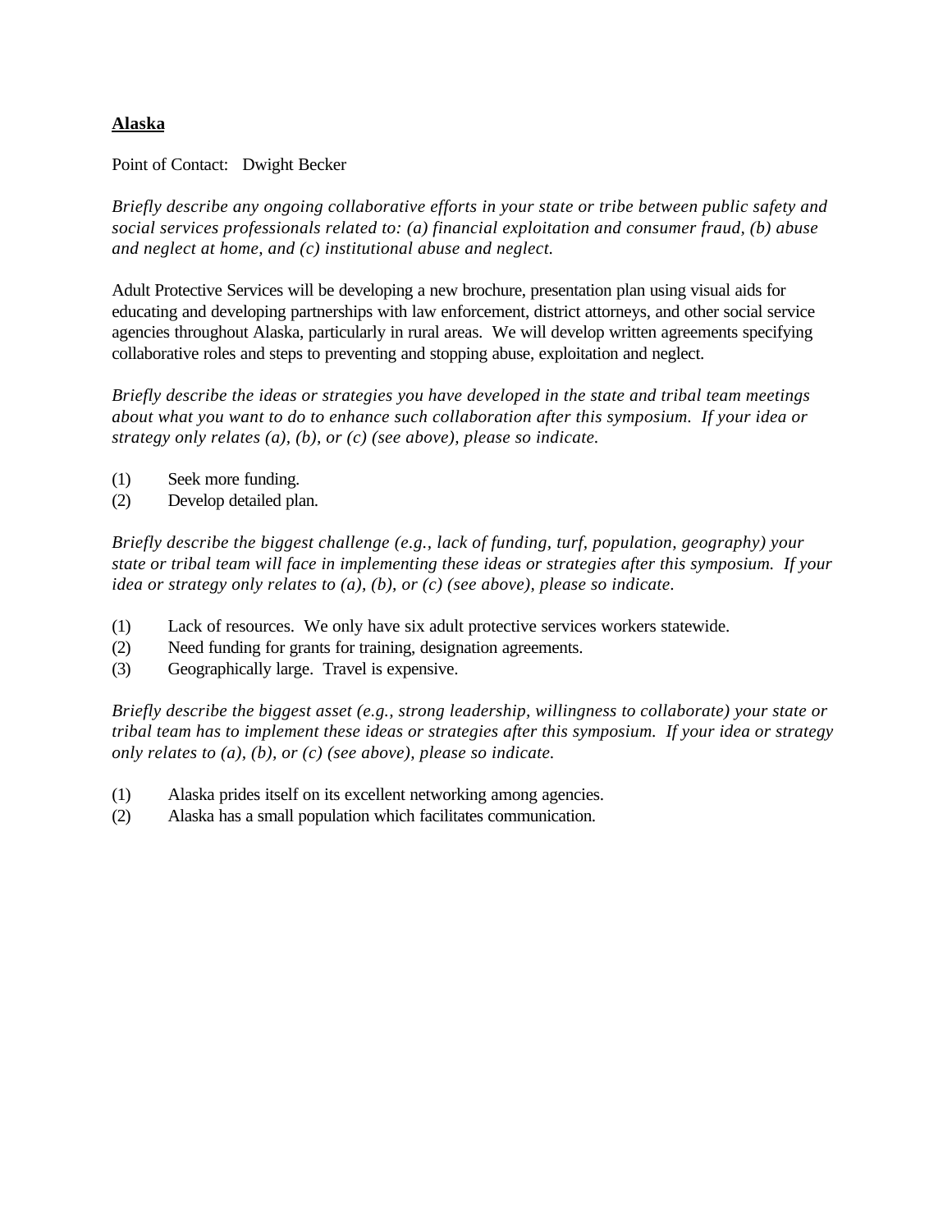**Alaska**

Point of Contact: Dwight Becker

*Briefly describe any ongoing collaborative efforts in your state or tribe between public safety and social services professionals related to: (a) financial exploitation and consumer fraud, (b) abuse and neglect at home, and (c) institutional abuse and neglect.*

Adult Protective Services will be developing a new brochure, presentation plan using visual aids for educating and developing partnerships with law enforcement, district attorneys, and other social service agencies throughout Alaska, particularly in rural areas. We will develop written agreements specifying collaborative roles and steps to preventing and stopping abuse, exploitation and neglect.

*Briefly describe the ideas or strategies you have developed in the state and tribal team meetings about what you want to do to enhance such collaboration after this symposium. If your idea or strategy only relates (a), (b), or (c) (see above), please so indicate.*

(1) Seek more funding.
(2) Develop detailed plan.

*Briefly describe the biggest challenge (e.g., lack of funding, turf, population, geography) your state or tribal team will face in implementing these ideas or strategies after this symposium. If your idea or strategy only relates to (a), (b), or (c) (see above), please so indicate.*

(1) Lack of resources. We only have six adult protective services workers statewide.
(2) Need funding for grants for training, designation agreements.
(3) Geographically large. Travel is expensive.

*Briefly describe the biggest asset (e.g., strong leadership, willingness to collaborate) your state or tribal team has to implement these ideas or strategies after this symposium. If your idea or strategy only relates to (a), (b), or (c) (see above), please so indicate.*

(1) Alaska prides itself on its excellent networking among agencies.
(2) Alaska has a small population which facilitates communication.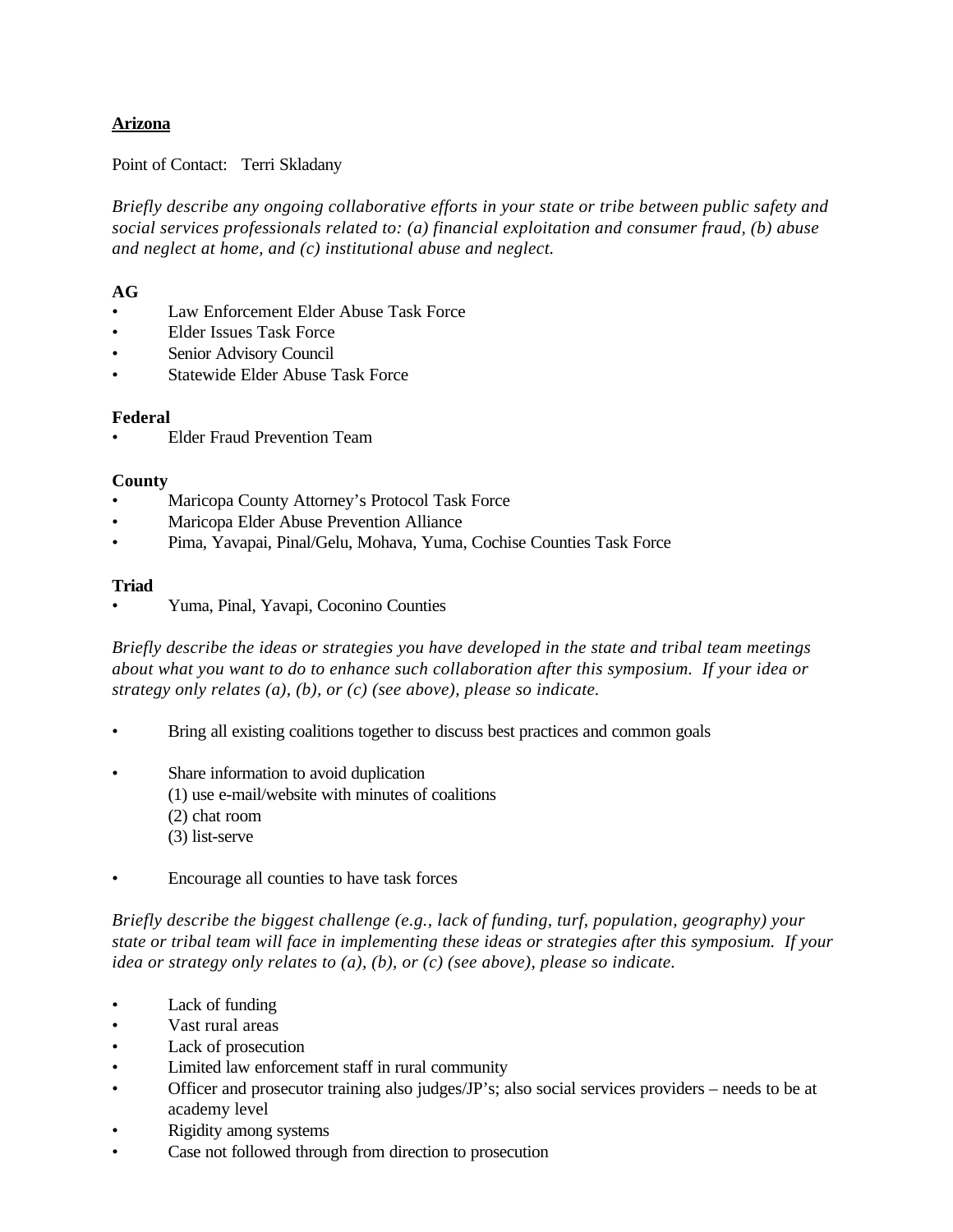**Arizona**

Point of Contact: Terri Skladany

*Briefly describe any ongoing collaborative efforts in your state or tribe between public safety and social services professionals related to: (a) financial exploitation and consumer fraud, (b) abuse and neglect at home, and (c) institutional abuse and neglect.*

**AG**

- Law Enforcement Elder Abuse Task Force
- Elder Issues Task Force
- Senior Advisory Council
- Statewide Elder Abuse Task Force

**Federal**

- Elder Fraud Prevention Team

**County**

- Maricopa County Attorney's Protocol Task Force
- Maricopa Elder Abuse Prevention Alliance
- Pima, Yavapai, Pinal/Gelu, Mohava, Yuma, Cochise Counties Task Force

**Triad**

- Yuma, Pinal, Yavapi, Coconino Counties

*Briefly describe the ideas or strategies you have developed in the state and tribal team meetings about what you want to do to enhance such collaboration after this symposium. If your idea or strategy only relates (a), (b), or (c) (see above), please so indicate.*

- Bring all existing coalitions together to discuss best practices and common goals

- Share information to avoid duplication
  (1) use e-mail/website with minutes of coalitions
  (2) chat room
  (3) list-serve

- Encourage all counties to have task forces

*Briefly describe the biggest challenge (e.g., lack of funding, turf, population, geography) your state or tribal team will face in implementing these ideas or strategies after this symposium. If your idea or strategy only relates to (a), (b), or (c) (see above), please so indicate.*

- Lack of funding
- Vast rural areas
- Lack of prosecution
- Limited law enforcement staff in rural community
- Officer and prosecutor training also judges/JP's; also social services providers – needs to be at academy level
- Rigidity among systems
- Case not followed through from direction to prosecution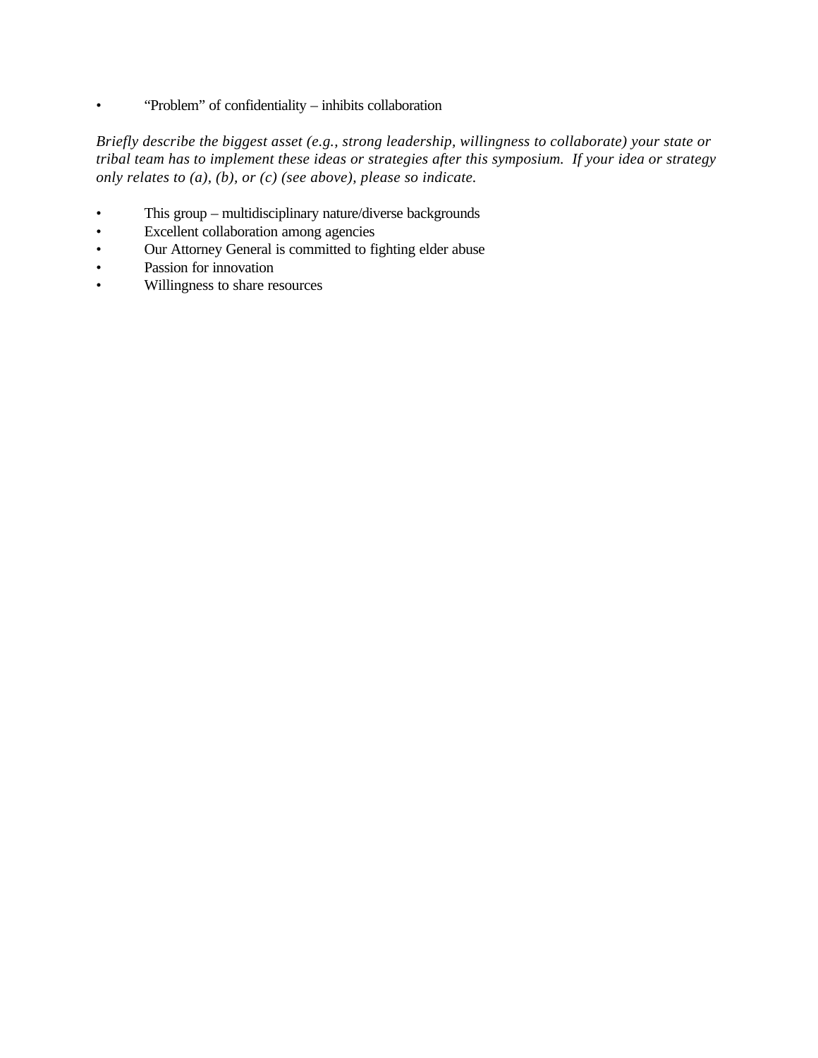- “Problem” of confidentiality – inhibits collaboration

*Briefly describe the biggest asset (e.g., strong leadership, willingness to collaborate) your state or tribal team has to implement these ideas or strategies after this symposium. If your idea or strategy only relates to (a), (b), or (c) (see above), please so indicate.*

- This group – multidisciplinary nature/diverse backgrounds
- Excellent collaboration among agencies
- Our Attorney General is committed to fighting elder abuse
- Passion for innovation
- Willingness to share resources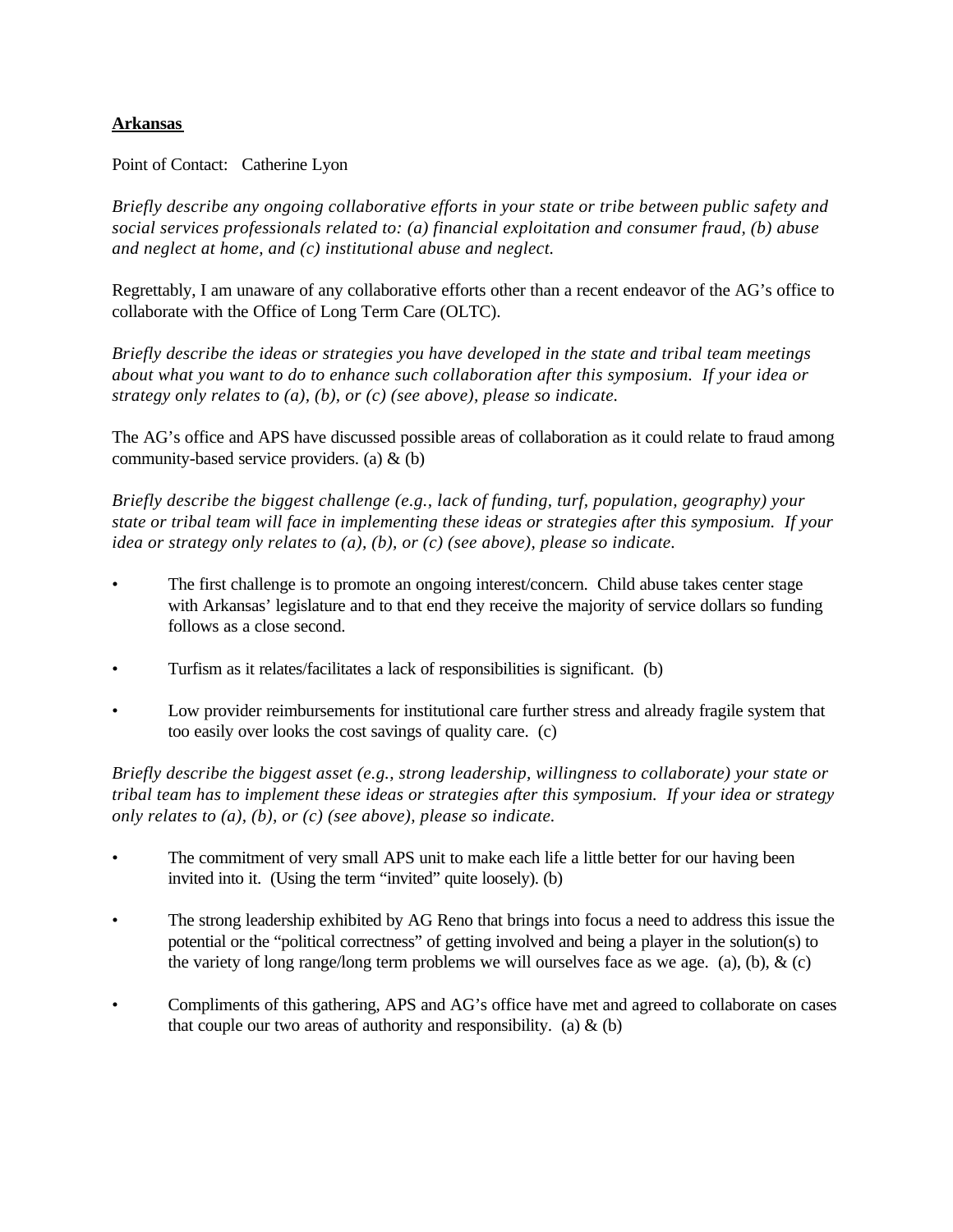**Arkansas**

Point of Contact: Catherine Lyon

*Briefly describe any ongoing collaborative efforts in your state or tribe between public safety and social services professionals related to: (a) financial exploitation and consumer fraud, (b) abuse and neglect at home, and (c) institutional abuse and neglect.*

Regrettably, I am unaware of any collaborative efforts other than a recent endeavor of the AG's office to collaborate with the Office of Long Term Care (OLTC).

*Briefly describe the ideas or strategies you have developed in the state and tribal team meetings about what you want to do to enhance such collaboration after this symposium. If your idea or strategy only relates to (a), (b), or (c) (see above), please so indicate.*

The AG's office and APS have discussed possible areas of collaboration as it could relate to fraud among community-based service providers. (a) & (b)

*Briefly describe the biggest challenge (e.g., lack of funding, turf, population, geography) your state or tribal team will face in implementing these ideas or strategies after this symposium. If your idea or strategy only relates to (a), (b), or (c) (see above), please so indicate.*

- The first challenge is to promote an ongoing interest/concern. Child abuse takes center stage with Arkansas' legislature and to that end they receive the majority of service dollars so funding follows as a close second.
- Turfism as it relates/facilitates a lack of responsibilities is significant. (b)
- Low provider reimbursements for institutional care further stress and already fragile system that too easily over looks the cost savings of quality care. (c)

*Briefly describe the biggest asset (e.g., strong leadership, willingness to collaborate) your state or tribal team has to implement these ideas or strategies after this symposium. If your idea or strategy only relates to (a), (b), or (c) (see above), please so indicate.*

- The commitment of very small APS unit to make each life a little better for our having been invited into it. (Using the term "invited" quite loosely). (b)
- The strong leadership exhibited by AG Reno that brings into focus a need to address this issue the potential or the "political correctness" of getting involved and being a player in the solution(s) to the variety of long range/long term problems we will ourselves face as we age. (a), (b), & (c)
- Compliments of this gathering, APS and AG's office have met and agreed to collaborate on cases that couple our two areas of authority and responsibility. (a) & (b)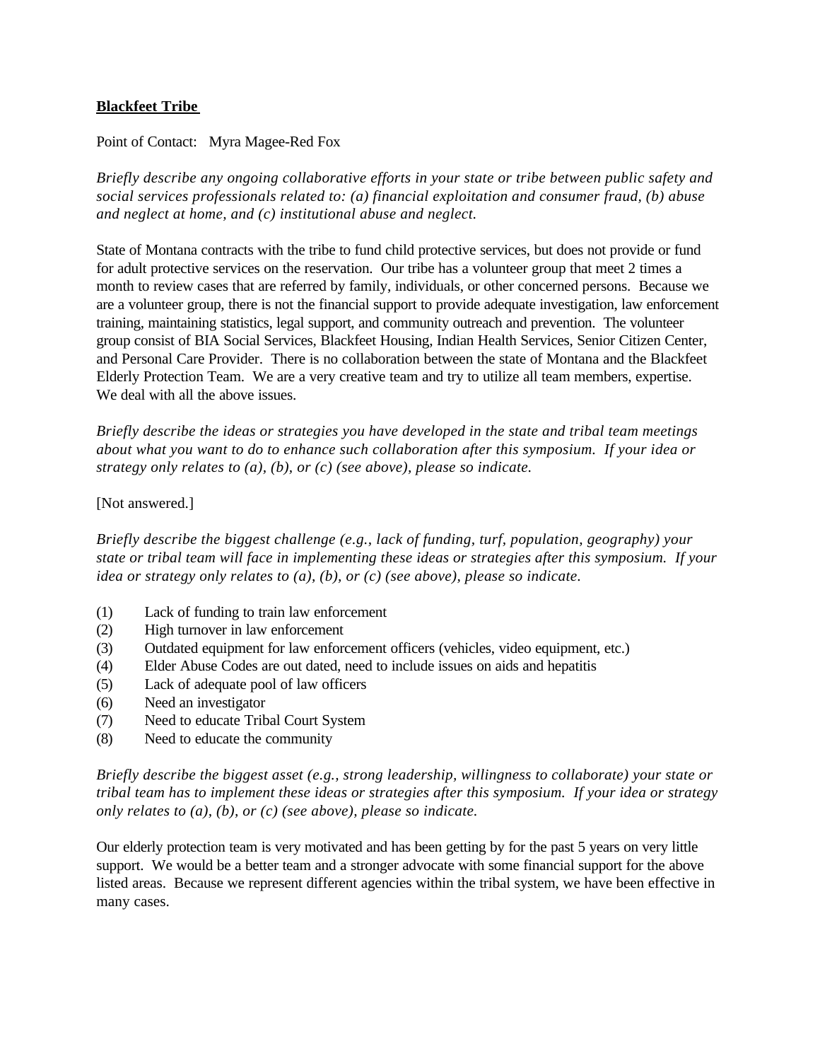**Blackfeet Tribe**

Point of Contact: Myra Magee-Red Fox

*Briefly describe any ongoing collaborative efforts in your state or tribe between public safety and social services professionals related to: (a) financial exploitation and consumer fraud, (b) abuse and neglect at home, and (c) institutional abuse and neglect.*

State of Montana contracts with the tribe to fund child protective services, but does not provide or fund for adult protective services on the reservation. Our tribe has a volunteer group that meet 2 times a month to review cases that are referred by family, individuals, or other concerned persons. Because we are a volunteer group, there is not the financial support to provide adequate investigation, law enforcement training, maintaining statistics, legal support, and community outreach and prevention. The volunteer group consist of BIA Social Services, Blackfeet Housing, Indian Health Services, Senior Citizen Center, and Personal Care Provider. There is no collaboration between the state of Montana and the Blackfeet Elderly Protection Team. We are a very creative team and try to utilize all team members, expertise. We deal with all the above issues.

*Briefly describe the ideas or strategies you have developed in the state and tribal team meetings about what you want to do to enhance such collaboration after this symposium. If your idea or strategy only relates to (a), (b), or (c) (see above), please so indicate.*

[Not answered.]

*Briefly describe the biggest challenge (e.g., lack of funding, turf, population, geography) your state or tribal team will face in implementing these ideas or strategies after this symposium. If your idea or strategy only relates to (a), (b), or (c) (see above), please so indicate.*

(1) Lack of funding to train law enforcement
(2) High turnover in law enforcement
(3) Outdated equipment for law enforcement officers (vehicles, video equipment, etc.)
(4) Elder Abuse Codes are out dated, need to include issues on aids and hepatitis
(5) Lack of adequate pool of law officers
(6) Need an investigator
(7) Need to educate Tribal Court System
(8) Need to educate the community

*Briefly describe the biggest asset (e.g., strong leadership, willingness to collaborate) your state or tribal team has to implement these ideas or strategies after this symposium. If your idea or strategy only relates to (a), (b), or (c) (see above), please so indicate.*

Our elderly protection team is very motivated and has been getting by for the past 5 years on very little support. We would be a better team and a stronger advocate with some financial support for the above listed areas. Because we represent different agencies within the tribal system, we have been effective in many cases.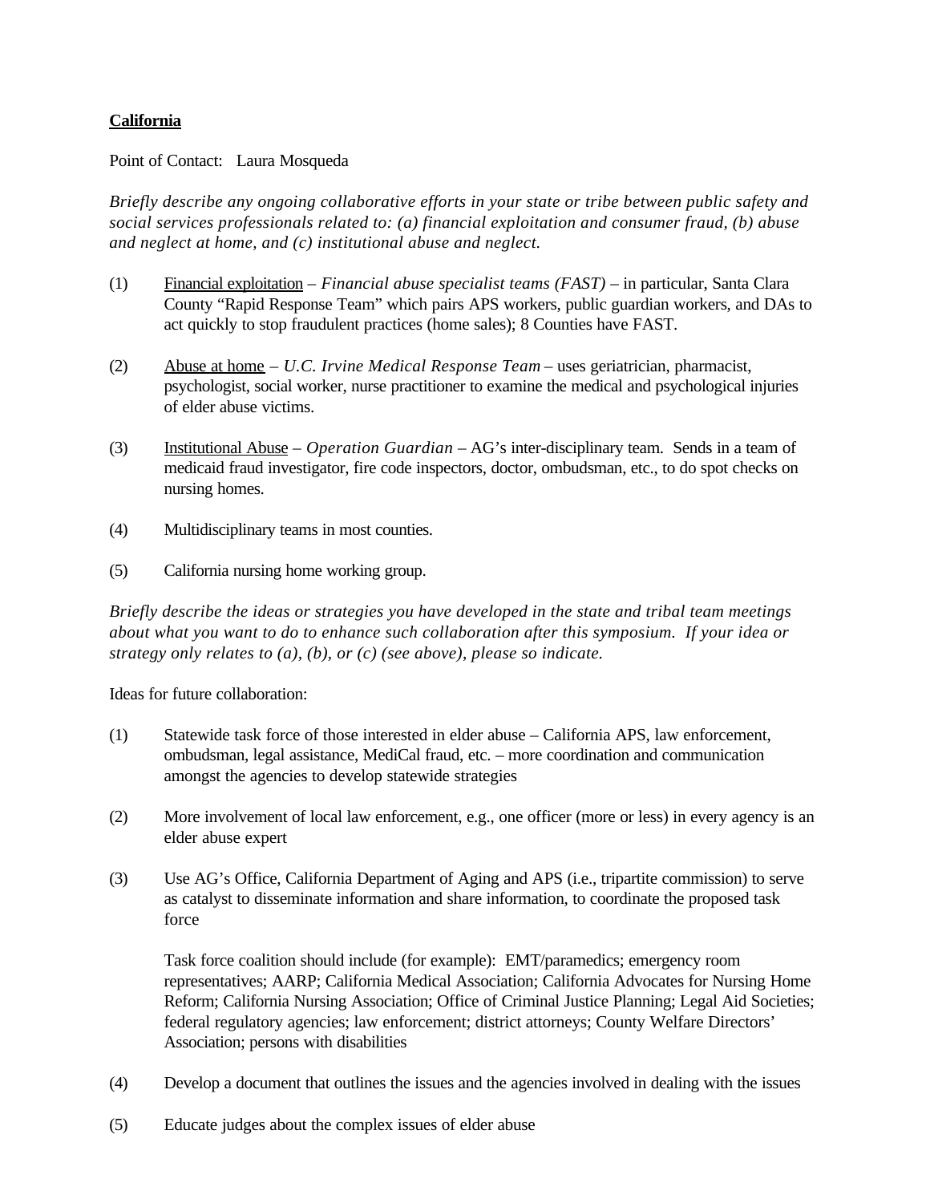**<u>California</u>**

Point of Contact: Laura Mosqueda

*Briefly describe any ongoing collaborative efforts in your state or tribe between public safety and social services professionals related to: (a) financial exploitation and consumer fraud, (b) abuse and neglect at home, and (c) institutional abuse and neglect.*

(1) <u>Financial exploitation</u> – *Financial abuse specialist teams (FAST)* – in particular, Santa Clara County "Rapid Response Team" which pairs APS workers, public guardian workers, and DAs to act quickly to stop fraudulent practices (home sales); 8 Counties have FAST.

(2) <u>Abuse at home</u> – *U.C. Irvine Medical Response Team* – uses geriatrician, pharmacist, psychologist, social worker, nurse practitioner to examine the medical and psychological injuries of elder abuse victims.

(3) <u>Institutional Abuse</u> – *Operation Guardian* – AG's inter-disciplinary team. Sends in a team of medicaid fraud investigator, fire code inspectors, doctor, ombudsman, etc., to do spot checks on nursing homes.

(4) Multidisciplinary teams in most counties.

(5) California nursing home working group.

*Briefly describe the ideas or strategies you have developed in the state and tribal team meetings about what you want to do to enhance such collaboration after this symposium. If your idea or strategy only relates to (a), (b), or (c) (see above), please so indicate.*

Ideas for future collaboration:

(1) Statewide task force of those interested in elder abuse – California APS, law enforcement, ombudsman, legal assistance, MediCal fraud, etc. – more coordination and communication amongst the agencies to develop statewide strategies

(2) More involvement of local law enforcement, e.g., one officer (more or less) in every agency is an elder abuse expert

(3) Use AG's Office, California Department of Aging and APS (i.e., tripartite commission) to serve as catalyst to disseminate information and share information, to coordinate the proposed task force

    Task force coalition should include (for example): EMT/paramedics; emergency room representatives; AARP; California Medical Association; California Advocates for Nursing Home Reform; California Nursing Association; Office of Criminal Justice Planning; Legal Aid Societies; federal regulatory agencies; law enforcement; district attorneys; County Welfare Directors' Association; persons with disabilities

(4) Develop a document that outlines the issues and the agencies involved in dealing with the issues

(5) Educate judges about the complex issues of elder abuse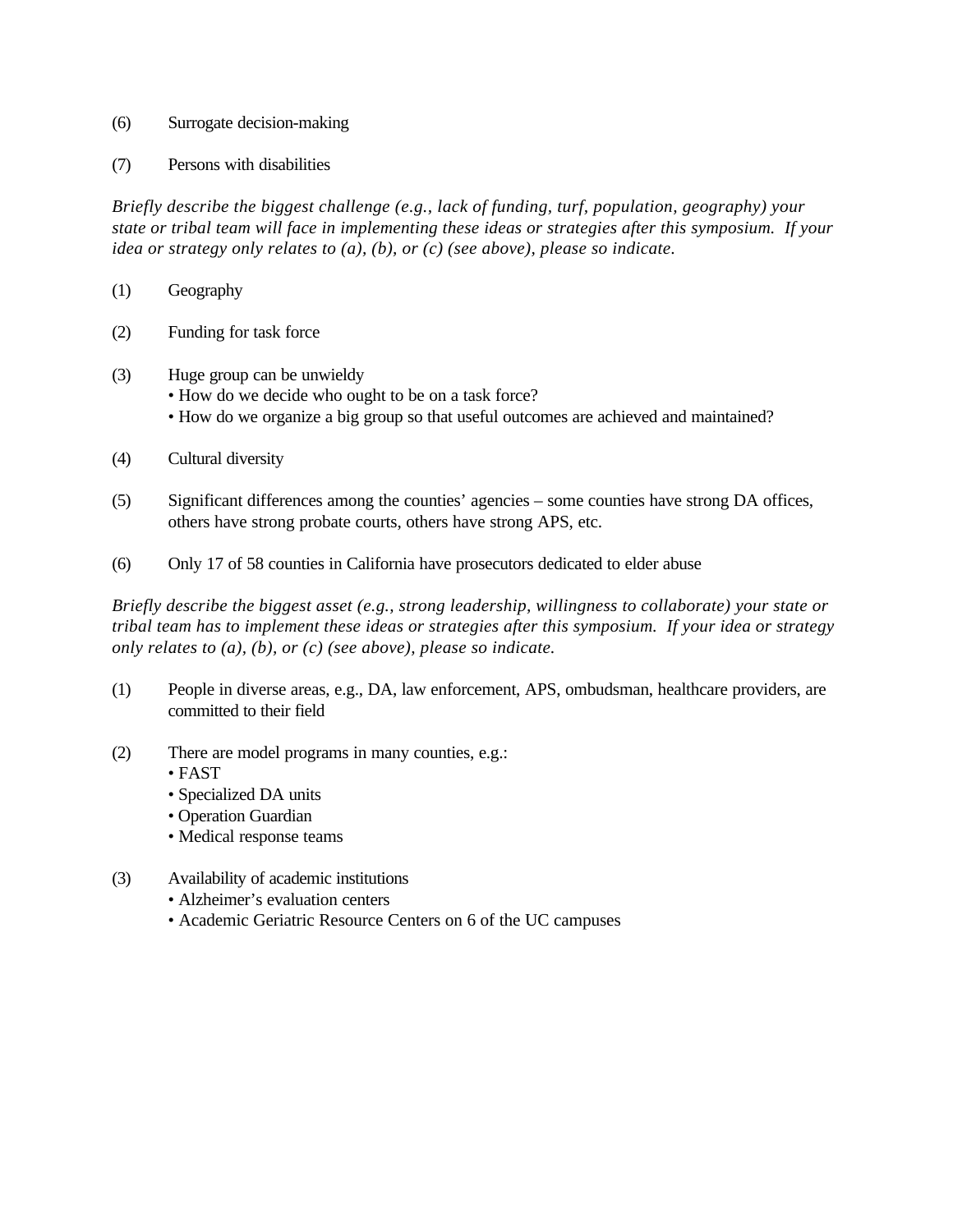(6) Surrogate decision-making

(7) Persons with disabilities

*Briefly describe the biggest challenge (e.g., lack of funding, turf, population, geography) your state or tribal team will face in implementing these ideas or strategies after this symposium. If your idea or strategy only relates to (a), (b), or (c) (see above), please so indicate.*

(1) Geography

(2) Funding for task force

(3) Huge group can be unwieldy
- How do we decide who ought to be on a task force?
- How do we organize a big group so that useful outcomes are achieved and maintained?

(4) Cultural diversity

(5) Significant differences among the counties' agencies – some counties have strong DA offices, others have strong probate courts, others have strong APS, etc.

(6) Only 17 of 58 counties in California have prosecutors dedicated to elder abuse

*Briefly describe the biggest asset (e.g., strong leadership, willingness to collaborate) your state or tribal team has to implement these ideas or strategies after this symposium. If your idea or strategy only relates to (a), (b), or (c) (see above), please so indicate.*

(1) People in diverse areas, e.g., DA, law enforcement, APS, ombudsman, healthcare providers, are committed to their field

(2) There are model programs in many counties, e.g.:
- FAST
- Specialized DA units
- Operation Guardian
- Medical response teams

(3) Availability of academic institutions
- Alzheimer's evaluation centers
- Academic Geriatric Resource Centers on 6 of the UC campuses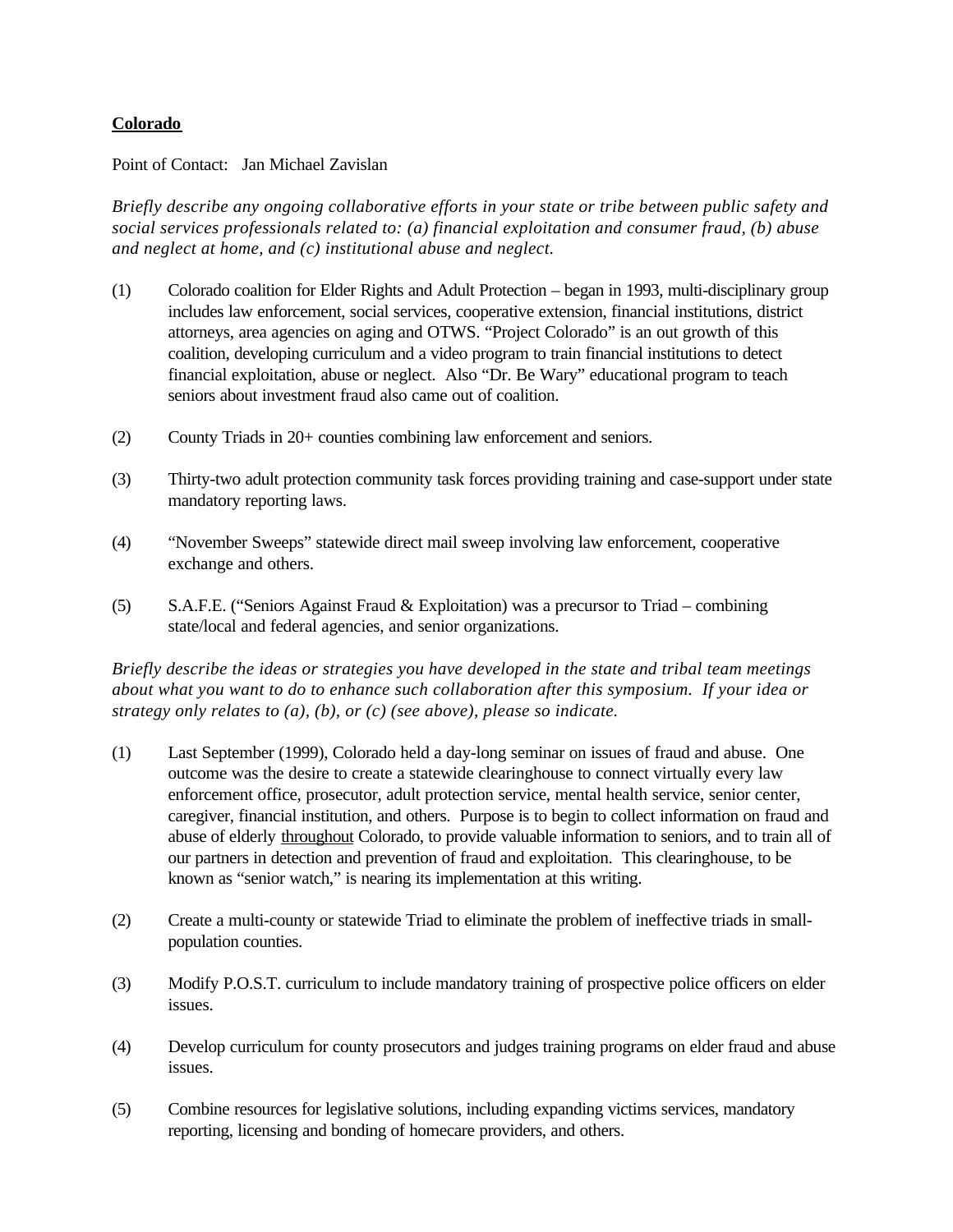**<u>Colorado</u>**

Point of Contact: Jan Michael Zavislan

*Briefly describe any ongoing collaborative efforts in your state or tribe between public safety and social services professionals related to: (a) financial exploitation and consumer fraud, (b) abuse and neglect at home, and (c) institutional abuse and neglect.*

(1) Colorado coalition for Elder Rights and Adult Protection – began in 1993, multi-disciplinary group includes law enforcement, social services, cooperative extension, financial institutions, district attorneys, area agencies on aging and OTWS. "Project Colorado" is an out growth of this coalition, developing curriculum and a video program to train financial institutions to detect financial exploitation, abuse or neglect. Also "Dr. Be Wary" educational program to teach seniors about investment fraud also came out of coalition.

(2) County Triads in 20+ counties combining law enforcement and seniors.

(3) Thirty-two adult protection community task forces providing training and case-support under state mandatory reporting laws.

(4) "November Sweeps" statewide direct mail sweep involving law enforcement, cooperative exchange and others.

(5) S.A.F.E. ("Seniors Against Fraud & Exploitation) was a precursor to Triad – combining state/local and federal agencies, and senior organizations.

*Briefly describe the ideas or strategies you have developed in the state and tribal team meetings about what you want to do to enhance such collaboration after this symposium. If your idea or strategy only relates to (a), (b), or (c) (see above), please so indicate.*

(1) Last September (1999), Colorado held a day-long seminar on issues of fraud and abuse. One outcome was the desire to create a statewide clearinghouse to connect virtually every law enforcement office, prosecutor, adult protection service, mental health service, senior center, caregiver, financial institution, and others. Purpose is to begin to collect information on fraud and abuse of elderly <u>throughout</u> Colorado, to provide valuable information to seniors, and to train all of our partners in detection and prevention of fraud and exploitation. This clearinghouse, to be known as "senior watch," is nearing its implementation at this writing.

(2) Create a multi-county or statewide Triad to eliminate the problem of ineffective triads in small-population counties.

(3) Modify P.O.S.T. curriculum to include mandatory training of prospective police officers on elder issues.

(4) Develop curriculum for county prosecutors and judges training programs on elder fraud and abuse issues.

(5) Combine resources for legislative solutions, including expanding victims services, mandatory reporting, licensing and bonding of homecare providers, and others.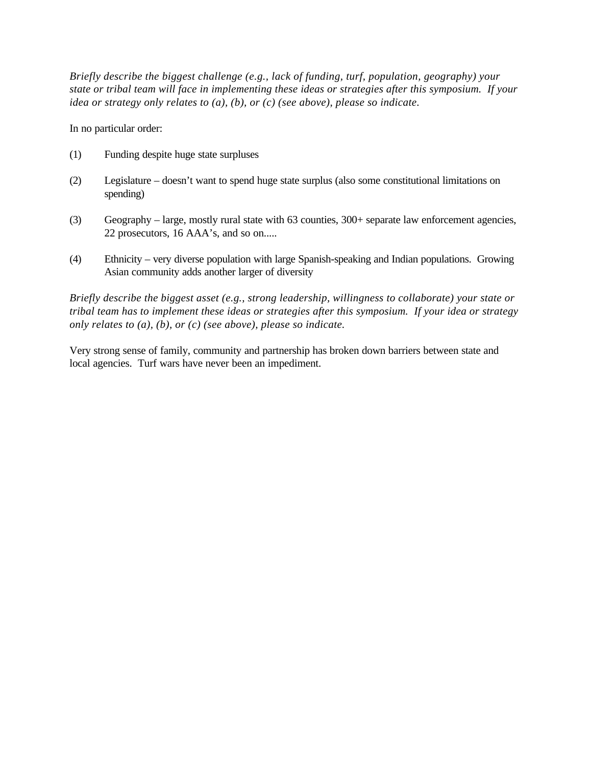*Briefly describe the biggest challenge (e.g., lack of funding, turf, population, geography) your state or tribal team will face in implementing these ideas or strategies after this symposium. If your idea or strategy only relates to (a), (b), or (c) (see above), please so indicate.*

In no particular order:

(1) Funding despite huge state surpluses

(2) Legislature – doesn't want to spend huge state surplus (also some constitutional limitations on spending)

(3) Geography – large, mostly rural state with 63 counties, 300+ separate law enforcement agencies, 22 prosecutors, 16 AAA's, and so on.....

(4) Ethnicity – very diverse population with large Spanish-speaking and Indian populations. Growing Asian community adds another larger of diversity

*Briefly describe the biggest asset (e.g., strong leadership, willingness to collaborate) your state or tribal team has to implement these ideas or strategies after this symposium. If your idea or strategy only relates to (a), (b), or (c) (see above), please so indicate.*

Very strong sense of family, community and partnership has broken down barriers between state and local agencies. Turf wars have never been an impediment.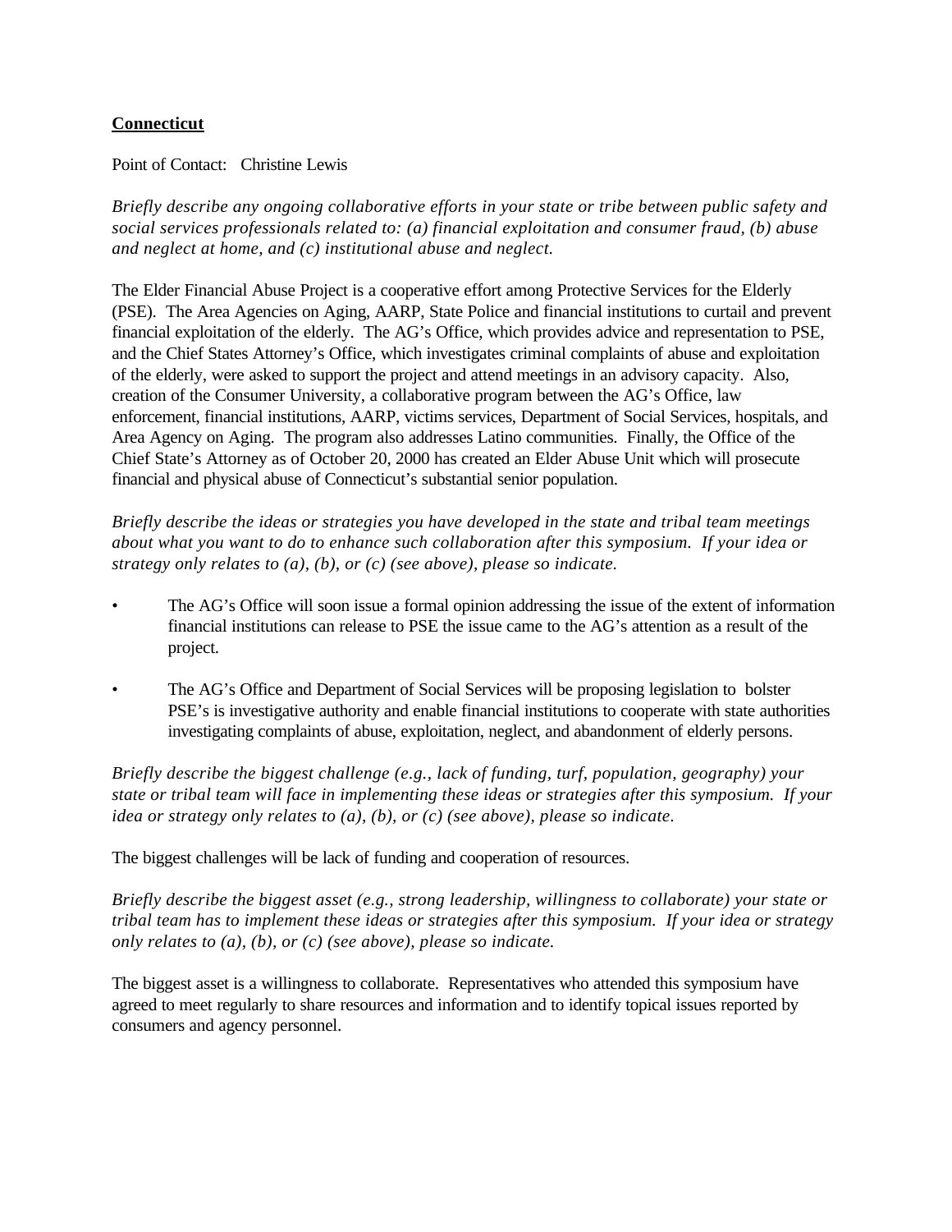**Connecticut**

Point of Contact: Christine Lewis

*Briefly describe any ongoing collaborative efforts in your state or tribe between public safety and social services professionals related to: (a) financial exploitation and consumer fraud, (b) abuse and neglect at home, and (c) institutional abuse and neglect.*

The Elder Financial Abuse Project is a cooperative effort among Protective Services for the Elderly (PSE). The Area Agencies on Aging, AARP, State Police and financial institutions to curtail and prevent financial exploitation of the elderly. The AG's Office, which provides advice and representation to PSE, and the Chief States Attorney's Office, which investigates criminal complaints of abuse and exploitation of the elderly, were asked to support the project and attend meetings in an advisory capacity. Also, creation of the Consumer University, a collaborative program between the AG's Office, law enforcement, financial institutions, AARP, victims services, Department of Social Services, hospitals, and Area Agency on Aging. The program also addresses Latino communities. Finally, the Office of the Chief State's Attorney as of October 20, 2000 has created an Elder Abuse Unit which will prosecute financial and physical abuse of Connecticut's substantial senior population.

*Briefly describe the ideas or strategies you have developed in the state and tribal team meetings about what you want to do to enhance such collaboration after this symposium. If your idea or strategy only relates to (a), (b), or (c) (see above), please so indicate.*

- The AG's Office will soon issue a formal opinion addressing the issue of the extent of information financial institutions can release to PSE the issue came to the AG's attention as a result of the project.
- The AG's Office and Department of Social Services will be proposing legislation to bolster PSE's is investigative authority and enable financial institutions to cooperate with state authorities investigating complaints of abuse, exploitation, neglect, and abandonment of elderly persons.

*Briefly describe the biggest challenge (e.g., lack of funding, turf, population, geography) your state or tribal team will face in implementing these ideas or strategies after this symposium. If your idea or strategy only relates to (a), (b), or (c) (see above), please so indicate.*

The biggest challenges will be lack of funding and cooperation of resources.

*Briefly describe the biggest asset (e.g., strong leadership, willingness to collaborate) your state or tribal team has to implement these ideas or strategies after this symposium. If your idea or strategy only relates to (a), (b), or (c) (see above), please so indicate.*

The biggest asset is a willingness to collaborate. Representatives who attended this symposium have agreed to meet regularly to share resources and information and to identify topical issues reported by consumers and agency personnel.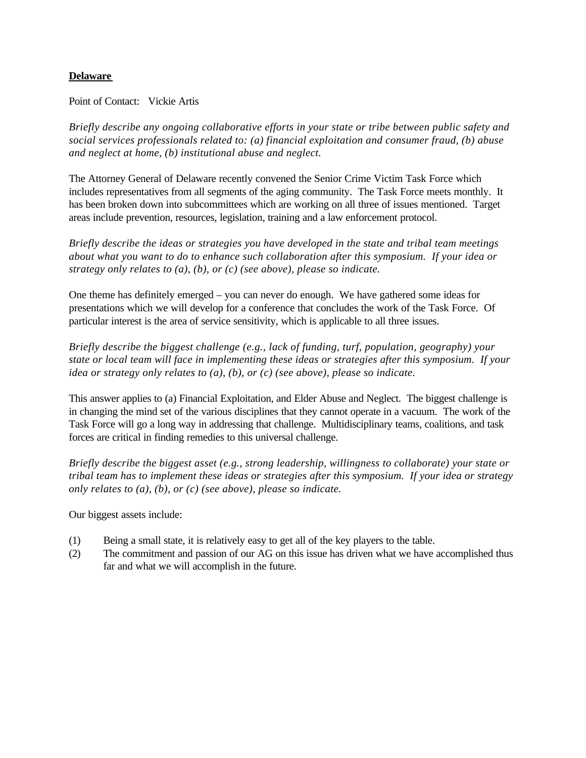**Delaware**

Point of Contact: Vickie Artis

*Briefly describe any ongoing collaborative efforts in your state or tribe between public safety and social services professionals related to: (a) financial exploitation and consumer fraud, (b) abuse and neglect at home, (b) institutional abuse and neglect.*

The Attorney General of Delaware recently convened the Senior Crime Victim Task Force which includes representatives from all segments of the aging community. The Task Force meets monthly. It has been broken down into subcommittees which are working on all three of issues mentioned. Target areas include prevention, resources, legislation, training and a law enforcement protocol.

*Briefly describe the ideas or strategies you have developed in the state and tribal team meetings about what you want to do to enhance such collaboration after this symposium. If your idea or strategy only relates to (a), (b), or (c) (see above), please so indicate.*

One theme has definitely emerged – you can never do enough. We have gathered some ideas for presentations which we will develop for a conference that concludes the work of the Task Force. Of particular interest is the area of service sensitivity, which is applicable to all three issues.

*Briefly describe the biggest challenge (e.g., lack of funding, turf, population, geography) your state or local team will face in implementing these ideas or strategies after this symposium. If your idea or strategy only relates to (a), (b), or (c) (see above), please so indicate.*

This answer applies to (a) Financial Exploitation, and Elder Abuse and Neglect. The biggest challenge is in changing the mind set of the various disciplines that they cannot operate in a vacuum. The work of the Task Force will go a long way in addressing that challenge. Multidisciplinary teams, coalitions, and task forces are critical in finding remedies to this universal challenge.

*Briefly describe the biggest asset (e.g., strong leadership, willingness to collaborate) your state or tribal team has to implement these ideas or strategies after this symposium. If your idea or strategy only relates to (a), (b), or (c) (see above), please so indicate.*

Our biggest assets include:

(1) Being a small state, it is relatively easy to get all of the key players to the table.

(2) The commitment and passion of our AG on this issue has driven what we have accomplished thus far and what we will accomplish in the future.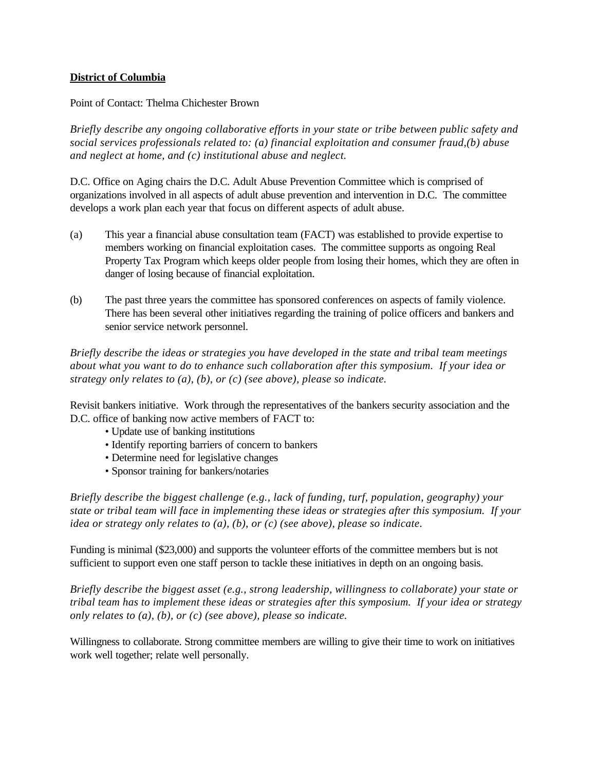**District of Columbia**

Point of Contact: Thelma Chichester Brown

*Briefly describe any ongoing collaborative efforts in your state or tribe between public safety and social services professionals related to: (a) financial exploitation and consumer fraud,(b) abuse and neglect at home, and (c) institutional abuse and neglect.*

D.C. Office on Aging chairs the D.C. Adult Abuse Prevention Committee which is comprised of organizations involved in all aspects of adult abuse prevention and intervention in D.C. The committee develops a work plan each year that focus on different aspects of adult abuse.

(a) This year a financial abuse consultation team (FACT) was established to provide expertise to members working on financial exploitation cases. The committee supports as ongoing Real Property Tax Program which keeps older people from losing their homes, which they are often in danger of losing because of financial exploitation.

(b) The past three years the committee has sponsored conferences on aspects of family violence. There has been several other initiatives regarding the training of police officers and bankers and senior service network personnel.

*Briefly describe the ideas or strategies you have developed in the state and tribal team meetings about what you want to do to enhance such collaboration after this symposium. If your idea or strategy only relates to (a), (b), or (c) (see above), please so indicate.*

Revisit bankers initiative. Work through the representatives of the bankers security association and the D.C. office of banking now active members of FACT to:

- Update use of banking institutions
- Identify reporting barriers of concern to bankers
- Determine need for legislative changes
- Sponsor training for bankers/notaries

*Briefly describe the biggest challenge (e.g., lack of funding, turf, population, geography) your state or tribal team will face in implementing these ideas or strategies after this symposium. If your idea or strategy only relates to (a), (b), or (c) (see above), please so indicate.*

Funding is minimal ($23,000) and supports the volunteer efforts of the committee members but is not sufficient to support even one staff person to tackle these initiatives in depth on an ongoing basis.

*Briefly describe the biggest asset (e.g., strong leadership, willingness to collaborate) your state or tribal team has to implement these ideas or strategies after this symposium. If your idea or strategy only relates to (a), (b), or (c) (see above), please so indicate.*

Willingness to collaborate. Strong committee members are willing to give their time to work on initiatives work well together; relate well personally.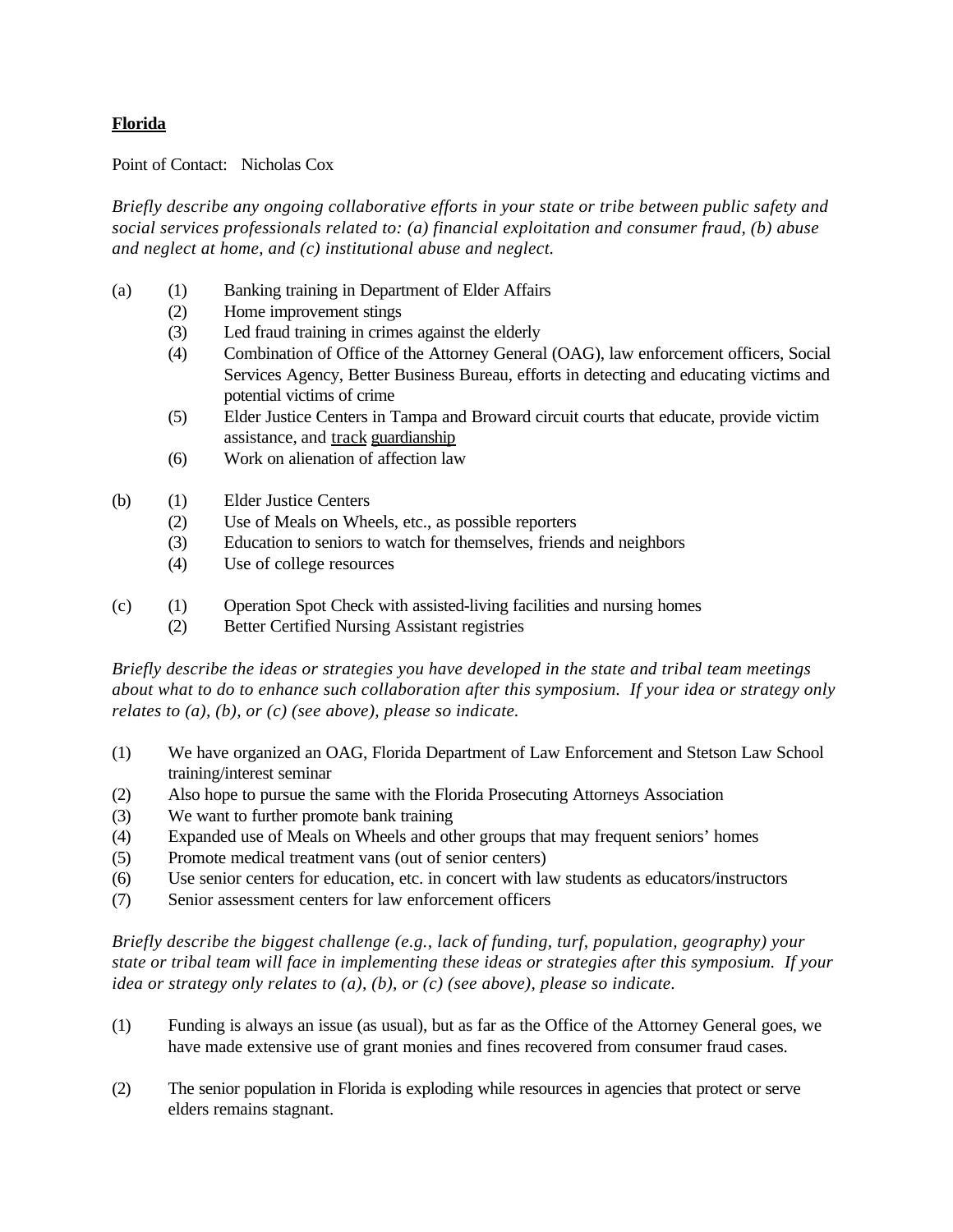**Florida**

Point of Contact: Nicholas Cox

*Briefly describe any ongoing collaborative efforts in your state or tribe between public safety and social services professionals related to: (a) financial exploitation and consumer fraud, (b) abuse and neglect at home, and (c) institutional abuse and neglect.*

(a)
- (1) Banking training in Department of Elder Affairs
- (2) Home improvement stings
- (3) Led fraud training in crimes against the elderly
- (4) Combination of Office of the Attorney General (OAG), law enforcement officers, Social Services Agency, Better Business Bureau, efforts in detecting and educating victims and potential victims of crime
- (5) Elder Justice Centers in Tampa and Broward circuit courts that educate, provide victim assistance, and track guardianship
- (6) Work on alienation of affection law

(b)
- (1) Elder Justice Centers
- (2) Use of Meals on Wheels, etc., as possible reporters
- (3) Education to seniors to watch for themselves, friends and neighbors
- (4) Use of college resources

(c)
- (1) Operation Spot Check with assisted-living facilities and nursing homes
- (2) Better Certified Nursing Assistant registries

*Briefly describe the ideas or strategies you have developed in the state and tribal team meetings about what to do to enhance such collaboration after this symposium. If your idea or strategy only relates to (a), (b), or (c) (see above), please so indicate.*

- (1) We have organized an OAG, Florida Department of Law Enforcement and Stetson Law School training/interest seminar
- (2) Also hope to pursue the same with the Florida Prosecuting Attorneys Association
- (3) We want to further promote bank training
- (4) Expanded use of Meals on Wheels and other groups that may frequent seniors' homes
- (5) Promote medical treatment vans (out of senior centers)
- (6) Use senior centers for education, etc. in concert with law students as educators/instructors
- (7) Senior assessment centers for law enforcement officers

*Briefly describe the biggest challenge (e.g., lack of funding, turf, population, geography) your state or tribal team will face in implementing these ideas or strategies after this symposium. If your idea or strategy only relates to (a), (b), or (c) (see above), please so indicate.*

- (1) Funding is always an issue (as usual), but as far as the Office of the Attorney General goes, we have made extensive use of grant monies and fines recovered from consumer fraud cases.

- (2) The senior population in Florida is exploding while resources in agencies that protect or serve elders remains stagnant.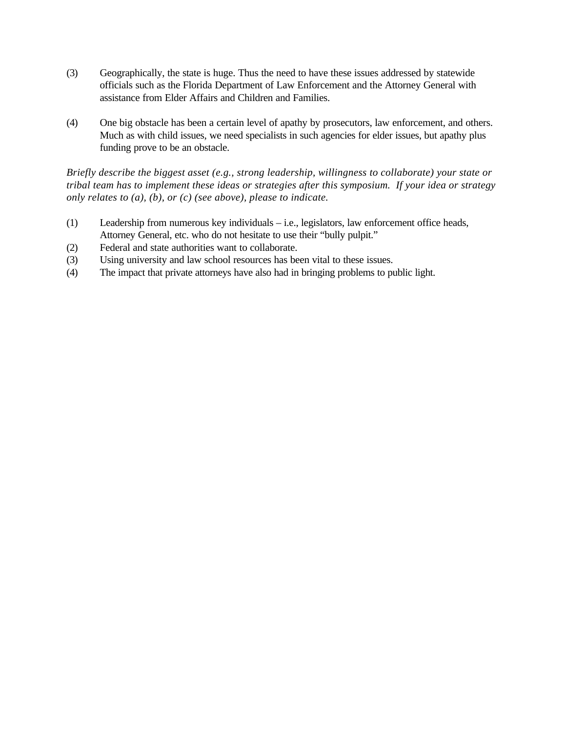(3) Geographically, the state is huge. Thus the need to have these issues addressed by statewide officials such as the Florida Department of Law Enforcement and the Attorney General with assistance from Elder Affairs and Children and Families.

(4) One big obstacle has been a certain level of apathy by prosecutors, law enforcement, and others. Much as with child issues, we need specialists in such agencies for elder issues, but apathy plus funding prove to be an obstacle.

*Briefly describe the biggest asset (e.g., strong leadership, willingness to collaborate) your state or tribal team has to implement these ideas or strategies after this symposium. If your idea or strategy only relates to (a), (b), or (c) (see above), please to indicate.*

(1) Leadership from numerous key individuals – i.e., legislators, law enforcement office heads, Attorney General, etc. who do not hesitate to use their "bully pulpit."
(2) Federal and state authorities want to collaborate.
(3) Using university and law school resources has been vital to these issues.
(4) The impact that private attorneys have also had in bringing problems to public light.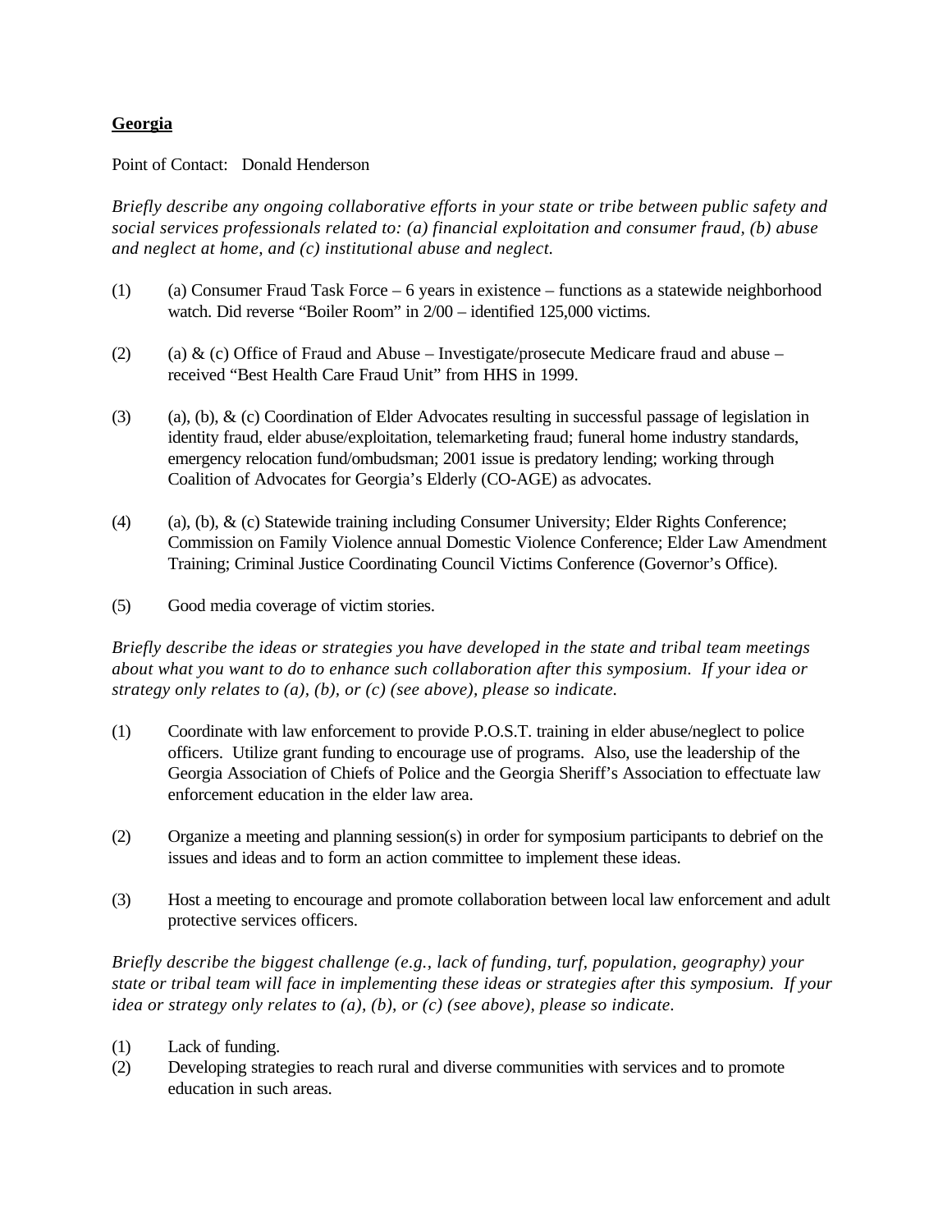**Georgia**

Point of Contact: Donald Henderson

*Briefly describe any ongoing collaborative efforts in your state or tribe between public safety and social services professionals related to: (a) financial exploitation and consumer fraud, (b) abuse and neglect at home, and (c) institutional abuse and neglect.*

(1) (a) Consumer Fraud Task Force – 6 years in existence – functions as a statewide neighborhood watch. Did reverse "Boiler Room" in 2/00 – identified 125,000 victims.

(2) (a) & (c) Office of Fraud and Abuse – Investigate/prosecute Medicare fraud and abuse – received "Best Health Care Fraud Unit" from HHS in 1999.

(3) (a), (b), & (c) Coordination of Elder Advocates resulting in successful passage of legislation in identity fraud, elder abuse/exploitation, telemarketing fraud; funeral home industry standards, emergency relocation fund/ombudsman; 2001 issue is predatory lending; working through Coalition of Advocates for Georgia's Elderly (CO-AGE) as advocates.

(4) (a), (b), & (c) Statewide training including Consumer University; Elder Rights Conference; Commission on Family Violence annual Domestic Violence Conference; Elder Law Amendment Training; Criminal Justice Coordinating Council Victims Conference (Governor's Office).

(5) Good media coverage of victim stories.

*Briefly describe the ideas or strategies you have developed in the state and tribal team meetings about what you want to do to enhance such collaboration after this symposium. If your idea or strategy only relates to (a), (b), or (c) (see above), please so indicate.*

(1) Coordinate with law enforcement to provide P.O.S.T. training in elder abuse/neglect to police officers. Utilize grant funding to encourage use of programs. Also, use the leadership of the Georgia Association of Chiefs of Police and the Georgia Sheriff's Association to effectuate law enforcement education in the elder law area.

(2) Organize a meeting and planning session(s) in order for symposium participants to debrief on the issues and ideas and to form an action committee to implement these ideas.

(3) Host a meeting to encourage and promote collaboration between local law enforcement and adult protective services officers.

*Briefly describe the biggest challenge (e.g., lack of funding, turf, population, geography) your state or tribal team will face in implementing these ideas or strategies after this symposium. If your idea or strategy only relates to (a), (b), or (c) (see above), please so indicate.*

(1) Lack of funding.
(2) Developing strategies to reach rural and diverse communities with services and to promote education in such areas.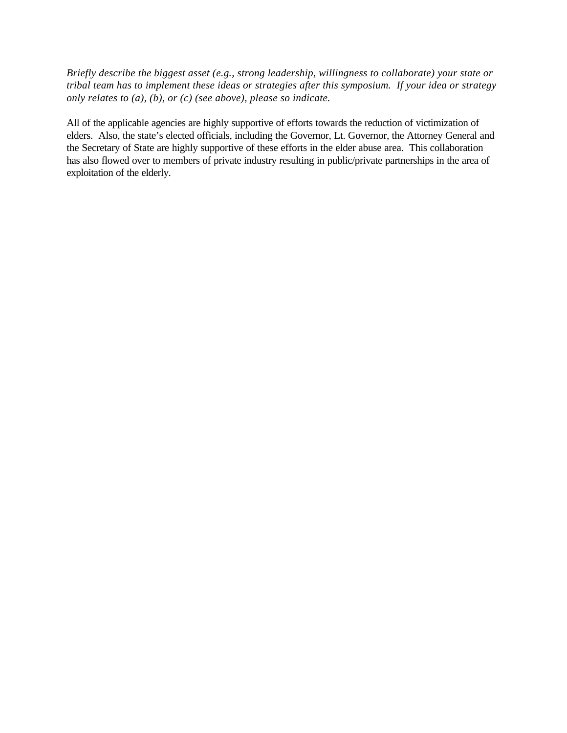*Briefly describe the biggest asset (e.g., strong leadership, willingness to collaborate) your state or tribal team has to implement these ideas or strategies after this symposium. If your idea or strategy only relates to (a), (b), or (c) (see above), please so indicate.*

All of the applicable agencies are highly supportive of efforts towards the reduction of victimization of elders. Also, the state's elected officials, including the Governor, Lt. Governor, the Attorney General and the Secretary of State are highly supportive of these efforts in the elder abuse area. This collaboration has also flowed over to members of private industry resulting in public/private partnerships in the area of exploitation of the elderly.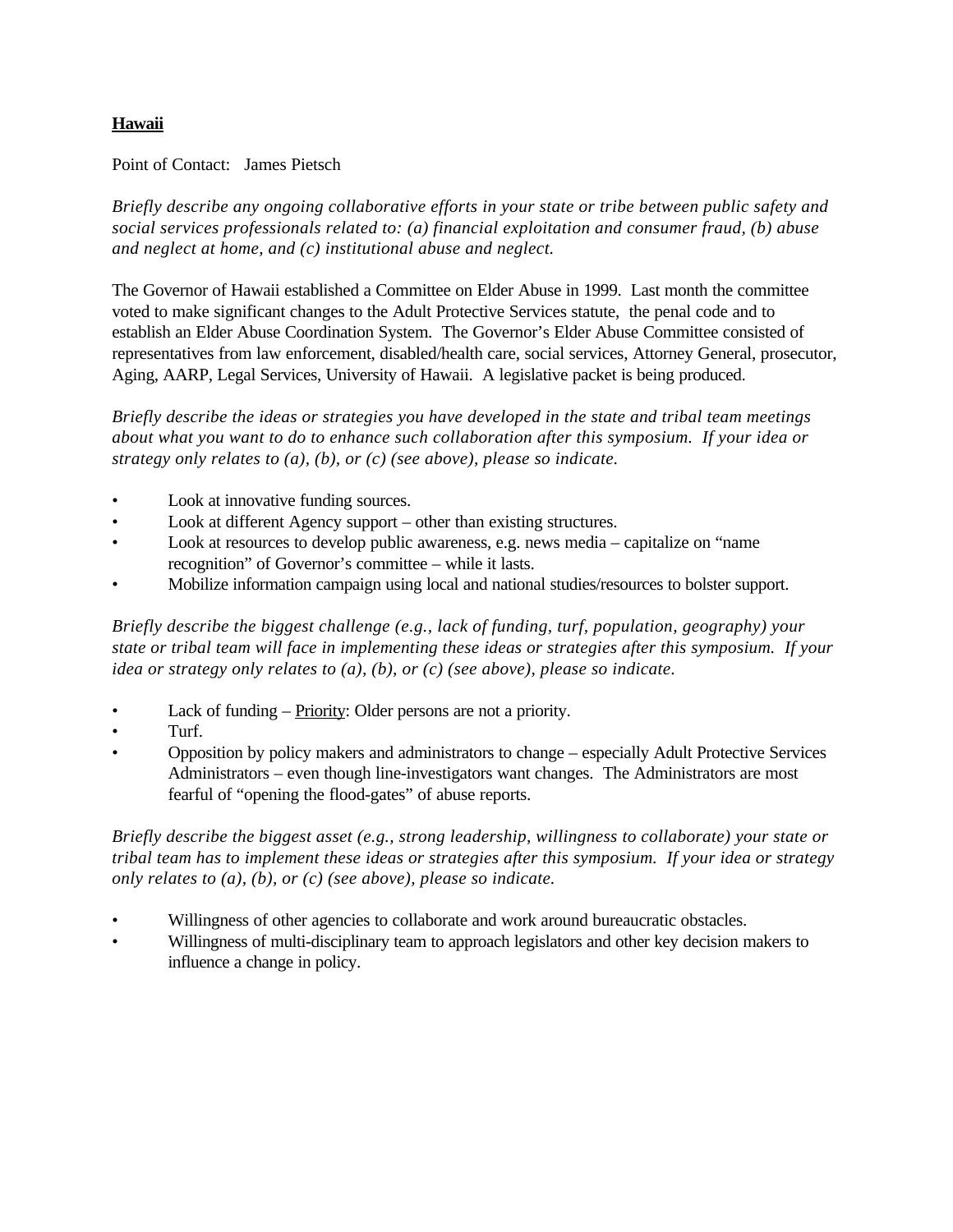**<u>Hawaii</u>**

Point of Contact: James Pietsch

*Briefly describe any ongoing collaborative efforts in your state or tribe between public safety and social services professionals related to: (a) financial exploitation and consumer fraud, (b) abuse and neglect at home, and (c) institutional abuse and neglect.*

The Governor of Hawaii established a Committee on Elder Abuse in 1999. Last month the committee voted to make significant changes to the Adult Protective Services statute, the penal code and to establish an Elder Abuse Coordination System. The Governor's Elder Abuse Committee consisted of representatives from law enforcement, disabled/health care, social services, Attorney General, prosecutor, Aging, AARP, Legal Services, University of Hawaii. A legislative packet is being produced.

*Briefly describe the ideas or strategies you have developed in the state and tribal team meetings about what you want to do to enhance such collaboration after this symposium. If your idea or strategy only relates to (a), (b), or (c) (see above), please so indicate.*

- Look at innovative funding sources.
- Look at different Agency support – other than existing structures.
- Look at resources to develop public awareness, e.g. news media – capitalize on "name recognition" of Governor's committee – while it lasts.
- Mobilize information campaign using local and national studies/resources to bolster support.

*Briefly describe the biggest challenge (e.g., lack of funding, turf, population, geography) your state or tribal team will face in implementing these ideas or strategies after this symposium. If your idea or strategy only relates to (a), (b), or (c) (see above), please so indicate.*

- Lack of funding – <u>Priority</u>: Older persons are not a priority.
- Turf.
- Opposition by policy makers and administrators to change – especially Adult Protective Services Administrators – even though line-investigators want changes. The Administrators are most fearful of "opening the flood-gates" of abuse reports.

*Briefly describe the biggest asset (e.g., strong leadership, willingness to collaborate) your state or tribal team has to implement these ideas or strategies after this symposium. If your idea or strategy only relates to (a), (b), or (c) (see above), please so indicate.*

- Willingness of other agencies to collaborate and work around bureaucratic obstacles.
- Willingness of multi-disciplinary team to approach legislators and other key decision makers to influence a change in policy.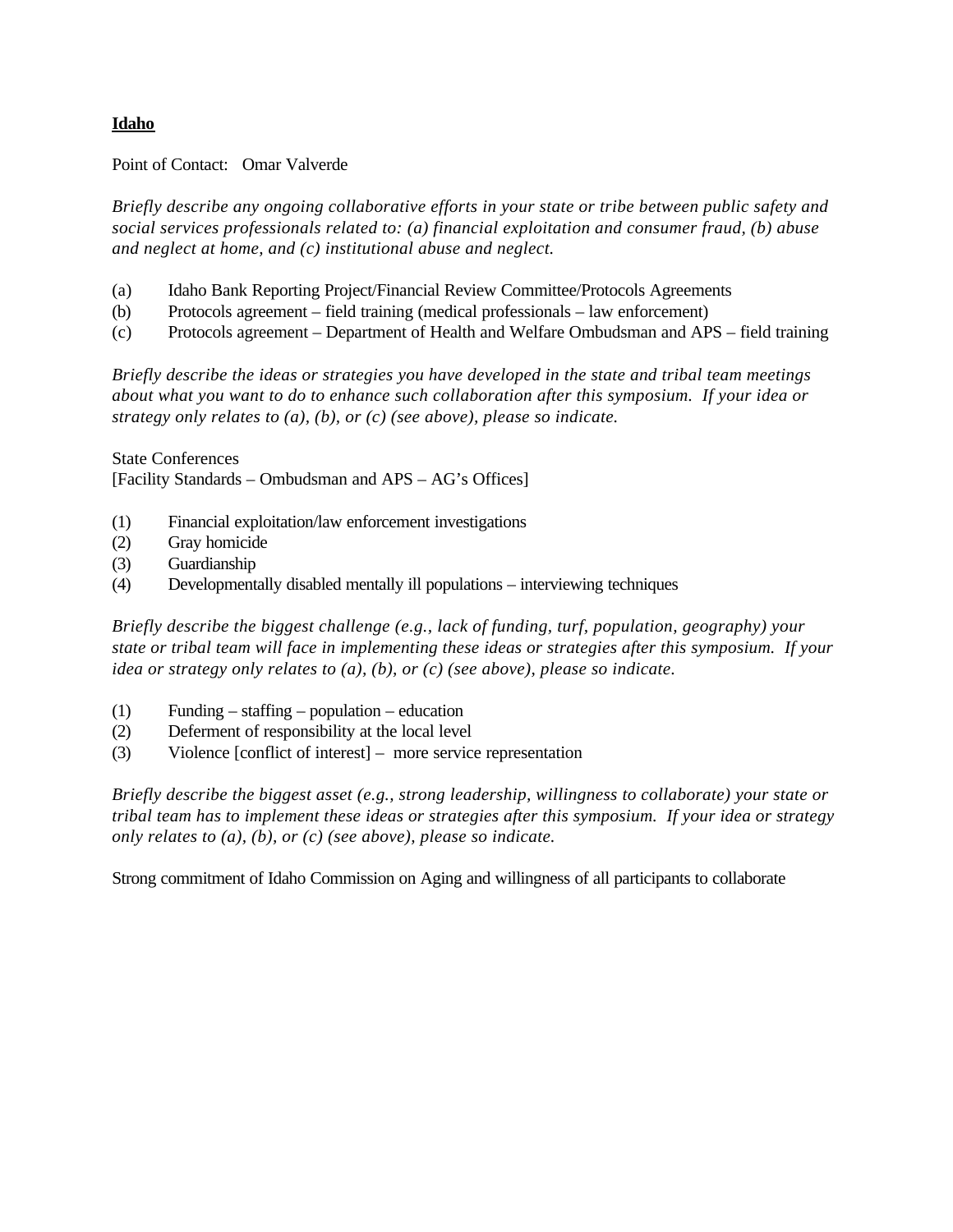**Idaho**

Point of Contact: Omar Valverde

*Briefly describe any ongoing collaborative efforts in your state or tribe between public safety and social services professionals related to: (a) financial exploitation and consumer fraud, (b) abuse and neglect at home, and (c) institutional abuse and neglect.*

(a) Idaho Bank Reporting Project/Financial Review Committee/Protocols Agreements
(b) Protocols agreement – field training (medical professionals – law enforcement)
(c) Protocols agreement – Department of Health and Welfare Ombudsman and APS – field training

*Briefly describe the ideas or strategies you have developed in the state and tribal team meetings about what you want to do to enhance such collaboration after this symposium. If your idea or strategy only relates to (a), (b), or (c) (see above), please so indicate.*

State Conferences
[Facility Standards – Ombudsman and APS – AG's Offices]

(1) Financial exploitation/law enforcement investigations
(2) Gray homicide
(3) Guardianship
(4) Developmentally disabled mentally ill populations – interviewing techniques

*Briefly describe the biggest challenge (e.g., lack of funding, turf, population, geography) your state or tribal team will face in implementing these ideas or strategies after this symposium. If your idea or strategy only relates to (a), (b), or (c) (see above), please so indicate.*

(1) Funding – staffing – population – education
(2) Deferment of responsibility at the local level
(3) Violence [conflict of interest] – more service representation

*Briefly describe the biggest asset (e.g., strong leadership, willingness to collaborate) your state or tribal team has to implement these ideas or strategies after this symposium. If your idea or strategy only relates to (a), (b), or (c) (see above), please so indicate.*

Strong commitment of Idaho Commission on Aging and willingness of all participants to collaborate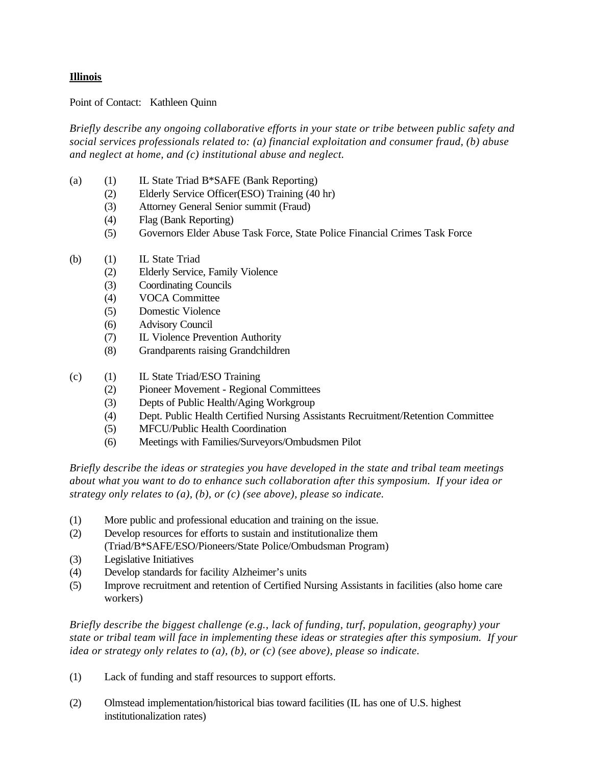**Illinois**

Point of Contact: Kathleen Quinn

*Briefly describe any ongoing collaborative efforts in your state or tribe between public safety and social services professionals related to: (a) financial exploitation and consumer fraud, (b) abuse and neglect at home, and (c) institutional abuse and neglect.*

(a)
- (1) IL State Triad B*SAFE (Bank Reporting)
- (2) Elderly Service Officer(ESO) Training (40 hr)
- (3) Attorney General Senior summit (Fraud)
- (4) Flag (Bank Reporting)
- (5) Governors Elder Abuse Task Force, State Police Financial Crimes Task Force

(b)
- (1) IL State Triad
- (2) Elderly Service, Family Violence
- (3) Coordinating Councils
- (4) VOCA Committee
- (5) Domestic Violence
- (6) Advisory Council
- (7) IL Violence Prevention Authority
- (8) Grandparents raising Grandchildren

(c)
- (1) IL State Triad/ESO Training
- (2) Pioneer Movement - Regional Committees
- (3) Depts of Public Health/Aging Workgroup
- (4) Dept. Public Health Certified Nursing Assistants Recruitment/Retention Committee
- (5) MFCU/Public Health Coordination
- (6) Meetings with Families/Surveyors/Ombudsmen Pilot

*Briefly describe the ideas or strategies you have developed in the state and tribal team meetings about what you want to do to enhance such collaboration after this symposium. If your idea or strategy only relates to (a), (b), or (c) (see above), please so indicate.*

(1) More public and professional education and training on the issue.
(2) Develop resources for efforts to sustain and institutionalize them (Triad/B*SAFE/ESO/Pioneers/State Police/Ombudsman Program)
(3) Legislative Initiatives
(4) Develop standards for facility Alzheimer's units
(5) Improve recruitment and retention of Certified Nursing Assistants in facilities (also home care workers)

*Briefly describe the biggest challenge (e.g., lack of funding, turf, population, geography) your state or tribal team will face in implementing these ideas or strategies after this symposium. If your idea or strategy only relates to (a), (b), or (c) (see above), please so indicate.*

(1) Lack of funding and staff resources to support efforts.

(2) Olmstead implementation/historical bias toward facilities (IL has one of U.S. highest institutionalization rates)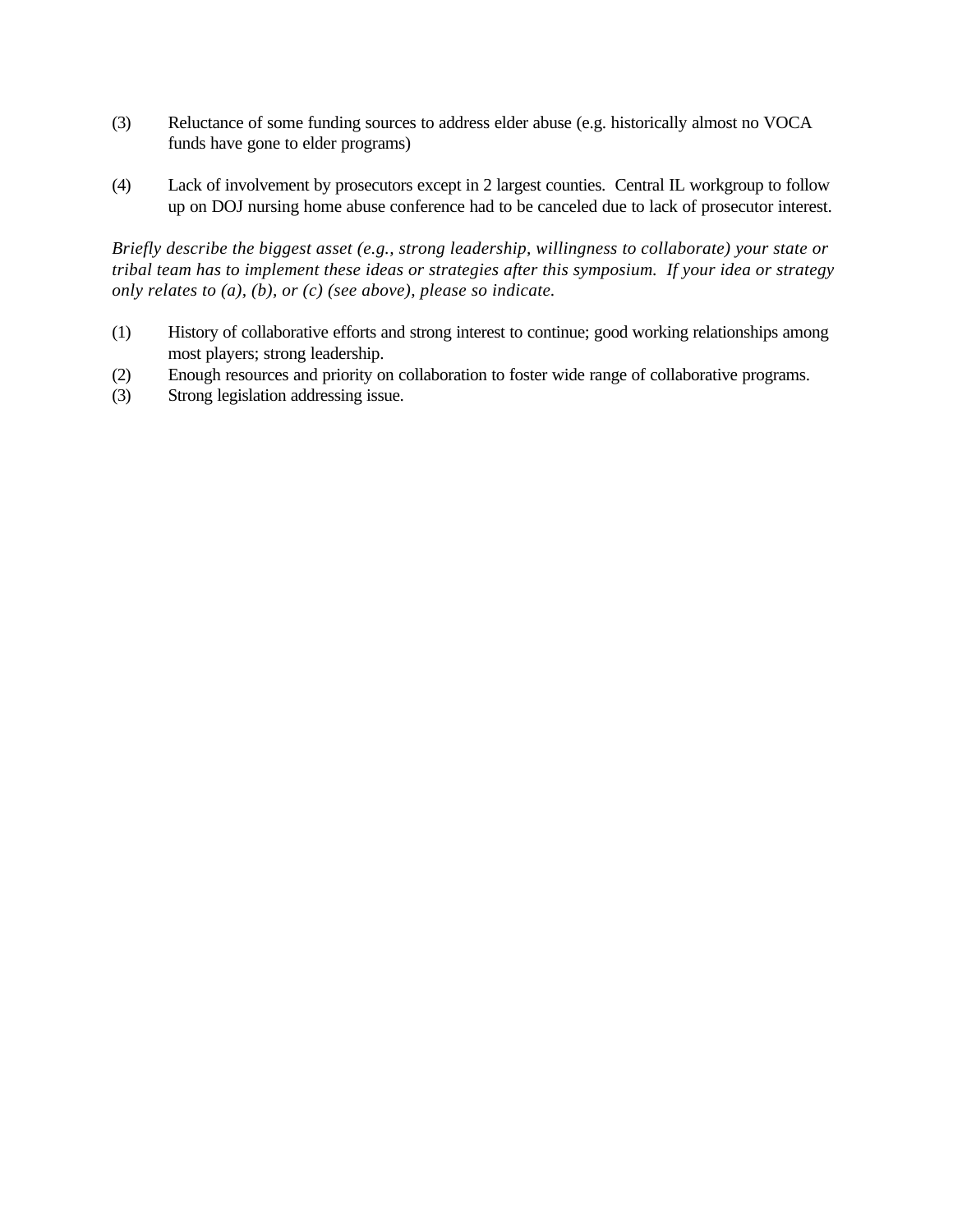(3) Reluctance of some funding sources to address elder abuse (e.g. historically almost no VOCA funds have gone to elder programs)

(4) Lack of involvement by prosecutors except in 2 largest counties. Central IL workgroup to follow up on DOJ nursing home abuse conference had to be canceled due to lack of prosecutor interest.

*Briefly describe the biggest asset (e.g., strong leadership, willingness to collaborate) your state or tribal team has to implement these ideas or strategies after this symposium. If your idea or strategy only relates to (a), (b), or (c) (see above), please so indicate.*

(1) History of collaborative efforts and strong interest to continue; good working relationships among most players; strong leadership.
(2) Enough resources and priority on collaboration to foster wide range of collaborative programs.
(3) Strong legislation addressing issue.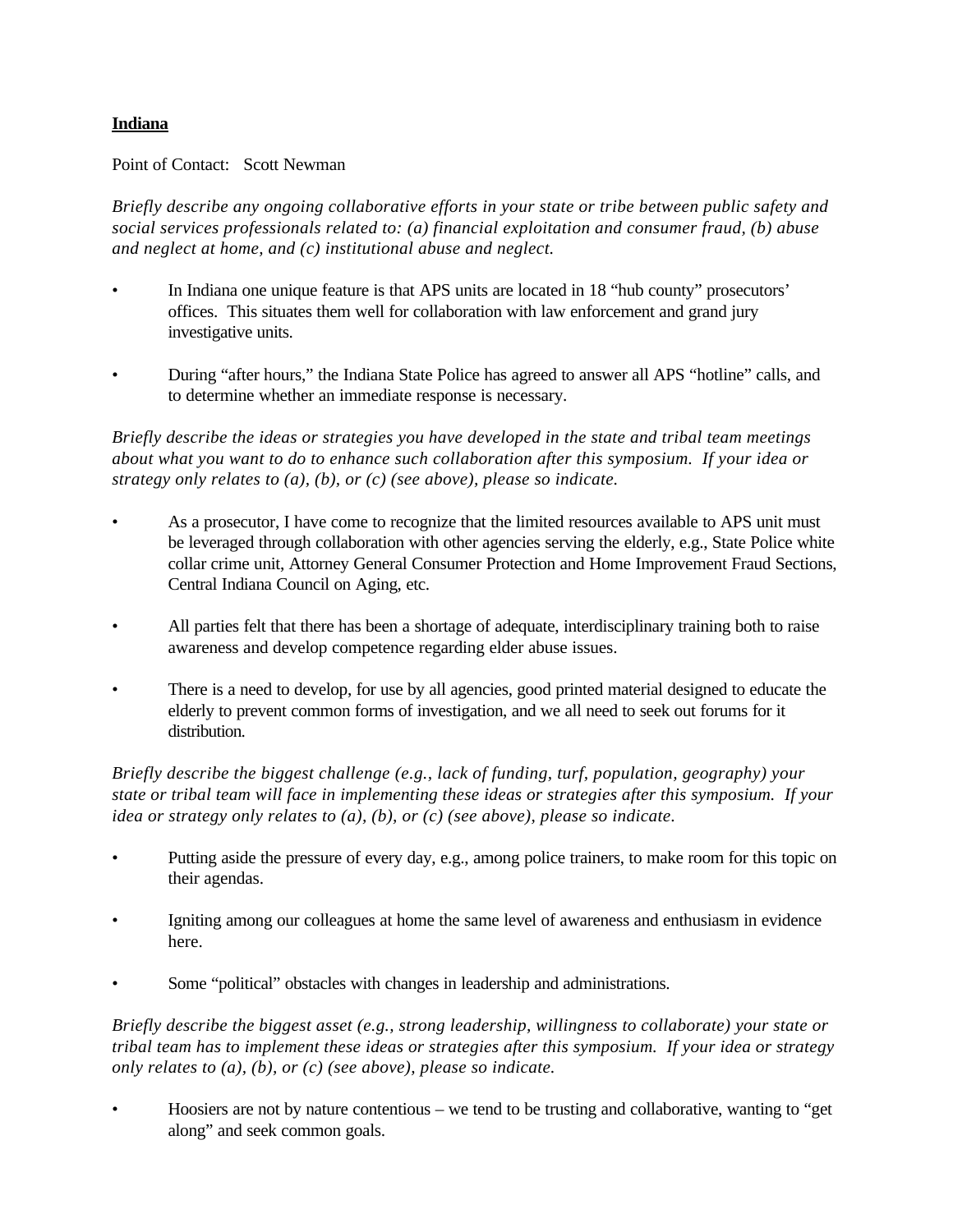**Indiana**

Point of Contact: Scott Newman

*Briefly describe any ongoing collaborative efforts in your state or tribe between public safety and social services professionals related to: (a) financial exploitation and consumer fraud, (b) abuse and neglect at home, and (c) institutional abuse and neglect.*

- In Indiana one unique feature is that APS units are located in 18 "hub county" prosecutors' offices. This situates them well for collaboration with law enforcement and grand jury investigative units.

- During "after hours," the Indiana State Police has agreed to answer all APS "hotline" calls, and to determine whether an immediate response is necessary.

*Briefly describe the ideas or strategies you have developed in the state and tribal team meetings about what you want to do to enhance such collaboration after this symposium. If your idea or strategy only relates to (a), (b), or (c) (see above), please so indicate.*

- As a prosecutor, I have come to recognize that the limited resources available to APS unit must be leveraged through collaboration with other agencies serving the elderly, e.g., State Police white collar crime unit, Attorney General Consumer Protection and Home Improvement Fraud Sections, Central Indiana Council on Aging, etc.

- All parties felt that there has been a shortage of adequate, interdisciplinary training both to raise awareness and develop competence regarding elder abuse issues.

- There is a need to develop, for use by all agencies, good printed material designed to educate the elderly to prevent common forms of investigation, and we all need to seek out forums for it distribution.

*Briefly describe the biggest challenge (e.g., lack of funding, turf, population, geography) your state or tribal team will face in implementing these ideas or strategies after this symposium. If your idea or strategy only relates to (a), (b), or (c) (see above), please so indicate.*

- Putting aside the pressure of every day, e.g., among police trainers, to make room for this topic on their agendas.

- Igniting among our colleagues at home the same level of awareness and enthusiasm in evidence here.

- Some "political" obstacles with changes in leadership and administrations.

*Briefly describe the biggest asset (e.g., strong leadership, willingness to collaborate) your state or tribal team has to implement these ideas or strategies after this symposium. If your idea or strategy only relates to (a), (b), or (c) (see above), please so indicate.*

- Hoosiers are not by nature contentious – we tend to be trusting and collaborative, wanting to "get along" and seek common goals.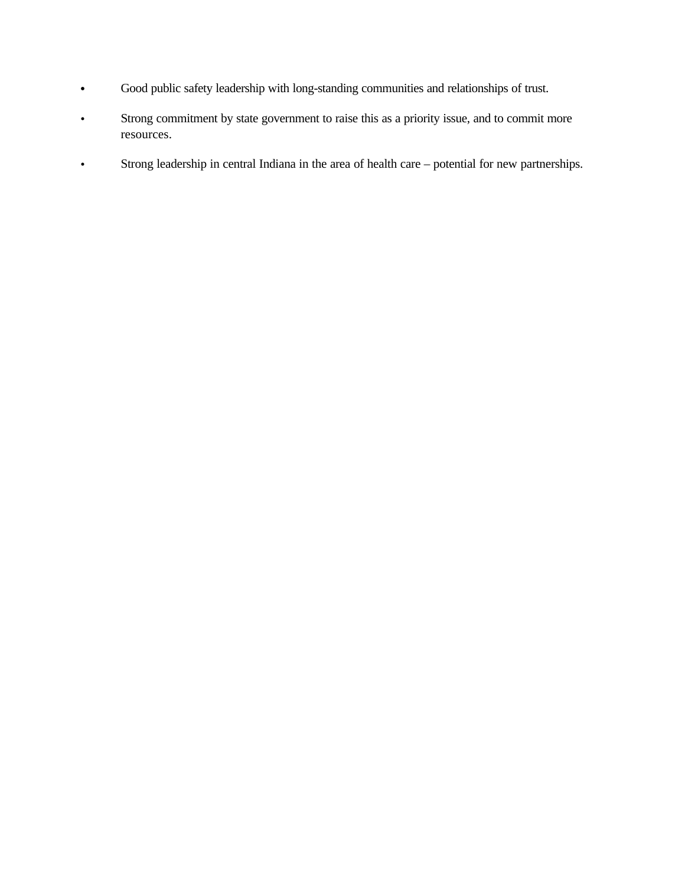- Good public safety leadership with long-standing communities and relationships of trust.
- Strong commitment by state government to raise this as a priority issue, and to commit more resources.
- Strong leadership in central Indiana in the area of health care – potential for new partnerships.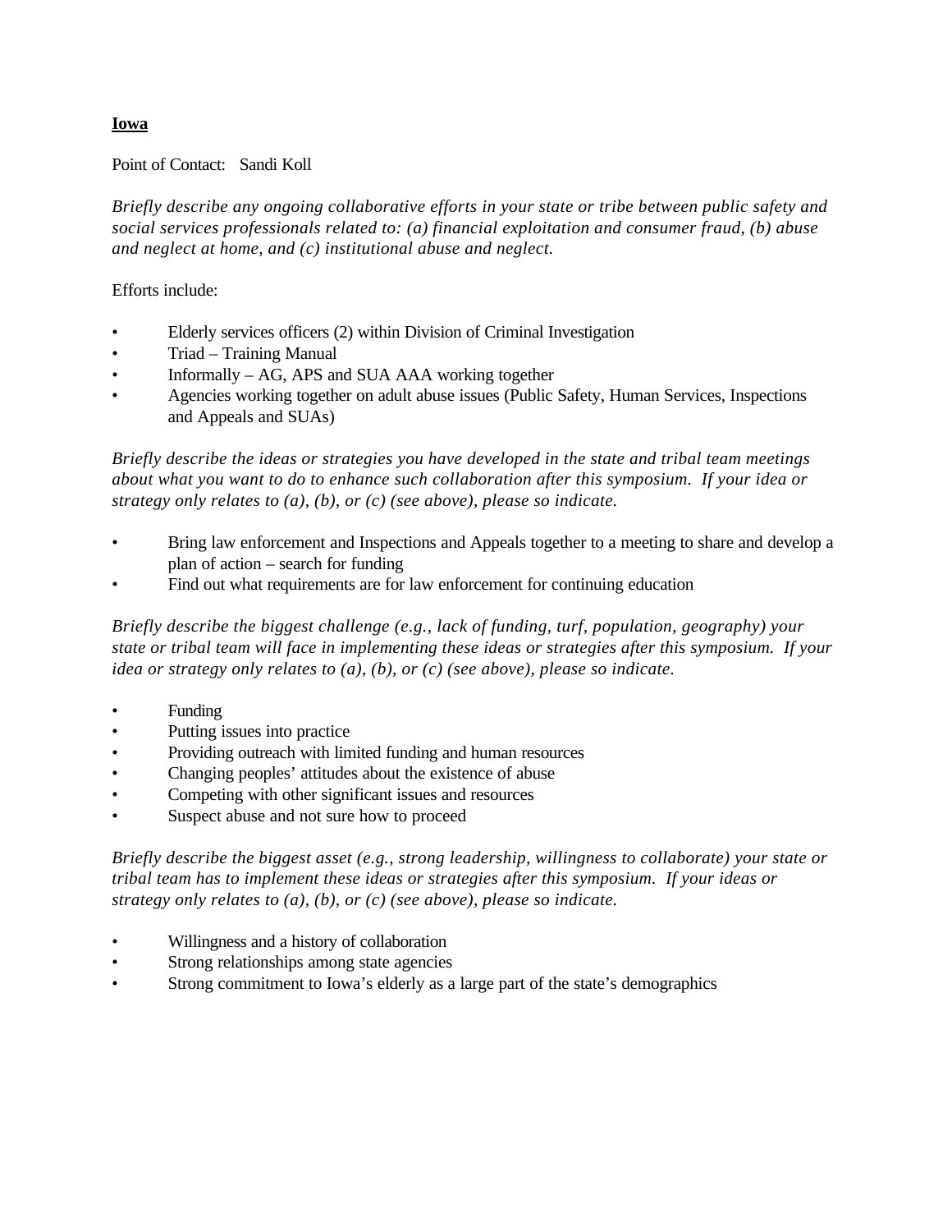**Iowa**

Point of Contact: Sandi Koll

*Briefly describe any ongoing collaborative efforts in your state or tribe between public safety and social services professionals related to: (a) financial exploitation and consumer fraud, (b) abuse and neglect at home, and (c) institutional abuse and neglect.*

Efforts include:

- Elderly services officers (2) within Division of Criminal Investigation
- Triad – Training Manual
- Informally – AG, APS and SUA AAA working together
- Agencies working together on adult abuse issues (Public Safety, Human Services, Inspections and Appeals and SUAs)

*Briefly describe the ideas or strategies you have developed in the state and tribal team meetings about what you want to do to enhance such collaboration after this symposium. If your idea or strategy only relates to (a), (b), or (c) (see above), please so indicate.*

- Bring law enforcement and Inspections and Appeals together to a meeting to share and develop a plan of action – search for funding
- Find out what requirements are for law enforcement for continuing education

*Briefly describe the biggest challenge (e.g., lack of funding, turf, population, geography) your state or tribal team will face in implementing these ideas or strategies after this symposium. If your idea or strategy only relates to (a), (b), or (c) (see above), please so indicate.*

- Funding
- Putting issues into practice
- Providing outreach with limited funding and human resources
- Changing peoples' attitudes about the existence of abuse
- Competing with other significant issues and resources
- Suspect abuse and not sure how to proceed

*Briefly describe the biggest asset (e.g., strong leadership, willingness to collaborate) your state or tribal team has to implement these ideas or strategies after this symposium. If your ideas or strategy only relates to (a), (b), or (c) (see above), please so indicate.*

- Willingness and a history of collaboration
- Strong relationships among state agencies
- Strong commitment to Iowa's elderly as a large part of the state's demographics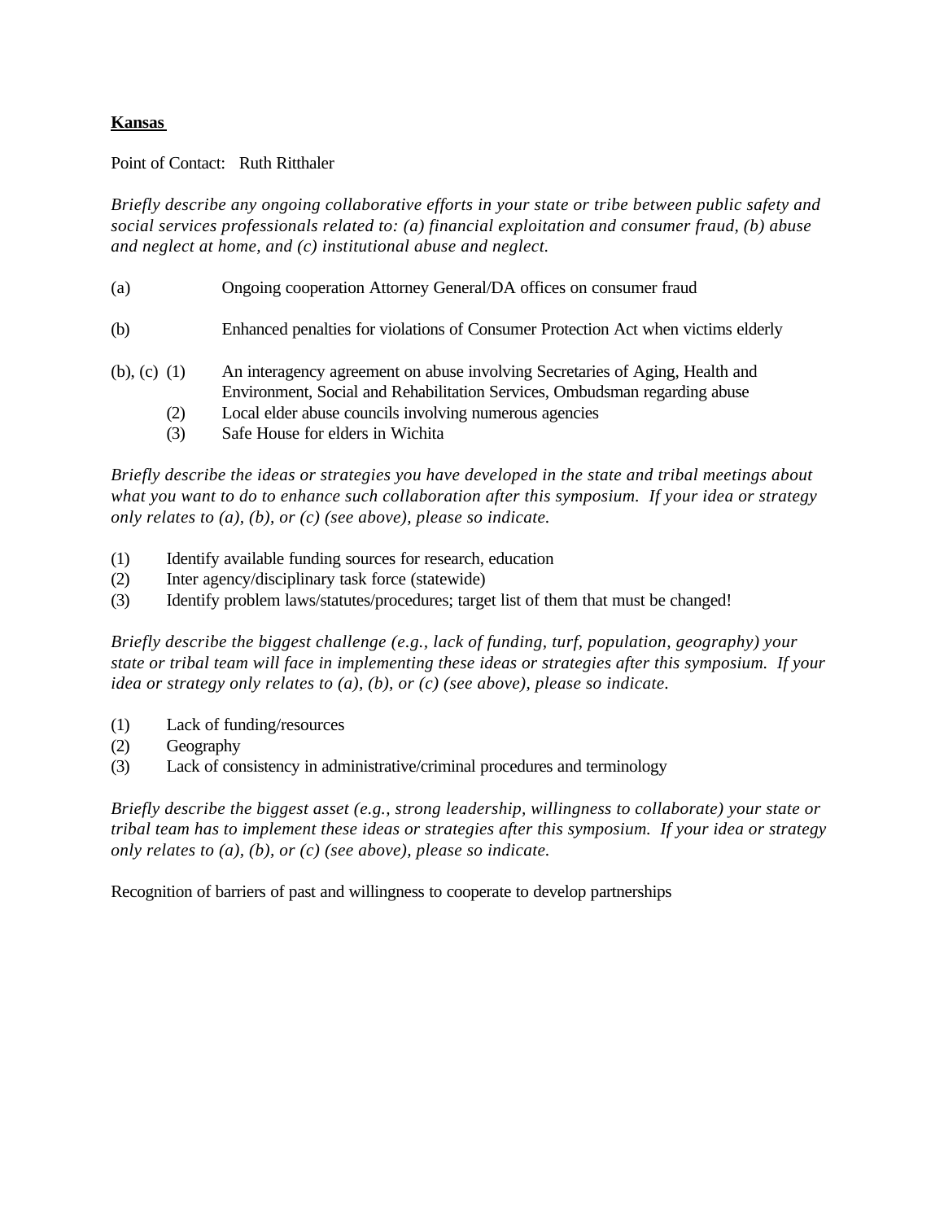**Kansas**

Point of Contact: Ruth Ritthaler

*Briefly describe any ongoing collaborative efforts in your state or tribe between public safety and social services professionals related to: (a) financial exploitation and consumer fraud, (b) abuse and neglect at home, and (c) institutional abuse and neglect.*

(a) Ongoing cooperation Attorney General/DA offices on consumer fraud

(b) Enhanced penalties for violations of Consumer Protection Act when victims elderly

(b), (c) (1) An interagency agreement on abuse involving Secretaries of Aging, Health and Environment, Social and Rehabilitation Services, Ombudsman regarding abuse

(2) Local elder abuse councils involving numerous agencies

(3) Safe House for elders in Wichita

*Briefly describe the ideas or strategies you have developed in the state and tribal meetings about what you want to do to enhance such collaboration after this symposium. If your idea or strategy only relates to (a), (b), or (c) (see above), please so indicate.*

(1) Identify available funding sources for research, education
(2) Inter agency/disciplinary task force (statewide)
(3) Identify problem laws/statutes/procedures; target list of them that must be changed!

*Briefly describe the biggest challenge (e.g., lack of funding, turf, population, geography) your state or tribal team will face in implementing these ideas or strategies after this symposium. If your idea or strategy only relates to (a), (b), or (c) (see above), please so indicate.*

(1) Lack of funding/resources
(2) Geography
(3) Lack of consistency in administrative/criminal procedures and terminology

*Briefly describe the biggest asset (e.g., strong leadership, willingness to collaborate) your state or tribal team has to implement these ideas or strategies after this symposium. If your idea or strategy only relates to (a), (b), or (c) (see above), please so indicate.*

Recognition of barriers of past and willingness to cooperate to develop partnerships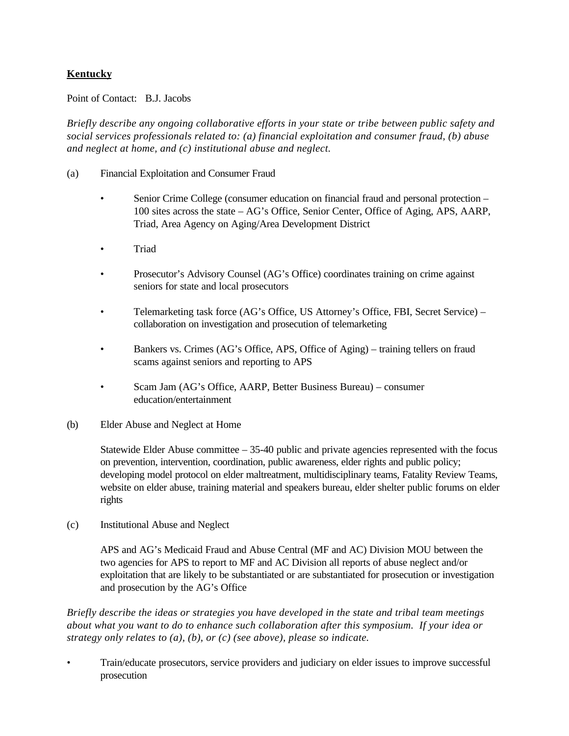**Kentucky**

Point of Contact: B.J. Jacobs

*Briefly describe any ongoing collaborative efforts in your state or tribe between public safety and social services professionals related to: (a) financial exploitation and consumer fraud, (b) abuse and neglect at home, and (c) institutional abuse and neglect.*

(a) Financial Exploitation and Consumer Fraud

- Senior Crime College (consumer education on financial fraud and personal protection – 100 sites across the state – AG's Office, Senior Center, Office of Aging, APS, AARP, Triad, Area Agency on Aging/Area Development District
- Triad
- Prosecutor's Advisory Counsel (AG's Office) coordinates training on crime against seniors for state and local prosecutors
- Telemarketing task force (AG's Office, US Attorney's Office, FBI, Secret Service) – collaboration on investigation and prosecution of telemarketing
- Bankers vs. Crimes (AG's Office, APS, Office of Aging) – training tellers on fraud scams against seniors and reporting to APS
- Scam Jam (AG's Office, AARP, Better Business Bureau) – consumer education/entertainment

(b) Elder Abuse and Neglect at Home

Statewide Elder Abuse committee – 35-40 public and private agencies represented with the focus on prevention, intervention, coordination, public awareness, elder rights and public policy; developing model protocol on elder maltreatment, multidisciplinary teams, Fatality Review Teams, website on elder abuse, training material and speakers bureau, elder shelter public forums on elder rights

(c) Institutional Abuse and Neglect

APS and AG's Medicaid Fraud and Abuse Central (MF and AC) Division MOU between the two agencies for APS to report to MF and AC Division all reports of abuse neglect and/or exploitation that are likely to be substantiated or are substantiated for prosecution or investigation and prosecution by the AG's Office

*Briefly describe the ideas or strategies you have developed in the state and tribal team meetings about what you want to do to enhance such collaboration after this symposium. If your idea or strategy only relates to (a), (b), or (c) (see above), please so indicate.*

- Train/educate prosecutors, service providers and judiciary on elder issues to improve successful prosecution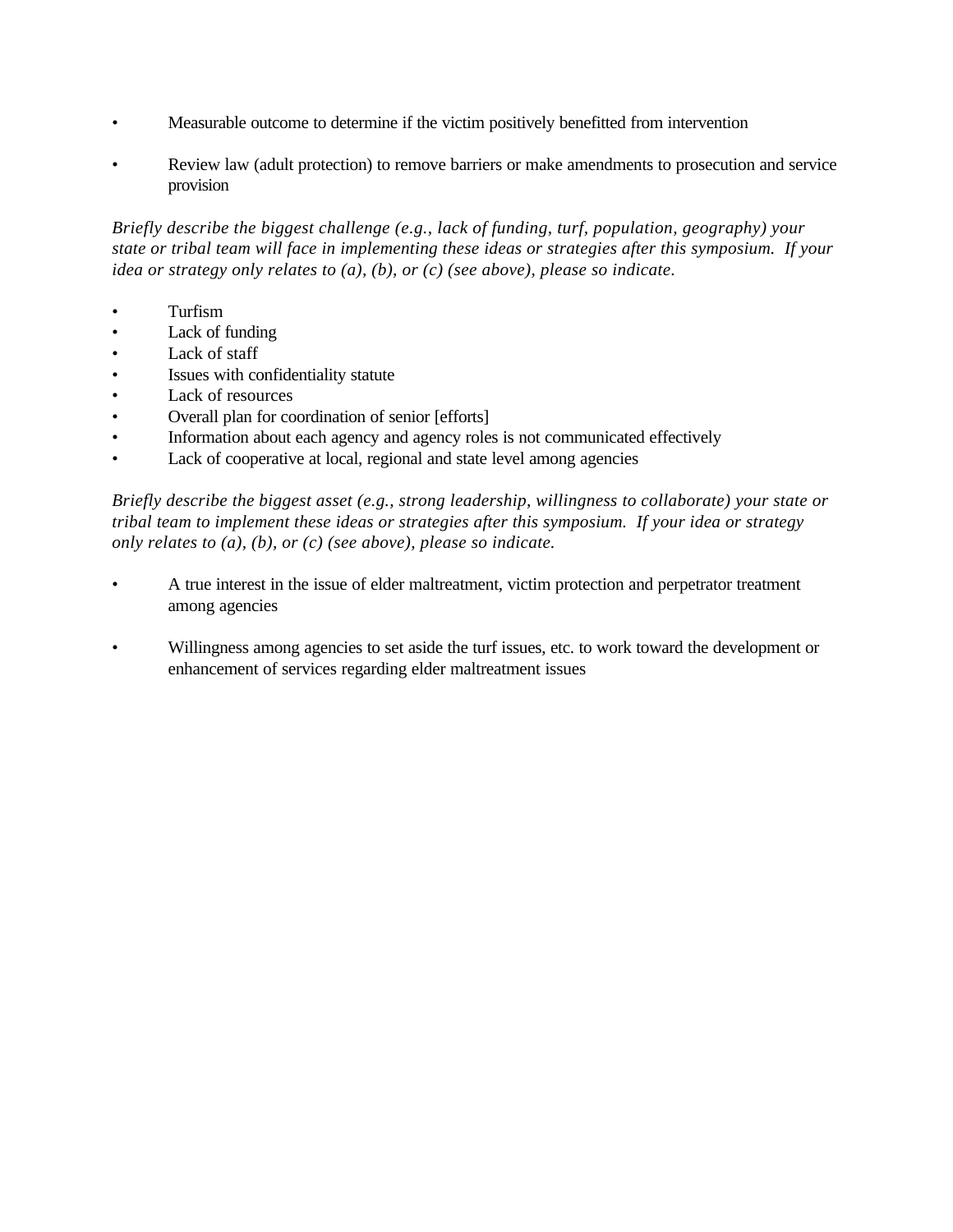- Measurable outcome to determine if the victim positively benefitted from intervention

- Review law (adult protection) to remove barriers or make amendments to prosecution and service provision

*Briefly describe the biggest challenge (e.g., lack of funding, turf, population, geography) your state or tribal team will face in implementing these ideas or strategies after this symposium. If your idea or strategy only relates to (a), (b), or (c) (see above), please so indicate.*

- Turfism
- Lack of funding
- Lack of staff
- Issues with confidentiality statute
- Lack of resources
- Overall plan for coordination of senior [efforts]
- Information about each agency and agency roles is not communicated effectively
- Lack of cooperative at local, regional and state level among agencies

*Briefly describe the biggest asset (e.g., strong leadership, willingness to collaborate) your state or tribal team to implement these ideas or strategies after this symposium. If your idea or strategy only relates to (a), (b), or (c) (see above), please so indicate.*

- A true interest in the issue of elder maltreatment, victim protection and perpetrator treatment among agencies

- Willingness among agencies to set aside the turf issues, etc. to work toward the development or enhancement of services regarding elder maltreatment issues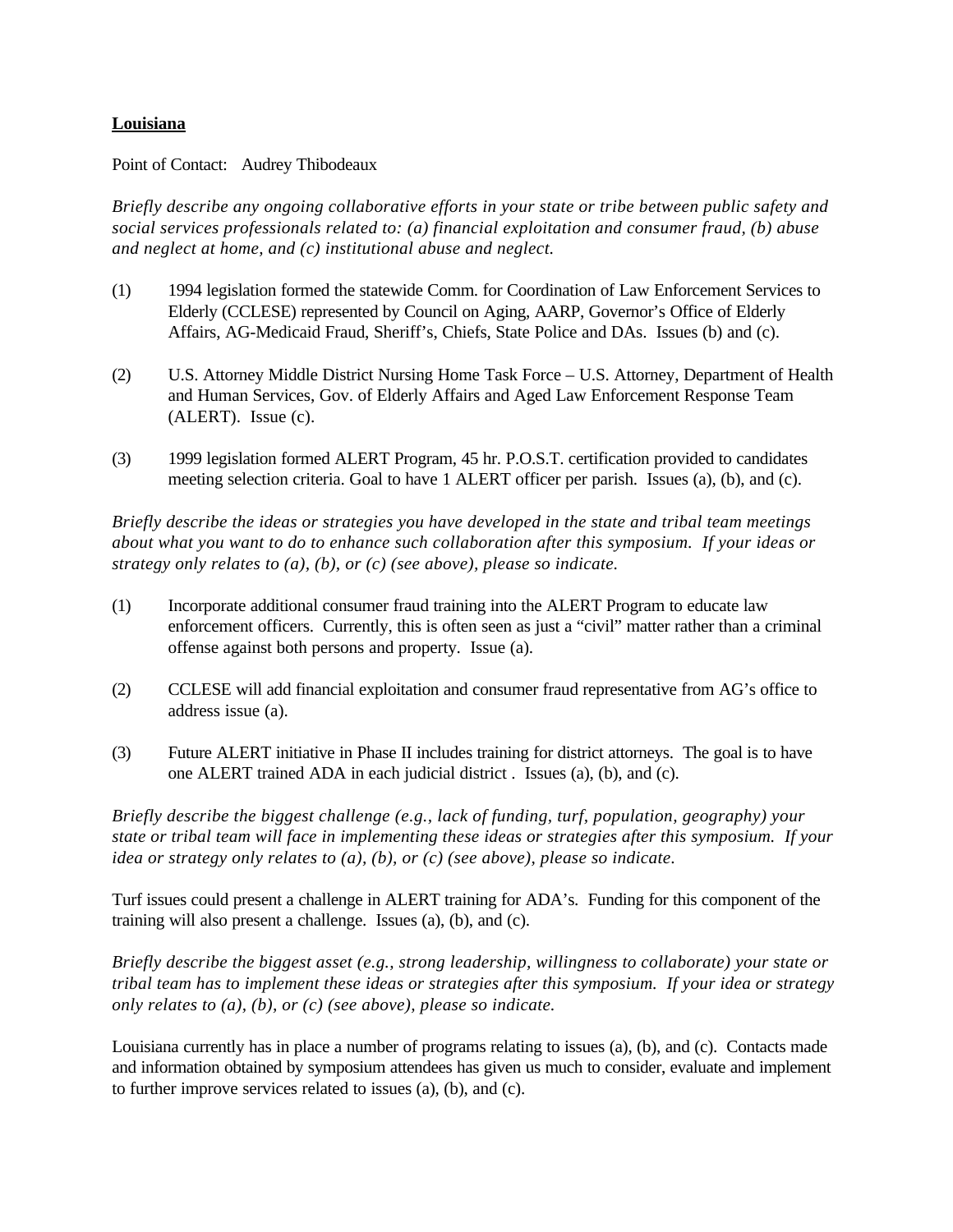**Louisiana**

Point of Contact: Audrey Thibodeaux

*Briefly describe any ongoing collaborative efforts in your state or tribe between public safety and social services professionals related to: (a) financial exploitation and consumer fraud, (b) abuse and neglect at home, and (c) institutional abuse and neglect.*

(1) 1994 legislation formed the statewide Comm. for Coordination of Law Enforcement Services to Elderly (CCLESE) represented by Council on Aging, AARP, Governor's Office of Elderly Affairs, AG-Medicaid Fraud, Sheriff's, Chiefs, State Police and DAs. Issues (b) and (c).

(2) U.S. Attorney Middle District Nursing Home Task Force – U.S. Attorney, Department of Health and Human Services, Gov. of Elderly Affairs and Aged Law Enforcement Response Team (ALERT). Issue (c).

(3) 1999 legislation formed ALERT Program, 45 hr. P.O.S.T. certification provided to candidates meeting selection criteria. Goal to have 1 ALERT officer per parish. Issues (a), (b), and (c).

*Briefly describe the ideas or strategies you have developed in the state and tribal team meetings about what you want to do to enhance such collaboration after this symposium. If your ideas or strategy only relates to (a), (b), or (c) (see above), please so indicate.*

(1) Incorporate additional consumer fraud training into the ALERT Program to educate law enforcement officers. Currently, this is often seen as just a "civil" matter rather than a criminal offense against both persons and property. Issue (a).

(2) CCLESE will add financial exploitation and consumer fraud representative from AG's office to address issue (a).

(3) Future ALERT initiative in Phase II includes training for district attorneys. The goal is to have one ALERT trained ADA in each judicial district . Issues (a), (b), and (c).

*Briefly describe the biggest challenge (e.g., lack of funding, turf, population, geography) your state or tribal team will face in implementing these ideas or strategies after this symposium. If your idea or strategy only relates to (a), (b), or (c) (see above), please so indicate.*

Turf issues could present a challenge in ALERT training for ADA's. Funding for this component of the training will also present a challenge. Issues (a), (b), and (c).

*Briefly describe the biggest asset (e.g., strong leadership, willingness to collaborate) your state or tribal team has to implement these ideas or strategies after this symposium. If your idea or strategy only relates to (a), (b), or (c) (see above), please so indicate.*

Louisiana currently has in place a number of programs relating to issues (a), (b), and (c). Contacts made and information obtained by symposium attendees has given us much to consider, evaluate and implement to further improve services related to issues (a), (b), and (c).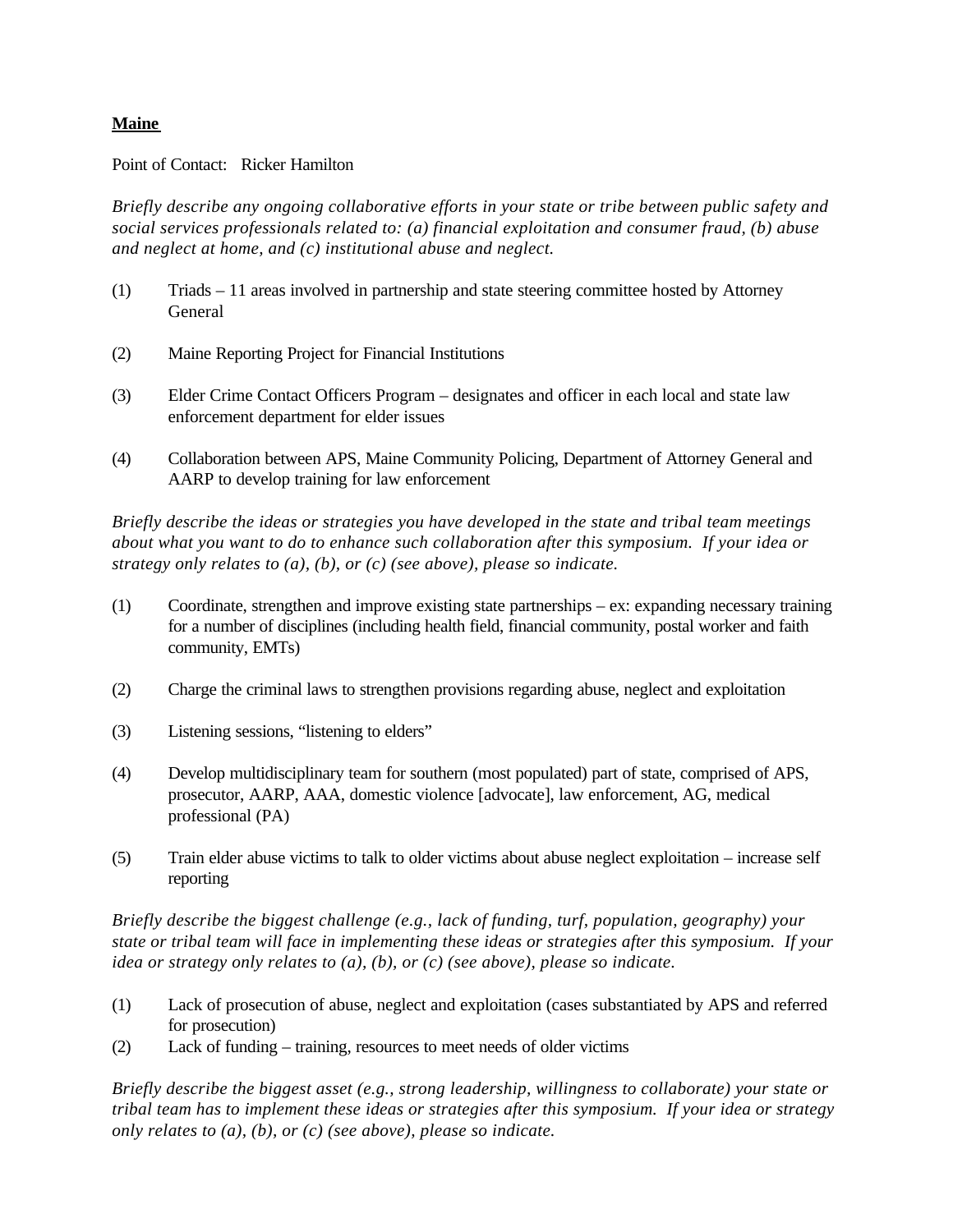**<u>Maine</u>**

Point of Contact: Ricker Hamilton

*Briefly describe any ongoing collaborative efforts in your state or tribe between public safety and social services professionals related to: (a) financial exploitation and consumer fraud, (b) abuse and neglect at home, and (c) institutional abuse and neglect.*

(1) Triads – 11 areas involved in partnership and state steering committee hosted by Attorney General

(2) Maine Reporting Project for Financial Institutions

(3) Elder Crime Contact Officers Program – designates and officer in each local and state law enforcement department for elder issues

(4) Collaboration between APS, Maine Community Policing, Department of Attorney General and AARP to develop training for law enforcement

*Briefly describe the ideas or strategies you have developed in the state and tribal team meetings about what you want to do to enhance such collaboration after this symposium. If your idea or strategy only relates to (a), (b), or (c) (see above), please so indicate.*

(1) Coordinate, strengthen and improve existing state partnerships – ex: expanding necessary training for a number of disciplines (including health field, financial community, postal worker and faith community, EMTs)

(2) Charge the criminal laws to strengthen provisions regarding abuse, neglect and exploitation

(3) Listening sessions, "listening to elders"

(4) Develop multidisciplinary team for southern (most populated) part of state, comprised of APS, prosecutor, AARP, AAA, domestic violence [advocate], law enforcement, AG, medical professional (PA)

(5) Train elder abuse victims to talk to older victims about abuse neglect exploitation – increase self reporting

*Briefly describe the biggest challenge (e.g., lack of funding, turf, population, geography) your state or tribal team will face in implementing these ideas or strategies after this symposium. If your idea or strategy only relates to (a), (b), or (c) (see above), please so indicate.*

(1) Lack of prosecution of abuse, neglect and exploitation (cases substantiated by APS and referred for prosecution)

(2) Lack of funding – training, resources to meet needs of older victims

*Briefly describe the biggest asset (e.g., strong leadership, willingness to collaborate) your state or tribal team has to implement these ideas or strategies after this symposium. If your idea or strategy only relates to (a), (b), or (c) (see above), please so indicate.*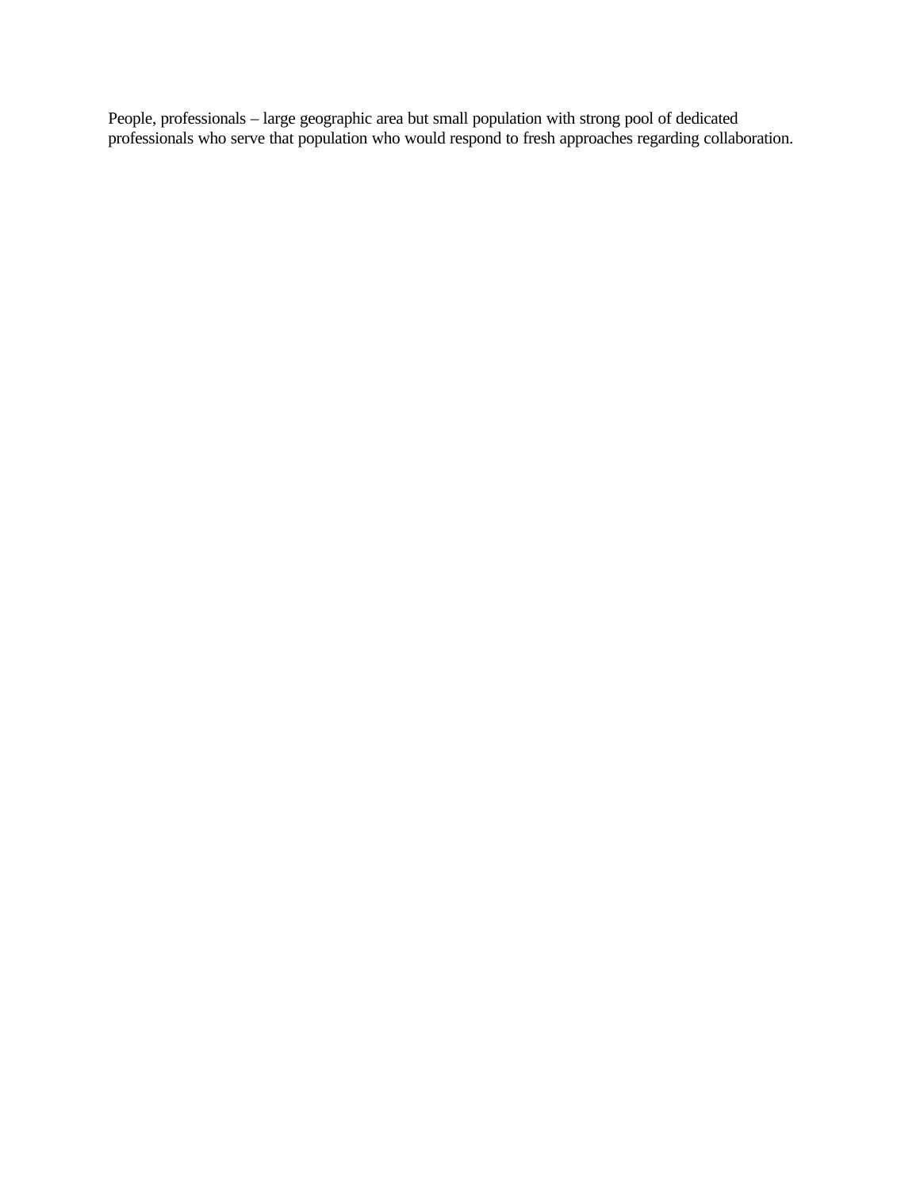People, professionals – large geographic area but small population with strong pool of dedicated professionals who serve that population who would respond to fresh approaches regarding collaboration.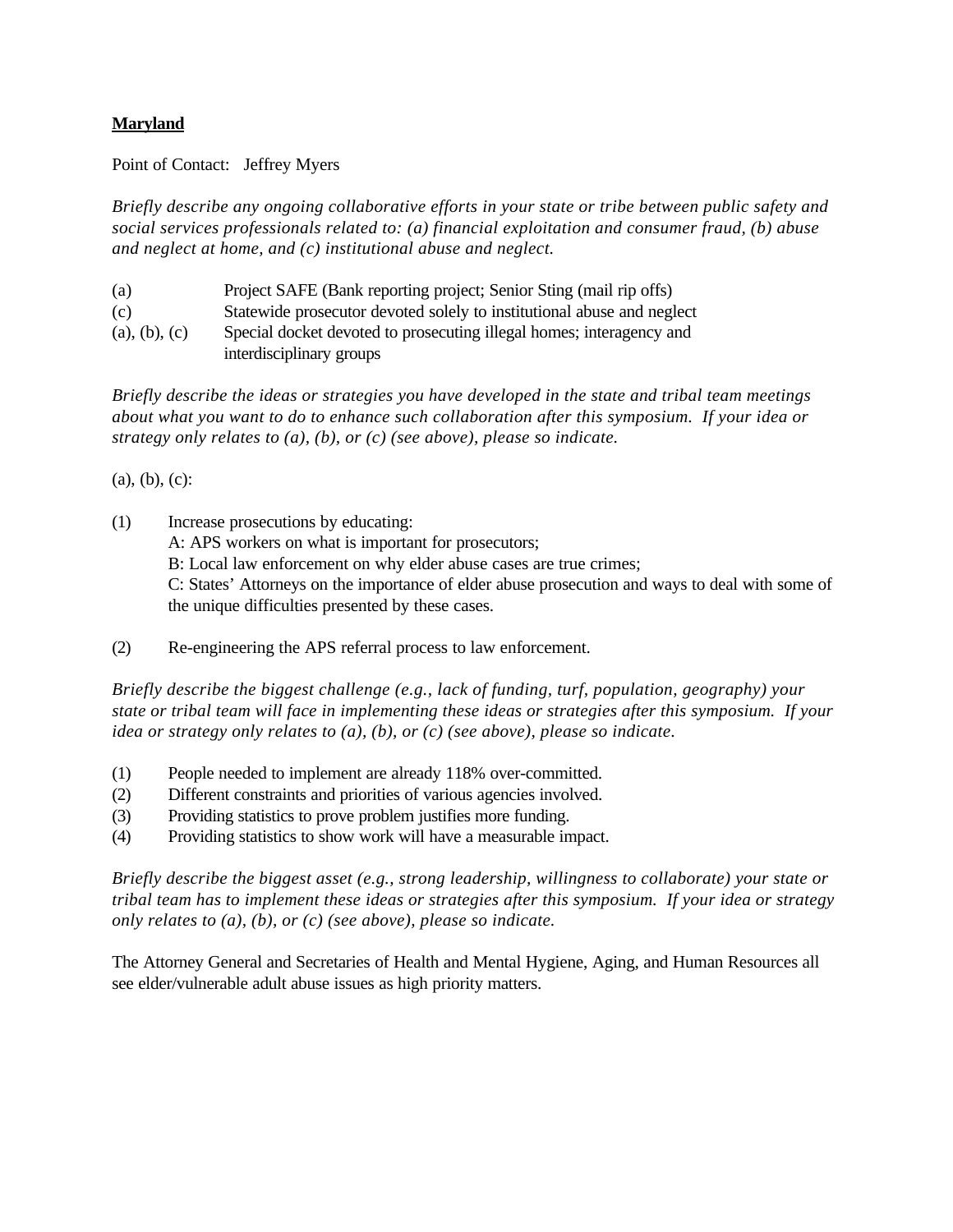**<u>Maryland</u>**

Point of Contact: Jeffrey Myers

*Briefly describe any ongoing collaborative efforts in your state or tribe between public safety and social services professionals related to: (a) financial exploitation and consumer fraud, (b) abuse and neglect at home, and (c) institutional abuse and neglect.*

(a) Project SAFE (Bank reporting project; Senior Sting (mail rip offs)

(c) Statewide prosecutor devoted solely to institutional abuse and neglect

(a), (b), (c) Special docket devoted to prosecuting illegal homes; interagency and interdisciplinary groups

*Briefly describe the ideas or strategies you have developed in the state and tribal team meetings about what you want to do to enhance such collaboration after this symposium. If your idea or strategy only relates to (a), (b), or (c) (see above), please so indicate.*

(a), (b), (c):

(1) Increase prosecutions by educating:
A: APS workers on what is important for prosecutors;
B: Local law enforcement on why elder abuse cases are true crimes;
C: States' Attorneys on the importance of elder abuse prosecution and ways to deal with some of the unique difficulties presented by these cases.

(2) Re-engineering the APS referral process to law enforcement.

*Briefly describe the biggest challenge (e.g., lack of funding, turf, population, geography) your state or tribal team will face in implementing these ideas or strategies after this symposium. If your idea or strategy only relates to (a), (b), or (c) (see above), please so indicate.*

(1) People needed to implement are already 118% over-committed.
(2) Different constraints and priorities of various agencies involved.
(3) Providing statistics to prove problem justifies more funding.
(4) Providing statistics to show work will have a measurable impact.

*Briefly describe the biggest asset (e.g., strong leadership, willingness to collaborate) your state or tribal team has to implement these ideas or strategies after this symposium. If your idea or strategy only relates to (a), (b), or (c) (see above), please so indicate.*

The Attorney General and Secretaries of Health and Mental Hygiene, Aging, and Human Resources all see elder/vulnerable adult abuse issues as high priority matters.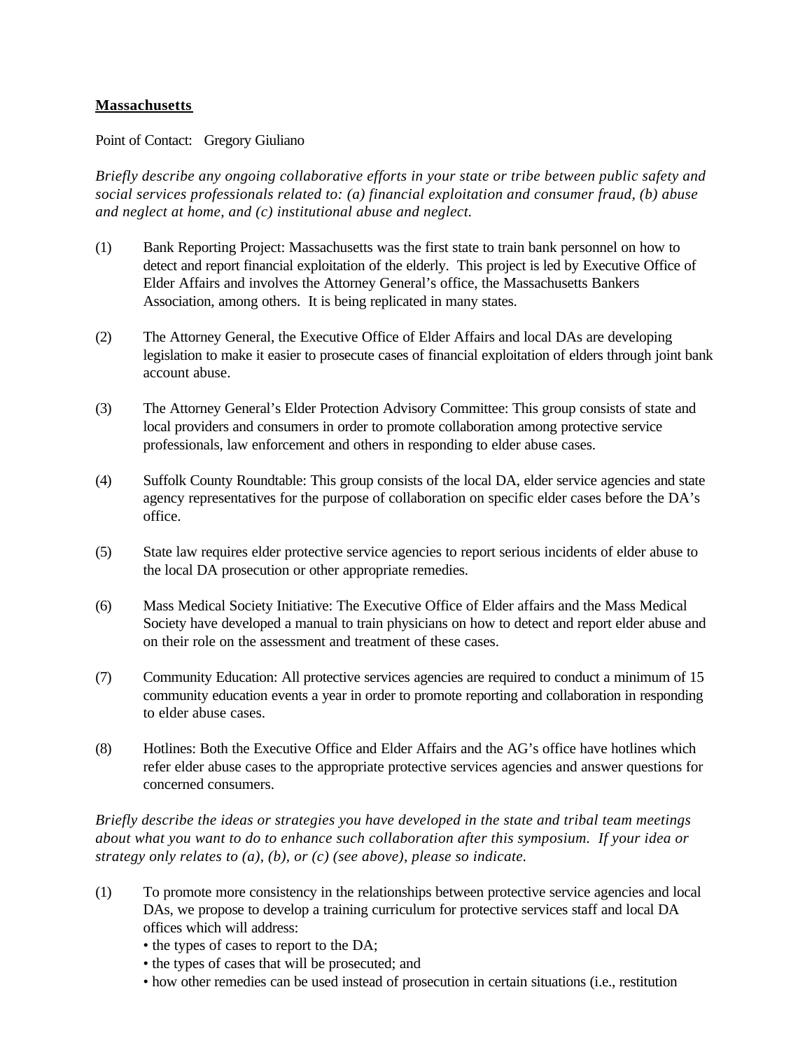**Massachusetts**

Point of Contact: Gregory Giuliano

*Briefly describe any ongoing collaborative efforts in your state or tribe between public safety and social services professionals related to: (a) financial exploitation and consumer fraud, (b) abuse and neglect at home, and (c) institutional abuse and neglect.*

(1) Bank Reporting Project: Massachusetts was the first state to train bank personnel on how to detect and report financial exploitation of the elderly. This project is led by Executive Office of Elder Affairs and involves the Attorney General's office, the Massachusetts Bankers Association, among others. It is being replicated in many states.

(2) The Attorney General, the Executive Office of Elder Affairs and local DAs are developing legislation to make it easier to prosecute cases of financial exploitation of elders through joint bank account abuse.

(3) The Attorney General's Elder Protection Advisory Committee: This group consists of state and local providers and consumers in order to promote collaboration among protective service professionals, law enforcement and others in responding to elder abuse cases.

(4) Suffolk County Roundtable: This group consists of the local DA, elder service agencies and state agency representatives for the purpose of collaboration on specific elder cases before the DA's office.

(5) State law requires elder protective service agencies to report serious incidents of elder abuse to the local DA prosecution or other appropriate remedies.

(6) Mass Medical Society Initiative: The Executive Office of Elder affairs and the Mass Medical Society have developed a manual to train physicians on how to detect and report elder abuse and on their role on the assessment and treatment of these cases.

(7) Community Education: All protective services agencies are required to conduct a minimum of 15 community education events a year in order to promote reporting and collaboration in responding to elder abuse cases.

(8) Hotlines: Both the Executive Office and Elder Affairs and the AG's office have hotlines which refer elder abuse cases to the appropriate protective services agencies and answer questions for concerned consumers.

*Briefly describe the ideas or strategies you have developed in the state and tribal team meetings about what you want to do to enhance such collaboration after this symposium. If your idea or strategy only relates to (a), (b), or (c) (see above), please so indicate.*

(1) To promote more consistency in the relationships between protective service agencies and local DAs, we propose to develop a training curriculum for protective services staff and local DA offices which will address:
- the types of cases to report to the DA;
- the types of cases that will be prosecuted; and
- how other remedies can be used instead of prosecution in certain situations (i.e., restitution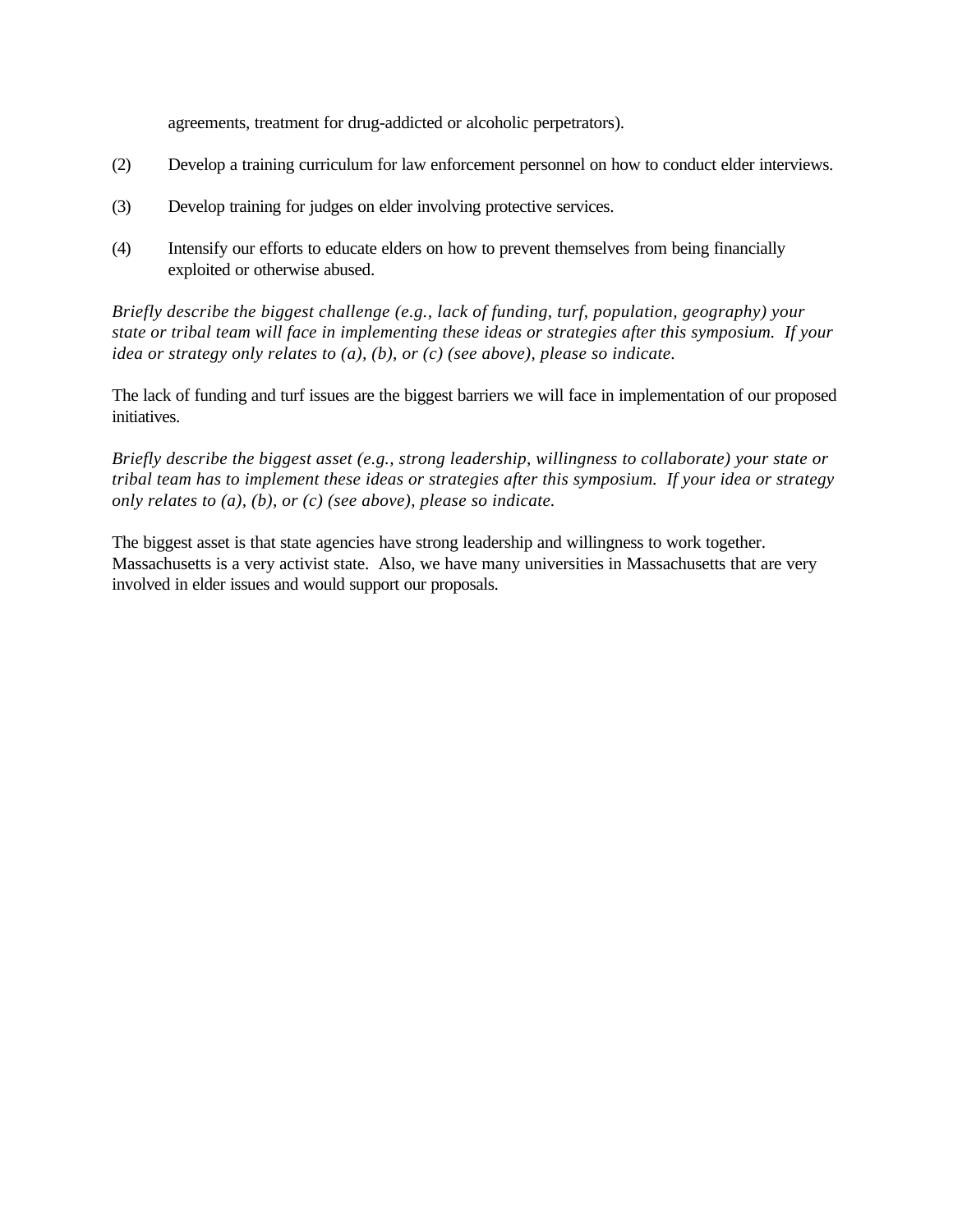agreements, treatment for drug-addicted or alcoholic perpetrators).

(2) Develop a training curriculum for law enforcement personnel on how to conduct elder interviews.

(3) Develop training for judges on elder involving protective services.

(4) Intensify our efforts to educate elders on how to prevent themselves from being financially exploited or otherwise abused.

*Briefly describe the biggest challenge (e.g., lack of funding, turf, population, geography) your state or tribal team will face in implementing these ideas or strategies after this symposium. If your idea or strategy only relates to (a), (b), or (c) (see above), please so indicate.*

The lack of funding and turf issues are the biggest barriers we will face in implementation of our proposed initiatives.

*Briefly describe the biggest asset (e.g., strong leadership, willingness to collaborate) your state or tribal team has to implement these ideas or strategies after this symposium. If your idea or strategy only relates to (a), (b), or (c) (see above), please so indicate.*

The biggest asset is that state agencies have strong leadership and willingness to work together. Massachusetts is a very activist state. Also, we have many universities in Massachusetts that are very involved in elder issues and would support our proposals.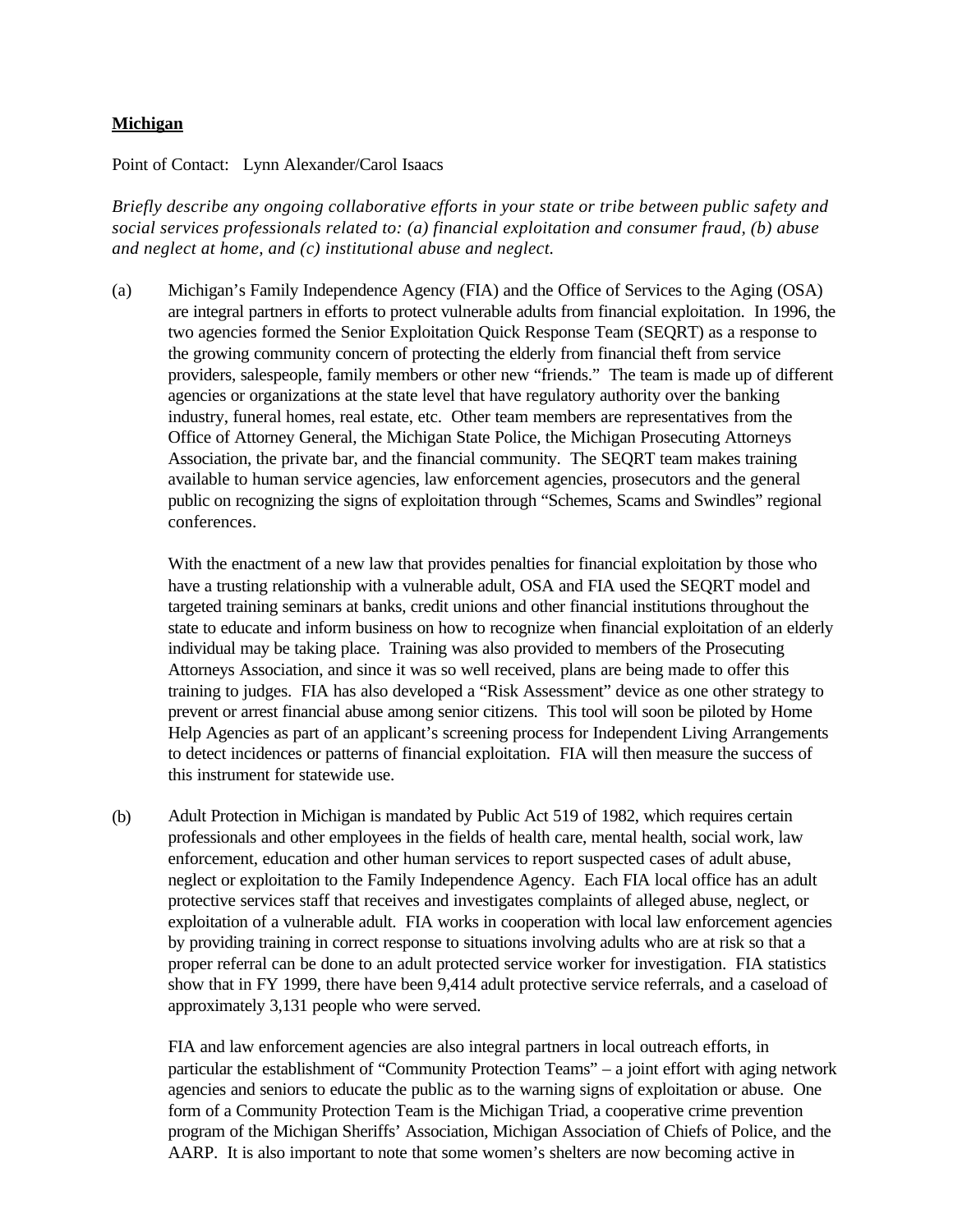**<u>Michigan</u>**

Point of Contact: Lynn Alexander/Carol Isaacs

*Briefly describe any ongoing collaborative efforts in your state or tribe between public safety and social services professionals related to: (a) financial exploitation and consumer fraud, (b) abuse and neglect at home, and (c) institutional abuse and neglect.*

(a) Michigan's Family Independence Agency (FIA) and the Office of Services to the Aging (OSA) are integral partners in efforts to protect vulnerable adults from financial exploitation. In 1996, the two agencies formed the Senior Exploitation Quick Response Team (SEQRT) as a response to the growing community concern of protecting the elderly from financial theft from service providers, salespeople, family members or other new "friends." The team is made up of different agencies or organizations at the state level that have regulatory authority over the banking industry, funeral homes, real estate, etc. Other team members are representatives from the Office of Attorney General, the Michigan State Police, the Michigan Prosecuting Attorneys Association, the private bar, and the financial community. The SEQRT team makes training available to human service agencies, law enforcement agencies, prosecutors and the general public on recognizing the signs of exploitation through "Schemes, Scams and Swindles" regional conferences.

With the enactment of a new law that provides penalties for financial exploitation by those who have a trusting relationship with a vulnerable adult, OSA and FIA used the SEQRT model and targeted training seminars at banks, credit unions and other financial institutions throughout the state to educate and inform business on how to recognize when financial exploitation of an elderly individual may be taking place. Training was also provided to members of the Prosecuting Attorneys Association, and since it was so well received, plans are being made to offer this training to judges. FIA has also developed a "Risk Assessment" device as one other strategy to prevent or arrest financial abuse among senior citizens. This tool will soon be piloted by Home Help Agencies as part of an applicant's screening process for Independent Living Arrangements to detect incidences or patterns of financial exploitation. FIA will then measure the success of this instrument for statewide use.

(b) Adult Protection in Michigan is mandated by Public Act 519 of 1982, which requires certain professionals and other employees in the fields of health care, mental health, social work, law enforcement, education and other human services to report suspected cases of adult abuse, neglect or exploitation to the Family Independence Agency. Each FIA local office has an adult protective services staff that receives and investigates complaints of alleged abuse, neglect, or exploitation of a vulnerable adult. FIA works in cooperation with local law enforcement agencies by providing training in correct response to situations involving adults who are at risk so that a proper referral can be done to an adult protected service worker for investigation. FIA statistics show that in FY 1999, there have been 9,414 adult protective service referrals, and a caseload of approximately 3,131 people who were served.

FIA and law enforcement agencies are also integral partners in local outreach efforts, in particular the establishment of "Community Protection Teams" – a joint effort with aging network agencies and seniors to educate the public as to the warning signs of exploitation or abuse. One form of a Community Protection Team is the Michigan Triad, a cooperative crime prevention program of the Michigan Sheriffs' Association, Michigan Association of Chiefs of Police, and the AARP. It is also important to note that some women's shelters are now becoming active in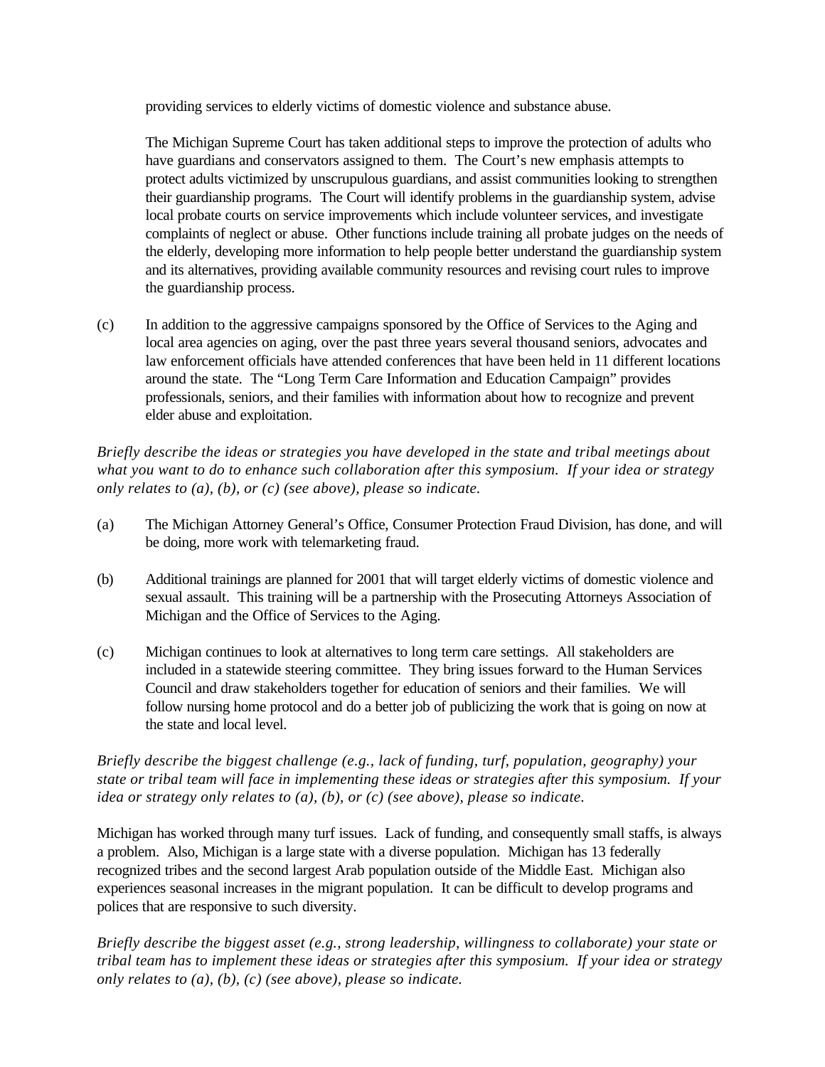providing services to elderly victims of domestic violence and substance abuse.

The Michigan Supreme Court has taken additional steps to improve the protection of adults who have guardians and conservators assigned to them. The Court's new emphasis attempts to protect adults victimized by unscrupulous guardians, and assist communities looking to strengthen their guardianship programs. The Court will identify problems in the guardianship system, advise local probate courts on service improvements which include volunteer services, and investigate complaints of neglect or abuse. Other functions include training all probate judges on the needs of the elderly, developing more information to help people better understand the guardianship system and its alternatives, providing available community resources and revising court rules to improve the guardianship process.

(c) In addition to the aggressive campaigns sponsored by the Office of Services to the Aging and local area agencies on aging, over the past three years several thousand seniors, advocates and law enforcement officials have attended conferences that have been held in 11 different locations around the state. The "Long Term Care Information and Education Campaign" provides professionals, seniors, and their families with information about how to recognize and prevent elder abuse and exploitation.

*Briefly describe the ideas or strategies you have developed in the state and tribal meetings about what you want to do to enhance such collaboration after this symposium. If your idea or strategy only relates to (a), (b), or (c) (see above), please so indicate.*

(a) The Michigan Attorney General's Office, Consumer Protection Fraud Division, has done, and will be doing, more work with telemarketing fraud.

(b) Additional trainings are planned for 2001 that will target elderly victims of domestic violence and sexual assault. This training will be a partnership with the Prosecuting Attorneys Association of Michigan and the Office of Services to the Aging.

(c) Michigan continues to look at alternatives to long term care settings. All stakeholders are included in a statewide steering committee. They bring issues forward to the Human Services Council and draw stakeholders together for education of seniors and their families. We will follow nursing home protocol and do a better job of publicizing the work that is going on now at the state and local level.

*Briefly describe the biggest challenge (e.g., lack of funding, turf, population, geography) your state or tribal team will face in implementing these ideas or strategies after this symposium. If your idea or strategy only relates to (a), (b), or (c) (see above), please so indicate.*

Michigan has worked through many turf issues. Lack of funding, and consequently small staffs, is always a problem. Also, Michigan is a large state with a diverse population. Michigan has 13 federally recognized tribes and the second largest Arab population outside of the Middle East. Michigan also experiences seasonal increases in the migrant population. It can be difficult to develop programs and polices that are responsive to such diversity.

*Briefly describe the biggest asset (e.g., strong leadership, willingness to collaborate) your state or tribal team has to implement these ideas or strategies after this symposium. If your idea or strategy only relates to (a), (b), (c) (see above), please so indicate.*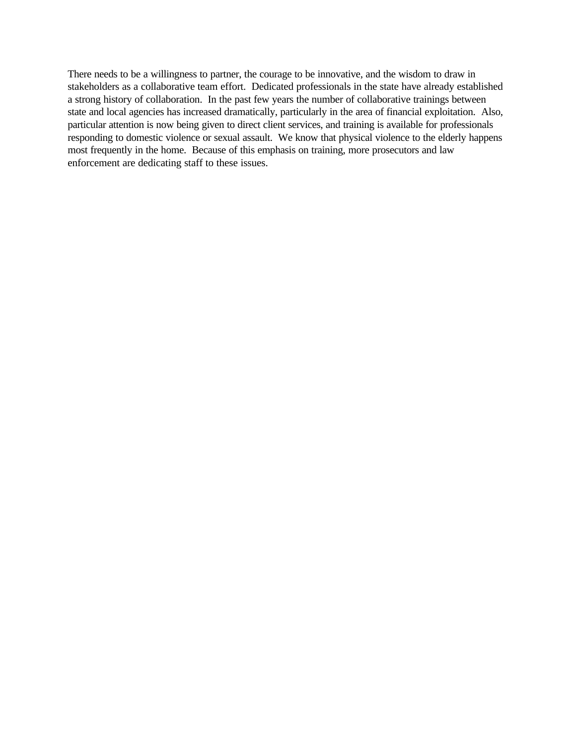There needs to be a willingness to partner, the courage to be innovative, and the wisdom to draw in stakeholders as a collaborative team effort. Dedicated professionals in the state have already established a strong history of collaboration. In the past few years the number of collaborative trainings between state and local agencies has increased dramatically, particularly in the area of financial exploitation. Also, particular attention is now being given to direct client services, and training is available for professionals responding to domestic violence or sexual assault. We know that physical violence to the elderly happens most frequently in the home. Because of this emphasis on training, more prosecutors and law enforcement are dedicating staff to these issues.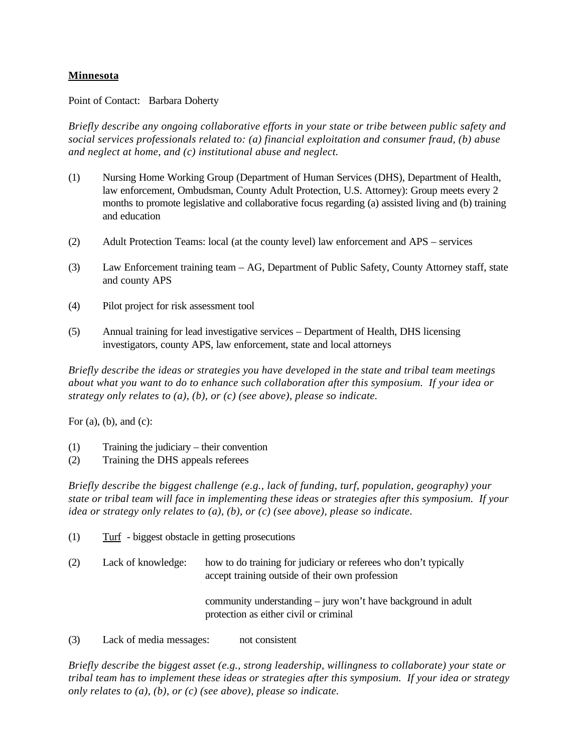**Minnesota**

Point of Contact: Barbara Doherty

*Briefly describe any ongoing collaborative efforts in your state or tribe between public safety and social services professionals related to: (a) financial exploitation and consumer fraud, (b) abuse and neglect at home, and (c) institutional abuse and neglect.*

(1) Nursing Home Working Group (Department of Human Services (DHS), Department of Health, law enforcement, Ombudsman, County Adult Protection, U.S. Attorney): Group meets every 2 months to promote legislative and collaborative focus regarding (a) assisted living and (b) training and education

(2) Adult Protection Teams: local (at the county level) law enforcement and APS – services

(3) Law Enforcement training team – AG, Department of Public Safety, County Attorney staff, state and county APS

(4) Pilot project for risk assessment tool

(5) Annual training for lead investigative services – Department of Health, DHS licensing investigators, county APS, law enforcement, state and local attorneys

*Briefly describe the ideas or strategies you have developed in the state and tribal team meetings about what you want to do to enhance such collaboration after this symposium. If your idea or strategy only relates to (a), (b), or (c) (see above), please so indicate.*

For (a), (b), and (c):

(1) Training the judiciary – their convention
(2) Training the DHS appeals referees

*Briefly describe the biggest challenge (e.g., lack of funding, turf, population, geography) your state or tribal team will face in implementing these ideas or strategies after this symposium. If your idea or strategy only relates to (a), (b), or (c) (see above), please so indicate.*

(1) <u>Turf</u> - biggest obstacle in getting prosecutions

(2) Lack of knowledge: how to do training for judiciary or referees who don't typically accept training outside of their own profession

community understanding – jury won't have background in adult protection as either civil or criminal

(3) Lack of media messages: not consistent

*Briefly describe the biggest asset (e.g., strong leadership, willingness to collaborate) your state or tribal team has to implement these ideas or strategies after this symposium. If your idea or strategy only relates to (a), (b), or (c) (see above), please so indicate.*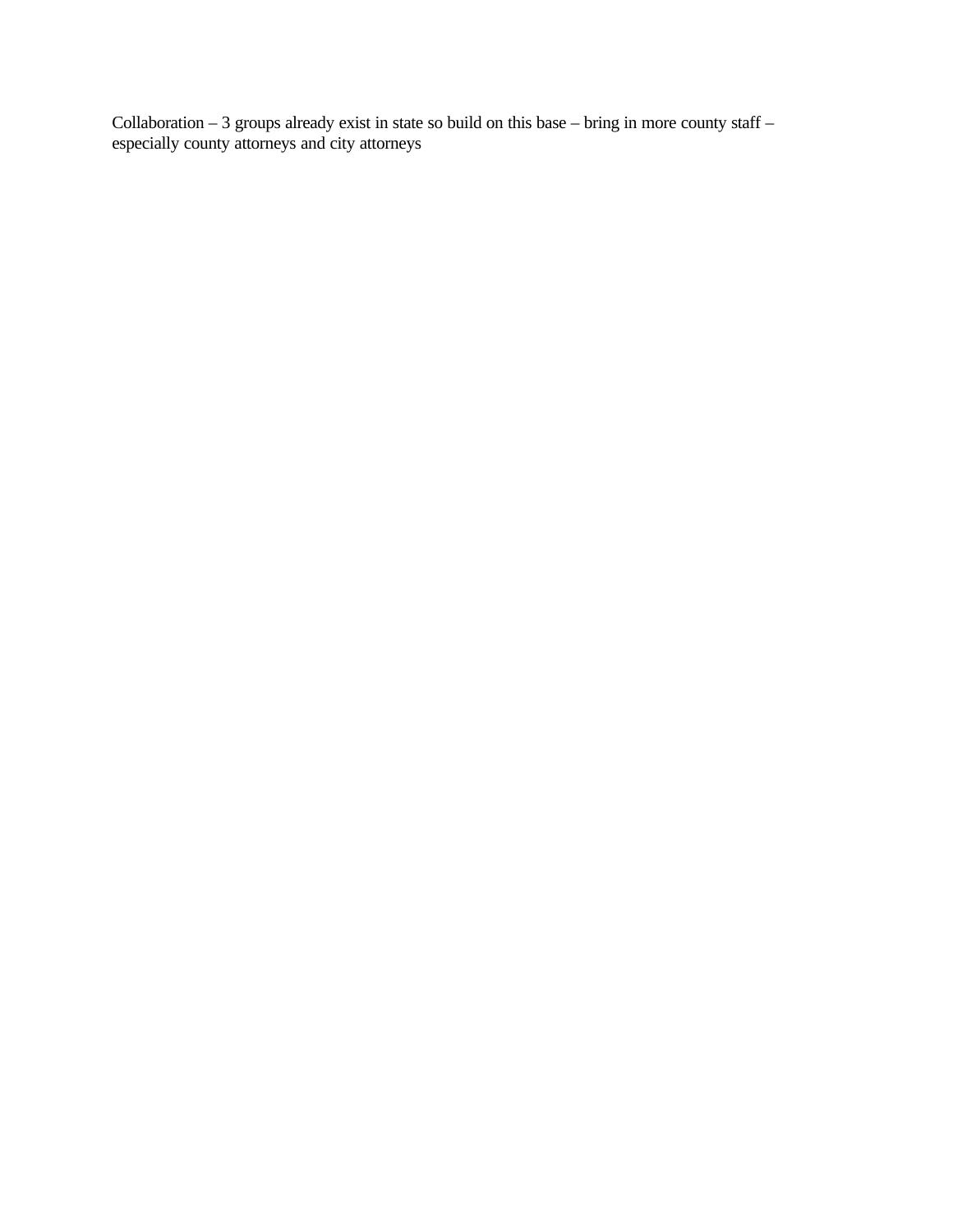Collaboration – 3 groups already exist in state so build on this base – bring in more county staff – especially county attorneys and city attorneys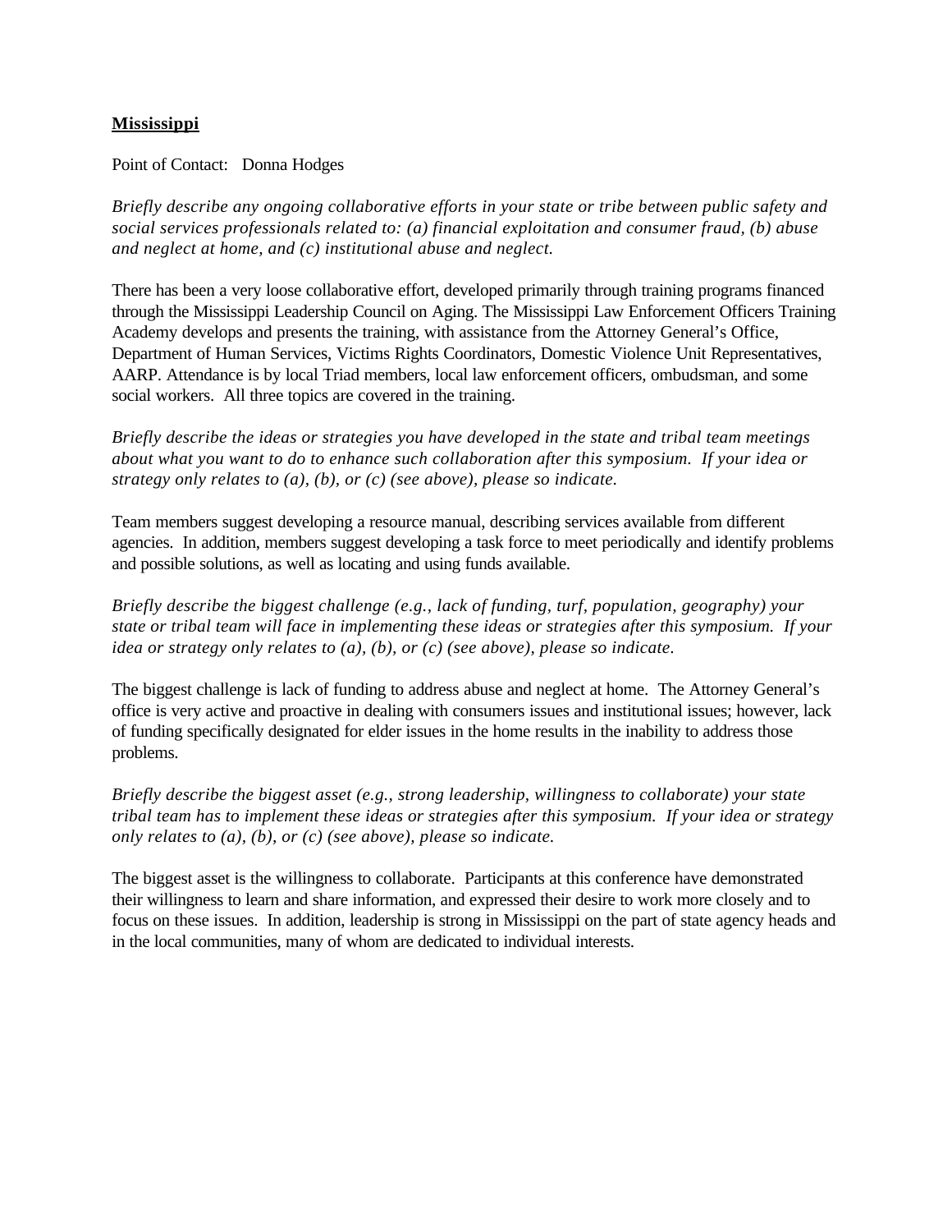## **Mississippi**

Point of Contact: Donna Hodges

*Briefly describe any ongoing collaborative efforts in your state or tribe between public safety and social services professionals related to: (a) financial exploitation and consumer fraud, (b) abuse and neglect at home, and (c) institutional abuse and neglect.*

There has been a very loose collaborative effort, developed primarily through training programs financed through the Mississippi Leadership Council on Aging. The Mississippi Law Enforcement Officers Training Academy develops and presents the training, with assistance from the Attorney General's Office, Department of Human Services, Victims Rights Coordinators, Domestic Violence Unit Representatives, AARP. Attendance is by local Triad members, local law enforcement officers, ombudsman, and some social workers. All three topics are covered in the training.

*Briefly describe the ideas or strategies you have developed in the state and tribal team meetings about what you want to do to enhance such collaboration after this symposium. If your idea or strategy only relates to (a), (b), or (c) (see above), please so indicate.*

Team members suggest developing a resource manual, describing services available from different agencies. In addition, members suggest developing a task force to meet periodically and identify problems and possible solutions, as well as locating and using funds available.

*Briefly describe the biggest challenge (e.g., lack of funding, turf, population, geography) your state or tribal team will face in implementing these ideas or strategies after this symposium. If your idea or strategy only relates to (a), (b), or (c) (see above), please so indicate.*

The biggest challenge is lack of funding to address abuse and neglect at home. The Attorney General's office is very active and proactive in dealing with consumers issues and institutional issues; however, lack of funding specifically designated for elder issues in the home results in the inability to address those problems.

*Briefly describe the biggest asset (e.g., strong leadership, willingness to collaborate) your state tribal team has to implement these ideas or strategies after this symposium. If your idea or strategy only relates to (a), (b), or (c) (see above), please so indicate.*

The biggest asset is the willingness to collaborate. Participants at this conference have demonstrated their willingness to learn and share information, and expressed their desire to work more closely and to focus on these issues. In addition, leadership is strong in Mississippi on the part of state agency heads and in the local communities, many of whom are dedicated to individual interests.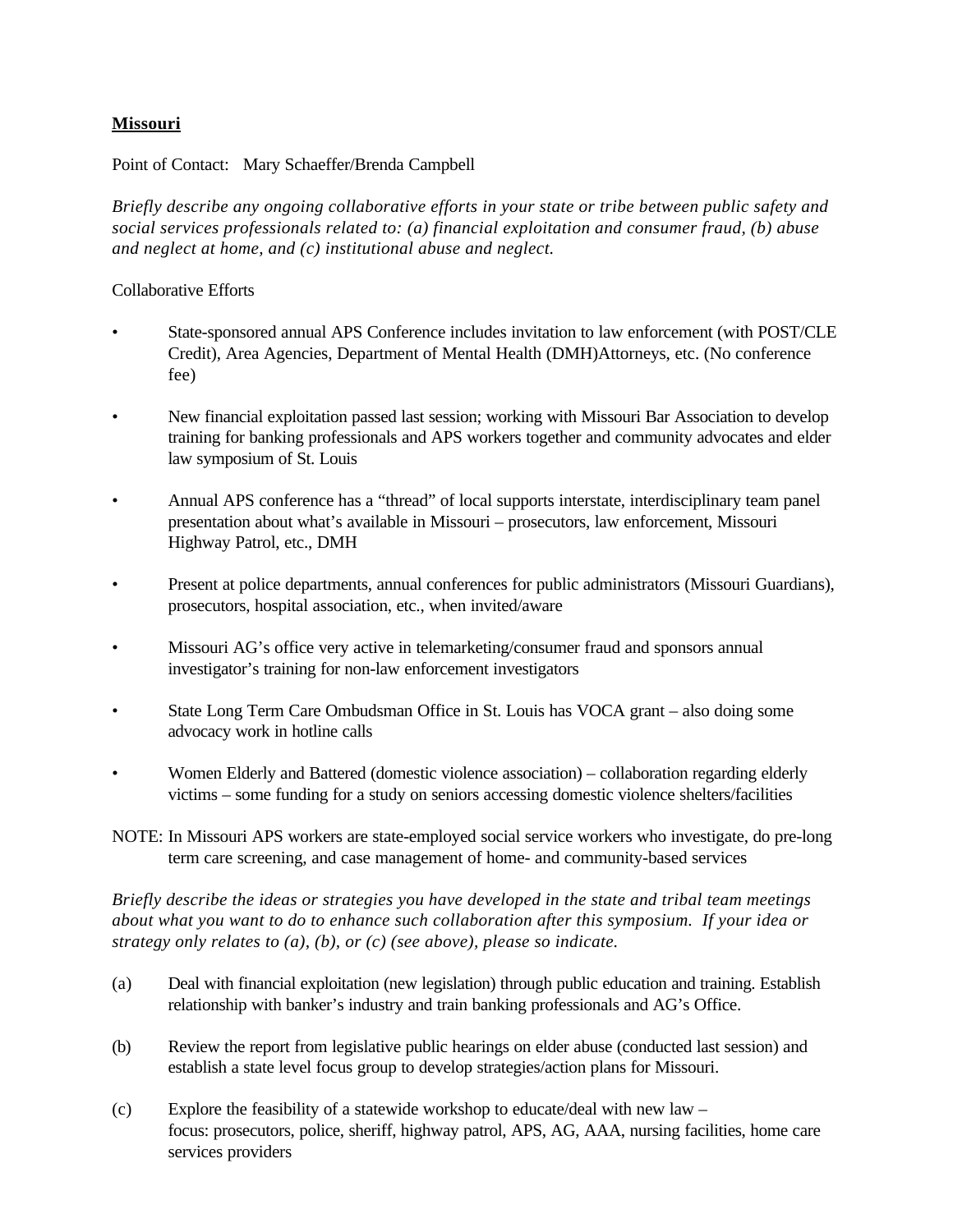**Missouri**

Point of Contact: Mary Schaeffer/Brenda Campbell

*Briefly describe any ongoing collaborative efforts in your state or tribe between public safety and social services professionals related to: (a) financial exploitation and consumer fraud, (b) abuse and neglect at home, and (c) institutional abuse and neglect.*

Collaborative Efforts

- State-sponsored annual APS Conference includes invitation to law enforcement (with POST/CLE Credit), Area Agencies, Department of Mental Health (DMH)Attorneys, etc. (No conference fee)
- New financial exploitation passed last session; working with Missouri Bar Association to develop training for banking professionals and APS workers together and community advocates and elder law symposium of St. Louis
- Annual APS conference has a "thread" of local supports interstate, interdisciplinary team panel presentation about what's available in Missouri – prosecutors, law enforcement, Missouri Highway Patrol, etc., DMH
- Present at police departments, annual conferences for public administrators (Missouri Guardians), prosecutors, hospital association, etc., when invited/aware
- Missouri AG's office very active in telemarketing/consumer fraud and sponsors annual investigator's training for non-law enforcement investigators
- State Long Term Care Ombudsman Office in St. Louis has VOCA grant – also doing some advocacy work in hotline calls
- Women Elderly and Battered (domestic violence association) – collaboration regarding elderly victims – some funding for a study on seniors accessing domestic violence shelters/facilities

NOTE: In Missouri APS workers are state-employed social service workers who investigate, do pre-long term care screening, and case management of home- and community-based services

*Briefly describe the ideas or strategies you have developed in the state and tribal team meetings about what you want to do to enhance such collaboration after this symposium. If your idea or strategy only relates to (a), (b), or (c) (see above), please so indicate.*

(a) Deal with financial exploitation (new legislation) through public education and training. Establish relationship with banker's industry and train banking professionals and AG's Office.

(b) Review the report from legislative public hearings on elder abuse (conducted last session) and establish a state level focus group to develop strategies/action plans for Missouri.

(c) Explore the feasibility of a statewide workshop to educate/deal with new law – focus: prosecutors, police, sheriff, highway patrol, APS, AG, AAA, nursing facilities, home care services providers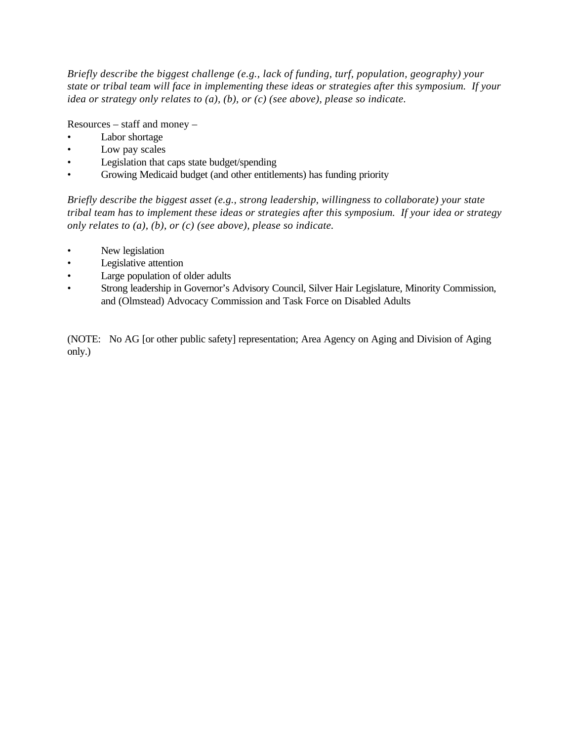*Briefly describe the biggest challenge (e.g., lack of funding, turf, population, geography) your state or tribal team will face in implementing these ideas or strategies after this symposium. If your idea or strategy only relates to (a), (b), or (c) (see above), please so indicate.*

Resources – staff and money –

- Labor shortage
- Low pay scales
- Legislation that caps state budget/spending
- Growing Medicaid budget (and other entitlements) has funding priority

*Briefly describe the biggest asset (e.g., strong leadership, willingness to collaborate) your state tribal team has to implement these ideas or strategies after this symposium. If your idea or strategy only relates to (a), (b), or (c) (see above), please so indicate.*

- New legislation
- Legislative attention
- Large population of older adults
- Strong leadership in Governor's Advisory Council, Silver Hair Legislature, Minority Commission, and (Olmstead) Advocacy Commission and Task Force on Disabled Adults

(NOTE: No AG [or other public safety] representation; Area Agency on Aging and Division of Aging only.)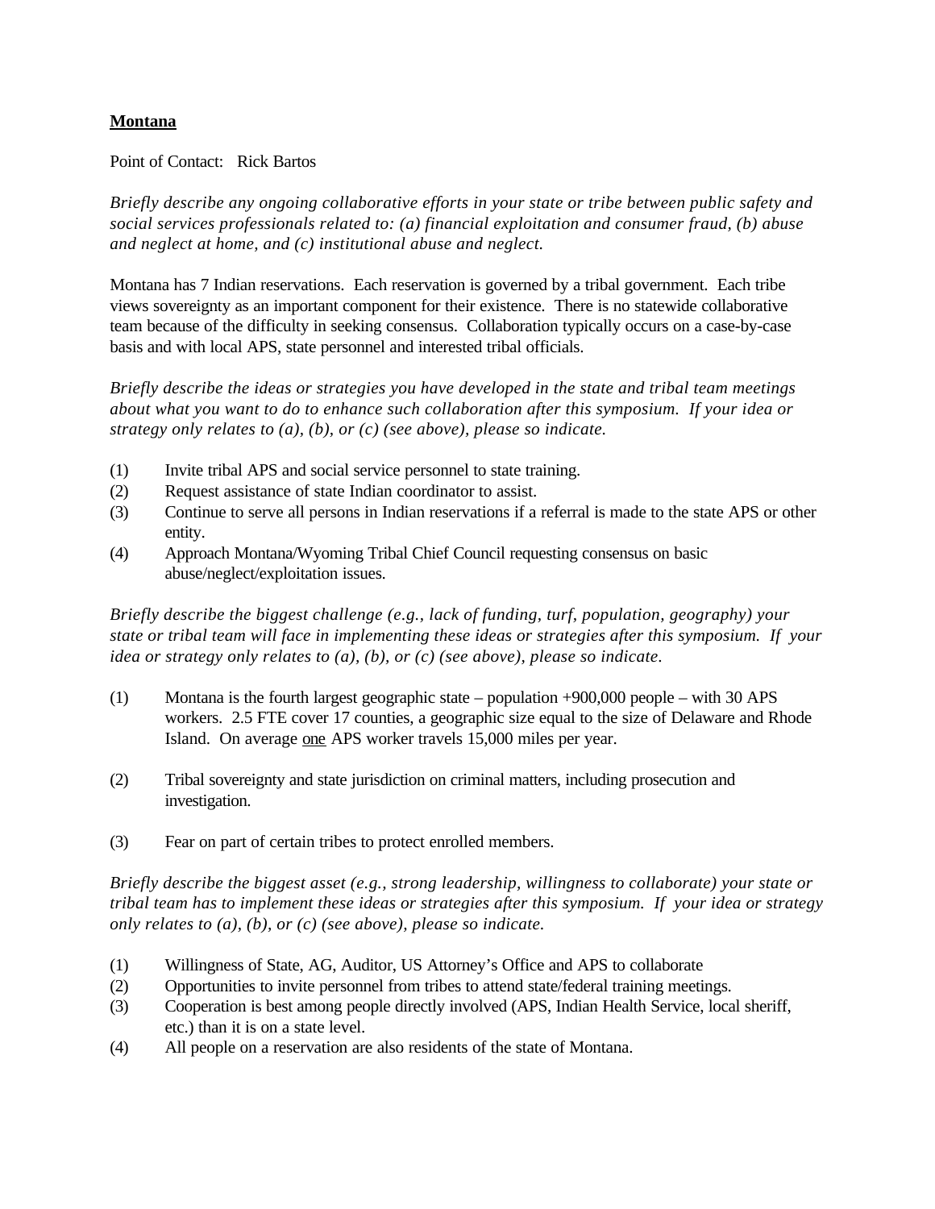**Montana**

Point of Contact: Rick Bartos

*Briefly describe any ongoing collaborative efforts in your state or tribe between public safety and social services professionals related to: (a) financial exploitation and consumer fraud, (b) abuse and neglect at home, and (c) institutional abuse and neglect.*

Montana has 7 Indian reservations. Each reservation is governed by a tribal government. Each tribe views sovereignty as an important component for their existence. There is no statewide collaborative team because of the difficulty in seeking consensus. Collaboration typically occurs on a case-by-case basis and with local APS, state personnel and interested tribal officials.

*Briefly describe the ideas or strategies you have developed in the state and tribal team meetings about what you want to do to enhance such collaboration after this symposium. If your idea or strategy only relates to (a), (b), or (c) (see above), please so indicate.*

(1) Invite tribal APS and social service personnel to state training.
(2) Request assistance of state Indian coordinator to assist.
(3) Continue to serve all persons in Indian reservations if a referral is made to the state APS or other entity.
(4) Approach Montana/Wyoming Tribal Chief Council requesting consensus on basic abuse/neglect/exploitation issues.

*Briefly describe the biggest challenge (e.g., lack of funding, turf, population, geography) your state or tribal team will face in implementing these ideas or strategies after this symposium. If your idea or strategy only relates to (a), (b), or (c) (see above), please so indicate.*

(1) Montana is the fourth largest geographic state – population +900,000 people – with 30 APS workers. 2.5 FTE cover 17 counties, a geographic size equal to the size of Delaware and Rhode Island. On average <u>one</u> APS worker travels 15,000 miles per year.

(2) Tribal sovereignty and state jurisdiction on criminal matters, including prosecution and investigation.

(3) Fear on part of certain tribes to protect enrolled members.

*Briefly describe the biggest asset (e.g., strong leadership, willingness to collaborate) your state or tribal team has to implement these ideas or strategies after this symposium. If your idea or strategy only relates to (a), (b), or (c) (see above), please so indicate.*

(1) Willingness of State, AG, Auditor, US Attorney's Office and APS to collaborate
(2) Opportunities to invite personnel from tribes to attend state/federal training meetings.
(3) Cooperation is best among people directly involved (APS, Indian Health Service, local sheriff, etc.) than it is on a state level.
(4) All people on a reservation are also residents of the state of Montana.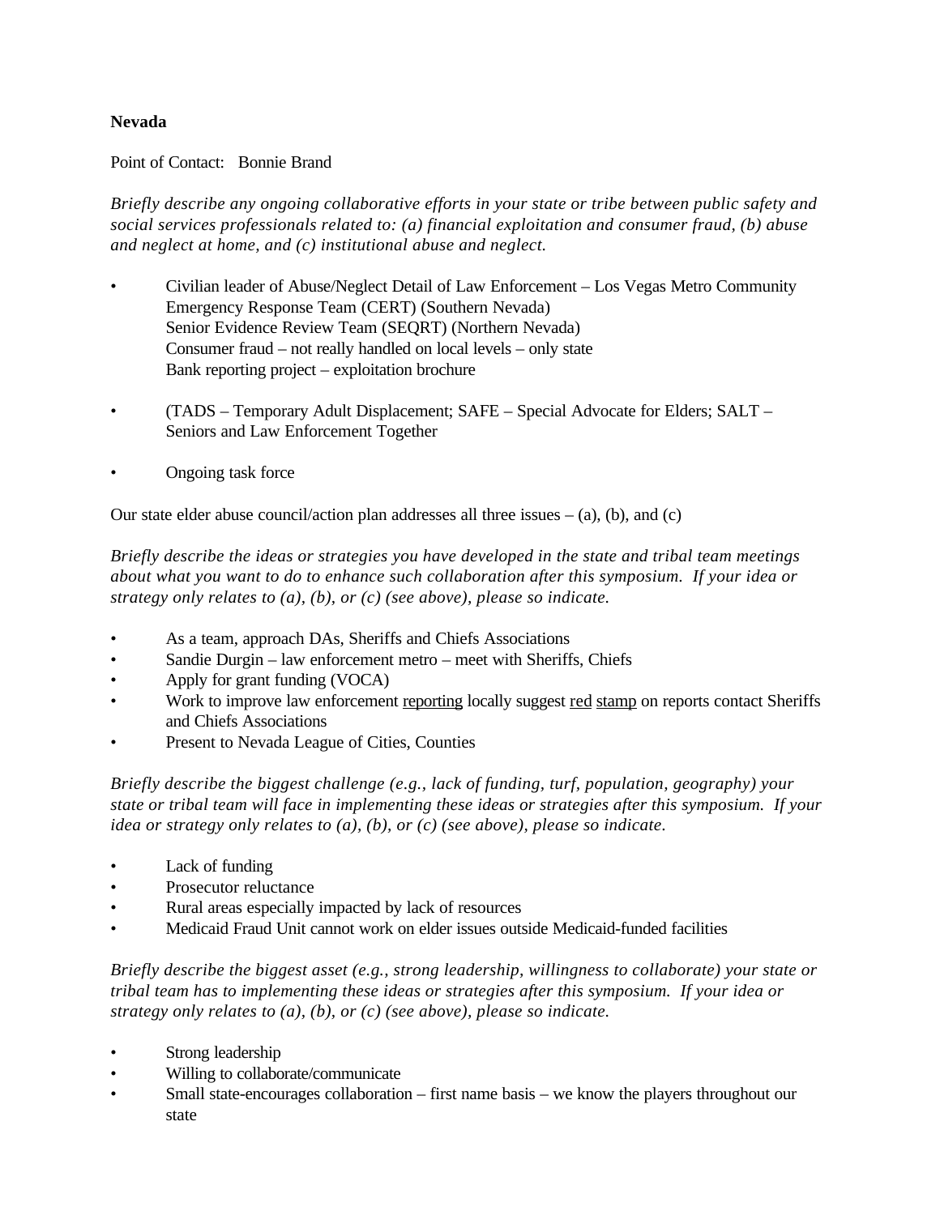**Nevada**

Point of Contact: Bonnie Brand

*Briefly describe any ongoing collaborative efforts in your state or tribe between public safety and social services professionals related to: (a) financial exploitation and consumer fraud, (b) abuse and neglect at home, and (c) institutional abuse and neglect.*

- Civilian leader of Abuse/Neglect Detail of Law Enforcement – Los Vegas Metro Community Emergency Response Team (CERT) (Southern Nevada)
  Senior Evidence Review Team (SEQRT) (Northern Nevada)
  Consumer fraud – not really handled on local levels – only state
  Bank reporting project – exploitation brochure

- (TADS – Temporary Adult Displacement; SAFE – Special Advocate for Elders; SALT – Seniors and Law Enforcement Together

- Ongoing task force

Our state elder abuse council/action plan addresses all three issues – (a), (b), and (c)

*Briefly describe the ideas or strategies you have developed in the state and tribal team meetings about what you want to do to enhance such collaboration after this symposium. If your idea or strategy only relates to (a), (b), or (c) (see above), please so indicate.*

- As a team, approach DAs, Sheriffs and Chiefs Associations
- Sandie Durgin – law enforcement metro – meet with Sheriffs, Chiefs
- Apply for grant funding (VOCA)
- Work to improve law enforcement <u>reporting</u> locally suggest <u>red</u> <u>stamp</u> on reports contact Sheriffs and Chiefs Associations
- Present to Nevada League of Cities, Counties

*Briefly describe the biggest challenge (e.g., lack of funding, turf, population, geography) your state or tribal team will face in implementing these ideas or strategies after this symposium. If your idea or strategy only relates to (a), (b), or (c) (see above), please so indicate.*

- Lack of funding
- Prosecutor reluctance
- Rural areas especially impacted by lack of resources
- Medicaid Fraud Unit cannot work on elder issues outside Medicaid-funded facilities

*Briefly describe the biggest asset (e.g., strong leadership, willingness to collaborate) your state or tribal team has to implementing these ideas or strategies after this symposium. If your idea or strategy only relates to (a), (b), or (c) (see above), please so indicate.*

- Strong leadership
- Willing to collaborate/communicate
- Small state-encourages collaboration – first name basis – we know the players throughout our state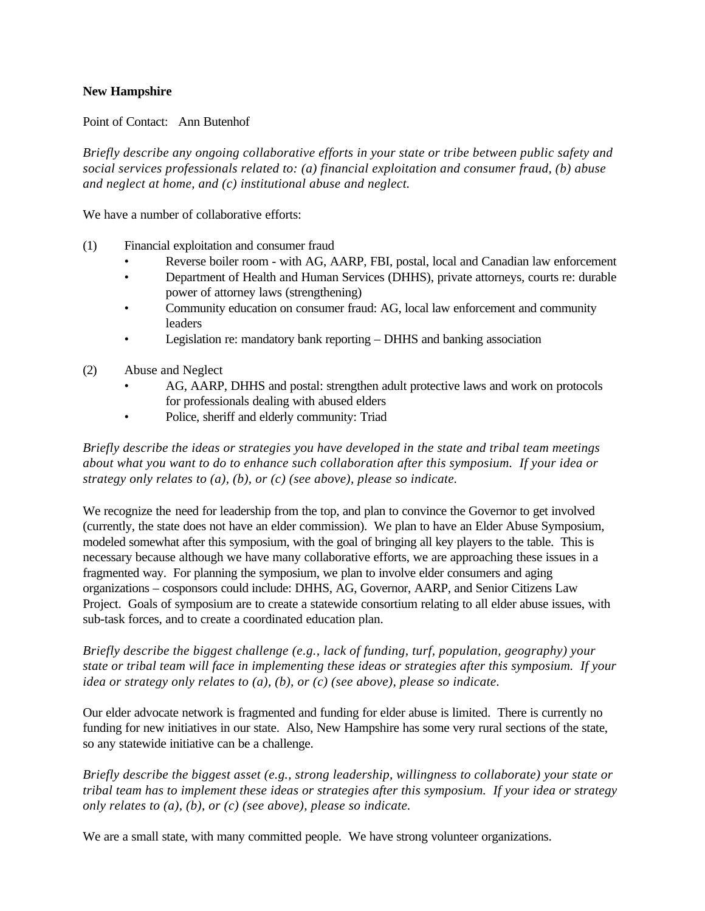**New Hampshire**

Point of Contact: Ann Butenhof

*Briefly describe any ongoing collaborative efforts in your state or tribe between public safety and social services professionals related to: (a) financial exploitation and consumer fraud, (b) abuse and neglect at home, and (c) institutional abuse and neglect.*

We have a number of collaborative efforts:

(1) Financial exploitation and consumer fraud

- Reverse boiler room - with AG, AARP, FBI, postal, local and Canadian law enforcement
- Department of Health and Human Services (DHHS), private attorneys, courts re: durable power of attorney laws (strengthening)
- Community education on consumer fraud: AG, local law enforcement and community leaders
- Legislation re: mandatory bank reporting – DHHS and banking association

(2) Abuse and Neglect

- AG, AARP, DHHS and postal: strengthen adult protective laws and work on protocols for professionals dealing with abused elders
- Police, sheriff and elderly community: Triad

*Briefly describe the ideas or strategies you have developed in the state and tribal team meetings about what you want to do to enhance such collaboration after this symposium. If your idea or strategy only relates to (a), (b), or (c) (see above), please so indicate.*

We recognize the need for leadership from the top, and plan to convince the Governor to get involved (currently, the state does not have an elder commission). We plan to have an Elder Abuse Symposium, modeled somewhat after this symposium, with the goal of bringing all key players to the table. This is necessary because although we have many collaborative efforts, we are approaching these issues in a fragmented way. For planning the symposium, we plan to involve elder consumers and aging organizations – cosponsors could include: DHHS, AG, Governor, AARP, and Senior Citizens Law Project. Goals of symposium are to create a statewide consortium relating to all elder abuse issues, with sub-task forces, and to create a coordinated education plan.

*Briefly describe the biggest challenge (e.g., lack of funding, turf, population, geography) your state or tribal team will face in implementing these ideas or strategies after this symposium. If your idea or strategy only relates to (a), (b), or (c) (see above), please so indicate.*

Our elder advocate network is fragmented and funding for elder abuse is limited. There is currently no funding for new initiatives in our state. Also, New Hampshire has some very rural sections of the state, so any statewide initiative can be a challenge.

*Briefly describe the biggest asset (e.g., strong leadership, willingness to collaborate) your state or tribal team has to implement these ideas or strategies after this symposium. If your idea or strategy only relates to (a), (b), or (c) (see above), please so indicate.*

We are a small state, with many committed people. We have strong volunteer organizations.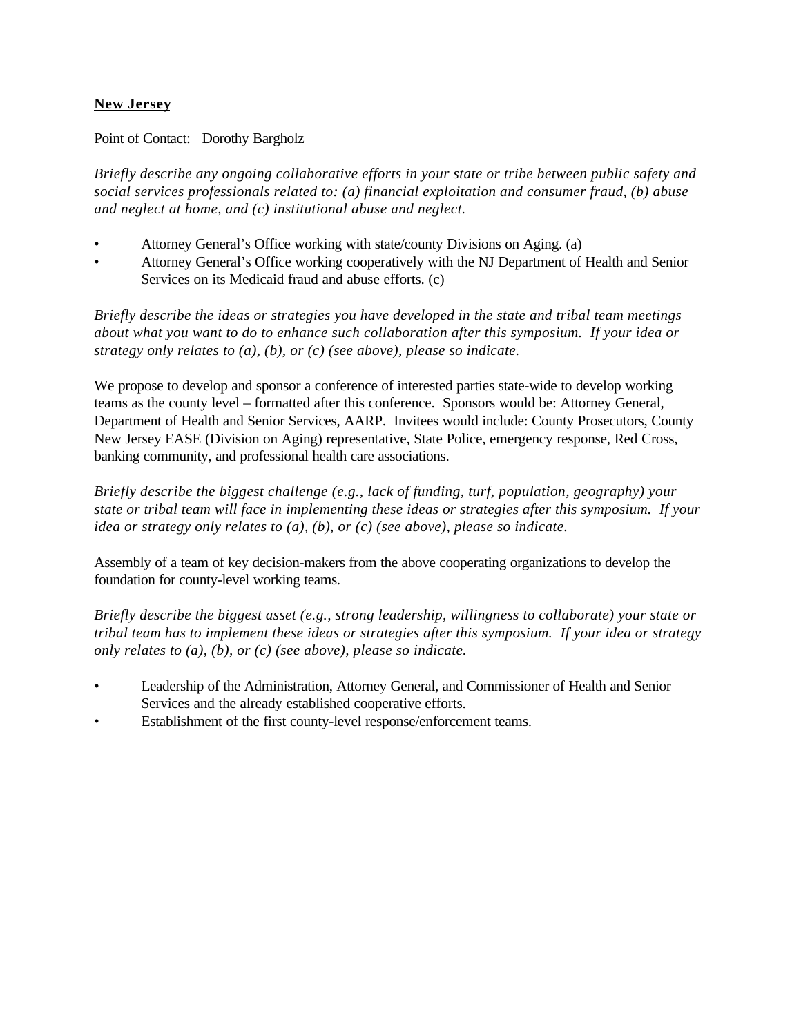**New Jersey**

Point of Contact: Dorothy Bargholz

*Briefly describe any ongoing collaborative efforts in your state or tribe between public safety and social services professionals related to: (a) financial exploitation and consumer fraud, (b) abuse and neglect at home, and (c) institutional abuse and neglect.*

- Attorney General's Office working with state/county Divisions on Aging. (a)
- Attorney General's Office working cooperatively with the NJ Department of Health and Senior Services on its Medicaid fraud and abuse efforts. (c)

*Briefly describe the ideas or strategies you have developed in the state and tribal team meetings about what you want to do to enhance such collaboration after this symposium. If your idea or strategy only relates to (a), (b), or (c) (see above), please so indicate.*

We propose to develop and sponsor a conference of interested parties state-wide to develop working teams as the county level – formatted after this conference. Sponsors would be: Attorney General, Department of Health and Senior Services, AARP. Invitees would include: County Prosecutors, County New Jersey EASE (Division on Aging) representative, State Police, emergency response, Red Cross, banking community, and professional health care associations.

*Briefly describe the biggest challenge (e.g., lack of funding, turf, population, geography) your state or tribal team will face in implementing these ideas or strategies after this symposium. If your idea or strategy only relates to (a), (b), or (c) (see above), please so indicate.*

Assembly of a team of key decision-makers from the above cooperating organizations to develop the foundation for county-level working teams.

*Briefly describe the biggest asset (e.g., strong leadership, willingness to collaborate) your state or tribal team has to implement these ideas or strategies after this symposium. If your idea or strategy only relates to (a), (b), or (c) (see above), please so indicate.*

- Leadership of the Administration, Attorney General, and Commissioner of Health and Senior Services and the already established cooperative efforts.
- Establishment of the first county-level response/enforcement teams.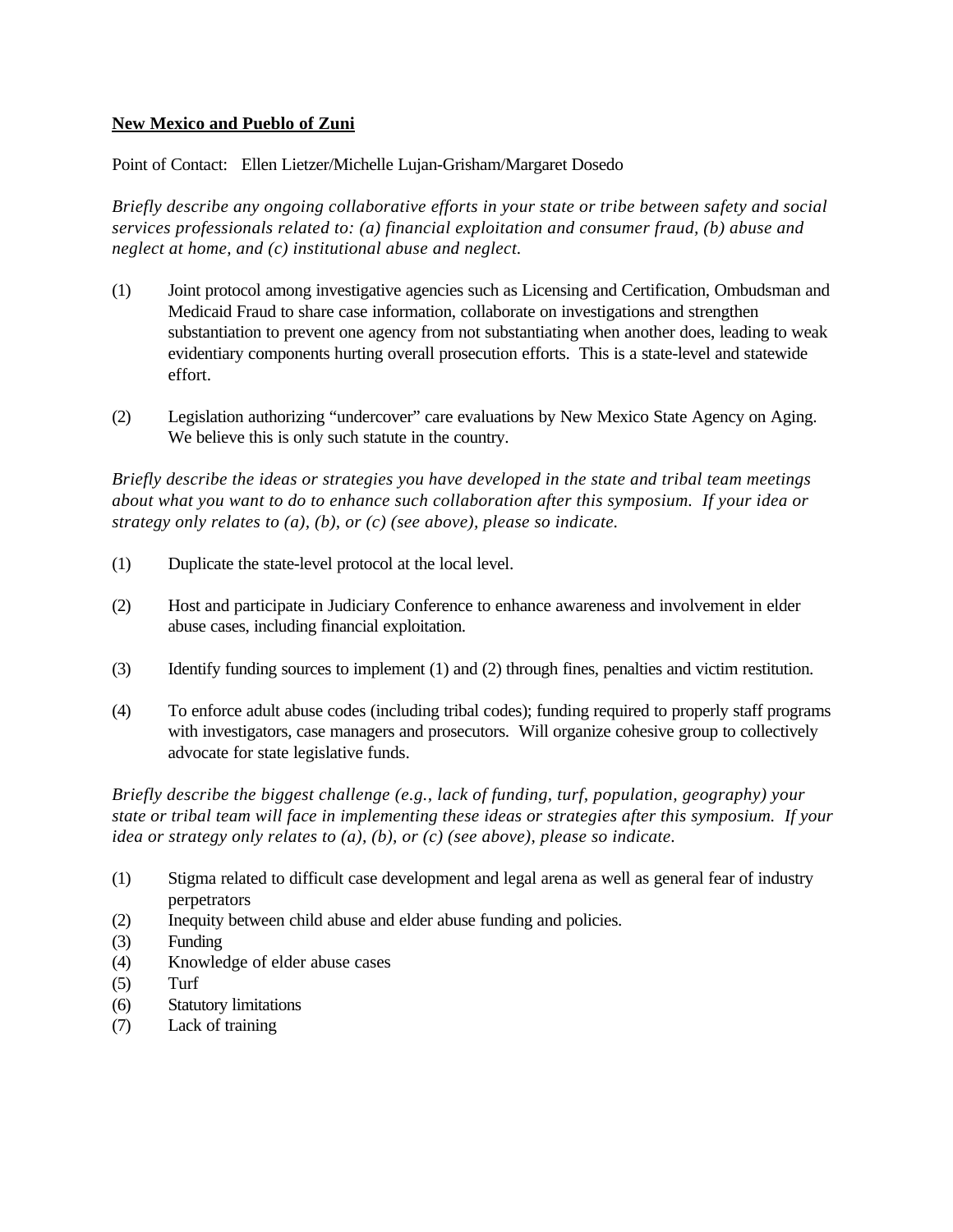**New Mexico and Pueblo of Zuni**

Point of Contact: Ellen Lietzer/Michelle Lujan-Grisham/Margaret Dosedo

*Briefly describe any ongoing collaborative efforts in your state or tribe between safety and social services professionals related to: (a) financial exploitation and consumer fraud, (b) abuse and neglect at home, and (c) institutional abuse and neglect.*

(1) Joint protocol among investigative agencies such as Licensing and Certification, Ombudsman and Medicaid Fraud to share case information, collaborate on investigations and strengthen substantiation to prevent one agency from not substantiating when another does, leading to weak evidentiary components hurting overall prosecution efforts. This is a state-level and statewide effort.

(2) Legislation authorizing "undercover" care evaluations by New Mexico State Agency on Aging. We believe this is only such statute in the country.

*Briefly describe the ideas or strategies you have developed in the state and tribal team meetings about what you want to do to enhance such collaboration after this symposium. If your idea or strategy only relates to (a), (b), or (c) (see above), please so indicate.*

(1) Duplicate the state-level protocol at the local level.

(2) Host and participate in Judiciary Conference to enhance awareness and involvement in elder abuse cases, including financial exploitation.

(3) Identify funding sources to implement (1) and (2) through fines, penalties and victim restitution.

(4) To enforce adult abuse codes (including tribal codes); funding required to properly staff programs with investigators, case managers and prosecutors. Will organize cohesive group to collectively advocate for state legislative funds.

*Briefly describe the biggest challenge (e.g., lack of funding, turf, population, geography) your state or tribal team will face in implementing these ideas or strategies after this symposium. If your idea or strategy only relates to (a), (b), or (c) (see above), please so indicate.*

(1) Stigma related to difficult case development and legal arena as well as general fear of industry perpetrators
(2) Inequity between child abuse and elder abuse funding and policies.
(3) Funding
(4) Knowledge of elder abuse cases
(5) Turf
(6) Statutory limitations
(7) Lack of training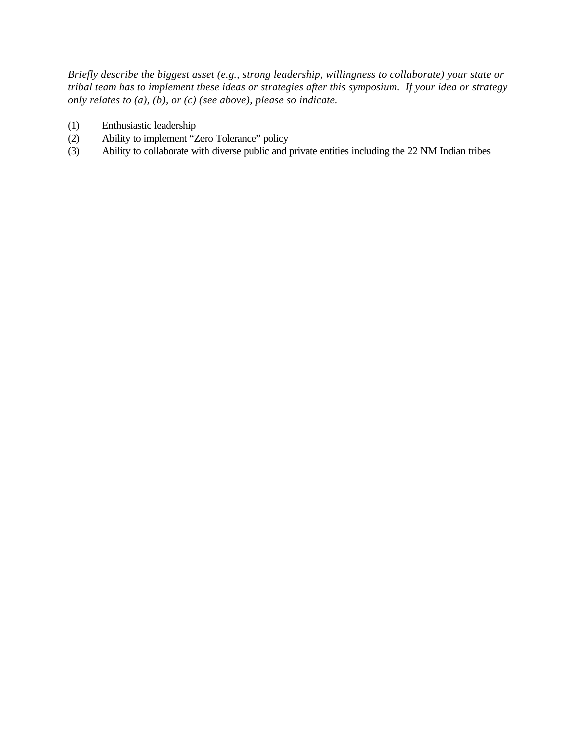*Briefly describe the biggest asset (e.g., strong leadership, willingness to collaborate) your state or tribal team has to implement these ideas or strategies after this symposium. If your idea or strategy only relates to (a), (b), or (c) (see above), please so indicate.*

(1) Enthusiastic leadership
(2) Ability to implement “Zero Tolerance” policy
(3) Ability to collaborate with diverse public and private entities including the 22 NM Indian tribes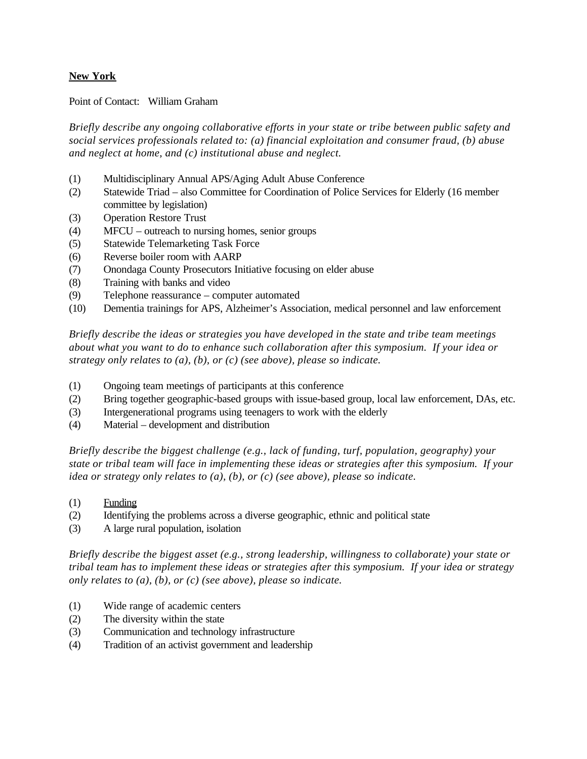**<u>New York</u>**

Point of Contact: William Graham

*Briefly describe any ongoing collaborative efforts in your state or tribe between public safety and social services professionals related to: (a) financial exploitation and consumer fraud, (b) abuse and neglect at home, and (c) institutional abuse and neglect.*

(1) Multidisciplinary Annual APS/Aging Adult Abuse Conference
(2) Statewide Triad – also Committee for Coordination of Police Services for Elderly (16 member committee by legislation)
(3) Operation Restore Trust
(4) MFCU – outreach to nursing homes, senior groups
(5) Statewide Telemarketing Task Force
(6) Reverse boiler room with AARP
(7) Onondaga County Prosecutors Initiative focusing on elder abuse
(8) Training with banks and video
(9) Telephone reassurance – computer automated
(10) Dementia trainings for APS, Alzheimer's Association, medical personnel and law enforcement

*Briefly describe the ideas or strategies you have developed in the state and tribe team meetings about what you want to do to enhance such collaboration after this symposium. If your idea or strategy only relates to (a), (b), or (c) (see above), please so indicate.*

(1) Ongoing team meetings of participants at this conference
(2) Bring together geographic-based groups with issue-based group, local law enforcement, DAs, etc.
(3) Intergenerational programs using teenagers to work with the elderly
(4) Material – development and distribution

*Briefly describe the biggest challenge (e.g., lack of funding, turf, population, geography) your state or tribal team will face in implementing these ideas or strategies after this symposium. If your idea or strategy only relates to (a), (b), or (c) (see above), please so indicate.*

(1) <u>Funding</u>
(2) Identifying the problems across a diverse geographic, ethnic and political state
(3) A large rural population, isolation

*Briefly describe the biggest asset (e.g., strong leadership, willingness to collaborate) your state or tribal team has to implement these ideas or strategies after this symposium. If your idea or strategy only relates to (a), (b), or (c) (see above), please so indicate.*

(1) Wide range of academic centers
(2) The diversity within the state
(3) Communication and technology infrastructure
(4) Tradition of an activist government and leadership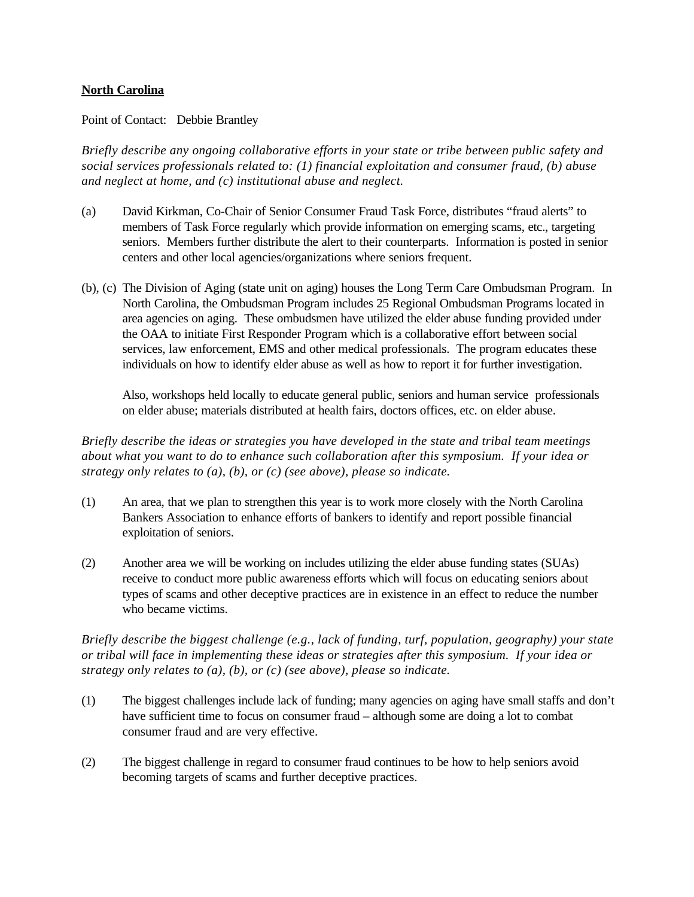**<u>North Carolina</u>**

Point of Contact: Debbie Brantley

*Briefly describe any ongoing collaborative efforts in your state or tribe between public safety and social services professionals related to: (1) financial exploitation and consumer fraud, (b) abuse and neglect at home, and (c) institutional abuse and neglect.*

(a) David Kirkman, Co-Chair of Senior Consumer Fraud Task Force, distributes "fraud alerts" to members of Task Force regularly which provide information on emerging scams, etc., targeting seniors. Members further distribute the alert to their counterparts. Information is posted in senior centers and other local agencies/organizations where seniors frequent.

(b), (c) The Division of Aging (state unit on aging) houses the Long Term Care Ombudsman Program. In North Carolina, the Ombudsman Program includes 25 Regional Ombudsman Programs located in area agencies on aging. These ombudsmen have utilized the elder abuse funding provided under the OAA to initiate First Responder Program which is a collaborative effort between social services, law enforcement, EMS and other medical professionals. The program educates these individuals on how to identify elder abuse as well as how to report it for further investigation.

Also, workshops held locally to educate general public, seniors and human service professionals on elder abuse; materials distributed at health fairs, doctors offices, etc. on elder abuse.

*Briefly describe the ideas or strategies you have developed in the state and tribal team meetings about what you want to do to enhance such collaboration after this symposium. If your idea or strategy only relates to (a), (b), or (c) (see above), please so indicate.*

(1) An area, that we plan to strengthen this year is to work more closely with the North Carolina Bankers Association to enhance efforts of bankers to identify and report possible financial exploitation of seniors.

(2) Another area we will be working on includes utilizing the elder abuse funding states (SUAs) receive to conduct more public awareness efforts which will focus on educating seniors about types of scams and other deceptive practices are in existence in an effect to reduce the number who became victims.

*Briefly describe the biggest challenge (e.g., lack of funding, turf, population, geography) your state or tribal will face in implementing these ideas or strategies after this symposium. If your idea or strategy only relates to (a), (b), or (c) (see above), please so indicate.*

(1) The biggest challenges include lack of funding; many agencies on aging have small staffs and don't have sufficient time to focus on consumer fraud – although some are doing a lot to combat consumer fraud and are very effective.

(2) The biggest challenge in regard to consumer fraud continues to be how to help seniors avoid becoming targets of scams and further deceptive practices.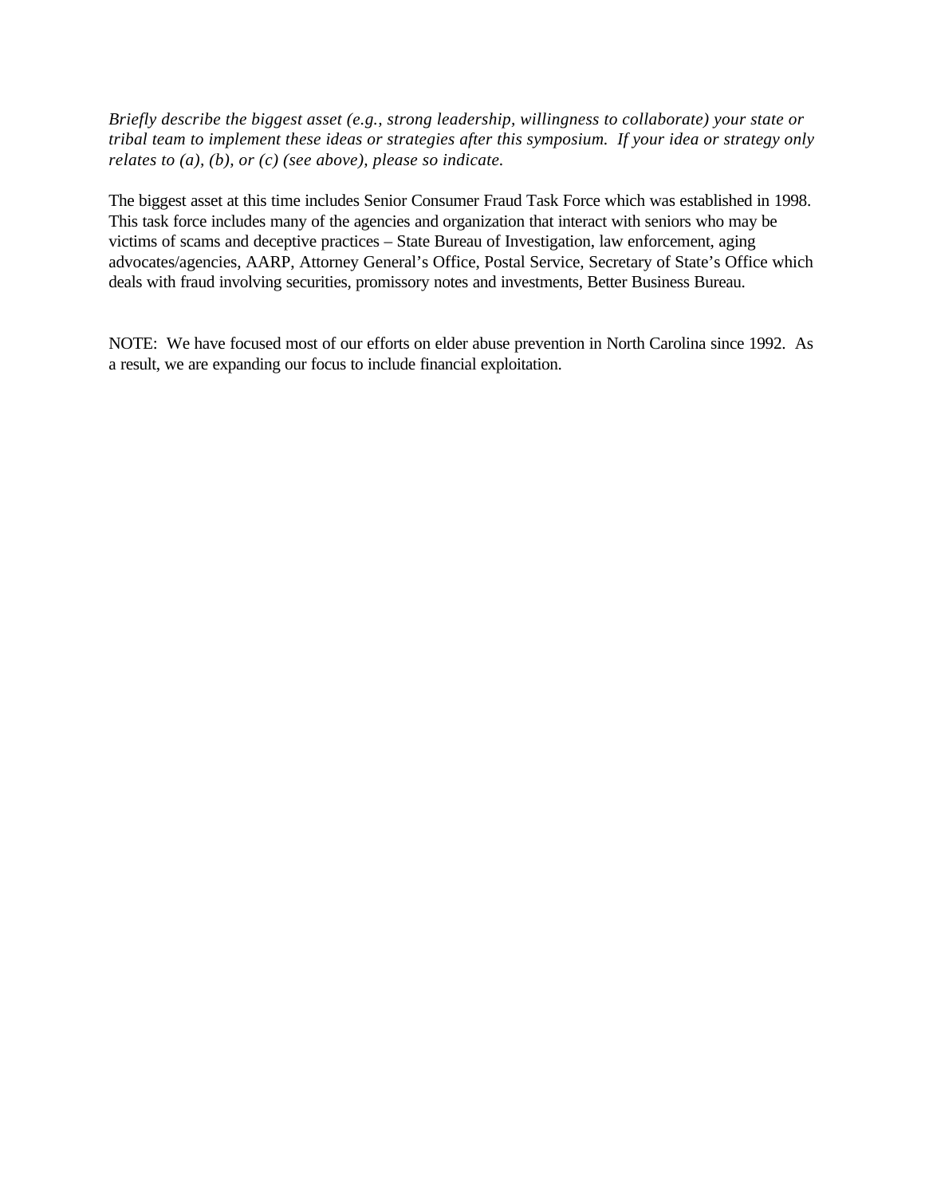*Briefly describe the biggest asset (e.g., strong leadership, willingness to collaborate) your state or tribal team to implement these ideas or strategies after this symposium. If your idea or strategy only relates to (a), (b), or (c) (see above), please so indicate.*

The biggest asset at this time includes Senior Consumer Fraud Task Force which was established in 1998. This task force includes many of the agencies and organization that interact with seniors who may be victims of scams and deceptive practices – State Bureau of Investigation, law enforcement, aging advocates/agencies, AARP, Attorney General's Office, Postal Service, Secretary of State's Office which deals with fraud involving securities, promissory notes and investments, Better Business Bureau.

NOTE: We have focused most of our efforts on elder abuse prevention in North Carolina since 1992. As a result, we are expanding our focus to include financial exploitation.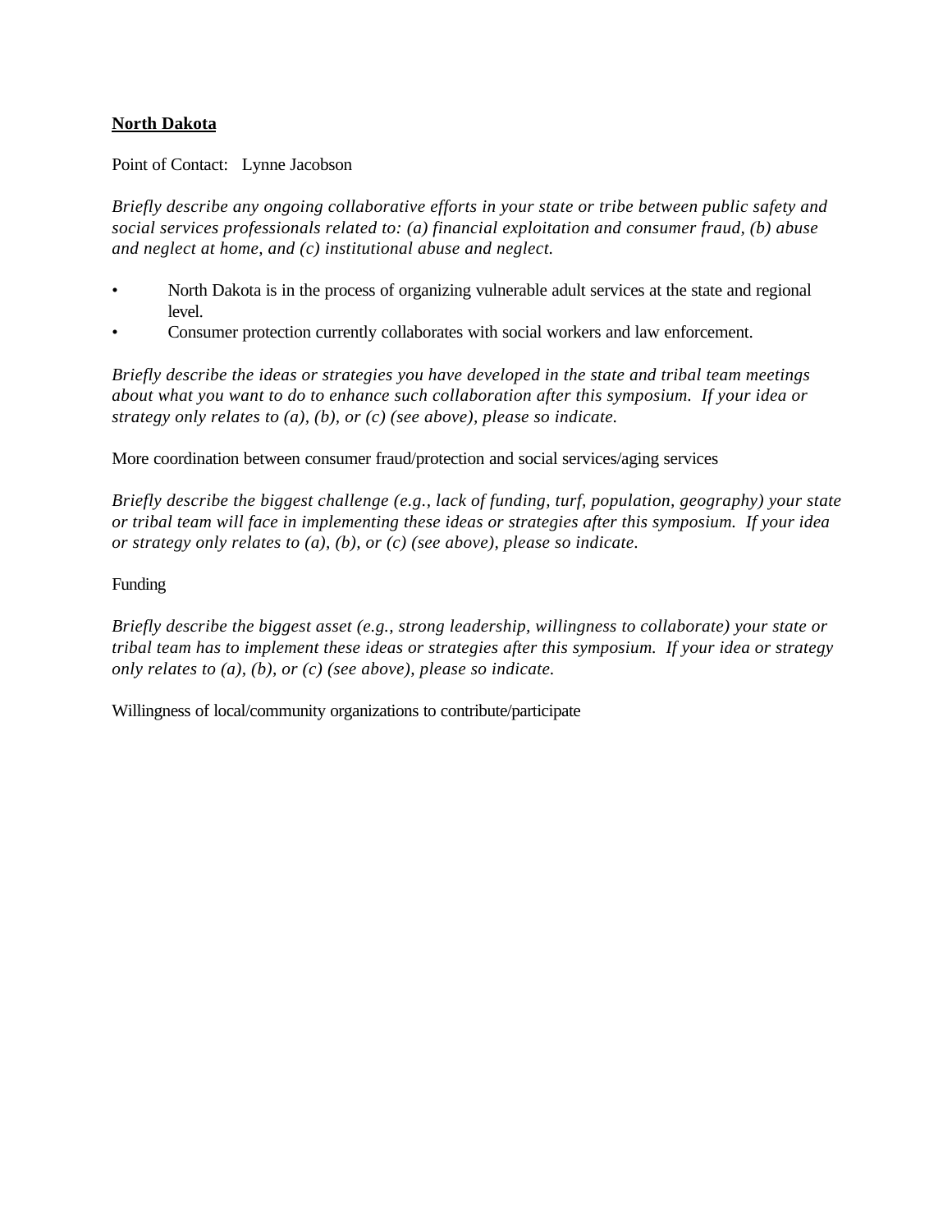**North Dakota**

Point of Contact: Lynne Jacobson

*Briefly describe any ongoing collaborative efforts in your state or tribe between public safety and social services professionals related to: (a) financial exploitation and consumer fraud, (b) abuse and neglect at home, and (c) institutional abuse and neglect.*

- North Dakota is in the process of organizing vulnerable adult services at the state and regional level.
- Consumer protection currently collaborates with social workers and law enforcement.

*Briefly describe the ideas or strategies you have developed in the state and tribal team meetings about what you want to do to enhance such collaboration after this symposium. If your idea or strategy only relates to (a), (b), or (c) (see above), please so indicate.*

More coordination between consumer fraud/protection and social services/aging services

*Briefly describe the biggest challenge (e.g., lack of funding, turf, population, geography) your state or tribal team will face in implementing these ideas or strategies after this symposium. If your idea or strategy only relates to (a), (b), or (c) (see above), please so indicate.*

Funding

*Briefly describe the biggest asset (e.g., strong leadership, willingness to collaborate) your state or tribal team has to implement these ideas or strategies after this symposium. If your idea or strategy only relates to (a), (b), or (c) (see above), please so indicate.*

Willingness of local/community organizations to contribute/participate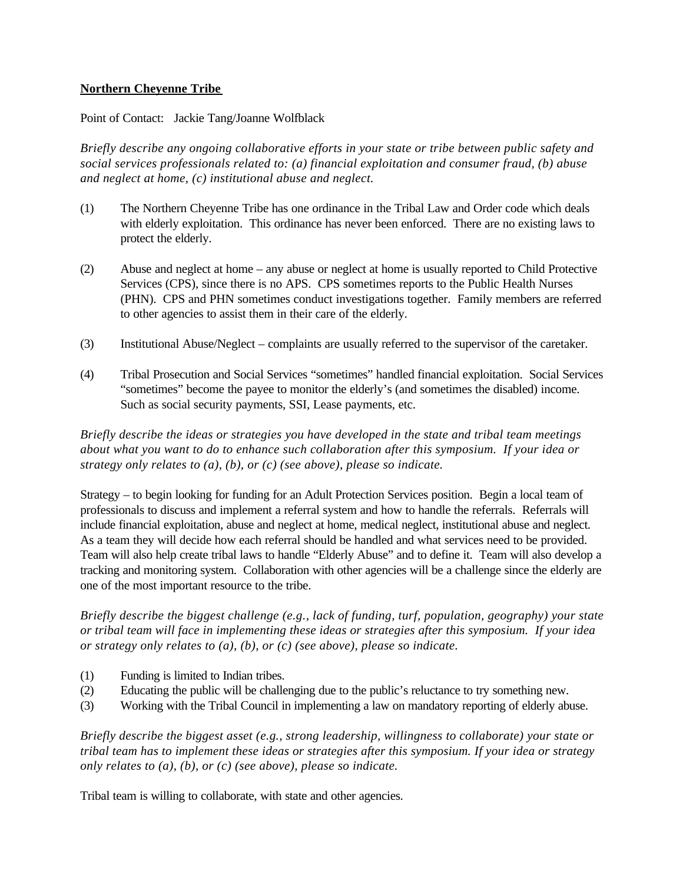**<u>Northern Cheyenne Tribe</u>**

Point of Contact: Jackie Tang/Joanne Wolfblack

*Briefly describe any ongoing collaborative efforts in your state or tribe between public safety and social services professionals related to: (a) financial exploitation and consumer fraud, (b) abuse and neglect at home, (c) institutional abuse and neglect.*

(1) The Northern Cheyenne Tribe has one ordinance in the Tribal Law and Order code which deals with elderly exploitation. This ordinance has never been enforced. There are no existing laws to protect the elderly.

(2) Abuse and neglect at home – any abuse or neglect at home is usually reported to Child Protective Services (CPS), since there is no APS. CPS sometimes reports to the Public Health Nurses (PHN). CPS and PHN sometimes conduct investigations together. Family members are referred to other agencies to assist them in their care of the elderly.

(3) Institutional Abuse/Neglect – complaints are usually referred to the supervisor of the caretaker.

(4) Tribal Prosecution and Social Services "sometimes" handled financial exploitation. Social Services "sometimes" become the payee to monitor the elderly's (and sometimes the disabled) income. Such as social security payments, SSI, Lease payments, etc.

*Briefly describe the ideas or strategies you have developed in the state and tribal team meetings about what you want to do to enhance such collaboration after this symposium. If your idea or strategy only relates to (a), (b), or (c) (see above), please so indicate.*

Strategy – to begin looking for funding for an Adult Protection Services position. Begin a local team of professionals to discuss and implement a referral system and how to handle the referrals. Referrals will include financial exploitation, abuse and neglect at home, medical neglect, institutional abuse and neglect. As a team they will decide how each referral should be handled and what services need to be provided. Team will also help create tribal laws to handle "Elderly Abuse" and to define it. Team will also develop a tracking and monitoring system. Collaboration with other agencies will be a challenge since the elderly are one of the most important resource to the tribe.

*Briefly describe the biggest challenge (e.g., lack of funding, turf, population, geography) your state or tribal team will face in implementing these ideas or strategies after this symposium. If your idea or strategy only relates to (a), (b), or (c) (see above), please so indicate.*

(1) Funding is limited to Indian tribes.
(2) Educating the public will be challenging due to the public's reluctance to try something new.
(3) Working with the Tribal Council in implementing a law on mandatory reporting of elderly abuse.

*Briefly describe the biggest asset (e.g., strong leadership, willingness to collaborate) your state or tribal team has to implement these ideas or strategies after this symposium. If your idea or strategy only relates to (a), (b), or (c) (see above), please so indicate.*

Tribal team is willing to collaborate, with state and other agencies.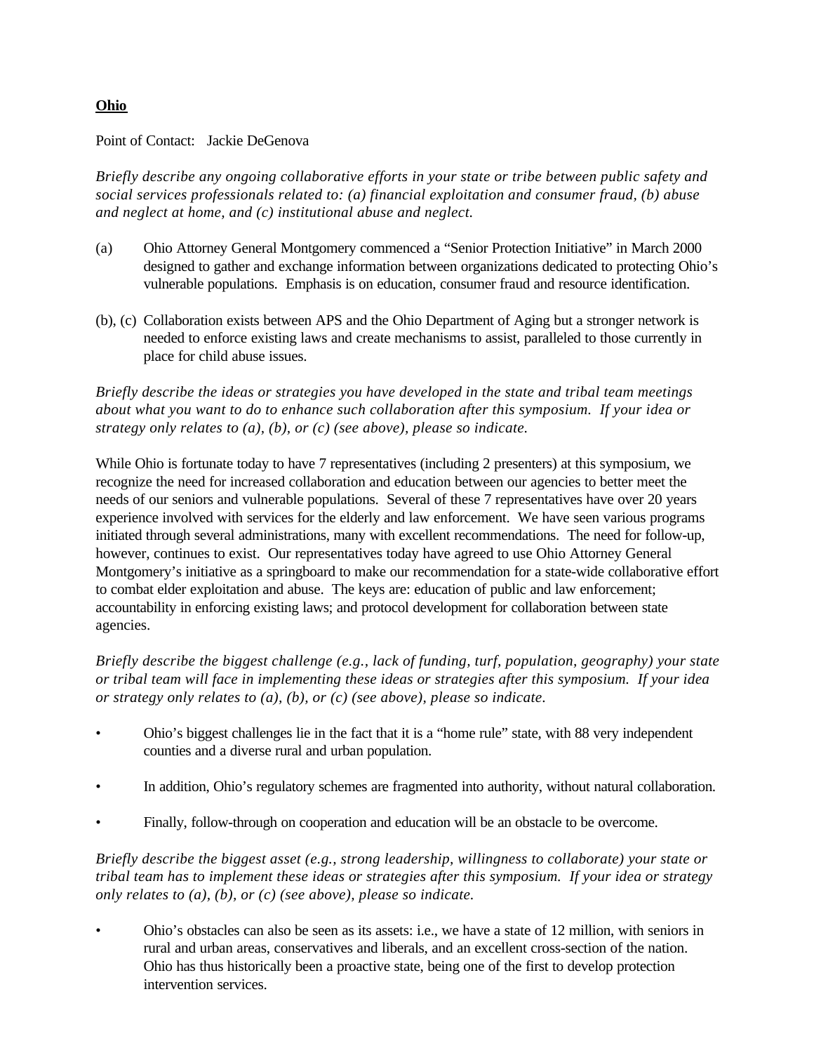**Ohio**

Point of Contact: Jackie DeGenova

*Briefly describe any ongoing collaborative efforts in your state or tribe between public safety and social services professionals related to: (a) financial exploitation and consumer fraud, (b) abuse and neglect at home, and (c) institutional abuse and neglect.*

(a) Ohio Attorney General Montgomery commenced a "Senior Protection Initiative" in March 2000 designed to gather and exchange information between organizations dedicated to protecting Ohio's vulnerable populations. Emphasis is on education, consumer fraud and resource identification.

(b), (c) Collaboration exists between APS and the Ohio Department of Aging but a stronger network is needed to enforce existing laws and create mechanisms to assist, paralleled to those currently in place for child abuse issues.

*Briefly describe the ideas or strategies you have developed in the state and tribal team meetings about what you want to do to enhance such collaboration after this symposium. If your idea or strategy only relates to (a), (b), or (c) (see above), please so indicate.*

While Ohio is fortunate today to have 7 representatives (including 2 presenters) at this symposium, we recognize the need for increased collaboration and education between our agencies to better meet the needs of our seniors and vulnerable populations. Several of these 7 representatives have over 20 years experience involved with services for the elderly and law enforcement. We have seen various programs initiated through several administrations, many with excellent recommendations. The need for follow-up, however, continues to exist. Our representatives today have agreed to use Ohio Attorney General Montgomery's initiative as a springboard to make our recommendation for a state-wide collaborative effort to combat elder exploitation and abuse. The keys are: education of public and law enforcement; accountability in enforcing existing laws; and protocol development for collaboration between state agencies.

*Briefly describe the biggest challenge (e.g., lack of funding, turf, population, geography) your state or tribal team will face in implementing these ideas or strategies after this symposium. If your idea or strategy only relates to (a), (b), or (c) (see above), please so indicate.*

- Ohio's biggest challenges lie in the fact that it is a "home rule" state, with 88 very independent counties and a diverse rural and urban population.
- In addition, Ohio's regulatory schemes are fragmented into authority, without natural collaboration.
- Finally, follow-through on cooperation and education will be an obstacle to be overcome.

*Briefly describe the biggest asset (e.g., strong leadership, willingness to collaborate) your state or tribal team has to implement these ideas or strategies after this symposium. If your idea or strategy only relates to (a), (b), or (c) (see above), please so indicate.*

- Ohio's obstacles can also be seen as its assets: i.e., we have a state of 12 million, with seniors in rural and urban areas, conservatives and liberals, and an excellent cross-section of the nation. Ohio has thus historically been a proactive state, being one of the first to develop protection intervention services.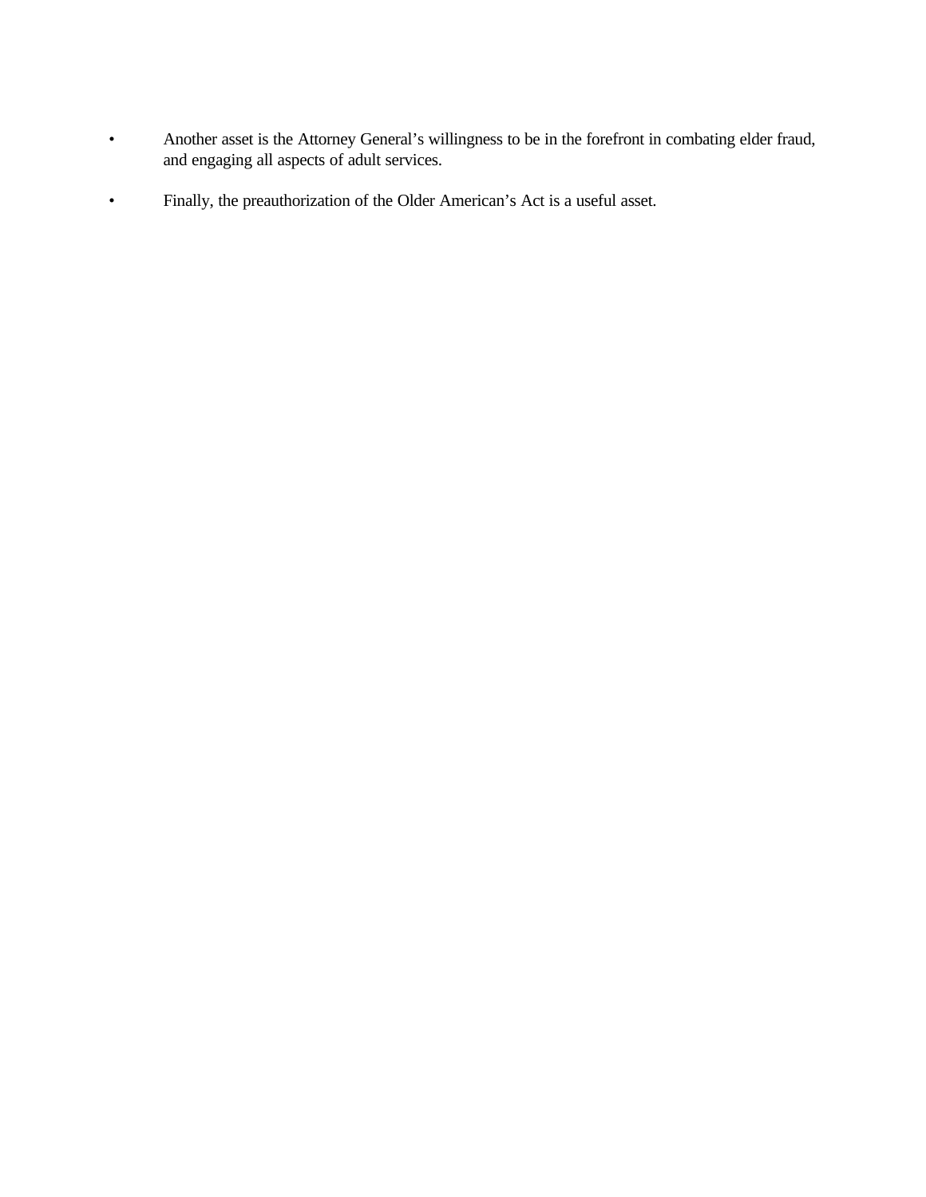- Another asset is the Attorney General's willingness to be in the forefront in combating elder fraud, and engaging all aspects of adult services.

- Finally, the preauthorization of the Older American's Act is a useful asset.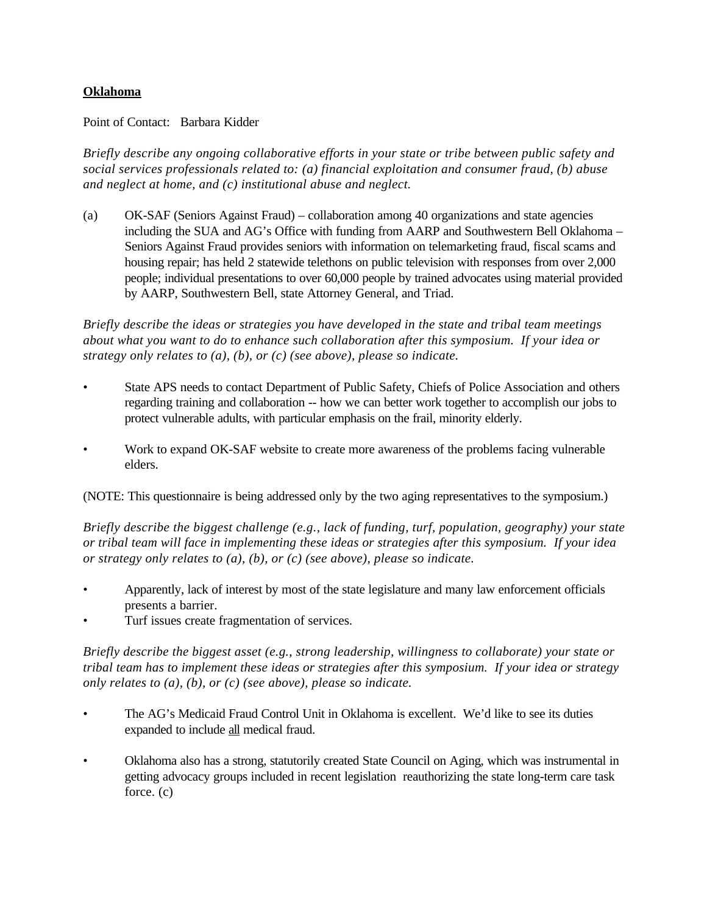**<u>Oklahoma</u>**

Point of Contact: Barbara Kidder

*Briefly describe any ongoing collaborative efforts in your state or tribe between public safety and social services professionals related to: (a) financial exploitation and consumer fraud, (b) abuse and neglect at home, and (c) institutional abuse and neglect.*

(a) OK-SAF (Seniors Against Fraud) – collaboration among 40 organizations and state agencies including the SUA and AG's Office with funding from AARP and Southwestern Bell Oklahoma – Seniors Against Fraud provides seniors with information on telemarketing fraud, fiscal scams and housing repair; has held 2 statewide telethons on public television with responses from over 2,000 people; individual presentations to over 60,000 people by trained advocates using material provided by AARP, Southwestern Bell, state Attorney General, and Triad.

*Briefly describe the ideas or strategies you have developed in the state and tribal team meetings about what you want to do to enhance such collaboration after this symposium. If your idea or strategy only relates to (a), (b), or (c) (see above), please so indicate.*

- State APS needs to contact Department of Public Safety, Chiefs of Police Association and others regarding training and collaboration -- how we can better work together to accomplish our jobs to protect vulnerable adults, with particular emphasis on the frail, minority elderly.

- Work to expand OK-SAF website to create more awareness of the problems facing vulnerable elders.

(NOTE: This questionnaire is being addressed only by the two aging representatives to the symposium.)

*Briefly describe the biggest challenge (e.g., lack of funding, turf, population, geography) your state or tribal team will face in implementing these ideas or strategies after this symposium. If your idea or strategy only relates to (a), (b), or (c) (see above), please so indicate.*

- Apparently, lack of interest by most of the state legislature and many law enforcement officials presents a barrier.
- Turf issues create fragmentation of services.

*Briefly describe the biggest asset (e.g., strong leadership, willingness to collaborate) your state or tribal team has to implement these ideas or strategies after this symposium. If your idea or strategy only relates to (a), (b), or (c) (see above), please so indicate.*

- The AG's Medicaid Fraud Control Unit in Oklahoma is excellent. We'd like to see its duties expanded to include <u>all</u> medical fraud.

- Oklahoma also has a strong, statutorily created State Council on Aging, which was instrumental in getting advocacy groups included in recent legislation reauthorizing the state long-term care task force. (c)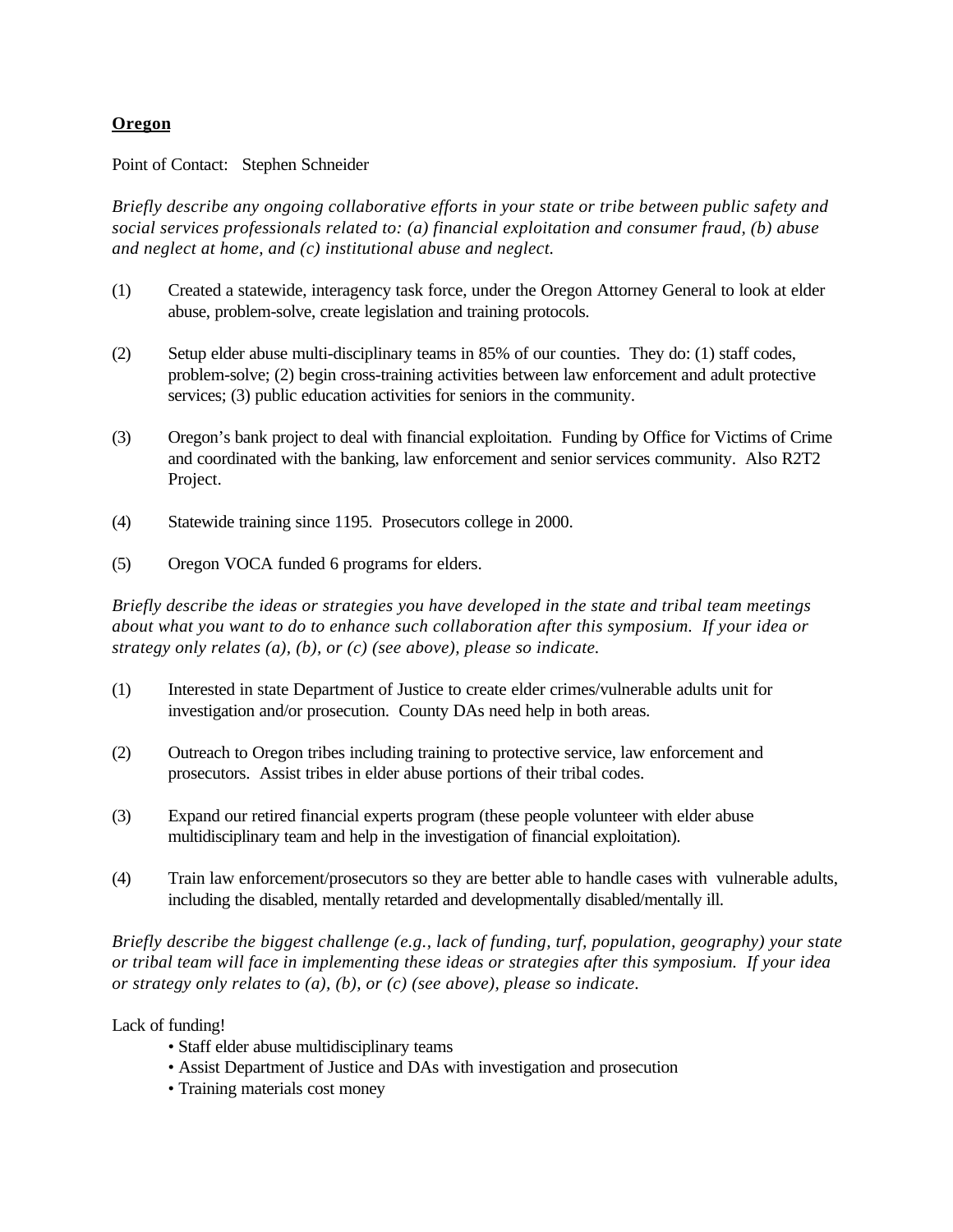**Oregon**

Point of Contact: Stephen Schneider

*Briefly describe any ongoing collaborative efforts in your state or tribe between public safety and social services professionals related to: (a) financial exploitation and consumer fraud, (b) abuse and neglect at home, and (c) institutional abuse and neglect.*

(1) Created a statewide, interagency task force, under the Oregon Attorney General to look at elder abuse, problem-solve, create legislation and training protocols.

(2) Setup elder abuse multi-disciplinary teams in 85% of our counties. They do: (1) staff codes, problem-solve; (2) begin cross-training activities between law enforcement and adult protective services; (3) public education activities for seniors in the community.

(3) Oregon's bank project to deal with financial exploitation. Funding by Office for Victims of Crime and coordinated with the banking, law enforcement and senior services community. Also R2T2 Project.

(4) Statewide training since 1195. Prosecutors college in 2000.

(5) Oregon VOCA funded 6 programs for elders.

*Briefly describe the ideas or strategies you have developed in the state and tribal team meetings about what you want to do to enhance such collaboration after this symposium. If your idea or strategy only relates (a), (b), or (c) (see above), please so indicate.*

(1) Interested in state Department of Justice to create elder crimes/vulnerable adults unit for investigation and/or prosecution. County DAs need help in both areas.

(2) Outreach to Oregon tribes including training to protective service, law enforcement and prosecutors. Assist tribes in elder abuse portions of their tribal codes.

(3) Expand our retired financial experts program (these people volunteer with elder abuse multidisciplinary team and help in the investigation of financial exploitation).

(4) Train law enforcement/prosecutors so they are better able to handle cases with vulnerable adults, including the disabled, mentally retarded and developmentally disabled/mentally ill.

*Briefly describe the biggest challenge (e.g., lack of funding, turf, population, geography) your state or tribal team will face in implementing these ideas or strategies after this symposium. If your idea or strategy only relates to (a), (b), or (c) (see above), please so indicate.*

Lack of funding!

- Staff elder abuse multidisciplinary teams
- Assist Department of Justice and DAs with investigation and prosecution
- Training materials cost money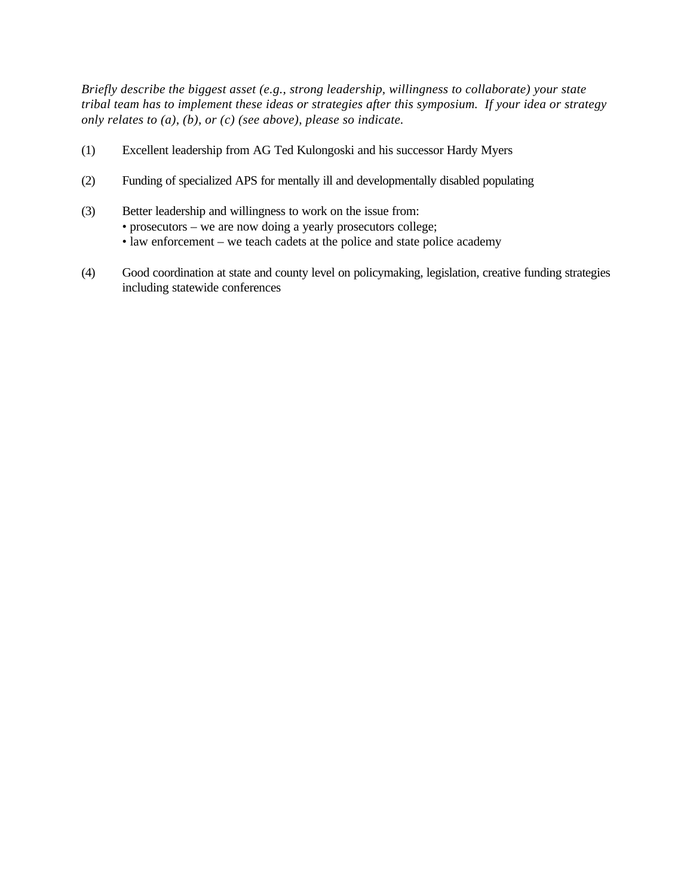*Briefly describe the biggest asset (e.g., strong leadership, willingness to collaborate) your state tribal team has to implement these ideas or strategies after this symposium. If your idea or strategy only relates to (a), (b), or (c) (see above), please so indicate.*

(1) Excellent leadership from AG Ted Kulongoski and his successor Hardy Myers

(2) Funding of specialized APS for mentally ill and developmentally disabled populating

(3) Better leadership and willingness to work on the issue from:
- prosecutors – we are now doing a yearly prosecutors college;
- law enforcement – we teach cadets at the police and state police academy

(4) Good coordination at state and county level on policymaking, legislation, creative funding strategies including statewide conferences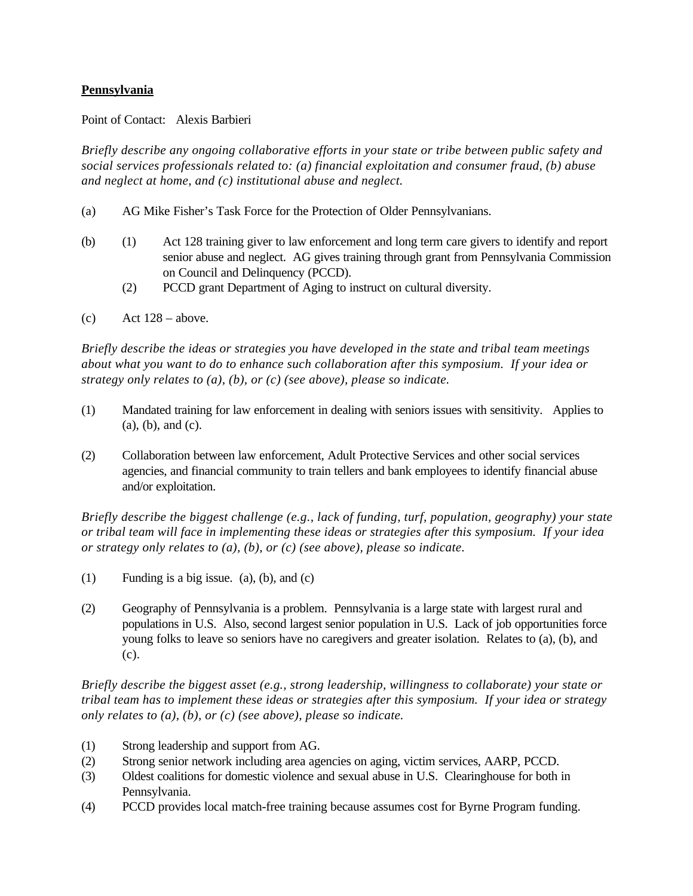**Pennsylvania**

Point of Contact: Alexis Barbieri

*Briefly describe any ongoing collaborative efforts in your state or tribe between public safety and social services professionals related to: (a) financial exploitation and consumer fraud, (b) abuse and neglect at home, and (c) institutional abuse and neglect.*

(a) AG Mike Fisher's Task Force for the Protection of Older Pennsylvanians.

(b)
- (1) Act 128 training giver to law enforcement and long term care givers to identify and report senior abuse and neglect. AG gives training through grant from Pennsylvania Commission on Council and Delinquency (PCCD).
- (2) PCCD grant Department of Aging to instruct on cultural diversity.

(c) Act 128 – above.

*Briefly describe the ideas or strategies you have developed in the state and tribal team meetings about what you want to do to enhance such collaboration after this symposium. If your idea or strategy only relates to (a), (b), or (c) (see above), please so indicate.*

(1) Mandated training for law enforcement in dealing with seniors issues with sensitivity. Applies to (a), (b), and (c).

(2) Collaboration between law enforcement, Adult Protective Services and other social services agencies, and financial community to train tellers and bank employees to identify financial abuse and/or exploitation.

*Briefly describe the biggest challenge (e.g., lack of funding, turf, population, geography) your state or tribal team will face in implementing these ideas or strategies after this symposium. If your idea or strategy only relates to (a), (b), or (c) (see above), please so indicate.*

(1) Funding is a big issue. (a), (b), and (c)

(2) Geography of Pennsylvania is a problem. Pennsylvania is a large state with largest rural and populations in U.S. Also, second largest senior population in U.S. Lack of job opportunities force young folks to leave so seniors have no caregivers and greater isolation. Relates to (a), (b), and (c).

*Briefly describe the biggest asset (e.g., strong leadership, willingness to collaborate) your state or tribal team has to implement these ideas or strategies after this symposium. If your idea or strategy only relates to (a), (b), or (c) (see above), please so indicate.*

(1) Strong leadership and support from AG.
(2) Strong senior network including area agencies on aging, victim services, AARP, PCCD.
(3) Oldest coalitions for domestic violence and sexual abuse in U.S. Clearinghouse for both in Pennsylvania.
(4) PCCD provides local match-free training because assumes cost for Byrne Program funding.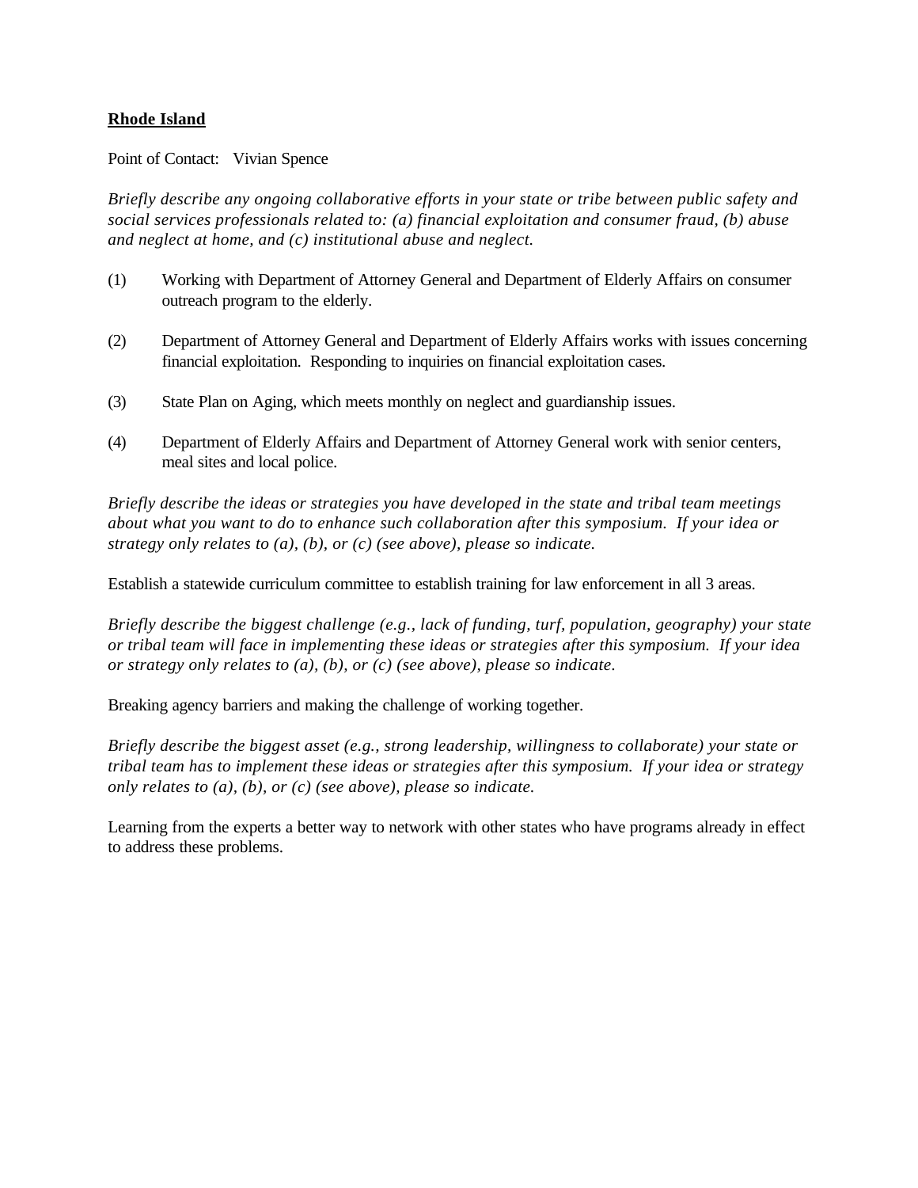**Rhode Island**

Point of Contact: Vivian Spence

*Briefly describe any ongoing collaborative efforts in your state or tribe between public safety and social services professionals related to: (a) financial exploitation and consumer fraud, (b) abuse and neglect at home, and (c) institutional abuse and neglect.*

(1) Working with Department of Attorney General and Department of Elderly Affairs on consumer outreach program to the elderly.

(2) Department of Attorney General and Department of Elderly Affairs works with issues concerning financial exploitation. Responding to inquiries on financial exploitation cases.

(3) State Plan on Aging, which meets monthly on neglect and guardianship issues.

(4) Department of Elderly Affairs and Department of Attorney General work with senior centers, meal sites and local police.

*Briefly describe the ideas or strategies you have developed in the state and tribal team meetings about what you want to do to enhance such collaboration after this symposium. If your idea or strategy only relates to (a), (b), or (c) (see above), please so indicate.*

Establish a statewide curriculum committee to establish training for law enforcement in all 3 areas.

*Briefly describe the biggest challenge (e.g., lack of funding, turf, population, geography) your state or tribal team will face in implementing these ideas or strategies after this symposium. If your idea or strategy only relates to (a), (b), or (c) (see above), please so indicate.*

Breaking agency barriers and making the challenge of working together.

*Briefly describe the biggest asset (e.g., strong leadership, willingness to collaborate) your state or tribal team has to implement these ideas or strategies after this symposium. If your idea or strategy only relates to (a), (b), or (c) (see above), please so indicate.*

Learning from the experts a better way to network with other states who have programs already in effect to address these problems.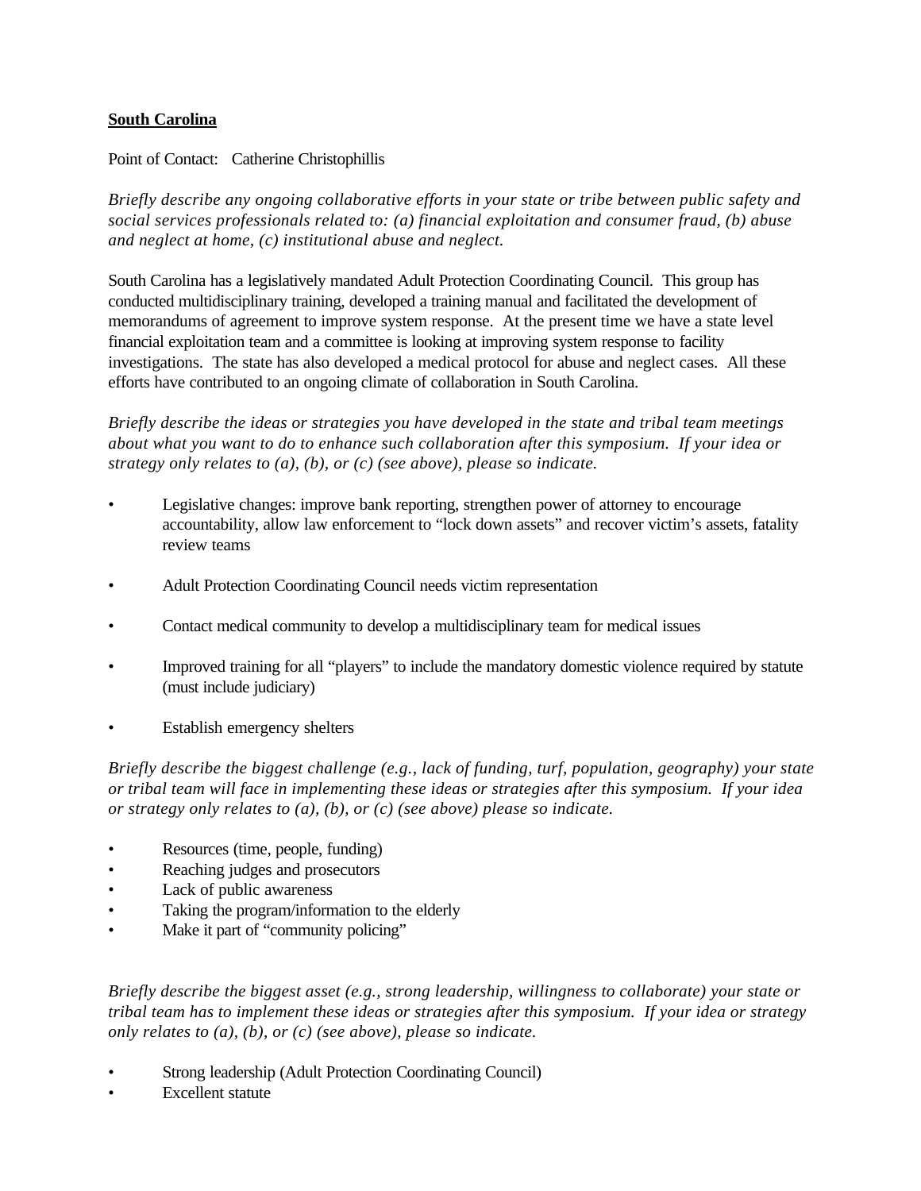**<u>South Carolina</u>**

Point of Contact: Catherine Christophillis

*Briefly describe any ongoing collaborative efforts in your state or tribe between public safety and social services professionals related to: (a) financial exploitation and consumer fraud, (b) abuse and neglect at home, (c) institutional abuse and neglect.*

South Carolina has a legislatively mandated Adult Protection Coordinating Council. This group has conducted multidisciplinary training, developed a training manual and facilitated the development of memorandums of agreement to improve system response. At the present time we have a state level financial exploitation team and a committee is looking at improving system response to facility investigations. The state has also developed a medical protocol for abuse and neglect cases. All these efforts have contributed to an ongoing climate of collaboration in South Carolina.

*Briefly describe the ideas or strategies you have developed in the state and tribal team meetings about what you want to do to enhance such collaboration after this symposium. If your idea or strategy only relates to (a), (b), or (c) (see above), please so indicate.*

- Legislative changes: improve bank reporting, strengthen power of attorney to encourage accountability, allow law enforcement to "lock down assets" and recover victim's assets, fatality review teams

- Adult Protection Coordinating Council needs victim representation

- Contact medical community to develop a multidisciplinary team for medical issues

- Improved training for all "players" to include the mandatory domestic violence required by statute (must include judiciary)

- Establish emergency shelters

*Briefly describe the biggest challenge (e.g., lack of funding, turf, population, geography) your state or tribal team will face in implementing these ideas or strategies after this symposium. If your idea or strategy only relates to (a), (b), or (c) (see above) please so indicate.*

- Resources (time, people, funding)
- Reaching judges and prosecutors
- Lack of public awareness
- Taking the program/information to the elderly
- Make it part of "community policing"

*Briefly describe the biggest asset (e.g., strong leadership, willingness to collaborate) your state or tribal team has to implement these ideas or strategies after this symposium. If your idea or strategy only relates to (a), (b), or (c) (see above), please so indicate.*

- Strong leadership (Adult Protection Coordinating Council)
- Excellent statute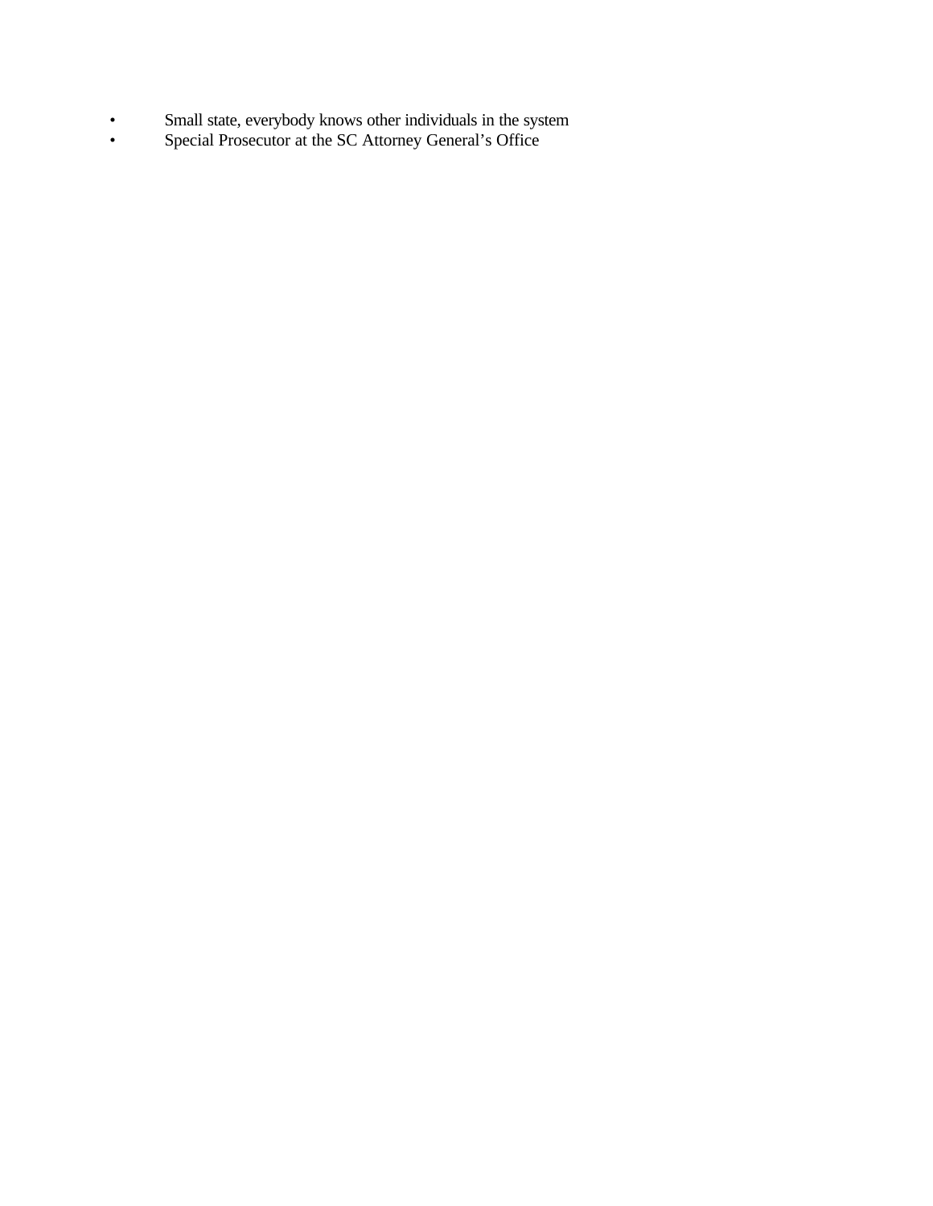- Small state, everybody knows other individuals in the system
- Special Prosecutor at the SC Attorney General's Office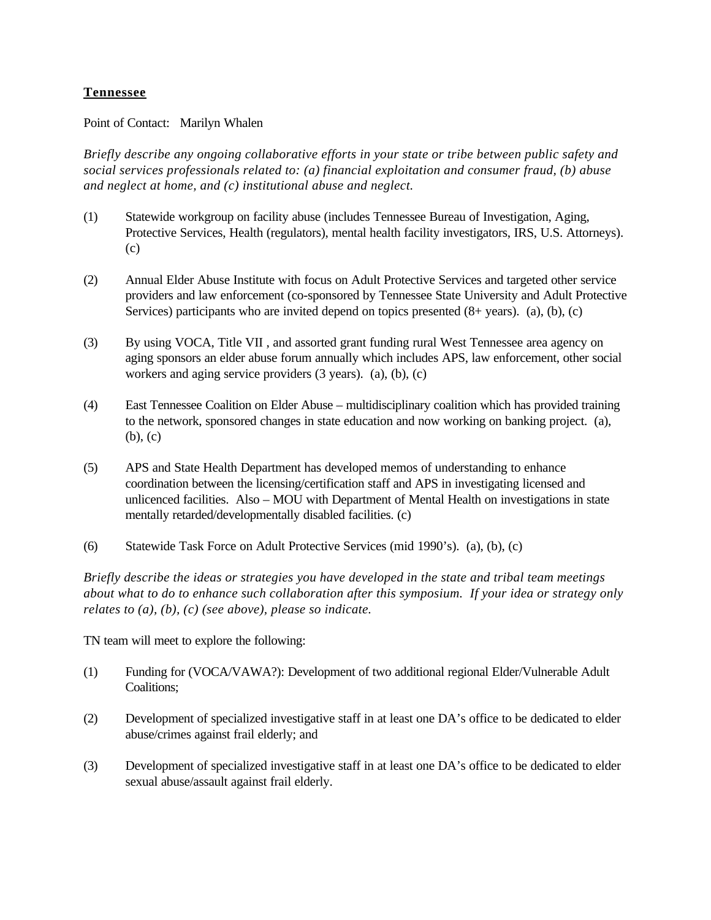**Tennessee**

Point of Contact: Marilyn Whalen

*Briefly describe any ongoing collaborative efforts in your state or tribe between public safety and social services professionals related to: (a) financial exploitation and consumer fraud, (b) abuse and neglect at home, and (c) institutional abuse and neglect.*

(1) Statewide workgroup on facility abuse (includes Tennessee Bureau of Investigation, Aging, Protective Services, Health (regulators), mental health facility investigators, IRS, U.S. Attorneys). (c)

(2) Annual Elder Abuse Institute with focus on Adult Protective Services and targeted other service providers and law enforcement (co-sponsored by Tennessee State University and Adult Protective Services) participants who are invited depend on topics presented (8+ years). (a), (b), (c)

(3) By using VOCA, Title VII , and assorted grant funding rural West Tennessee area agency on aging sponsors an elder abuse forum annually which includes APS, law enforcement, other social workers and aging service providers (3 years). (a), (b), (c)

(4) East Tennessee Coalition on Elder Abuse – multidisciplinary coalition which has provided training to the network, sponsored changes in state education and now working on banking project. (a), (b), (c)

(5) APS and State Health Department has developed memos of understanding to enhance coordination between the licensing/certification staff and APS in investigating licensed and unlicenced facilities. Also – MOU with Department of Mental Health on investigations in state mentally retarded/developmentally disabled facilities. (c)

(6) Statewide Task Force on Adult Protective Services (mid 1990's). (a), (b), (c)

*Briefly describe the ideas or strategies you have developed in the state and tribal team meetings about what to do to enhance such collaboration after this symposium. If your idea or strategy only relates to (a), (b), (c) (see above), please so indicate.*

TN team will meet to explore the following:

(1) Funding for (VOCA/VAWA?): Development of two additional regional Elder/Vulnerable Adult Coalitions;

(2) Development of specialized investigative staff in at least one DA's office to be dedicated to elder abuse/crimes against frail elderly; and

(3) Development of specialized investigative staff in at least one DA's office to be dedicated to elder sexual abuse/assault against frail elderly.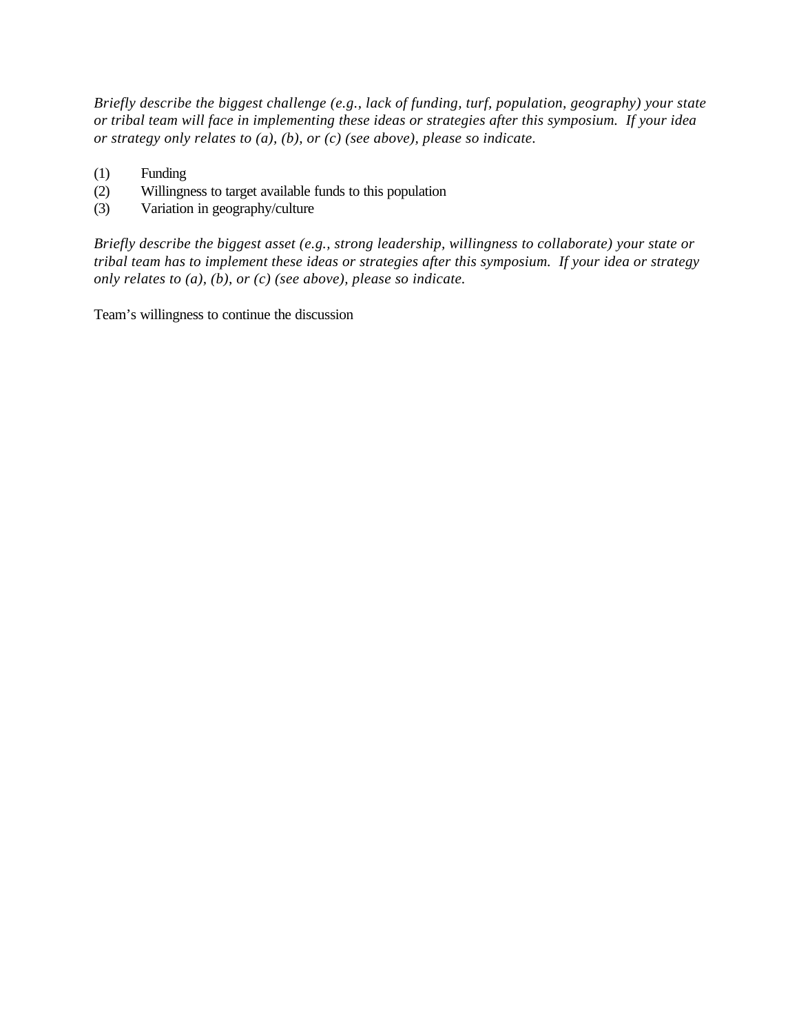*Briefly describe the biggest challenge (e.g., lack of funding, turf, population, geography) your state or tribal team will face in implementing these ideas or strategies after this symposium. If your idea or strategy only relates to (a), (b), or (c) (see above), please so indicate.*

(1) Funding
(2) Willingness to target available funds to this population
(3) Variation in geography/culture

*Briefly describe the biggest asset (e.g., strong leadership, willingness to collaborate) your state or tribal team has to implement these ideas or strategies after this symposium. If your idea or strategy only relates to (a), (b), or (c) (see above), please so indicate.*

Team's willingness to continue the discussion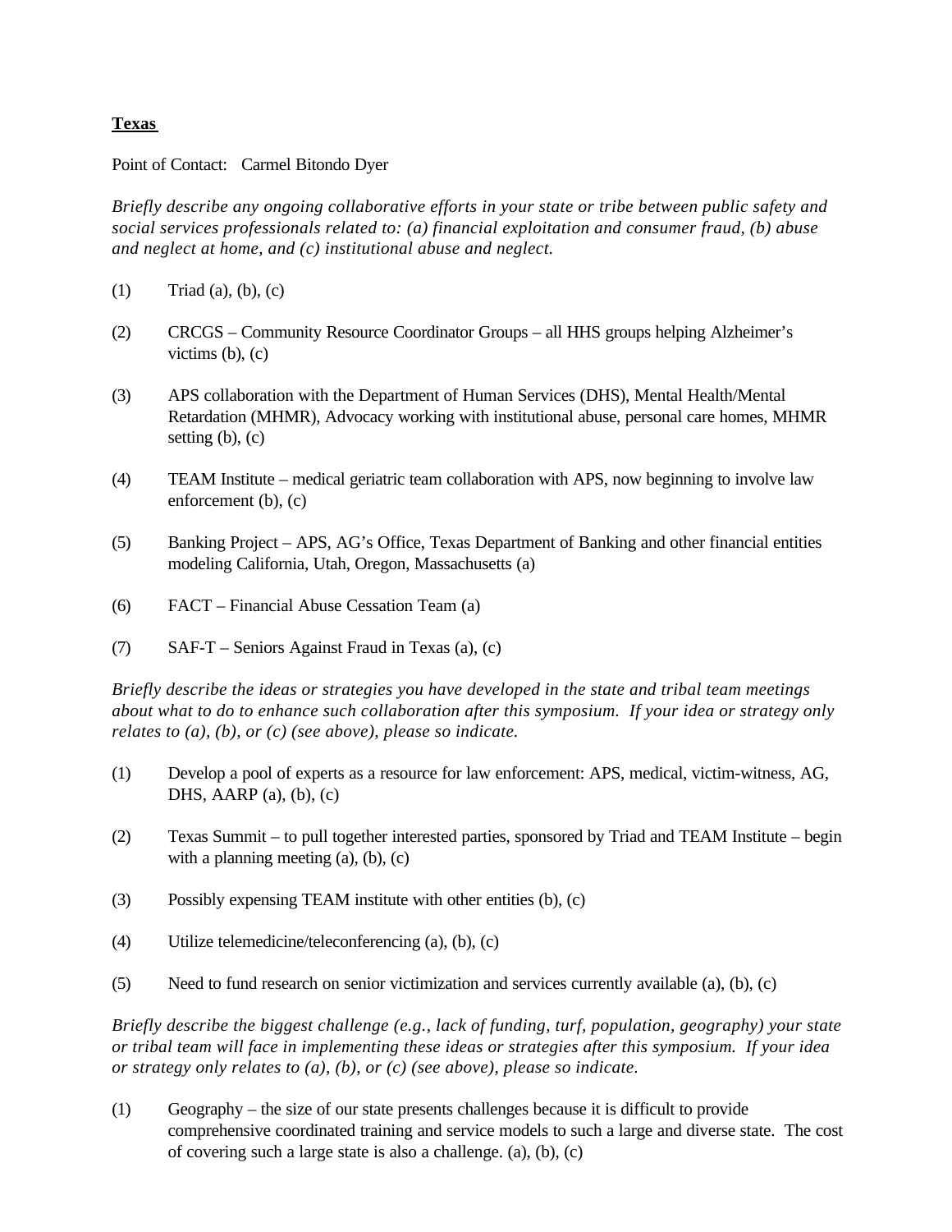**Texas**

Point of Contact: Carmel Bitondo Dyer

*Briefly describe any ongoing collaborative efforts in your state or tribe between public safety and social services professionals related to: (a) financial exploitation and consumer fraud, (b) abuse and neglect at home, and (c) institutional abuse and neglect.*

(1) Triad (a), (b), (c)

(2) CRCGS – Community Resource Coordinator Groups – all HHS groups helping Alzheimer's victims (b), (c)

(3) APS collaboration with the Department of Human Services (DHS), Mental Health/Mental Retardation (MHMR), Advocacy working with institutional abuse, personal care homes, MHMR setting (b), (c)

(4) TEAM Institute – medical geriatric team collaboration with APS, now beginning to involve law enforcement (b), (c)

(5) Banking Project – APS, AG's Office, Texas Department of Banking and other financial entities modeling California, Utah, Oregon, Massachusetts (a)

(6) FACT – Financial Abuse Cessation Team (a)

(7) SAF-T – Seniors Against Fraud in Texas (a), (c)

*Briefly describe the ideas or strategies you have developed in the state and tribal team meetings about what to do to enhance such collaboration after this symposium. If your idea or strategy only relates to (a), (b), or (c) (see above), please so indicate.*

(1) Develop a pool of experts as a resource for law enforcement: APS, medical, victim-witness, AG, DHS, AARP (a), (b), (c)

(2) Texas Summit – to pull together interested parties, sponsored by Triad and TEAM Institute – begin with a planning meeting (a), (b), (c)

(3) Possibly expensing TEAM institute with other entities (b), (c)

(4) Utilize telemedicine/teleconferencing (a), (b), (c)

(5) Need to fund research on senior victimization and services currently available (a), (b), (c)

*Briefly describe the biggest challenge (e.g., lack of funding, turf, population, geography) your state or tribal team will face in implementing these ideas or strategies after this symposium. If your idea or strategy only relates to (a), (b), or (c) (see above), please so indicate.*

(1) Geography – the size of our state presents challenges because it is difficult to provide comprehensive coordinated training and service models to such a large and diverse state. The cost of covering such a large state is also a challenge. (a), (b), (c)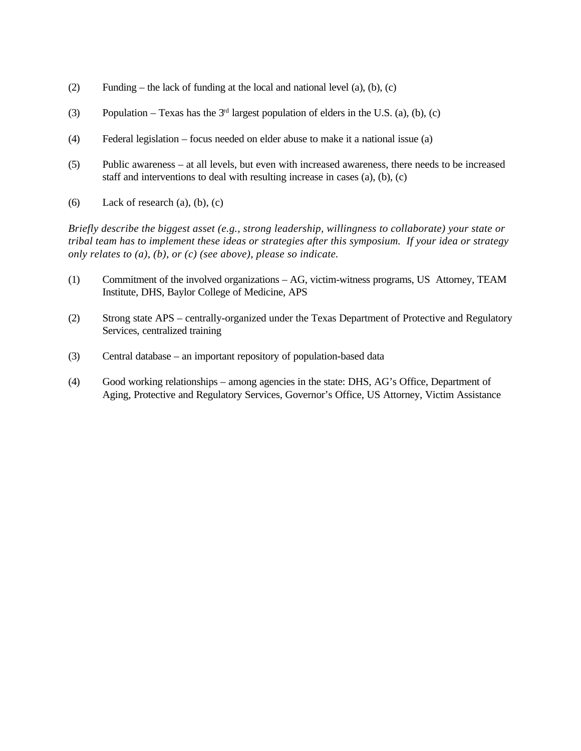(2) Funding – the lack of funding at the local and national level (a), (b), (c)

(3) Population – Texas has the 3rd largest population of elders in the U.S. (a), (b), (c)

(4) Federal legislation – focus needed on elder abuse to make it a national issue (a)

(5) Public awareness – at all levels, but even with increased awareness, there needs to be increased staff and interventions to deal with resulting increase in cases (a), (b), (c)

(6) Lack of research (a), (b), (c)

*Briefly describe the biggest asset (e.g., strong leadership, willingness to collaborate) your state or tribal team has to implement these ideas or strategies after this symposium. If your idea or strategy only relates to (a), (b), or (c) (see above), please so indicate.*

(1) Commitment of the involved organizations – AG, victim-witness programs, US Attorney, TEAM Institute, DHS, Baylor College of Medicine, APS

(2) Strong state APS – centrally-organized under the Texas Department of Protective and Regulatory Services, centralized training

(3) Central database – an important repository of population-based data

(4) Good working relationships – among agencies in the state: DHS, AG's Office, Department of Aging, Protective and Regulatory Services, Governor's Office, US Attorney, Victim Assistance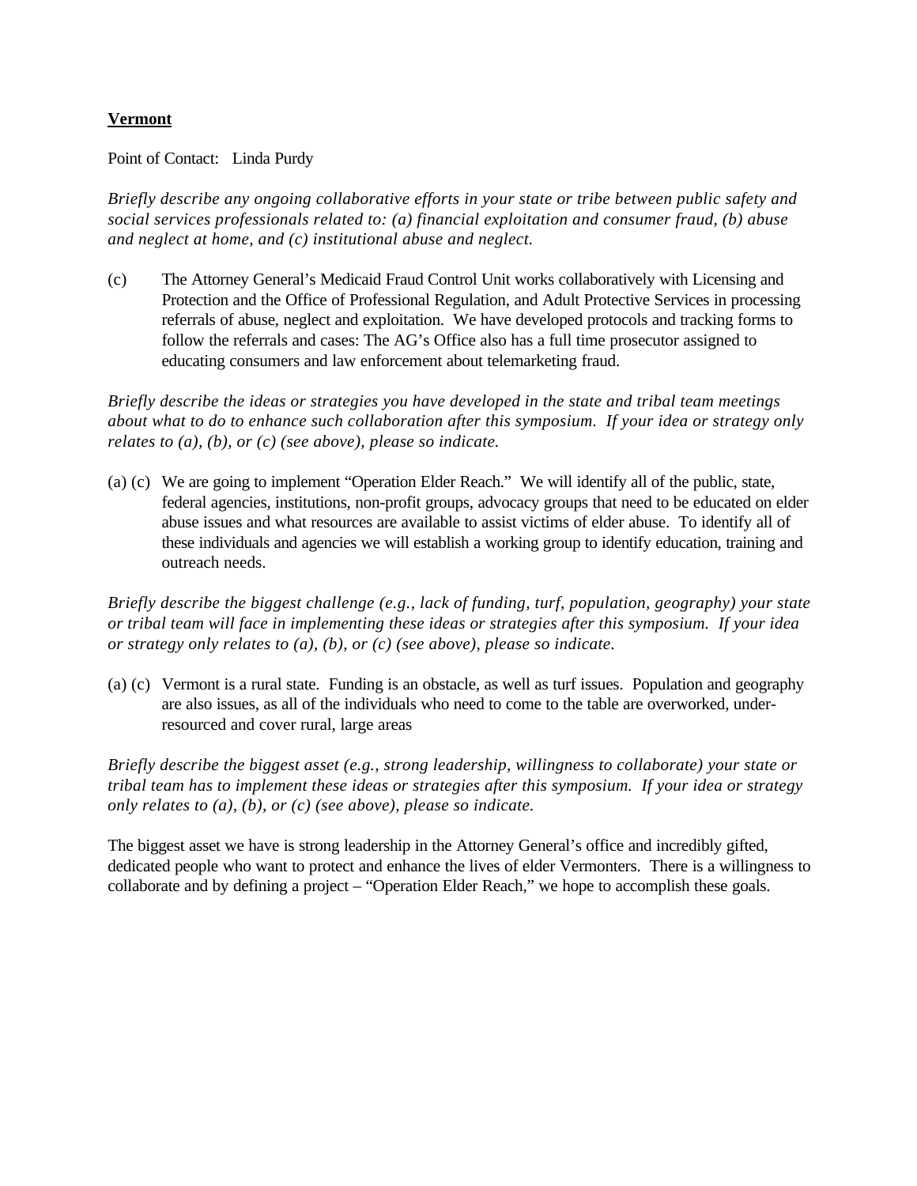**<u>Vermont</u>**

Point of Contact: Linda Purdy

*Briefly describe any ongoing collaborative efforts in your state or tribe between public safety and social services professionals related to: (a) financial exploitation and consumer fraud, (b) abuse and neglect at home, and (c) institutional abuse and neglect.*

(c) The Attorney General's Medicaid Fraud Control Unit works collaboratively with Licensing and Protection and the Office of Professional Regulation, and Adult Protective Services in processing referrals of abuse, neglect and exploitation. We have developed protocols and tracking forms to follow the referrals and cases: The AG's Office also has a full time prosecutor assigned to educating consumers and law enforcement about telemarketing fraud.

*Briefly describe the ideas or strategies you have developed in the state and tribal team meetings about what to do to enhance such collaboration after this symposium. If your idea or strategy only relates to (a), (b), or (c) (see above), please so indicate.*

(a) (c) We are going to implement "Operation Elder Reach." We will identify all of the public, state, federal agencies, institutions, non-profit groups, advocacy groups that need to be educated on elder abuse issues and what resources are available to assist victims of elder abuse. To identify all of these individuals and agencies we will establish a working group to identify education, training and outreach needs.

*Briefly describe the biggest challenge (e.g., lack of funding, turf, population, geography) your state or tribal team will face in implementing these ideas or strategies after this symposium. If your idea or strategy only relates to (a), (b), or (c) (see above), please so indicate.*

(a) (c) Vermont is a rural state. Funding is an obstacle, as well as turf issues. Population and geography are also issues, as all of the individuals who need to come to the table are overworked, under-resourced and cover rural, large areas

*Briefly describe the biggest asset (e.g., strong leadership, willingness to collaborate) your state or tribal team has to implement these ideas or strategies after this symposium. If your idea or strategy only relates to (a), (b), or (c) (see above), please so indicate.*

The biggest asset we have is strong leadership in the Attorney General's office and incredibly gifted, dedicated people who want to protect and enhance the lives of elder Vermonters. There is a willingness to collaborate and by defining a project – "Operation Elder Reach," we hope to accomplish these goals.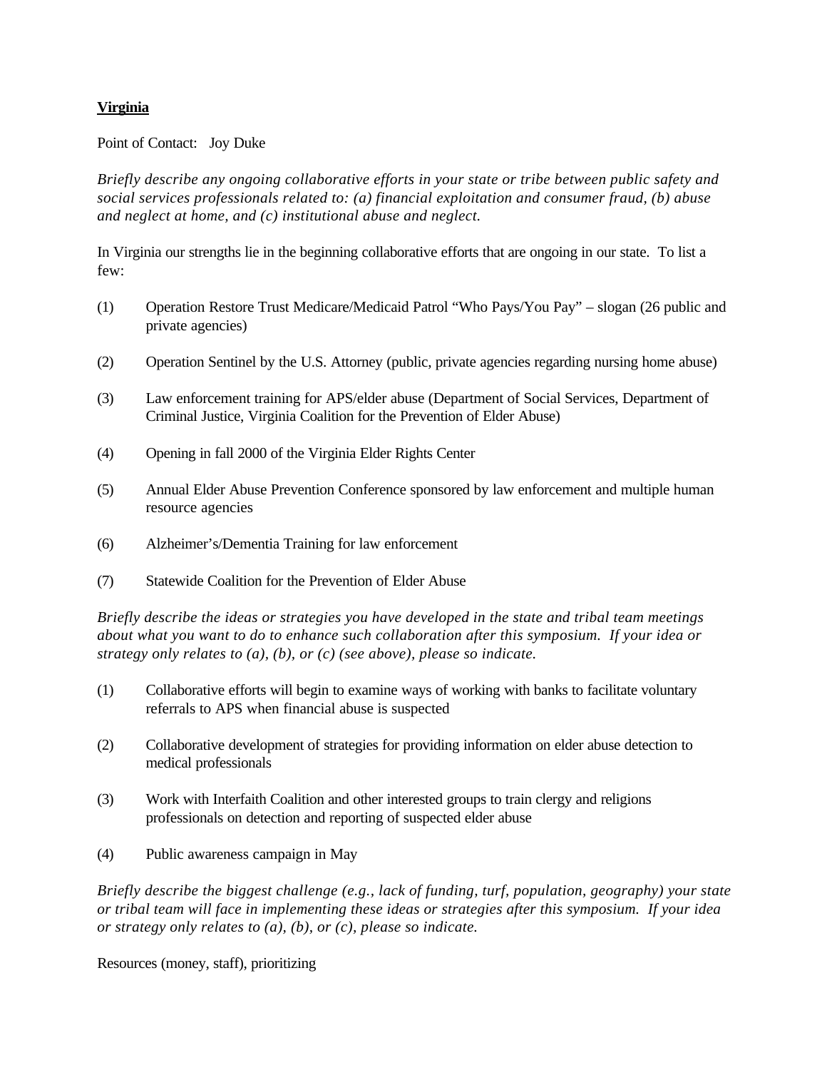**Virginia**

Point of Contact: Joy Duke

*Briefly describe any ongoing collaborative efforts in your state or tribe between public safety and social services professionals related to: (a) financial exploitation and consumer fraud, (b) abuse and neglect at home, and (c) institutional abuse and neglect.*

In Virginia our strengths lie in the beginning collaborative efforts that are ongoing in our state. To list a few:

(1) Operation Restore Trust Medicare/Medicaid Patrol "Who Pays/You Pay" – slogan (26 public and private agencies)

(2) Operation Sentinel by the U.S. Attorney (public, private agencies regarding nursing home abuse)

(3) Law enforcement training for APS/elder abuse (Department of Social Services, Department of Criminal Justice, Virginia Coalition for the Prevention of Elder Abuse)

(4) Opening in fall 2000 of the Virginia Elder Rights Center

(5) Annual Elder Abuse Prevention Conference sponsored by law enforcement and multiple human resource agencies

(6) Alzheimer's/Dementia Training for law enforcement

(7) Statewide Coalition for the Prevention of Elder Abuse

*Briefly describe the ideas or strategies you have developed in the state and tribal team meetings about what you want to do to enhance such collaboration after this symposium. If your idea or strategy only relates to (a), (b), or (c) (see above), please so indicate.*

(1) Collaborative efforts will begin to examine ways of working with banks to facilitate voluntary referrals to APS when financial abuse is suspected

(2) Collaborative development of strategies for providing information on elder abuse detection to medical professionals

(3) Work with Interfaith Coalition and other interested groups to train clergy and religions professionals on detection and reporting of suspected elder abuse

(4) Public awareness campaign in May

*Briefly describe the biggest challenge (e.g., lack of funding, turf, population, geography) your state or tribal team will face in implementing these ideas or strategies after this symposium. If your idea or strategy only relates to (a), (b), or (c), please so indicate.*

Resources (money, staff), prioritizing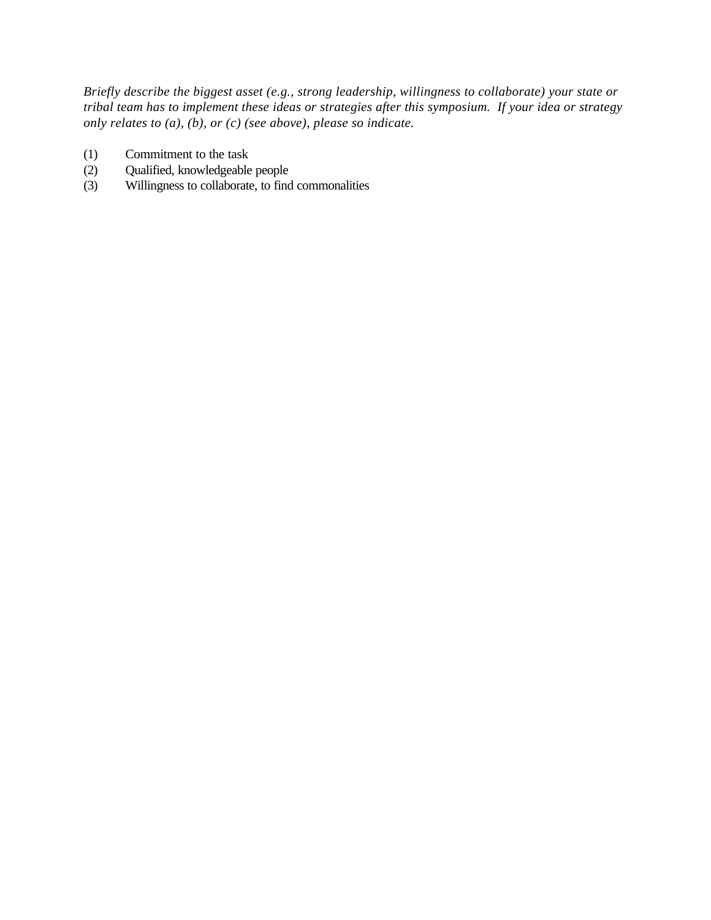*Briefly describe the biggest asset (e.g., strong leadership, willingness to collaborate) your state or tribal team has to implement these ideas or strategies after this symposium. If your idea or strategy only relates to (a), (b), or (c) (see above), please so indicate.*

(1) Commitment to the task
(2) Qualified, knowledgeable people
(3) Willingness to collaborate, to find commonalities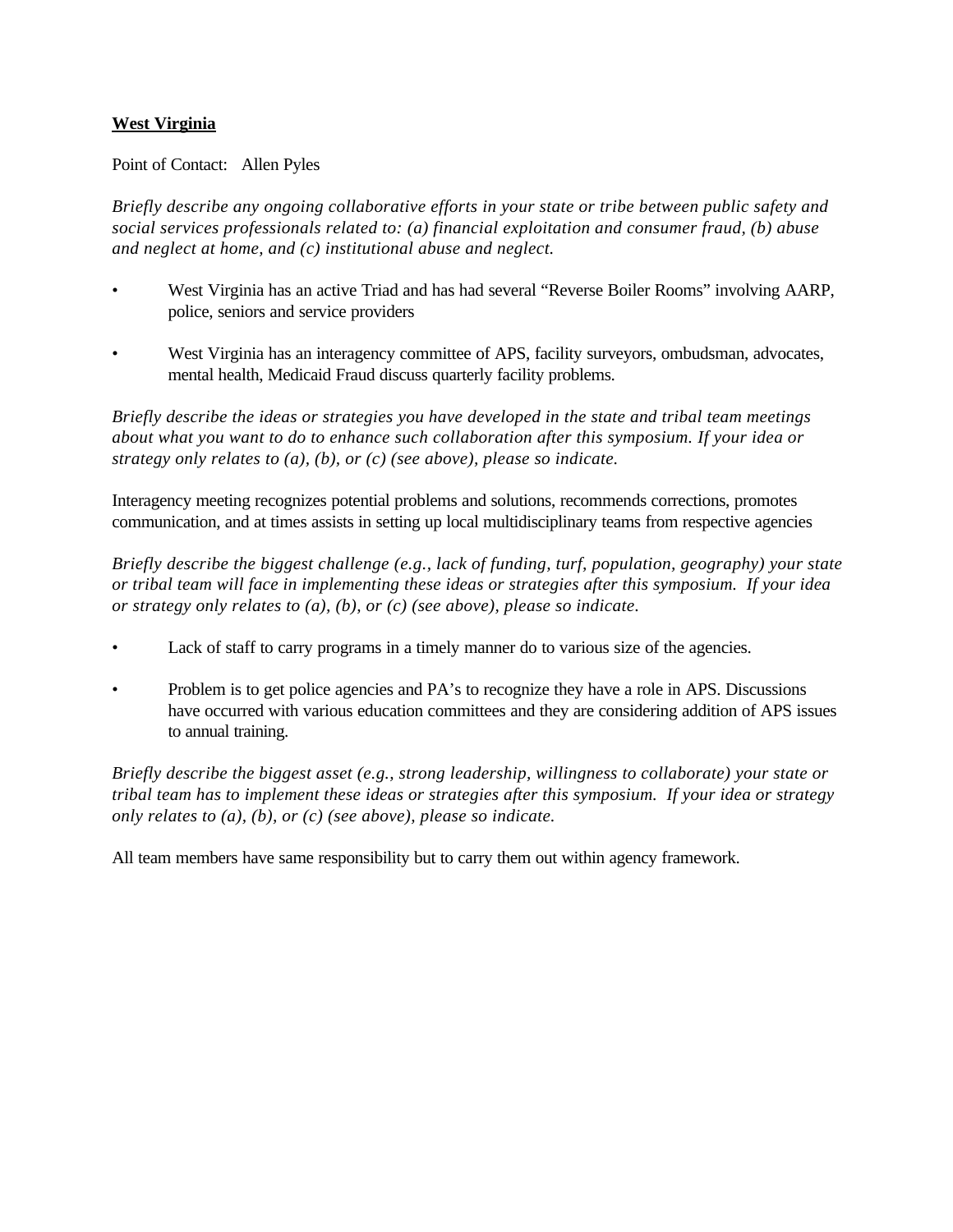**West Virginia**

Point of Contact: Allen Pyles

*Briefly describe any ongoing collaborative efforts in your state or tribe between public safety and social services professionals related to: (a) financial exploitation and consumer fraud, (b) abuse and neglect at home, and (c) institutional abuse and neglect.*

- West Virginia has an active Triad and has had several "Reverse Boiler Rooms" involving AARP, police, seniors and service providers

- West Virginia has an interagency committee of APS, facility surveyors, ombudsman, advocates, mental health, Medicaid Fraud discuss quarterly facility problems.

*Briefly describe the ideas or strategies you have developed in the state and tribal team meetings about what you want to do to enhance such collaboration after this symposium. If your idea or strategy only relates to (a), (b), or (c) (see above), please so indicate.*

Interagency meeting recognizes potential problems and solutions, recommends corrections, promotes communication, and at times assists in setting up local multidisciplinary teams from respective agencies

*Briefly describe the biggest challenge (e.g., lack of funding, turf, population, geography) your state or tribal team will face in implementing these ideas or strategies after this symposium. If your idea or strategy only relates to (a), (b), or (c) (see above), please so indicate.*

- Lack of staff to carry programs in a timely manner do to various size of the agencies.

- Problem is to get police agencies and PA's to recognize they have a role in APS. Discussions have occurred with various education committees and they are considering addition of APS issues to annual training.

*Briefly describe the biggest asset (e.g., strong leadership, willingness to collaborate) your state or tribal team has to implement these ideas or strategies after this symposium. If your idea or strategy only relates to (a), (b), or (c) (see above), please so indicate.*

All team members have same responsibility but to carry them out within agency framework.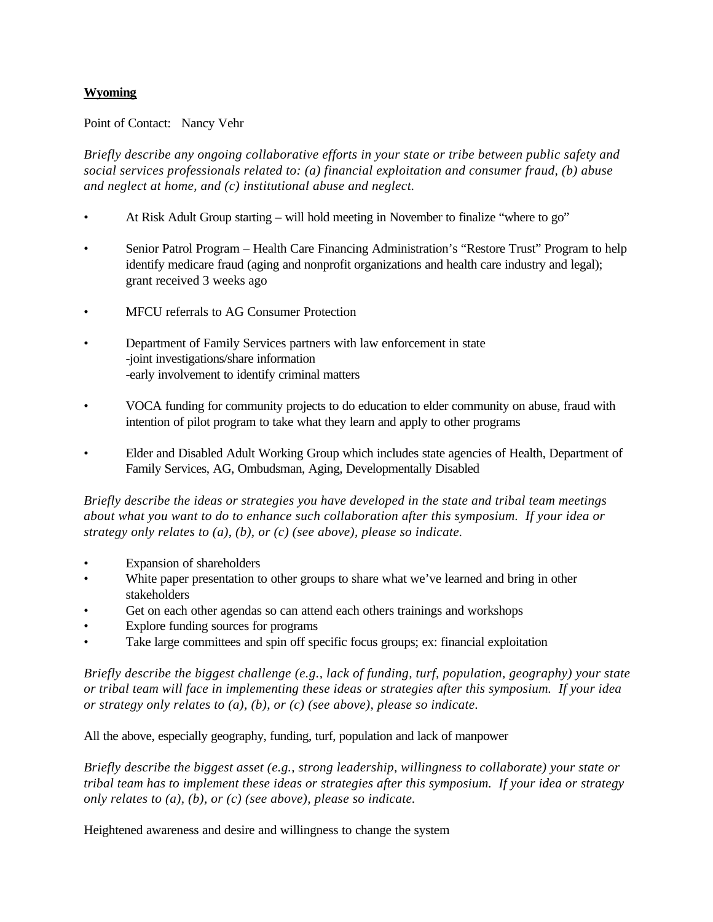**Wyoming**

Point of Contact: Nancy Vehr

*Briefly describe any ongoing collaborative efforts in your state or tribe between public safety and social services professionals related to: (a) financial exploitation and consumer fraud, (b) abuse and neglect at home, and (c) institutional abuse and neglect.*

- At Risk Adult Group starting – will hold meeting in November to finalize "where to go"

- Senior Patrol Program – Health Care Financing Administration's "Restore Trust" Program to help identify medicare fraud (aging and nonprofit organizations and health care industry and legal); grant received 3 weeks ago

- MFCU referrals to AG Consumer Protection

- Department of Family Services partners with law enforcement in state
  -joint investigations/share information
  -early involvement to identify criminal matters

- VOCA funding for community projects to do education to elder community on abuse, fraud with intention of pilot program to take what they learn and apply to other programs

- Elder and Disabled Adult Working Group which includes state agencies of Health, Department of Family Services, AG, Ombudsman, Aging, Developmentally Disabled

*Briefly describe the ideas or strategies you have developed in the state and tribal team meetings about what you want to do to enhance such collaboration after this symposium. If your idea or strategy only relates to (a), (b), or (c) (see above), please so indicate.*

- Expansion of shareholders
- White paper presentation to other groups to share what we've learned and bring in other stakeholders
- Get on each other agendas so can attend each others trainings and workshops
- Explore funding sources for programs
- Take large committees and spin off specific focus groups; ex: financial exploitation

*Briefly describe the biggest challenge (e.g., lack of funding, turf, population, geography) your state or tribal team will face in implementing these ideas or strategies after this symposium. If your idea or strategy only relates to (a), (b), or (c) (see above), please so indicate.*

All the above, especially geography, funding, turf, population and lack of manpower

*Briefly describe the biggest asset (e.g., strong leadership, willingness to collaborate) your state or tribal team has to implement these ideas or strategies after this symposium. If your idea or strategy only relates to (a), (b), or (c) (see above), please so indicate.*

Heightened awareness and desire and willingness to change the system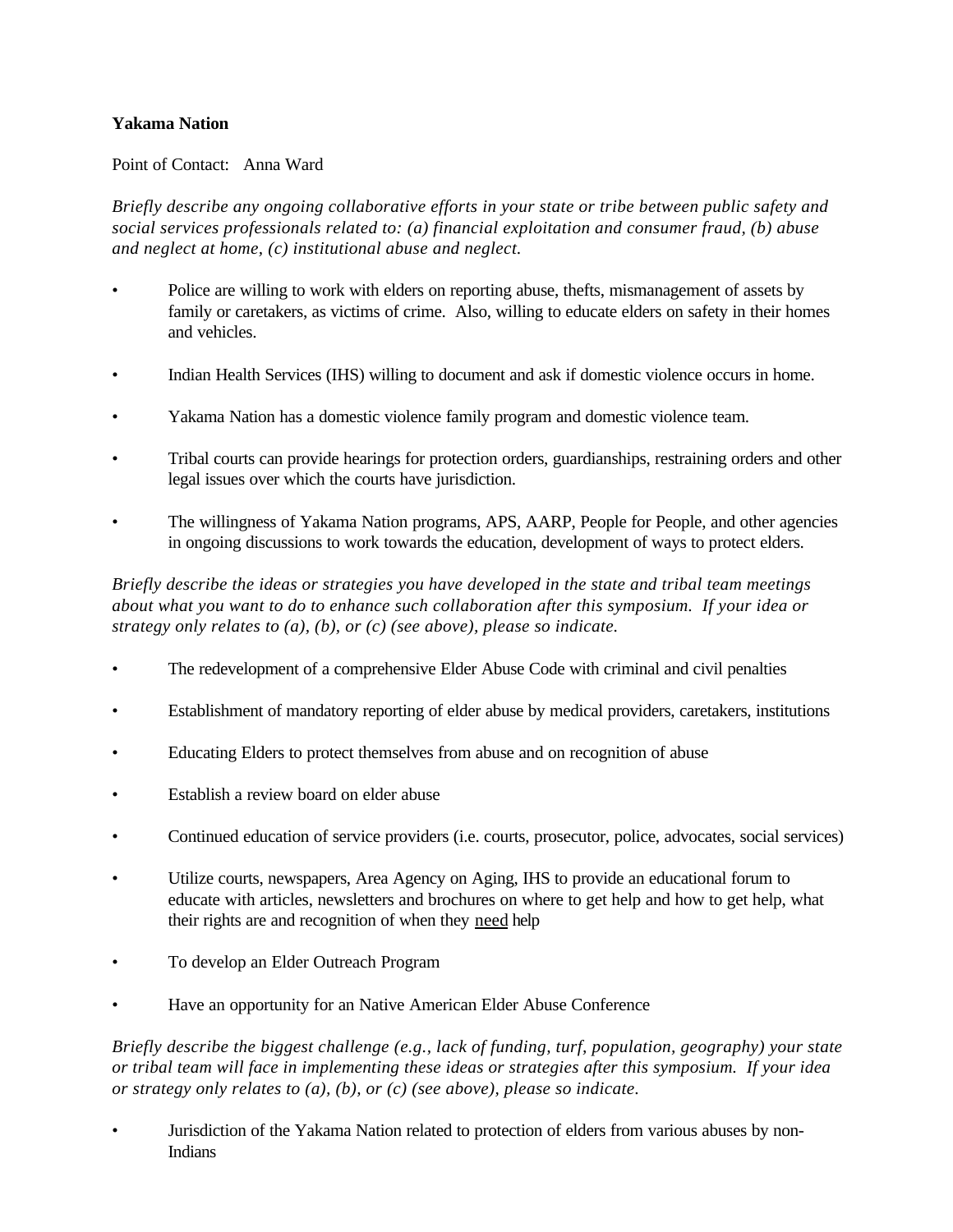**Yakama Nation**

Point of Contact: Anna Ward

*Briefly describe any ongoing collaborative efforts in your state or tribe between public safety and social services professionals related to: (a) financial exploitation and consumer fraud, (b) abuse and neglect at home, (c) institutional abuse and neglect.*

- Police are willing to work with elders on reporting abuse, thefts, mismanagement of assets by family or caretakers, as victims of crime. Also, willing to educate elders on safety in their homes and vehicles.
- Indian Health Services (IHS) willing to document and ask if domestic violence occurs in home.
- Yakama Nation has a domestic violence family program and domestic violence team.
- Tribal courts can provide hearings for protection orders, guardianships, restraining orders and other legal issues over which the courts have jurisdiction.
- The willingness of Yakama Nation programs, APS, AARP, People for People, and other agencies in ongoing discussions to work towards the education, development of ways to protect elders.

*Briefly describe the ideas or strategies you have developed in the state and tribal team meetings about what you want to do to enhance such collaboration after this symposium. If your idea or strategy only relates to (a), (b), or (c) (see above), please so indicate.*

- The redevelopment of a comprehensive Elder Abuse Code with criminal and civil penalties
- Establishment of mandatory reporting of elder abuse by medical providers, caretakers, institutions
- Educating Elders to protect themselves from abuse and on recognition of abuse
- Establish a review board on elder abuse
- Continued education of service providers (i.e. courts, prosecutor, police, advocates, social services)
- Utilize courts, newspapers, Area Agency on Aging, IHS to provide an educational forum to educate with articles, newsletters and brochures on where to get help and how to get help, what their rights are and recognition of when they need help
- To develop an Elder Outreach Program
- Have an opportunity for an Native American Elder Abuse Conference

*Briefly describe the biggest challenge (e.g., lack of funding, turf, population, geography) your state or tribal team will face in implementing these ideas or strategies after this symposium. If your idea or strategy only relates to (a), (b), or (c) (see above), please so indicate.*

- Jurisdiction of the Yakama Nation related to protection of elders from various abuses by non-Indians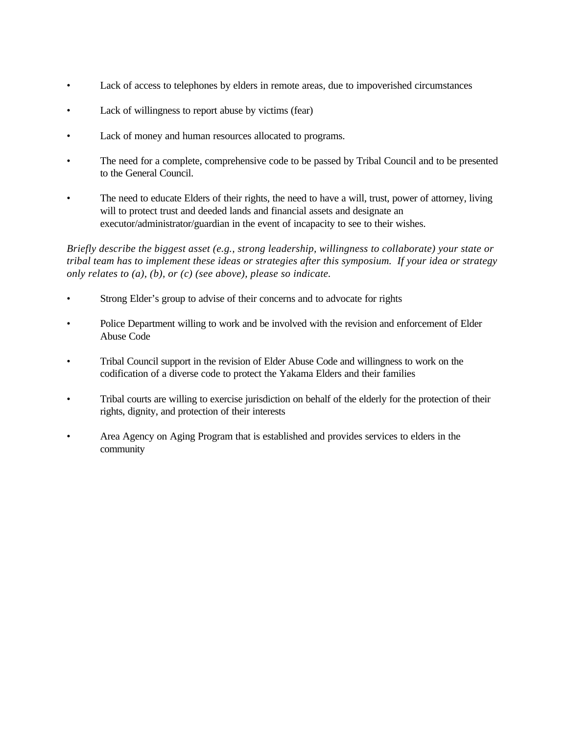- Lack of access to telephones by elders in remote areas, due to impoverished circumstances

- Lack of willingness to report abuse by victims (fear)

- Lack of money and human resources allocated to programs.

- The need for a complete, comprehensive code to be passed by Tribal Council and to be presented to the General Council.

- The need to educate Elders of their rights, the need to have a will, trust, power of attorney, living will to protect trust and deeded lands and financial assets and designate an executor/administrator/guardian in the event of incapacity to see to their wishes.

*Briefly describe the biggest asset (e.g., strong leadership, willingness to collaborate) your state or tribal team has to implement these ideas or strategies after this symposium. If your idea or strategy only relates to (a), (b), or (c) (see above), please so indicate.*

- Strong Elder's group to advise of their concerns and to advocate for rights

- Police Department willing to work and be involved with the revision and enforcement of Elder Abuse Code

- Tribal Council support in the revision of Elder Abuse Code and willingness to work on the codification of a diverse code to protect the Yakama Elders and their families

- Tribal courts are willing to exercise jurisdiction on behalf of the elderly for the protection of their rights, dignity, and protection of their interests

- Area Agency on Aging Program that is established and provides services to elders in the community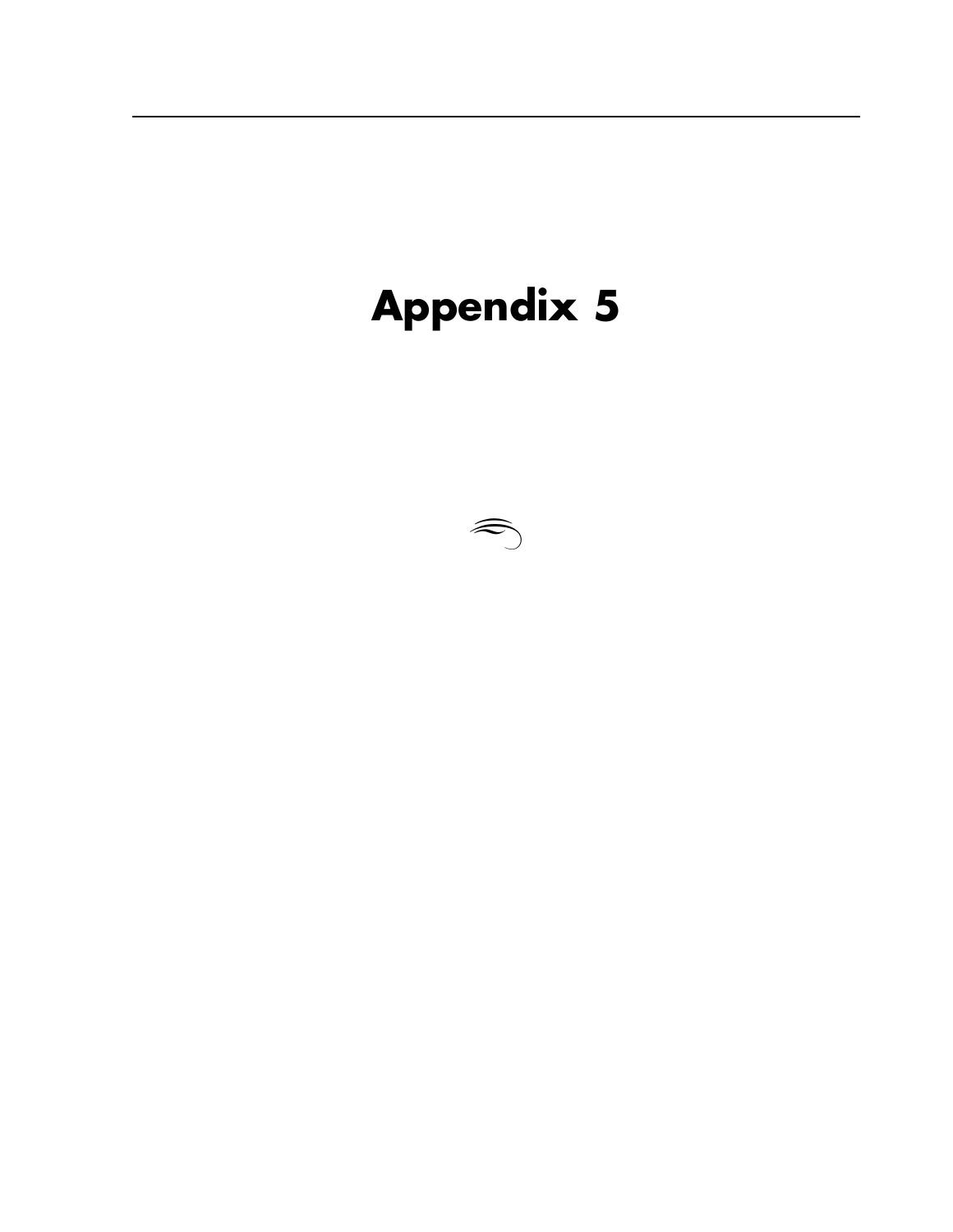# Appendix 5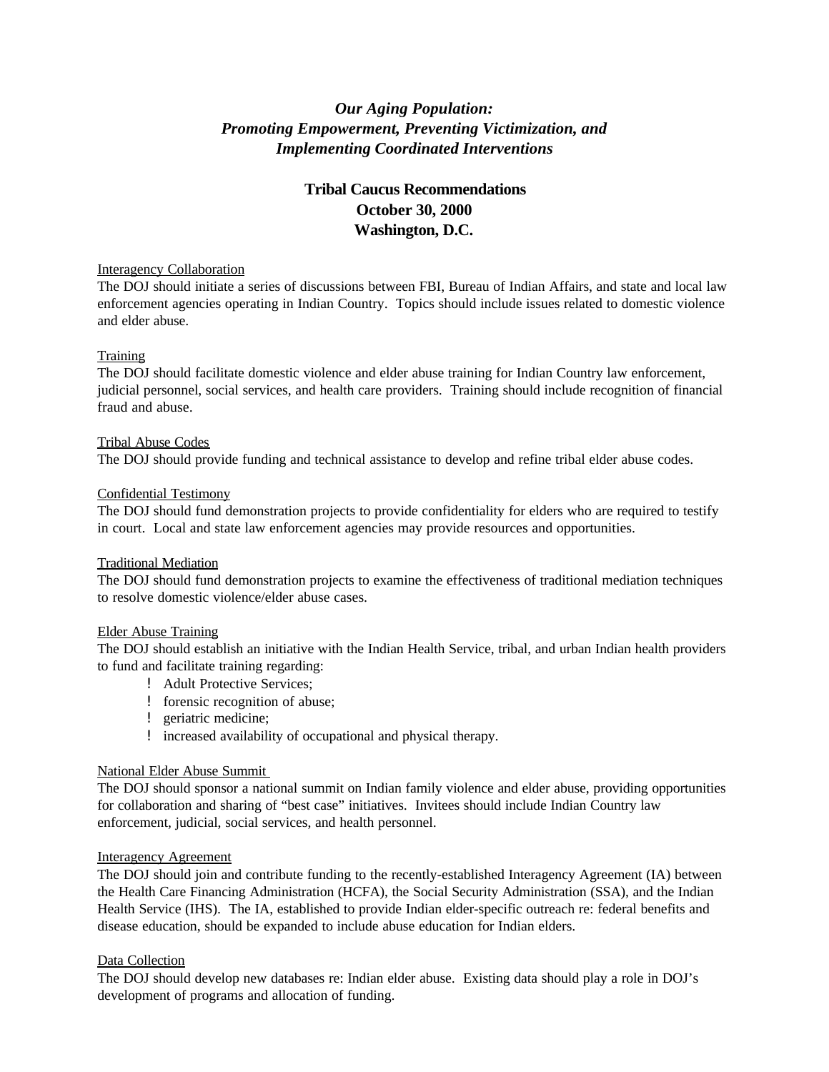## *Our Aging Population: Promoting Empowerment, Preventing Victimization, and Implementing Coordinated Interventions*

### Tribal Caucus Recommendations
### October 30, 2000
### Washington, D.C.

Interagency Collaboration

The DOJ should initiate a series of discussions between FBI, Bureau of Indian Affairs, and state and local law enforcement agencies operating in Indian Country. Topics should include issues related to domestic violence and elder abuse.

Training

The DOJ should facilitate domestic violence and elder abuse training for Indian Country law enforcement, judicial personnel, social services, and health care providers. Training should include recognition of financial fraud and abuse.

Tribal Abuse Codes

The DOJ should provide funding and technical assistance to develop and refine tribal elder abuse codes.

Confidential Testimony

The DOJ should fund demonstration projects to provide confidentiality for elders who are required to testify in court. Local and state law enforcement agencies may provide resources and opportunities.

Traditional Mediation

The DOJ should fund demonstration projects to examine the effectiveness of traditional mediation techniques to resolve domestic violence/elder abuse cases.

Elder Abuse Training

The DOJ should establish an initiative with the Indian Health Service, tribal, and urban Indian health providers to fund and facilitate training regarding:

- Adult Protective Services;
- forensic recognition of abuse;
- geriatric medicine;
- increased availability of occupational and physical therapy.

National Elder Abuse Summit

The DOJ should sponsor a national summit on Indian family violence and elder abuse, providing opportunities for collaboration and sharing of "best case" initiatives. Invitees should include Indian Country law enforcement, judicial, social services, and health personnel.

Interagency Agreement

The DOJ should join and contribute funding to the recently-established Interagency Agreement (IA) between the Health Care Financing Administration (HCFA), the Social Security Administration (SSA), and the Indian Health Service (IHS). The IA, established to provide Indian elder-specific outreach re: federal benefits and disease education, should be expanded to include abuse education for Indian elders.

Data Collection

The DOJ should develop new databases re: Indian elder abuse. Existing data should play a role in DOJ's development of programs and allocation of funding.